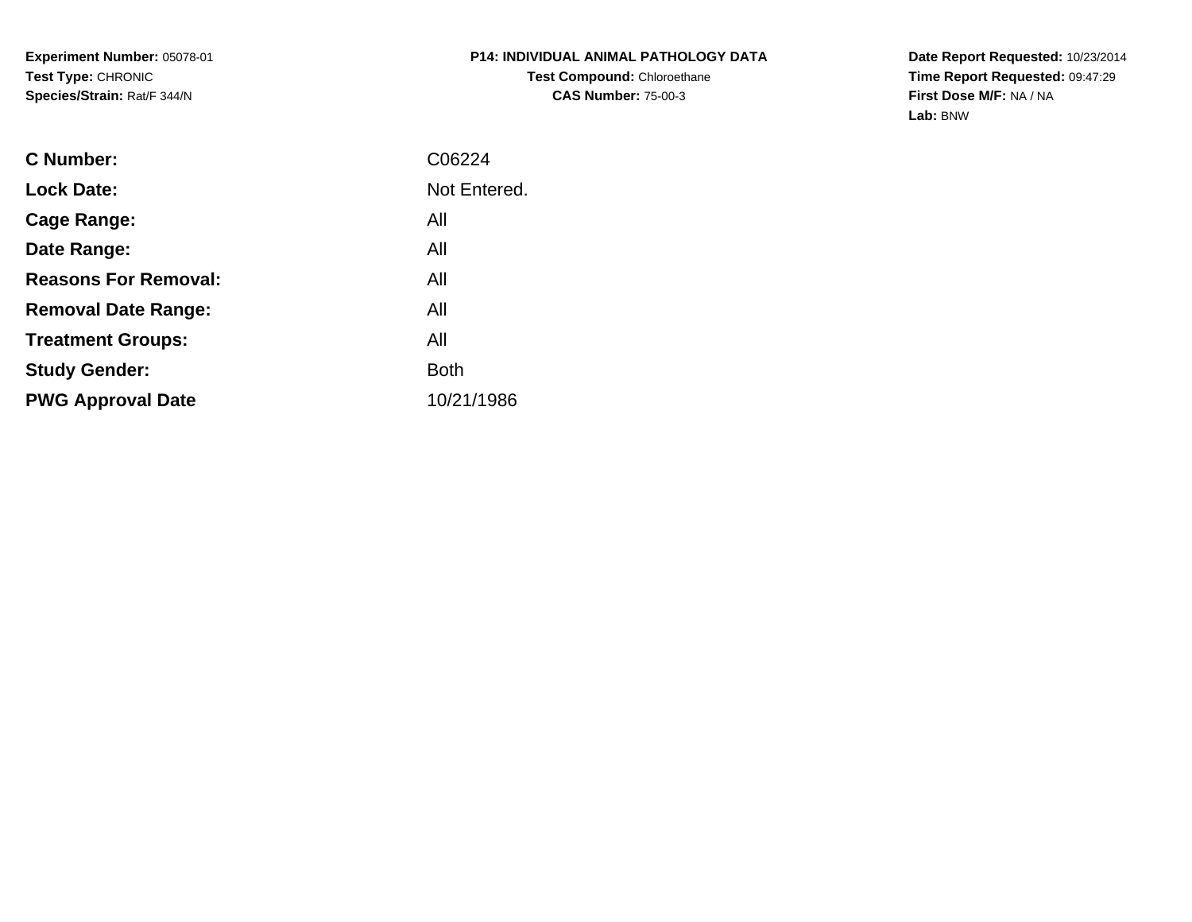**Experiment Number:** 05078-01
**Test Type:** CHRONIC
**Species/Strain:** Rat/F 344/N

**P14: INDIVIDUAL ANIMAL PATHOLOGY DATA**
**Test Compound:** Chloroethane
**CAS Number:** 75-00-3

**Date Report Requested:** 10/23/2014
**Time Report Requested:** 09:47:29
**First Dose M/F:** NA / NA
**Lab:** BNW

| | |
|---|---|
| **C Number:** | C06224 |
| **Lock Date:** | Not Entered. |
| **Cage Range:** | All |
| **Date Range:** | All |
| **Reasons For Removal:** | All |
| **Removal Date Range:** | All |
| **Treatment Groups:** | All |
| **Study Gender:** | Both |
| **PWG Approval Date** | 10/21/1986 |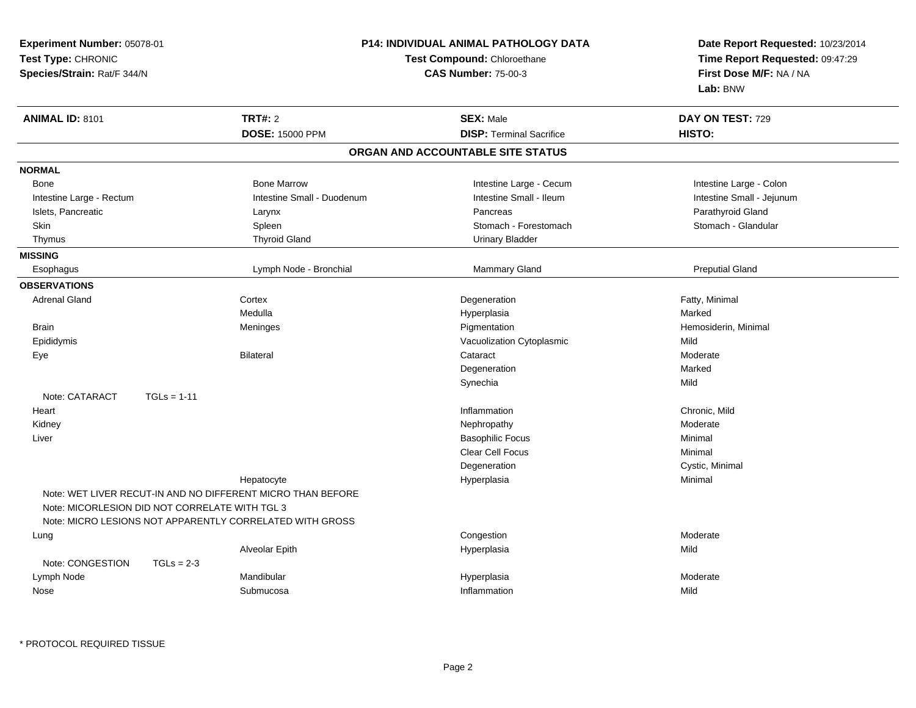**Experiment Number:** 05078-01
**Test Type:** CHRONIC
**Species/Strain:** Rat/F 344/N

**P14: INDIVIDUAL ANIMAL PATHOLOGY DATA**
**Test Compound:** Chloroethane
**CAS Number:** 75-00-3

**Date Report Requested:** 10/23/2014
**Time Report Requested:** 09:47:29
**First Dose M/F:** NA / NA
**Lab:** BNW

| **ANIMAL ID:** 8101 | **TRT#:** 2 | **SEX:** Male | **DAY ON TEST:** 729 |
|---|---|---|---|
| | **DOSE:** 15000 PPM | **DISP:** Terminal Sacrifice | **HISTO:** |

## ORGAN AND ACCOUNTABLE SITE STATUS

**NORMAL**

| | | | |
|---|---|---|---|
| Bone | Bone Marrow | Intestine Large - Cecum | Intestine Large - Colon |
| Intestine Large - Rectum | Intestine Small - Duodenum | Intestine Small - Ileum | Intestine Small - Jejunum |
| Islets, Pancreatic | Larynx | Pancreas | Parathyroid Gland |
| Skin | Spleen | Stomach - Forestomach | Stomach - Glandular |
| Thymus | Thyroid Gland | Urinary Bladder | |

**MISSING**

| | | | |
|---|---|---|---|
| Esophagus | Lymph Node - Bronchial | Mammary Gland | Preputial Gland |

**OBSERVATIONS**

| | | | |
|---|---|---|---|
| Adrenal Gland | Cortex | Degeneration | Fatty, Minimal |
| | Medulla | Hyperplasia | Marked |
| Brain | Meninges | Pigmentation | Hemosiderin, Minimal |
| Epididymis | | Vacuolization Cytoplasmic | Mild |
| Eye | Bilateral | Cataract | Moderate |
| | | Degeneration | Marked |
| | | Synechia | Mild |
| Note: CATARACT TGLs = 1-11 | | | |
| Heart | | Inflammation | Chronic, Mild |
| Kidney | | Nephropathy | Moderate |
| Liver | | Basophilic Focus | Minimal |
| | | Clear Cell Focus | Minimal |
| | | Degeneration | Cystic, Minimal |
| | Hepatocyte | Hyperplasia | Minimal |
| Note: WET LIVER RECUT-IN AND NO DIFFERENT MICRO THAN BEFORE | | | |
| Note: MICORLESION DID NOT CORRELATE WITH TGL 3 | | | |
| Note: MICRO LESIONS NOT APPARENTLY CORRELATED WITH GROSS | | | |
| Lung | | Congestion | Moderate |
| | Alveolar Epith | Hyperplasia | Mild |
| Note: CONGESTION TGLs = 2-3 | | | |
| Lymph Node | Mandibular | Hyperplasia | Moderate |
| Nose | Submucosa | Inflammation | Mild |

* PROTOCOL REQUIRED TISSUE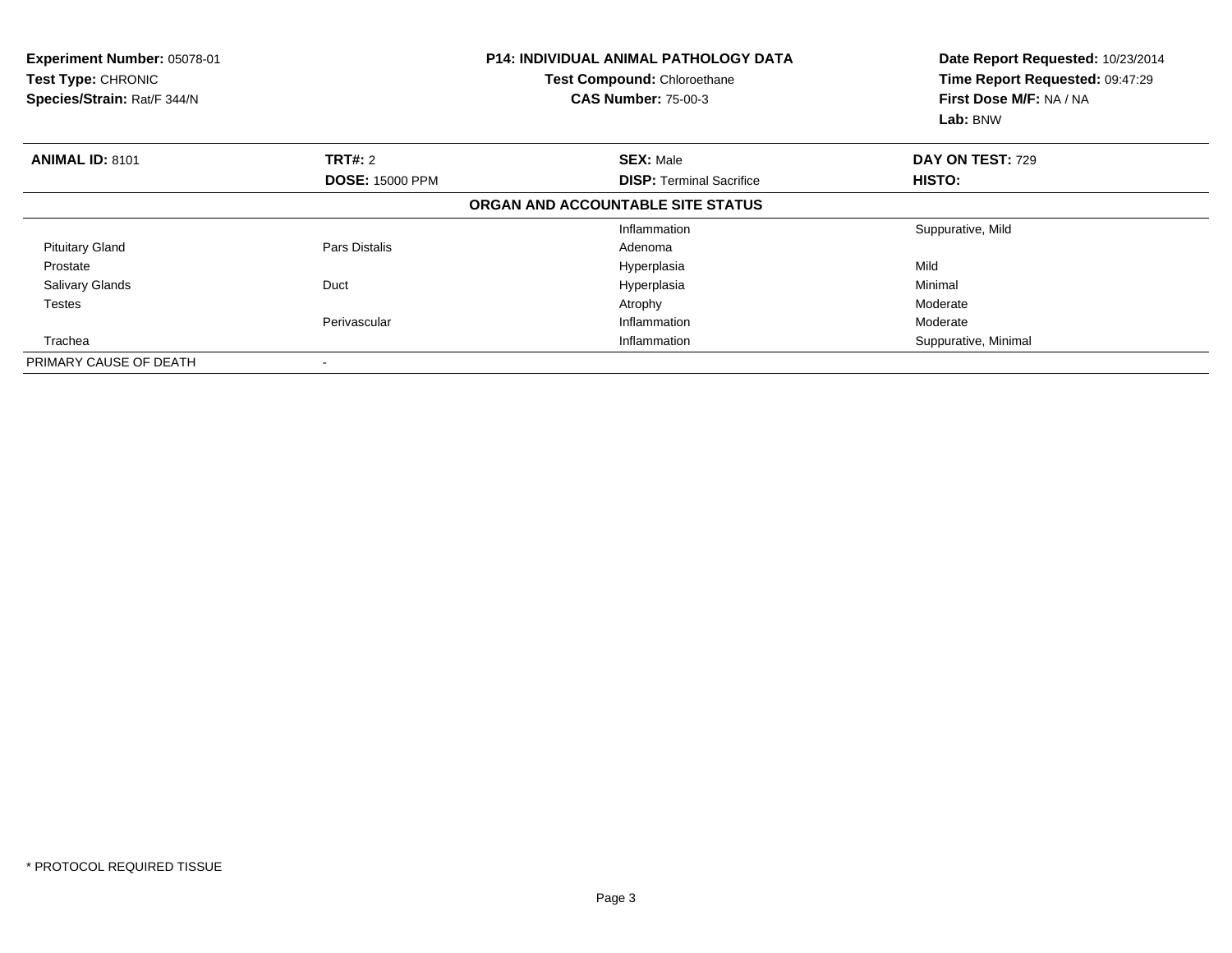**Experiment Number:** 05078-01
**Test Type:** CHRONIC
**Species/Strain:** Rat/F 344/N

**P14: INDIVIDUAL ANIMAL PATHOLOGY DATA**
**Test Compound:** Chloroethane
**CAS Number:** 75-00-3

**Date Report Requested:** 10/23/2014
**Time Report Requested:** 09:47:29
**First Dose M/F:** NA / NA
**Lab:** BNW

| **ANIMAL ID:** 8101 | **TRT#:** 2 | **SEX:** Male | **DAY ON TEST:** 729 |
|---|---|---|---|
| | **DOSE:** 15000 PPM | **DISP:** Terminal Sacrifice | **HISTO:** |
| | | **ORGAN AND ACCOUNTABLE SITE STATUS** | |
| | | Inflammation | Suppurative, Mild |
| Pituitary Gland | Pars Distalis | Adenoma | |
| Prostate | | Hyperplasia | Mild |
| Salivary Glands | Duct | Hyperplasia | Minimal |
| Testes | | Atrophy | Moderate |
| | Perivascular | Inflammation | Moderate |
| Trachea | | Inflammation | Suppurative, Minimal |
| PRIMARY CAUSE OF DEATH | - | | |

* PROTOCOL REQUIRED TISSUE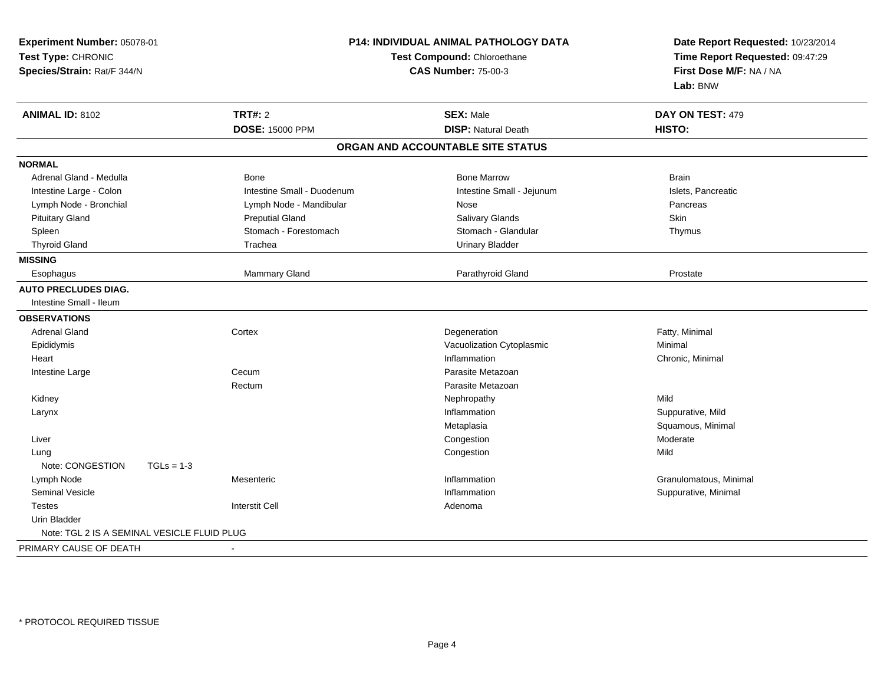**Experiment Number:** 05078-01
**Test Type:** CHRONIC
**Species/Strain:** Rat/F 344/N

**P14: INDIVIDUAL ANIMAL PATHOLOGY DATA**
**Test Compound:** Chloroethane
**CAS Number:** 75-00-3

**Date Report Requested:** 10/23/2014
**Time Report Requested:** 09:47:29
**First Dose M/F:** NA / NA
**Lab:** BNW

| **ANIMAL ID:** 8102 | **TRT#:** 2 | **SEX:** Male | **DAY ON TEST:** 479 |
|---|---|---|---|
| | **DOSE:** 15000 PPM | **DISP:** Natural Death | **HISTO:** |

## ORGAN AND ACCOUNTABLE SITE STATUS

| | | | |
|---|---|---|---|
| **NORMAL** | | | |
| Adrenal Gland - Medulla | Bone | Bone Marrow | Brain |
| Intestine Large - Colon | Intestine Small - Duodenum | Intestine Small - Jejunum | Islets, Pancreatic |
| Lymph Node - Bronchial | Lymph Node - Mandibular | Nose | Pancreas |
| Pituitary Gland | Preputial Gland | Salivary Glands | Skin |
| Spleen | Stomach - Forestomach | Stomach - Glandular | Thymus |
| Thyroid Gland | Trachea | Urinary Bladder | |
| **MISSING** | | | |
| Esophagus | Mammary Gland | Parathyroid Gland | Prostate |
| **AUTO PRECLUDES DIAG.** | | | |
| Intestine Small - Ileum | | | |
| **OBSERVATIONS** | | | |
| Adrenal Gland | Cortex | Degeneration | Fatty, Minimal |
| Epididymis | | Vacuolization Cytoplasmic | Minimal |
| Heart | | Inflammation | Chronic, Minimal |
| Intestine Large | Cecum | Parasite Metazoan | |
| | Rectum | Parasite Metazoan | |
| Kidney | | Nephropathy | Mild |
| Larynx | | Inflammation | Suppurative, Mild |
| | | Metaplasia | Squamous, Minimal |
| Liver | | Congestion | Moderate |
| Lung | | Congestion | Mild |
| Note: CONGESTION TGLs = 1-3 | | | |
| Lymph Node | Mesenteric | Inflammation | Granulomatous, Minimal |
| Seminal Vesicle | | Inflammation | Suppurative, Minimal |
| Testes | Interstit Cell | Adenoma | |
| Urin Bladder | | | |
| Note: TGL 2 IS A SEMINAL VESICLE FLUID PLUG | | | |
| PRIMARY CAUSE OF DEATH | - | | |

* PROTOCOL REQUIRED TISSUE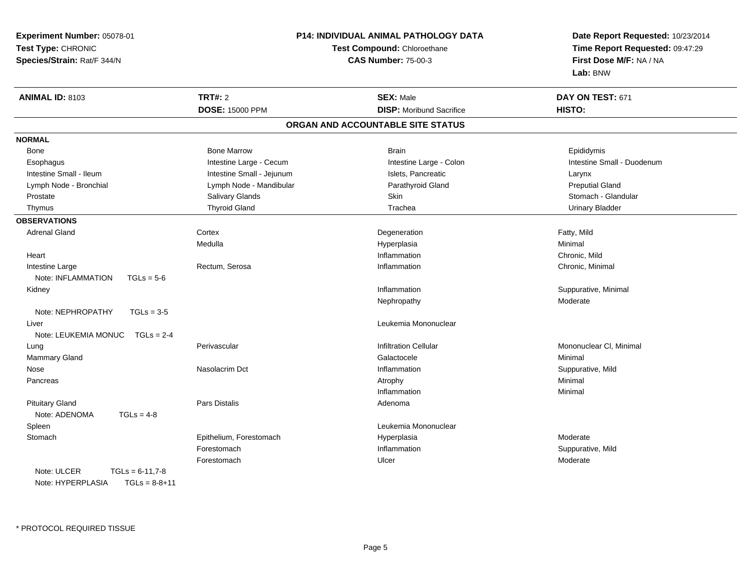**Experiment Number:** 05078-01
**Test Type:** CHRONIC
**Species/Strain:** Rat/F 344/N

**P14: INDIVIDUAL ANIMAL PATHOLOGY DATA**
**Test Compound:** Chloroethane
**CAS Number:** 75-00-3

**Date Report Requested:** 10/23/2014
**Time Report Requested:** 09:47:29
**First Dose M/F:** NA / NA
**Lab:** BNW

| **ANIMAL ID:** 8103 | **TRT#:** 2 | **SEX:** Male | **DAY ON TEST:** 671 |
|---|---|---|---|
| | **DOSE:** 15000 PPM | **DISP:** Moribund Sacrifice | **HISTO:** |

## ORGAN AND ACCOUNTABLE SITE STATUS

**NORMAL**

| | | | |
|---|---|---|---|
| Bone | Bone Marrow | Brain | Epididymis |
| Esophagus | Intestine Large - Cecum | Intestine Large - Colon | Intestine Small - Duodenum |
| Intestine Small - Ileum | Intestine Small - Jejunum | Islets, Pancreatic | Larynx |
| Lymph Node - Bronchial | Lymph Node - Mandibular | Parathyroid Gland | Preputial Gland |
| Prostate | Salivary Glands | Skin | Stomach - Glandular |
| Thymus | Thyroid Gland | Trachea | Urinary Bladder |

**OBSERVATIONS**

| Organ | Site | Observation | Severity |
|---|---|---|---|
| Adrenal Gland | Cortex | Degeneration | Fatty, Mild |
| | Medulla | Hyperplasia | Minimal |
| Heart | | Inflammation | Chronic, Mild |
| Intestine Large | Rectum, Serosa | Inflammation | Chronic, Minimal |
| Note: INFLAMMATION TGLs = 5-6 | | | |
| Kidney | | Inflammation | Suppurative, Minimal |
| | | Nephropathy | Moderate |
| Note: NEPHROPATHY TGLs = 3-5 | | | |
| Liver | | Leukemia Mononuclear | |
| Note: LEUKEMIA MONUC TGLs = 2-4 | | | |
| Lung | Perivascular | Infiltration Cellular | Mononuclear Cl, Minimal |
| Mammary Gland | | Galactocele | Minimal |
| Nose | Nasolacrim Dct | Inflammation | Suppurative, Mild |
| Pancreas | | Atrophy | Minimal |
| | | Inflammation | Minimal |
| Pituitary Gland | Pars Distalis | Adenoma | |
| Note: ADENOMA TGLs = 4-8 | | | |
| Spleen | | Leukemia Mononuclear | |
| Stomach | Epithelium, Forestomach | Hyperplasia | Moderate |
| | Forestomach | Inflammation | Suppurative, Mild |
| | Forestomach | Ulcer | Moderate |
| Note: ULCER TGLs = 6-11,7-8 | | | |
| Note: HYPERPLASIA TGLs = 8-8+11 | | | |

* PROTOCOL REQUIRED TISSUE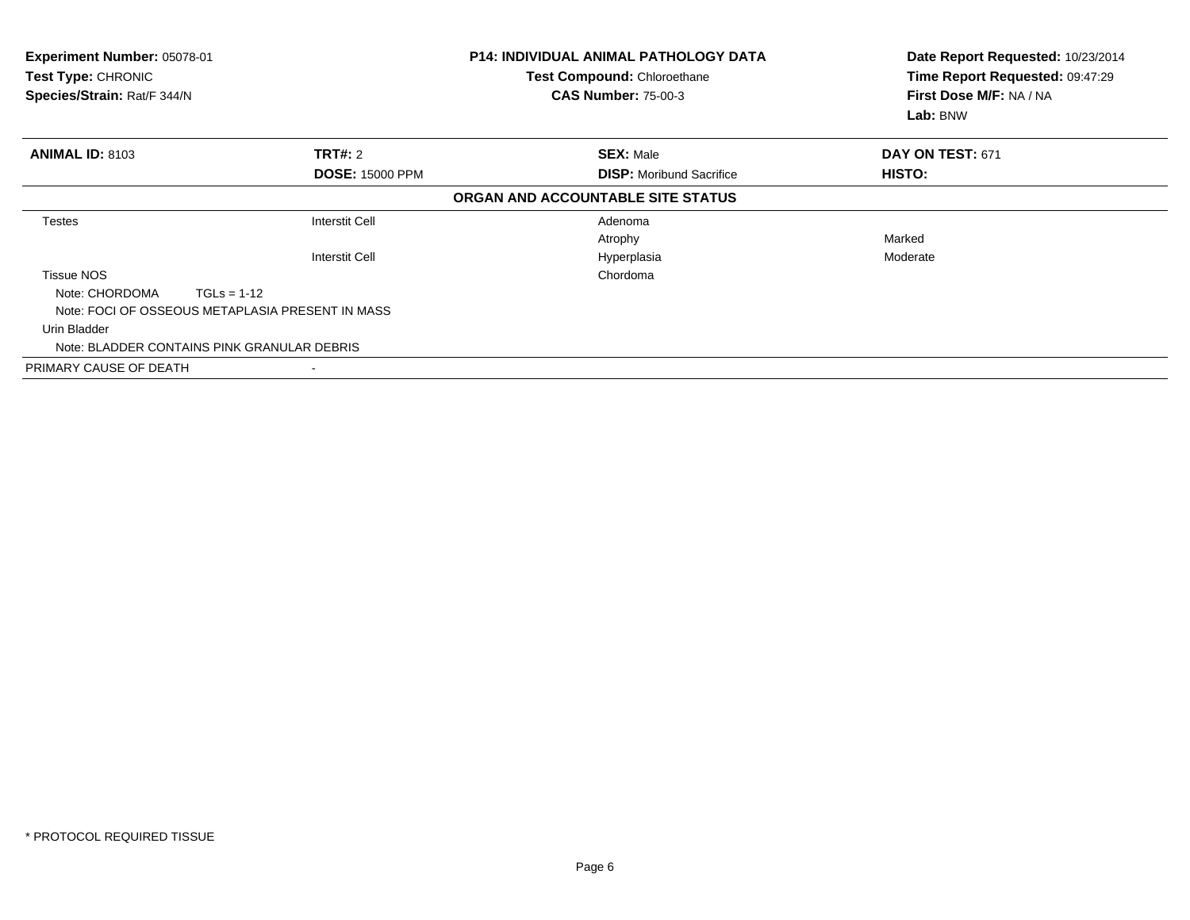**Experiment Number:** 05078-01
**Test Type:** CHRONIC
**Species/Strain:** Rat/F 344/N

**P14: INDIVIDUAL ANIMAL PATHOLOGY DATA**
**Test Compound:** Chloroethane
**CAS Number:** 75-00-3

**Date Report Requested:** 10/23/2014
**Time Report Requested:** 09:47:29
**First Dose M/F:** NA / NA
**Lab:** BNW

| **ANIMAL ID:** 8103 | **TRT#:** 2 | **SEX:** Male | **DAY ON TEST:** 671 |
|---|---|---|---|
| | **DOSE:** 15000 PPM | **DISP:** Moribund Sacrifice | **HISTO:** |

**ORGAN AND ACCOUNTABLE SITE STATUS**

| | | | |
|---|---|---|---|
| Testes | Interstit Cell | Adenoma | |
| | | Atrophy | Marked |
| | Interstit Cell | Hyperplasia | Moderate |
| Tissue NOS | | Chordoma | |
| Note: CHORDOMA TGLs = 1-12 | | | |
| Note: FOCI OF OSSEOUS METAPLASIA PRESENT IN MASS | | | |
| Urin Bladder | | | |
| Note: BLADDER CONTAINS PINK GRANULAR DEBRIS | | | |
| PRIMARY CAUSE OF DEATH | - | | |

* PROTOCOL REQUIRED TISSUE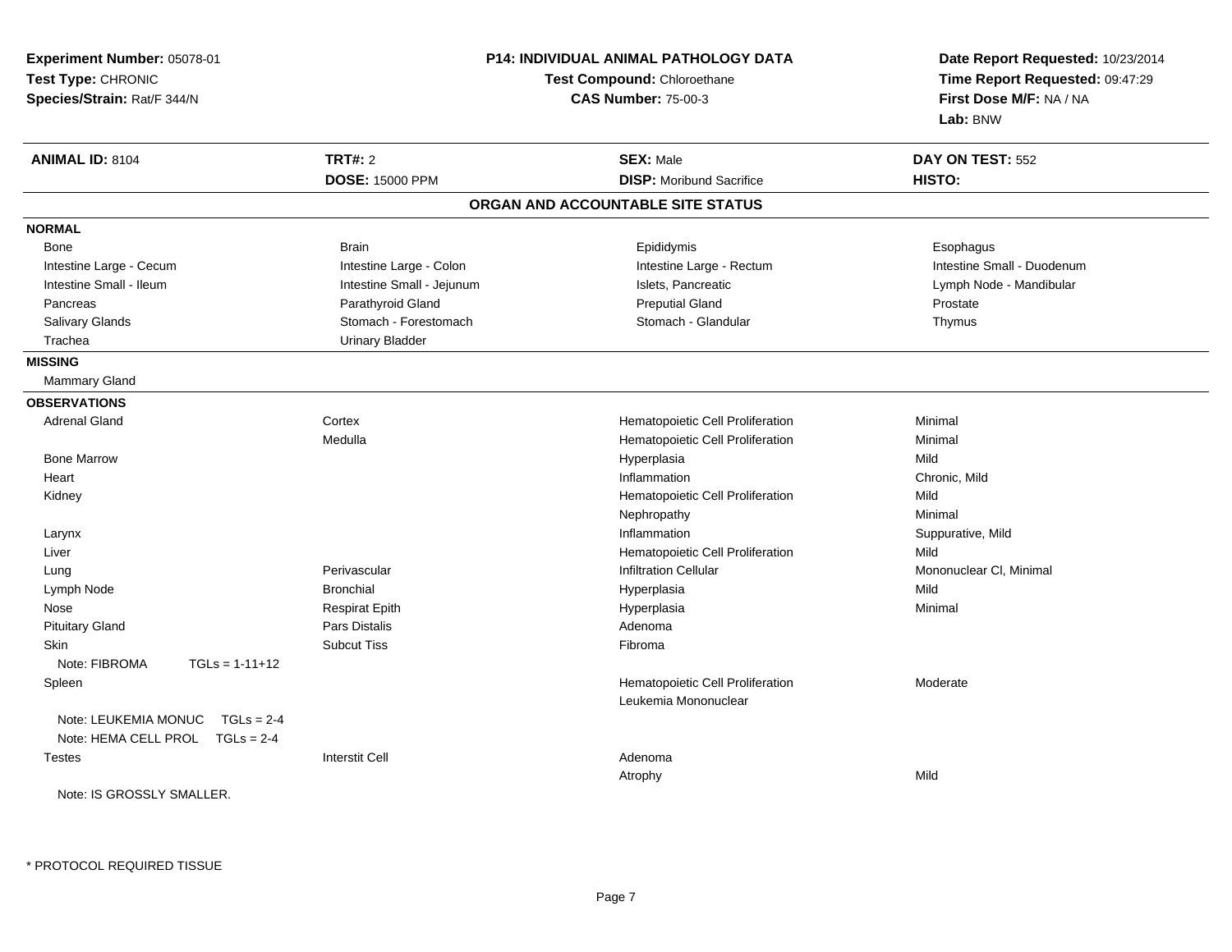**Experiment Number:** 05078-01
**Test Type:** CHRONIC
**Species/Strain:** Rat/F 344/N

**P14: INDIVIDUAL ANIMAL PATHOLOGY DATA**
**Test Compound:** Chloroethane
**CAS Number:** 75-00-3

**Date Report Requested:** 10/23/2014
**Time Report Requested:** 09:47:29
**First Dose M/F:** NA / NA
**Lab:** BNW

| **ANIMAL ID:** 8104 | **TRT#:** 2 | **SEX:** Male | **DAY ON TEST:** 552 |
|---|---|---|---|
| | **DOSE:** 15000 PPM | **DISP:** Moribund Sacrifice | **HISTO:** |

## ORGAN AND ACCOUNTABLE SITE STATUS

**NORMAL**

| | | | |
|---|---|---|---|
| Bone | Brain | Epididymis | Esophagus |
| Intestine Large - Cecum | Intestine Large - Colon | Intestine Large - Rectum | Intestine Small - Duodenum |
| Intestine Small - Ileum | Intestine Small - Jejunum | Islets, Pancreatic | Lymph Node - Mandibular |
| Pancreas | Parathyroid Gland | Preputial Gland | Prostate |
| Salivary Glands | Stomach - Forestomach | Stomach - Glandular | Thymus |
| Trachea | Urinary Bladder | | |

**MISSING**

Mammary Gland

**OBSERVATIONS**

| | | | |
|---|---|---|---|
| Adrenal Gland | Cortex | Hematopoietic Cell Proliferation | Minimal |
| | Medulla | Hematopoietic Cell Proliferation | Minimal |
| Bone Marrow | | Hyperplasia | Mild |
| Heart | | Inflammation | Chronic, Mild |
| Kidney | | Hematopoietic Cell Proliferation | Mild |
| | | Nephropathy | Minimal |
| Larynx | | Inflammation | Suppurative, Mild |
| Liver | | Hematopoietic Cell Proliferation | Mild |
| Lung | Perivascular | Infiltration Cellular | Mononuclear Cl, Minimal |
| Lymph Node | Bronchial | Hyperplasia | Mild |
| Nose | Respirat Epith | Hyperplasia | Minimal |
| Pituitary Gland | Pars Distalis | Adenoma | |
| Skin | Subcut Tiss | Fibroma | |
| Note: FIBROMA TGLs = 1-11+12 | | | |
| Spleen | | Hematopoietic Cell Proliferation | Moderate |
| | | Leukemia Mononuclear | |
| Note: LEUKEMIA MONUC TGLs = 2-4 | | | |
| Note: HEMA CELL PROL TGLs = 2-4 | | | |
| Testes | Interstit Cell | Adenoma | |
| | | Atrophy | Mild |
| Note: IS GROSSLY SMALLER. | | | |

* PROTOCOL REQUIRED TISSUE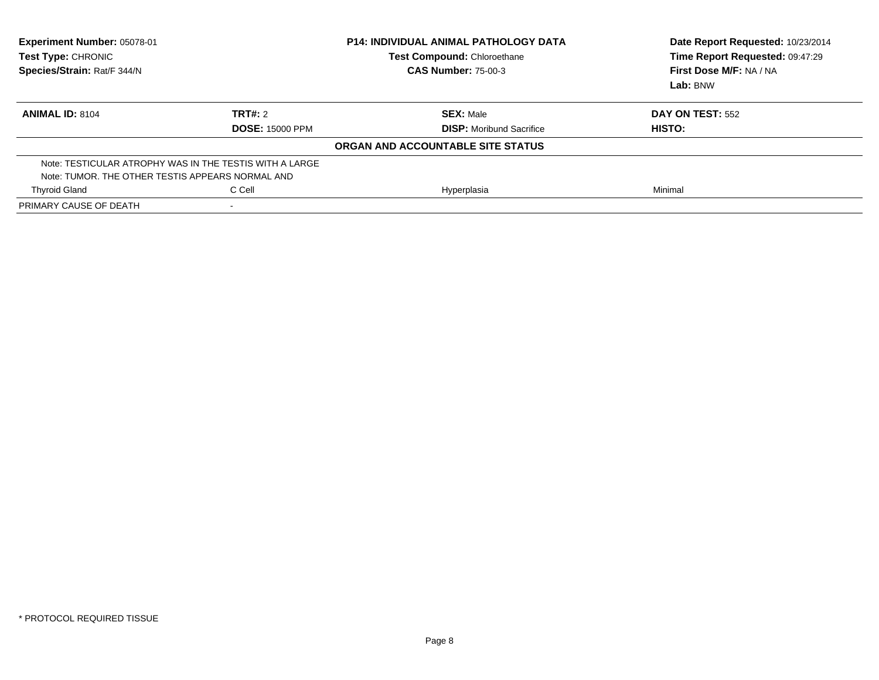**Experiment Number:** 05078-01
**Test Type:** CHRONIC
**Species/Strain:** Rat/F 344/N

**P14: INDIVIDUAL ANIMAL PATHOLOGY DATA**
**Test Compound:** Chloroethane
**CAS Number:** 75-00-3

**Date Report Requested:** 10/23/2014
**Time Report Requested:** 09:47:29
**First Dose M/F:** NA / NA
**Lab:** BNW

| **ANIMAL ID:** 8104 | **TRT#:** 2 | **SEX:** Male | **DAY ON TEST:** 552 |
|---|---|---|---|
| | **DOSE:** 15000 PPM | **DISP:** Moribund Sacrifice | **HISTO:** |
| | | **ORGAN AND ACCOUNTABLE SITE STATUS** | |
| Note: TESTICULAR ATROPHY WAS IN THE TESTIS WITH A LARGE | | | |
| Note: TUMOR. THE OTHER TESTIS APPEARS NORMAL AND | | | |
| Thyroid Gland | C Cell | Hyperplasia | Minimal |
| PRIMARY CAUSE OF DEATH | - | | |

* PROTOCOL REQUIRED TISSUE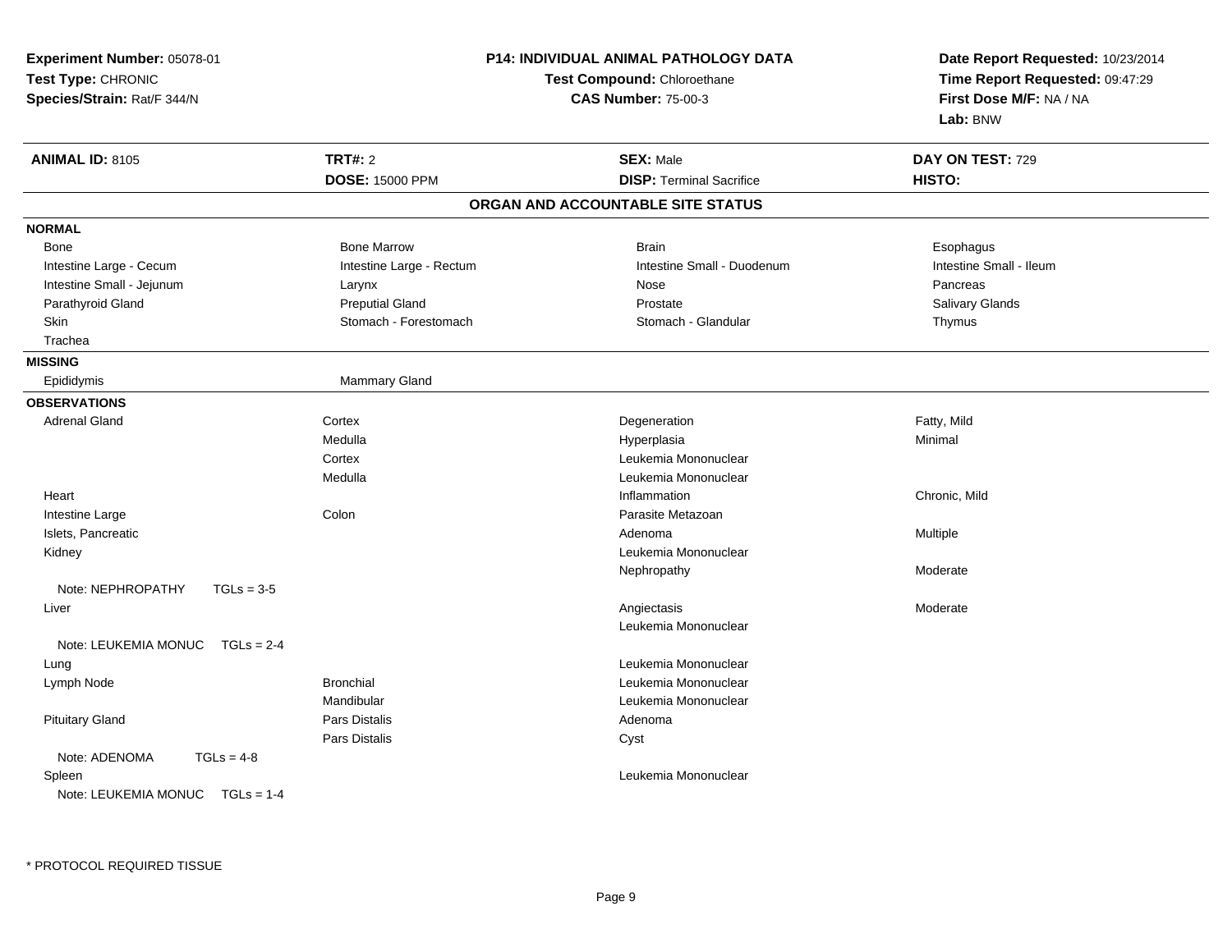**Experiment Number:** 05078-01
**Test Type:** CHRONIC
**Species/Strain:** Rat/F 344/N

**P14: INDIVIDUAL ANIMAL PATHOLOGY DATA**
**Test Compound:** Chloroethane
**CAS Number:** 75-00-3

**Date Report Requested:** 10/23/2014
**Time Report Requested:** 09:47:29
**First Dose M/F:** NA / NA
**Lab:** BNW

| **ANIMAL ID:** 8105 | **TRT#:** 2 | **SEX:** Male | **DAY ON TEST:** 729 |
|---|---|---|---|
| | **DOSE:** 15000 PPM | **DISP:** Terminal Sacrifice | **HISTO:** |

## ORGAN AND ACCOUNTABLE SITE STATUS

**NORMAL**

| | | | |
|---|---|---|---|
| Bone | Bone Marrow | Brain | Esophagus |
| Intestine Large - Cecum | Intestine Large - Rectum | Intestine Small - Duodenum | Intestine Small - Ileum |
| Intestine Small - Jejunum | Larynx | Nose | Pancreas |
| Parathyroid Gland | Preputial Gland | Prostate | Salivary Glands |
| Skin | Stomach - Forestomach | Stomach - Glandular | Thymus |
| Trachea | | | |

**MISSING**

| | |
|---|---|
| Epididymis | Mammary Gland |

**OBSERVATIONS**

| Organ | Site | Observation | Severity |
|---|---|---|---|
| Adrenal Gland | Cortex | Degeneration | Fatty, Mild |
| | Medulla | Hyperplasia | Minimal |
| | Cortex | Leukemia Mononuclear | |
| | Medulla | Leukemia Mononuclear | |
| Heart | | Inflammation | Chronic, Mild |
| Intestine Large | Colon | Parasite Metazoan | |
| Islets, Pancreatic | | Adenoma | Multiple |
| Kidney | | Leukemia Mononuclear | |
| | | Nephropathy | Moderate |
| Note: NEPHROPATHY TGLs = 3-5 | | | |
| Liver | | Angiectasis | Moderate |
| | | Leukemia Mononuclear | |
| Note: LEUKEMIA MONUC TGLs = 2-4 | | | |
| Lung | | Leukemia Mononuclear | |
| Lymph Node | Bronchial | Leukemia Mononuclear | |
| | Mandibular | Leukemia Mononuclear | |
| Pituitary Gland | Pars Distalis | Adenoma | |
| | Pars Distalis | Cyst | |
| Note: ADENOMA TGLs = 4-8 | | | |
| Spleen | | Leukemia Mononuclear | |
| Note: LEUKEMIA MONUC TGLs = 1-4 | | | |

\* PROTOCOL REQUIRED TISSUE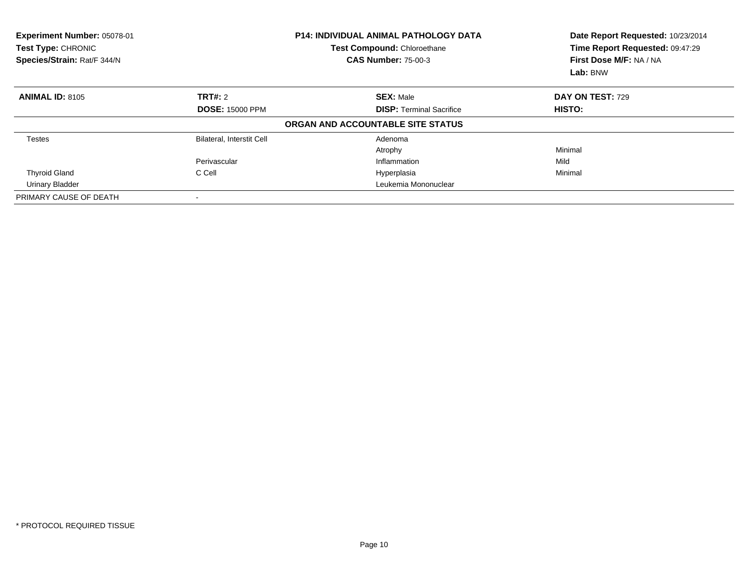**Experiment Number:** 05078-01
**Test Type:** CHRONIC
**Species/Strain:** Rat/F 344/N

**P14: INDIVIDUAL ANIMAL PATHOLOGY DATA**
**Test Compound:** Chloroethane
**CAS Number:** 75-00-3

**Date Report Requested:** 10/23/2014
**Time Report Requested:** 09:47:29
**First Dose M/F:** NA / NA
**Lab:** BNW

| **ANIMAL ID:** 8105 | **TRT#:** 2 | **SEX:** Male | **DAY ON TEST:** 729 |
|---|---|---|---|
| | **DOSE:** 15000 PPM | **DISP:** Terminal Sacrifice | **HISTO:** |

**ORGAN AND ACCOUNTABLE SITE STATUS**

| | | | |
|---|---|---|---|
| Testes | Bilateral, Interstit Cell | Adenoma | |
| | | Atrophy | Minimal |
| | Perivascular | Inflammation | Mild |
| Thyroid Gland | C Cell | Hyperplasia | Minimal |
| Urinary Bladder | | Leukemia Mononuclear | |
| PRIMARY CAUSE OF DEATH | - | | |

* PROTOCOL REQUIRED TISSUE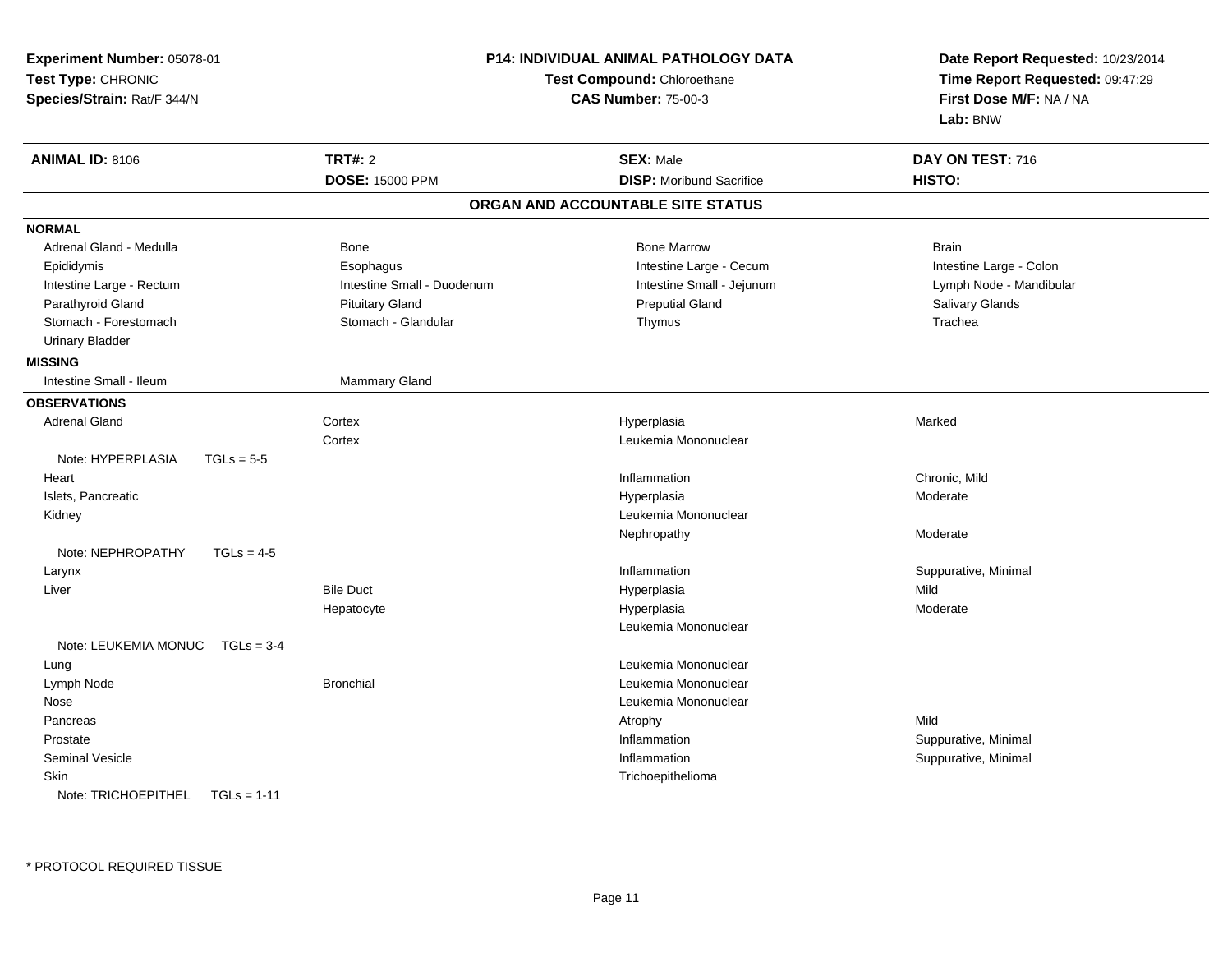**Experiment Number:** 05078-01
**Test Type:** CHRONIC
**Species/Strain:** Rat/F 344/N

**P14: INDIVIDUAL ANIMAL PATHOLOGY DATA**
**Test Compound:** Chloroethane
**CAS Number:** 75-00-3

**Date Report Requested:** 10/23/2014
**Time Report Requested:** 09:47:29
**First Dose M/F:** NA / NA
**Lab:** BNW

| **ANIMAL ID:** 8106 | **TRT#:** 2 | **SEX:** Male | **DAY ON TEST:** 716 |
|---|---|---|---|
| | **DOSE:** 15000 PPM | **DISP:** Moribund Sacrifice | **HISTO:** |

## ORGAN AND ACCOUNTABLE SITE STATUS

**NORMAL**

| | | | |
|---|---|---|---|
| Adrenal Gland - Medulla | Bone | Bone Marrow | Brain |
| Epididymis | Esophagus | Intestine Large - Cecum | Intestine Large - Colon |
| Intestine Large - Rectum | Intestine Small - Duodenum | Intestine Small - Jejunum | Lymph Node - Mandibular |
| Parathyroid Gland | Pituitary Gland | Preputial Gland | Salivary Glands |
| Stomach - Forestomach | Stomach - Glandular | Thymus | Trachea |
| Urinary Bladder | | | |

**MISSING**

| | |
|---|---|
| Intestine Small - Ileum | Mammary Gland |

**OBSERVATIONS**

| | | | |
|---|---|---|---|
| Adrenal Gland | Cortex | Hyperplasia | Marked |
| | Cortex | Leukemia Mononuclear | |
| Note: HYPERPLASIA TGLs = 5-5 | | | |
| Heart | | Inflammation | Chronic, Mild |
| Islets, Pancreatic | | Hyperplasia | Moderate |
| Kidney | | Leukemia Mononuclear | |
| | | Nephropathy | Moderate |
| Note: NEPHROPATHY TGLs = 4-5 | | | |
| Larynx | | Inflammation | Suppurative, Minimal |
| Liver | Bile Duct | Hyperplasia | Mild |
| | Hepatocyte | Hyperplasia | Moderate |
| | | Leukemia Mononuclear | |
| Note: LEUKEMIA MONUC TGLs = 3-4 | | | |
| Lung | | Leukemia Mononuclear | |
| Lymph Node | Bronchial | Leukemia Mononuclear | |
| Nose | | Leukemia Mononuclear | |
| Pancreas | | Atrophy | Mild |
| Prostate | | Inflammation | Suppurative, Minimal |
| Seminal Vesicle | | Inflammation | Suppurative, Minimal |
| Skin | | Trichoepithelioma | |
| Note: TRICHOEPITHEL TGLs = 1-11 | | | |

* PROTOCOL REQUIRED TISSUE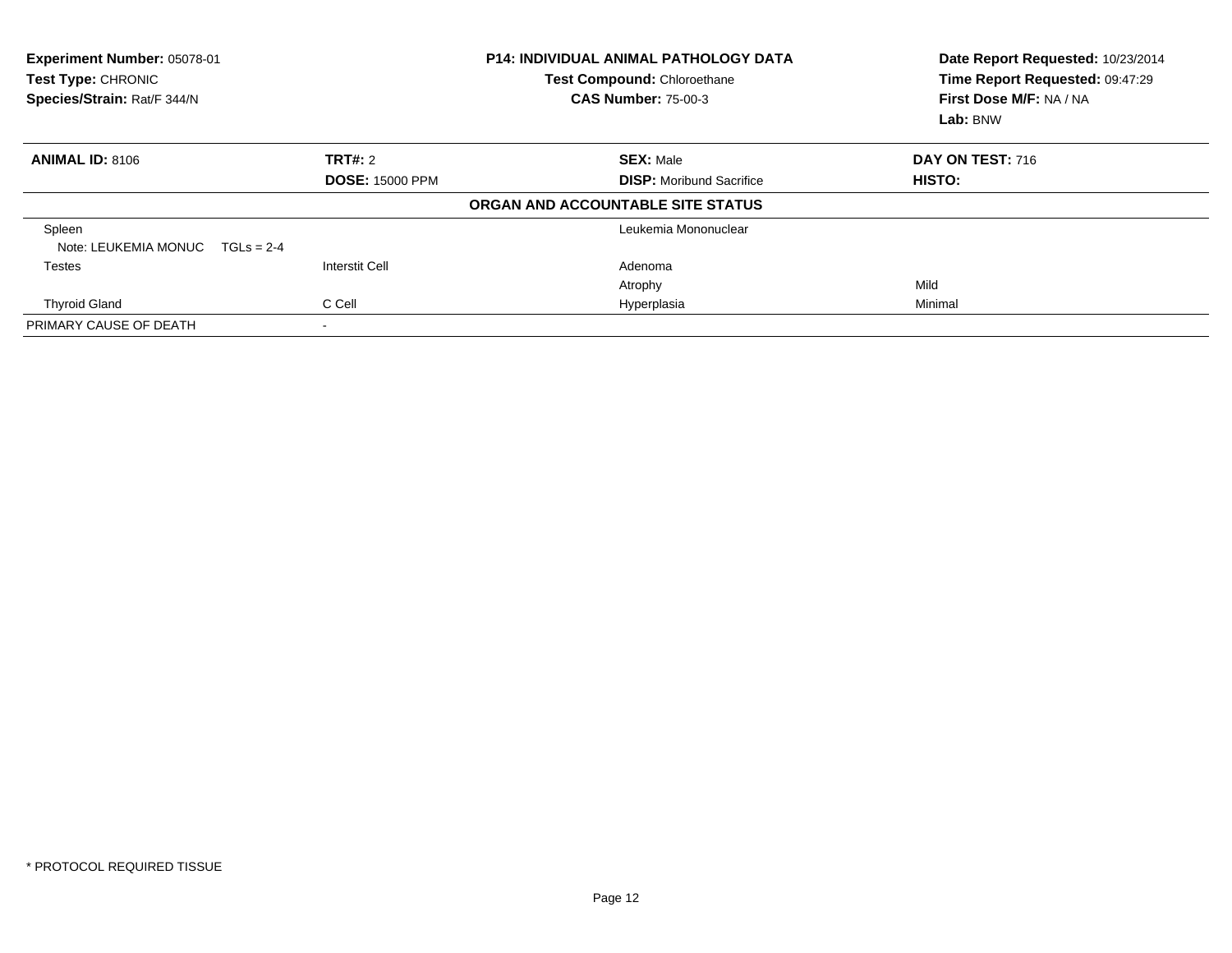**Experiment Number:** 05078-01
**Test Type:** CHRONIC
**Species/Strain:** Rat/F 344/N

**P14: INDIVIDUAL ANIMAL PATHOLOGY DATA**
**Test Compound:** Chloroethane
**CAS Number:** 75-00-3

**Date Report Requested:** 10/23/2014
**Time Report Requested:** 09:47:29
**First Dose M/F:** NA / NA
**Lab:** BNW

| **ANIMAL ID:** 8106 | **TRT#:** 2 | **SEX:** Male | **DAY ON TEST:** 716 |
|---|---|---|---|
| | **DOSE:** 15000 PPM | **DISP:** Moribund Sacrifice | **HISTO:** |

**ORGAN AND ACCOUNTABLE SITE STATUS**

| | | | |
|---|---|---|---|
| Spleen | | Leukemia Mononuclear | |
| Note: LEUKEMIA MONUC TGLs = 2-4 | | | |
| Testes | Interstit Cell | Adenoma | |
| | | Atrophy | Mild |
| Thyroid Gland | C Cell | Hyperplasia | Minimal |
| PRIMARY CAUSE OF DEATH | - | | |

* PROTOCOL REQUIRED TISSUE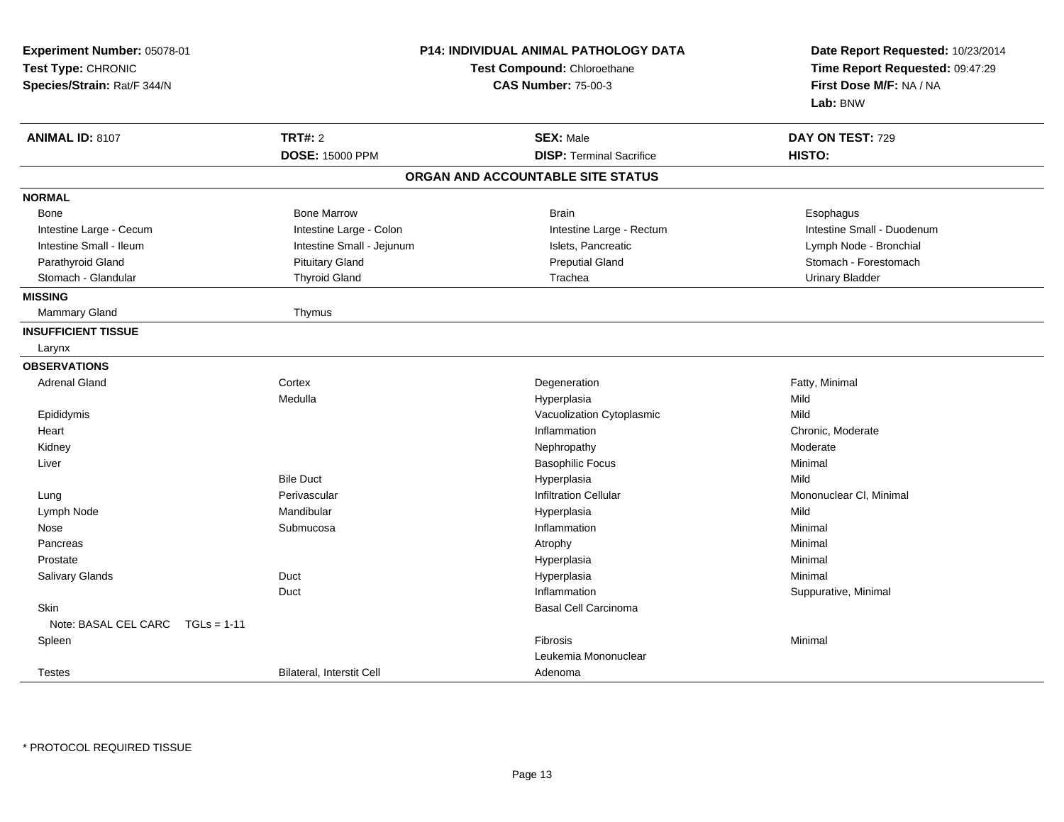**Experiment Number:** 05078-01
**Test Type:** CHRONIC
**Species/Strain:** Rat/F 344/N

**P14: INDIVIDUAL ANIMAL PATHOLOGY DATA**
**Test Compound:** Chloroethane
**CAS Number:** 75-00-3

**Date Report Requested:** 10/23/2014
**Time Report Requested:** 09:47:29
**First Dose M/F:** NA / NA
**Lab:** BNW

| **ANIMAL ID:** 8107 | **TRT#:** 2 | **SEX:** Male | **DAY ON TEST:** 729 |
|---|---|---|---|
| | **DOSE:** 15000 PPM | **DISP:** Terminal Sacrifice | **HISTO:** |

## ORGAN AND ACCOUNTABLE SITE STATUS

| | | | |
|---|---|---|---|
| **NORMAL** | | | |
| Bone | Bone Marrow | Brain | Esophagus |
| Intestine Large - Cecum | Intestine Large - Colon | Intestine Large - Rectum | Intestine Small - Duodenum |
| Intestine Small - Ileum | Intestine Small - Jejunum | Islets, Pancreatic | Lymph Node - Bronchial |
| Parathyroid Gland | Pituitary Gland | Preputial Gland | Stomach - Forestomach |
| Stomach - Glandular | Thyroid Gland | Trachea | Urinary Bladder |
| **MISSING** | | | |
| Mammary Gland | Thymus | | |
| **INSUFFICIENT TISSUE** | | | |
| Larynx | | | |
| **OBSERVATIONS** | | | |
| Adrenal Gland | Cortex | Degeneration | Fatty, Minimal |
| | Medulla | Hyperplasia | Mild |
| Epididymis | | Vacuolization Cytoplasmic | Mild |
| Heart | | Inflammation | Chronic, Moderate |
| Kidney | | Nephropathy | Moderate |
| Liver | | Basophilic Focus | Minimal |
| | Bile Duct | Hyperplasia | Mild |
| Lung | Perivascular | Infiltration Cellular | Mononuclear Cl, Minimal |
| Lymph Node | Mandibular | Hyperplasia | Mild |
| Nose | Submucosa | Inflammation | Minimal |
| Pancreas | | Atrophy | Minimal |
| Prostate | | Hyperplasia | Minimal |
| Salivary Glands | Duct | Hyperplasia | Minimal |
| | Duct | Inflammation | Suppurative, Minimal |
| Skin | | Basal Cell Carcinoma | |
| Note: BASAL CEL CARC TGLs = 1-11 | | | |
| Spleen | | Fibrosis | Minimal |
| | | Leukemia Mononuclear | |
| Testes | Bilateral, Interstit Cell | Adenoma | |

* PROTOCOL REQUIRED TISSUE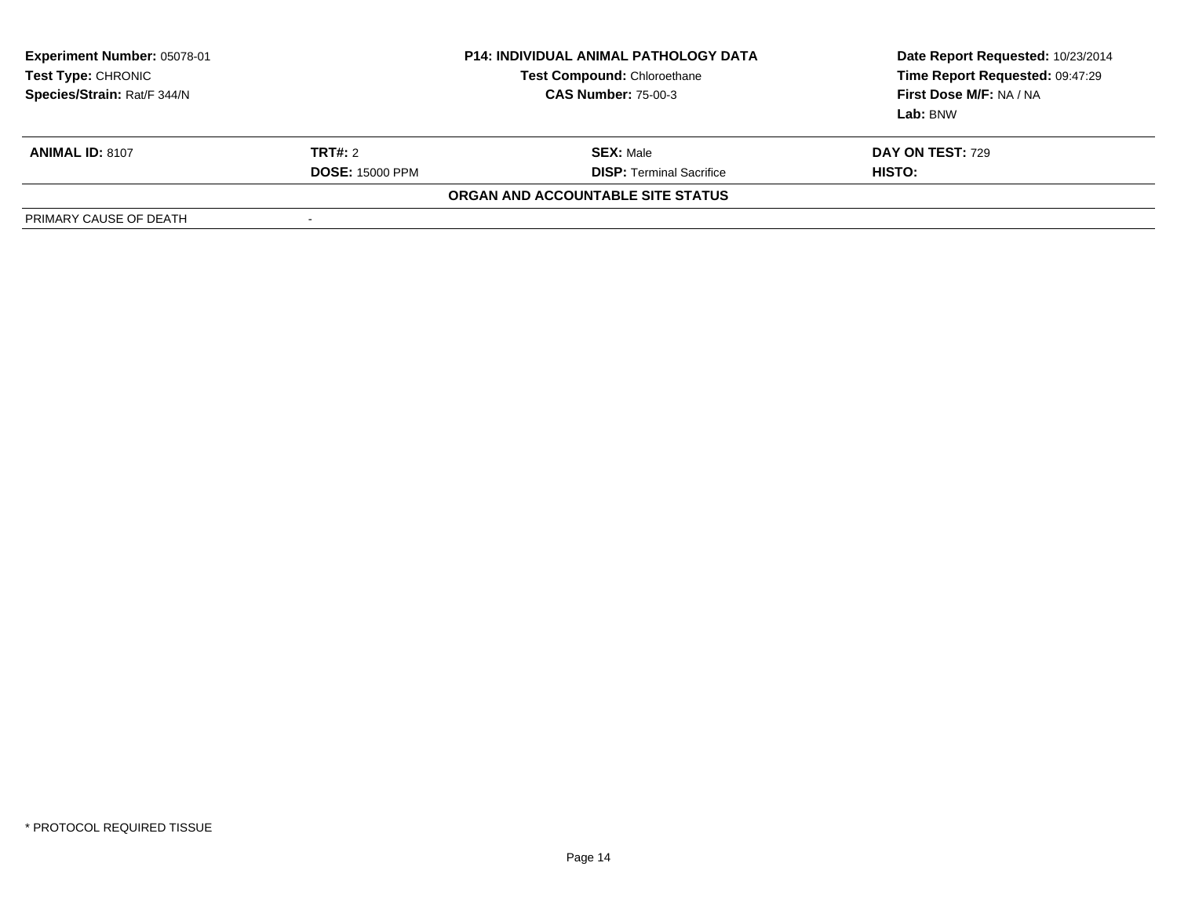**Experiment Number:** 05078-01
**Test Type:** CHRONIC
**Species/Strain:** Rat/F 344/N

**P14: INDIVIDUAL ANIMAL PATHOLOGY DATA**
**Test Compound:** Chloroethane
**CAS Number:** 75-00-3

**Date Report Requested:** 10/23/2014
**Time Report Requested:** 09:47:29
**First Dose M/F:** NA / NA
**Lab:** BNW

| **ANIMAL ID:** 8107 | **TRT#:** 2 | **SEX:** Male | **DAY ON TEST:** 729 |
|---|---|---|---|
| | **DOSE:** 15000 PPM | **DISP:** Terminal Sacrifice | **HISTO:** |

**ORGAN AND ACCOUNTABLE SITE STATUS**

| PRIMARY CAUSE OF DEATH | - |
|---|---|

* PROTOCOL REQUIRED TISSUE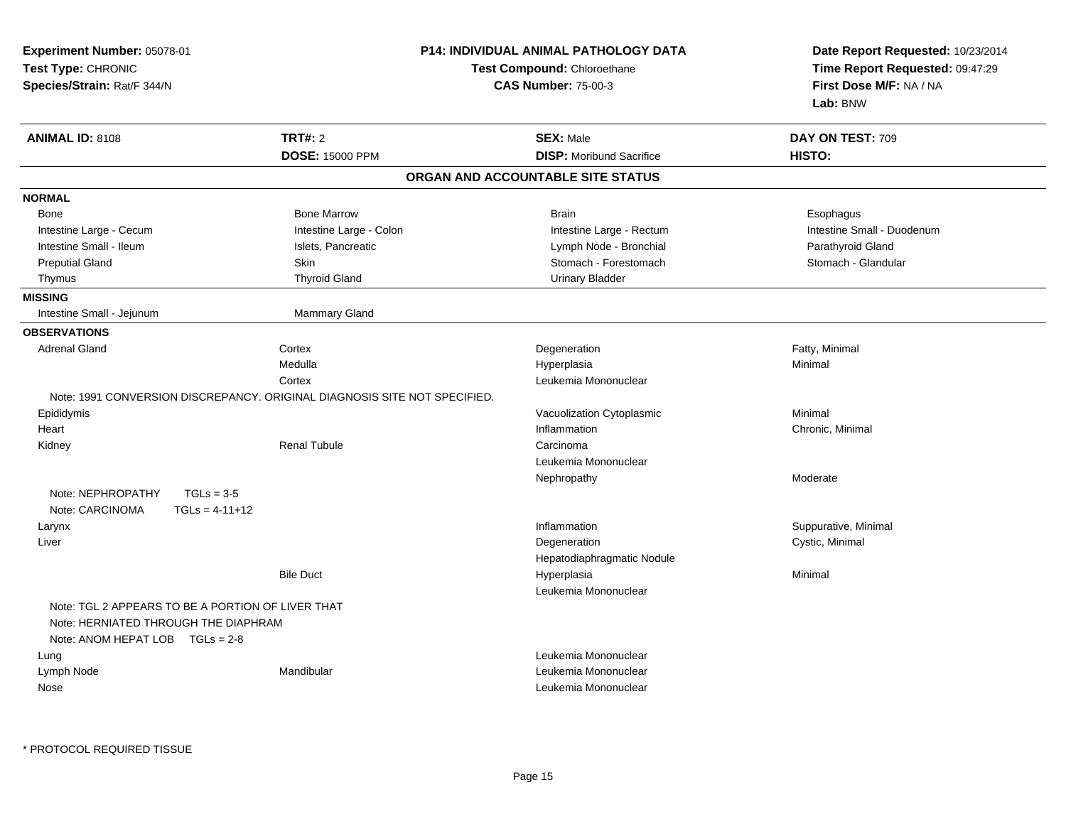**Experiment Number:** 05078-01
**Test Type:** CHRONIC
**Species/Strain:** Rat/F 344/N

**P14: INDIVIDUAL ANIMAL PATHOLOGY DATA**
**Test Compound:** Chloroethane
**CAS Number:** 75-00-3

**Date Report Requested:** 10/23/2014
**Time Report Requested:** 09:47:29
**First Dose M/F:** NA / NA
**Lab:** BNW

| **ANIMAL ID:** 8108 | **TRT#:** 2 | **SEX:** Male | **DAY ON TEST:** 709 |
|---|---|---|---|
| | **DOSE:** 15000 PPM | **DISP:** Moribund Sacrifice | **HISTO:** |

## ORGAN AND ACCOUNTABLE SITE STATUS

**NORMAL**

| | | | |
|---|---|---|---|
| Bone | Bone Marrow | Brain | Esophagus |
| Intestine Large - Cecum | Intestine Large - Colon | Intestine Large - Rectum | Intestine Small - Duodenum |
| Intestine Small - Ileum | Islets, Pancreatic | Lymph Node - Bronchial | Parathyroid Gland |
| Preputial Gland | Skin | Stomach - Forestomach | Stomach - Glandular |
| Thymus | Thyroid Gland | Urinary Bladder | |

**MISSING**

| | |
|---|---|
| Intestine Small - Jejunum | Mammary Gland |

**OBSERVATIONS**

| | | | |
|---|---|---|---|
| Adrenal Gland | Cortex | Degeneration | Fatty, Minimal |
| | Medulla | Hyperplasia | Minimal |
| | Cortex | Leukemia Mononuclear | |
| Note: 1991 CONVERSION DISCREPANCY. ORIGINAL DIAGNOSIS SITE NOT SPECIFIED. | | | |
| Epididymis | | Vacuolization Cytoplasmic | Minimal |
| Heart | | Inflammation | Chronic, Minimal |
| Kidney | Renal Tubule | Carcinoma | |
| | | Leukemia Mononuclear | |
| | | Nephropathy | Moderate |
| Note: NEPHROPATHY TGLs = 3-5 | | | |
| Note: CARCINOMA TGLs = 4-11+12 | | | |
| Larynx | | Inflammation | Suppurative, Minimal |
| Liver | | Degeneration | Cystic, Minimal |
| | | Hepatodiaphragmatic Nodule | |
| | Bile Duct | Hyperplasia | Minimal |
| | | Leukemia Mononuclear | |
| Note: TGL 2 APPEARS TO BE A PORTION OF LIVER THAT | | | |
| Note: HERNIATED THROUGH THE DIAPHRAM | | | |
| Note: ANOM HEPAT LOB TGLs = 2-8 | | | |
| Lung | | Leukemia Mononuclear | |
| Lymph Node | Mandibular | Leukemia Mononuclear | |
| Nose | | Leukemia Mononuclear | |

\* PROTOCOL REQUIRED TISSUE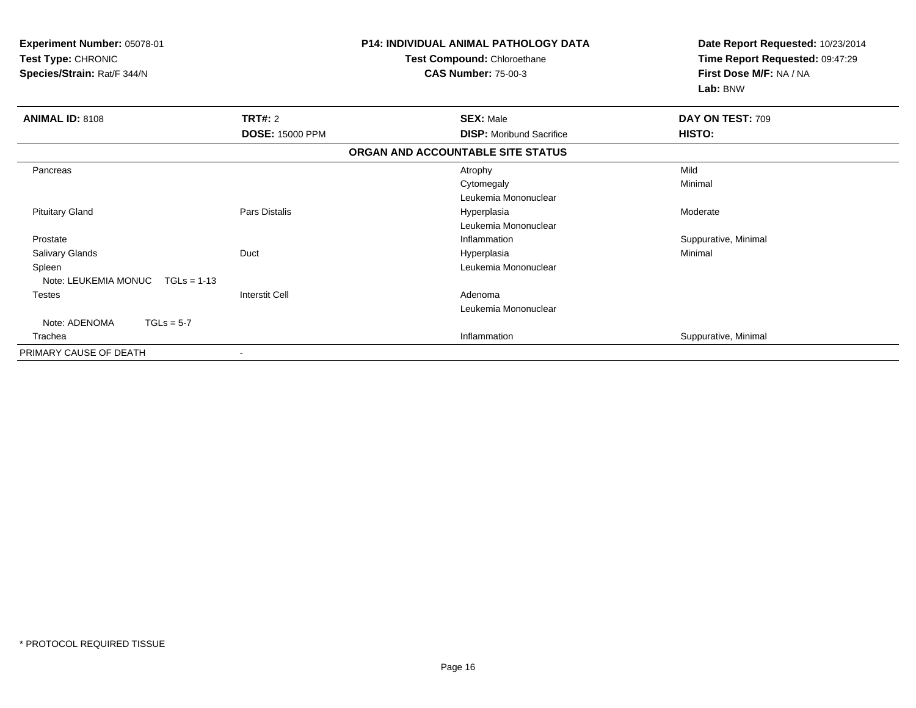**Experiment Number:** 05078-01
**Test Type:** CHRONIC
**Species/Strain:** Rat/F 344/N

**P14: INDIVIDUAL ANIMAL PATHOLOGY DATA**
**Test Compound:** Chloroethane
**CAS Number:** 75-00-3

**Date Report Requested:** 10/23/2014
**Time Report Requested:** 09:47:29
**First Dose M/F:** NA / NA
**Lab:** BNW

| **ANIMAL ID:** 8108 | **TRT#:** 2 | **SEX:** Male | **DAY ON TEST:** 709 |
|---|---|---|---|
| | **DOSE:** 15000 PPM | **DISP:** Moribund Sacrifice | **HISTO:** |

**ORGAN AND ACCOUNTABLE SITE STATUS**

| | | | |
|---|---|---|---|
| Pancreas | | Atrophy | Mild |
| | | Cytomegaly | Minimal |
| | | Leukemia Mononuclear | |
| Pituitary Gland | Pars Distalis | Hyperplasia | Moderate |
| | | Leukemia Mononuclear | |
| Prostate | | Inflammation | Suppurative, Minimal |
| Salivary Glands | Duct | Hyperplasia | Minimal |
| Spleen | | Leukemia Mononuclear | |
| Note: LEUKEMIA MONUC TGLs = 1-13 | | | |
| Testes | Interstit Cell | Adenoma | |
| | | Leukemia Mononuclear | |
| Note: ADENOMA TGLs = 5-7 | | | |
| Trachea | | Inflammation | Suppurative, Minimal |
| PRIMARY CAUSE OF DEATH | - | | |

* PROTOCOL REQUIRED TISSUE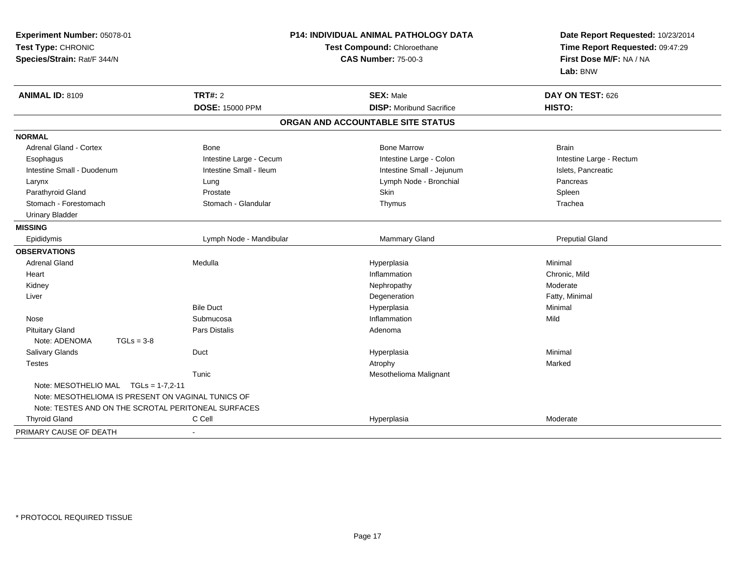**Experiment Number:** 05078-01
**Test Type:** CHRONIC
**Species/Strain:** Rat/F 344/N

**P14: INDIVIDUAL ANIMAL PATHOLOGY DATA**
**Test Compound:** Chloroethane
**CAS Number:** 75-00-3

**Date Report Requested:** 10/23/2014
**Time Report Requested:** 09:47:29
**First Dose M/F:** NA / NA
**Lab:** BNW

| **ANIMAL ID:** 8109 | **TRT#:** 2 | **SEX:** Male | **DAY ON TEST:** 626 |
|---|---|---|---|
| | **DOSE:** 15000 PPM | **DISP:** Moribund Sacrifice | **HISTO:** |

## ORGAN AND ACCOUNTABLE SITE STATUS

| | | | |
|---|---|---|---|
| **NORMAL** | | | |
| Adrenal Gland - Cortex | Bone | Bone Marrow | Brain |
| Esophagus | Intestine Large - Cecum | Intestine Large - Colon | Intestine Large - Rectum |
| Intestine Small - Duodenum | Intestine Small - Ileum | Intestine Small - Jejunum | Islets, Pancreatic |
| Larynx | Lung | Lymph Node - Bronchial | Pancreas |
| Parathyroid Gland | Prostate | Skin | Spleen |
| Stomach - Forestomach | Stomach - Glandular | Thymus | Trachea |
| Urinary Bladder | | | |
| **MISSING** | | | |
| Epididymis | Lymph Node - Mandibular | Mammary Gland | Preputial Gland |
| **OBSERVATIONS** | | | |
| Adrenal Gland | Medulla | Hyperplasia | Minimal |
| Heart | | Inflammation | Chronic, Mild |
| Kidney | | Nephropathy | Moderate |
| Liver | | Degeneration | Fatty, Minimal |
| | Bile Duct | Hyperplasia | Minimal |
| Nose | Submucosa | Inflammation | Mild |
| Pituitary Gland | Pars Distalis | Adenoma | |
| Note: ADENOMA TGLs = 3-8 | | | |
| Salivary Glands | Duct | Hyperplasia | Minimal |
| Testes | | Atrophy | Marked |
| | Tunic | Mesothelioma Malignant | |
| Note: MESOTHELIO MAL TGLs = 1-7,2-11 | | | |
| Note: MESOTHELIOMA IS PRESENT ON VAGINAL TUNICS OF | | | |
| Note: TESTES AND ON THE SCROTAL PERITONEAL SURFACES | | | |
| Thyroid Gland | C Cell | Hyperplasia | Moderate |
| PRIMARY CAUSE OF DEATH | - | | |

* PROTOCOL REQUIRED TISSUE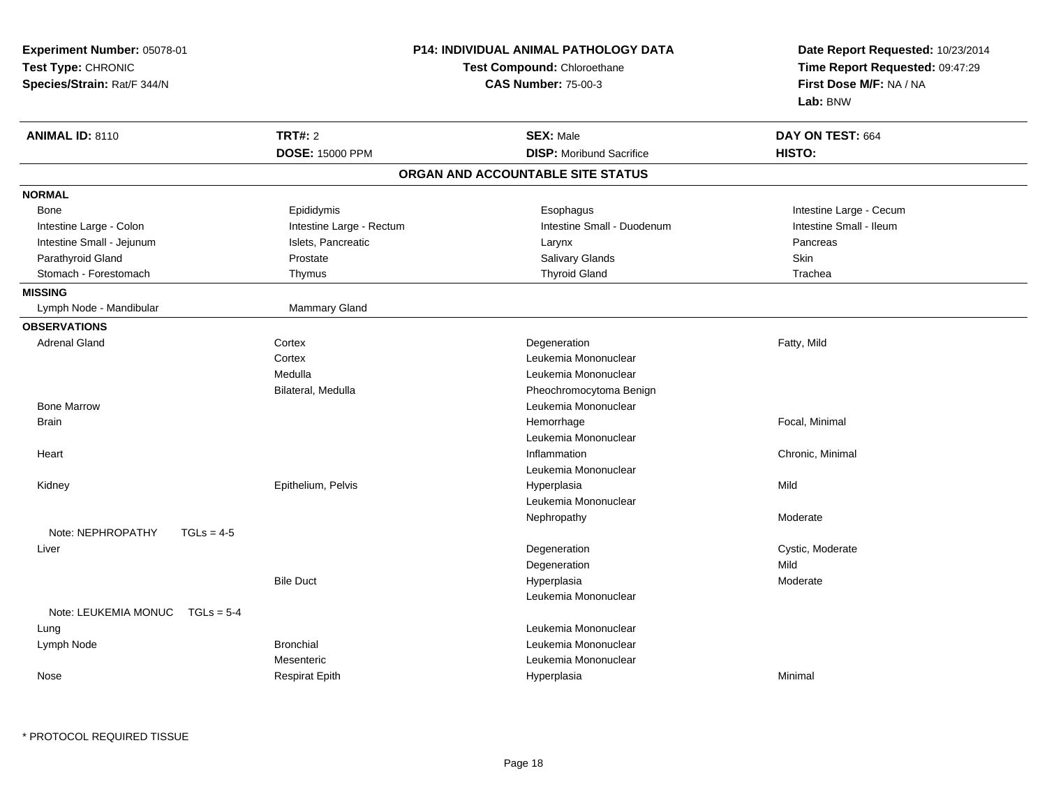**Experiment Number:** 05078-01
**Test Type:** CHRONIC
**Species/Strain:** Rat/F 344/N

**P14: INDIVIDUAL ANIMAL PATHOLOGY DATA**
**Test Compound:** Chloroethane
**CAS Number:** 75-00-3

**Date Report Requested:** 10/23/2014
**Time Report Requested:** 09:47:29
**First Dose M/F:** NA / NA
**Lab:** BNW

| **ANIMAL ID:** 8110 | **TRT#:** 2 | **SEX:** Male | **DAY ON TEST:** 664 |
|---|---|---|---|
| | **DOSE:** 15000 PPM | **DISP:** Moribund Sacrifice | **HISTO:** |

## ORGAN AND ACCOUNTABLE SITE STATUS

**NORMAL**

| | | | |
|---|---|---|---|
| Bone | Epididymis | Esophagus | Intestine Large - Cecum |
| Intestine Large - Colon | Intestine Large - Rectum | Intestine Small - Duodenum | Intestine Small - Ileum |
| Intestine Small - Jejunum | Islets, Pancreatic | Larynx | Pancreas |
| Parathyroid Gland | Prostate | Salivary Glands | Skin |
| Stomach - Forestomach | Thymus | Thyroid Gland | Trachea |

**MISSING**

| | |
|---|---|
| Lymph Node - Mandibular | Mammary Gland |

**OBSERVATIONS**

| Organ | Site | Observation | Severity |
|---|---|---|---|
| Adrenal Gland | Cortex | Degeneration | Fatty, Mild |
| | Cortex | Leukemia Mononuclear | |
| | Medulla | Leukemia Mononuclear | |
| | Bilateral, Medulla | Pheochromocytoma Benign | |
| Bone Marrow | | Leukemia Mononuclear | |
| Brain | | Hemorrhage | Focal, Minimal |
| | | Leukemia Mononuclear | |
| Heart | | Inflammation | Chronic, Minimal |
| | | Leukemia Mononuclear | |
| Kidney | Epithelium, Pelvis | Hyperplasia | Mild |
| | | Leukemia Mononuclear | |
| | | Nephropathy | Moderate |
| Note: NEPHROPATHY TGLs = 4-5 | | | |
| Liver | | Degeneration | Cystic, Moderate |
| | | Degeneration | Mild |
| | Bile Duct | Hyperplasia | Moderate |
| | | Leukemia Mononuclear | |
| Note: LEUKEMIA MONUC TGLs = 5-4 | | | |
| Lung | | Leukemia Mononuclear | |
| Lymph Node | Bronchial | Leukemia Mononuclear | |
| | Mesenteric | Leukemia Mononuclear | |
| Nose | Respirat Epith | Hyperplasia | Minimal |

* PROTOCOL REQUIRED TISSUE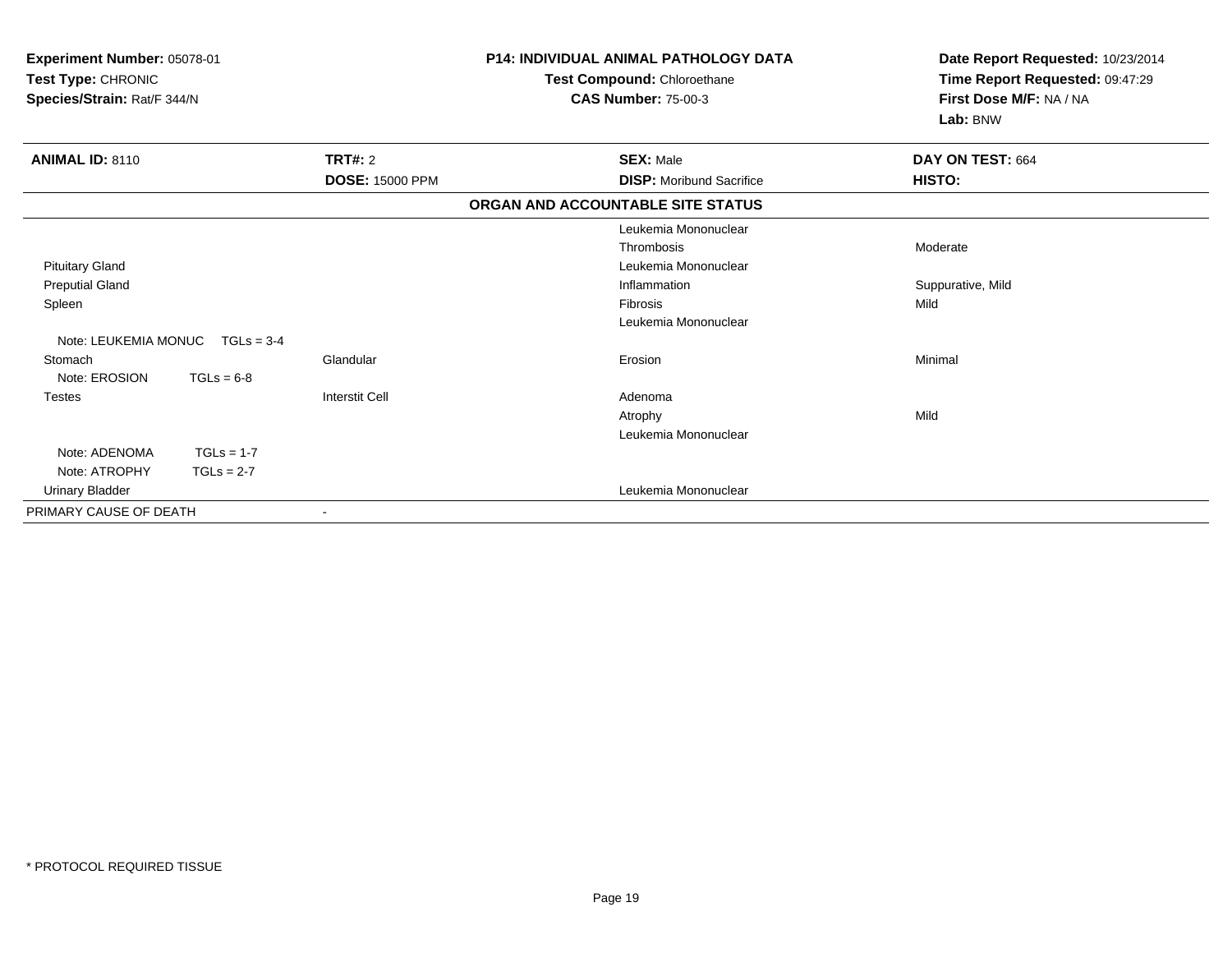**Experiment Number:** 05078-01
**Test Type:** CHRONIC
**Species/Strain:** Rat/F 344/N

**P14: INDIVIDUAL ANIMAL PATHOLOGY DATA**
**Test Compound:** Chloroethane
**CAS Number:** 75-00-3

**Date Report Requested:** 10/23/2014
**Time Report Requested:** 09:47:29
**First Dose M/F:** NA / NA
**Lab:** BNW

| **ANIMAL ID:** 8110 | **TRT#:** 2 | **SEX:** Male | **DAY ON TEST:** 664 |
|---|---|---|---|
| | **DOSE:** 15000 PPM | **DISP:** Moribund Sacrifice | **HISTO:** |

**ORGAN AND ACCOUNTABLE SITE STATUS**

| | | | |
|---|---|---|---|
| | | Leukemia Mononuclear | |
| | | Thrombosis | Moderate |
| Pituitary Gland | | Leukemia Mononuclear | |
| Preputial Gland | | Inflammation | Suppurative, Mild |
| Spleen | | Fibrosis | Mild |
| | | Leukemia Mononuclear | |
| Note: LEUKEMIA MONUC TGLs = 3-4 | | | |
| Stomach | Glandular | Erosion | Minimal |
| Note: EROSION TGLs = 6-8 | | | |
| Testes | Interstit Cell | Adenoma | |
| | | Atrophy | Mild |
| | | Leukemia Mononuclear | |
| Note: ADENOMA TGLs = 1-7 | | | |
| Note: ATROPHY TGLs = 2-7 | | | |
| Urinary Bladder | | Leukemia Mononuclear | |
| PRIMARY CAUSE OF DEATH | - | | |

* PROTOCOL REQUIRED TISSUE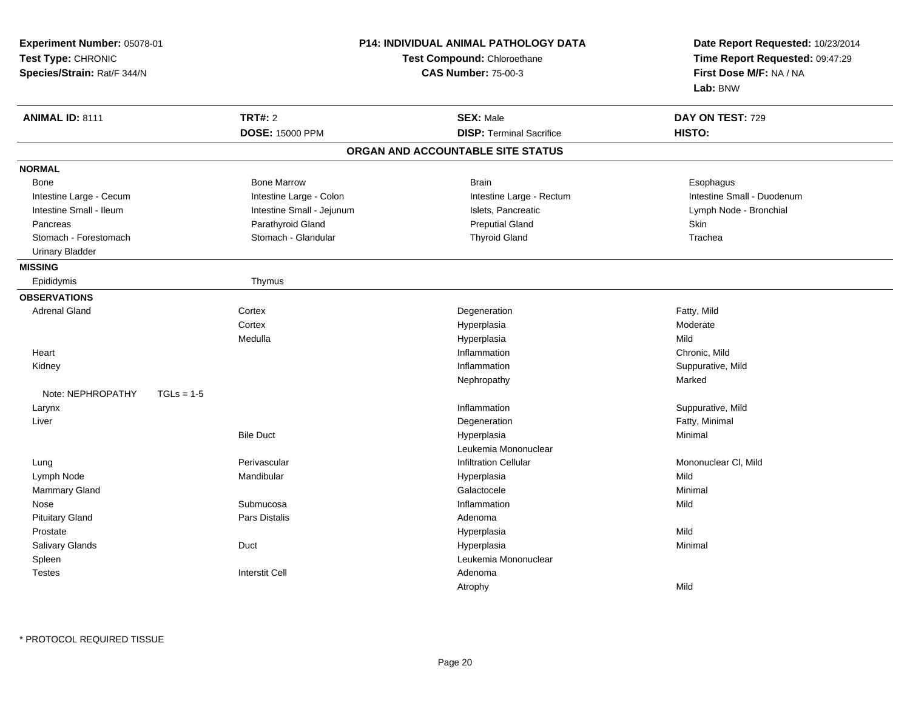**Experiment Number:** 05078-01
**Test Type:** CHRONIC
**Species/Strain:** Rat/F 344/N

**P14: INDIVIDUAL ANIMAL PATHOLOGY DATA**
**Test Compound:** Chloroethane
**CAS Number:** 75-00-3

**Date Report Requested:** 10/23/2014
**Time Report Requested:** 09:47:29
**First Dose M/F:** NA / NA
**Lab:** BNW

| **ANIMAL ID:** 8111 | **TRT#:** 2 | **SEX:** Male | **DAY ON TEST:** 729 |
|---|---|---|---|
| | **DOSE:** 15000 PPM | **DISP:** Terminal Sacrifice | **HISTO:** |

## ORGAN AND ACCOUNTABLE SITE STATUS

**NORMAL**

| | | | |
|---|---|---|---|
| Bone | Bone Marrow | Brain | Esophagus |
| Intestine Large - Cecum | Intestine Large - Colon | Intestine Large - Rectum | Intestine Small - Duodenum |
| Intestine Small - Ileum | Intestine Small - Jejunum | Islets, Pancreatic | Lymph Node - Bronchial |
| Pancreas | Parathyroid Gland | Preputial Gland | Skin |
| Stomach - Forestomach | Stomach - Glandular | Thyroid Gland | Trachea |
| Urinary Bladder | | | |

**MISSING**

| | |
|---|---|
| Epididymis | Thymus |

**OBSERVATIONS**

| Organ | Site | Observation | Severity |
|---|---|---|---|
| Adrenal Gland | Cortex | Degeneration | Fatty, Mild |
| | Cortex | Hyperplasia | Moderate |
| | Medulla | Hyperplasia | Mild |
| Heart | | Inflammation | Chronic, Mild |
| Kidney | | Inflammation | Suppurative, Mild |
| | | Nephropathy | Marked |
| Note: NEPHROPATHY TGLs = 1-5 | | | |
| Larynx | | Inflammation | Suppurative, Mild |
| Liver | | Degeneration | Fatty, Minimal |
| | Bile Duct | Hyperplasia | Minimal |
| | | Leukemia Mononuclear | |
| Lung | Perivascular | Infiltration Cellular | Mononuclear Cl, Mild |
| Lymph Node | Mandibular | Hyperplasia | Mild |
| Mammary Gland | | Galactocele | Minimal |
| Nose | Submucosa | Inflammation | Mild |
| Pituitary Gland | Pars Distalis | Adenoma | |
| Prostate | | Hyperplasia | Mild |
| Salivary Glands | Duct | Hyperplasia | Minimal |
| Spleen | | Leukemia Mononuclear | |
| Testes | Interstit Cell | Adenoma | |
| | | Atrophy | Mild |

* PROTOCOL REQUIRED TISSUE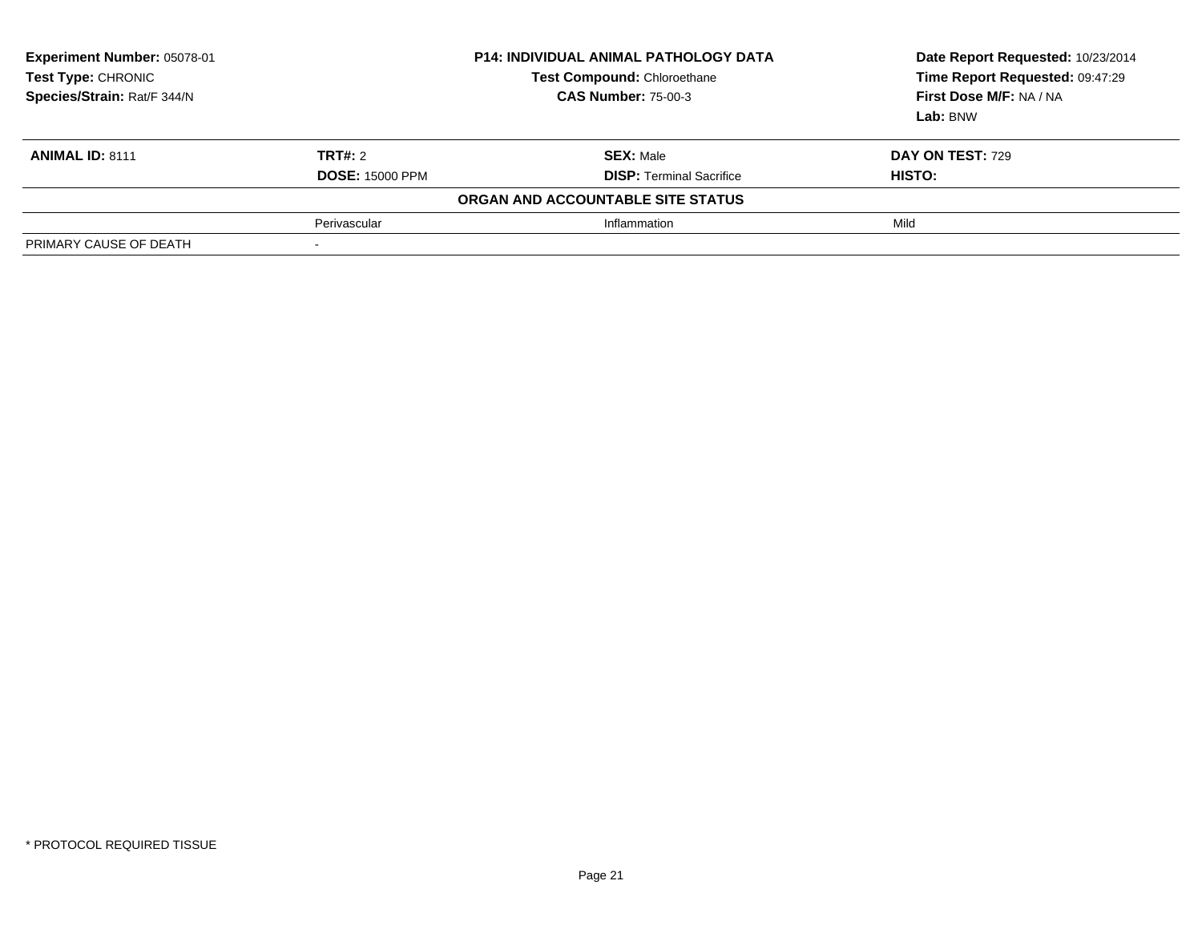| **Experiment Number:** 05078-01 | **P14: INDIVIDUAL ANIMAL PATHOLOGY DATA** | | **Date Report Requested:** 10/23/2014 |
|---|---|---|---|
| **Test Type:** CHRONIC | **Test Compound:** Chloroethane | | **Time Report Requested:** 09:47:29 |
| **Species/Strain:** Rat/F 344/N | **CAS Number:** 75-00-3 | | **First Dose M/F:** NA / NA |
| | | | **Lab:** BNW |

| **ANIMAL ID:** 8111 | **TRT#:** 2 | **SEX:** Male | **DAY ON TEST:** 729 |
|---|---|---|---|
| | **DOSE:** 15000 PPM | **DISP:** Terminal Sacrifice | **HISTO:** |
| | **ORGAN AND ACCOUNTABLE SITE STATUS** | | |
| | Perivascular | Inflammation | Mild |
| PRIMARY CAUSE OF DEATH | - | | |

* PROTOCOL REQUIRED TISSUE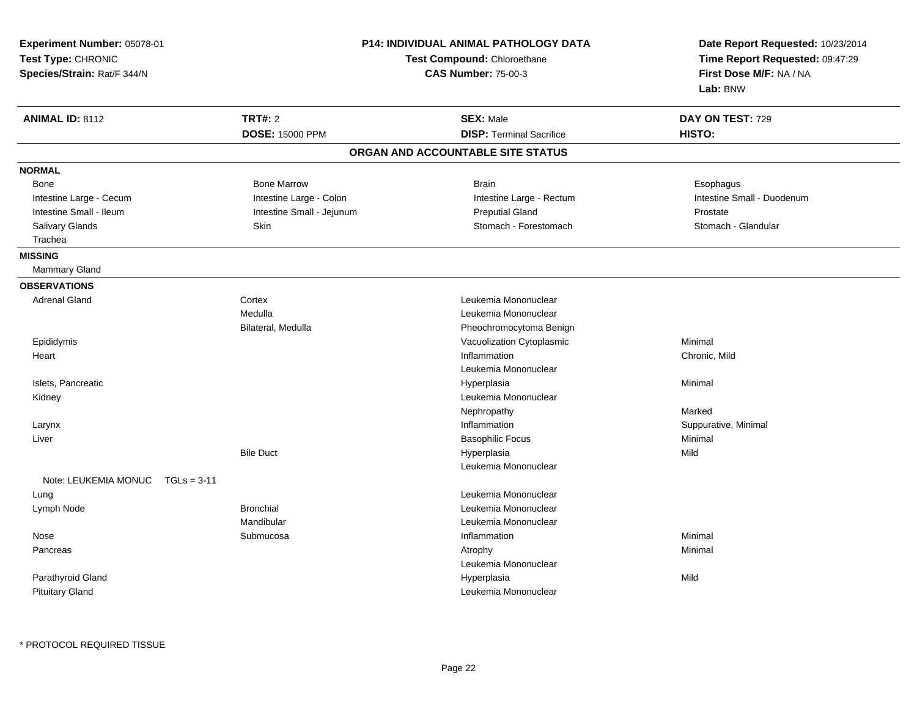**Experiment Number:** 05078-01
**Test Type:** CHRONIC
**Species/Strain:** Rat/F 344/N

**P14: INDIVIDUAL ANIMAL PATHOLOGY DATA**
**Test Compound:** Chloroethane
**CAS Number:** 75-00-3

**Date Report Requested:** 10/23/2014
**Time Report Requested:** 09:47:29
**First Dose M/F:** NA / NA
**Lab:** BNW

| **ANIMAL ID:** 8112 | **TRT#:** 2 | **SEX:** Male | **DAY ON TEST:** 729 |
|---|---|---|---|
| | **DOSE:** 15000 PPM | **DISP:** Terminal Sacrifice | **HISTO:** |

## ORGAN AND ACCOUNTABLE SITE STATUS

**NORMAL**

| | | | |
|---|---|---|---|
| Bone | Bone Marrow | Brain | Esophagus |
| Intestine Large - Cecum | Intestine Large - Colon | Intestine Large - Rectum | Intestine Small - Duodenum |
| Intestine Small - Ileum | Intestine Small - Jejunum | Preputial Gland | Prostate |
| Salivary Glands | Skin | Stomach - Forestomach | Stomach - Glandular |
| Trachea | | | |

**MISSING**

Mammary Gland

**OBSERVATIONS**

| Organ | Site | Observation | Severity |
|---|---|---|---|
| Adrenal Gland | Cortex | Leukemia Mononuclear | |
| | Medulla | Leukemia Mononuclear | |
| | Bilateral, Medulla | Pheochromocytoma Benign | |
| Epididymis | | Vacuolization Cytoplasmic | Minimal |
| Heart | | Inflammation | Chronic, Mild |
| | | Leukemia Mononuclear | |
| Islets, Pancreatic | | Hyperplasia | Minimal |
| Kidney | | Leukemia Mononuclear | |
| | | Nephropathy | Marked |
| Larynx | | Inflammation | Suppurative, Minimal |
| Liver | | Basophilic Focus | Minimal |
| | Bile Duct | Hyperplasia | Mild |
| | | Leukemia Mononuclear | |
| Note: LEUKEMIA MONUC TGLs = 3-11 | | | |
| Lung | | Leukemia Mononuclear | |
| Lymph Node | Bronchial | Leukemia Mononuclear | |
| | Mandibular | Leukemia Mononuclear | |
| Nose | Submucosa | Inflammation | Minimal |
| Pancreas | | Atrophy | Minimal |
| | | Leukemia Mononuclear | |
| Parathyroid Gland | | Hyperplasia | Mild |
| Pituitary Gland | | Leukemia Mononuclear | |

* PROTOCOL REQUIRED TISSUE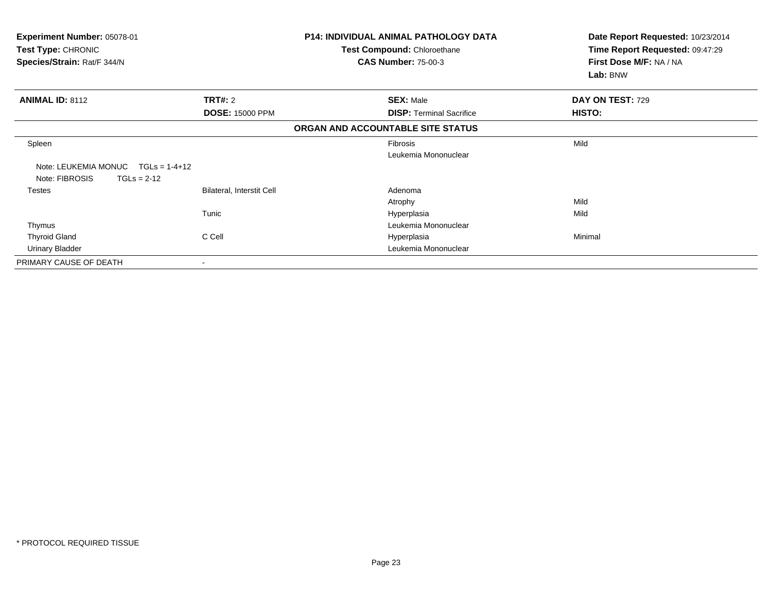**Experiment Number:** 05078-01
**Test Type:** CHRONIC
**Species/Strain:** Rat/F 344/N

**P14: INDIVIDUAL ANIMAL PATHOLOGY DATA**
**Test Compound:** Chloroethane
**CAS Number:** 75-00-3

**Date Report Requested:** 10/23/2014
**Time Report Requested:** 09:47:29
**First Dose M/F:** NA / NA
**Lab:** BNW

| **ANIMAL ID:** 8112 | **TRT#:** 2 | **SEX:** Male | **DAY ON TEST:** 729 |
|---|---|---|---|
| | **DOSE:** 15000 PPM | **DISP:** Terminal Sacrifice | **HISTO:** |

**ORGAN AND ACCOUNTABLE SITE STATUS**

| Organ | Site | Diagnosis | Severity |
|---|---|---|---|
| Spleen | | Fibrosis | Mild |
| | | Leukemia Mononuclear | |
| Note: LEUKEMIA MONUC TGLs = 1-4+12 | | | |
| Note: FIBROSIS TGLs = 2-12 | | | |
| Testes | Bilateral, Interstit Cell | Adenoma | |
| | | Atrophy | Mild |
| | Tunic | Hyperplasia | Mild |
| Thymus | | Leukemia Mononuclear | |
| Thyroid Gland | C Cell | Hyperplasia | Minimal |
| Urinary Bladder | | Leukemia Mononuclear | |
| PRIMARY CAUSE OF DEATH | - | | |

* PROTOCOL REQUIRED TISSUE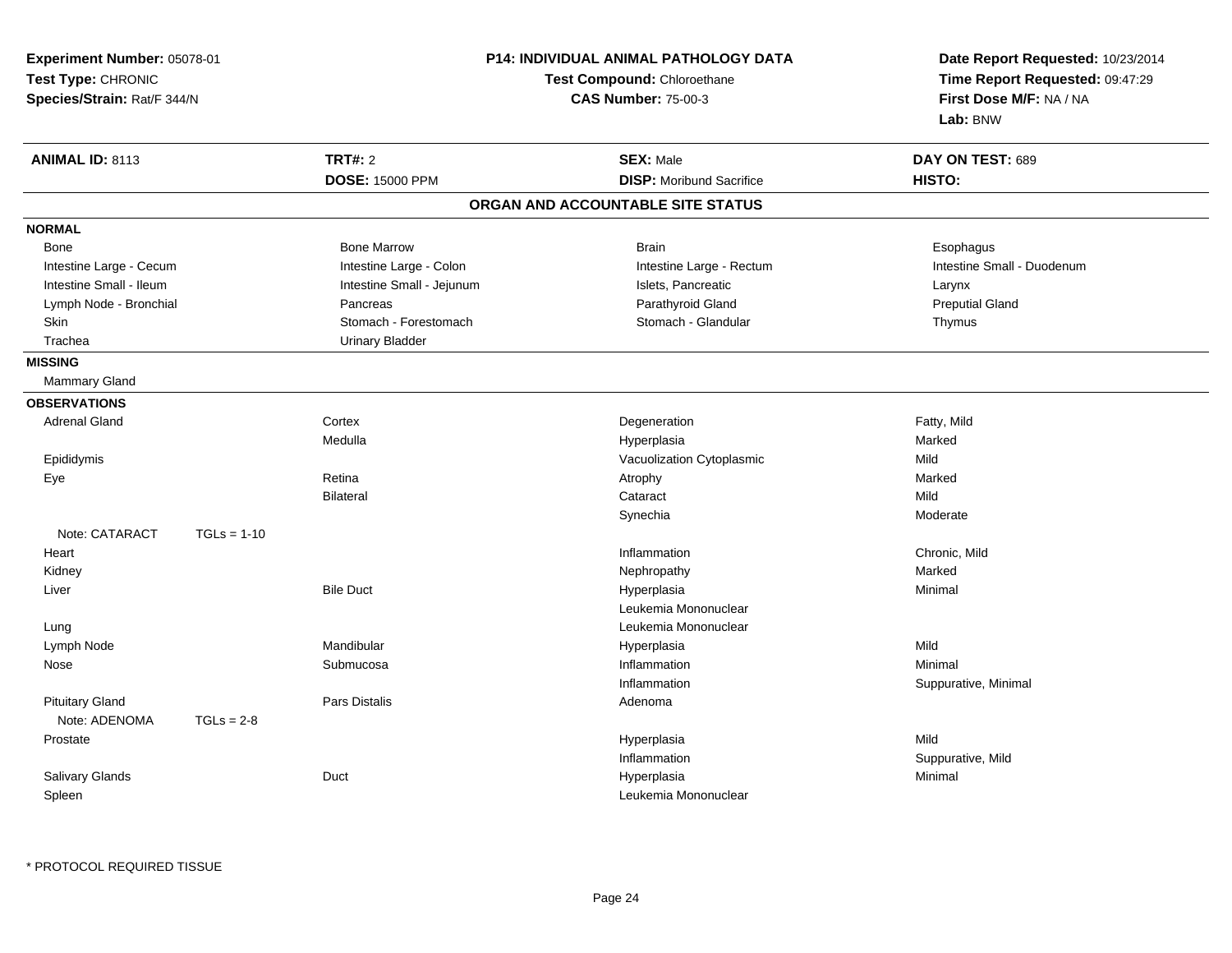**Experiment Number:** 05078-01
**Test Type:** CHRONIC
**Species/Strain:** Rat/F 344/N

**P14: INDIVIDUAL ANIMAL PATHOLOGY DATA**
**Test Compound:** Chloroethane
**CAS Number:** 75-00-3

**Date Report Requested:** 10/23/2014
**Time Report Requested:** 09:47:29
**First Dose M/F:** NA / NA
**Lab:** BNW

| **ANIMAL ID:** 8113 | **TRT#:** 2 | **SEX:** Male | **DAY ON TEST:** 689 |
|---|---|---|---|
| | **DOSE:** 15000 PPM | **DISP:** Moribund Sacrifice | **HISTO:** |

## ORGAN AND ACCOUNTABLE SITE STATUS

**NORMAL**

| | | | |
|---|---|---|---|
| Bone | Bone Marrow | Brain | Esophagus |
| Intestine Large - Cecum | Intestine Large - Colon | Intestine Large - Rectum | Intestine Small - Duodenum |
| Intestine Small - Ileum | Intestine Small - Jejunum | Islets, Pancreatic | Larynx |
| Lymph Node - Bronchial | Pancreas | Parathyroid Gland | Preputial Gland |
| Skin | Stomach - Forestomach | Stomach - Glandular | Thymus |
| Trachea | Urinary Bladder | | |

**MISSING**

Mammary Gland

**OBSERVATIONS**

| Organ | Site | Observation | Severity |
|---|---|---|---|
| Adrenal Gland | Cortex | Degeneration | Fatty, Mild |
| | Medulla | Hyperplasia | Marked |
| Epididymis | | Vacuolization Cytoplasmic | Mild |
| Eye | Retina | Atrophy | Marked |
| | Bilateral | Cataract | Mild |
| | | Synechia | Moderate |
| Note: CATARACT TGLs = 1-10 | | | |
| Heart | | Inflammation | Chronic, Mild |
| Kidney | | Nephropathy | Marked |
| Liver | Bile Duct | Hyperplasia | Minimal |
| | | Leukemia Mononuclear | |
| Lung | | Leukemia Mononuclear | |
| Lymph Node | Mandibular | Hyperplasia | Mild |
| Nose | Submucosa | Inflammation | Minimal |
| | | Inflammation | Suppurative, Minimal |
| Pituitary Gland | Pars Distalis | Adenoma | |
| Note: ADENOMA TGLs = 2-8 | | | |
| Prostate | | Hyperplasia | Mild |
| | | Inflammation | Suppurative, Mild |
| Salivary Glands | Duct | Hyperplasia | Minimal |
| Spleen | | Leukemia Mononuclear | |

* PROTOCOL REQUIRED TISSUE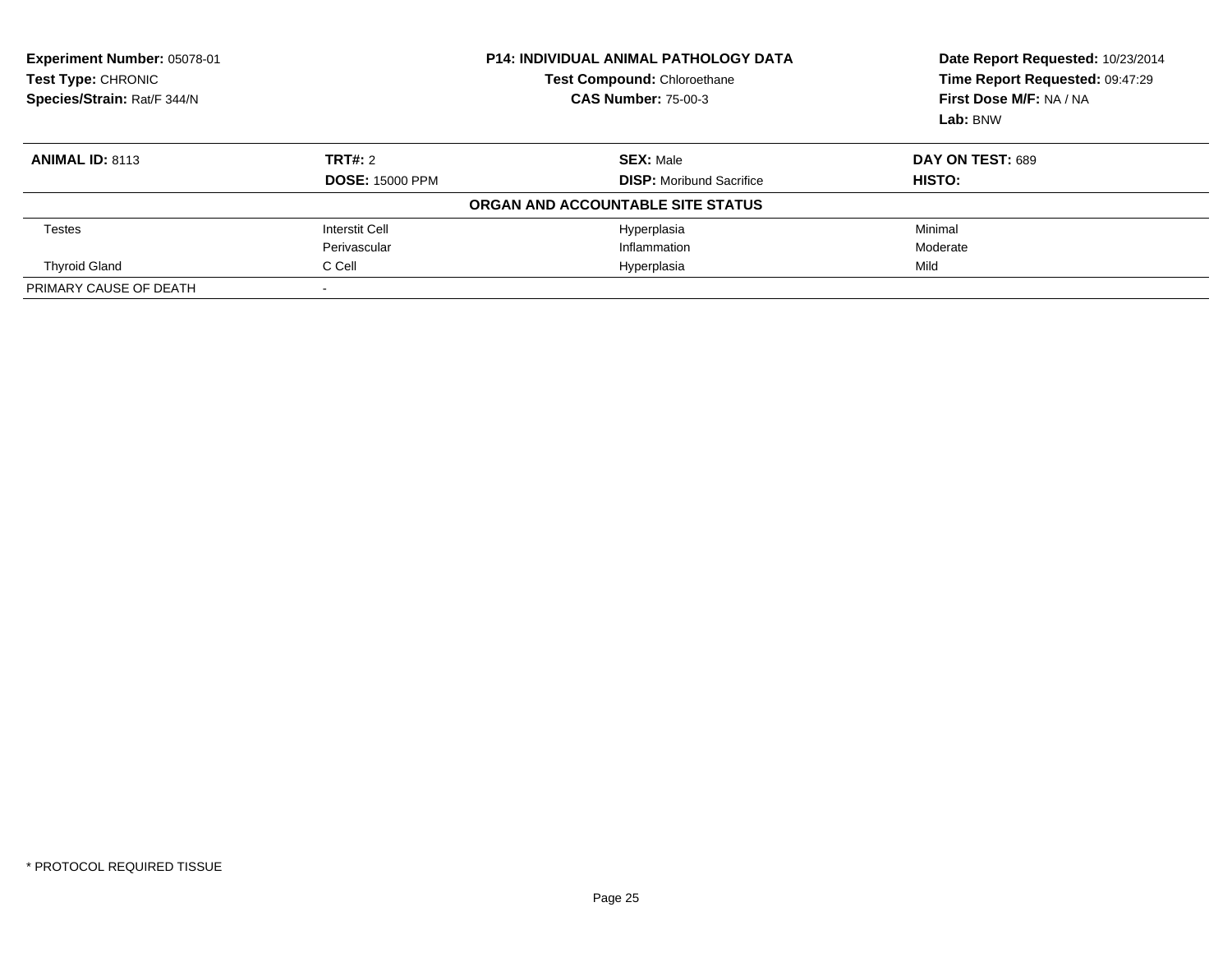**Experiment Number:** 05078-01
**Test Type:** CHRONIC
**Species/Strain:** Rat/F 344/N

**P14: INDIVIDUAL ANIMAL PATHOLOGY DATA**
**Test Compound:** Chloroethane
**CAS Number:** 75-00-3

**Date Report Requested:** 10/23/2014
**Time Report Requested:** 09:47:29
**First Dose M/F:** NA / NA
**Lab:** BNW

| **ANIMAL ID:** 8113 | **TRT#:** 2 | **SEX:** Male | **DAY ON TEST:** 689 |
|---|---|---|---|
| | **DOSE:** 15000 PPM | **DISP:** Moribund Sacrifice | **HISTO:** |
| | | **ORGAN AND ACCOUNTABLE SITE STATUS** | |
| Testes | Interstit Cell | Hyperplasia | Minimal |
| | Perivascular | Inflammation | Moderate |
| Thyroid Gland | C Cell | Hyperplasia | Mild |
| PRIMARY CAUSE OF DEATH | - | | |

* PROTOCOL REQUIRED TISSUE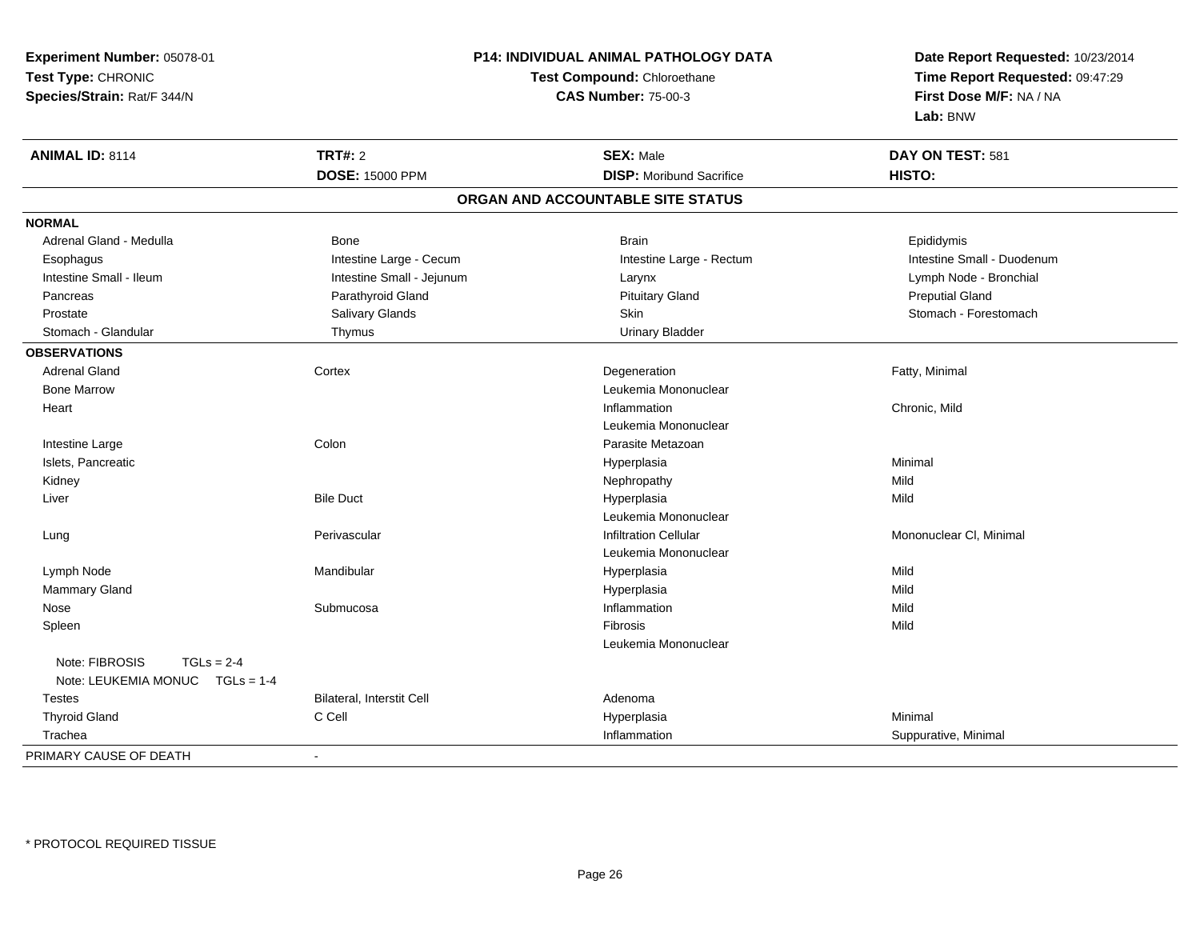**Experiment Number:** 05078-01
**Test Type:** CHRONIC
**Species/Strain:** Rat/F 344/N

**P14: INDIVIDUAL ANIMAL PATHOLOGY DATA**
**Test Compound:** Chloroethane
**CAS Number:** 75-00-3

**Date Report Requested:** 10/23/2014
**Time Report Requested:** 09:47:29
**First Dose M/F:** NA / NA
**Lab:** BNW

| **ANIMAL ID:** 8114 | **TRT#:** 2 | **SEX:** Male | **DAY ON TEST:** 581 |
|---|---|---|---|
| | **DOSE:** 15000 PPM | **DISP:** Moribund Sacrifice | **HISTO:** |

**ORGAN AND ACCOUNTABLE SITE STATUS**

| | | | |
|---|---|---|---|
| **NORMAL** | | | |
| Adrenal Gland - Medulla | Bone | Brain | Epididymis |
| Esophagus | Intestine Large - Cecum | Intestine Large - Rectum | Intestine Small - Duodenum |
| Intestine Small - Ileum | Intestine Small - Jejunum | Larynx | Lymph Node - Bronchial |
| Pancreas | Parathyroid Gland | Pituitary Gland | Preputial Gland |
| Prostate | Salivary Glands | Skin | Stomach - Forestomach |
| Stomach - Glandular | Thymus | Urinary Bladder | |
| **OBSERVATIONS** | | | |
| Adrenal Gland | Cortex | Degeneration | Fatty, Minimal |
| Bone Marrow | | Leukemia Mononuclear | |
| Heart | | Inflammation | Chronic, Mild |
| | | Leukemia Mononuclear | |
| Intestine Large | Colon | Parasite Metazoan | |
| Islets, Pancreatic | | Hyperplasia | Minimal |
| Kidney | | Nephropathy | Mild |
| Liver | Bile Duct | Hyperplasia | Mild |
| | | Leukemia Mononuclear | |
| Lung | Perivascular | Infiltration Cellular | Mononuclear Cl, Minimal |
| | | Leukemia Mononuclear | |
| Lymph Node | Mandibular | Hyperplasia | Mild |
| Mammary Gland | | Hyperplasia | Mild |
| Nose | Submucosa | Inflammation | Mild |
| Spleen | | Fibrosis | Mild |
| | | Leukemia Mononuclear | |
| Note: FIBROSIS TGLs = 2-4 | | | |
| Note: LEUKEMIA MONUC TGLs = 1-4 | | | |
| Testes | Bilateral, Interstit Cell | Adenoma | |
| Thyroid Gland | C Cell | Hyperplasia | Minimal |
| Trachea | | Inflammation | Suppurative, Minimal |
| PRIMARY CAUSE OF DEATH | - | | |

* PROTOCOL REQUIRED TISSUE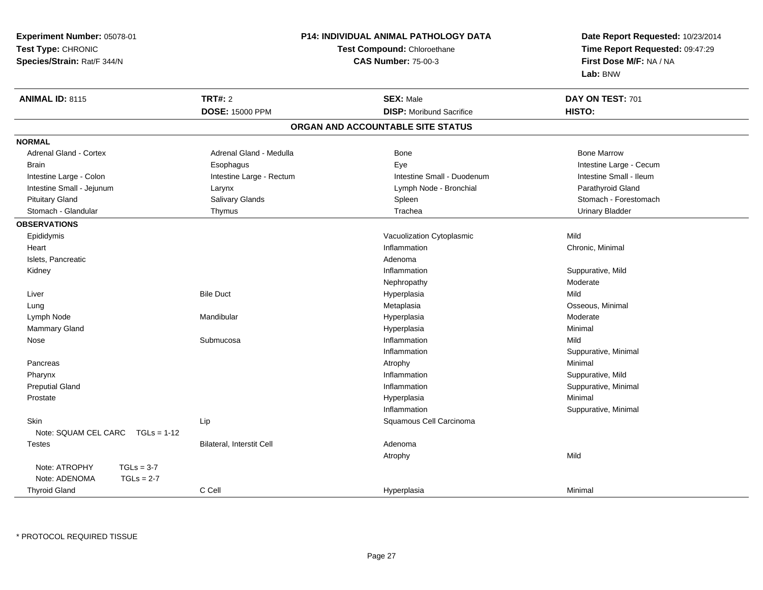**Experiment Number:** 05078-01
**Test Type:** CHRONIC
**Species/Strain:** Rat/F 344/N

**P14: INDIVIDUAL ANIMAL PATHOLOGY DATA**
**Test Compound:** Chloroethane
**CAS Number:** 75-00-3

**Date Report Requested:** 10/23/2014
**Time Report Requested:** 09:47:29
**First Dose M/F:** NA / NA
**Lab:** BNW

| **ANIMAL ID:** 8115 | **TRT#:** 2 | **SEX:** Male | **DAY ON TEST:** 701 |
|---|---|---|---|
| | **DOSE:** 15000 PPM | **DISP:** Moribund Sacrifice | **HISTO:** |

## ORGAN AND ACCOUNTABLE SITE STATUS

**NORMAL**

| | | | |
|---|---|---|---|
| Adrenal Gland - Cortex | Adrenal Gland - Medulla | Bone | Bone Marrow |
| Brain | Esophagus | Eye | Intestine Large - Cecum |
| Intestine Large - Colon | Intestine Large - Rectum | Intestine Small - Duodenum | Intestine Small - Ileum |
| Intestine Small - Jejunum | Larynx | Lymph Node - Bronchial | Parathyroid Gland |
| Pituitary Gland | Salivary Glands | Spleen | Stomach - Forestomach |
| Stomach - Glandular | Thymus | Trachea | Urinary Bladder |

**OBSERVATIONS**

| Organ | Site | Observation | Severity |
|---|---|---|---|
| Epididymis | | Vacuolization Cytoplasmic | Mild |
| Heart | | Inflammation | Chronic, Minimal |
| Islets, Pancreatic | | Adenoma | |
| Kidney | | Inflammation | Suppurative, Mild |
| | | Nephropathy | Moderate |
| Liver | Bile Duct | Hyperplasia | Mild |
| Lung | | Metaplasia | Osseous, Minimal |
| Lymph Node | Mandibular | Hyperplasia | Moderate |
| Mammary Gland | | Hyperplasia | Minimal |
| Nose | Submucosa | Inflammation | Mild |
| | | Inflammation | Suppurative, Minimal |
| Pancreas | | Atrophy | Minimal |
| Pharynx | | Inflammation | Suppurative, Mild |
| Preputial Gland | | Inflammation | Suppurative, Minimal |
| Prostate | | Hyperplasia | Minimal |
| | | Inflammation | Suppurative, Minimal |
| Skin | Lip | Squamous Cell Carcinoma | |
| Note: SQUAM CEL CARC TGLs = 1-12 | | | |
| Testes | Bilateral, Interstit Cell | Adenoma | |
| | | Atrophy | Mild |
| Note: ATROPHY TGLs = 3-7 | | | |
| Note: ADENOMA TGLs = 2-7 | | | |
| Thyroid Gland | C Cell | Hyperplasia | Minimal |

* PROTOCOL REQUIRED TISSUE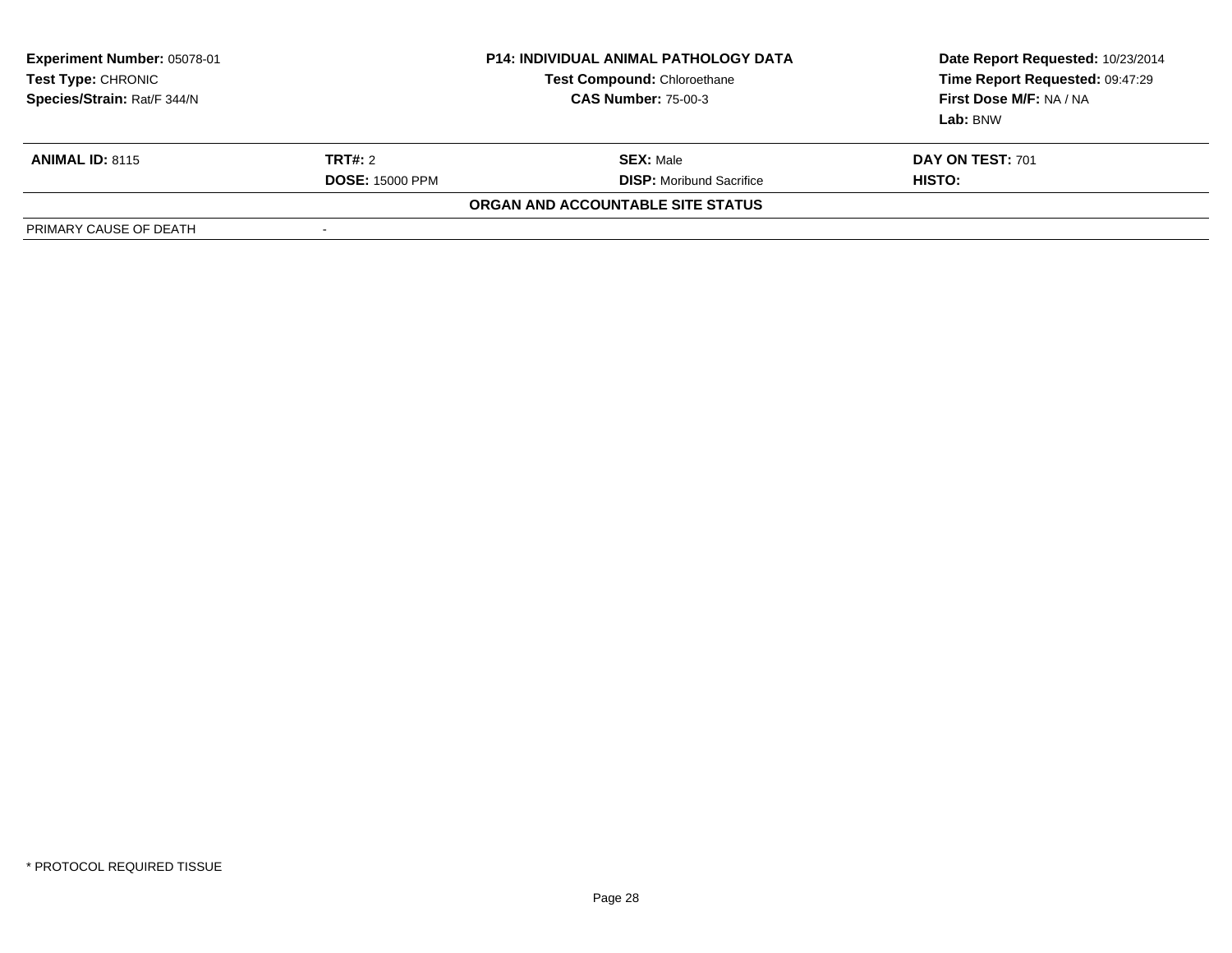| **Experiment Number:** 05078-01 | **P14: INDIVIDUAL ANIMAL PATHOLOGY DATA** | **Date Report Requested:** 10/23/2014 |
|---|---|---|
| **Test Type:** CHRONIC | **Test Compound:** Chloroethane | **Time Report Requested:** 09:47:29 |
| **Species/Strain:** Rat/F 344/N | **CAS Number:** 75-00-3 | **First Dose M/F:** NA / NA |
| | | **Lab:** BNW |

| **ANIMAL ID:** 8115 | **TRT#:** 2 | **SEX:** Male | **DAY ON TEST:** 701 |
|---|---|---|---|
| | **DOSE:** 15000 PPM | **DISP:** Moribund Sacrifice | **HISTO:** |

**ORGAN AND ACCOUNTABLE SITE STATUS**

| PRIMARY CAUSE OF DEATH | - |
|---|---|

* PROTOCOL REQUIRED TISSUE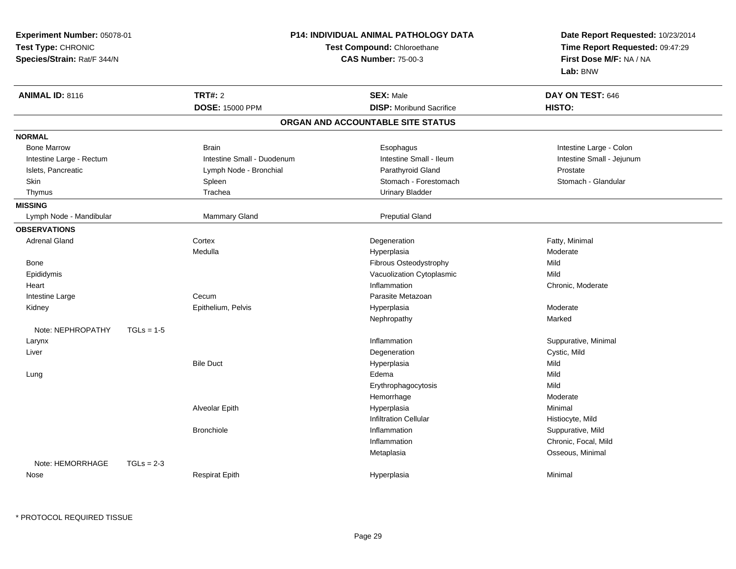**Experiment Number:** 05078-01
**Test Type:** CHRONIC
**Species/Strain:** Rat/F 344/N

**P14: INDIVIDUAL ANIMAL PATHOLOGY DATA**
**Test Compound:** Chloroethane
**CAS Number:** 75-00-3

**Date Report Requested:** 10/23/2014
**Time Report Requested:** 09:47:29
**First Dose M/F:** NA / NA
**Lab:** BNW

| **ANIMAL ID:** 8116 | **TRT#:** 2 | **SEX:** Male | **DAY ON TEST:** 646 |
|---|---|---|---|
| | **DOSE:** 15000 PPM | **DISP:** Moribund Sacrifice | **HISTO:** |

## ORGAN AND ACCOUNTABLE SITE STATUS

**NORMAL**

| | | | |
|---|---|---|---|
| Bone Marrow | Brain | Esophagus | Intestine Large - Colon |
| Intestine Large - Rectum | Intestine Small - Duodenum | Intestine Small - Ileum | Intestine Small - Jejunum |
| Islets, Pancreatic | Lymph Node - Bronchial | Parathyroid Gland | Prostate |
| Skin | Spleen | Stomach - Forestomach | Stomach - Glandular |
| Thymus | Trachea | Urinary Bladder | |

**MISSING**

| | | |
|---|---|---|
| Lymph Node - Mandibular | Mammary Gland | Preputial Gland |

**OBSERVATIONS**

| Organ | Site | Observation | Severity |
|---|---|---|---|
| Adrenal Gland | Cortex | Degeneration | Fatty, Minimal |
| | Medulla | Hyperplasia | Moderate |
| Bone | | Fibrous Osteodystrophy | Mild |
| Epididymis | | Vacuolization Cytoplasmic | Mild |
| Heart | | Inflammation | Chronic, Moderate |
| Intestine Large | Cecum | Parasite Metazoan | |
| Kidney | Epithelium, Pelvis | Hyperplasia | Moderate |
| | | Nephropathy | Marked |
| Note: NEPHROPATHY TGLs = 1-5 | | | |
| Larynx | | Inflammation | Suppurative, Minimal |
| Liver | | Degeneration | Cystic, Mild |
| | Bile Duct | Hyperplasia | Mild |
| Lung | | Edema | Mild |
| | | Erythrophagocytosis | Mild |
| | | Hemorrhage | Moderate |
| | Alveolar Epith | Hyperplasia | Minimal |
| | | Infiltration Cellular | Histiocyte, Mild |
| | Bronchiole | Inflammation | Suppurative, Mild |
| | | Inflammation | Chronic, Focal, Mild |
| | | Metaplasia | Osseous, Minimal |
| Note: HEMORRHAGE TGLs = 2-3 | | | |
| Nose | Respirat Epith | Hyperplasia | Minimal |

* PROTOCOL REQUIRED TISSUE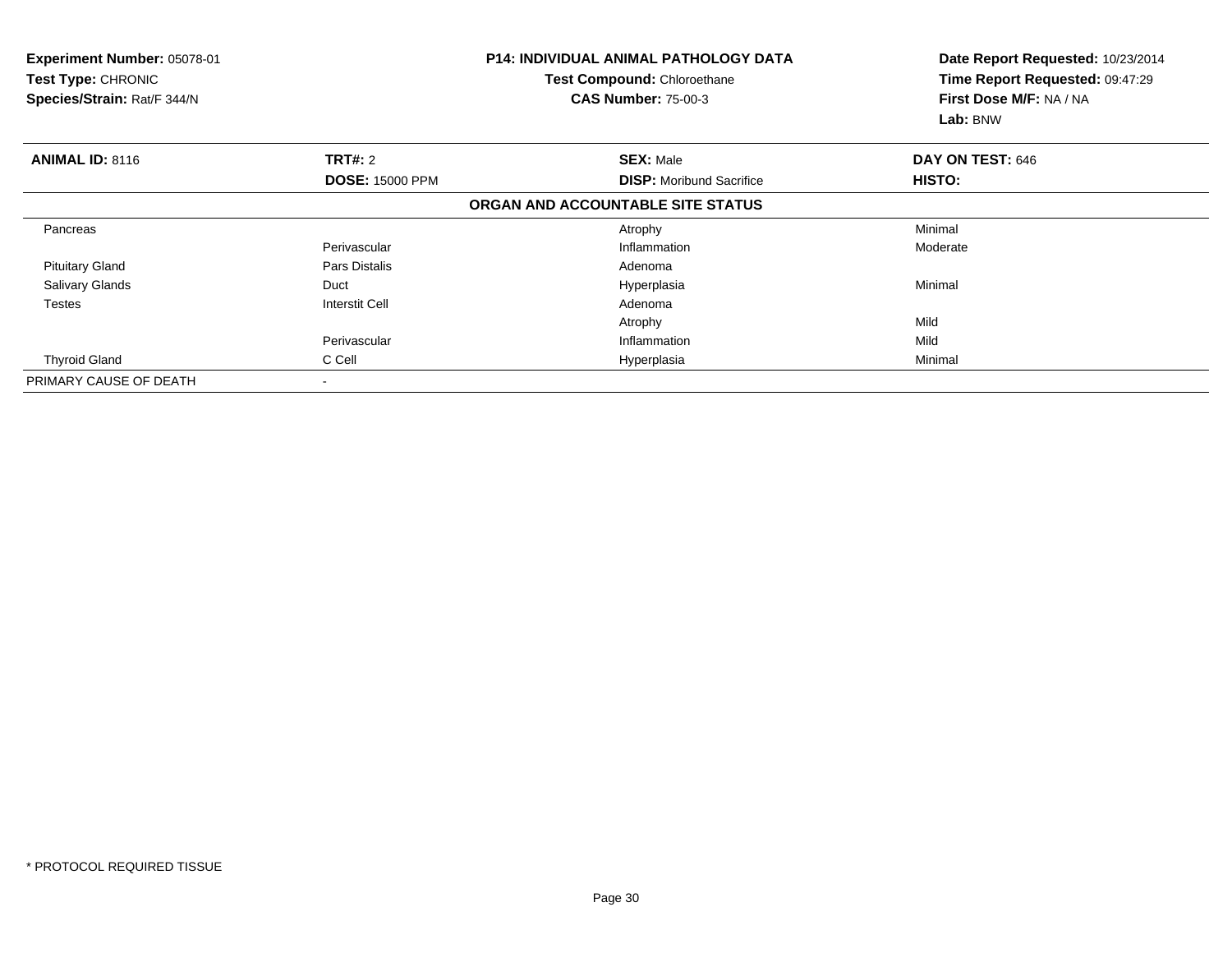**Experiment Number:** 05078-01
**Test Type:** CHRONIC
**Species/Strain:** Rat/F 344/N

**P14: INDIVIDUAL ANIMAL PATHOLOGY DATA**
**Test Compound:** Chloroethane
**CAS Number:** 75-00-3

**Date Report Requested:** 10/23/2014
**Time Report Requested:** 09:47:29
**First Dose M/F:** NA / NA
**Lab:** BNW

| **ANIMAL ID:** 8116 | **TRT#:** 2 | **SEX:** Male | **DAY ON TEST:** 646 |
|---|---|---|---|
| | **DOSE:** 15000 PPM | **DISP:** Moribund Sacrifice | **HISTO:** |
| | | **ORGAN AND ACCOUNTABLE SITE STATUS** | |
| Pancreas | | Atrophy | Minimal |
| | Perivascular | Inflammation | Moderate |
| Pituitary Gland | Pars Distalis | Adenoma | |
| Salivary Glands | Duct | Hyperplasia | Minimal |
| Testes | Interstit Cell | Adenoma | |
| | | Atrophy | Mild |
| | Perivascular | Inflammation | Mild |
| Thyroid Gland | C Cell | Hyperplasia | Minimal |
| PRIMARY CAUSE OF DEATH | - | | |

* PROTOCOL REQUIRED TISSUE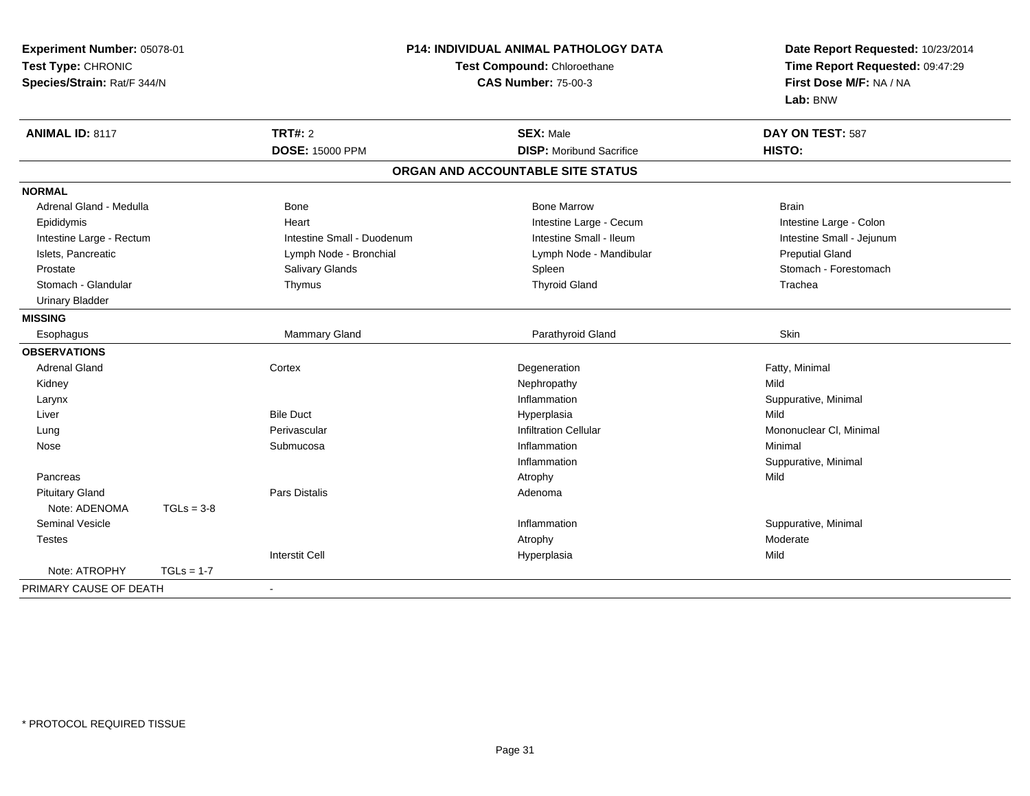**Experiment Number:** 05078-01
**Test Type:** CHRONIC
**Species/Strain:** Rat/F 344/N

**P14: INDIVIDUAL ANIMAL PATHOLOGY DATA**
**Test Compound:** Chloroethane
**CAS Number:** 75-00-3

**Date Report Requested:** 10/23/2014
**Time Report Requested:** 09:47:29
**First Dose M/F:** NA / NA
**Lab:** BNW

| **ANIMAL ID:** 8117 | **TRT#:** 2 | **SEX:** Male | **DAY ON TEST:** 587 |
|---|---|---|---|
| | **DOSE:** 15000 PPM | **DISP:** Moribund Sacrifice | **HISTO:** |

## ORGAN AND ACCOUNTABLE SITE STATUS

| | | | |
|---|---|---|---|
| **NORMAL** | | | |
| Adrenal Gland - Medulla | Bone | Bone Marrow | Brain |
| Epididymis | Heart | Intestine Large - Cecum | Intestine Large - Colon |
| Intestine Large - Rectum | Intestine Small - Duodenum | Intestine Small - Ileum | Intestine Small - Jejunum |
| Islets, Pancreatic | Lymph Node - Bronchial | Lymph Node - Mandibular | Preputial Gland |
| Prostate | Salivary Glands | Spleen | Stomach - Forestomach |
| Stomach - Glandular | Thymus | Thyroid Gland | Trachea |
| Urinary Bladder | | | |
| **MISSING** | | | |
| Esophagus | Mammary Gland | Parathyroid Gland | Skin |
| **OBSERVATIONS** | | | |
| Adrenal Gland | Cortex | Degeneration | Fatty, Minimal |
| Kidney | | Nephropathy | Mild |
| Larynx | | Inflammation | Suppurative, Minimal |
| Liver | Bile Duct | Hyperplasia | Mild |
| Lung | Perivascular | Infiltration Cellular | Mononuclear Cl, Minimal |
| Nose | Submucosa | Inflammation | Minimal |
| | | Inflammation | Suppurative, Minimal |
| Pancreas | | Atrophy | Mild |
| Pituitary Gland | Pars Distalis | Adenoma | |
| Note: ADENOMA TGLs = 3-8 | | | |
| Seminal Vesicle | | Inflammation | Suppurative, Minimal |
| Testes | | Atrophy | Moderate |
| | Interstit Cell | Hyperplasia | Mild |
| Note: ATROPHY TGLs = 1-7 | | | |
| PRIMARY CAUSE OF DEATH | - | | |

\* PROTOCOL REQUIRED TISSUE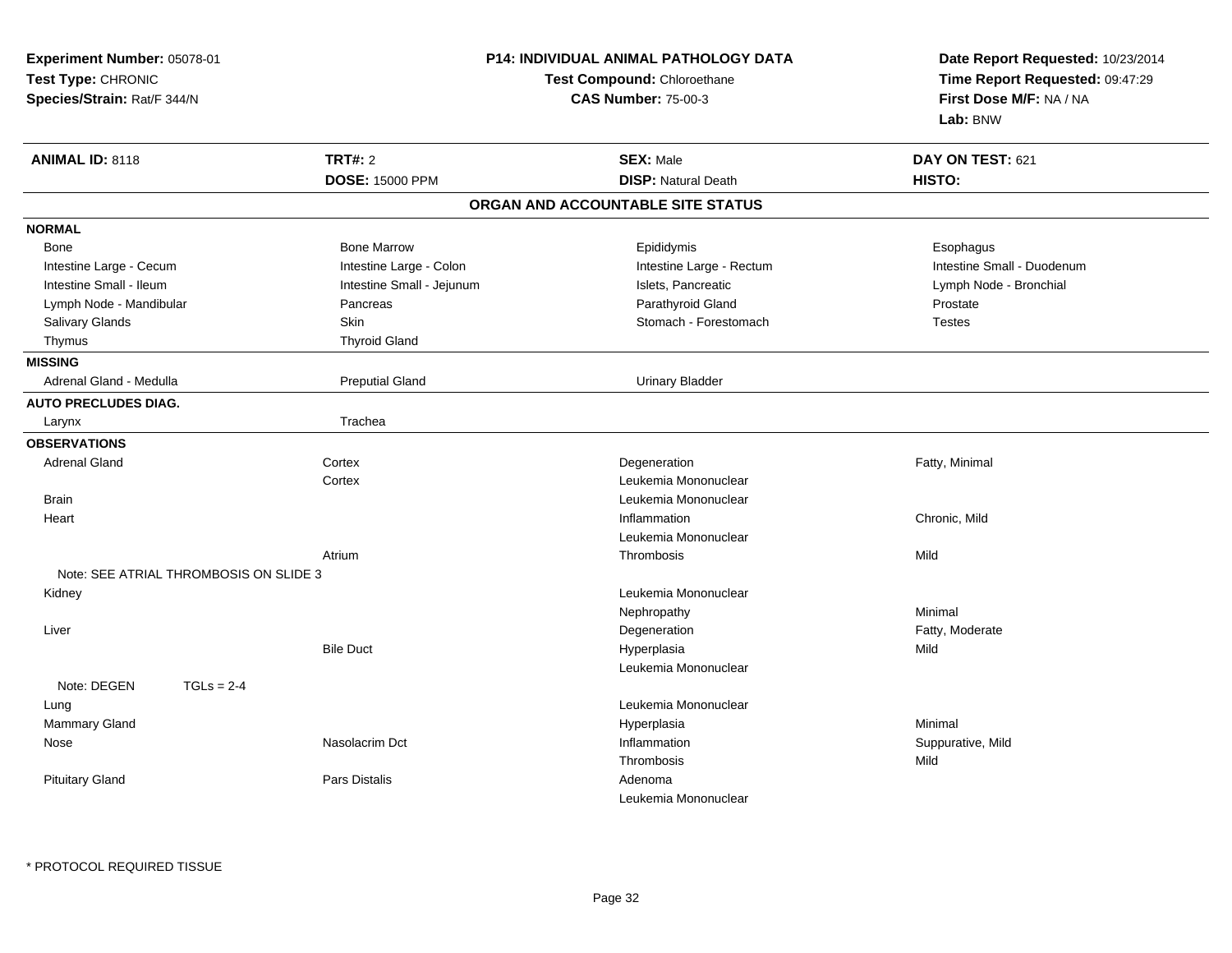**Experiment Number:** 05078-01
**Test Type:** CHRONIC
**Species/Strain:** Rat/F 344/N

**P14: INDIVIDUAL ANIMAL PATHOLOGY DATA**
**Test Compound:** Chloroethane
**CAS Number:** 75-00-3

**Date Report Requested:** 10/23/2014
**Time Report Requested:** 09:47:29
**First Dose M/F:** NA / NA
**Lab:** BNW

| **ANIMAL ID:** 8118 | **TRT#:** 2 | **SEX:** Male | **DAY ON TEST:** 621 |
|---|---|---|---|
| | **DOSE:** 15000 PPM | **DISP:** Natural Death | **HISTO:** |

## ORGAN AND ACCOUNTABLE SITE STATUS

**NORMAL**

| | | | |
|---|---|---|---|
| Bone | Bone Marrow | Epididymis | Esophagus |
| Intestine Large - Cecum | Intestine Large - Colon | Intestine Large - Rectum | Intestine Small - Duodenum |
| Intestine Small - Ileum | Intestine Small - Jejunum | Islets, Pancreatic | Lymph Node - Bronchial |
| Lymph Node - Mandibular | Pancreas | Parathyroid Gland | Prostate |
| Salivary Glands | Skin | Stomach - Forestomach | Testes |
| Thymus | Thyroid Gland | | |

**MISSING**

| | | |
|---|---|---|
| Adrenal Gland - Medulla | Preputial Gland | Urinary Bladder |

**AUTO PRECLUDES DIAG.**

| | |
|---|---|
| Larynx | Trachea |

**OBSERVATIONS**

| Organ | Site | Observation | Qualifier |
|---|---|---|---|
| Adrenal Gland | Cortex | Degeneration | Fatty, Minimal |
| | Cortex | Leukemia Mononuclear | |
| Brain | | Leukemia Mononuclear | |
| Heart | | Inflammation | Chronic, Mild |
| | | Leukemia Mononuclear | |
| | Atrium | Thrombosis | Mild |
| Note: SEE ATRIAL THROMBOSIS ON SLIDE 3 | | | |
| Kidney | | Leukemia Mononuclear | |
| | | Nephropathy | Minimal |
| Liver | | Degeneration | Fatty, Moderate |
| | Bile Duct | Hyperplasia | Mild |
| | | Leukemia Mononuclear | |
| Note: DEGEN TGLs = 2-4 | | | |
| Lung | | Leukemia Mononuclear | |
| Mammary Gland | | Hyperplasia | Minimal |
| Nose | Nasolacrim Dct | Inflammation | Suppurative, Mild |
| | | Thrombosis | Mild |
| Pituitary Gland | Pars Distalis | Adenoma | |
| | | Leukemia Mononuclear | |

* PROTOCOL REQUIRED TISSUE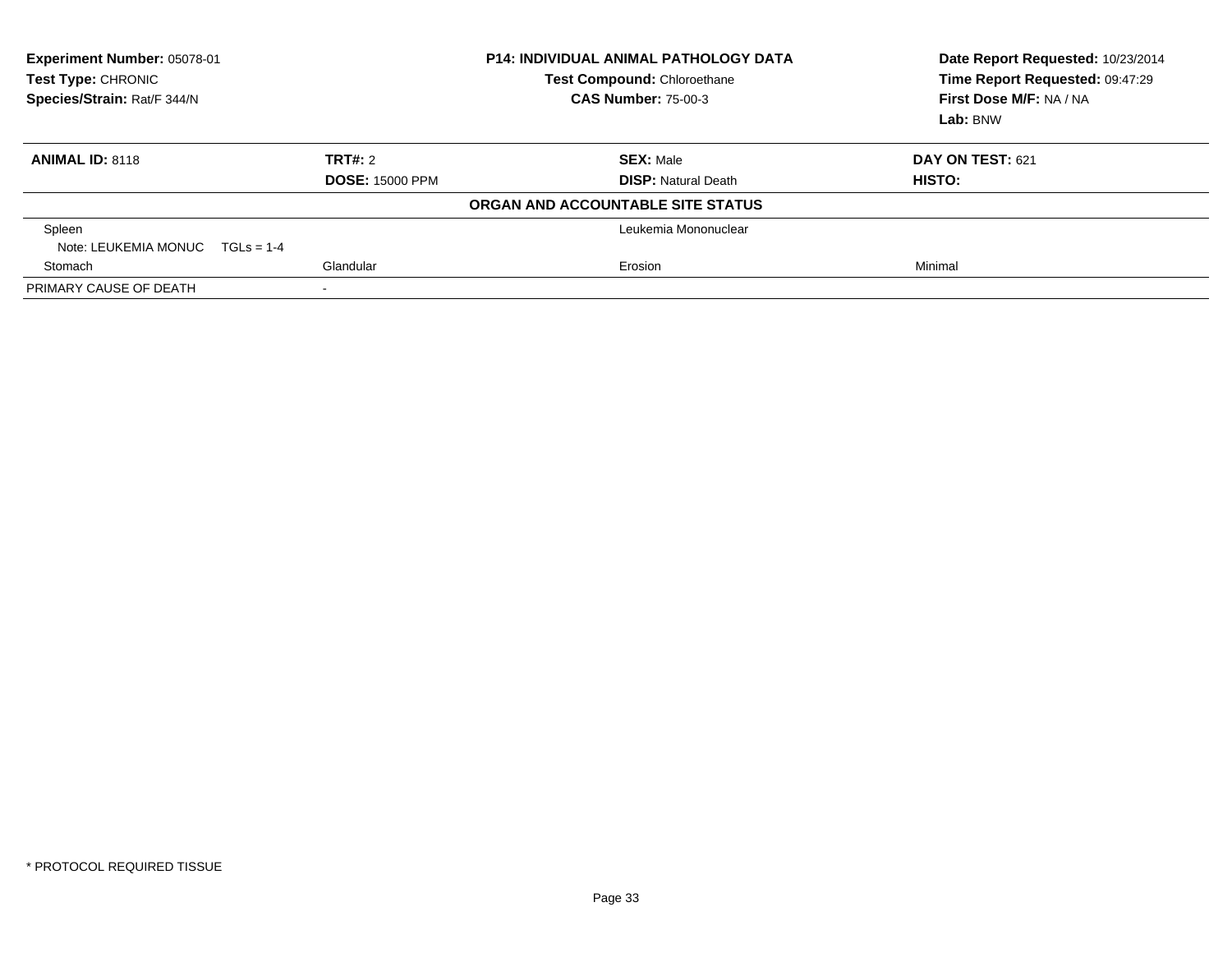**Experiment Number:** 05078-01
**Test Type:** CHRONIC
**Species/Strain:** Rat/F 344/N

**P14: INDIVIDUAL ANIMAL PATHOLOGY DATA**
**Test Compound:** Chloroethane
**CAS Number:** 75-00-3

**Date Report Requested:** 10/23/2014
**Time Report Requested:** 09:47:29
**First Dose M/F:** NA / NA
**Lab:** BNW

| **ANIMAL ID:** 8118 | **TRT#:** 2 | **SEX:** Male | **DAY ON TEST:** 621 |
|---|---|---|---|
| | **DOSE:** 15000 PPM | **DISP:** Natural Death | **HISTO:** |

**ORGAN AND ACCOUNTABLE SITE STATUS**

| | | | |
|---|---|---|---|
| Spleen | | Leukemia Mononuclear | |
| Note: LEUKEMIA MONUC TGLs = 1-4 | | | |
| Stomach | Glandular | Erosion | Minimal |
| PRIMARY CAUSE OF DEATH | - | | |

* PROTOCOL REQUIRED TISSUE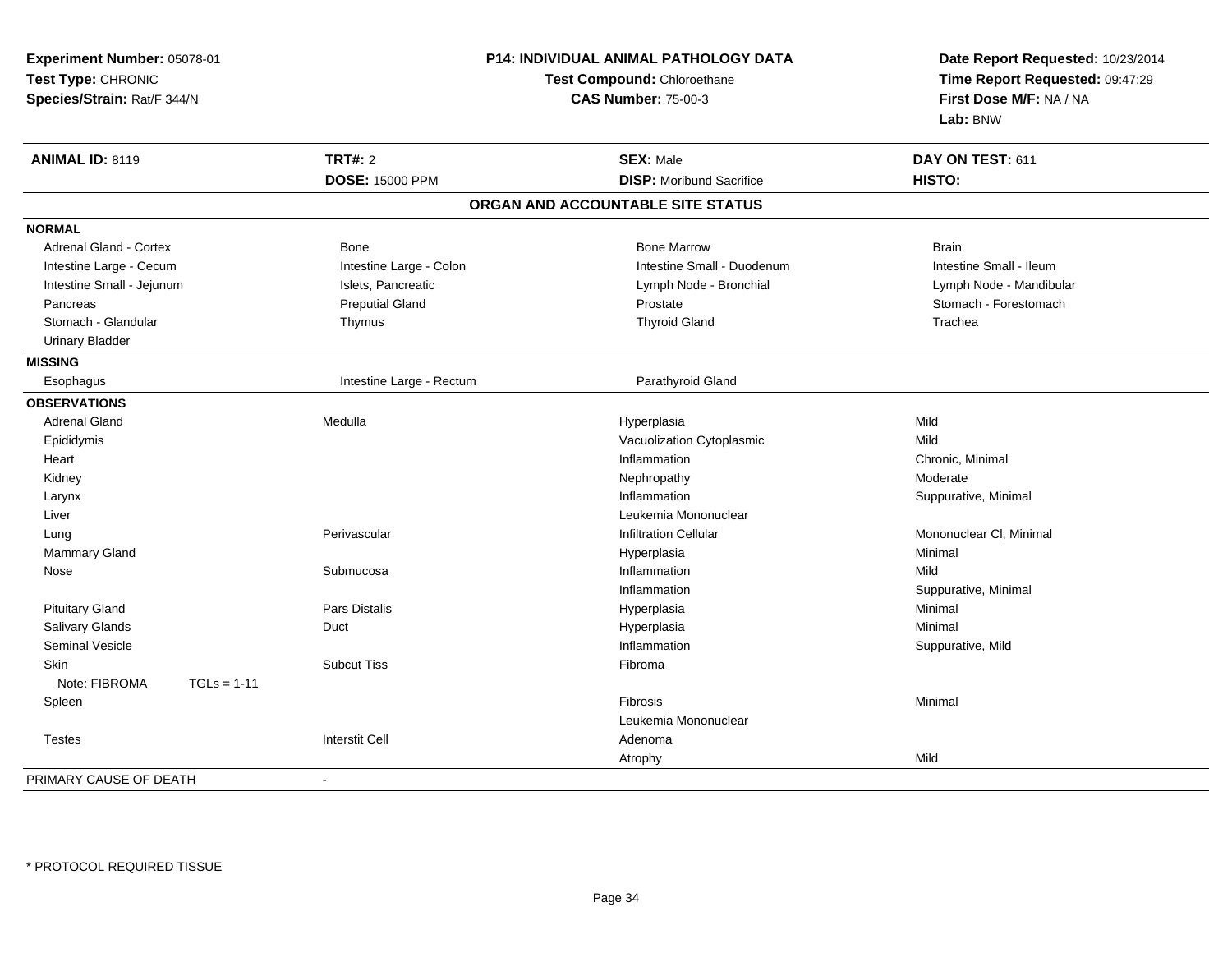**Experiment Number:** 05078-01
**Test Type:** CHRONIC
**Species/Strain:** Rat/F 344/N

**P14: INDIVIDUAL ANIMAL PATHOLOGY DATA**
**Test Compound:** Chloroethane
**CAS Number:** 75-00-3

**Date Report Requested:** 10/23/2014
**Time Report Requested:** 09:47:29
**First Dose M/F:** NA / NA
**Lab:** BNW

| **ANIMAL ID:** 8119 | **TRT#:** 2 | **SEX:** Male | **DAY ON TEST:** 611 |
|---|---|---|---|
| | **DOSE:** 15000 PPM | **DISP:** Moribund Sacrifice | **HISTO:** |

**ORGAN AND ACCOUNTABLE SITE STATUS**

| | | | |
|---|---|---|---|
| **NORMAL** | | | |
| Adrenal Gland - Cortex | Bone | Bone Marrow | Brain |
| Intestine Large - Cecum | Intestine Large - Colon | Intestine Small - Duodenum | Intestine Small - Ileum |
| Intestine Small - Jejunum | Islets, Pancreatic | Lymph Node - Bronchial | Lymph Node - Mandibular |
| Pancreas | Preputial Gland | Prostate | Stomach - Forestomach |
| Stomach - Glandular | Thymus | Thyroid Gland | Trachea |
| Urinary Bladder | | | |
| **MISSING** | | | |
| Esophagus | Intestine Large - Rectum | Parathyroid Gland | |
| **OBSERVATIONS** | | | |
| Adrenal Gland | Medulla | Hyperplasia | Mild |
| Epididymis | | Vacuolization Cytoplasmic | Mild |
| Heart | | Inflammation | Chronic, Minimal |
| Kidney | | Nephropathy | Moderate |
| Larynx | | Inflammation | Suppurative, Minimal |
| Liver | | Leukemia Mononuclear | |
| Lung | Perivascular | Infiltration Cellular | Mononuclear Cl, Minimal |
| Mammary Gland | | Hyperplasia | Minimal |
| Nose | Submucosa | Inflammation | Mild |
| | | Inflammation | Suppurative, Minimal |
| Pituitary Gland | Pars Distalis | Hyperplasia | Minimal |
| Salivary Glands | Duct | Hyperplasia | Minimal |
| Seminal Vesicle | | Inflammation | Suppurative, Mild |
| Skin | Subcut Tiss | Fibroma | |
| Note: FIBROMA TGLs = 1-11 | | | |
| Spleen | | Fibrosis | Minimal |
| | | Leukemia Mononuclear | |
| Testes | Interstit Cell | Adenoma | |
| | | Atrophy | Mild |
| PRIMARY CAUSE OF DEATH | - | | |

* PROTOCOL REQUIRED TISSUE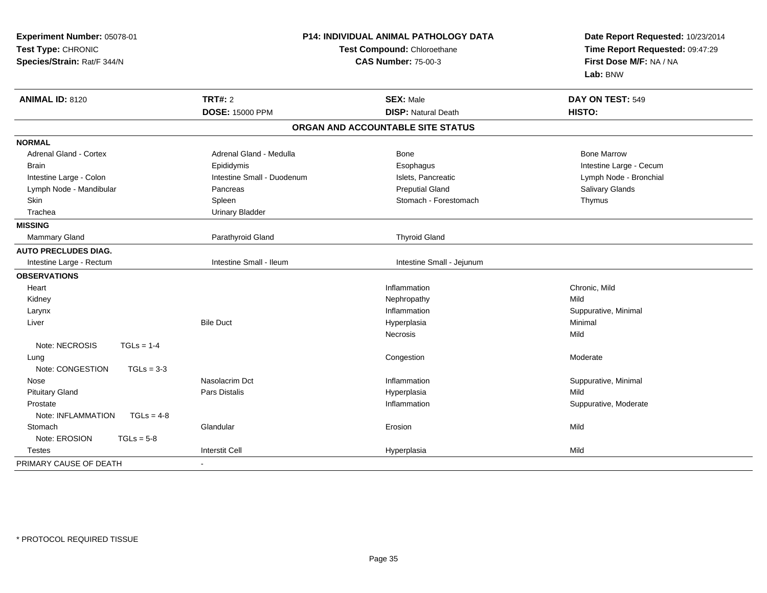**Experiment Number:** 05078-01
**Test Type:** CHRONIC
**Species/Strain:** Rat/F 344/N

**P14: INDIVIDUAL ANIMAL PATHOLOGY DATA**
**Test Compound:** Chloroethane
**CAS Number:** 75-00-3

**Date Report Requested:** 10/23/2014
**Time Report Requested:** 09:47:29
**First Dose M/F:** NA / NA
**Lab:** BNW

| **ANIMAL ID:** 8120 | **TRT#:** 2 | **SEX:** Male | **DAY ON TEST:** 549 |
|---|---|---|---|
| | **DOSE:** 15000 PPM | **DISP:** Natural Death | **HISTO:** |

## ORGAN AND ACCOUNTABLE SITE STATUS

| | | | |
|---|---|---|---|
| **NORMAL** | | | |
| Adrenal Gland - Cortex | Adrenal Gland - Medulla | Bone | Bone Marrow |
| Brain | Epididymis | Esophagus | Intestine Large - Cecum |
| Intestine Large - Colon | Intestine Small - Duodenum | Islets, Pancreatic | Lymph Node - Bronchial |
| Lymph Node - Mandibular | Pancreas | Preputial Gland | Salivary Glands |
| Skin | Spleen | Stomach - Forestomach | Thymus |
| Trachea | Urinary Bladder | | |
| **MISSING** | | | |
| Mammary Gland | Parathyroid Gland | Thyroid Gland | |
| **AUTO PRECLUDES DIAG.** | | | |
| Intestine Large - Rectum | Intestine Small - Ileum | Intestine Small - Jejunum | |
| **OBSERVATIONS** | | | |
| Heart | | Inflammation | Chronic, Mild |
| Kidney | | Nephropathy | Mild |
| Larynx | | Inflammation | Suppurative, Minimal |
| Liver | Bile Duct | Hyperplasia | Minimal |
| | | Necrosis | Mild |
| Note: NECROSIS TGLs = 1-4 | | | |
| Lung | | Congestion | Moderate |
| Note: CONGESTION TGLs = 3-3 | | | |
| Nose | Nasolacrim Dct | Inflammation | Suppurative, Minimal |
| Pituitary Gland | Pars Distalis | Hyperplasia | Mild |
| Prostate | | Inflammation | Suppurative, Moderate |
| Note: INFLAMMATION TGLs = 4-8 | | | |
| Stomach | Glandular | Erosion | Mild |
| Note: EROSION TGLs = 5-8 | | | |
| Testes | Interstit Cell | Hyperplasia | Mild |
| PRIMARY CAUSE OF DEATH | - | | |

* PROTOCOL REQUIRED TISSUE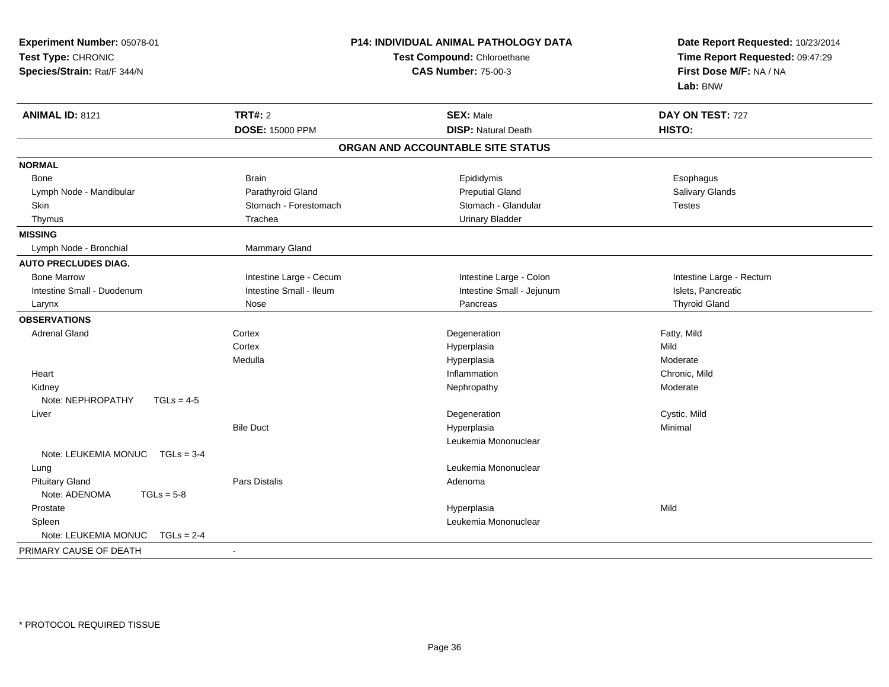**Experiment Number:** 05078-01
**Test Type:** CHRONIC
**Species/Strain:** Rat/F 344/N

**P14: INDIVIDUAL ANIMAL PATHOLOGY DATA**
**Test Compound:** Chloroethane
**CAS Number:** 75-00-3

**Date Report Requested:** 10/23/2014
**Time Report Requested:** 09:47:29
**First Dose M/F:** NA / NA
**Lab:** BNW

| **ANIMAL ID:** 8121 | **TRT#:** 2 | **SEX:** Male | **DAY ON TEST:** 727 |
|---|---|---|---|
| | **DOSE:** 15000 PPM | **DISP:** Natural Death | **HISTO:** |

**ORGAN AND ACCOUNTABLE SITE STATUS**

| | | | |
|---|---|---|---|
| **NORMAL** | | | |
| Bone | Brain | Epididymis | Esophagus |
| Lymph Node - Mandibular | Parathyroid Gland | Preputial Gland | Salivary Glands |
| Skin | Stomach - Forestomach | Stomach - Glandular | Testes |
| Thymus | Trachea | Urinary Bladder | |
| **MISSING** | | | |
| Lymph Node - Bronchial | Mammary Gland | | |
| **AUTO PRECLUDES DIAG.** | | | |
| Bone Marrow | Intestine Large - Cecum | Intestine Large - Colon | Intestine Large - Rectum |
| Intestine Small - Duodenum | Intestine Small - Ileum | Intestine Small - Jejunum | Islets, Pancreatic |
| Larynx | Nose | Pancreas | Thyroid Gland |
| **OBSERVATIONS** | | | |
| Adrenal Gland | Cortex | Degeneration | Fatty, Mild |
| | Cortex | Hyperplasia | Mild |
| | Medulla | Hyperplasia | Moderate |
| Heart | | Inflammation | Chronic, Mild |
| Kidney | | Nephropathy | Moderate |
| Note: NEPHROPATHY TGLs = 4-5 | | | |
| Liver | | Degeneration | Cystic, Mild |
| | Bile Duct | Hyperplasia | Minimal |
| | | Leukemia Mononuclear | |
| Note: LEUKEMIA MONUC TGLs = 3-4 | | | |
| Lung | | Leukemia Mononuclear | |
| Pituitary Gland | Pars Distalis | Adenoma | |
| Note: ADENOMA TGLs = 5-8 | | | |
| Prostate | | Hyperplasia | Mild |
| Spleen | | Leukemia Mononuclear | |
| Note: LEUKEMIA MONUC TGLs = 2-4 | | | |
| PRIMARY CAUSE OF DEATH | - | | |

\* PROTOCOL REQUIRED TISSUE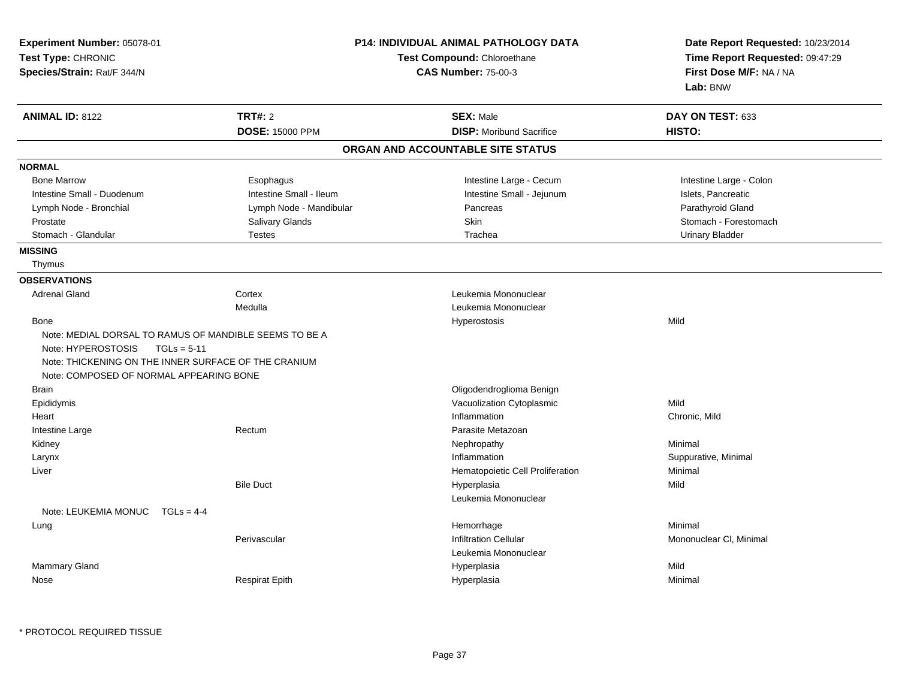**Experiment Number:** 05078-01
**Test Type:** CHRONIC
**Species/Strain:** Rat/F 344/N

**P14: INDIVIDUAL ANIMAL PATHOLOGY DATA**
**Test Compound:** Chloroethane
**CAS Number:** 75-00-3

**Date Report Requested:** 10/23/2014
**Time Report Requested:** 09:47:29
**First Dose M/F:** NA / NA
**Lab:** BNW

| **ANIMAL ID:** 8122 | **TRT#:** 2 | **SEX:** Male | **DAY ON TEST:** 633 |
|---|---|---|---|
| | **DOSE:** 15000 PPM | **DISP:** Moribund Sacrifice | **HISTO:** |

## ORGAN AND ACCOUNTABLE SITE STATUS

**NORMAL**

| | | | |
|---|---|---|---|
| Bone Marrow | Esophagus | Intestine Large - Cecum | Intestine Large - Colon |
| Intestine Small - Duodenum | Intestine Small - Ileum | Intestine Small - Jejunum | Islets, Pancreatic |
| Lymph Node - Bronchial | Lymph Node - Mandibular | Pancreas | Parathyroid Gland |
| Prostate | Salivary Glands | Skin | Stomach - Forestomach |
| Stomach - Glandular | Testes | Trachea | Urinary Bladder |

**MISSING**

Thymus

**OBSERVATIONS**

| | | | |
|---|---|---|---|
| Adrenal Gland | Cortex | Leukemia Mononuclear | |
| | Medulla | Leukemia Mononuclear | |
| Bone | | Hyperostosis | Mild |

Note: MEDIAL DORSAL TO RAMUS OF MANDIBLE SEEMS TO BE A
Note: HYPEROSTOSIS TGLs = 5-11
Note: THICKENING ON THE INNER SURFACE OF THE CRANIUM
Note: COMPOSED OF NORMAL APPEARING BONE

| | | | |
|---|---|---|---|
| Brain | | Oligodendroglioma Benign | |
| Epididymis | | Vacuolization Cytoplasmic | Mild |
| Heart | | Inflammation | Chronic, Mild |
| Intestine Large | Rectum | Parasite Metazoan | |
| Kidney | | Nephropathy | Minimal |
| Larynx | | Inflammation | Suppurative, Minimal |
| Liver | | Hematopoietic Cell Proliferation | Minimal |
| | Bile Duct | Hyperplasia | Mild |
| | | Leukemia Mononuclear | |

Note: LEUKEMIA MONUC TGLs = 4-4

| | | | |
|---|---|---|---|
| Lung | | Hemorrhage | Minimal |
| | Perivascular | Infiltration Cellular | Mononuclear Cl, Minimal |
| | | Leukemia Mononuclear | |
| Mammary Gland | | Hyperplasia | Mild |
| Nose | Respirat Epith | Hyperplasia | Minimal |

* PROTOCOL REQUIRED TISSUE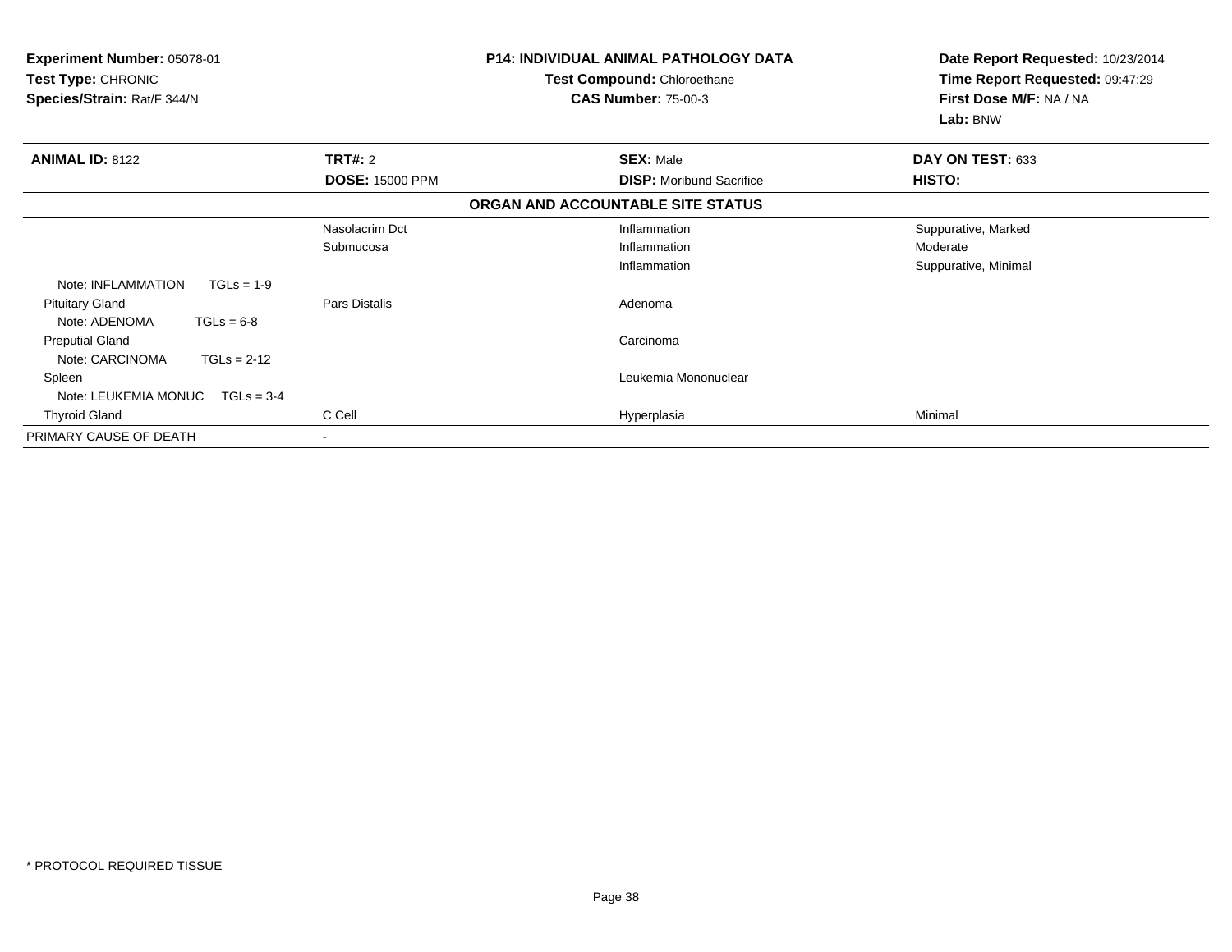**Experiment Number:** 05078-01
**Test Type:** CHRONIC
**Species/Strain:** Rat/F 344/N

**P14: INDIVIDUAL ANIMAL PATHOLOGY DATA**
**Test Compound:** Chloroethane
**CAS Number:** 75-00-3

**Date Report Requested:** 10/23/2014
**Time Report Requested:** 09:47:29
**First Dose M/F:** NA / NA
**Lab:** BNW

| **ANIMAL ID:** 8122 | **TRT#:** 2 | **SEX:** Male | **DAY ON TEST:** 633 |
|---|---|---|---|
| | **DOSE:** 15000 PPM | **DISP:** Moribund Sacrifice | **HISTO:** |
| | | **ORGAN AND ACCOUNTABLE SITE STATUS** | |
| | Nasolacrim Dct | Inflammation | Suppurative, Marked |
| | Submucosa | Inflammation | Moderate |
| | | Inflammation | Suppurative, Minimal |
| Note: INFLAMMATION TGLs = 1-9 | | | |
| Pituitary Gland | Pars Distalis | Adenoma | |
| Note: ADENOMA TGLs = 6-8 | | | |
| Preputial Gland | | Carcinoma | |
| Note: CARCINOMA TGLs = 2-12 | | | |
| Spleen | | Leukemia Mononuclear | |
| Note: LEUKEMIA MONUC TGLs = 3-4 | | | |
| Thyroid Gland | C Cell | Hyperplasia | Minimal |
| PRIMARY CAUSE OF DEATH | - | | |

* PROTOCOL REQUIRED TISSUE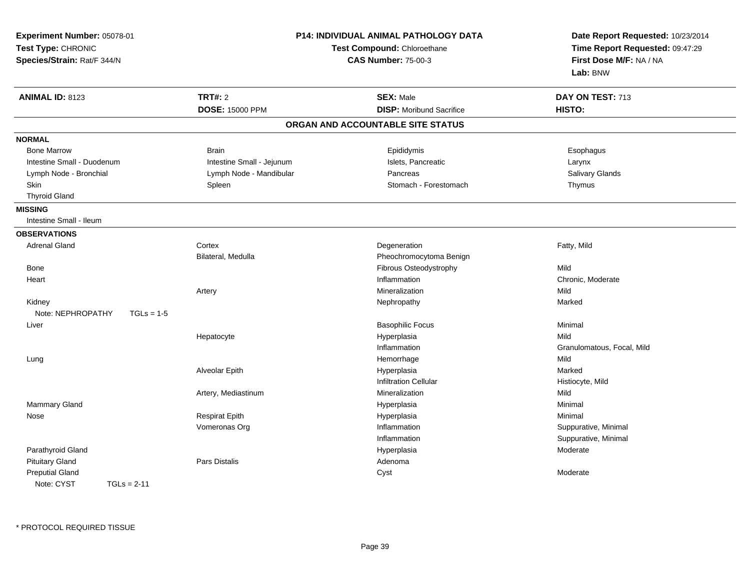**Experiment Number:** 05078-01
**Test Type:** CHRONIC
**Species/Strain:** Rat/F 344/N

**P14: INDIVIDUAL ANIMAL PATHOLOGY DATA**
**Test Compound:** Chloroethane
**CAS Number:** 75-00-3

**Date Report Requested:** 10/23/2014
**Time Report Requested:** 09:47:29
**First Dose M/F:** NA / NA
**Lab:** BNW

| **ANIMAL ID:** 8123 | **TRT#:** 2 | **SEX:** Male | **DAY ON TEST:** 713 |
|---|---|---|---|
| | **DOSE:** 15000 PPM | **DISP:** Moribund Sacrifice | **HISTO:** |

## ORGAN AND ACCOUNTABLE SITE STATUS

**NORMAL**

| | | | |
|---|---|---|---|
| Bone Marrow | Brain | Epididymis | Esophagus |
| Intestine Small - Duodenum | Intestine Small - Jejunum | Islets, Pancreatic | Larynx |
| Lymph Node - Bronchial | Lymph Node - Mandibular | Pancreas | Salivary Glands |
| Skin | Spleen | Stomach - Forestomach | Thymus |
| Thyroid Gland | | | |

**MISSING**

Intestine Small - Ileum

**OBSERVATIONS**

| | | | |
|---|---|---|---|
| Adrenal Gland | Cortex | Degeneration | Fatty, Mild |
| | Bilateral, Medulla | Pheochromocytoma Benign | |
| Bone | | Fibrous Osteodystrophy | Mild |
| Heart | | Inflammation | Chronic, Moderate |
| | Artery | Mineralization | Mild |
| Kidney | | Nephropathy | Marked |
| Note: NEPHROPATHY TGLs = 1-5 | | | |
| Liver | | Basophilic Focus | Minimal |
| | Hepatocyte | Hyperplasia | Mild |
| | | Inflammation | Granulomatous, Focal, Mild |
| Lung | | Hemorrhage | Mild |
| | Alveolar Epith | Hyperplasia | Marked |
| | | Infiltration Cellular | Histiocyte, Mild |
| | Artery, Mediastinum | Mineralization | Mild |
| Mammary Gland | | Hyperplasia | Minimal |
| Nose | Respirat Epith | Hyperplasia | Minimal |
| | Vomeronas Org | Inflammation | Suppurative, Minimal |
| | | Inflammation | Suppurative, Minimal |
| Parathyroid Gland | | Hyperplasia | Moderate |
| Pituitary Gland | Pars Distalis | Adenoma | |
| Preputial Gland | | Cyst | Moderate |
| Note: CYST TGLs = 2-11 | | | |

* PROTOCOL REQUIRED TISSUE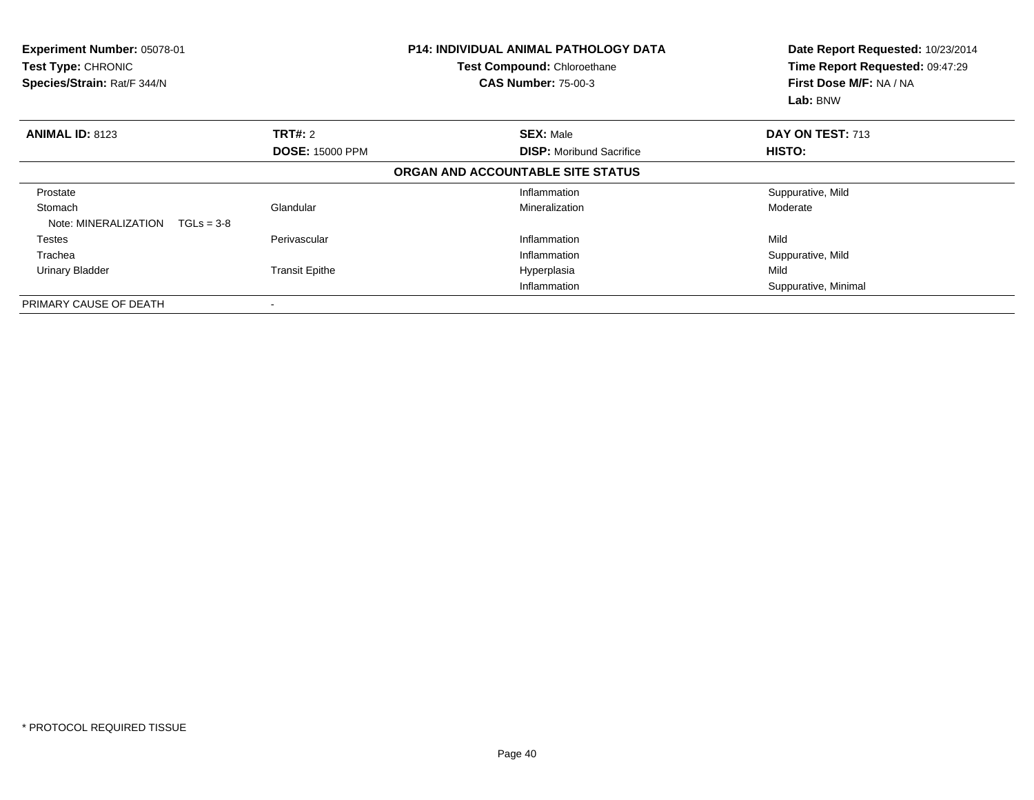**Experiment Number:** 05078-01
**Test Type:** CHRONIC
**Species/Strain:** Rat/F 344/N

**P14: INDIVIDUAL ANIMAL PATHOLOGY DATA**
**Test Compound:** Chloroethane
**CAS Number:** 75-00-3

**Date Report Requested:** 10/23/2014
**Time Report Requested:** 09:47:29
**First Dose M/F:** NA / NA
**Lab:** BNW

| **ANIMAL ID:** 8123 | **TRT#:** 2 | **SEX:** Male | **DAY ON TEST:** 713 |
|---|---|---|---|
| | **DOSE:** 15000 PPM | **DISP:** Moribund Sacrifice | **HISTO:** |

**ORGAN AND ACCOUNTABLE SITE STATUS**

| | | | |
|---|---|---|---|
| Prostate | | Inflammation | Suppurative, Mild |
| Stomach | Glandular | Mineralization | Moderate |
| Note: MINERALIZATION TGLs = 3-8 | | | |
| Testes | Perivascular | Inflammation | Mild |
| Trachea | | Inflammation | Suppurative, Mild |
| Urinary Bladder | Transit Epithe | Hyperplasia | Mild |
| | | Inflammation | Suppurative, Minimal |
| PRIMARY CAUSE OF DEATH | - | | |

* PROTOCOL REQUIRED TISSUE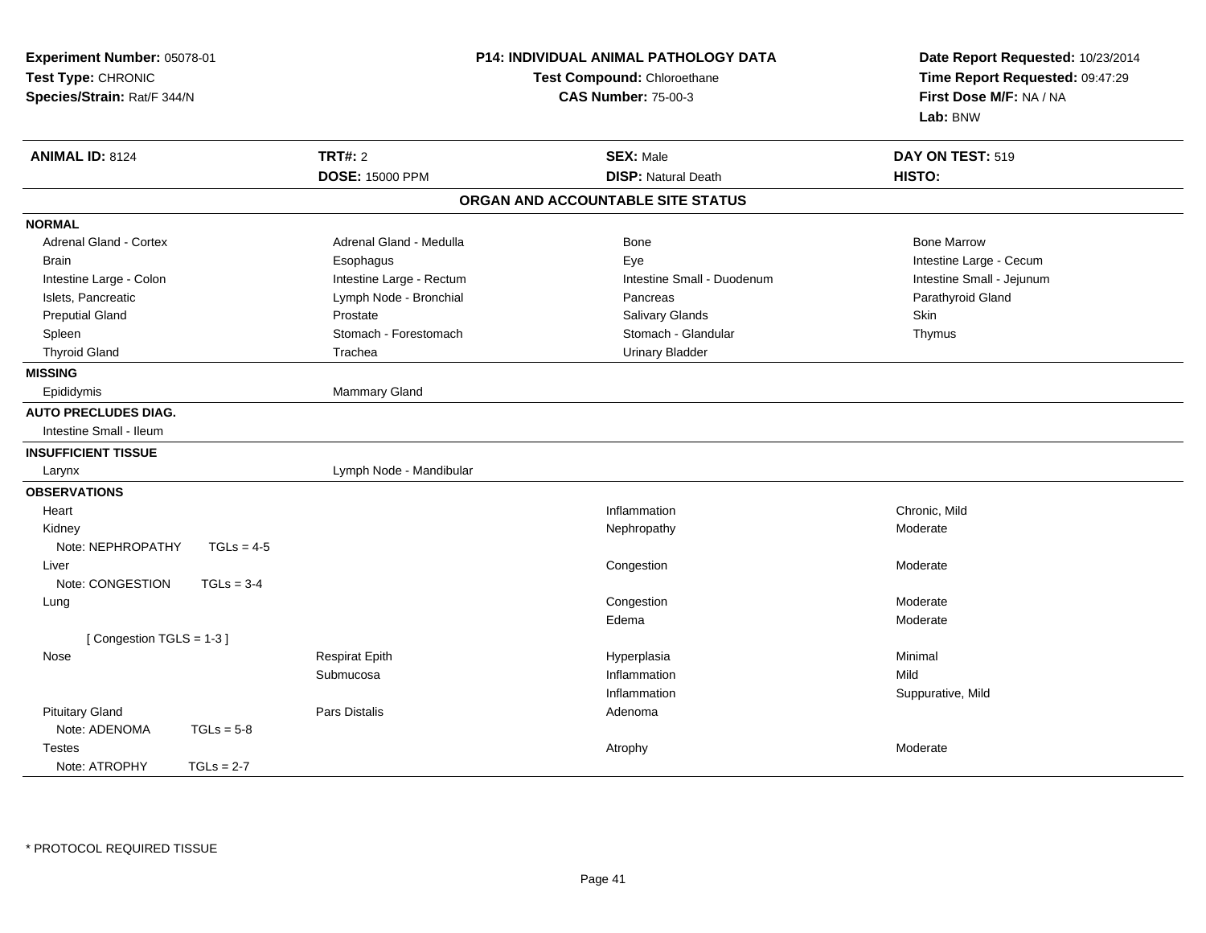**Experiment Number:** 05078-01
**Test Type:** CHRONIC
**Species/Strain:** Rat/F 344/N

**P14: INDIVIDUAL ANIMAL PATHOLOGY DATA**
**Test Compound:** Chloroethane
**CAS Number:** 75-00-3

**Date Report Requested:** 10/23/2014
**Time Report Requested:** 09:47:29
**First Dose M/F:** NA / NA
**Lab:** BNW

| **ANIMAL ID:** 8124 | **TRT#:** 2 | **SEX:** Male | **DAY ON TEST:** 519 |
|---|---|---|---|
| | **DOSE:** 15000 PPM | **DISP:** Natural Death | **HISTO:** |

## ORGAN AND ACCOUNTABLE SITE STATUS

| | | | |
|---|---|---|---|
| **NORMAL** | | | |
| Adrenal Gland - Cortex | Adrenal Gland - Medulla | Bone | Bone Marrow |
| Brain | Esophagus | Eye | Intestine Large - Cecum |
| Intestine Large - Colon | Intestine Large - Rectum | Intestine Small - Duodenum | Intestine Small - Jejunum |
| Islets, Pancreatic | Lymph Node - Bronchial | Pancreas | Parathyroid Gland |
| Preputial Gland | Prostate | Salivary Glands | Skin |
| Spleen | Stomach - Forestomach | Stomach - Glandular | Thymus |
| Thyroid Gland | Trachea | Urinary Bladder | |
| **MISSING** | | | |
| Epididymis | Mammary Gland | | |
| **AUTO PRECLUDES DIAG.** | | | |
| Intestine Small - Ileum | | | |
| **INSUFFICIENT TISSUE** | | | |
| Larynx | Lymph Node - Mandibular | | |
| **OBSERVATIONS** | | | |
| Heart | | Inflammation | Chronic, Mild |
| Kidney | | Nephropathy | Moderate |
| Note: NEPHROPATHY TGLs = 4-5 | | | |
| Liver | | Congestion | Moderate |
| Note: CONGESTION TGLs = 3-4 | | | |
| Lung | | Congestion | Moderate |
| | | Edema | Moderate |
| [ Congestion TGLS = 1-3 ] | | | |
| Nose | Respirat Epith | Hyperplasia | Minimal |
| | Submucosa | Inflammation | Mild |
| | | Inflammation | Suppurative, Mild |
| Pituitary Gland | Pars Distalis | Adenoma | |
| Note: ADENOMA TGLs = 5-8 | | | |
| Testes | | Atrophy | Moderate |
| Note: ATROPHY TGLs = 2-7 | | | |

* PROTOCOL REQUIRED TISSUE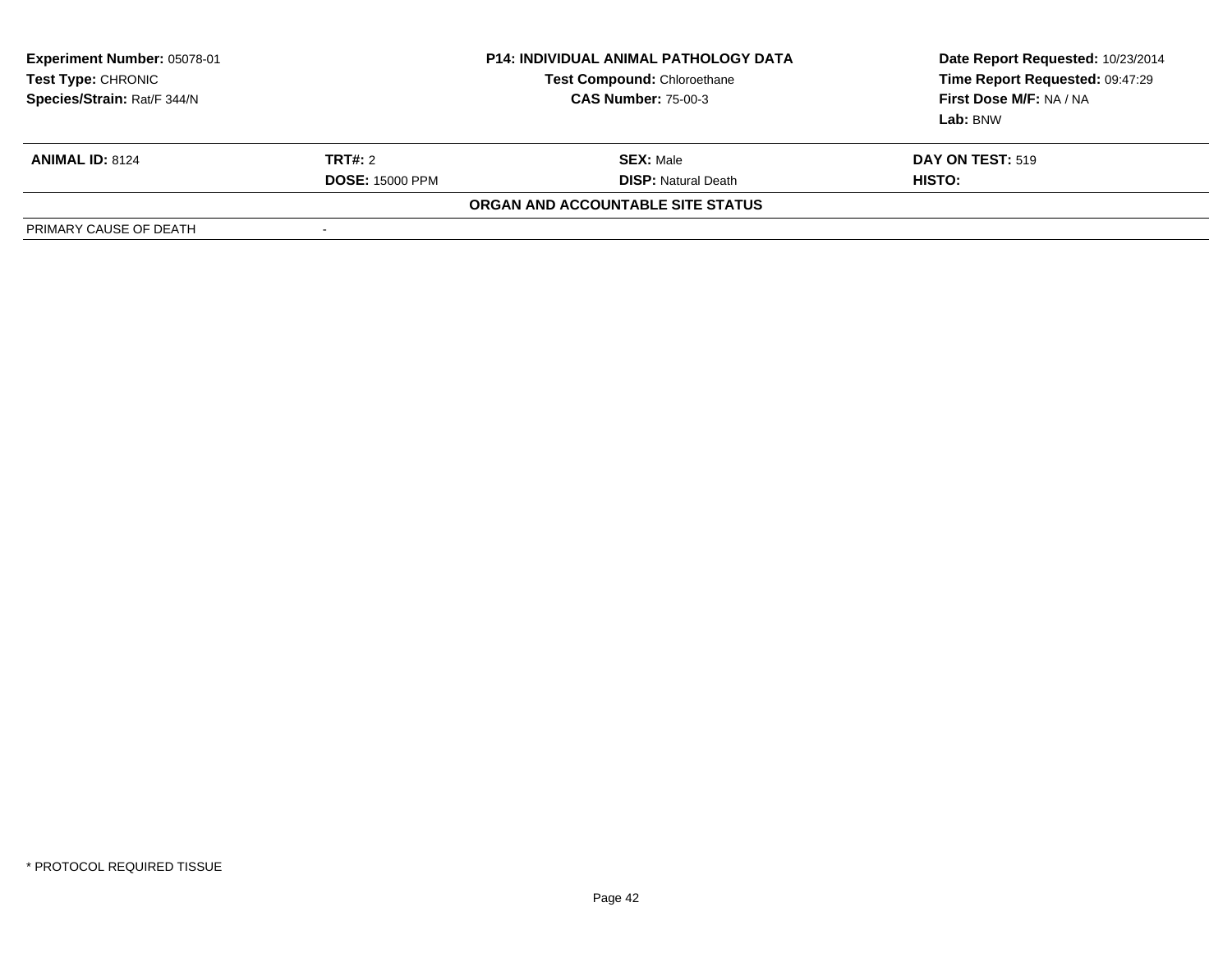| **Experiment Number:** 05078-01 | **P14: INDIVIDUAL ANIMAL PATHOLOGY DATA** | **Date Report Requested:** 10/23/2014 |
|---|---|---|
| **Test Type:** CHRONIC | **Test Compound:** Chloroethane | **Time Report Requested:** 09:47:29 |
| **Species/Strain:** Rat/F 344/N | **CAS Number:** 75-00-3 | **First Dose M/F:** NA / NA |
| | | **Lab:** BNW |

| **ANIMAL ID:** 8124 | **TRT#:** 2 | **SEX:** Male | **DAY ON TEST:** 519 |
|---|---|---|---|
| | **DOSE:** 15000 PPM | **DISP:** Natural Death | **HISTO:** |

**ORGAN AND ACCOUNTABLE SITE STATUS**

| PRIMARY CAUSE OF DEATH | - |
|---|---|

* PROTOCOL REQUIRED TISSUE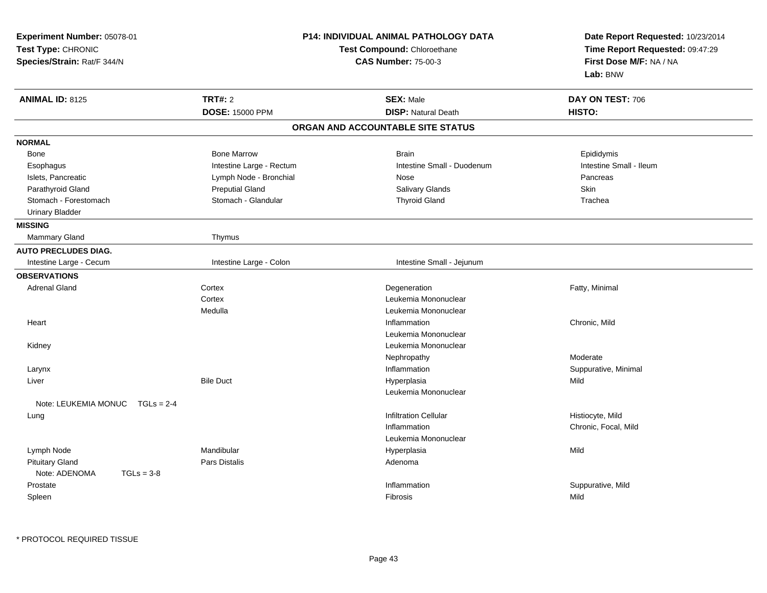**Experiment Number:** 05078-01
**Test Type:** CHRONIC
**Species/Strain:** Rat/F 344/N

**P14: INDIVIDUAL ANIMAL PATHOLOGY DATA**
**Test Compound:** Chloroethane
**CAS Number:** 75-00-3

**Date Report Requested:** 10/23/2014
**Time Report Requested:** 09:47:29
**First Dose M/F:** NA / NA
**Lab:** BNW

| **ANIMAL ID:** 8125 | **TRT#:** 2 | **SEX:** Male | **DAY ON TEST:** 706 |
|---|---|---|---|
| | **DOSE:** 15000 PPM | **DISP:** Natural Death | **HISTO:** |

## ORGAN AND ACCOUNTABLE SITE STATUS

| | | | |
|---|---|---|---|
| **NORMAL** | | | |
| Bone | Bone Marrow | Brain | Epididymis |
| Esophagus | Intestine Large - Rectum | Intestine Small - Duodenum | Intestine Small - Ileum |
| Islets, Pancreatic | Lymph Node - Bronchial | Nose | Pancreas |
| Parathyroid Gland | Preputial Gland | Salivary Glands | Skin |
| Stomach - Forestomach | Stomach - Glandular | Thyroid Gland | Trachea |
| Urinary Bladder | | | |
| **MISSING** | | | |
| Mammary Gland | Thymus | | |
| **AUTO PRECLUDES DIAG.** | | | |
| Intestine Large - Cecum | Intestine Large - Colon | Intestine Small - Jejunum | |
| **OBSERVATIONS** | | | |
| Adrenal Gland | Cortex | Degeneration | Fatty, Minimal |
| | Cortex | Leukemia Mononuclear | |
| | Medulla | Leukemia Mononuclear | |
| Heart | | Inflammation | Chronic, Mild |
| | | Leukemia Mononuclear | |
| Kidney | | Leukemia Mononuclear | |
| | | Nephropathy | Moderate |
| Larynx | | Inflammation | Suppurative, Minimal |
| Liver | Bile Duct | Hyperplasia | Mild |
| | | Leukemia Mononuclear | |
| Note: LEUKEMIA MONUC TGLs = 2-4 | | | |
| Lung | | Infiltration Cellular | Histiocyte, Mild |
| | | Inflammation | Chronic, Focal, Mild |
| | | Leukemia Mononuclear | |
| Lymph Node | Mandibular | Hyperplasia | Mild |
| Pituitary Gland | Pars Distalis | Adenoma | |
| Note: ADENOMA TGLs = 3-8 | | | |
| Prostate | | Inflammation | Suppurative, Mild |
| Spleen | | Fibrosis | Mild |

* PROTOCOL REQUIRED TISSUE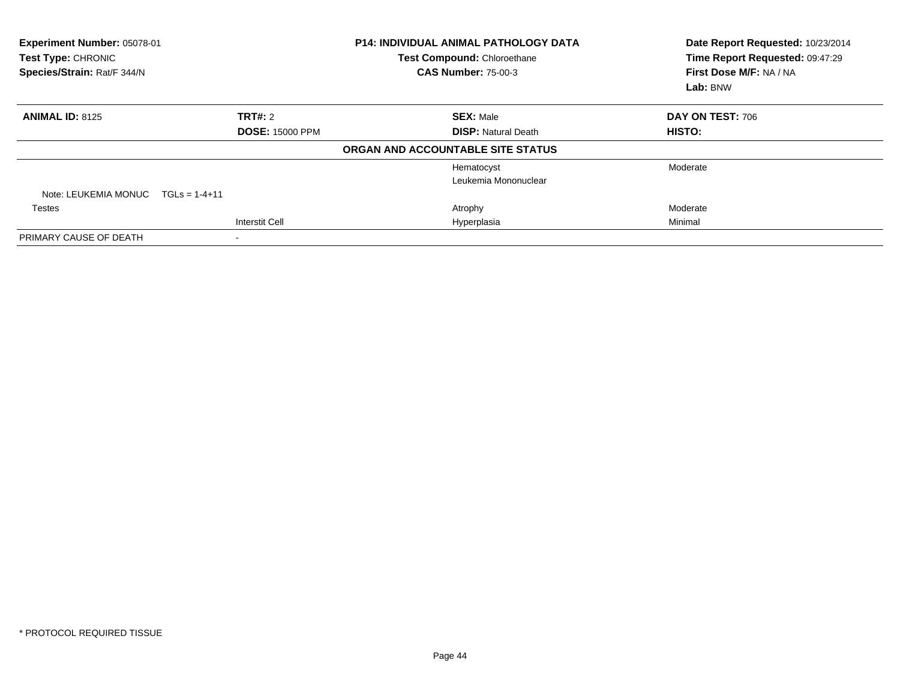**Experiment Number:** 05078-01
**Test Type:** CHRONIC
**Species/Strain:** Rat/F 344/N

**P14: INDIVIDUAL ANIMAL PATHOLOGY DATA**
**Test Compound:** Chloroethane
**CAS Number:** 75-00-3

**Date Report Requested:** 10/23/2014
**Time Report Requested:** 09:47:29
**First Dose M/F:** NA / NA
**Lab:** BNW

| **ANIMAL ID:** 8125 | **TRT#:** 2 | **SEX:** Male | **DAY ON TEST:** 706 |
|---|---|---|---|
| | **DOSE:** 15000 PPM | **DISP:** Natural Death | **HISTO:** |

**ORGAN AND ACCOUNTABLE SITE STATUS**

| | | | |
|---|---|---|---|
| | | Hematocyst | Moderate |
| | | Leukemia Mononuclear | |
| Note: LEUKEMIA MONUC TGLs = 1-4+11 | | | |
| Testes | | Atrophy | Moderate |
| | Interstit Cell | Hyperplasia | Minimal |
| PRIMARY CAUSE OF DEATH | - | | |

* PROTOCOL REQUIRED TISSUE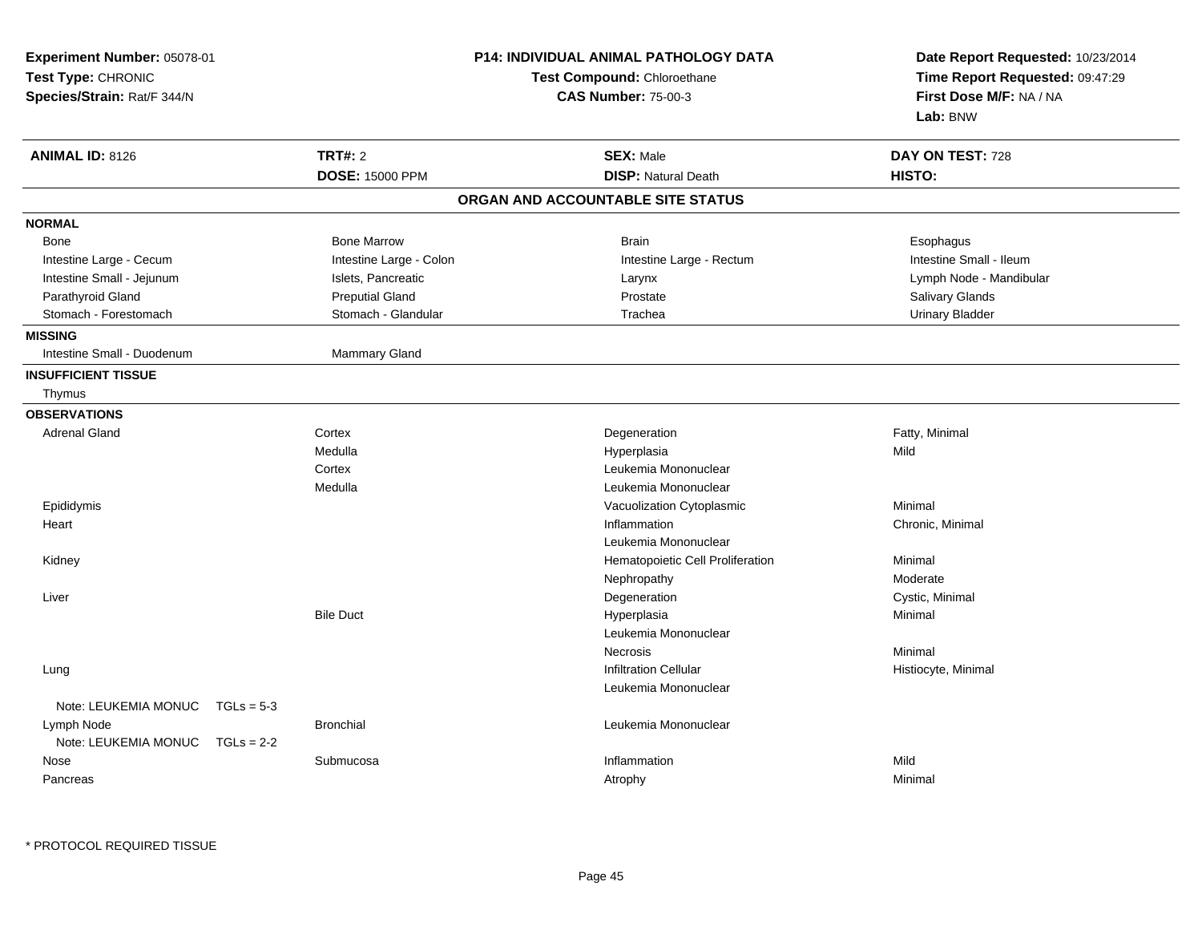**Experiment Number:** 05078-01
**Test Type:** CHRONIC
**Species/Strain:** Rat/F 344/N

**P14: INDIVIDUAL ANIMAL PATHOLOGY DATA**
**Test Compound:** Chloroethane
**CAS Number:** 75-00-3

**Date Report Requested:** 10/23/2014
**Time Report Requested:** 09:47:29
**First Dose M/F:** NA / NA
**Lab:** BNW

| **ANIMAL ID:** 8126 | **TRT#:** 2 | **SEX:** Male | **DAY ON TEST:** 728 |
|---|---|---|---|
| | **DOSE:** 15000 PPM | **DISP:** Natural Death | **HISTO:** |

## ORGAN AND ACCOUNTABLE SITE STATUS

**NORMAL**

| | | | |
|---|---|---|---|
| Bone | Bone Marrow | Brain | Esophagus |
| Intestine Large - Cecum | Intestine Large - Colon | Intestine Large - Rectum | Intestine Small - Ileum |
| Intestine Small - Jejunum | Islets, Pancreatic | Larynx | Lymph Node - Mandibular |
| Parathyroid Gland | Preputial Gland | Prostate | Salivary Glands |
| Stomach - Forestomach | Stomach - Glandular | Trachea | Urinary Bladder |

**MISSING**

| | |
|---|---|
| Intestine Small - Duodenum | Mammary Gland |

**INSUFFICIENT TISSUE**

Thymus

**OBSERVATIONS**

| Organ | Site | Observation | Qualifier |
|---|---|---|---|
| Adrenal Gland | Cortex | Degeneration | Fatty, Minimal |
| | Medulla | Hyperplasia | Mild |
| | Cortex | Leukemia Mononuclear | |
| | Medulla | Leukemia Mononuclear | |
| Epididymis | | Vacuolization Cytoplasmic | Minimal |
| Heart | | Inflammation | Chronic, Minimal |
| | | Leukemia Mononuclear | |
| Kidney | | Hematopoietic Cell Proliferation | Minimal |
| | | Nephropathy | Moderate |
| Liver | | Degeneration | Cystic, Minimal |
| | Bile Duct | Hyperplasia | Minimal |
| | | Leukemia Mononuclear | |
| | | Necrosis | Minimal |
| Lung | | Infiltration Cellular | Histiocyte, Minimal |
| | | Leukemia Mononuclear | |
| Note: LEUKEMIA MONUC TGLs = 5-3 | | | |
| Lymph Node | Bronchial | Leukemia Mononuclear | |
| Note: LEUKEMIA MONUC TGLs = 2-2 | | | |
| Nose | Submucosa | Inflammation | Mild |
| Pancreas | | Atrophy | Minimal |

* PROTOCOL REQUIRED TISSUE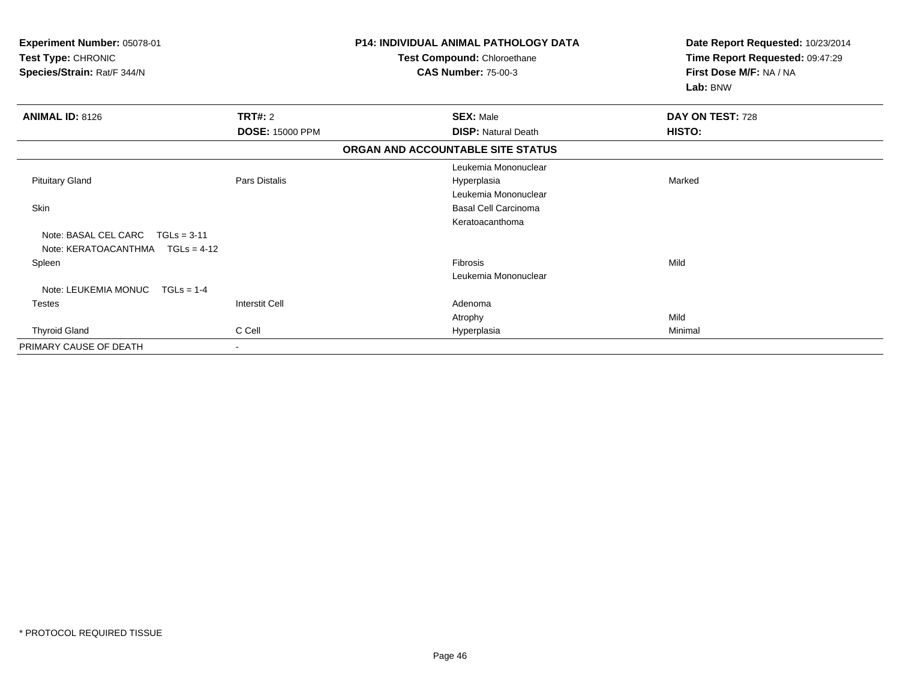**Experiment Number:** 05078-01
**Test Type:** CHRONIC
**Species/Strain:** Rat/F 344/N

**P14: INDIVIDUAL ANIMAL PATHOLOGY DATA**
**Test Compound:** Chloroethane
**CAS Number:** 75-00-3

**Date Report Requested:** 10/23/2014
**Time Report Requested:** 09:47:29
**First Dose M/F:** NA / NA
**Lab:** BNW

| **ANIMAL ID:** 8126 | **TRT#:** 2 | **SEX:** Male | **DAY ON TEST:** 728 |
|---|---|---|---|
| | **DOSE:** 15000 PPM | **DISP:** Natural Death | **HISTO:** |

**ORGAN AND ACCOUNTABLE SITE STATUS**

| | | | |
|---|---|---|---|
| | | Leukemia Mononuclear | |
| Pituitary Gland | Pars Distalis | Hyperplasia | Marked |
| | | Leukemia Mononuclear | |
| Skin | | Basal Cell Carcinoma | |
| | | Keratoacanthoma | |
| Note: BASAL CEL CARC TGLs = 3-11 | | | |
| Note: KERATOACANTHMA TGLs = 4-12 | | | |
| Spleen | | Fibrosis | Mild |
| | | Leukemia Mononuclear | |
| Note: LEUKEMIA MONUC TGLs = 1-4 | | | |
| Testes | Interstit Cell | Adenoma | |
| | | Atrophy | Mild |
| Thyroid Gland | C Cell | Hyperplasia | Minimal |
| PRIMARY CAUSE OF DEATH | - | | |

* PROTOCOL REQUIRED TISSUE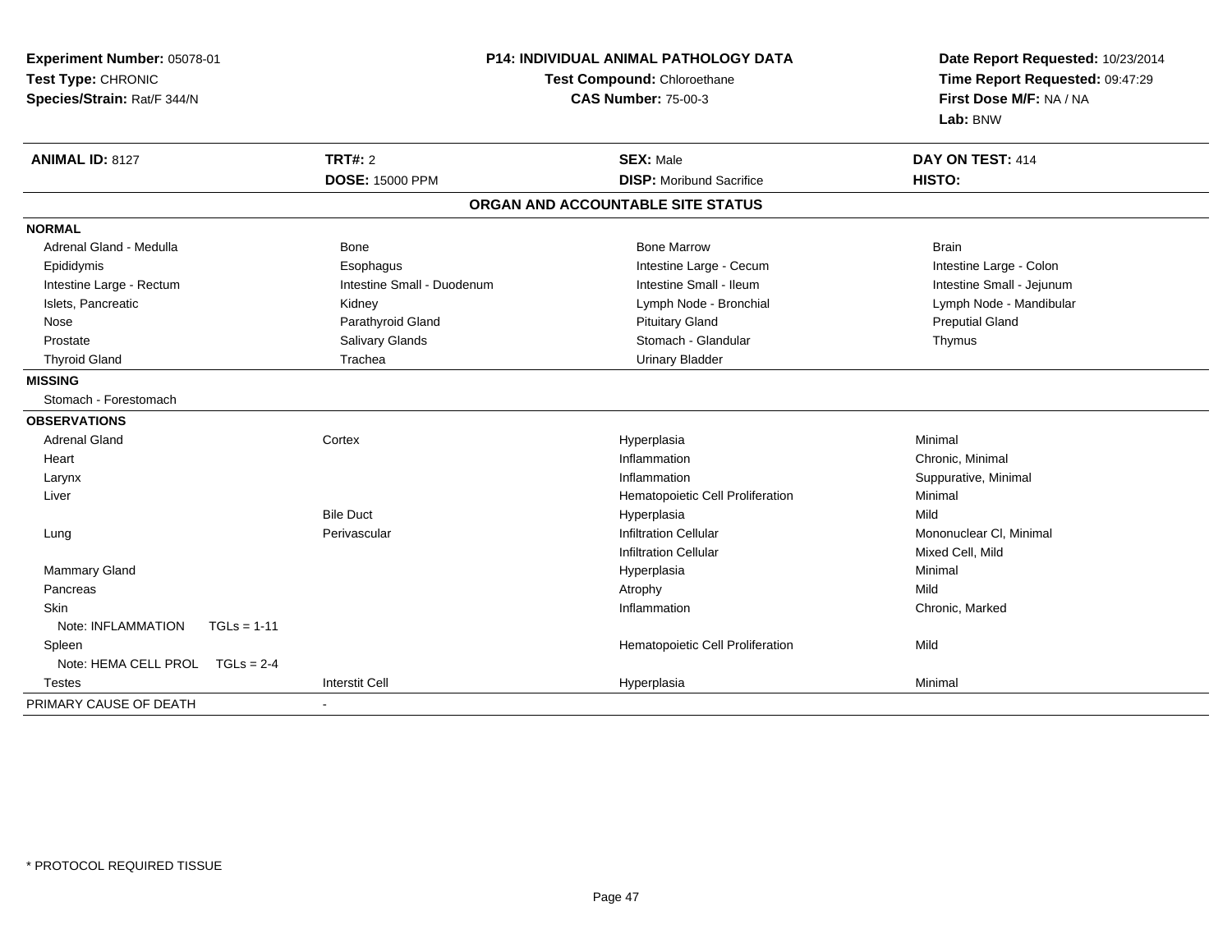**Experiment Number:** 05078-01
**Test Type:** CHRONIC
**Species/Strain:** Rat/F 344/N

**P14: INDIVIDUAL ANIMAL PATHOLOGY DATA**
**Test Compound:** Chloroethane
**CAS Number:** 75-00-3

**Date Report Requested:** 10/23/2014
**Time Report Requested:** 09:47:29
**First Dose M/F:** NA / NA
**Lab:** BNW

| **ANIMAL ID:** 8127 | **TRT#:** 2 | **SEX:** Male | **DAY ON TEST:** 414 |
|---|---|---|---|
| | **DOSE:** 15000 PPM | **DISP:** Moribund Sacrifice | **HISTO:** |

**ORGAN AND ACCOUNTABLE SITE STATUS**

**NORMAL**

| | | | |
|---|---|---|---|
| Adrenal Gland - Medulla | Bone | Bone Marrow | Brain |
| Epididymis | Esophagus | Intestine Large - Cecum | Intestine Large - Colon |
| Intestine Large - Rectum | Intestine Small - Duodenum | Intestine Small - Ileum | Intestine Small - Jejunum |
| Islets, Pancreatic | Kidney | Lymph Node - Bronchial | Lymph Node - Mandibular |
| Nose | Parathyroid Gland | Pituitary Gland | Preputial Gland |
| Prostate | Salivary Glands | Stomach - Glandular | Thymus |
| Thyroid Gland | Trachea | Urinary Bladder | |

**MISSING**

Stomach - Forestomach

**OBSERVATIONS**

| | | | |
|---|---|---|---|
| Adrenal Gland | Cortex | Hyperplasia | Minimal |
| Heart | | Inflammation | Chronic, Minimal |
| Larynx | | Inflammation | Suppurative, Minimal |
| Liver | | Hematopoietic Cell Proliferation | Minimal |
| | Bile Duct | Hyperplasia | Mild |
| Lung | Perivascular | Infiltration Cellular | Mononuclear Cl, Minimal |
| | | Infiltration Cellular | Mixed Cell, Mild |
| Mammary Gland | | Hyperplasia | Minimal |
| Pancreas | | Atrophy | Mild |
| Skin | | Inflammation | Chronic, Marked |
| Note: INFLAMMATION TGLs = 1-11 | | | |
| Spleen | | Hematopoietic Cell Proliferation | Mild |
| Note: HEMA CELL PROL TGLs = 2-4 | | | |
| Testes | Interstit Cell | Hyperplasia | Minimal |

PRIMARY CAUSE OF DEATH -

* PROTOCOL REQUIRED TISSUE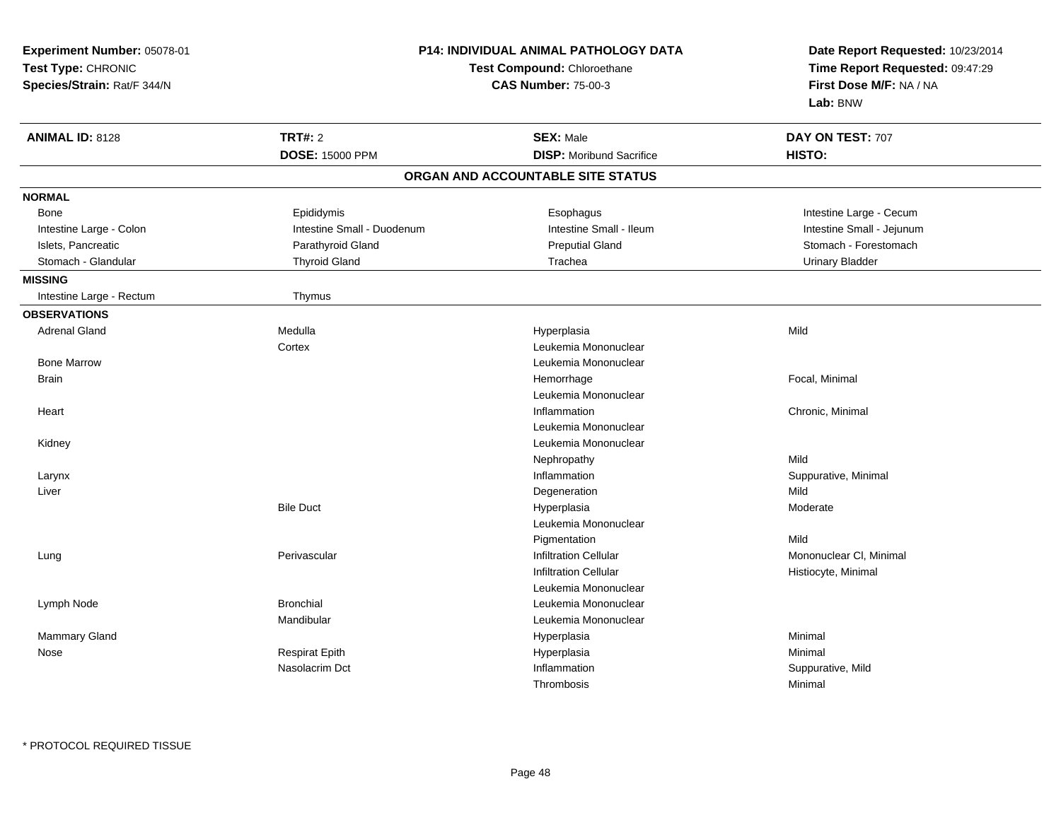**Experiment Number:** 05078-01
**Test Type:** CHRONIC
**Species/Strain:** Rat/F 344/N

**P14: INDIVIDUAL ANIMAL PATHOLOGY DATA**
**Test Compound:** Chloroethane
**CAS Number:** 75-00-3

**Date Report Requested:** 10/23/2014
**Time Report Requested:** 09:47:29
**First Dose M/F:** NA / NA
**Lab:** BNW

| **ANIMAL ID:** 8128 | **TRT#:** 2 | **SEX:** Male | **DAY ON TEST:** 707 |
|---|---|---|---|
| | **DOSE:** 15000 PPM | **DISP:** Moribund Sacrifice | **HISTO:** |

## ORGAN AND ACCOUNTABLE SITE STATUS

| | | | |
|---|---|---|---|
| **NORMAL** | | | |
| Bone | Epididymis | Esophagus | Intestine Large - Cecum |
| Intestine Large - Colon | Intestine Small - Duodenum | Intestine Small - Ileum | Intestine Small - Jejunum |
| Islets, Pancreatic | Parathyroid Gland | Preputial Gland | Stomach - Forestomach |
| Stomach - Glandular | Thyroid Gland | Trachea | Urinary Bladder |
| **MISSING** | | | |
| Intestine Large - Rectum | Thymus | | |
| **OBSERVATIONS** | | | |
| Adrenal Gland | Medulla | Hyperplasia | Mild |
| | Cortex | Leukemia Mononuclear | |
| Bone Marrow | | Leukemia Mononuclear | |
| Brain | | Hemorrhage | Focal, Minimal |
| | | Leukemia Mononuclear | |
| Heart | | Inflammation | Chronic, Minimal |
| | | Leukemia Mononuclear | |
| Kidney | | Leukemia Mononuclear | |
| | | Nephropathy | Mild |
| Larynx | | Inflammation | Suppurative, Minimal |
| Liver | | Degeneration | Mild |
| | Bile Duct | Hyperplasia | Moderate |
| | | Leukemia Mononuclear | |
| | | Pigmentation | Mild |
| Lung | Perivascular | Infiltration Cellular | Mononuclear Cl, Minimal |
| | | Infiltration Cellular | Histiocyte, Minimal |
| | | Leukemia Mononuclear | |
| Lymph Node | Bronchial | Leukemia Mononuclear | |
| | Mandibular | Leukemia Mononuclear | |
| Mammary Gland | | Hyperplasia | Minimal |
| Nose | Respirat Epith | Hyperplasia | Minimal |
| | Nasolacrim Dct | Inflammation | Suppurative, Mild |
| | | Thrombosis | Minimal |

* PROTOCOL REQUIRED TISSUE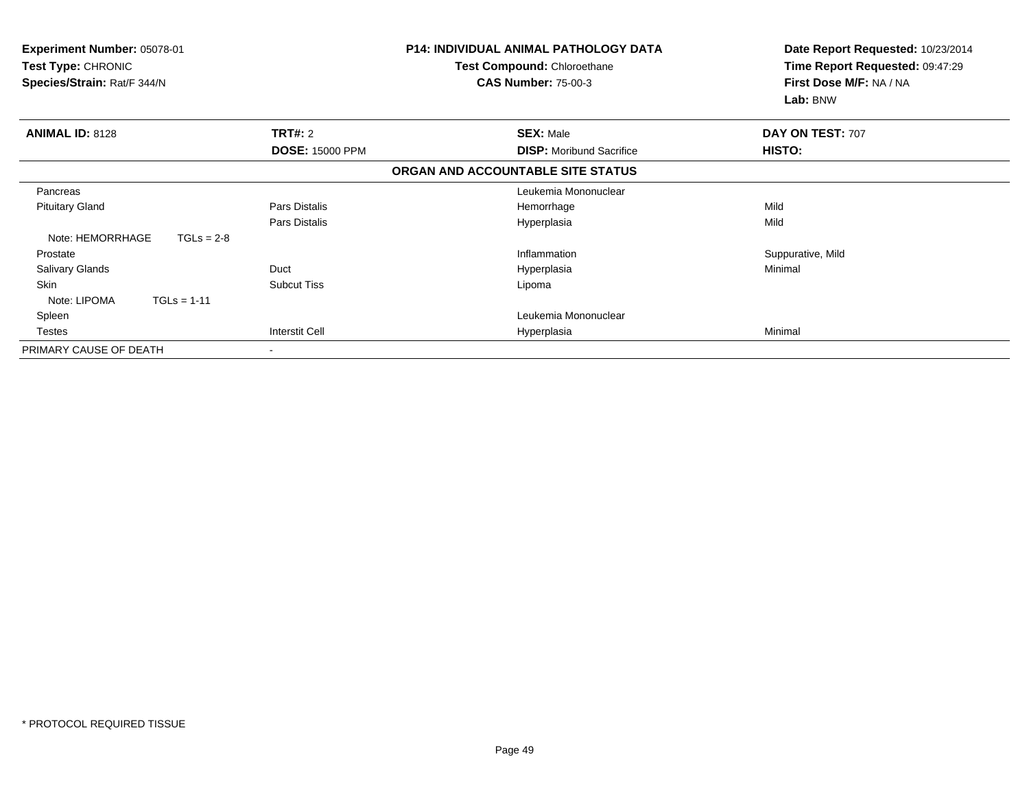**Experiment Number:** 05078-01
**Test Type:** CHRONIC
**Species/Strain:** Rat/F 344/N

**P14: INDIVIDUAL ANIMAL PATHOLOGY DATA**
**Test Compound:** Chloroethane
**CAS Number:** 75-00-3

**Date Report Requested:** 10/23/2014
**Time Report Requested:** 09:47:29
**First Dose M/F:** NA / NA
**Lab:** BNW

| **ANIMAL ID:** 8128 | **TRT#:** 2 | **SEX:** Male | **DAY ON TEST:** 707 |
|---|---|---|---|
| | **DOSE:** 15000 PPM | **DISP:** Moribund Sacrifice | **HISTO:** |

**ORGAN AND ACCOUNTABLE SITE STATUS**

| | | | |
|---|---|---|---|
| Pancreas | | Leukemia Mononuclear | |
| Pituitary Gland | Pars Distalis | Hemorrhage | Mild |
| | Pars Distalis | Hyperplasia | Mild |
| Note: HEMORRHAGE TGLs = 2-8 | | | |
| Prostate | | Inflammation | Suppurative, Mild |
| Salivary Glands | Duct | Hyperplasia | Minimal |
| Skin | Subcut Tiss | Lipoma | |
| Note: LIPOMA TGLs = 1-11 | | | |
| Spleen | | Leukemia Mononuclear | |
| Testes | Interstit Cell | Hyperplasia | Minimal |
| PRIMARY CAUSE OF DEATH | - | | |

* PROTOCOL REQUIRED TISSUE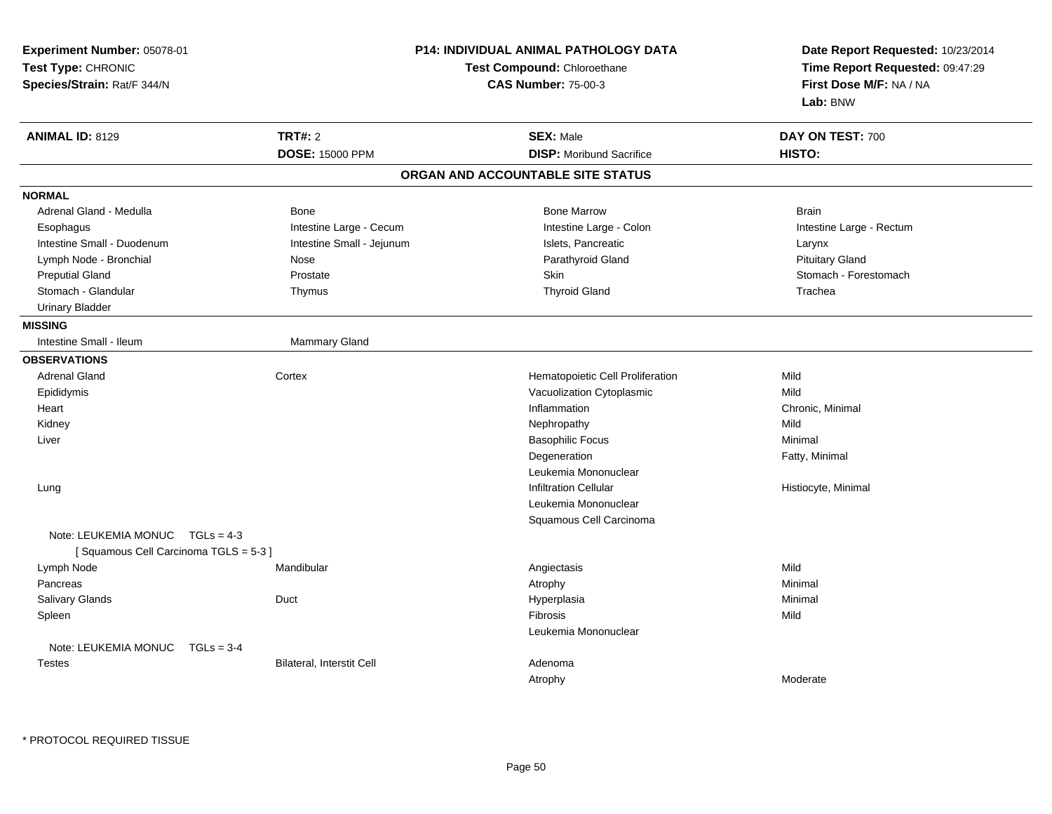**Experiment Number:** 05078-01
**Test Type:** CHRONIC
**Species/Strain:** Rat/F 344/N

**P14: INDIVIDUAL ANIMAL PATHOLOGY DATA**
**Test Compound:** Chloroethane
**CAS Number:** 75-00-3

**Date Report Requested:** 10/23/2014
**Time Report Requested:** 09:47:29
**First Dose M/F:** NA / NA
**Lab:** BNW

| **ANIMAL ID:** 8129 | **TRT#:** 2 | **SEX:** Male | **DAY ON TEST:** 700 |
|---|---|---|---|
| | **DOSE:** 15000 PPM | **DISP:** Moribund Sacrifice | **HISTO:** |

## ORGAN AND ACCOUNTABLE SITE STATUS

**NORMAL**

| | | | |
|---|---|---|---|
| Adrenal Gland - Medulla | Bone | Bone Marrow | Brain |
| Esophagus | Intestine Large - Cecum | Intestine Large - Colon | Intestine Large - Rectum |
| Intestine Small - Duodenum | Intestine Small - Jejunum | Islets, Pancreatic | Larynx |
| Lymph Node - Bronchial | Nose | Parathyroid Gland | Pituitary Gland |
| Preputial Gland | Prostate | Skin | Stomach - Forestomach |
| Stomach - Glandular | Thymus | Thyroid Gland | Trachea |
| Urinary Bladder | | | |

**MISSING**

| | |
|---|---|
| Intestine Small - Ileum | Mammary Gland |

**OBSERVATIONS**

| Organ | Site | Observation | Qualifier |
|---|---|---|---|
| Adrenal Gland | Cortex | Hematopoietic Cell Proliferation | Mild |
| Epididymis | | Vacuolization Cytoplasmic | Mild |
| Heart | | Inflammation | Chronic, Minimal |
| Kidney | | Nephropathy | Mild |
| Liver | | Basophilic Focus | Minimal |
| | | Degeneration | Fatty, Minimal |
| | | Leukemia Mononuclear | |
| Lung | | Infiltration Cellular | Histiocyte, Minimal |
| | | Leukemia Mononuclear | |
| | | Squamous Cell Carcinoma | |
| Note: LEUKEMIA MONUC TGLs = 4-3 [ Squamous Cell Carcinoma TGLS = 5-3 ] | | | |
| Lymph Node | Mandibular | Angiectasis | Mild |
| Pancreas | | Atrophy | Minimal |
| Salivary Glands | Duct | Hyperplasia | Minimal |
| Spleen | | Fibrosis | Mild |
| | | Leukemia Mononuclear | |
| Note: LEUKEMIA MONUC TGLs = 3-4 | | | |
| Testes | Bilateral, Interstit Cell | Adenoma | |
| | | Atrophy | Moderate |

* PROTOCOL REQUIRED TISSUE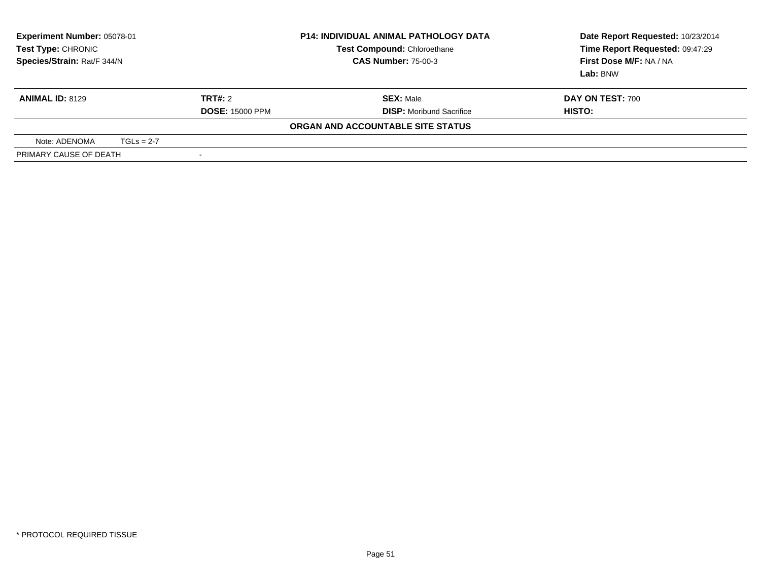**Experiment Number:** 05078-01
**Test Type:** CHRONIC
**Species/Strain:** Rat/F 344/N

**P14: INDIVIDUAL ANIMAL PATHOLOGY DATA**
**Test Compound:** Chloroethane
**CAS Number:** 75-00-3

**Date Report Requested:** 10/23/2014
**Time Report Requested:** 09:47:29
**First Dose M/F:** NA / NA
**Lab:** BNW

| **ANIMAL ID:** 8129 | **TRT#:** 2 | **SEX:** Male | **DAY ON TEST:** 700 |
|---|---|---|---|
| | **DOSE:** 15000 PPM | **DISP:** Moribund Sacrifice | **HISTO:** |

**ORGAN AND ACCOUNTABLE SITE STATUS**

| Note: ADENOMA | TGLs = 2-7 |
|---|---|
| PRIMARY CAUSE OF DEATH | - |

* PROTOCOL REQUIRED TISSUE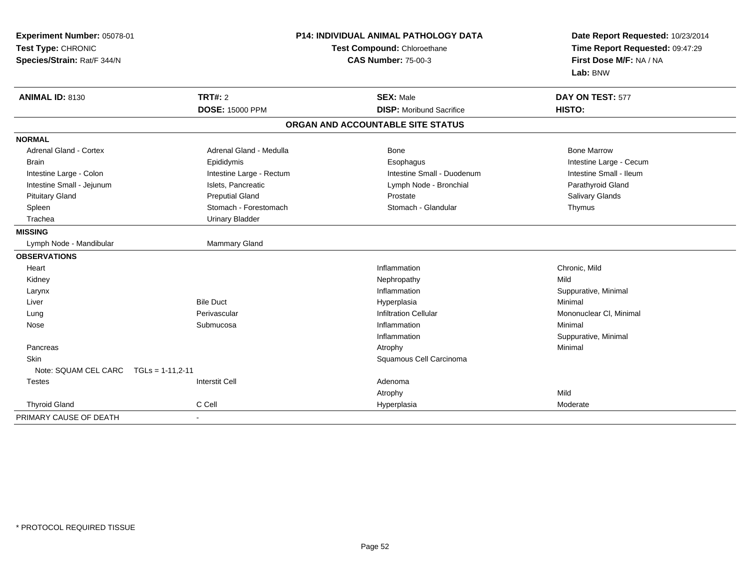**Experiment Number:** 05078-01
**Test Type:** CHRONIC
**Species/Strain:** Rat/F 344/N

**P14: INDIVIDUAL ANIMAL PATHOLOGY DATA**
**Test Compound:** Chloroethane
**CAS Number:** 75-00-3

**Date Report Requested:** 10/23/2014
**Time Report Requested:** 09:47:29
**First Dose M/F:** NA / NA
**Lab:** BNW

| **ANIMAL ID:** 8130 | **TRT#:** 2 | **SEX:** Male | **DAY ON TEST:** 577 |
|---|---|---|---|
| | **DOSE:** 15000 PPM | **DISP:** Moribund Sacrifice | **HISTO:** |

**ORGAN AND ACCOUNTABLE SITE STATUS**

| | | | |
|---|---|---|---|
| **NORMAL** | | | |
| Adrenal Gland - Cortex | Adrenal Gland - Medulla | Bone | Bone Marrow |
| Brain | Epididymis | Esophagus | Intestine Large - Cecum |
| Intestine Large - Colon | Intestine Large - Rectum | Intestine Small - Duodenum | Intestine Small - Ileum |
| Intestine Small - Jejunum | Islets, Pancreatic | Lymph Node - Bronchial | Parathyroid Gland |
| Pituitary Gland | Preputial Gland | Prostate | Salivary Glands |
| Spleen | Stomach - Forestomach | Stomach - Glandular | Thymus |
| Trachea | Urinary Bladder | | |
| **MISSING** | | | |
| Lymph Node - Mandibular | Mammary Gland | | |
| **OBSERVATIONS** | | | |
| Heart | | Inflammation | Chronic, Mild |
| Kidney | | Nephropathy | Mild |
| Larynx | | Inflammation | Suppurative, Minimal |
| Liver | Bile Duct | Hyperplasia | Minimal |
| Lung | Perivascular | Infiltration Cellular | Mononuclear Cl, Minimal |
| Nose | Submucosa | Inflammation | Minimal |
| | | Inflammation | Suppurative, Minimal |
| Pancreas | | Atrophy | Minimal |
| Skin | | Squamous Cell Carcinoma | |
| Note: SQUAM CEL CARC TGLs = 1-11,2-11 | | | |
| Testes | Interstit Cell | Adenoma | |
| | | Atrophy | Mild |
| Thyroid Gland | C Cell | Hyperplasia | Moderate |
| PRIMARY CAUSE OF DEATH | - | | |

\* PROTOCOL REQUIRED TISSUE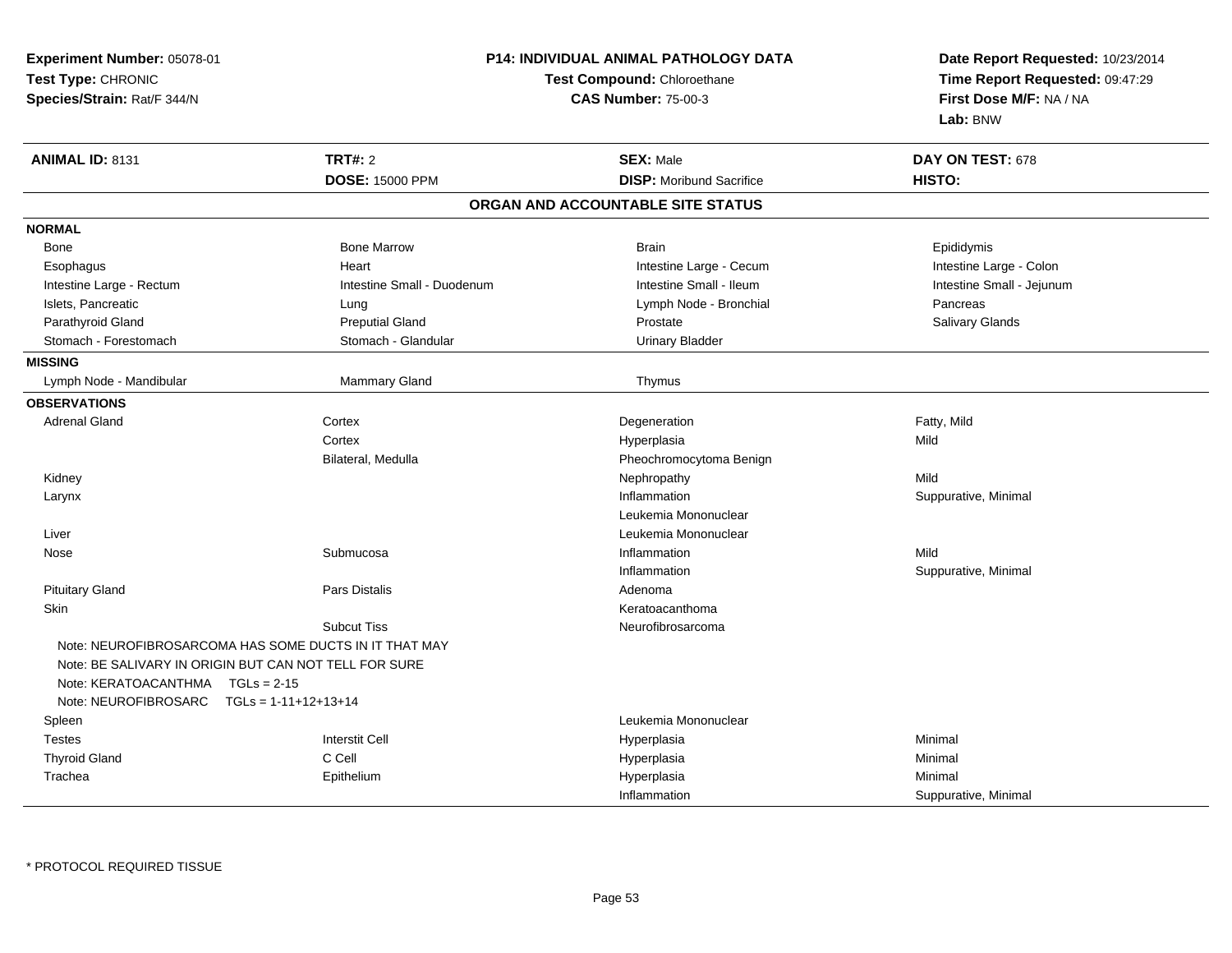**Experiment Number:** 05078-01
**Test Type:** CHRONIC
**Species/Strain:** Rat/F 344/N

**P14: INDIVIDUAL ANIMAL PATHOLOGY DATA**
**Test Compound:** Chloroethane
**CAS Number:** 75-00-3

**Date Report Requested:** 10/23/2014
**Time Report Requested:** 09:47:29
**First Dose M/F:** NA / NA
**Lab:** BNW

| **ANIMAL ID:** 8131 | **TRT#:** 2 | **SEX:** Male | **DAY ON TEST:** 678 |
|---|---|---|---|
| | **DOSE:** 15000 PPM | **DISP:** Moribund Sacrifice | **HISTO:** |

## ORGAN AND ACCOUNTABLE SITE STATUS

| | | | |
|---|---|---|---|
| **NORMAL** | | | |
| Bone | Bone Marrow | Brain | Epididymis |
| Esophagus | Heart | Intestine Large - Cecum | Intestine Large - Colon |
| Intestine Large - Rectum | Intestine Small - Duodenum | Intestine Small - Ileum | Intestine Small - Jejunum |
| Islets, Pancreatic | Lung | Lymph Node - Bronchial | Pancreas |
| Parathyroid Gland | Preputial Gland | Prostate | Salivary Glands |
| Stomach - Forestomach | Stomach - Glandular | Urinary Bladder | |
| **MISSING** | | | |
| Lymph Node - Mandibular | Mammary Gland | Thymus | |
| **OBSERVATIONS** | | | |
| Adrenal Gland | Cortex | Degeneration | Fatty, Mild |
| | Cortex | Hyperplasia | Mild |
| | Bilateral, Medulla | Pheochromocytoma Benign | |
| Kidney | | Nephropathy | Mild |
| Larynx | | Inflammation | Suppurative, Minimal |
| | | Leukemia Mononuclear | |
| Liver | | Leukemia Mononuclear | |
| Nose | Submucosa | Inflammation | Mild |
| | | Inflammation | Suppurative, Minimal |
| Pituitary Gland | Pars Distalis | Adenoma | |
| Skin | | Keratoacanthoma | |
| | Subcut Tiss | Neurofibrosarcoma | |
| Note: NEUROFIBROSARCOMA HAS SOME DUCTS IN IT THAT MAY | | | |
| Note: BE SALIVARY IN ORIGIN BUT CAN NOT TELL FOR SURE | | | |
| Note: KERATOACANTHMA TGLs = 2-15 | | | |
| Note: NEUROFIBROSARC TGLs = 1-11+12+13+14 | | | |
| Spleen | | Leukemia Mononuclear | |
| Testes | Interstit Cell | Hyperplasia | Minimal |
| Thyroid Gland | C Cell | Hyperplasia | Minimal |
| Trachea | Epithelium | Hyperplasia | Minimal |
| | | Inflammation | Suppurative, Minimal |

* PROTOCOL REQUIRED TISSUE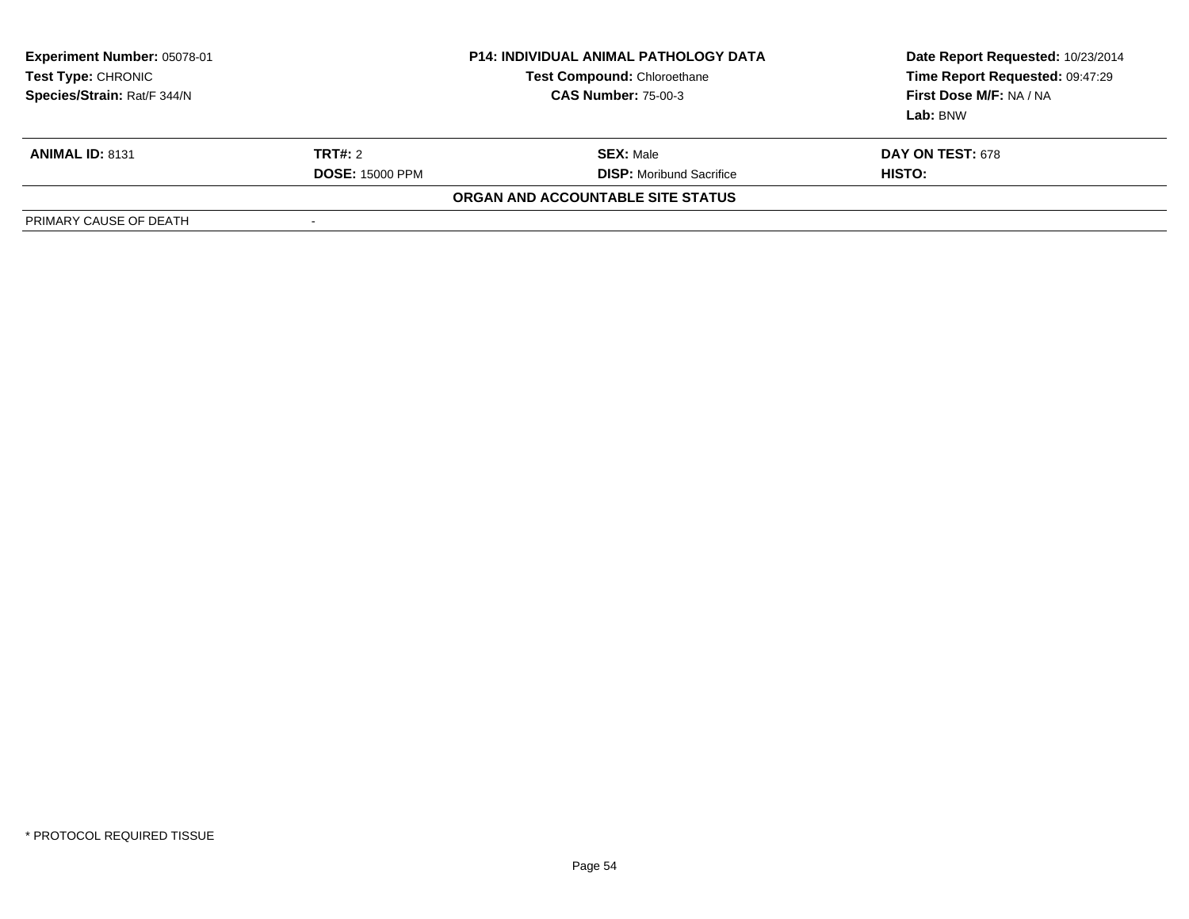**Experiment Number:** 05078-01
**Test Type:** CHRONIC
**Species/Strain:** Rat/F 344/N

**P14: INDIVIDUAL ANIMAL PATHOLOGY DATA**
**Test Compound:** Chloroethane
**CAS Number:** 75-00-3

**Date Report Requested:** 10/23/2014
**Time Report Requested:** 09:47:29
**First Dose M/F:** NA / NA
**Lab:** BNW

| **ANIMAL ID:** 8131 | **TRT#:** 2 | **SEX:** Male | **DAY ON TEST:** 678 |
|---|---|---|---|
| | **DOSE:** 15000 PPM | **DISP:** Moribund Sacrifice | **HISTO:** |

**ORGAN AND ACCOUNTABLE SITE STATUS**

| PRIMARY CAUSE OF DEATH | - |
|---|---|

* PROTOCOL REQUIRED TISSUE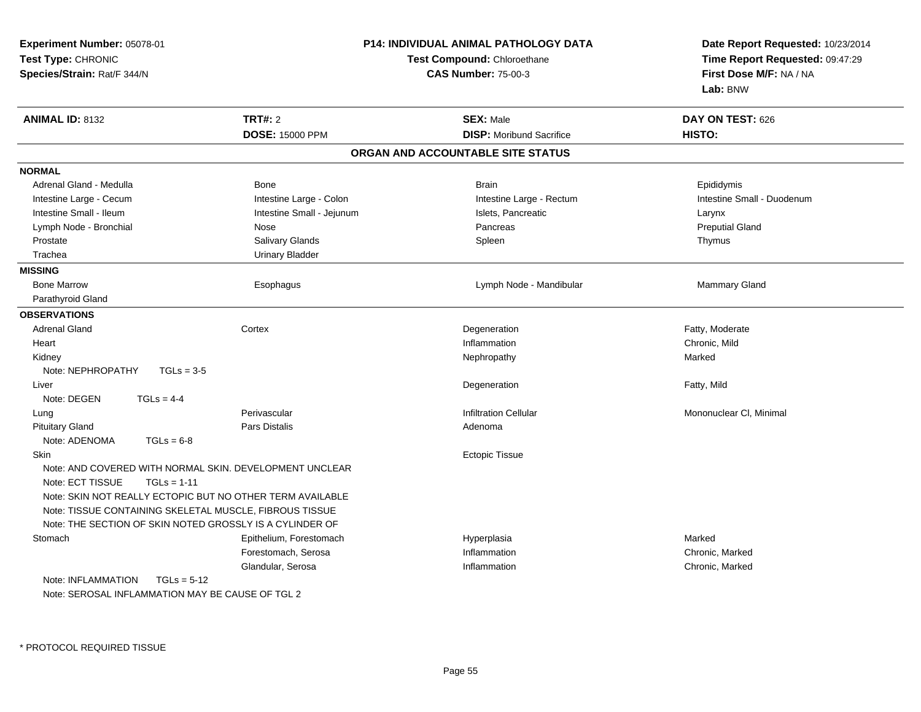**Experiment Number:** 05078-01
**Test Type:** CHRONIC
**Species/Strain:** Rat/F 344/N

**P14: INDIVIDUAL ANIMAL PATHOLOGY DATA**
**Test Compound:** Chloroethane
**CAS Number:** 75-00-3

**Date Report Requested:** 10/23/2014
**Time Report Requested:** 09:47:29
**First Dose M/F:** NA / NA
**Lab:** BNW

| **ANIMAL ID:** 8132 | **TRT#:** 2 | **SEX:** Male | **DAY ON TEST:** 626 |
|---|---|---|---|
| | **DOSE:** 15000 PPM | **DISP:** Moribund Sacrifice | **HISTO:** |

## ORGAN AND ACCOUNTABLE SITE STATUS

| | | | |
|---|---|---|---|
| **NORMAL** | | | |
| Adrenal Gland - Medulla | Bone | Brain | Epididymis |
| Intestine Large - Cecum | Intestine Large - Colon | Intestine Large - Rectum | Intestine Small - Duodenum |
| Intestine Small - Ileum | Intestine Small - Jejunum | Islets, Pancreatic | Larynx |
| Lymph Node - Bronchial | Nose | Pancreas | Preputial Gland |
| Prostate | Salivary Glands | Spleen | Thymus |
| Trachea | Urinary Bladder | | |
| **MISSING** | | | |
| Bone Marrow | Esophagus | Lymph Node - Mandibular | Mammary Gland |
| Parathyroid Gland | | | |
| **OBSERVATIONS** | | | |
| Adrenal Gland | Cortex | Degeneration | Fatty, Moderate |
| Heart | | Inflammation | Chronic, Mild |
| Kidney | | Nephropathy | Marked |
| Note: NEPHROPATHY TGLs = 3-5 | | | |
| Liver | | Degeneration | Fatty, Mild |
| Note: DEGEN TGLs = 4-4 | | | |
| Lung | Perivascular | Infiltration Cellular | Mononuclear Cl, Minimal |
| Pituitary Gland | Pars Distalis | Adenoma | |
| Note: ADENOMA TGLs = 6-8 | | | |
| Skin | | Ectopic Tissue | |
| Note: AND COVERED WITH NORMAL SKIN. DEVELOPMENT UNCLEAR | | | |
| Note: ECT TISSUE TGLs = 1-11 | | | |
| Note: SKIN NOT REALLY ECTOPIC BUT NO OTHER TERM AVAILABLE | | | |
| Note: TISSUE CONTAINING SKELETAL MUSCLE, FIBROUS TISSUE | | | |
| Note: THE SECTION OF SKIN NOTED GROSSLY IS A CYLINDER OF | | | |
| Stomach | Epithelium, Forestomach | Hyperplasia | Marked |
| | Forestomach, Serosa | Inflammation | Chronic, Marked |
| | Glandular, Serosa | Inflammation | Chronic, Marked |
| Note: INFLAMMATION TGLs = 5-12 | | | |
| Note: SEROSAL INFLAMMATION MAY BE CAUSE OF TGL 2 | | | |

\* PROTOCOL REQUIRED TISSUE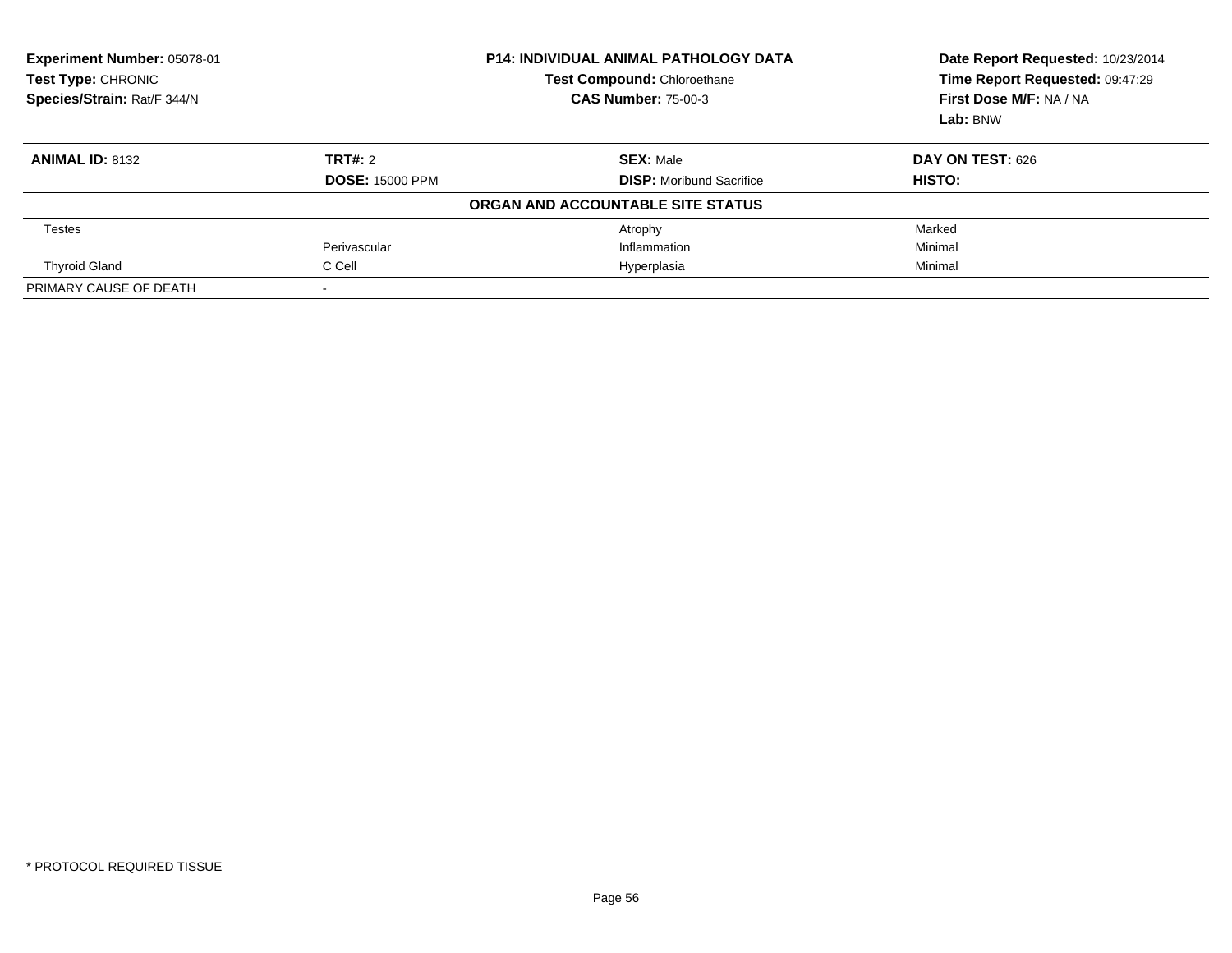**Experiment Number:** 05078-01
**Test Type:** CHRONIC
**Species/Strain:** Rat/F 344/N

**P14: INDIVIDUAL ANIMAL PATHOLOGY DATA**
**Test Compound:** Chloroethane
**CAS Number:** 75-00-3

**Date Report Requested:** 10/23/2014
**Time Report Requested:** 09:47:29
**First Dose M/F:** NA / NA
**Lab:** BNW

| **ANIMAL ID:** 8132 | **TRT#:** 2 | **SEX:** Male | **DAY ON TEST:** 626 |
|---|---|---|---|
| | **DOSE:** 15000 PPM | **DISP:** Moribund Sacrifice | **HISTO:** |
| | | **ORGAN AND ACCOUNTABLE SITE STATUS** | |
| Testes | | Atrophy | Marked |
| | Perivascular | Inflammation | Minimal |
| Thyroid Gland | C Cell | Hyperplasia | Minimal |
| PRIMARY CAUSE OF DEATH | - | | |

* PROTOCOL REQUIRED TISSUE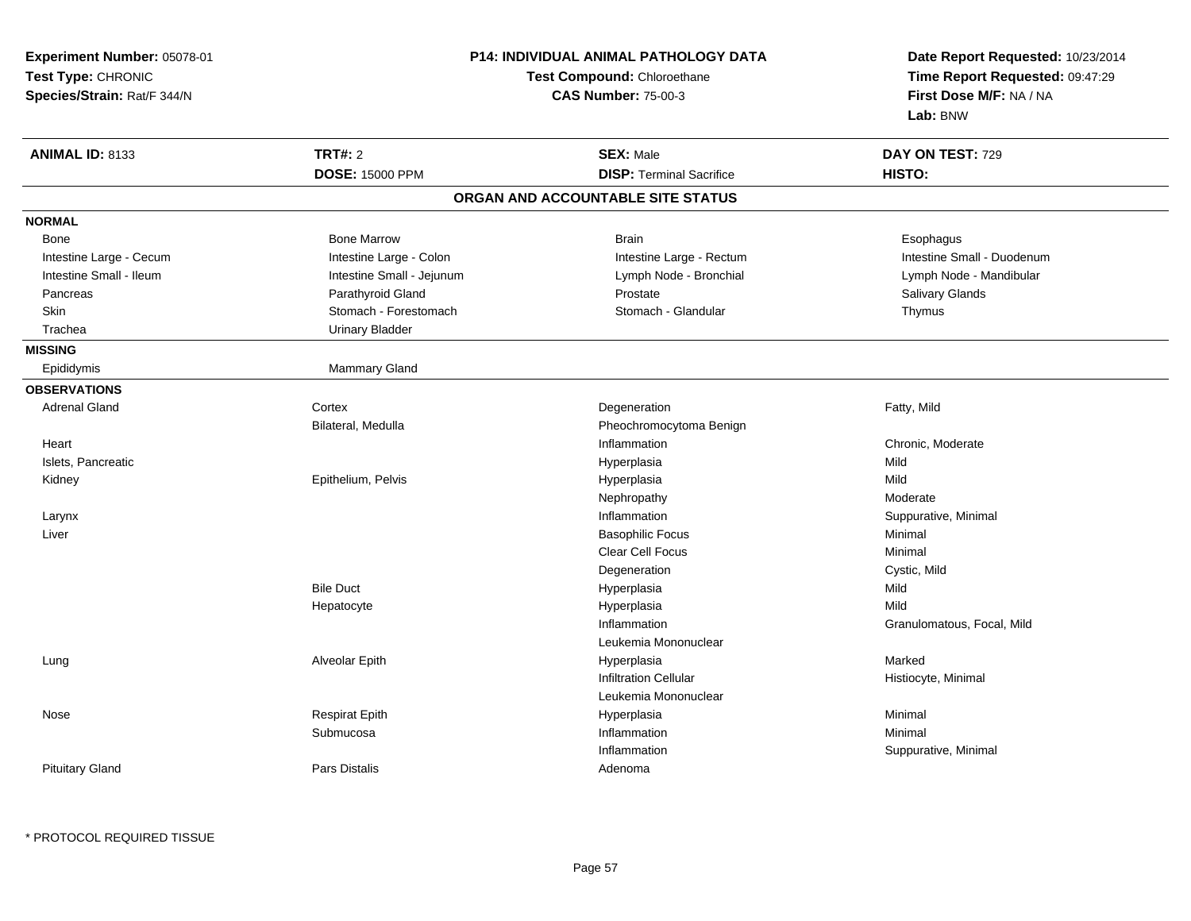**Experiment Number:** 05078-01
**Test Type:** CHRONIC
**Species/Strain:** Rat/F 344/N

**P14: INDIVIDUAL ANIMAL PATHOLOGY DATA**
**Test Compound:** Chloroethane
**CAS Number:** 75-00-3

**Date Report Requested:** 10/23/2014
**Time Report Requested:** 09:47:29
**First Dose M/F:** NA / NA
**Lab:** BNW

| **ANIMAL ID:** 8133 | **TRT#:** 2 | **SEX:** Male | **DAY ON TEST:** 729 |
|---|---|---|---|
| | **DOSE:** 15000 PPM | **DISP:** Terminal Sacrifice | **HISTO:** |

## ORGAN AND ACCOUNTABLE SITE STATUS

| | | | |
|---|---|---|---|
| **NORMAL** | | | |
| Bone | Bone Marrow | Brain | Esophagus |
| Intestine Large - Cecum | Intestine Large - Colon | Intestine Large - Rectum | Intestine Small - Duodenum |
| Intestine Small - Ileum | Intestine Small - Jejunum | Lymph Node - Bronchial | Lymph Node - Mandibular |
| Pancreas | Parathyroid Gland | Prostate | Salivary Glands |
| Skin | Stomach - Forestomach | Stomach - Glandular | Thymus |
| Trachea | Urinary Bladder | | |
| **MISSING** | | | |
| Epididymis | Mammary Gland | | |
| **OBSERVATIONS** | | | |
| Adrenal Gland | Cortex | Degeneration | Fatty, Mild |
| | Bilateral, Medulla | Pheochromocytoma Benign | |
| Heart | | Inflammation | Chronic, Moderate |
| Islets, Pancreatic | | Hyperplasia | Mild |
| Kidney | Epithelium, Pelvis | Hyperplasia | Mild |
| | | Nephropathy | Moderate |
| Larynx | | Inflammation | Suppurative, Minimal |
| Liver | | Basophilic Focus | Minimal |
| | | Clear Cell Focus | Minimal |
| | | Degeneration | Cystic, Mild |
| | Bile Duct | Hyperplasia | Mild |
| | Hepatocyte | Hyperplasia | Mild |
| | | Inflammation | Granulomatous, Focal, Mild |
| | | Leukemia Mononuclear | |
| Lung | Alveolar Epith | Hyperplasia | Marked |
| | | Infiltration Cellular | Histiocyte, Minimal |
| | | Leukemia Mononuclear | |
| Nose | Respirat Epith | Hyperplasia | Minimal |
| | Submucosa | Inflammation | Minimal |
| | | Inflammation | Suppurative, Minimal |
| Pituitary Gland | Pars Distalis | Adenoma | |

* PROTOCOL REQUIRED TISSUE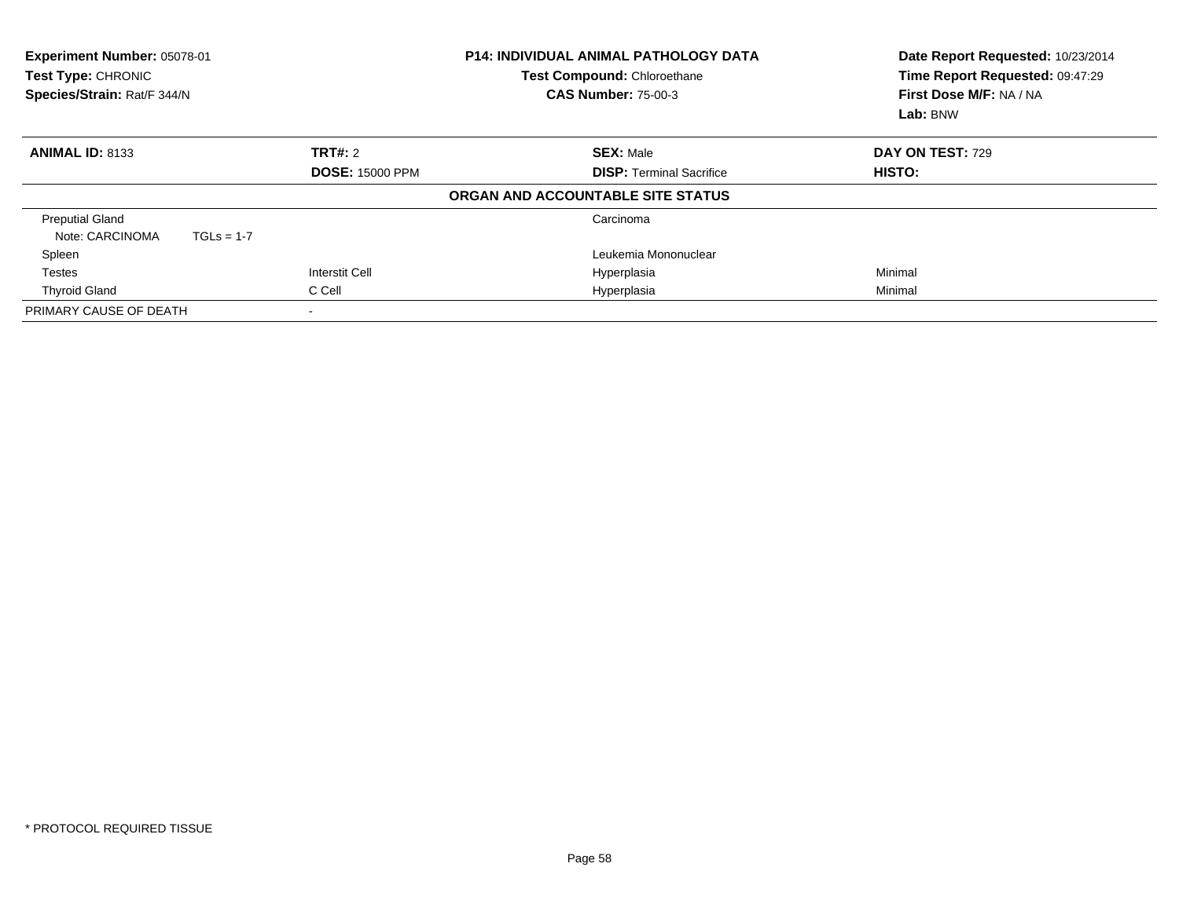**Experiment Number:** 05078-01
**Test Type:** CHRONIC
**Species/Strain:** Rat/F 344/N

**P14: INDIVIDUAL ANIMAL PATHOLOGY DATA**
**Test Compound:** Chloroethane
**CAS Number:** 75-00-3

**Date Report Requested:** 10/23/2014
**Time Report Requested:** 09:47:29
**First Dose M/F:** NA / NA
**Lab:** BNW

| **ANIMAL ID:** 8133 | **TRT#:** 2 | **SEX:** Male | **DAY ON TEST:** 729 |
|---|---|---|---|
| | **DOSE:** 15000 PPM | **DISP:** Terminal Sacrifice | **HISTO:** |

**ORGAN AND ACCOUNTABLE SITE STATUS**

| | | | |
|---|---|---|---|
| Preputial Gland | | Carcinoma | |
| Note: CARCINOMA TGLs = 1-7 | | | |
| Spleen | | Leukemia Mononuclear | |
| Testes | Interstit Cell | Hyperplasia | Minimal |
| Thyroid Gland | C Cell | Hyperplasia | Minimal |
| PRIMARY CAUSE OF DEATH | - | | |

* PROTOCOL REQUIRED TISSUE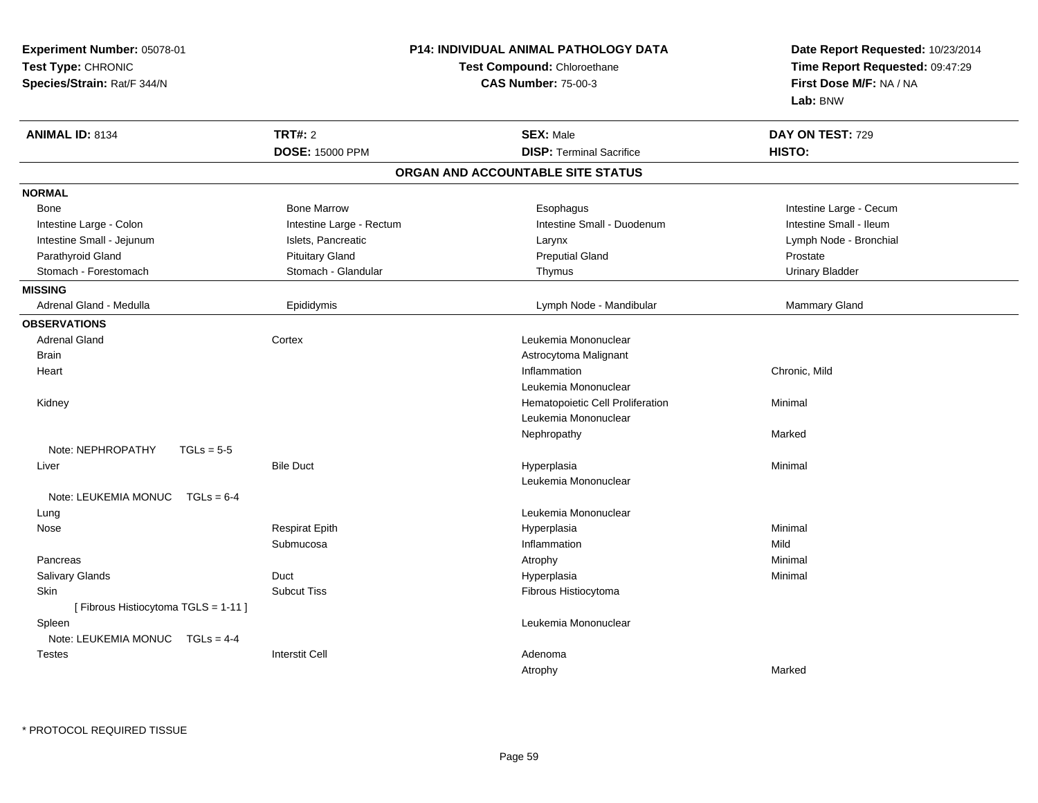**Experiment Number:** 05078-01
**Test Type:** CHRONIC
**Species/Strain:** Rat/F 344/N

**P14: INDIVIDUAL ANIMAL PATHOLOGY DATA**
**Test Compound:** Chloroethane
**CAS Number:** 75-00-3

**Date Report Requested:** 10/23/2014
**Time Report Requested:** 09:47:29
**First Dose M/F:** NA / NA
**Lab:** BNW

| **ANIMAL ID:** 8134 | **TRT#:** 2 | **SEX:** Male | **DAY ON TEST:** 729 |
|---|---|---|---|
| | **DOSE:** 15000 PPM | **DISP:** Terminal Sacrifice | **HISTO:** |

## ORGAN AND ACCOUNTABLE SITE STATUS

**NORMAL**

| | | | |
|---|---|---|---|
| Bone | Bone Marrow | Esophagus | Intestine Large - Cecum |
| Intestine Large - Colon | Intestine Large - Rectum | Intestine Small - Duodenum | Intestine Small - Ileum |
| Intestine Small - Jejunum | Islets, Pancreatic | Larynx | Lymph Node - Bronchial |
| Parathyroid Gland | Pituitary Gland | Preputial Gland | Prostate |
| Stomach - Forestomach | Stomach - Glandular | Thymus | Urinary Bladder |

**MISSING**

| | | | |
|---|---|---|---|
| Adrenal Gland - Medulla | Epididymis | Lymph Node - Mandibular | Mammary Gland |

**OBSERVATIONS**

| | | | |
|---|---|---|---|
| Adrenal Gland | Cortex | Leukemia Mononuclear | |
| Brain | | Astrocytoma Malignant | |
| Heart | | Inflammation | Chronic, Mild |
| | | Leukemia Mononuclear | |
| Kidney | | Hematopoietic Cell Proliferation | Minimal |
| | | Leukemia Mononuclear | |
| | | Nephropathy | Marked |
| Note: NEPHROPATHY TGLs = 5-5 | | | |
| Liver | Bile Duct | Hyperplasia | Minimal |
| | | Leukemia Mononuclear | |
| Note: LEUKEMIA MONUC TGLs = 6-4 | | | |
| Lung | | Leukemia Mononuclear | |
| Nose | Respirat Epith | Hyperplasia | Minimal |
| | Submucosa | Inflammation | Mild |
| Pancreas | | Atrophy | Minimal |
| Salivary Glands | Duct | Hyperplasia | Minimal |
| Skin | Subcut Tiss | Fibrous Histiocytoma | |
| [ Fibrous Histiocytoma TGLS = 1-11 ] | | | |
| Spleen | | Leukemia Mononuclear | |
| Note: LEUKEMIA MONUC TGLs = 4-4 | | | |
| Testes | Interstit Cell | Adenoma | |
| | | Atrophy | Marked |

* PROTOCOL REQUIRED TISSUE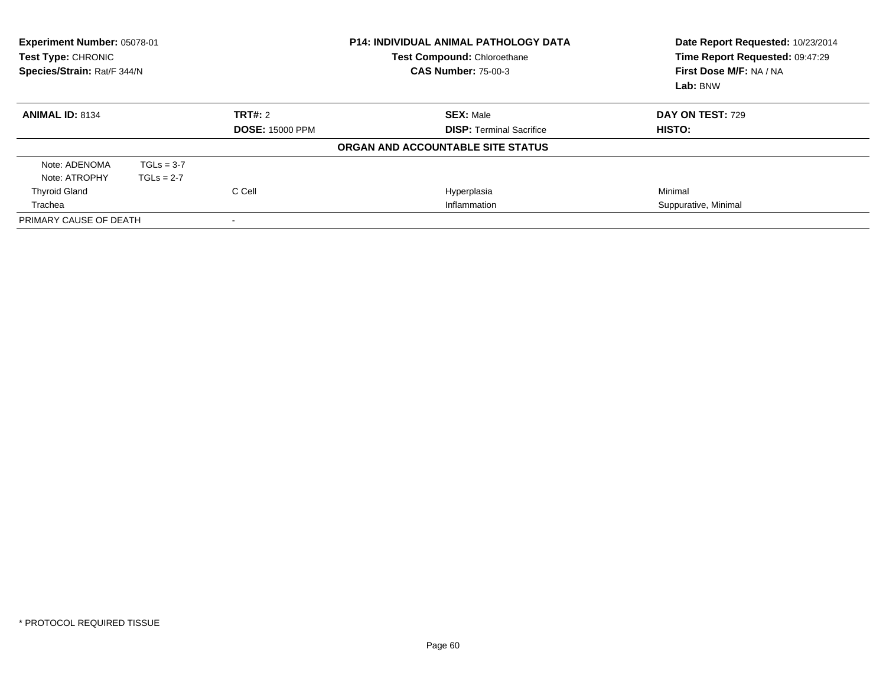**Experiment Number:** 05078-01
**Test Type:** CHRONIC
**Species/Strain:** Rat/F 344/N

**P14: INDIVIDUAL ANIMAL PATHOLOGY DATA**
**Test Compound:** Chloroethane
**CAS Number:** 75-00-3

**Date Report Requested:** 10/23/2014
**Time Report Requested:** 09:47:29
**First Dose M/F:** NA / NA
**Lab:** BNW

| **ANIMAL ID:** 8134 | **TRT#:** 2 | **SEX:** Male | **DAY ON TEST:** 729 |
|---|---|---|---|
| | **DOSE:** 15000 PPM | **DISP:** Terminal Sacrifice | **HISTO:** |

**ORGAN AND ACCOUNTABLE SITE STATUS**

| | | | |
|---|---|---|---|
| Note: ADENOMA TGLs = 3-7 | | | |
| Note: ATROPHY TGLs = 2-7 | | | |
| Thyroid Gland | C Cell | Hyperplasia | Minimal |
| Trachea | | Inflammation | Suppurative, Minimal |
| PRIMARY CAUSE OF DEATH | - | | |

* PROTOCOL REQUIRED TISSUE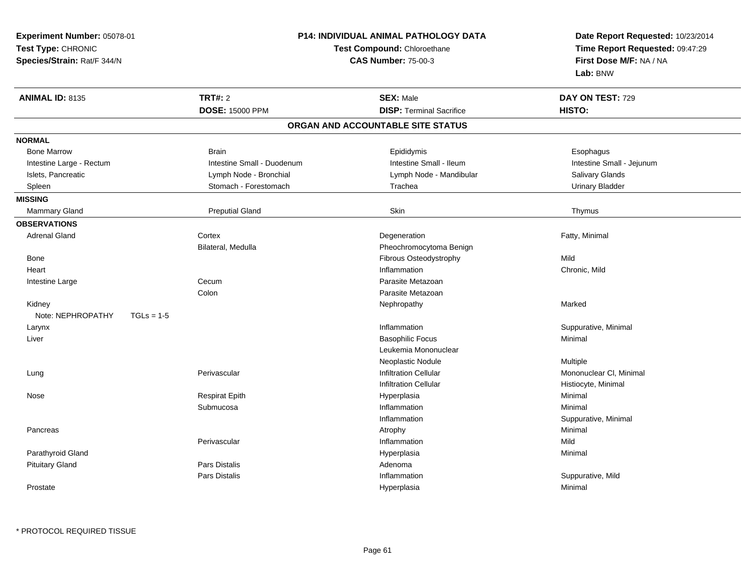**Experiment Number:** 05078-01
**Test Type:** CHRONIC
**Species/Strain:** Rat/F 344/N

**P14: INDIVIDUAL ANIMAL PATHOLOGY DATA**
**Test Compound:** Chloroethane
**CAS Number:** 75-00-3

**Date Report Requested:** 10/23/2014
**Time Report Requested:** 09:47:29
**First Dose M/F:** NA / NA
**Lab:** BNW

| **ANIMAL ID:** 8135 | **TRT#:** 2 | **SEX:** Male | **DAY ON TEST:** 729 |
|---|---|---|---|
| | **DOSE:** 15000 PPM | **DISP:** Terminal Sacrifice | **HISTO:** |

## ORGAN AND ACCOUNTABLE SITE STATUS

| | | | |
|---|---|---|---|
| **NORMAL** | | | |
| Bone Marrow | Brain | Epididymis | Esophagus |
| Intestine Large - Rectum | Intestine Small - Duodenum | Intestine Small - Ileum | Intestine Small - Jejunum |
| Islets, Pancreatic | Lymph Node - Bronchial | Lymph Node - Mandibular | Salivary Glands |
| Spleen | Stomach - Forestomach | Trachea | Urinary Bladder |
| **MISSING** | | | |
| Mammary Gland | Preputial Gland | Skin | Thymus |
| **OBSERVATIONS** | | | |
| Adrenal Gland | Cortex | Degeneration | Fatty, Minimal |
| | Bilateral, Medulla | Pheochromocytoma Benign | |
| Bone | | Fibrous Osteodystrophy | Mild |
| Heart | | Inflammation | Chronic, Mild |
| Intestine Large | Cecum | Parasite Metazoan | |
| | Colon | Parasite Metazoan | |
| Kidney | | Nephropathy | Marked |
| Note: NEPHROPATHY TGLs = 1-5 | | | |
| Larynx | | Inflammation | Suppurative, Minimal |
| Liver | | Basophilic Focus | Minimal |
| | | Leukemia Mononuclear | |
| | | Neoplastic Nodule | Multiple |
| Lung | Perivascular | Infiltration Cellular | Mononuclear Cl, Minimal |
| | | Infiltration Cellular | Histiocyte, Minimal |
| Nose | Respirat Epith | Hyperplasia | Minimal |
| | Submucosa | Inflammation | Minimal |
| | | Inflammation | Suppurative, Minimal |
| Pancreas | | Atrophy | Minimal |
| | Perivascular | Inflammation | Mild |
| Parathyroid Gland | | Hyperplasia | Minimal |
| Pituitary Gland | Pars Distalis | Adenoma | |
| | Pars Distalis | Inflammation | Suppurative, Mild |
| Prostate | | Hyperplasia | Minimal |

* PROTOCOL REQUIRED TISSUE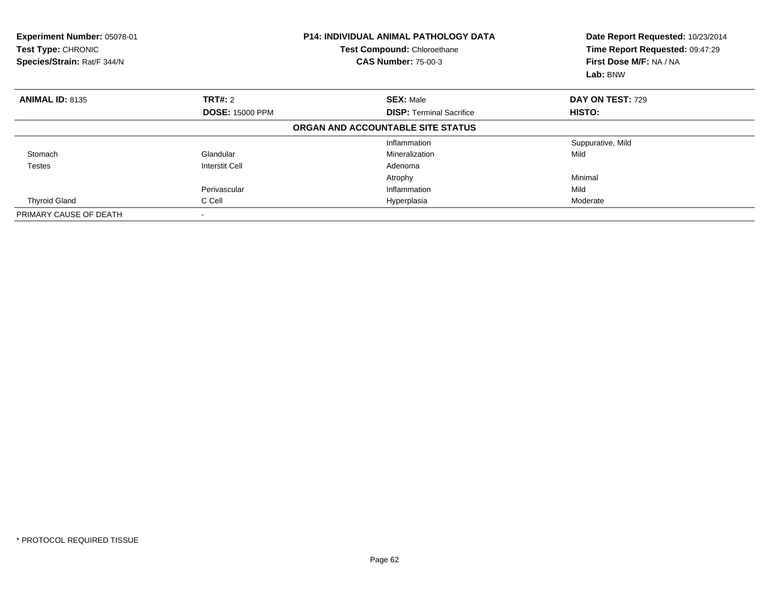**Experiment Number:** 05078-01
**Test Type:** CHRONIC
**Species/Strain:** Rat/F 344/N

**P14: INDIVIDUAL ANIMAL PATHOLOGY DATA**
**Test Compound:** Chloroethane
**CAS Number:** 75-00-3

**Date Report Requested:** 10/23/2014
**Time Report Requested:** 09:47:29
**First Dose M/F:** NA / NA
**Lab:** BNW

| **ANIMAL ID:** 8135 | **TRT#:** 2 | **SEX:** Male | **DAY ON TEST:** 729 |
|---|---|---|---|
| | **DOSE:** 15000 PPM | **DISP:** Terminal Sacrifice | **HISTO:** |
| | | **ORGAN AND ACCOUNTABLE SITE STATUS** | |
| | | Inflammation | Suppurative, Mild |
| Stomach | Glandular | Mineralization | Mild |
| Testes | Interstit Cell | Adenoma | |
| | | Atrophy | Minimal |
| | Perivascular | Inflammation | Mild |
| Thyroid Gland | C Cell | Hyperplasia | Moderate |
| PRIMARY CAUSE OF DEATH | - | | |

\* PROTOCOL REQUIRED TISSUE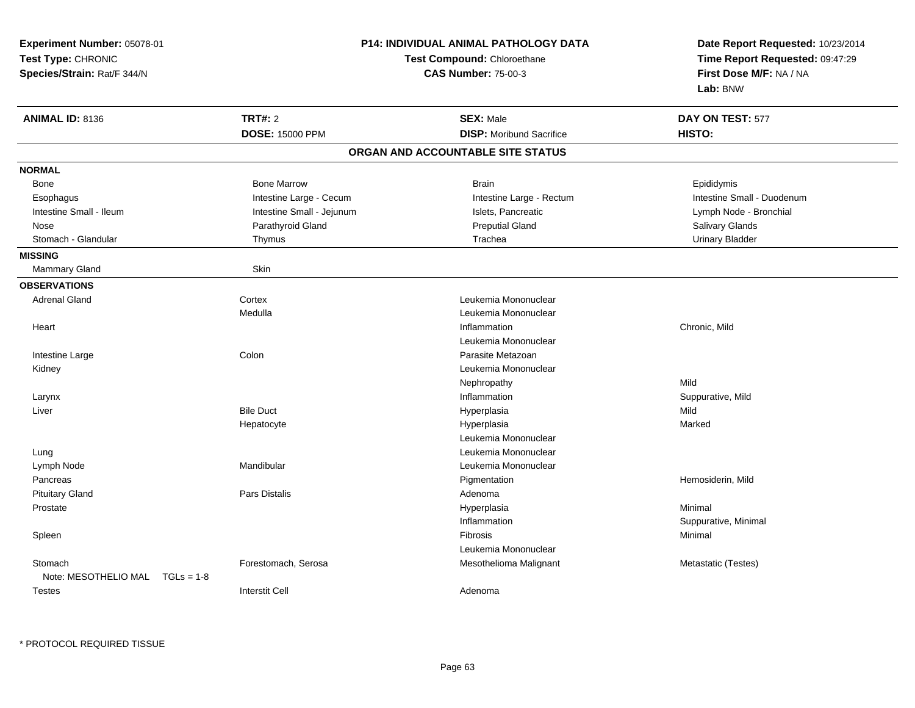**Experiment Number:** 05078-01
**Test Type:** CHRONIC
**Species/Strain:** Rat/F 344/N

# P14: INDIVIDUAL ANIMAL PATHOLOGY DATA

**Test Compound:** Chloroethane
**CAS Number:** 75-00-3

**Date Report Requested:** 10/23/2014
**Time Report Requested:** 09:47:29
**First Dose M/F:** NA / NA
**Lab:** BNW

| **ANIMAL ID:** 8136 | **TRT#:** 2 | **SEX:** Male | **DAY ON TEST:** 577 |
|---|---|---|---|
| | **DOSE:** 15000 PPM | **DISP:** Moribund Sacrifice | **HISTO:** |

## ORGAN AND ACCOUNTABLE SITE STATUS

**NORMAL**

| | | | |
|---|---|---|---|
| Bone | Bone Marrow | Brain | Epididymis |
| Esophagus | Intestine Large - Cecum | Intestine Large - Rectum | Intestine Small - Duodenum |
| Intestine Small - Ileum | Intestine Small - Jejunum | Islets, Pancreatic | Lymph Node - Bronchial |
| Nose | Parathyroid Gland | Preputial Gland | Salivary Glands |
| Stomach - Glandular | Thymus | Trachea | Urinary Bladder |

**MISSING**

| | |
|---|---|
| Mammary Gland | Skin |

**OBSERVATIONS**

| | | | |
|---|---|---|---|
| Adrenal Gland | Cortex | Leukemia Mononuclear | |
| | Medulla | Leukemia Mononuclear | |
| Heart | | Inflammation | Chronic, Mild |
| | | Leukemia Mononuclear | |
| Intestine Large | Colon | Parasite Metazoan | |
| Kidney | | Leukemia Mononuclear | |
| | | Nephropathy | Mild |
| Larynx | | Inflammation | Suppurative, Mild |
| Liver | Bile Duct | Hyperplasia | Mild |
| | Hepatocyte | Hyperplasia | Marked |
| | | Leukemia Mononuclear | |
| Lung | | Leukemia Mononuclear | |
| Lymph Node | Mandibular | Leukemia Mononuclear | |
| Pancreas | | Pigmentation | Hemosiderin, Mild |
| Pituitary Gland | Pars Distalis | Adenoma | |
| Prostate | | Hyperplasia | Minimal |
| | | Inflammation | Suppurative, Minimal |
| Spleen | | Fibrosis | Minimal |
| | | Leukemia Mononuclear | |
| Stomach | Forestomach, Serosa | Mesothelioma Malignant | Metastatic (Testes) |
| Note: MESOTHELIO MAL TGLs = 1-8 | | | |
| Testes | Interstit Cell | Adenoma | |

* PROTOCOL REQUIRED TISSUE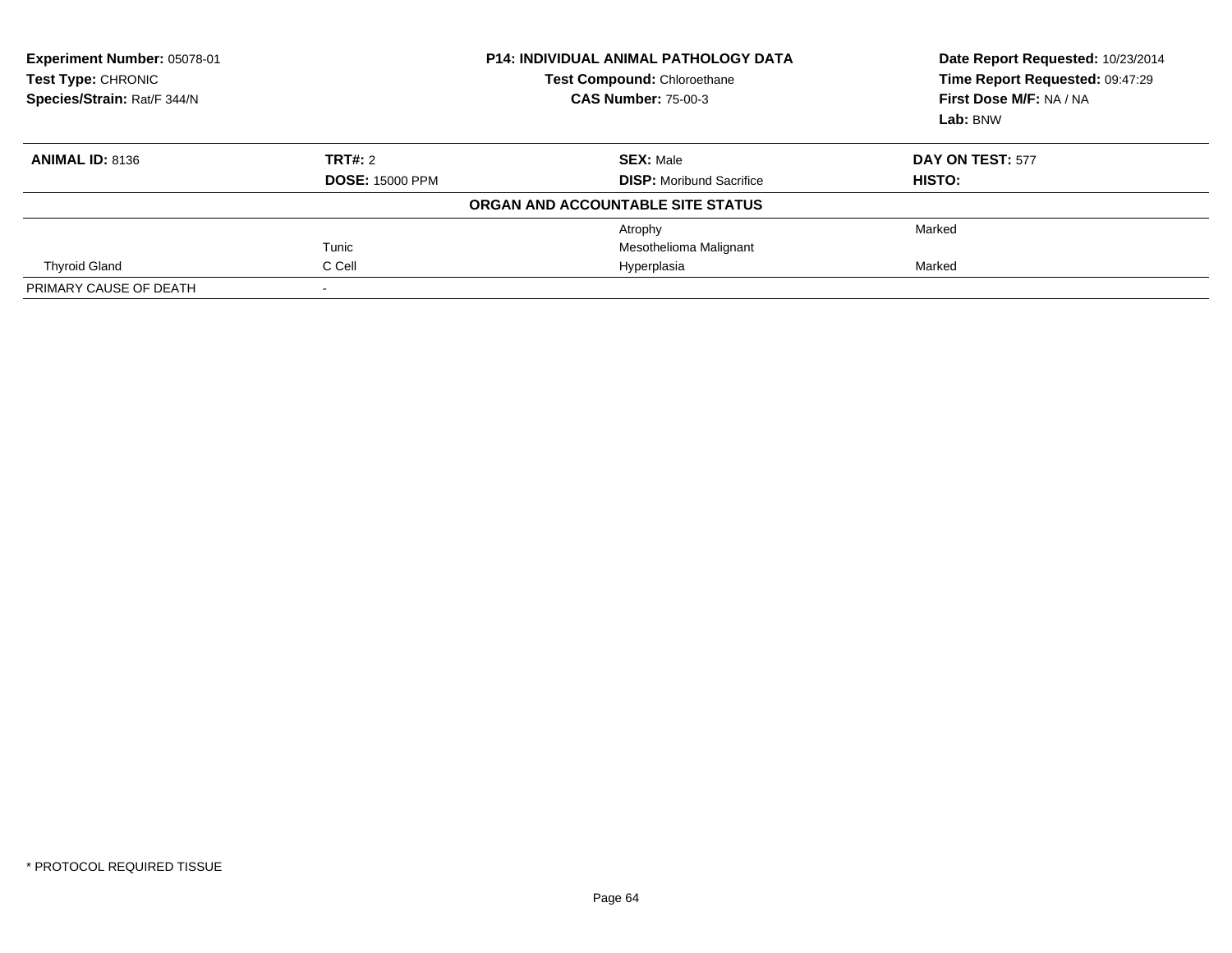**Experiment Number:** 05078-01
**Test Type:** CHRONIC
**Species/Strain:** Rat/F 344/N

**P14: INDIVIDUAL ANIMAL PATHOLOGY DATA**
**Test Compound:** Chloroethane
**CAS Number:** 75-00-3

**Date Report Requested:** 10/23/2014
**Time Report Requested:** 09:47:29
**First Dose M/F:** NA / NA
**Lab:** BNW

| **ANIMAL ID:** 8136 | **TRT#:** 2 | **SEX:** Male | **DAY ON TEST:** 577 |
|---|---|---|---|
| | **DOSE:** 15000 PPM | **DISP:** Moribund Sacrifice | **HISTO:** |
| | | **ORGAN AND ACCOUNTABLE SITE STATUS** | |
| | | Atrophy | Marked |
| | Tunic | Mesothelioma Malignant | |
| Thyroid Gland | C Cell | Hyperplasia | Marked |
| PRIMARY CAUSE OF DEATH | - | | |

* PROTOCOL REQUIRED TISSUE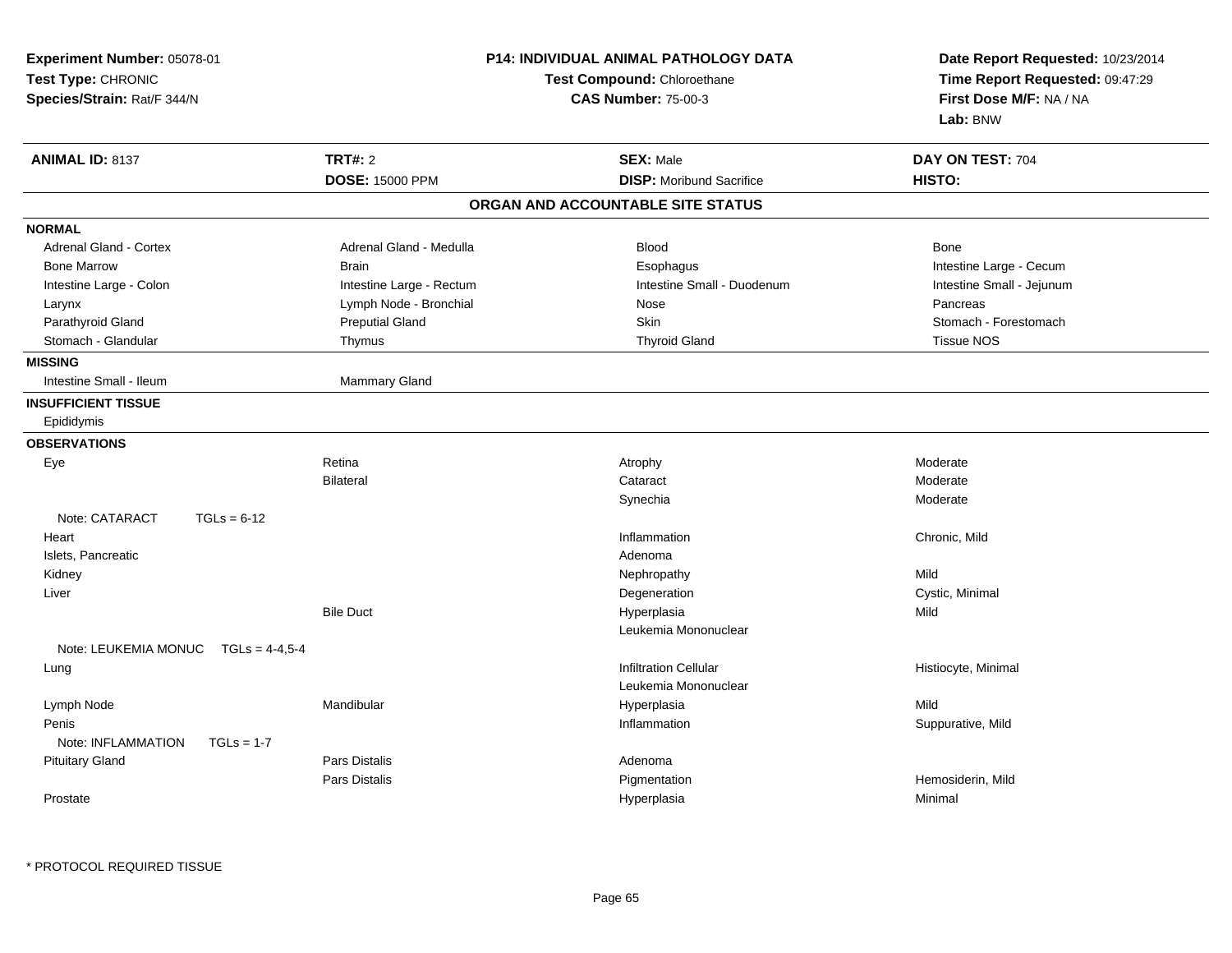**Experiment Number:** 05078-01
**Test Type:** CHRONIC
**Species/Strain:** Rat/F 344/N

**P14: INDIVIDUAL ANIMAL PATHOLOGY DATA**
**Test Compound:** Chloroethane
**CAS Number:** 75-00-3

**Date Report Requested:** 10/23/2014
**Time Report Requested:** 09:47:29
**First Dose M/F:** NA / NA
**Lab:** BNW

| **ANIMAL ID:** 8137 | **TRT#:** 2 | **SEX:** Male | **DAY ON TEST:** 704 |
|---|---|---|---|
| | **DOSE:** 15000 PPM | **DISP:** Moribund Sacrifice | **HISTO:** |

## ORGAN AND ACCOUNTABLE SITE STATUS

**NORMAL**

| | | | |
|---|---|---|---|
| Adrenal Gland - Cortex | Adrenal Gland - Medulla | Blood | Bone |
| Bone Marrow | Brain | Esophagus | Intestine Large - Cecum |
| Intestine Large - Colon | Intestine Large - Rectum | Intestine Small - Duodenum | Intestine Small - Jejunum |
| Larynx | Lymph Node - Bronchial | Nose | Pancreas |
| Parathyroid Gland | Preputial Gland | Skin | Stomach - Forestomach |
| Stomach - Glandular | Thymus | Thyroid Gland | Tissue NOS |

**MISSING**

Intestine Small - Ileum, Mammary Gland

**INSUFFICIENT TISSUE**

Epididymis

**OBSERVATIONS**

| Organ | Site | Finding | Severity |
|---|---|---|---|
| Eye | Retina | Atrophy | Moderate |
| | Bilateral | Cataract | Moderate |
| | | Synechia | Moderate |
| Note: CATARACT TGLs = 6-12 | | | |
| Heart | | Inflammation | Chronic, Mild |
| Islets, Pancreatic | | Adenoma | |
| Kidney | | Nephropathy | Mild |
| Liver | | Degeneration | Cystic, Minimal |
| | Bile Duct | Hyperplasia | Mild |
| | | Leukemia Mononuclear | |
| Note: LEUKEMIA MONUC TGLs = 4-4,5-4 | | | |
| Lung | | Infiltration Cellular | Histiocyte, Minimal |
| | | Leukemia Mononuclear | |
| Lymph Node | Mandibular | Hyperplasia | Mild |
| Penis | | Inflammation | Suppurative, Mild |
| Note: INFLAMMATION TGLs = 1-7 | | | |
| Pituitary Gland | Pars Distalis | Adenoma | |
| | Pars Distalis | Pigmentation | Hemosiderin, Mild |
| Prostate | | Hyperplasia | Minimal |

* PROTOCOL REQUIRED TISSUE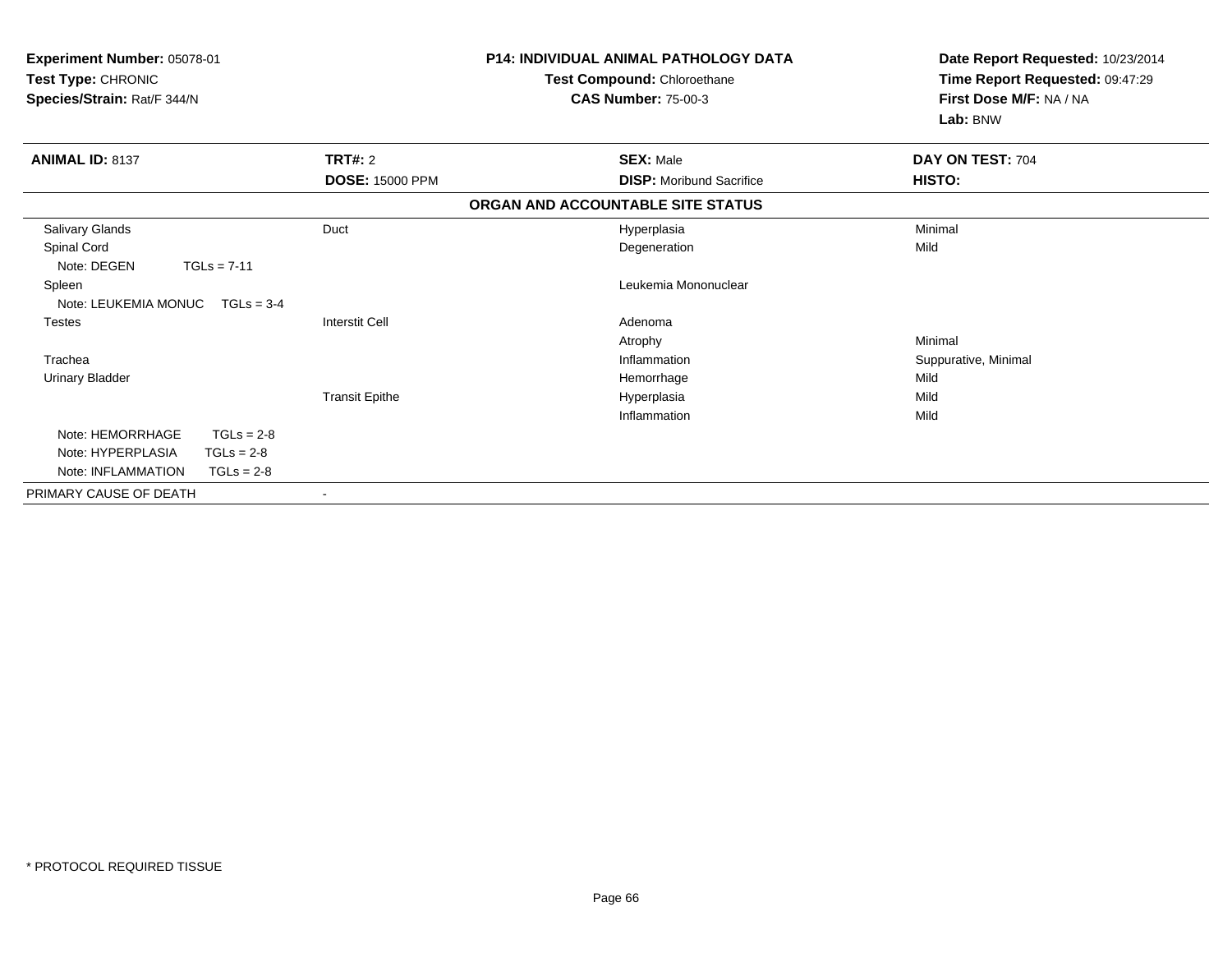**Experiment Number:** 05078-01
**Test Type:** CHRONIC
**Species/Strain:** Rat/F 344/N

**P14: INDIVIDUAL ANIMAL PATHOLOGY DATA**
**Test Compound:** Chloroethane
**CAS Number:** 75-00-3

**Date Report Requested:** 10/23/2014
**Time Report Requested:** 09:47:29
**First Dose M/F:** NA / NA
**Lab:** BNW

| **ANIMAL ID:** 8137 | **TRT#:** 2 | **SEX:** Male | **DAY ON TEST:** 704 |
|---|---|---|---|
| | **DOSE:** 15000 PPM | **DISP:** Moribund Sacrifice | **HISTO:** |

**ORGAN AND ACCOUNTABLE SITE STATUS**

| | | | |
|---|---|---|---|
| Salivary Glands | Duct | Hyperplasia | Minimal |
| Spinal Cord | | Degeneration | Mild |
| Note: DEGEN TGLs = 7-11 | | | |
| Spleen | | Leukemia Mononuclear | |
| Note: LEUKEMIA MONUC TGLs = 3-4 | | | |
| Testes | Interstit Cell | Adenoma | |
| | | Atrophy | Minimal |
| Trachea | | Inflammation | Suppurative, Minimal |
| Urinary Bladder | | Hemorrhage | Mild |
| | Transit Epithe | Hyperplasia | Mild |
| | | Inflammation | Mild |
| Note: HEMORRHAGE TGLs = 2-8 | | | |
| Note: HYPERPLASIA TGLs = 2-8 | | | |
| Note: INFLAMMATION TGLs = 2-8 | | | |
| PRIMARY CAUSE OF DEATH | - | | |

* PROTOCOL REQUIRED TISSUE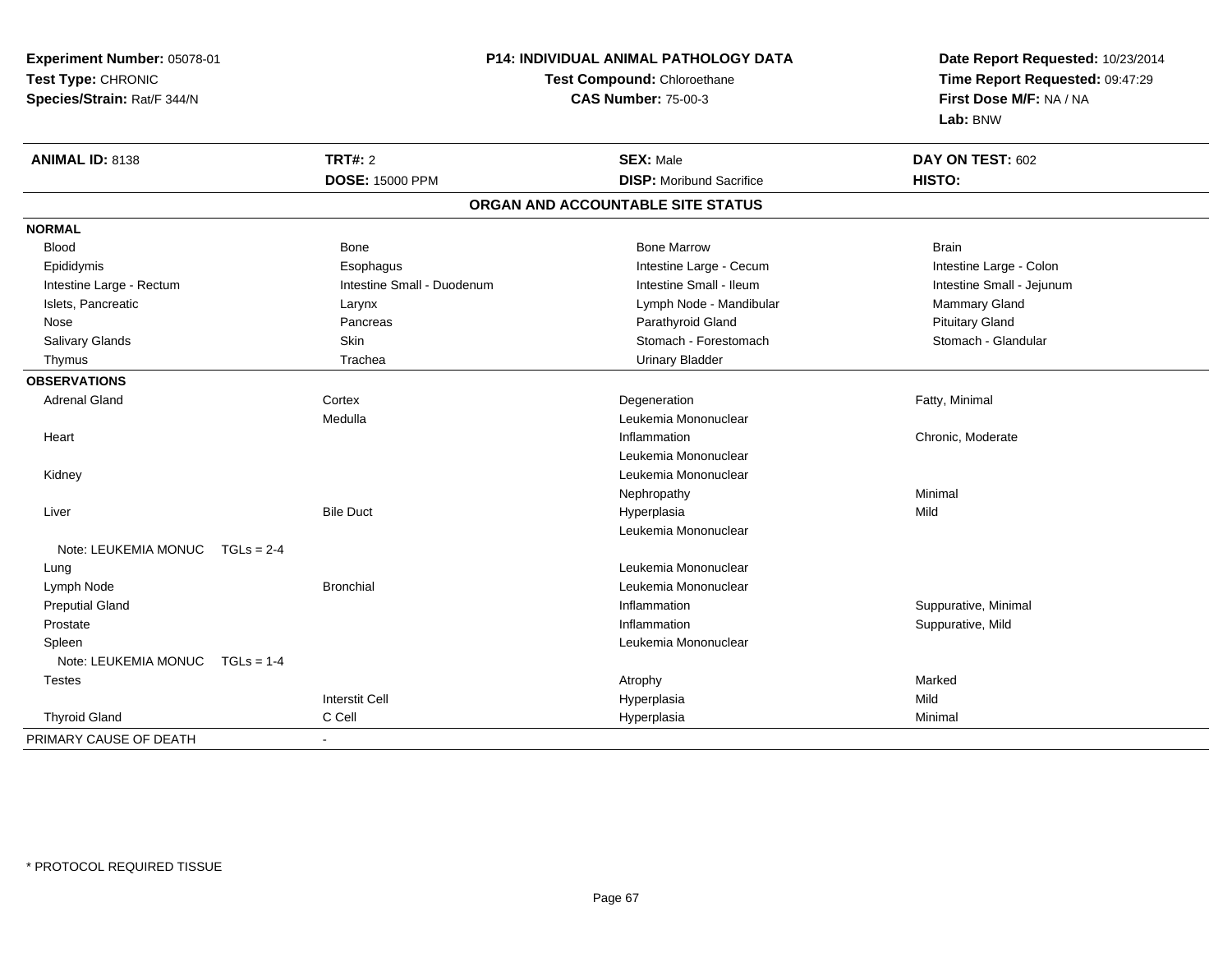**Experiment Number:** 05078-01
**Test Type:** CHRONIC
**Species/Strain:** Rat/F 344/N

## P14: INDIVIDUAL ANIMAL PATHOLOGY DATA

**Test Compound:** Chloroethane
**CAS Number:** 75-00-3

**Date Report Requested:** 10/23/2014
**Time Report Requested:** 09:47:29
**First Dose M/F:** NA / NA
**Lab:** BNW

| **ANIMAL ID:** 8138 | **TRT#:** 2 | **SEX:** Male | **DAY ON TEST:** 602 |
|---|---|---|---|
| | **DOSE:** 15000 PPM | **DISP:** Moribund Sacrifice | **HISTO:** |

### ORGAN AND ACCOUNTABLE SITE STATUS

| | | | |
|---|---|---|---|
| **NORMAL** | | | |
| Blood | Bone | Bone Marrow | Brain |
| Epididymis | Esophagus | Intestine Large - Cecum | Intestine Large - Colon |
| Intestine Large - Rectum | Intestine Small - Duodenum | Intestine Small - Ileum | Intestine Small - Jejunum |
| Islets, Pancreatic | Larynx | Lymph Node - Mandibular | Mammary Gland |
| Nose | Pancreas | Parathyroid Gland | Pituitary Gland |
| Salivary Glands | Skin | Stomach - Forestomach | Stomach - Glandular |
| Thymus | Trachea | Urinary Bladder | |
| **OBSERVATIONS** | | | |
| Adrenal Gland | Cortex | Degeneration | Fatty, Minimal |
| | Medulla | Leukemia Mononuclear | |
| Heart | | Inflammation | Chronic, Moderate |
| | | Leukemia Mononuclear | |
| Kidney | | Leukemia Mononuclear | |
| | | Nephropathy | Minimal |
| Liver | Bile Duct | Hyperplasia | Mild |
| | | Leukemia Mononuclear | |
| Note: LEUKEMIA MONUC TGLs = 2-4 | | | |
| Lung | | Leukemia Mononuclear | |
| Lymph Node | Bronchial | Leukemia Mononuclear | |
| Preputial Gland | | Inflammation | Suppurative, Minimal |
| Prostate | | Inflammation | Suppurative, Mild |
| Spleen | | Leukemia Mononuclear | |
| Note: LEUKEMIA MONUC TGLs = 1-4 | | | |
| Testes | | Atrophy | Marked |
| | Interstit Cell | Hyperplasia | Mild |
| Thyroid Gland | C Cell | Hyperplasia | Minimal |
| PRIMARY CAUSE OF DEATH | - | | |

* PROTOCOL REQUIRED TISSUE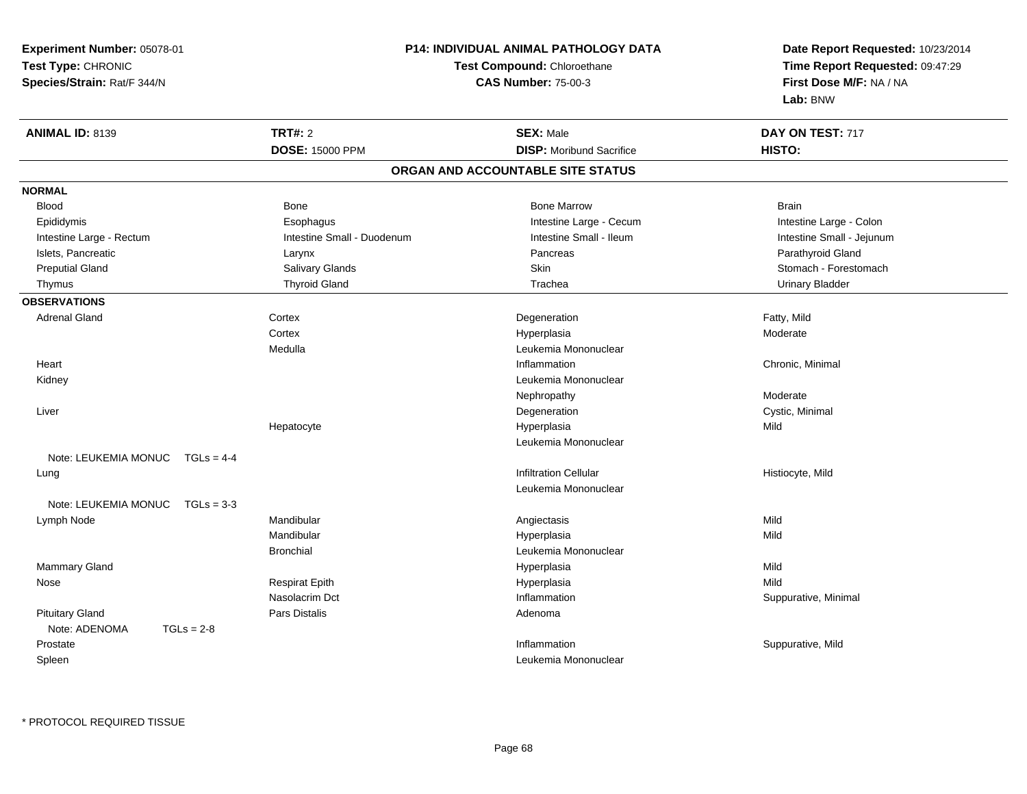**Experiment Number:** 05078-01
**Test Type:** CHRONIC
**Species/Strain:** Rat/F 344/N

**P14: INDIVIDUAL ANIMAL PATHOLOGY DATA**
**Test Compound:** Chloroethane
**CAS Number:** 75-00-3

**Date Report Requested:** 10/23/2014
**Time Report Requested:** 09:47:29
**First Dose M/F:** NA / NA
**Lab:** BNW

| **ANIMAL ID:** 8139 | **TRT#:** 2 | **SEX:** Male | **DAY ON TEST:** 717 |
|---|---|---|---|
| | **DOSE:** 15000 PPM | **DISP:** Moribund Sacrifice | **HISTO:** |

## ORGAN AND ACCOUNTABLE SITE STATUS

**NORMAL**

| | | | |
|---|---|---|---|
| Blood | Bone | Bone Marrow | Brain |
| Epididymis | Esophagus | Intestine Large - Cecum | Intestine Large - Colon |
| Intestine Large - Rectum | Intestine Small - Duodenum | Intestine Small - Ileum | Intestine Small - Jejunum |
| Islets, Pancreatic | Larynx | Pancreas | Parathyroid Gland |
| Preputial Gland | Salivary Glands | Skin | Stomach - Forestomach |
| Thymus | Thyroid Gland | Trachea | Urinary Bladder |

**OBSERVATIONS**

| | | | |
|---|---|---|---|
| Adrenal Gland | Cortex | Degeneration | Fatty, Mild |
| | Cortex | Hyperplasia | Moderate |
| | Medulla | Leukemia Mononuclear | |
| Heart | | Inflammation | Chronic, Minimal |
| Kidney | | Leukemia Mononuclear | |
| | | Nephropathy | Moderate |
| Liver | | Degeneration | Cystic, Minimal |
| | Hepatocyte | Hyperplasia | Mild |
| | | Leukemia Mononuclear | |
| Note: LEUKEMIA MONUC TGLs = 4-4 | | | |
| Lung | | Infiltration Cellular | Histiocyte, Mild |
| | | Leukemia Mononuclear | |
| Note: LEUKEMIA MONUC TGLs = 3-3 | | | |
| Lymph Node | Mandibular | Angiectasis | Mild |
| | Mandibular | Hyperplasia | Mild |
| | Bronchial | Leukemia Mononuclear | |
| Mammary Gland | | Hyperplasia | Mild |
| Nose | Respirat Epith | Hyperplasia | Mild |
| | Nasolacrim Dct | Inflammation | Suppurative, Minimal |
| Pituitary Gland | Pars Distalis | Adenoma | |
| Note: ADENOMA TGLs = 2-8 | | | |
| Prostate | | Inflammation | Suppurative, Mild |
| Spleen | | Leukemia Mononuclear | |

\* PROTOCOL REQUIRED TISSUE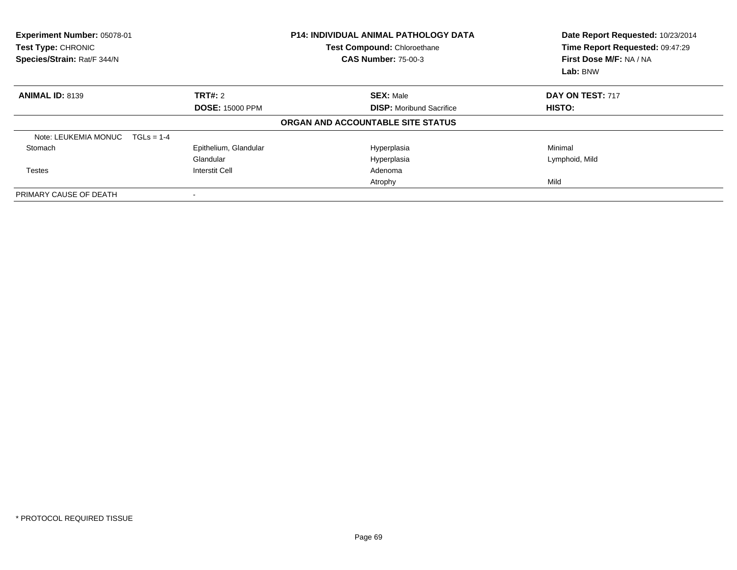**Experiment Number:** 05078-01
**Test Type:** CHRONIC
**Species/Strain:** Rat/F 344/N

**P14: INDIVIDUAL ANIMAL PATHOLOGY DATA**
**Test Compound:** Chloroethane
**CAS Number:** 75-00-3

**Date Report Requested:** 10/23/2014
**Time Report Requested:** 09:47:29
**First Dose M/F:** NA / NA
**Lab:** BNW

| **ANIMAL ID:** 8139 | **TRT#:** 2 | **SEX:** Male | **DAY ON TEST:** 717 |
|---|---|---|---|
| | **DOSE:** 15000 PPM | **DISP:** Moribund Sacrifice | **HISTO:** |

**ORGAN AND ACCOUNTABLE SITE STATUS**

| | | | |
|---|---|---|---|
| Note: LEUKEMIA MONUC  TGLs = 1-4 | | | |
| Stomach | Epithelium, Glandular | Hyperplasia | Minimal |
| | Glandular | Hyperplasia | Lymphoid, Mild |
| Testes | Interstit Cell | Adenoma | |
| | | Atrophy | Mild |
| PRIMARY CAUSE OF DEATH | - | | |

* PROTOCOL REQUIRED TISSUE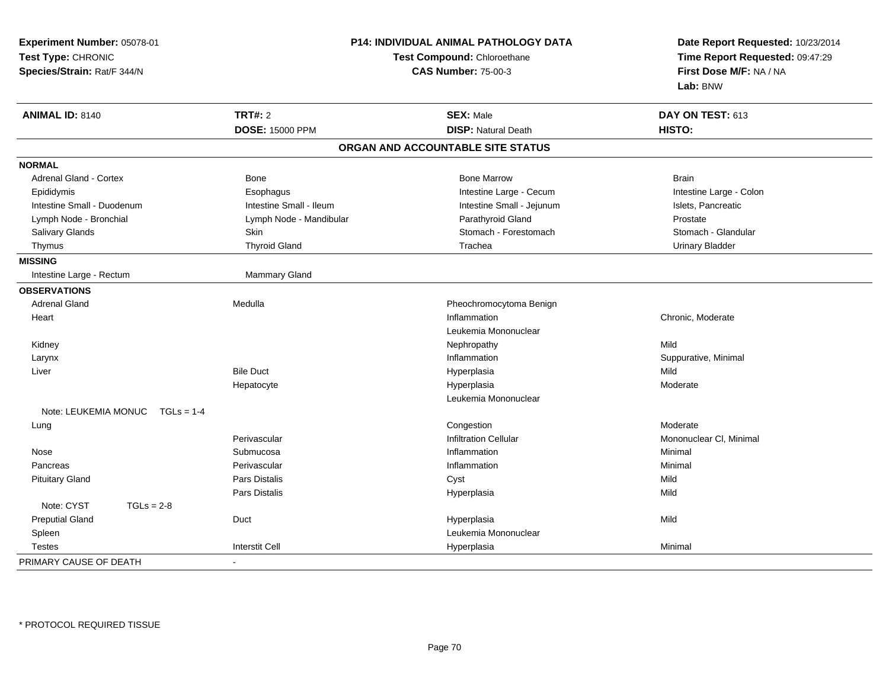**Experiment Number:** 05078-01
**Test Type:** CHRONIC
**Species/Strain:** Rat/F 344/N

**P14: INDIVIDUAL ANIMAL PATHOLOGY DATA**
**Test Compound:** Chloroethane
**CAS Number:** 75-00-3

**Date Report Requested:** 10/23/2014
**Time Report Requested:** 09:47:29
**First Dose M/F:** NA / NA
**Lab:** BNW

| **ANIMAL ID:** 8140 | **TRT#:** 2 | **SEX:** Male | **DAY ON TEST:** 613 |
|---|---|---|---|
| | **DOSE:** 15000 PPM | **DISP:** Natural Death | **HISTO:** |

**ORGAN AND ACCOUNTABLE SITE STATUS**

| | | | |
|---|---|---|---|
| **NORMAL** | | | |
| Adrenal Gland - Cortex | Bone | Bone Marrow | Brain |
| Epididymis | Esophagus | Intestine Large - Cecum | Intestine Large - Colon |
| Intestine Small - Duodenum | Intestine Small - Ileum | Intestine Small - Jejunum | Islets, Pancreatic |
| Lymph Node - Bronchial | Lymph Node - Mandibular | Parathyroid Gland | Prostate |
| Salivary Glands | Skin | Stomach - Forestomach | Stomach - Glandular |
| Thymus | Thyroid Gland | Trachea | Urinary Bladder |
| **MISSING** | | | |
| Intestine Large - Rectum | Mammary Gland | | |
| **OBSERVATIONS** | | | |
| Adrenal Gland | Medulla | Pheochromocytoma Benign | |
| Heart | | Inflammation | Chronic, Moderate |
| | | Leukemia Mononuclear | |
| Kidney | | Nephropathy | Mild |
| Larynx | | Inflammation | Suppurative, Minimal |
| Liver | Bile Duct | Hyperplasia | Mild |
| | Hepatocyte | Hyperplasia | Moderate |
| | | Leukemia Mononuclear | |
| Note: LEUKEMIA MONUC TGLs = 1-4 | | | |
| Lung | | Congestion | Moderate |
| | Perivascular | Infiltration Cellular | Mononuclear Cl, Minimal |
| Nose | Submucosa | Inflammation | Minimal |
| Pancreas | Perivascular | Inflammation | Minimal |
| Pituitary Gland | Pars Distalis | Cyst | Mild |
| | Pars Distalis | Hyperplasia | Mild |
| Note: CYST TGLs = 2-8 | | | |
| Preputial Gland | Duct | Hyperplasia | Mild |
| Spleen | | Leukemia Mononuclear | |
| Testes | Interstit Cell | Hyperplasia | Minimal |
| PRIMARY CAUSE OF DEATH | - | | |

* PROTOCOL REQUIRED TISSUE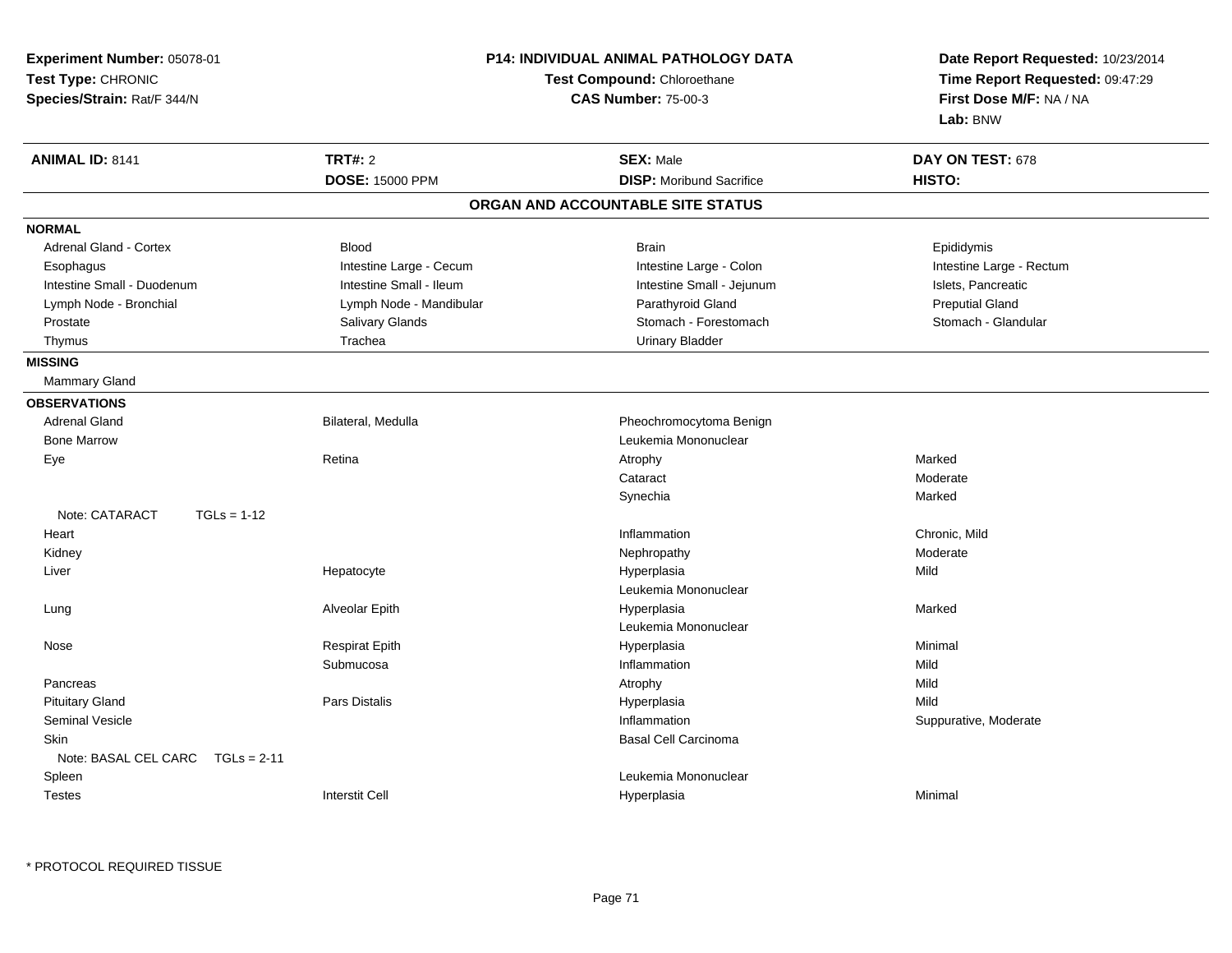**Experiment Number:** 05078-01
**Test Type:** CHRONIC
**Species/Strain:** Rat/F 344/N

**P14: INDIVIDUAL ANIMAL PATHOLOGY DATA**
**Test Compound:** Chloroethane
**CAS Number:** 75-00-3

**Date Report Requested:** 10/23/2014
**Time Report Requested:** 09:47:29
**First Dose M/F:** NA / NA
**Lab:** BNW

| **ANIMAL ID:** 8141 | **TRT#:** 2 | **SEX:** Male | **DAY ON TEST:** 678 |
|---|---|---|---|
| | **DOSE:** 15000 PPM | **DISP:** Moribund Sacrifice | **HISTO:** |

## ORGAN AND ACCOUNTABLE SITE STATUS

**NORMAL**

| | | | |
|---|---|---|---|
| Adrenal Gland - Cortex | Blood | Brain | Epididymis |
| Esophagus | Intestine Large - Cecum | Intestine Large - Colon | Intestine Large - Rectum |
| Intestine Small - Duodenum | Intestine Small - Ileum | Intestine Small - Jejunum | Islets, Pancreatic |
| Lymph Node - Bronchial | Lymph Node - Mandibular | Parathyroid Gland | Preputial Gland |
| Prostate | Salivary Glands | Stomach - Forestomach | Stomach - Glandular |
| Thymus | Trachea | Urinary Bladder | |

**MISSING**

Mammary Gland

**OBSERVATIONS**

| | | | |
|---|---|---|---|
| Adrenal Gland | Bilateral, Medulla | Pheochromocytoma Benign | |
| Bone Marrow | | Leukemia Mononuclear | |
| Eye | Retina | Atrophy | Marked |
| | | Cataract | Moderate |
| | | Synechia | Marked |
| Note: CATARACT TGLs = 1-12 | | | |
| Heart | | Inflammation | Chronic, Mild |
| Kidney | | Nephropathy | Moderate |
| Liver | Hepatocyte | Hyperplasia | Mild |
| | | Leukemia Mononuclear | |
| Lung | Alveolar Epith | Hyperplasia | Marked |
| | | Leukemia Mononuclear | |
| Nose | Respirat Epith | Hyperplasia | Minimal |
| | Submucosa | Inflammation | Mild |
| Pancreas | | Atrophy | Mild |
| Pituitary Gland | Pars Distalis | Hyperplasia | Mild |
| Seminal Vesicle | | Inflammation | Suppurative, Moderate |
| Skin | | Basal Cell Carcinoma | |
| Note: BASAL CEL CARC TGLs = 2-11 | | | |
| Spleen | | Leukemia Mononuclear | |
| Testes | Interstit Cell | Hyperplasia | Minimal |

* PROTOCOL REQUIRED TISSUE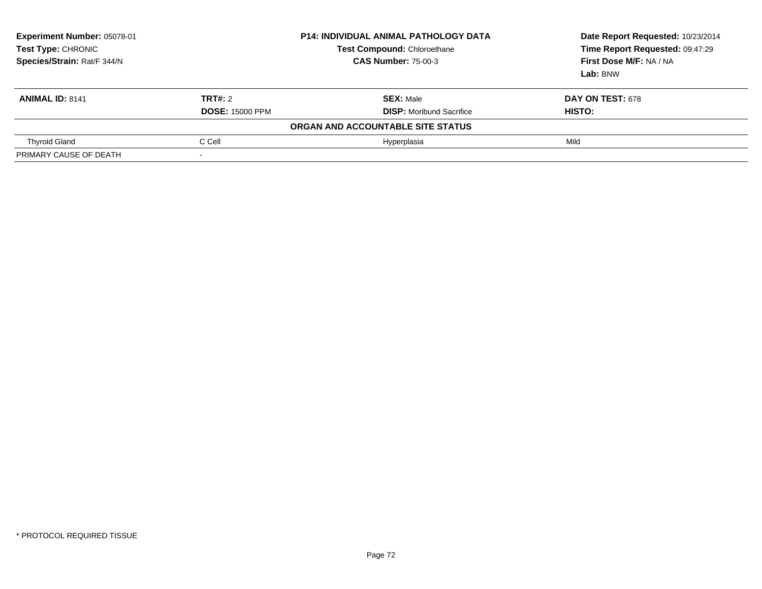**Experiment Number:** 05078-01
**Test Type:** CHRONIC
**Species/Strain:** Rat/F 344/N

**P14: INDIVIDUAL ANIMAL PATHOLOGY DATA**
**Test Compound:** Chloroethane
**CAS Number:** 75-00-3

**Date Report Requested:** 10/23/2014
**Time Report Requested:** 09:47:29
**First Dose M/F:** NA / NA
**Lab:** BNW

| **ANIMAL ID:** 8141 | **TRT#:** 2 | **SEX:** Male | **DAY ON TEST:** 678 |
|---|---|---|---|
| | **DOSE:** 15000 PPM | **DISP:** Moribund Sacrifice | **HISTO:** |
| | | **ORGAN AND ACCOUNTABLE SITE STATUS** | |
| Thyroid Gland | C Cell | Hyperplasia | Mild |
| PRIMARY CAUSE OF DEATH | - | | |

* PROTOCOL REQUIRED TISSUE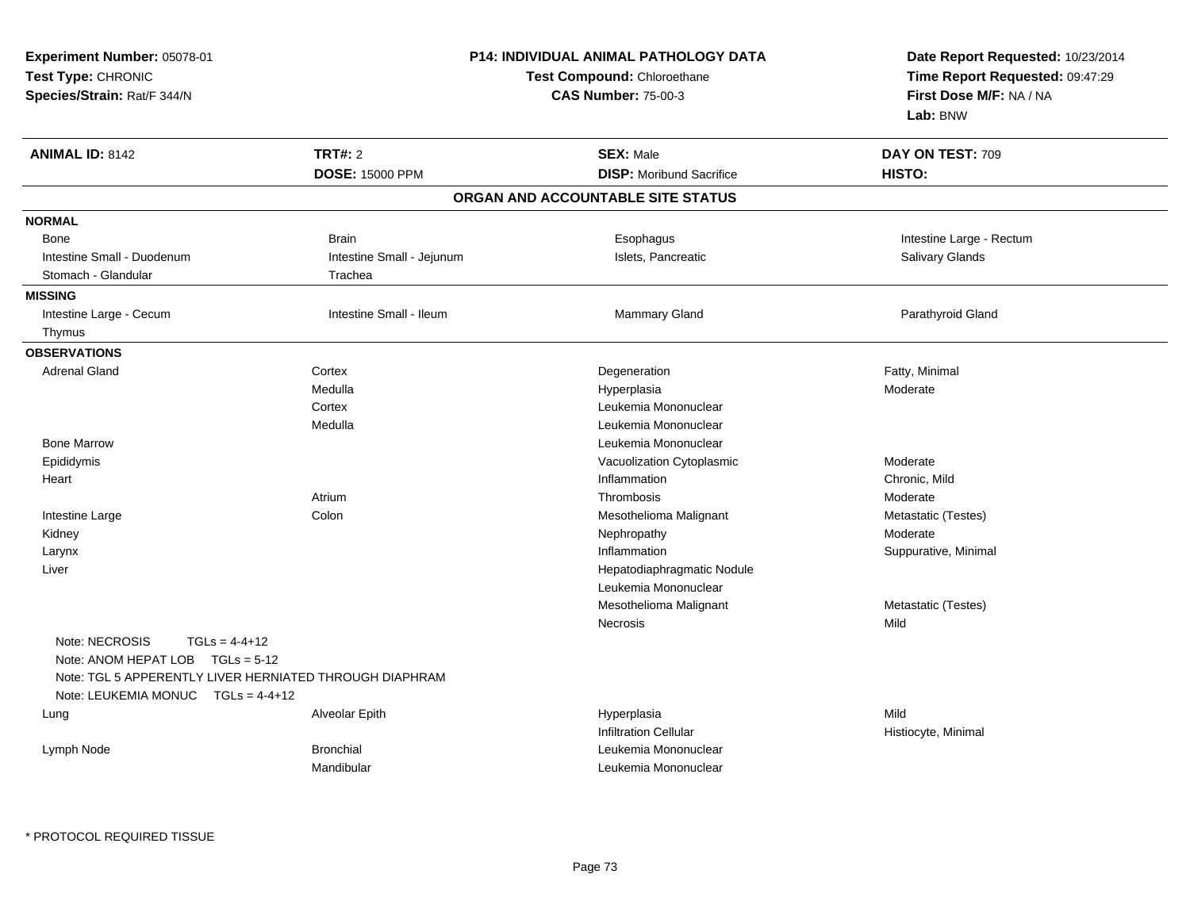**Experiment Number:** 05078-01
**Test Type:** CHRONIC
**Species/Strain:** Rat/F 344/N

**P14: INDIVIDUAL ANIMAL PATHOLOGY DATA**
**Test Compound:** Chloroethane
**CAS Number:** 75-00-3

**Date Report Requested:** 10/23/2014
**Time Report Requested:** 09:47:29
**First Dose M/F:** NA / NA
**Lab:** BNW

| **ANIMAL ID:** 8142 | **TRT#:** 2 | **SEX:** Male | **DAY ON TEST:** 709 |
|---|---|---|---|
| | **DOSE:** 15000 PPM | **DISP:** Moribund Sacrifice | **HISTO:** |

## ORGAN AND ACCOUNTABLE SITE STATUS

**NORMAL**

| | | | |
|---|---|---|---|
| Bone | Brain | Esophagus | Intestine Large - Rectum |
| Intestine Small - Duodenum | Intestine Small - Jejunum | Islets, Pancreatic | Salivary Glands |
| Stomach - Glandular | Trachea | | |

**MISSING**

| | | | |
|---|---|---|---|
| Intestine Large - Cecum | Intestine Small - Ileum | Mammary Gland | Parathyroid Gland |
| Thymus | | | |

**OBSERVATIONS**

| | | | |
|---|---|---|---|
| Adrenal Gland | Cortex | Degeneration | Fatty, Minimal |
| | Medulla | Hyperplasia | Moderate |
| | Cortex | Leukemia Mononuclear | |
| | Medulla | Leukemia Mononuclear | |
| Bone Marrow | | Leukemia Mononuclear | |
| Epididymis | | Vacuolization Cytoplasmic | Moderate |
| Heart | | Inflammation | Chronic, Mild |
| | Atrium | Thrombosis | Moderate |
| Intestine Large | Colon | Mesothelioma Malignant | Metastatic (Testes) |
| Kidney | | Nephropathy | Moderate |
| Larynx | | Inflammation | Suppurative, Minimal |
| Liver | | Hepatodiaphragmatic Nodule | |
| | | Leukemia Mononuclear | |
| | | Mesothelioma Malignant | Metastatic (Testes) |
| | | Necrosis | Mild |

Note: NECROSIS TGLs = 4-4+12
Note: ANOM HEPAT LOB TGLs = 5-12
Note: TGL 5 APPERENTLY LIVER HERNIATED THROUGH DIAPHRAM
Note: LEUKEMIA MONUC TGLs = 4-4+12

| | | | |
|---|---|---|---|
| Lung | Alveolar Epith | Hyperplasia | Mild |
| | | Infiltration Cellular | Histiocyte, Minimal |
| Lymph Node | Bronchial | Leukemia Mononuclear | |
| | Mandibular | Leukemia Mononuclear | |

\* PROTOCOL REQUIRED TISSUE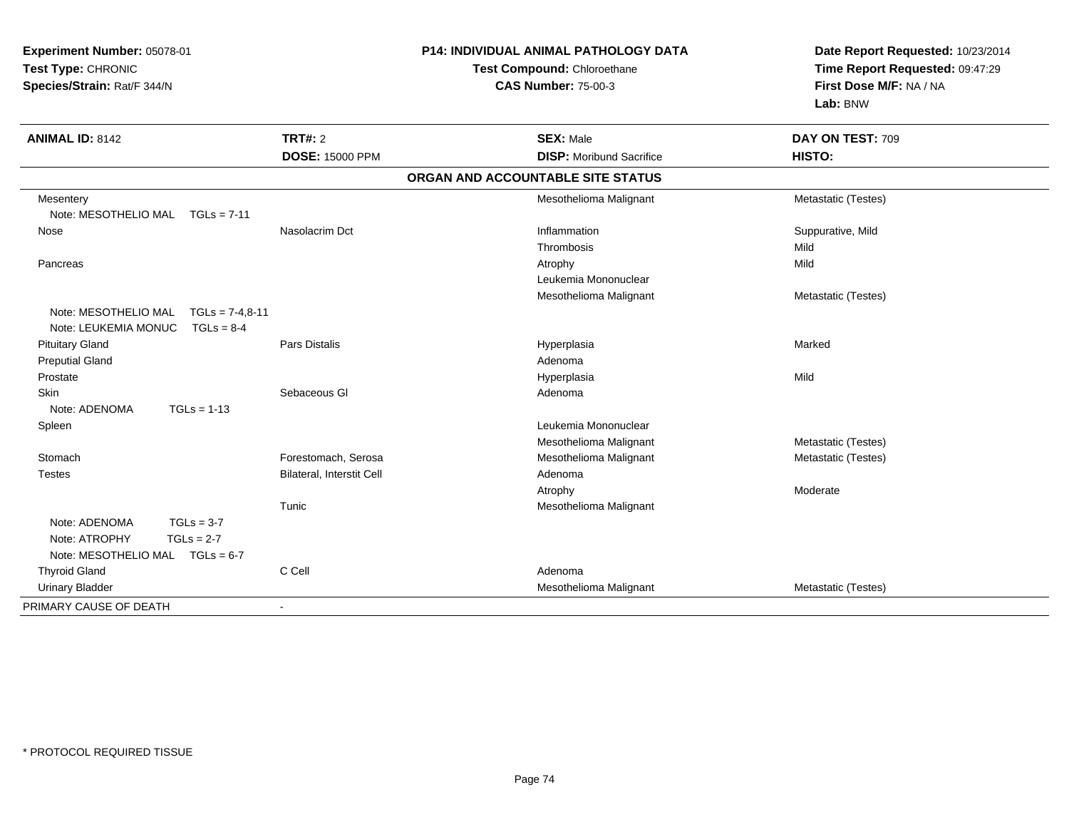**Experiment Number:** 05078-01
**Test Type:** CHRONIC
**Species/Strain:** Rat/F 344/N

**P14: INDIVIDUAL ANIMAL PATHOLOGY DATA**
**Test Compound:** Chloroethane
**CAS Number:** 75-00-3

**Date Report Requested:** 10/23/2014
**Time Report Requested:** 09:47:29
**First Dose M/F:** NA / NA
**Lab:** BNW

| **ANIMAL ID:** 8142 | **TRT#:** 2 | **SEX:** Male | **DAY ON TEST:** 709 |
|---|---|---|---|
| | **DOSE:** 15000 PPM | **DISP:** Moribund Sacrifice | **HISTO:** |

**ORGAN AND ACCOUNTABLE SITE STATUS**

| | | | |
|---|---|---|---|
| Mesentery | | Mesothelioma Malignant | Metastatic (Testes) |
| Note: MESOTHELIO MAL TGLs = 7-11 | | | |
| Nose | Nasolacrim Dct | Inflammation | Suppurative, Mild |
| | | Thrombosis | Mild |
| Pancreas | | Atrophy | Mild |
| | | Leukemia Mononuclear | |
| | | Mesothelioma Malignant | Metastatic (Testes) |
| Note: MESOTHELIO MAL TGLs = 7-4,8-11 | | | |
| Note: LEUKEMIA MONUC TGLs = 8-4 | | | |
| Pituitary Gland | Pars Distalis | Hyperplasia | Marked |
| Preputial Gland | | Adenoma | |
| Prostate | | Hyperplasia | Mild |
| Skin | Sebaceous Gl | Adenoma | |
| Note: ADENOMA TGLs = 1-13 | | | |
| Spleen | | Leukemia Mononuclear | |
| | | Mesothelioma Malignant | Metastatic (Testes) |
| Stomach | Forestomach, Serosa | Mesothelioma Malignant | Metastatic (Testes) |
| Testes | Bilateral, Interstit Cell | Adenoma | |
| | | Atrophy | Moderate |
| | Tunic | Mesothelioma Malignant | |
| Note: ADENOMA TGLs = 3-7 | | | |
| Note: ATROPHY TGLs = 2-7 | | | |
| Note: MESOTHELIO MAL TGLs = 6-7 | | | |
| Thyroid Gland | C Cell | Adenoma | |
| Urinary Bladder | | Mesothelioma Malignant | Metastatic (Testes) |
| PRIMARY CAUSE OF DEATH | - | | |

\* PROTOCOL REQUIRED TISSUE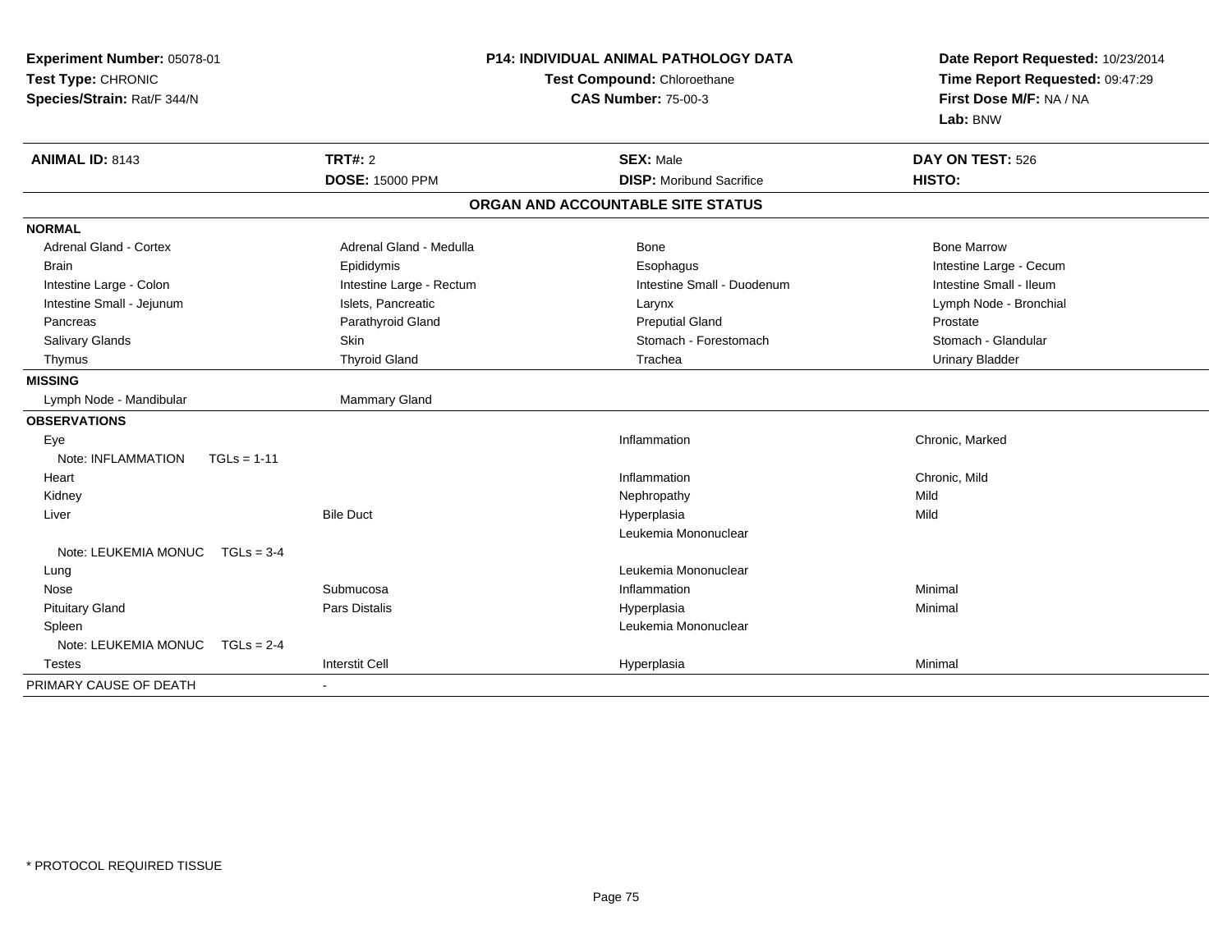**Experiment Number:** 05078-01
**Test Type:** CHRONIC
**Species/Strain:** Rat/F 344/N

**P14: INDIVIDUAL ANIMAL PATHOLOGY DATA**
**Test Compound:** Chloroethane
**CAS Number:** 75-00-3

**Date Report Requested:** 10/23/2014
**Time Report Requested:** 09:47:29
**First Dose M/F:** NA / NA
**Lab:** BNW

| **ANIMAL ID:** 8143 | **TRT#:** 2 | **SEX:** Male | **DAY ON TEST:** 526 |
|---|---|---|---|
| | **DOSE:** 15000 PPM | **DISP:** Moribund Sacrifice | **HISTO:** |

## ORGAN AND ACCOUNTABLE SITE STATUS

| | | | |
|---|---|---|---|
| **NORMAL** | | | |
| Adrenal Gland - Cortex | Adrenal Gland - Medulla | Bone | Bone Marrow |
| Brain | Epididymis | Esophagus | Intestine Large - Cecum |
| Intestine Large - Colon | Intestine Large - Rectum | Intestine Small - Duodenum | Intestine Small - Ileum |
| Intestine Small - Jejunum | Islets, Pancreatic | Larynx | Lymph Node - Bronchial |
| Pancreas | Parathyroid Gland | Preputial Gland | Prostate |
| Salivary Glands | Skin | Stomach - Forestomach | Stomach - Glandular |
| Thymus | Thyroid Gland | Trachea | Urinary Bladder |
| **MISSING** | | | |
| Lymph Node - Mandibular | Mammary Gland | | |
| **OBSERVATIONS** | | | |
| Eye | | Inflammation | Chronic, Marked |
| Note: INFLAMMATION TGLs = 1-11 | | | |
| Heart | | Inflammation | Chronic, Mild |
| Kidney | | Nephropathy | Mild |
| Liver | Bile Duct | Hyperplasia | Mild |
| | | Leukemia Mononuclear | |
| Note: LEUKEMIA MONUC TGLs = 3-4 | | | |
| Lung | | Leukemia Mononuclear | |
| Nose | Submucosa | Inflammation | Minimal |
| Pituitary Gland | Pars Distalis | Hyperplasia | Minimal |
| Spleen | | Leukemia Mononuclear | |
| Note: LEUKEMIA MONUC TGLs = 2-4 | | | |
| Testes | Interstit Cell | Hyperplasia | Minimal |
| PRIMARY CAUSE OF DEATH | - | | |

* PROTOCOL REQUIRED TISSUE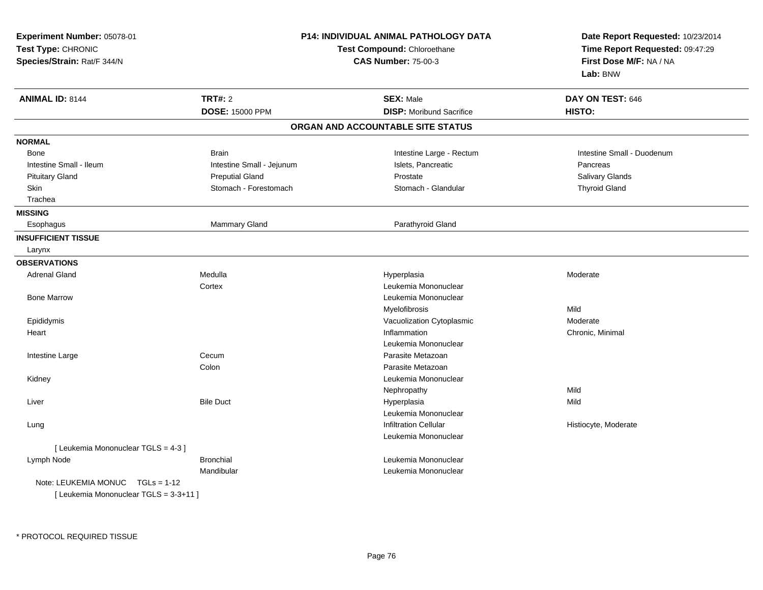**Experiment Number:** 05078-01
**Test Type:** CHRONIC
**Species/Strain:** Rat/F 344/N

**P14: INDIVIDUAL ANIMAL PATHOLOGY DATA**
**Test Compound:** Chloroethane
**CAS Number:** 75-00-3

**Date Report Requested:** 10/23/2014
**Time Report Requested:** 09:47:29
**First Dose M/F:** NA / NA
**Lab:** BNW

| **ANIMAL ID:** 8144 | **TRT#:** 2 | **SEX:** Male | **DAY ON TEST:** 646 |
|---|---|---|---|
| | **DOSE:** 15000 PPM | **DISP:** Moribund Sacrifice | **HISTO:** |

## ORGAN AND ACCOUNTABLE SITE STATUS

**NORMAL**

| | | | |
|---|---|---|---|
| Bone | Brain | Intestine Large - Rectum | Intestine Small - Duodenum |
| Intestine Small - Ileum | Intestine Small - Jejunum | Islets, Pancreatic | Pancreas |
| Pituitary Gland | Preputial Gland | Prostate | Salivary Glands |
| Skin | Stomach - Forestomach | Stomach - Glandular | Thyroid Gland |
| Trachea | | | |

**MISSING**

| | | |
|---|---|---|
| Esophagus | Mammary Gland | Parathyroid Gland |

**INSUFFICIENT TISSUE**

Larynx

**OBSERVATIONS**

| | | | |
|---|---|---|---|
| Adrenal Gland | Medulla | Hyperplasia | Moderate |
| | Cortex | Leukemia Mononuclear | |
| Bone Marrow | | Leukemia Mononuclear | |
| | | Myelofibrosis | Mild |
| Epididymis | | Vacuolization Cytoplasmic | Moderate |
| Heart | | Inflammation | Chronic, Minimal |
| | | Leukemia Mononuclear | |
| Intestine Large | Cecum | Parasite Metazoan | |
| | Colon | Parasite Metazoan | |
| Kidney | | Leukemia Mononuclear | |
| | | Nephropathy | Mild |
| Liver | Bile Duct | Hyperplasia | Mild |
| | | Leukemia Mononuclear | |
| Lung | | Infiltration Cellular | Histiocyte, Moderate |
| | | Leukemia Mononuclear | |
| [ Leukemia Mononuclear TGLS = 4-3 ] | | | |
| Lymph Node | Bronchial | Leukemia Mononuclear | |
| | Mandibular | Leukemia Mononuclear | |
| Note: LEUKEMIA MONUC TGLs = 1-12 | | | |
| [ Leukemia Mononuclear TGLS = 3-3+11 ] | | | |

* PROTOCOL REQUIRED TISSUE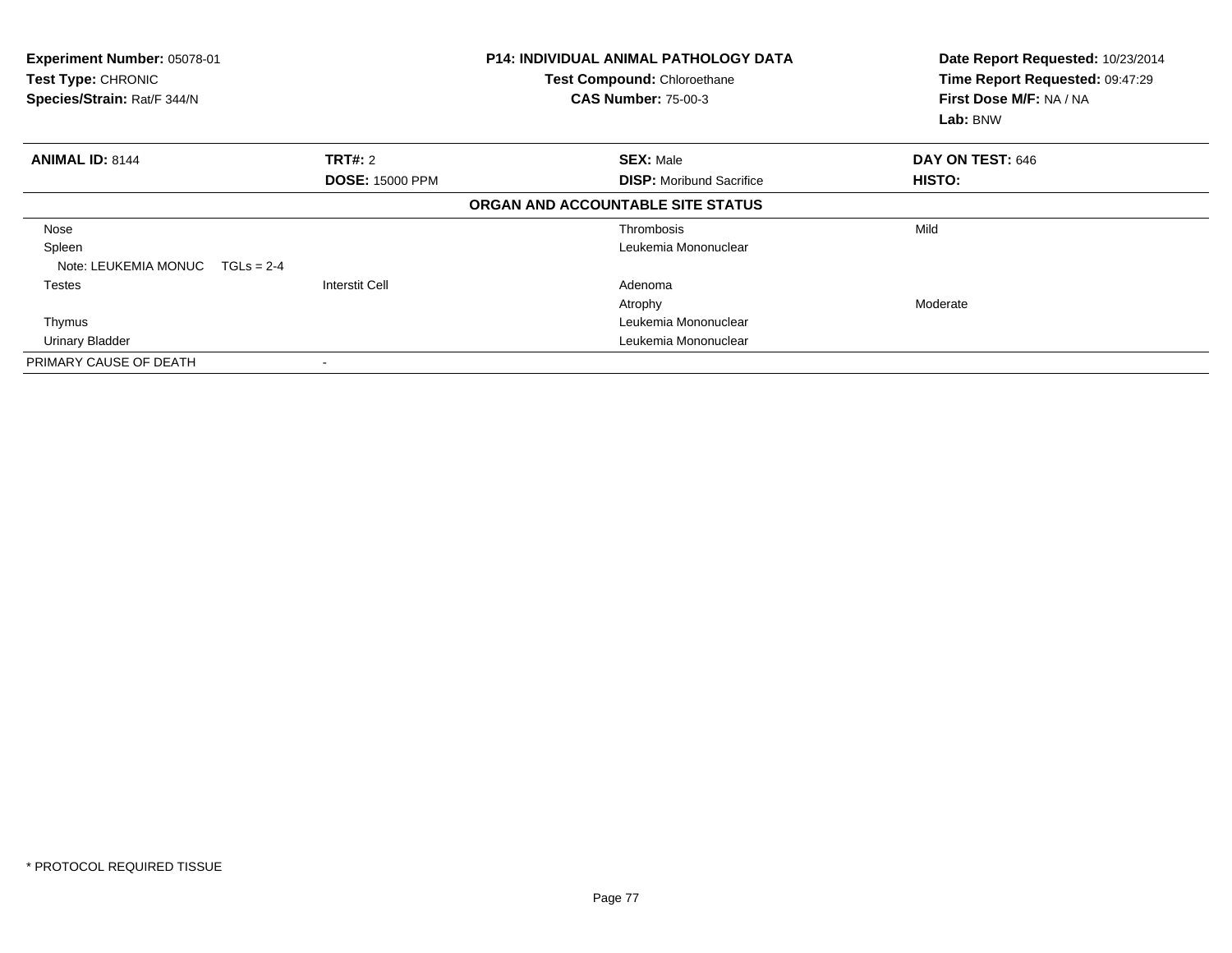**Experiment Number:** 05078-01
**Test Type:** CHRONIC
**Species/Strain:** Rat/F 344/N

**P14: INDIVIDUAL ANIMAL PATHOLOGY DATA**
**Test Compound:** Chloroethane
**CAS Number:** 75-00-3

**Date Report Requested:** 10/23/2014
**Time Report Requested:** 09:47:29
**First Dose M/F:** NA / NA
**Lab:** BNW

| **ANIMAL ID:** 8144 | **TRT#:** 2 | **SEX:** Male | **DAY ON TEST:** 646 |
|---|---|---|---|
| | **DOSE:** 15000 PPM | **DISP:** Moribund Sacrifice | **HISTO:** |

**ORGAN AND ACCOUNTABLE SITE STATUS**

| | | | |
|---|---|---|---|
| Nose | | Thrombosis | Mild |
| Spleen | | Leukemia Mononuclear | |
| Note: LEUKEMIA MONUC TGLs = 2-4 | | | |
| Testes | Interstit Cell | Adenoma | |
| | | Atrophy | Moderate |
| Thymus | | Leukemia Mononuclear | |
| Urinary Bladder | | Leukemia Mononuclear | |
| PRIMARY CAUSE OF DEATH | - | | |

\* PROTOCOL REQUIRED TISSUE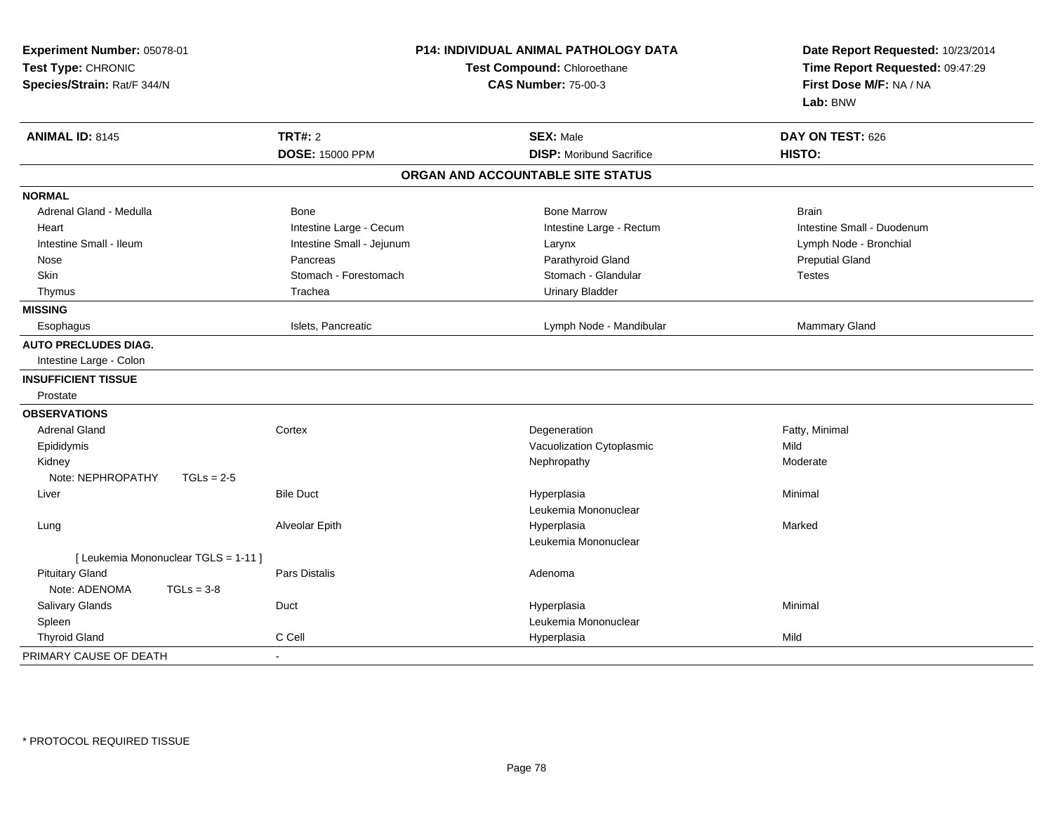**Experiment Number:** 05078-01
**Test Type:** CHRONIC
**Species/Strain:** Rat/F 344/N

**P14: INDIVIDUAL ANIMAL PATHOLOGY DATA**
**Test Compound:** Chloroethane
**CAS Number:** 75-00-3

**Date Report Requested:** 10/23/2014
**Time Report Requested:** 09:47:29
**First Dose M/F:** NA / NA
**Lab:** BNW

| **ANIMAL ID:** 8145 | **TRT#:** 2 | **SEX:** Male | **DAY ON TEST:** 626 |
|---|---|---|---|
| | **DOSE:** 15000 PPM | **DISP:** Moribund Sacrifice | **HISTO:** |

## ORGAN AND ACCOUNTABLE SITE STATUS

| | | | |
|---|---|---|---|
| **NORMAL** | | | |
| Adrenal Gland - Medulla | Bone | Bone Marrow | Brain |
| Heart | Intestine Large - Cecum | Intestine Large - Rectum | Intestine Small - Duodenum |
| Intestine Small - Ileum | Intestine Small - Jejunum | Larynx | Lymph Node - Bronchial |
| Nose | Pancreas | Parathyroid Gland | Preputial Gland |
| Skin | Stomach - Forestomach | Stomach - Glandular | Testes |
| Thymus | Trachea | Urinary Bladder | |
| **MISSING** | | | |
| Esophagus | Islets, Pancreatic | Lymph Node - Mandibular | Mammary Gland |
| **AUTO PRECLUDES DIAG.** | | | |
| Intestine Large - Colon | | | |
| **INSUFFICIENT TISSUE** | | | |
| Prostate | | | |
| **OBSERVATIONS** | | | |
| Adrenal Gland | Cortex | Degeneration | Fatty, Minimal |
| Epididymis | | Vacuolization Cytoplasmic | Mild |
| Kidney | | Nephropathy | Moderate |
| Note: NEPHROPATHY TGLs = 2-5 | | | |
| Liver | Bile Duct | Hyperplasia | Minimal |
| | | Leukemia Mononuclear | |
| Lung | Alveolar Epith | Hyperplasia | Marked |
| | | Leukemia Mononuclear | |
| [ Leukemia Mononuclear TGLS = 1-11 ] | | | |
| Pituitary Gland | Pars Distalis | Adenoma | |
| Note: ADENOMA TGLs = 3-8 | | | |
| Salivary Glands | Duct | Hyperplasia | Minimal |
| Spleen | | Leukemia Mononuclear | |
| Thyroid Gland | C Cell | Hyperplasia | Mild |
| PRIMARY CAUSE OF DEATH | - | | |

* PROTOCOL REQUIRED TISSUE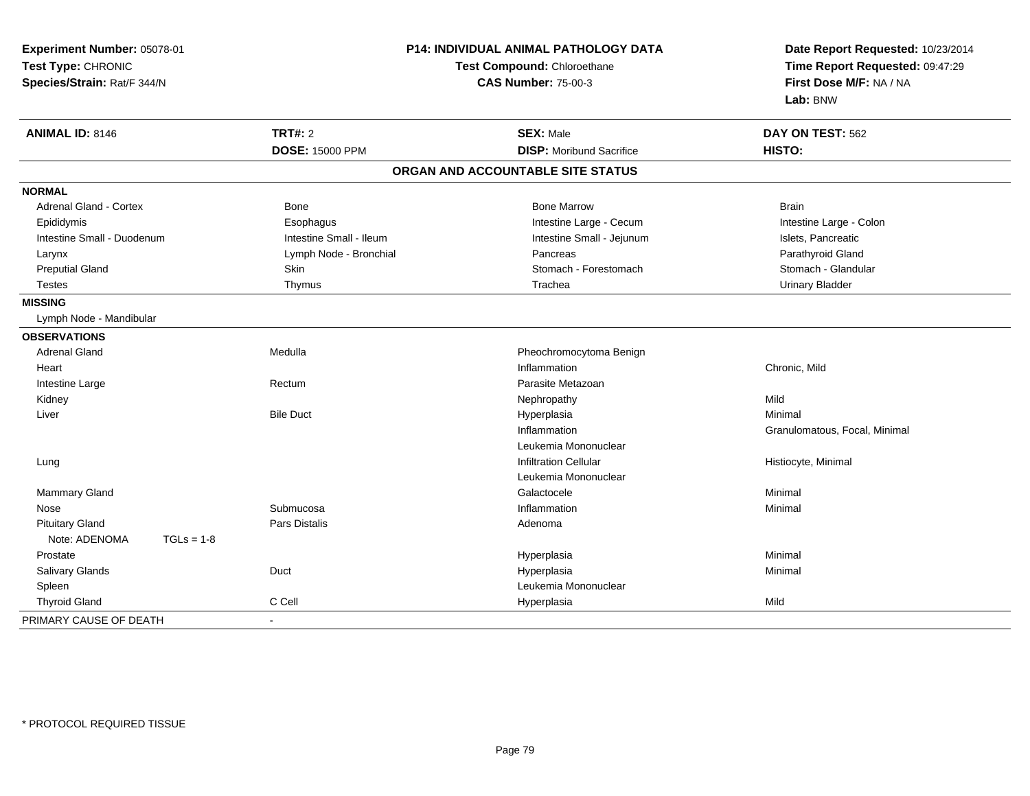**Experiment Number:** 05078-01
**Test Type:** CHRONIC
**Species/Strain:** Rat/F 344/N

**P14: INDIVIDUAL ANIMAL PATHOLOGY DATA**
**Test Compound:** Chloroethane
**CAS Number:** 75-00-3

**Date Report Requested:** 10/23/2014
**Time Report Requested:** 09:47:29
**First Dose M/F:** NA / NA
**Lab:** BNW

| **ANIMAL ID:** 8146 | **TRT#:** 2 | **SEX:** Male | **DAY ON TEST:** 562 |
|---|---|---|---|
| | **DOSE:** 15000 PPM | **DISP:** Moribund Sacrifice | **HISTO:** |

**ORGAN AND ACCOUNTABLE SITE STATUS**

**NORMAL**

| | | | |
|---|---|---|---|
| Adrenal Gland - Cortex | Bone | Bone Marrow | Brain |
| Epididymis | Esophagus | Intestine Large - Cecum | Intestine Large - Colon |
| Intestine Small - Duodenum | Intestine Small - Ileum | Intestine Small - Jejunum | Islets, Pancreatic |
| Larynx | Lymph Node - Bronchial | Pancreas | Parathyroid Gland |
| Preputial Gland | Skin | Stomach - Forestomach | Stomach - Glandular |
| Testes | Thymus | Trachea | Urinary Bladder |

**MISSING**

Lymph Node - Mandibular

**OBSERVATIONS**

| | | | |
|---|---|---|---|
| Adrenal Gland | Medulla | Pheochromocytoma Benign | |
| Heart | | Inflammation | Chronic, Mild |
| Intestine Large | Rectum | Parasite Metazoan | |
| Kidney | | Nephropathy | Mild |
| Liver | Bile Duct | Hyperplasia | Minimal |
| | | Inflammation | Granulomatous, Focal, Minimal |
| | | Leukemia Mononuclear | |
| Lung | | Infiltration Cellular | Histiocyte, Minimal |
| | | Leukemia Mononuclear | |
| Mammary Gland | | Galactocele | Minimal |
| Nose | Submucosa | Inflammation | Minimal |
| Pituitary Gland | Pars Distalis | Adenoma | |
| Note: ADENOMA TGLs = 1-8 | | | |
| Prostate | | Hyperplasia | Minimal |
| Salivary Glands | Duct | Hyperplasia | Minimal |
| Spleen | | Leukemia Mononuclear | |
| Thyroid Gland | C Cell | Hyperplasia | Mild |

PRIMARY CAUSE OF DEATH -

* PROTOCOL REQUIRED TISSUE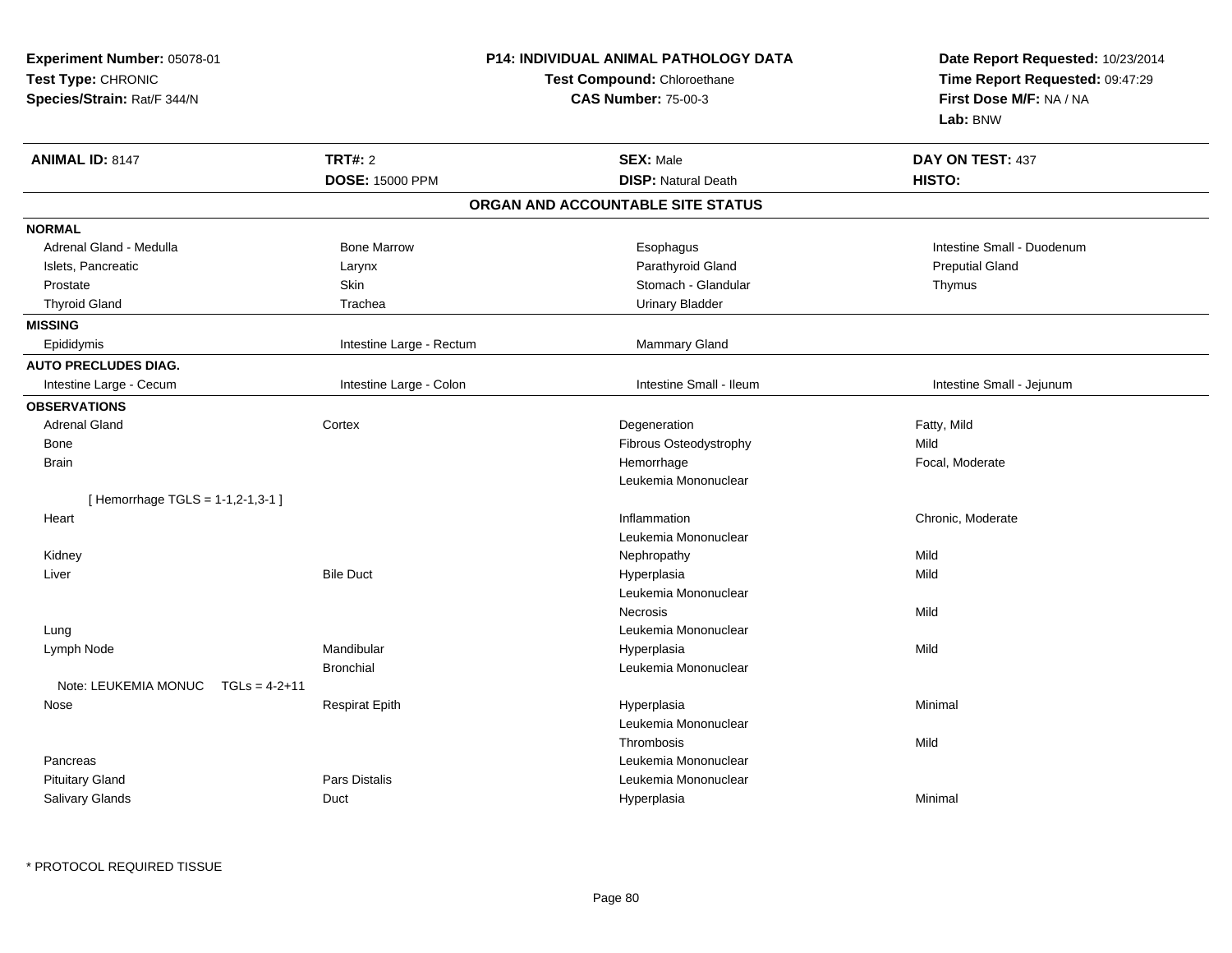**Experiment Number:** 05078-01
**Test Type:** CHRONIC
**Species/Strain:** Rat/F 344/N

**P14: INDIVIDUAL ANIMAL PATHOLOGY DATA**
**Test Compound:** Chloroethane
**CAS Number:** 75-00-3

**Date Report Requested:** 10/23/2014
**Time Report Requested:** 09:47:29
**First Dose M/F:** NA / NA
**Lab:** BNW

| **ANIMAL ID:** 8147 | **TRT#:** 2 | **SEX:** Male | **DAY ON TEST:** 437 |
|---|---|---|---|
| | **DOSE:** 15000 PPM | **DISP:** Natural Death | **HISTO:** |

## ORGAN AND ACCOUNTABLE SITE STATUS

| | | | |
|---|---|---|---|
| **NORMAL** | | | |
| Adrenal Gland - Medulla | Bone Marrow | Esophagus | Intestine Small - Duodenum |
| Islets, Pancreatic | Larynx | Parathyroid Gland | Preputial Gland |
| Prostate | Skin | Stomach - Glandular | Thymus |
| Thyroid Gland | Trachea | Urinary Bladder | |
| **MISSING** | | | |
| Epididymis | Intestine Large - Rectum | Mammary Gland | |
| **AUTO PRECLUDES DIAG.** | | | |
| Intestine Large - Cecum | Intestine Large - Colon | Intestine Small - Ileum | Intestine Small - Jejunum |
| **OBSERVATIONS** | | | |
| Adrenal Gland | Cortex | Degeneration | Fatty, Mild |
| Bone | | Fibrous Osteodystrophy | Mild |
| Brain | | Hemorrhage | Focal, Moderate |
| | | Leukemia Mononuclear | |
| [ Hemorrhage TGLS = 1-1,2-1,3-1 ] | | | |
| Heart | | Inflammation | Chronic, Moderate |
| | | Leukemia Mononuclear | |
| Kidney | | Nephropathy | Mild |
| Liver | Bile Duct | Hyperplasia | Mild |
| | | Leukemia Mononuclear | |
| | | Necrosis | Mild |
| Lung | | Leukemia Mononuclear | |
| Lymph Node | Mandibular | Hyperplasia | Mild |
| | Bronchial | Leukemia Mononuclear | |
| Note: LEUKEMIA MONUC TGLs = 4-2+11 | | | |
| Nose | Respirat Epith | Hyperplasia | Minimal |
| | | Leukemia Mononuclear | |
| | | Thrombosis | Mild |
| Pancreas | | Leukemia Mononuclear | |
| Pituitary Gland | Pars Distalis | Leukemia Mononuclear | |
| Salivary Glands | Duct | Hyperplasia | Minimal |

* PROTOCOL REQUIRED TISSUE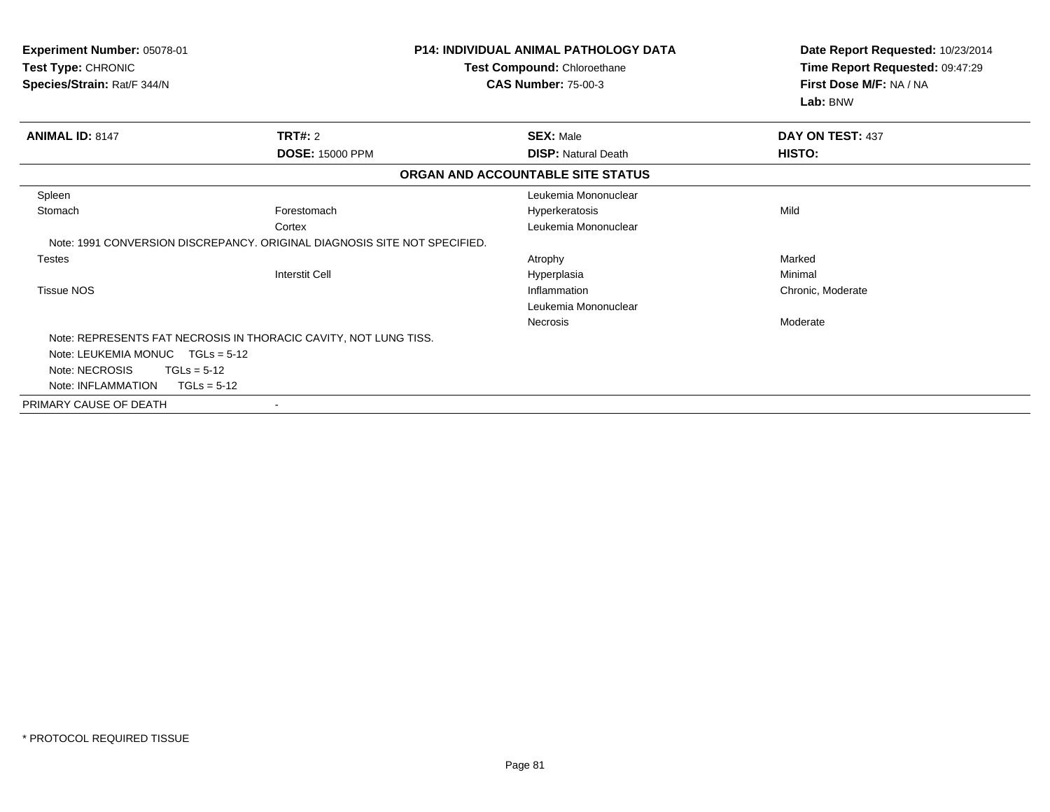**Experiment Number:** 05078-01
**Test Type:** CHRONIC
**Species/Strain:** Rat/F 344/N

**P14: INDIVIDUAL ANIMAL PATHOLOGY DATA**
**Test Compound:** Chloroethane
**CAS Number:** 75-00-3

**Date Report Requested:** 10/23/2014
**Time Report Requested:** 09:47:29
**First Dose M/F:** NA / NA
**Lab:** BNW

| **ANIMAL ID:** 8147 | **TRT#:** 2 | **SEX:** Male | **DAY ON TEST:** 437 |
|---|---|---|---|
| | **DOSE:** 15000 PPM | **DISP:** Natural Death | **HISTO:** |

**ORGAN AND ACCOUNTABLE SITE STATUS**

| | | | |
|---|---|---|---|
| Spleen | | Leukemia Mononuclear | |
| Stomach | Forestomach | Hyperkeratosis | Mild |
| | Cortex | Leukemia Mononuclear | |
| Note: 1991 CONVERSION DISCREPANCY. ORIGINAL DIAGNOSIS SITE NOT SPECIFIED. | | | |
| Testes | | Atrophy | Marked |
| | Interstit Cell | Hyperplasia | Minimal |
| Tissue NOS | | Inflammation | Chronic, Moderate |
| | | Leukemia Mononuclear | |
| | | Necrosis | Moderate |
| Note: REPRESENTS FAT NECROSIS IN THORACIC CAVITY, NOT LUNG TISS. | | | |
| Note: LEUKEMIA MONUC TGLs = 5-12 | | | |
| Note: NECROSIS TGLs = 5-12 | | | |
| Note: INFLAMMATION TGLs = 5-12 | | | |
| PRIMARY CAUSE OF DEATH | - | | |

* PROTOCOL REQUIRED TISSUE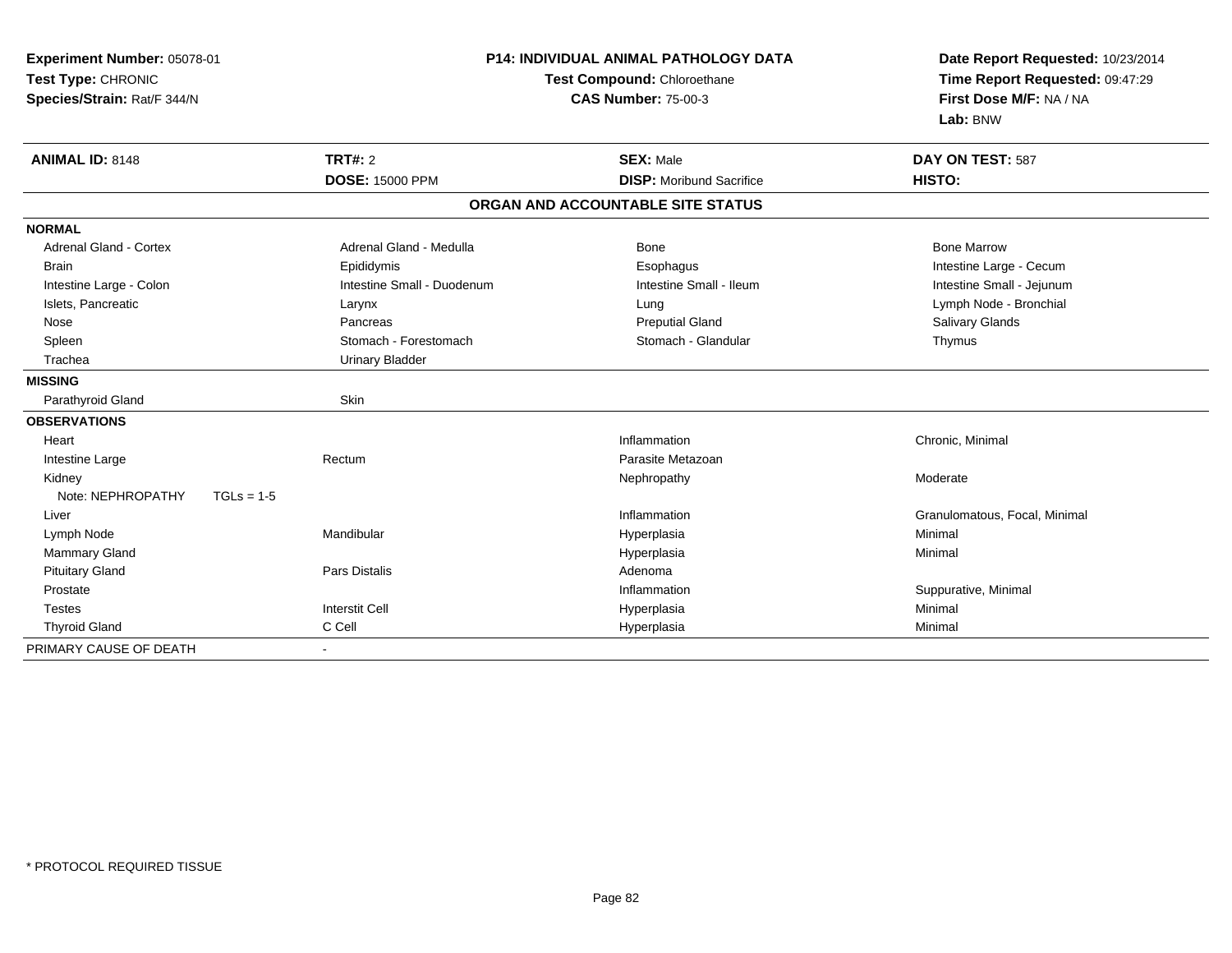**Experiment Number:** 05078-01
**Test Type:** CHRONIC
**Species/Strain:** Rat/F 344/N

**P14: INDIVIDUAL ANIMAL PATHOLOGY DATA**
**Test Compound:** Chloroethane
**CAS Number:** 75-00-3

**Date Report Requested:** 10/23/2014
**Time Report Requested:** 09:47:29
**First Dose M/F:** NA / NA
**Lab:** BNW

| **ANIMAL ID:** 8148 | **TRT#:** 2 | **SEX:** Male | **DAY ON TEST:** 587 |
|---|---|---|---|
| | **DOSE:** 15000 PPM | **DISP:** Moribund Sacrifice | **HISTO:** |

**ORGAN AND ACCOUNTABLE SITE STATUS**

| | | | |
|---|---|---|---|
| **NORMAL** | | | |
| Adrenal Gland - Cortex | Adrenal Gland - Medulla | Bone | Bone Marrow |
| Brain | Epididymis | Esophagus | Intestine Large - Cecum |
| Intestine Large - Colon | Intestine Small - Duodenum | Intestine Small - Ileum | Intestine Small - Jejunum |
| Islets, Pancreatic | Larynx | Lung | Lymph Node - Bronchial |
| Nose | Pancreas | Preputial Gland | Salivary Glands |
| Spleen | Stomach - Forestomach | Stomach - Glandular | Thymus |
| Trachea | Urinary Bladder | | |
| **MISSING** | | | |
| Parathyroid Gland | Skin | | |
| **OBSERVATIONS** | | | |
| Heart | | Inflammation | Chronic, Minimal |
| Intestine Large | Rectum | Parasite Metazoan | |
| Kidney | | Nephropathy | Moderate |
| Note: NEPHROPATHY TGLs = 1-5 | | | |
| Liver | | Inflammation | Granulomatous, Focal, Minimal |
| Lymph Node | Mandibular | Hyperplasia | Minimal |
| Mammary Gland | | Hyperplasia | Minimal |
| Pituitary Gland | Pars Distalis | Adenoma | |
| Prostate | | Inflammation | Suppurative, Minimal |
| Testes | Interstit Cell | Hyperplasia | Minimal |
| Thyroid Gland | C Cell | Hyperplasia | Minimal |
| PRIMARY CAUSE OF DEATH | - | | |

* PROTOCOL REQUIRED TISSUE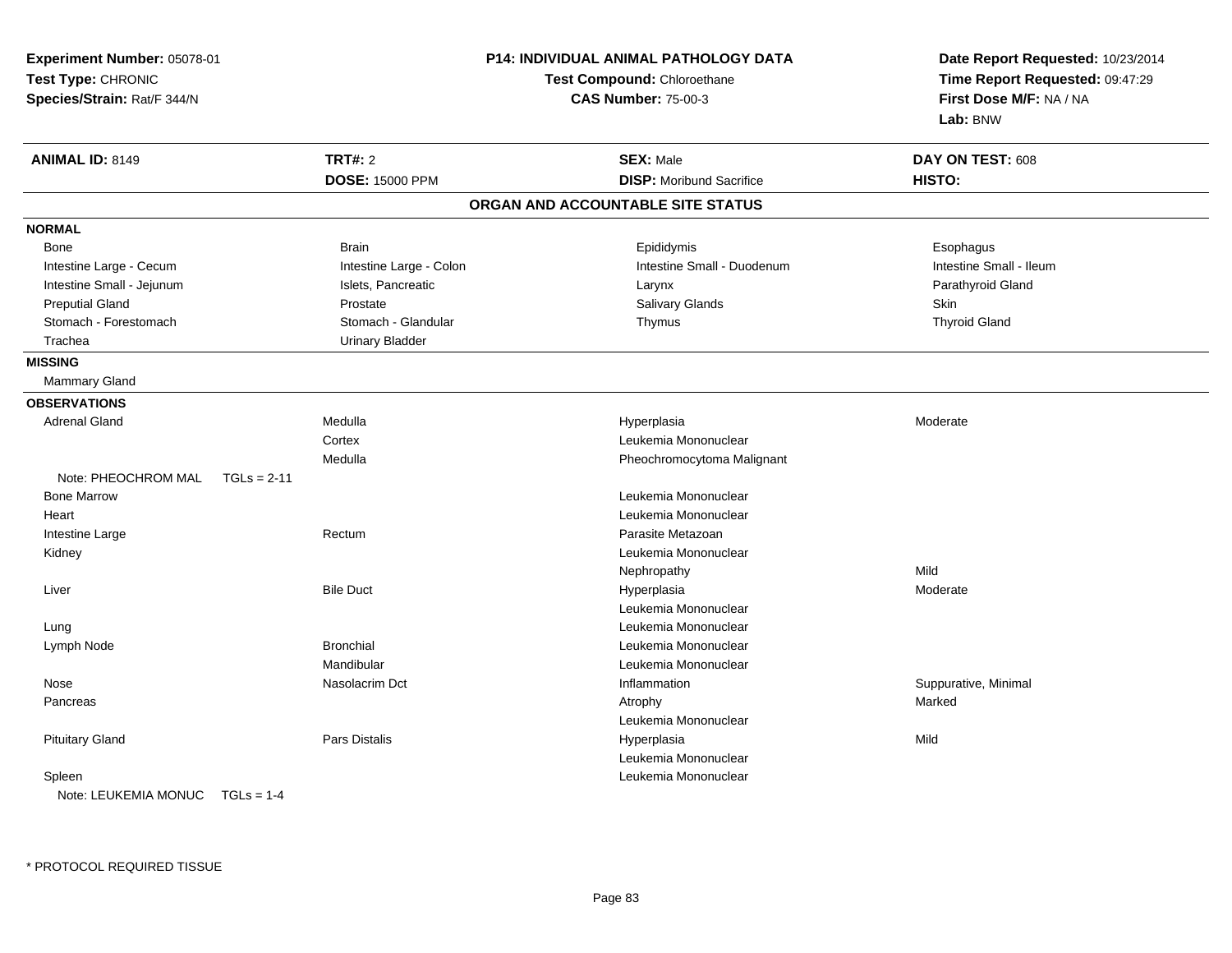**Experiment Number:** 05078-01
**Test Type:** CHRONIC
**Species/Strain:** Rat/F 344/N

**P14: INDIVIDUAL ANIMAL PATHOLOGY DATA**
**Test Compound:** Chloroethane
**CAS Number:** 75-00-3

**Date Report Requested:** 10/23/2014
**Time Report Requested:** 09:47:29
**First Dose M/F:** NA / NA
**Lab:** BNW

| **ANIMAL ID:** 8149 | **TRT#:** 2 | **SEX:** Male | **DAY ON TEST:** 608 |
|---|---|---|---|
| | **DOSE:** 15000 PPM | **DISP:** Moribund Sacrifice | **HISTO:** |

## ORGAN AND ACCOUNTABLE SITE STATUS

**NORMAL**

| | | | |
|---|---|---|---|
| Bone | Brain | Epididymis | Esophagus |
| Intestine Large - Cecum | Intestine Large - Colon | Intestine Small - Duodenum | Intestine Small - Ileum |
| Intestine Small - Jejunum | Islets, Pancreatic | Larynx | Parathyroid Gland |
| Preputial Gland | Prostate | Salivary Glands | Skin |
| Stomach - Forestomach | Stomach - Glandular | Thymus | Thyroid Gland |
| Trachea | Urinary Bladder | | |

**MISSING**

Mammary Gland

**OBSERVATIONS**

| | | | |
|---|---|---|---|
| Adrenal Gland | Medulla | Hyperplasia | Moderate |
| | Cortex | Leukemia Mononuclear | |
| | Medulla | Pheochromocytoma Malignant | |
| Note: PHEOCHROM MAL TGLs = 2-11 | | | |
| Bone Marrow | | Leukemia Mononuclear | |
| Heart | | Leukemia Mononuclear | |
| Intestine Large | Rectum | Parasite Metazoan | |
| Kidney | | Leukemia Mononuclear | |
| | | Nephropathy | Mild |
| Liver | Bile Duct | Hyperplasia | Moderate |
| | | Leukemia Mononuclear | |
| Lung | | Leukemia Mononuclear | |
| Lymph Node | Bronchial | Leukemia Mononuclear | |
| | Mandibular | Leukemia Mononuclear | |
| Nose | Nasolacrim Dct | Inflammation | Suppurative, Minimal |
| Pancreas | | Atrophy | Marked |
| | | Leukemia Mononuclear | |
| Pituitary Gland | Pars Distalis | Hyperplasia | Mild |
| | | Leukemia Mononuclear | |
| Spleen | | Leukemia Mononuclear | |
| Note: LEUKEMIA MONUC TGLs = 1-4 | | | |

* PROTOCOL REQUIRED TISSUE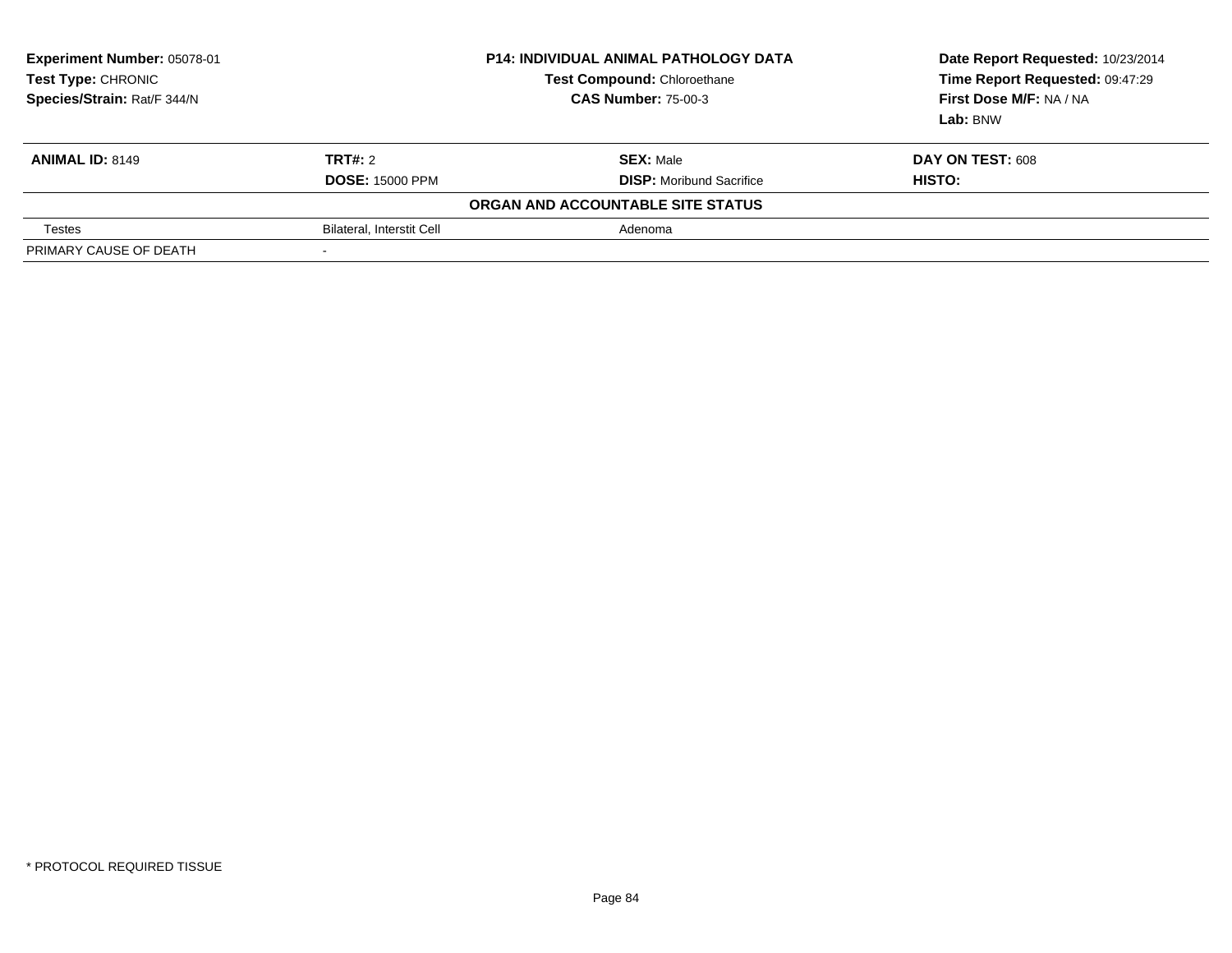**Experiment Number:** 05078-01
**Test Type:** CHRONIC
**Species/Strain:** Rat/F 344/N

**P14: INDIVIDUAL ANIMAL PATHOLOGY DATA**
**Test Compound:** Chloroethane
**CAS Number:** 75-00-3

**Date Report Requested:** 10/23/2014
**Time Report Requested:** 09:47:29
**First Dose M/F:** NA / NA
**Lab:** BNW

| **ANIMAL ID:** 8149 | **TRT#:** 2 | **SEX:** Male | **DAY ON TEST:** 608 |
|---|---|---|---|
| | **DOSE:** 15000 PPM | **DISP:** Moribund Sacrifice | **HISTO:** |
| | | **ORGAN AND ACCOUNTABLE SITE STATUS** | |
| Testes | Bilateral, Interstit Cell | Adenoma | |
| PRIMARY CAUSE OF DEATH | - | | |

* PROTOCOL REQUIRED TISSUE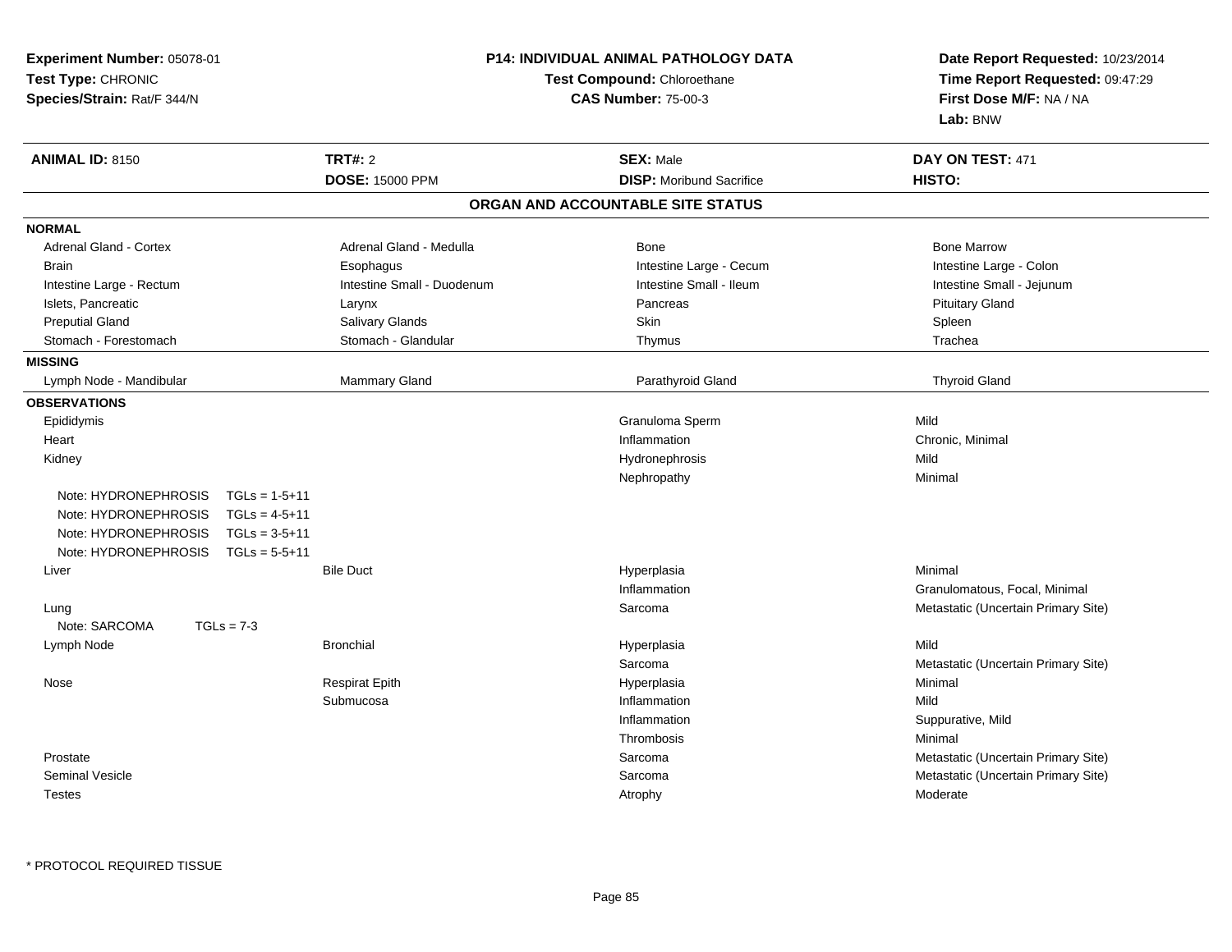**Experiment Number:** 05078-01
**Test Type:** CHRONIC
**Species/Strain:** Rat/F 344/N

**P14: INDIVIDUAL ANIMAL PATHOLOGY DATA**
**Test Compound:** Chloroethane
**CAS Number:** 75-00-3

**Date Report Requested:** 10/23/2014
**Time Report Requested:** 09:47:29
**First Dose M/F:** NA / NA
**Lab:** BNW

| **ANIMAL ID:** 8150 | **TRT#:** 2 | **SEX:** Male | **DAY ON TEST:** 471 |
|---|---|---|---|
| | **DOSE:** 15000 PPM | **DISP:** Moribund Sacrifice | **HISTO:** |

**ORGAN AND ACCOUNTABLE SITE STATUS**

**NORMAL**

| | | | |
|---|---|---|---|
| Adrenal Gland - Cortex | Adrenal Gland - Medulla | Bone | Bone Marrow |
| Brain | Esophagus | Intestine Large - Cecum | Intestine Large - Colon |
| Intestine Large - Rectum | Intestine Small - Duodenum | Intestine Small - Ileum | Intestine Small - Jejunum |
| Islets, Pancreatic | Larynx | Pancreas | Pituitary Gland |
| Preputial Gland | Salivary Glands | Skin | Spleen |
| Stomach - Forestomach | Stomach - Glandular | Thymus | Trachea |

**MISSING**

| | | | |
|---|---|---|---|
| Lymph Node - Mandibular | Mammary Gland | Parathyroid Gland | Thyroid Gland |

**OBSERVATIONS**

| Organ | Site | Observation | Qualifier |
|---|---|---|---|
| Epididymis | | Granuloma Sperm | Mild |
| Heart | | Inflammation | Chronic, Minimal |
| Kidney | | Hydronephrosis | Mild |
| | | Nephropathy | Minimal |
| Note: HYDRONEPHROSIS TGLs = 1-5+11 | | | |
| Note: HYDRONEPHROSIS TGLs = 4-5+11 | | | |
| Note: HYDRONEPHROSIS TGLs = 3-5+11 | | | |
| Note: HYDRONEPHROSIS TGLs = 5-5+11 | | | |
| Liver | Bile Duct | Hyperplasia | Minimal |
| | | Inflammation | Granulomatous, Focal, Minimal |
| Lung | | Sarcoma | Metastatic (Uncertain Primary Site) |
| Note: SARCOMA TGLs = 7-3 | | | |
| Lymph Node | Bronchial | Hyperplasia | Mild |
| | | Sarcoma | Metastatic (Uncertain Primary Site) |
| Nose | Respirat Epith | Hyperplasia | Minimal |
| | Submucosa | Inflammation | Mild |
| | | Inflammation | Suppurative, Mild |
| | | Thrombosis | Minimal |
| Prostate | | Sarcoma | Metastatic (Uncertain Primary Site) |
| Seminal Vesicle | | Sarcoma | Metastatic (Uncertain Primary Site) |
| Testes | | Atrophy | Moderate |

* PROTOCOL REQUIRED TISSUE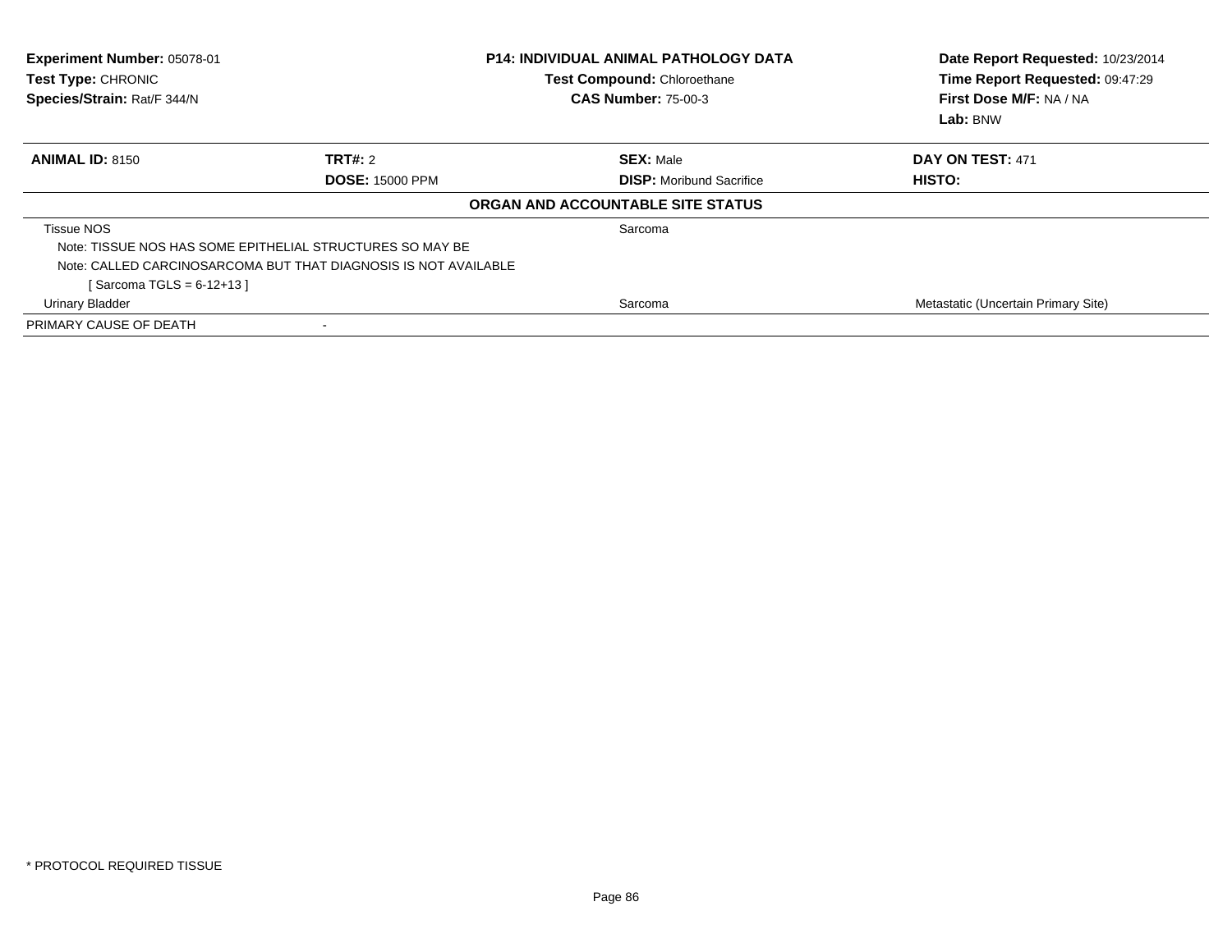**Experiment Number:** 05078-01
**Test Type:** CHRONIC
**Species/Strain:** Rat/F 344/N

**P14: INDIVIDUAL ANIMAL PATHOLOGY DATA**
**Test Compound:** Chloroethane
**CAS Number:** 75-00-3

**Date Report Requested:** 10/23/2014
**Time Report Requested:** 09:47:29
**First Dose M/F:** NA / NA
**Lab:** BNW

| **ANIMAL ID:** 8150 | **TRT#:** 2 | **SEX:** Male | **DAY ON TEST:** 471 |
|---|---|---|---|
| | **DOSE:** 15000 PPM | **DISP:** Moribund Sacrifice | **HISTO:** |

**ORGAN AND ACCOUNTABLE SITE STATUS**

| | | | |
|---|---|---|---|
| Tissue NOS | | Sarcoma | |
| Note: TISSUE NOS HAS SOME EPITHELIAL STRUCTURES SO MAY BE | | | |
| Note: CALLED CARCINOSARCOMA BUT THAT DIAGNOSIS IS NOT AVAILABLE | | | |
| [ Sarcoma TGLS = 6-12+13 ] | | | |
| Urinary Bladder | | Sarcoma | Metastatic (Uncertain Primary Site) |
| PRIMARY CAUSE OF DEATH | - | | |

* PROTOCOL REQUIRED TISSUE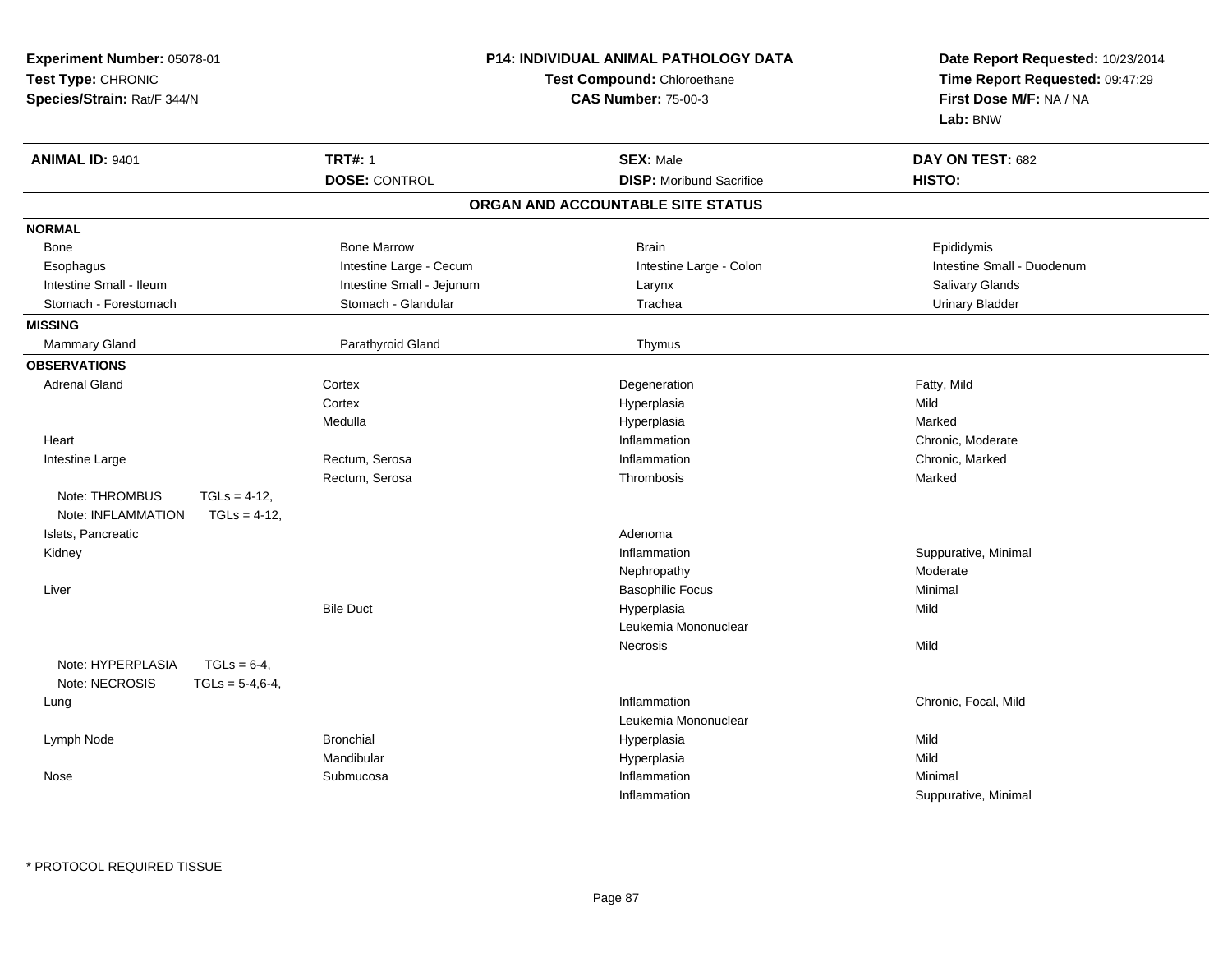**Experiment Number:** 05078-01
**Test Type:** CHRONIC
**Species/Strain:** Rat/F 344/N

**P14: INDIVIDUAL ANIMAL PATHOLOGY DATA**
**Test Compound:** Chloroethane
**CAS Number:** 75-00-3

**Date Report Requested:** 10/23/2014
**Time Report Requested:** 09:47:29
**First Dose M/F:** NA / NA
**Lab:** BNW

| **ANIMAL ID:** 9401 | **TRT#:** 1 | **SEX:** Male | **DAY ON TEST:** 682 |
|---|---|---|---|
| | **DOSE:** CONTROL | **DISP:** Moribund Sacrifice | **HISTO:** |

## ORGAN AND ACCOUNTABLE SITE STATUS

**NORMAL**

| | | | |
|---|---|---|---|
| Bone | Bone Marrow | Brain | Epididymis |
| Esophagus | Intestine Large - Cecum | Intestine Large - Colon | Intestine Small - Duodenum |
| Intestine Small - Ileum | Intestine Small - Jejunum | Larynx | Salivary Glands |
| Stomach - Forestomach | Stomach - Glandular | Trachea | Urinary Bladder |

**MISSING**

| | | |
|---|---|---|
| Mammary Gland | Parathyroid Gland | Thymus |

**OBSERVATIONS**

| Organ | Site | Observation | Severity |
|---|---|---|---|
| Adrenal Gland | Cortex | Degeneration | Fatty, Mild |
| | Cortex | Hyperplasia | Mild |
| | Medulla | Hyperplasia | Marked |
| Heart | | Inflammation | Chronic, Moderate |
| Intestine Large | Rectum, Serosa | Inflammation | Chronic, Marked |
| | Rectum, Serosa | Thrombosis | Marked |
| Note: THROMBUS TGLs = 4-12, | | | |
| Note: INFLAMMATION TGLs = 4-12, | | | |
| Islets, Pancreatic | | Adenoma | |
| Kidney | | Inflammation | Suppurative, Minimal |
| | | Nephropathy | Moderate |
| Liver | | Basophilic Focus | Minimal |
| | Bile Duct | Hyperplasia | Mild |
| | | Leukemia Mononuclear | |
| | | Necrosis | Mild |
| Note: HYPERPLASIA TGLs = 6-4, | | | |
| Note: NECROSIS TGLs = 5-4,6-4, | | | |
| Lung | | Inflammation | Chronic, Focal, Mild |
| | | Leukemia Mononuclear | |
| Lymph Node | Bronchial | Hyperplasia | Mild |
| | Mandibular | Hyperplasia | Mild |
| Nose | Submucosa | Inflammation | Minimal |
| | | Inflammation | Suppurative, Minimal |

* PROTOCOL REQUIRED TISSUE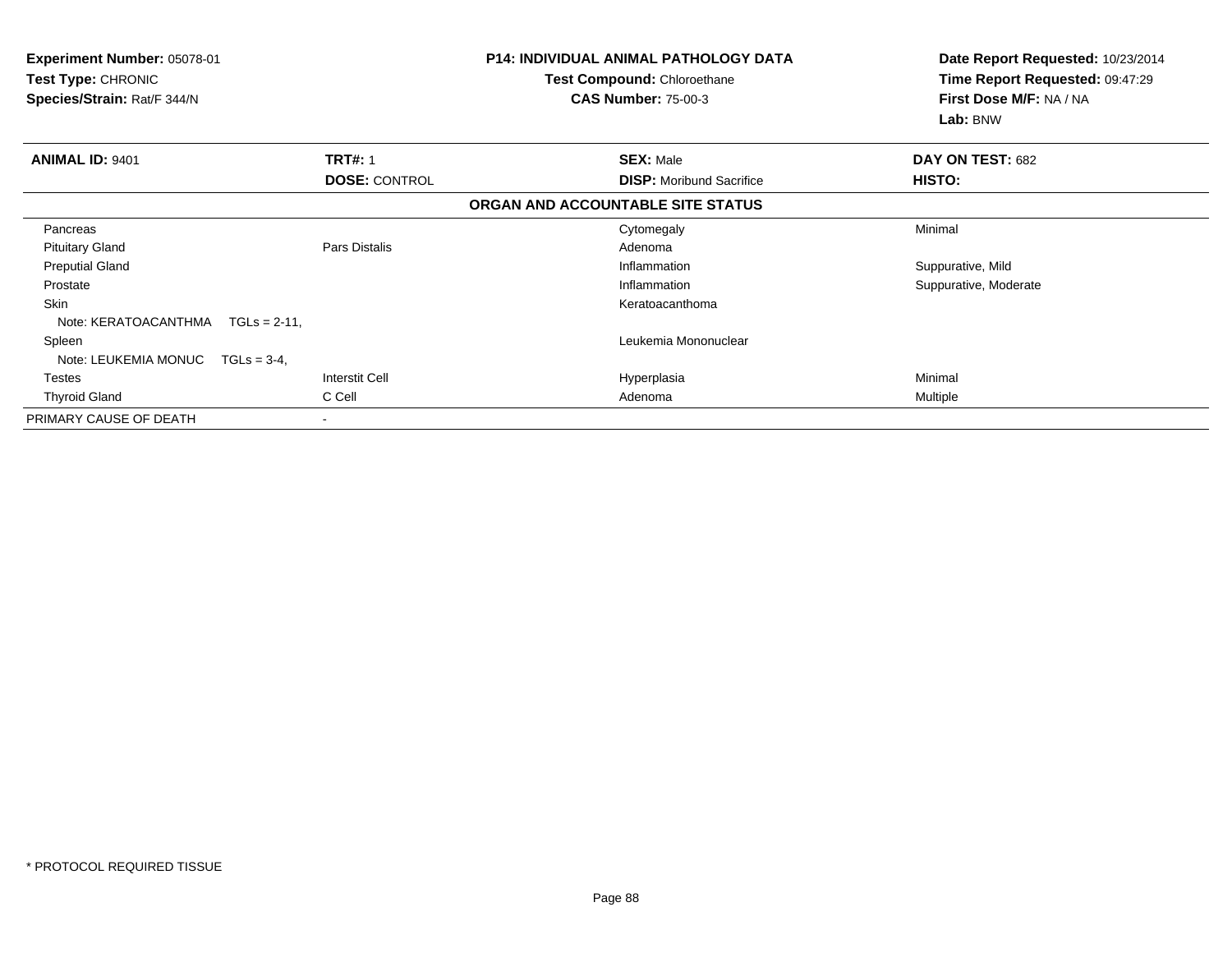**Experiment Number:** 05078-01
**Test Type:** CHRONIC
**Species/Strain:** Rat/F 344/N

**P14: INDIVIDUAL ANIMAL PATHOLOGY DATA**
**Test Compound:** Chloroethane
**CAS Number:** 75-00-3

**Date Report Requested:** 10/23/2014
**Time Report Requested:** 09:47:29
**First Dose M/F:** NA / NA
**Lab:** BNW

| **ANIMAL ID:** 9401 | **TRT#:** 1 | **SEX:** Male | **DAY ON TEST:** 682 |
|---|---|---|---|
| | **DOSE:** CONTROL | **DISP:** Moribund Sacrifice | **HISTO:** |

**ORGAN AND ACCOUNTABLE SITE STATUS**

| | | | |
|---|---|---|---|
| Pancreas | | Cytomegaly | Minimal |
| Pituitary Gland | Pars Distalis | Adenoma | |
| Preputial Gland | | Inflammation | Suppurative, Mild |
| Prostate | | Inflammation | Suppurative, Moderate |
| Skin | | Keratoacanthoma | |
| Note: KERATOACANTHMA TGLs = 2-11, | | | |
| Spleen | | Leukemia Mononuclear | |
| Note: LEUKEMIA MONUC TGLs = 3-4, | | | |
| Testes | Interstit Cell | Hyperplasia | Minimal |
| Thyroid Gland | C Cell | Adenoma | Multiple |
| PRIMARY CAUSE OF DEATH | - | | |

\* PROTOCOL REQUIRED TISSUE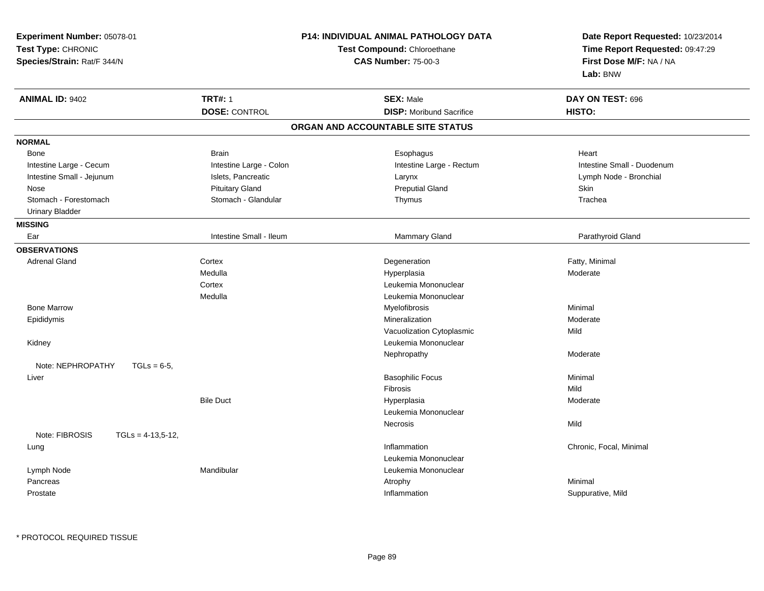**Experiment Number:** 05078-01
**Test Type:** CHRONIC
**Species/Strain:** Rat/F 344/N

**P14: INDIVIDUAL ANIMAL PATHOLOGY DATA**
**Test Compound:** Chloroethane
**CAS Number:** 75-00-3

**Date Report Requested:** 10/23/2014
**Time Report Requested:** 09:47:29
**First Dose M/F:** NA / NA
**Lab:** BNW

| **ANIMAL ID:** 9402 | **TRT#:** 1 | **SEX:** Male | **DAY ON TEST:** 696 |
|---|---|---|---|
| | **DOSE:** CONTROL | **DISP:** Moribund Sacrifice | **HISTO:** |

## ORGAN AND ACCOUNTABLE SITE STATUS

**NORMAL**

| | | | |
|---|---|---|---|
| Bone | Brain | Esophagus | Heart |
| Intestine Large - Cecum | Intestine Large - Colon | Intestine Large - Rectum | Intestine Small - Duodenum |
| Intestine Small - Jejunum | Islets, Pancreatic | Larynx | Lymph Node - Bronchial |
| Nose | Pituitary Gland | Preputial Gland | Skin |
| Stomach - Forestomach | Stomach - Glandular | Thymus | Trachea |
| Urinary Bladder | | | |

**MISSING**

| | | | |
|---|---|---|---|
| Ear | Intestine Small - Ileum | Mammary Gland | Parathyroid Gland |

**OBSERVATIONS**

| | | | |
|---|---|---|---|
| Adrenal Gland | Cortex | Degeneration | Fatty, Minimal |
| | Medulla | Hyperplasia | Moderate |
| | Cortex | Leukemia Mononuclear | |
| | Medulla | Leukemia Mononuclear | |
| Bone Marrow | | Myelofibrosis | Minimal |
| Epididymis | | Mineralization | Moderate |
| | | Vacuolization Cytoplasmic | Mild |
| Kidney | | Leukemia Mononuclear | |
| | | Nephropathy | Moderate |
| Note: NEPHROPATHY TGLs = 6-5, | | | |
| Liver | | Basophilic Focus | Minimal |
| | | Fibrosis | Mild |
| | Bile Duct | Hyperplasia | Moderate |
| | | Leukemia Mononuclear | |
| | | Necrosis | Mild |
| Note: FIBROSIS TGLs = 4-13,5-12, | | | |
| Lung | | Inflammation | Chronic, Focal, Minimal |
| | | Leukemia Mononuclear | |
| Lymph Node | Mandibular | Leukemia Mononuclear | |
| Pancreas | | Atrophy | Minimal |
| Prostate | | Inflammation | Suppurative, Mild |

* PROTOCOL REQUIRED TISSUE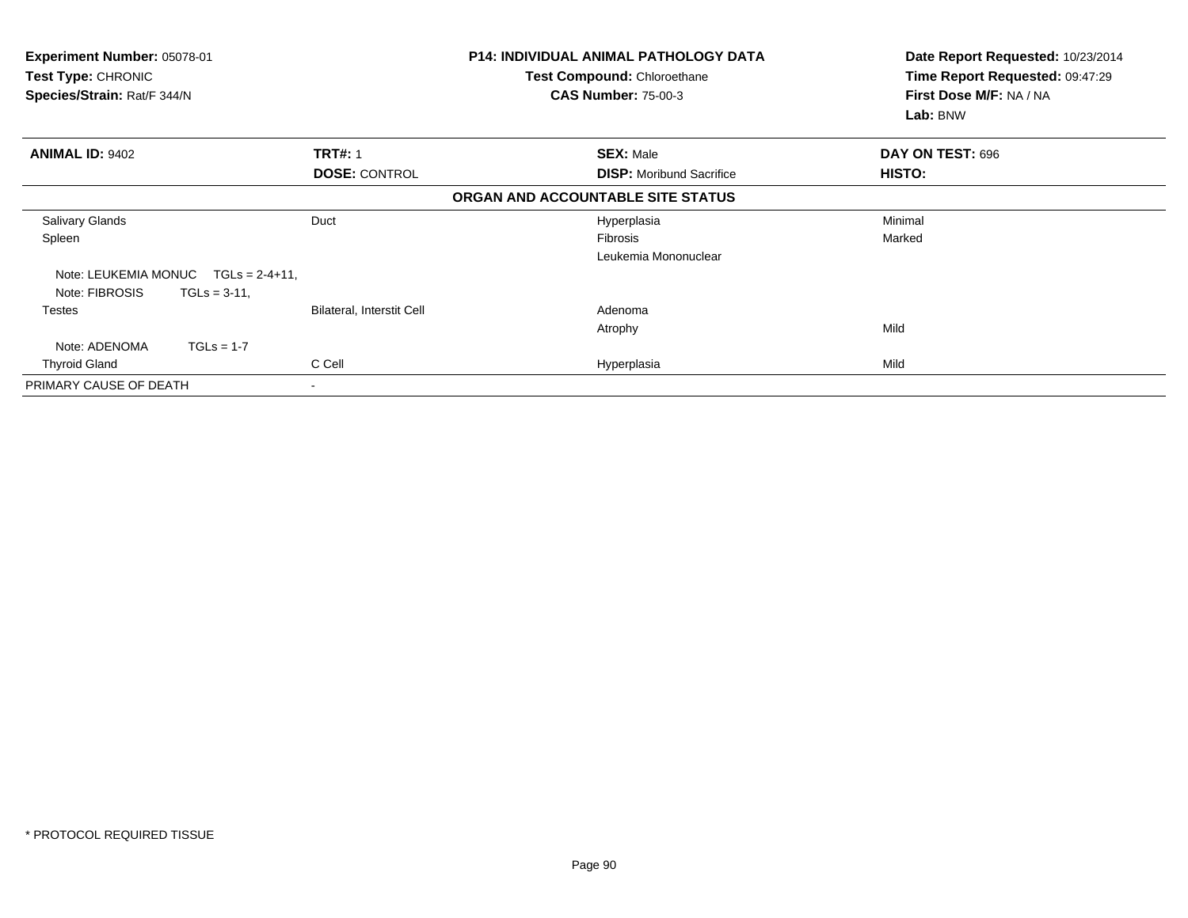**Experiment Number:** 05078-01
**Test Type:** CHRONIC
**Species/Strain:** Rat/F 344/N

**P14: INDIVIDUAL ANIMAL PATHOLOGY DATA**
**Test Compound:** Chloroethane
**CAS Number:** 75-00-3

**Date Report Requested:** 10/23/2014
**Time Report Requested:** 09:47:29
**First Dose M/F:** NA / NA
**Lab:** BNW

| **ANIMAL ID:** 9402 | **TRT#:** 1 | **SEX:** Male | **DAY ON TEST:** 696 |
|---|---|---|---|
| | **DOSE:** CONTROL | **DISP:** Moribund Sacrifice | **HISTO:** |

**ORGAN AND ACCOUNTABLE SITE STATUS**

| | | | |
|---|---|---|---|
| Salivary Glands | Duct | Hyperplasia | Minimal |
| Spleen | | Fibrosis | Marked |
| | | Leukemia Mononuclear | |
| Note: LEUKEMIA MONUC TGLs = 2-4+11, | | | |
| Note: FIBROSIS TGLs = 3-11, | | | |
| Testes | Bilateral, Interstit Cell | Adenoma | |
| | | Atrophy | Mild |
| Note: ADENOMA TGLs = 1-7 | | | |
| Thyroid Gland | C Cell | Hyperplasia | Mild |
| PRIMARY CAUSE OF DEATH | - | | |

\* PROTOCOL REQUIRED TISSUE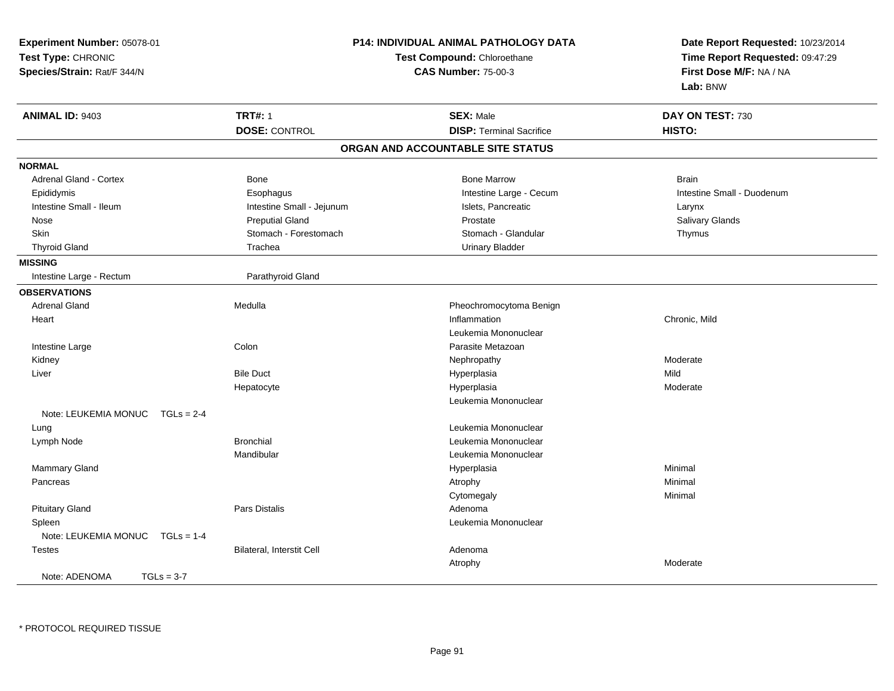**Experiment Number:** 05078-01
**Test Type:** CHRONIC
**Species/Strain:** Rat/F 344/N

**P14: INDIVIDUAL ANIMAL PATHOLOGY DATA**
**Test Compound:** Chloroethane
**CAS Number:** 75-00-3

**Date Report Requested:** 10/23/2014
**Time Report Requested:** 09:47:29
**First Dose M/F:** NA / NA
**Lab:** BNW

| **ANIMAL ID:** 9403 | **TRT#:** 1 | **SEX:** Male | **DAY ON TEST:** 730 |
|---|---|---|---|
| | **DOSE:** CONTROL | **DISP:** Terminal Sacrifice | **HISTO:** |

## ORGAN AND ACCOUNTABLE SITE STATUS

**NORMAL**

| | | | |
|---|---|---|---|
| Adrenal Gland - Cortex | Bone | Bone Marrow | Brain |
| Epididymis | Esophagus | Intestine Large - Cecum | Intestine Small - Duodenum |
| Intestine Small - Ileum | Intestine Small - Jejunum | Islets, Pancreatic | Larynx |
| Nose | Preputial Gland | Prostate | Salivary Glands |
| Skin | Stomach - Forestomach | Stomach - Glandular | Thymus |
| Thyroid Gland | Trachea | Urinary Bladder | |

**MISSING**

| | |
|---|---|
| Intestine Large - Rectum | Parathyroid Gland |

**OBSERVATIONS**

| Organ | Site | Observation | Severity |
|---|---|---|---|
| Adrenal Gland | Medulla | Pheochromocytoma Benign | |
| Heart | | Inflammation | Chronic, Mild |
| | | Leukemia Mononuclear | |
| Intestine Large | Colon | Parasite Metazoan | |
| Kidney | | Nephropathy | Moderate |
| Liver | Bile Duct | Hyperplasia | Mild |
| | Hepatocyte | Hyperplasia | Moderate |
| | | Leukemia Mononuclear | |
| Note: LEUKEMIA MONUC TGLs = 2-4 | | | |
| Lung | | Leukemia Mononuclear | |
| Lymph Node | Bronchial | Leukemia Mononuclear | |
| | Mandibular | Leukemia Mononuclear | |
| Mammary Gland | | Hyperplasia | Minimal |
| Pancreas | | Atrophy | Minimal |
| | | Cytomegaly | Minimal |
| Pituitary Gland | Pars Distalis | Adenoma | |
| Spleen | | Leukemia Mononuclear | |
| Note: LEUKEMIA MONUC TGLs = 1-4 | | | |
| Testes | Bilateral, Interstit Cell | Adenoma | |
| | | Atrophy | Moderate |
| Note: ADENOMA TGLs = 3-7 | | | |

* PROTOCOL REQUIRED TISSUE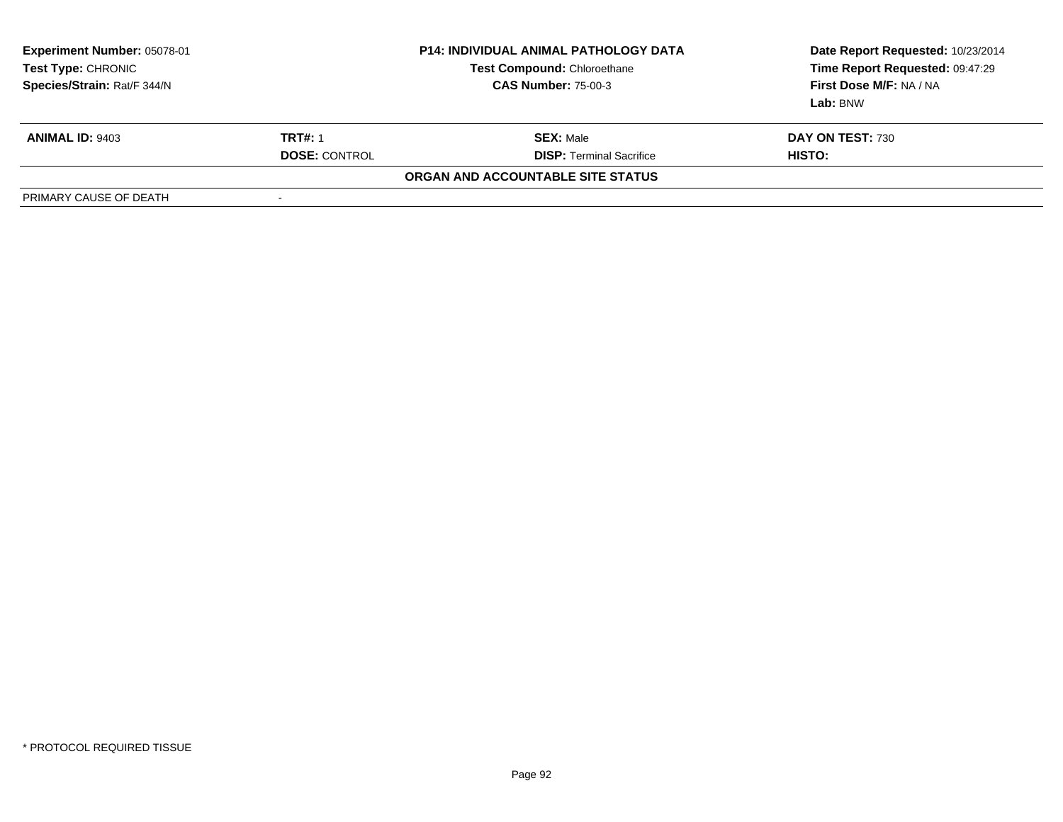| **Experiment Number:** 05078-01 | **P14: INDIVIDUAL ANIMAL PATHOLOGY DATA** | **Date Report Requested:** 10/23/2014 |
|---|---|---|
| **Test Type:** CHRONIC | **Test Compound:** Chloroethane | **Time Report Requested:** 09:47:29 |
| **Species/Strain:** Rat/F 344/N | **CAS Number:** 75-00-3 | **First Dose M/F:** NA / NA |
| | | **Lab:** BNW |

| **ANIMAL ID:** 9403 | **TRT#:** 1 | **SEX:** Male | **DAY ON TEST:** 730 |
|---|---|---|---|
| | **DOSE:** CONTROL | **DISP:** Terminal Sacrifice | **HISTO:** |
| | | **ORGAN AND ACCOUNTABLE SITE STATUS** | |
| PRIMARY CAUSE OF DEATH | - | | |

* PROTOCOL REQUIRED TISSUE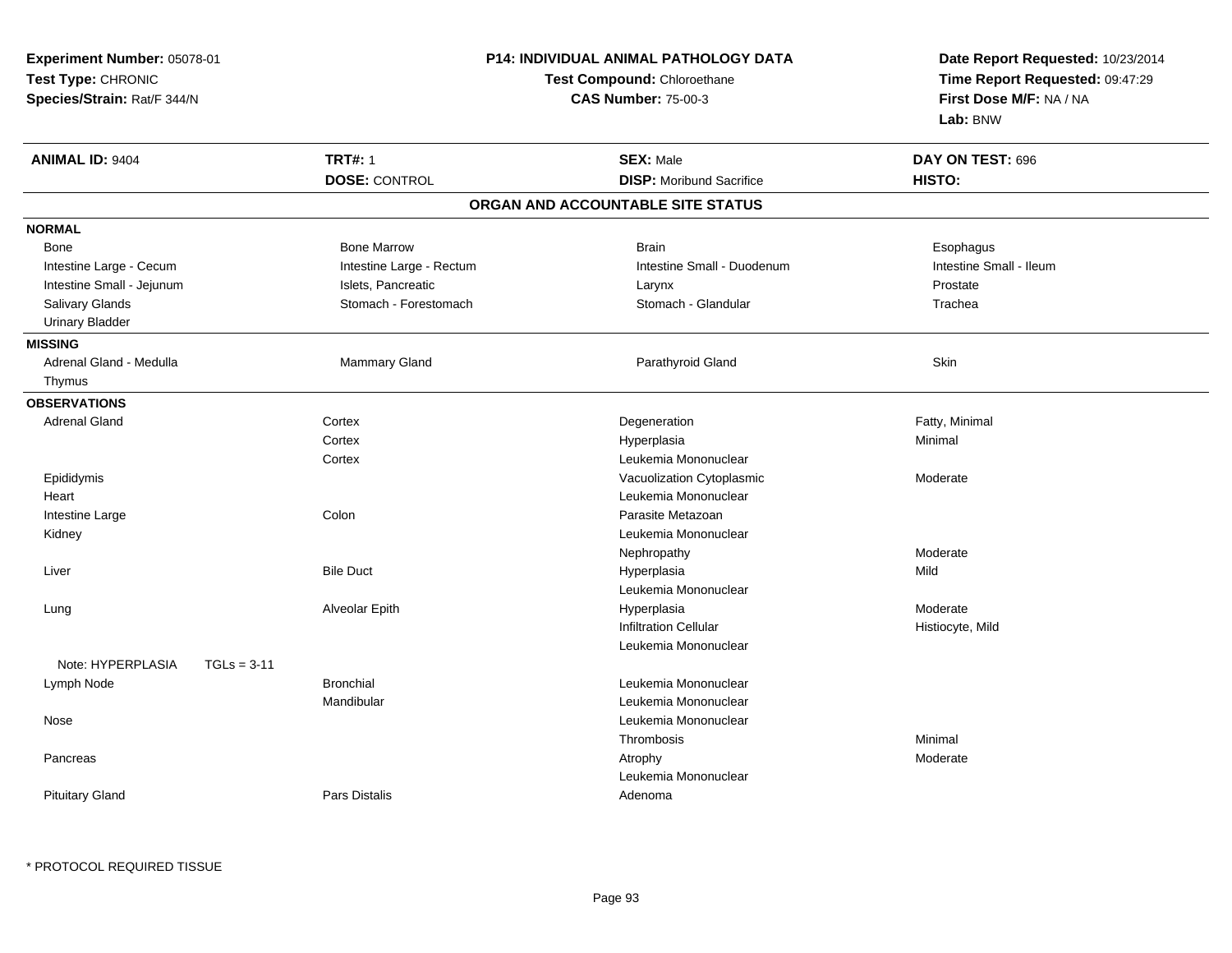**Experiment Number:** 05078-01
**Test Type:** CHRONIC
**Species/Strain:** Rat/F 344/N

**P14: INDIVIDUAL ANIMAL PATHOLOGY DATA**
**Test Compound:** Chloroethane
**CAS Number:** 75-00-3

**Date Report Requested:** 10/23/2014
**Time Report Requested:** 09:47:29
**First Dose M/F:** NA / NA
**Lab:** BNW

| **ANIMAL ID:** 9404 | **TRT#:** 1 | **SEX:** Male | **DAY ON TEST:** 696 |
|---|---|---|---|
| | **DOSE:** CONTROL | **DISP:** Moribund Sacrifice | **HISTO:** |

## ORGAN AND ACCOUNTABLE SITE STATUS

**NORMAL**

| | | | |
|---|---|---|---|
| Bone | Bone Marrow | Brain | Esophagus |
| Intestine Large - Cecum | Intestine Large - Rectum | Intestine Small - Duodenum | Intestine Small - Ileum |
| Intestine Small - Jejunum | Islets, Pancreatic | Larynx | Prostate |
| Salivary Glands | Stomach - Forestomach | Stomach - Glandular | Trachea |
| Urinary Bladder | | | |

**MISSING**

| | | | |
|---|---|---|---|
| Adrenal Gland - Medulla | Mammary Gland | Parathyroid Gland | Skin |
| Thymus | | | |

**OBSERVATIONS**

| | | | |
|---|---|---|---|
| Adrenal Gland | Cortex | Degeneration | Fatty, Minimal |
| | Cortex | Hyperplasia | Minimal |
| | Cortex | Leukemia Mononuclear | |
| Epididymis | | Vacuolization Cytoplasmic | Moderate |
| Heart | | Leukemia Mononuclear | |
| Intestine Large | Colon | Parasite Metazoan | |
| Kidney | | Leukemia Mononuclear | |
| | | Nephropathy | Moderate |
| Liver | Bile Duct | Hyperplasia | Mild |
| | | Leukemia Mononuclear | |
| Lung | Alveolar Epith | Hyperplasia | Moderate |
| | | Infiltration Cellular | Histiocyte, Mild |
| | | Leukemia Mononuclear | |
| Note: HYPERPLASIA TGLs = 3-11 | | | |
| Lymph Node | Bronchial | Leukemia Mononuclear | |
| | Mandibular | Leukemia Mononuclear | |
| Nose | | Leukemia Mononuclear | |
| | | Thrombosis | Minimal |
| Pancreas | | Atrophy | Moderate |
| | | Leukemia Mononuclear | |
| Pituitary Gland | Pars Distalis | Adenoma | |

* PROTOCOL REQUIRED TISSUE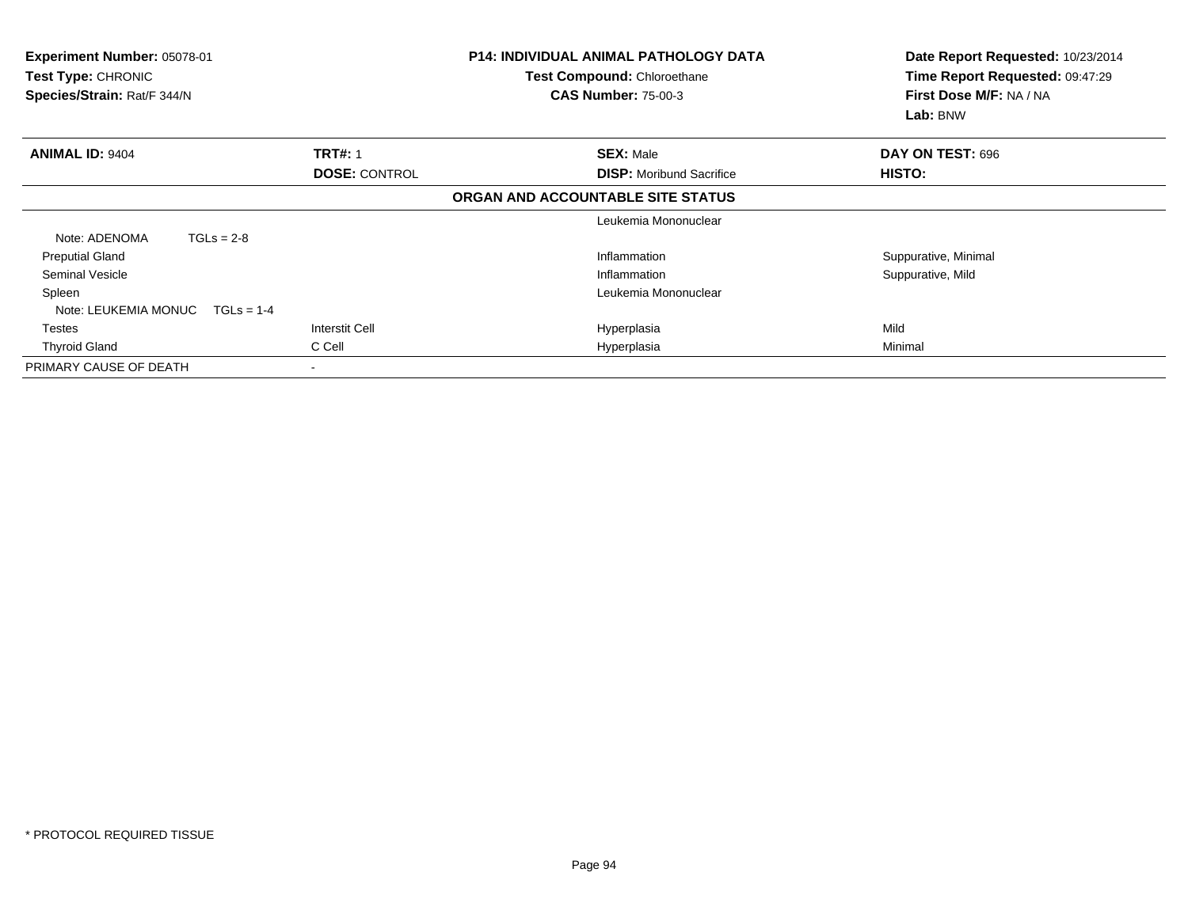**Experiment Number:** 05078-01
**Test Type:** CHRONIC
**Species/Strain:** Rat/F 344/N

**P14: INDIVIDUAL ANIMAL PATHOLOGY DATA**
**Test Compound:** Chloroethane
**CAS Number:** 75-00-3

**Date Report Requested:** 10/23/2014
**Time Report Requested:** 09:47:29
**First Dose M/F:** NA / NA
**Lab:** BNW

| **ANIMAL ID:** 9404 | **TRT#:** 1 | **SEX:** Male | **DAY ON TEST:** 696 |
|---|---|---|---|
| | **DOSE:** CONTROL | **DISP:** Moribund Sacrifice | **HISTO:** |

**ORGAN AND ACCOUNTABLE SITE STATUS**

| | | | |
|---|---|---|---|
| | | Leukemia Mononuclear | |
| Note: ADENOMA    TGLs = 2-8 | | | |
| Preputial Gland | | Inflammation | Suppurative, Minimal |
| Seminal Vesicle | | Inflammation | Suppurative, Mild |
| Spleen | | Leukemia Mononuclear | |
| Note: LEUKEMIA MONUC    TGLs = 1-4 | | | |
| Testes | Interstit Cell | Hyperplasia | Mild |
| Thyroid Gland | C Cell | Hyperplasia | Minimal |
| PRIMARY CAUSE OF DEATH | - | | |

* PROTOCOL REQUIRED TISSUE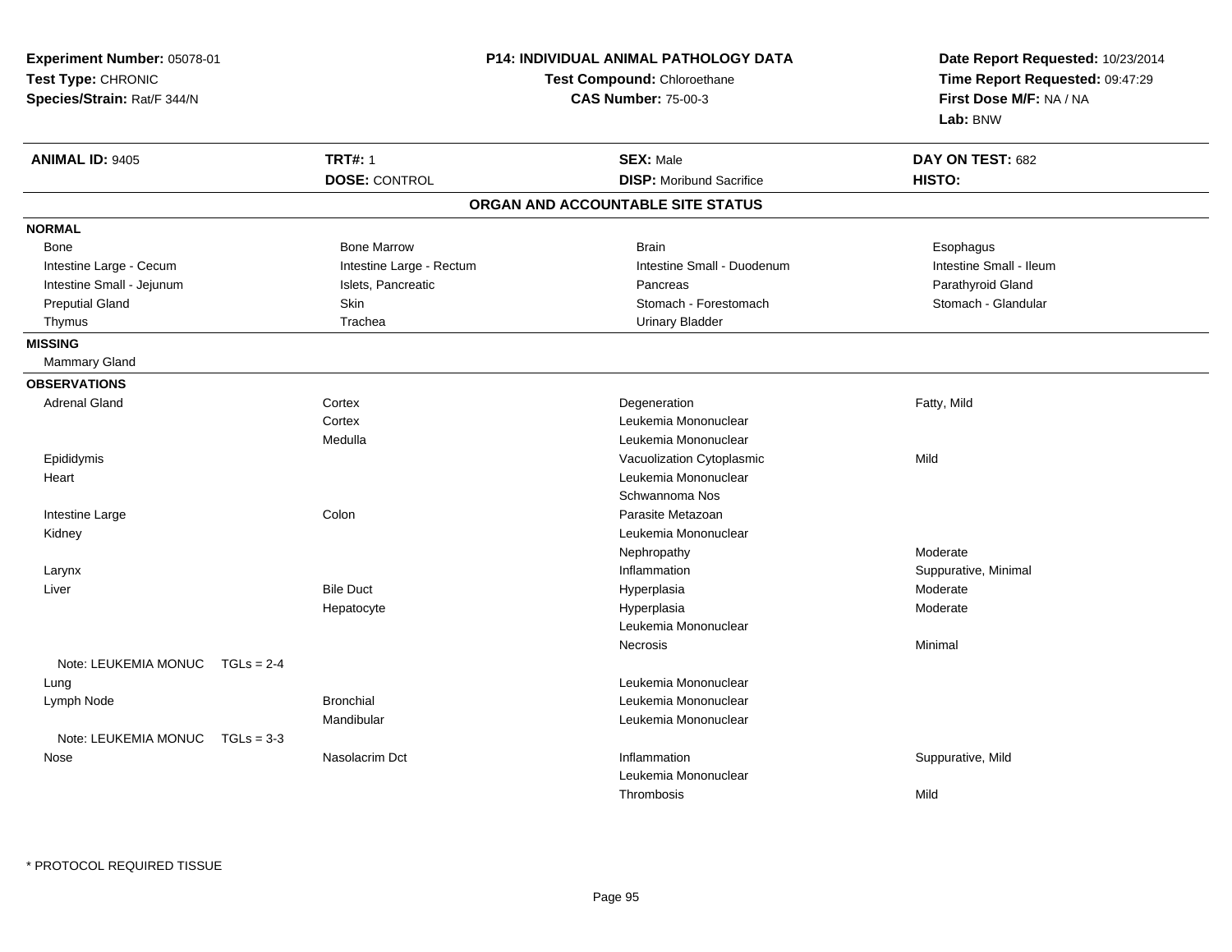**Experiment Number:** 05078-01
**Test Type:** CHRONIC
**Species/Strain:** Rat/F 344/N

**P14: INDIVIDUAL ANIMAL PATHOLOGY DATA**
**Test Compound:** Chloroethane
**CAS Number:** 75-00-3

**Date Report Requested:** 10/23/2014
**Time Report Requested:** 09:47:29
**First Dose M/F:** NA / NA
**Lab:** BNW

| **ANIMAL ID:** 9405 | **TRT#:** 1 | **SEX:** Male | **DAY ON TEST:** 682 |
|---|---|---|---|
| | **DOSE:** CONTROL | **DISP:** Moribund Sacrifice | **HISTO:** |

## ORGAN AND ACCOUNTABLE SITE STATUS

**NORMAL**

| | | | |
|---|---|---|---|
| Bone | Bone Marrow | Brain | Esophagus |
| Intestine Large - Cecum | Intestine Large - Rectum | Intestine Small - Duodenum | Intestine Small - Ileum |
| Intestine Small - Jejunum | Islets, Pancreatic | Pancreas | Parathyroid Gland |
| Preputial Gland | Skin | Stomach - Forestomach | Stomach - Glandular |
| Thymus | Trachea | Urinary Bladder | |

**MISSING**

Mammary Gland

**OBSERVATIONS**

| | | | |
|---|---|---|---|
| Adrenal Gland | Cortex | Degeneration | Fatty, Mild |
| | Cortex | Leukemia Mononuclear | |
| | Medulla | Leukemia Mononuclear | |
| Epididymis | | Vacuolization Cytoplasmic | Mild |
| Heart | | Leukemia Mononuclear | |
| | | Schwannoma Nos | |
| Intestine Large | Colon | Parasite Metazoan | |
| Kidney | | Leukemia Mononuclear | |
| | | Nephropathy | Moderate |
| Larynx | | Inflammation | Suppurative, Minimal |
| Liver | Bile Duct | Hyperplasia | Moderate |
| | Hepatocyte | Hyperplasia | Moderate |
| | | Leukemia Mononuclear | |
| | | Necrosis | Minimal |
| Note: LEUKEMIA MONUC TGLs = 2-4 | | | |
| Lung | | Leukemia Mononuclear | |
| Lymph Node | Bronchial | Leukemia Mononuclear | |
| | Mandibular | Leukemia Mononuclear | |
| Note: LEUKEMIA MONUC TGLs = 3-3 | | | |
| Nose | Nasolacrim Dct | Inflammation | Suppurative, Mild |
| | | Leukemia Mononuclear | |
| | | Thrombosis | Mild |

\* PROTOCOL REQUIRED TISSUE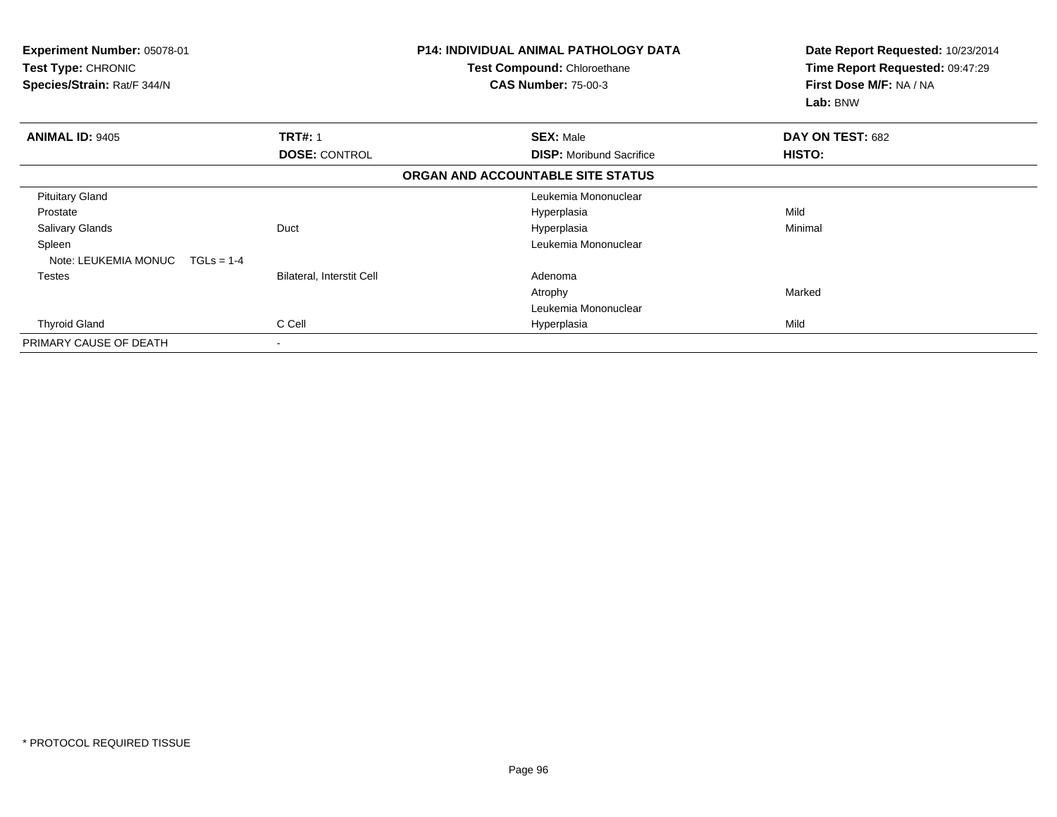**Experiment Number:** 05078-01
**Test Type:** CHRONIC
**Species/Strain:** Rat/F 344/N

**P14: INDIVIDUAL ANIMAL PATHOLOGY DATA**
**Test Compound:** Chloroethane
**CAS Number:** 75-00-3

**Date Report Requested:** 10/23/2014
**Time Report Requested:** 09:47:29
**First Dose M/F:** NA / NA
**Lab:** BNW

| **ANIMAL ID:** 9405 | **TRT#:** 1 | **SEX:** Male | **DAY ON TEST:** 682 |
|---|---|---|---|
| | **DOSE:** CONTROL | **DISP:** Moribund Sacrifice | **HISTO:** |

**ORGAN AND ACCOUNTABLE SITE STATUS**

| | | | |
|---|---|---|---|
| Pituitary Gland | | Leukemia Mononuclear | |
| Prostate | | Hyperplasia | Mild |
| Salivary Glands | Duct | Hyperplasia | Minimal |
| Spleen | | Leukemia Mononuclear | |
| Note: LEUKEMIA MONUC TGLs = 1-4 | | | |
| Testes | Bilateral, Interstit Cell | Adenoma | |
| | | Atrophy | Marked |
| | | Leukemia Mononuclear | |
| Thyroid Gland | C Cell | Hyperplasia | Mild |
| PRIMARY CAUSE OF DEATH | - | | |

\* PROTOCOL REQUIRED TISSUE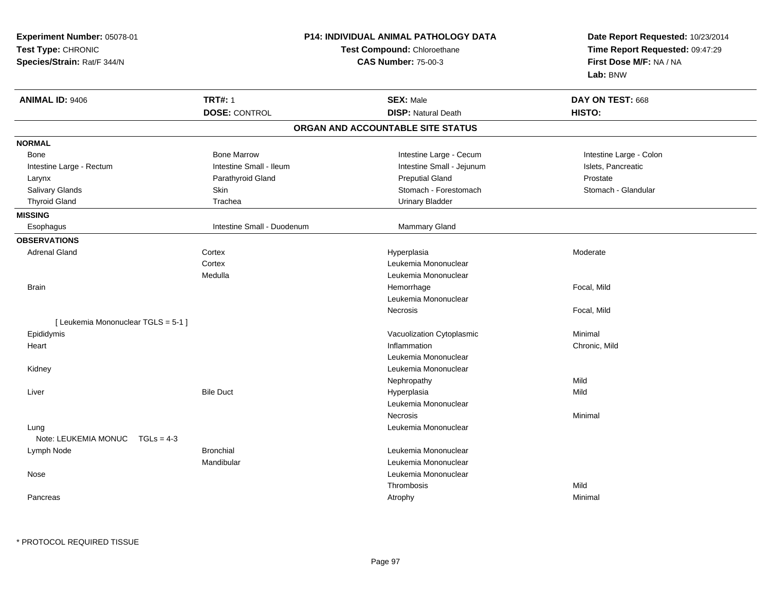**Experiment Number:** 05078-01
**Test Type:** CHRONIC
**Species/Strain:** Rat/F 344/N

**P14: INDIVIDUAL ANIMAL PATHOLOGY DATA**
**Test Compound:** Chloroethane
**CAS Number:** 75-00-3

**Date Report Requested:** 10/23/2014
**Time Report Requested:** 09:47:29
**First Dose M/F:** NA / NA
**Lab:** BNW

| **ANIMAL ID:** 9406 | **TRT#:** 1 | **SEX:** Male | **DAY ON TEST:** 668 |
|---|---|---|---|
| | **DOSE:** CONTROL | **DISP:** Natural Death | **HISTO:** |

## ORGAN AND ACCOUNTABLE SITE STATUS

**NORMAL**

| | | | |
|---|---|---|---|
| Bone | Bone Marrow | Intestine Large - Cecum | Intestine Large - Colon |
| Intestine Large - Rectum | Intestine Small - Ileum | Intestine Small - Jejunum | Islets, Pancreatic |
| Larynx | Parathyroid Gland | Preputial Gland | Prostate |
| Salivary Glands | Skin | Stomach - Forestomach | Stomach - Glandular |
| Thyroid Gland | Trachea | Urinary Bladder | |

**MISSING**

| | | |
|---|---|---|
| Esophagus | Intestine Small - Duodenum | Mammary Gland |

**OBSERVATIONS**

| Organ | Site | Observation | Severity |
|---|---|---|---|
| Adrenal Gland | Cortex | Hyperplasia | Moderate |
| | Cortex | Leukemia Mononuclear | |
| | Medulla | Leukemia Mononuclear | |
| Brain | | Hemorrhage | Focal, Mild |
| | | Leukemia Mononuclear | |
| | | Necrosis | Focal, Mild |
| [ Leukemia Mononuclear TGLS = 5-1 ] | | | |
| Epididymis | | Vacuolization Cytoplasmic | Minimal |
| Heart | | Inflammation | Chronic, Mild |
| | | Leukemia Mononuclear | |
| Kidney | | Leukemia Mononuclear | |
| | | Nephropathy | Mild |
| Liver | Bile Duct | Hyperplasia | Mild |
| | | Leukemia Mononuclear | |
| | | Necrosis | Minimal |
| Lung | | Leukemia Mononuclear | |
| Note: LEUKEMIA MONUC TGLs = 4-3 | | | |
| Lymph Node | Bronchial | Leukemia Mononuclear | |
| | Mandibular | Leukemia Mononuclear | |
| Nose | | Leukemia Mononuclear | |
| | | Thrombosis | Mild |
| Pancreas | | Atrophy | Minimal |

* PROTOCOL REQUIRED TISSUE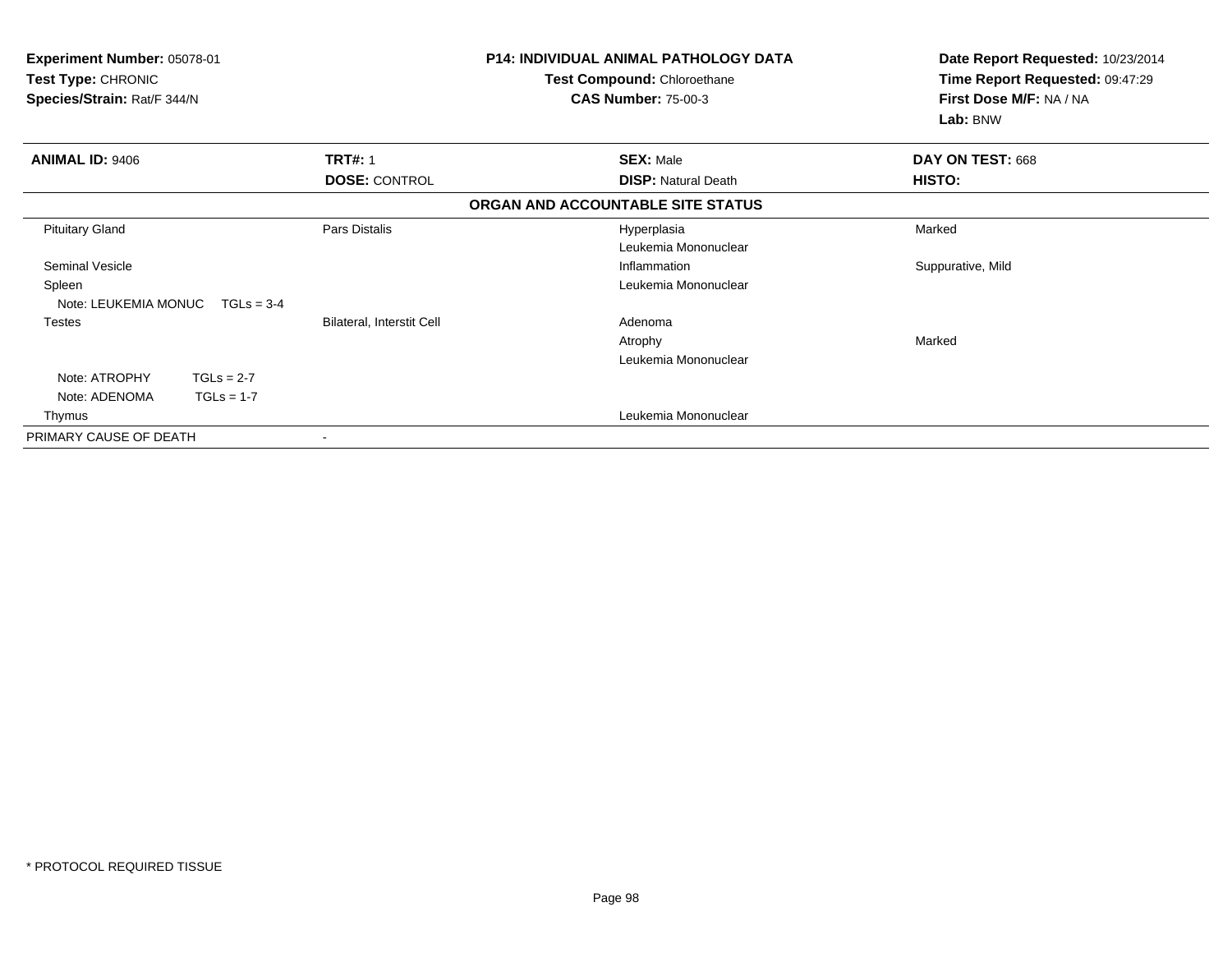**Experiment Number:** 05078-01
**Test Type:** CHRONIC
**Species/Strain:** Rat/F 344/N

**P14: INDIVIDUAL ANIMAL PATHOLOGY DATA**
**Test Compound:** Chloroethane
**CAS Number:** 75-00-3

**Date Report Requested:** 10/23/2014
**Time Report Requested:** 09:47:29
**First Dose M/F:** NA / NA
**Lab:** BNW

| **ANIMAL ID:** 9406 | **TRT#:** 1 | **SEX:** Male | **DAY ON TEST:** 668 |
|---|---|---|---|
| | **DOSE:** CONTROL | **DISP:** Natural Death | **HISTO:** |

**ORGAN AND ACCOUNTABLE SITE STATUS**

| | | | |
|---|---|---|---|
| Pituitary Gland | Pars Distalis | Hyperplasia | Marked |
| | | Leukemia Mononuclear | |
| Seminal Vesicle | | Inflammation | Suppurative, Mild |
| Spleen | | Leukemia Mononuclear | |
| Note: LEUKEMIA MONUC TGLs = 3-4 | | | |
| Testes | Bilateral, Interstit Cell | Adenoma | |
| | | Atrophy | Marked |
| | | Leukemia Mononuclear | |
| Note: ATROPHY TGLs = 2-7 | | | |
| Note: ADENOMA TGLs = 1-7 | | | |
| Thymus | | Leukemia Mononuclear | |
| PRIMARY CAUSE OF DEATH | - | | |

* PROTOCOL REQUIRED TISSUE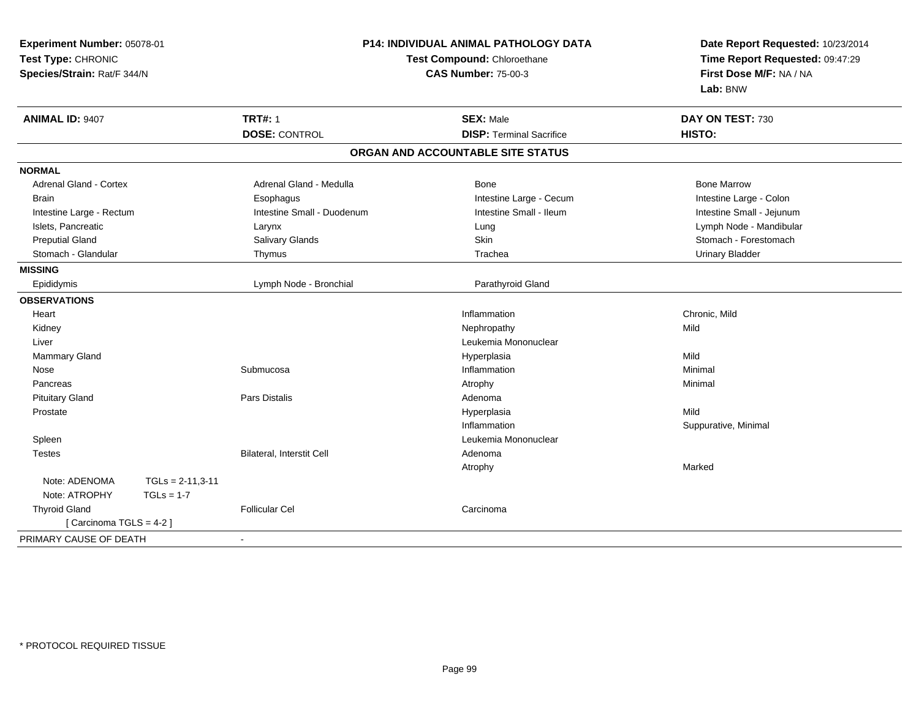**Experiment Number:** 05078-01
**Test Type:** CHRONIC
**Species/Strain:** Rat/F 344/N

**P14: INDIVIDUAL ANIMAL PATHOLOGY DATA**
**Test Compound:** Chloroethane
**CAS Number:** 75-00-3

**Date Report Requested:** 10/23/2014
**Time Report Requested:** 09:47:29
**First Dose M/F:** NA / NA
**Lab:** BNW

| **ANIMAL ID:** 9407 | **TRT#:** 1 | **SEX:** Male | **DAY ON TEST:** 730 |
|---|---|---|---|
| | **DOSE:** CONTROL | **DISP:** Terminal Sacrifice | **HISTO:** |

**ORGAN AND ACCOUNTABLE SITE STATUS**

**NORMAL**

| | | | |
|---|---|---|---|
| Adrenal Gland - Cortex | Adrenal Gland - Medulla | Bone | Bone Marrow |
| Brain | Esophagus | Intestine Large - Cecum | Intestine Large - Colon |
| Intestine Large - Rectum | Intestine Small - Duodenum | Intestine Small - Ileum | Intestine Small - Jejunum |
| Islets, Pancreatic | Larynx | Lung | Lymph Node - Mandibular |
| Preputial Gland | Salivary Glands | Skin | Stomach - Forestomach |
| Stomach - Glandular | Thymus | Trachea | Urinary Bladder |

**MISSING**

| | | |
|---|---|---|
| Epididymis | Lymph Node - Bronchial | Parathyroid Gland |

**OBSERVATIONS**

| Organ | Site | Observation | Severity |
|---|---|---|---|
| Heart | | Inflammation | Chronic, Mild |
| Kidney | | Nephropathy | Mild |
| Liver | | Leukemia Mononuclear | |
| Mammary Gland | | Hyperplasia | Mild |
| Nose | Submucosa | Inflammation | Minimal |
| Pancreas | | Atrophy | Minimal |
| Pituitary Gland | Pars Distalis | Adenoma | |
| Prostate | | Hyperplasia | Mild |
| | | Inflammation | Suppurative, Minimal |
| Spleen | | Leukemia Mononuclear | |
| Testes | Bilateral, Interstit Cell | Adenoma | |
| | | Atrophy | Marked |
| Note: ADENOMA TGLs = 2-11,3-11 | | | |
| Note: ATROPHY TGLs = 1-7 | | | |
| Thyroid Gland | Follicular Cel | Carcinoma | |
| [ Carcinoma TGLS = 4-2 ] | | | |

PRIMARY CAUSE OF DEATH -

* PROTOCOL REQUIRED TISSUE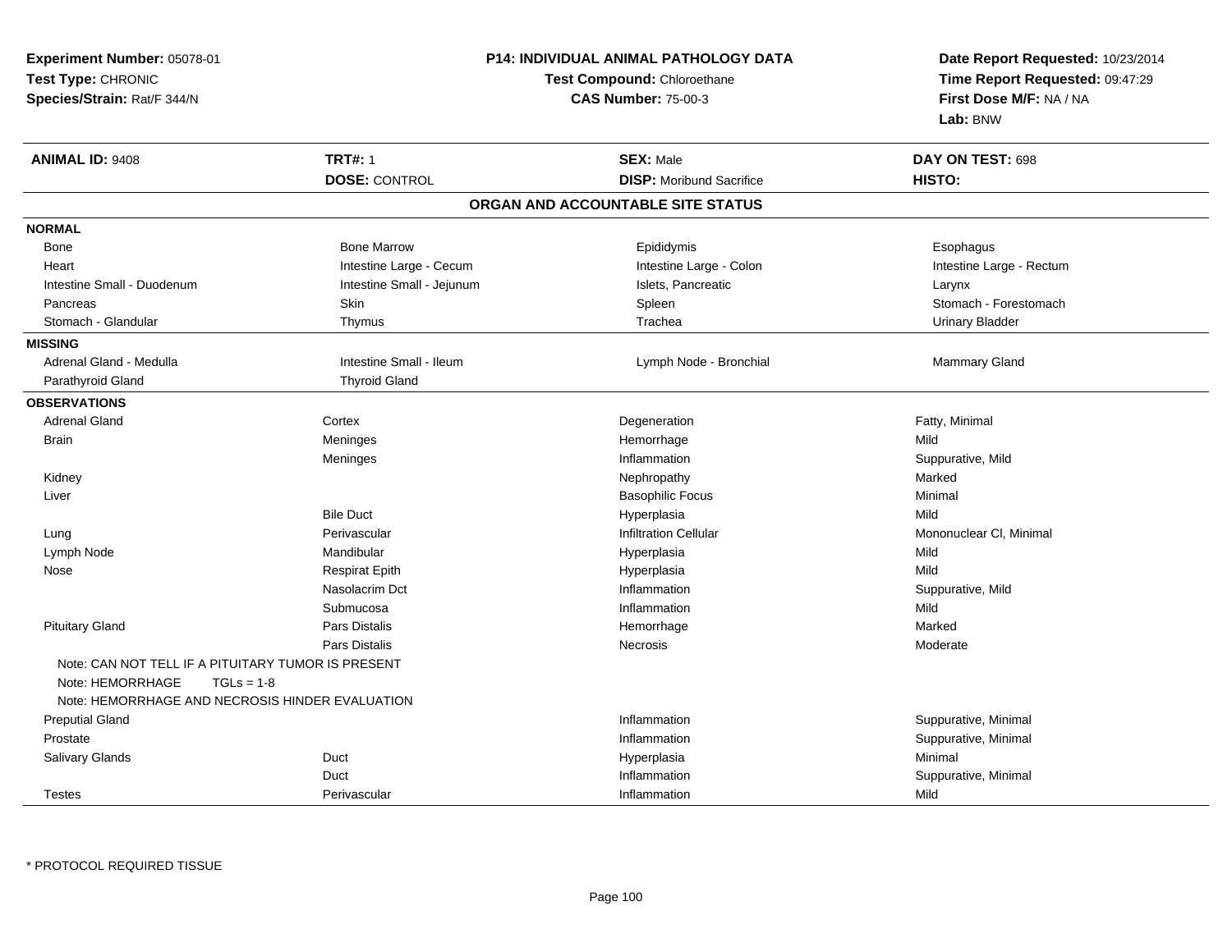**Experiment Number:** 05078-01
**Test Type:** CHRONIC
**Species/Strain:** Rat/F 344/N

**P14: INDIVIDUAL ANIMAL PATHOLOGY DATA**
**Test Compound:** Chloroethane
**CAS Number:** 75-00-3

**Date Report Requested:** 10/23/2014
**Time Report Requested:** 09:47:29
**First Dose M/F:** NA / NA
**Lab:** BNW

| **ANIMAL ID:** 9408 | **TRT#:** 1 | **SEX:** Male | **DAY ON TEST:** 698 |
|---|---|---|---|
| | **DOSE:** CONTROL | **DISP:** Moribund Sacrifice | **HISTO:** |

## ORGAN AND ACCOUNTABLE SITE STATUS

**NORMAL**

| | | | |
|---|---|---|---|
| Bone | Bone Marrow | Epididymis | Esophagus |
| Heart | Intestine Large - Cecum | Intestine Large - Colon | Intestine Large - Rectum |
| Intestine Small - Duodenum | Intestine Small - Jejunum | Islets, Pancreatic | Larynx |
| Pancreas | Skin | Spleen | Stomach - Forestomach |
| Stomach - Glandular | Thymus | Trachea | Urinary Bladder |

**MISSING**

| | | | |
|---|---|---|---|
| Adrenal Gland - Medulla | Intestine Small - Ileum | Lymph Node - Bronchial | Mammary Gland |
| Parathyroid Gland | Thyroid Gland | | |

**OBSERVATIONS**

| | | | |
|---|---|---|---|
| Adrenal Gland | Cortex | Degeneration | Fatty, Minimal |
| Brain | Meninges | Hemorrhage | Mild |
| | Meninges | Inflammation | Suppurative, Mild |
| Kidney | | Nephropathy | Marked |
| Liver | | Basophilic Focus | Minimal |
| | Bile Duct | Hyperplasia | Mild |
| Lung | Perivascular | Infiltration Cellular | Mononuclear Cl, Minimal |
| Lymph Node | Mandibular | Hyperplasia | Mild |
| Nose | Respirat Epith | Hyperplasia | Mild |
| | Nasolacrim Dct | Inflammation | Suppurative, Mild |
| | Submucosa | Inflammation | Mild |
| Pituitary Gland | Pars Distalis | Hemorrhage | Marked |
| | Pars Distalis | Necrosis | Moderate |

Note: CAN NOT TELL IF A PITUITARY TUMOR IS PRESENT
Note: HEMORRHAGE TGLs = 1-8
Note: HEMORRHAGE AND NECROSIS HINDER EVALUATION

| | | | |
|---|---|---|---|
| Preputial Gland | | Inflammation | Suppurative, Minimal |
| Prostate | | Inflammation | Suppurative, Minimal |
| Salivary Glands | Duct | Hyperplasia | Minimal |
| | Duct | Inflammation | Suppurative, Minimal |
| Testes | Perivascular | Inflammation | Mild |

* PROTOCOL REQUIRED TISSUE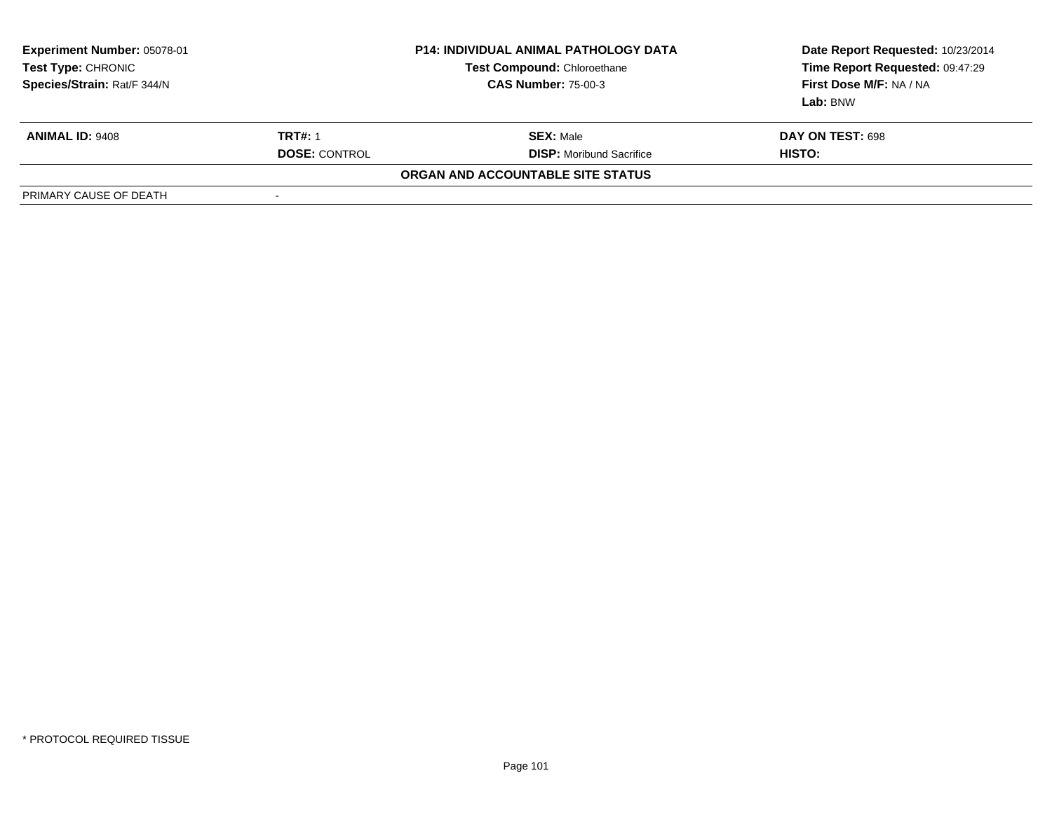| **Experiment Number:** 05078-01 | **P14: INDIVIDUAL ANIMAL PATHOLOGY DATA** | **Date Report Requested:** 10/23/2014 |
|---|---|---|
| **Test Type:** CHRONIC | **Test Compound:** Chloroethane | **Time Report Requested:** 09:47:29 |
| **Species/Strain:** Rat/F 344/N | **CAS Number:** 75-00-3 | **First Dose M/F:** NA / NA |
| | | **Lab:** BNW |

| **ANIMAL ID:** 9408 | **TRT#:** 1 | **SEX:** Male | **DAY ON TEST:** 698 |
|---|---|---|---|
| | **DOSE:** CONTROL | **DISP:** Moribund Sacrifice | **HISTO:** |

**ORGAN AND ACCOUNTABLE SITE STATUS**

| PRIMARY CAUSE OF DEATH | - |
|---|---|

* PROTOCOL REQUIRED TISSUE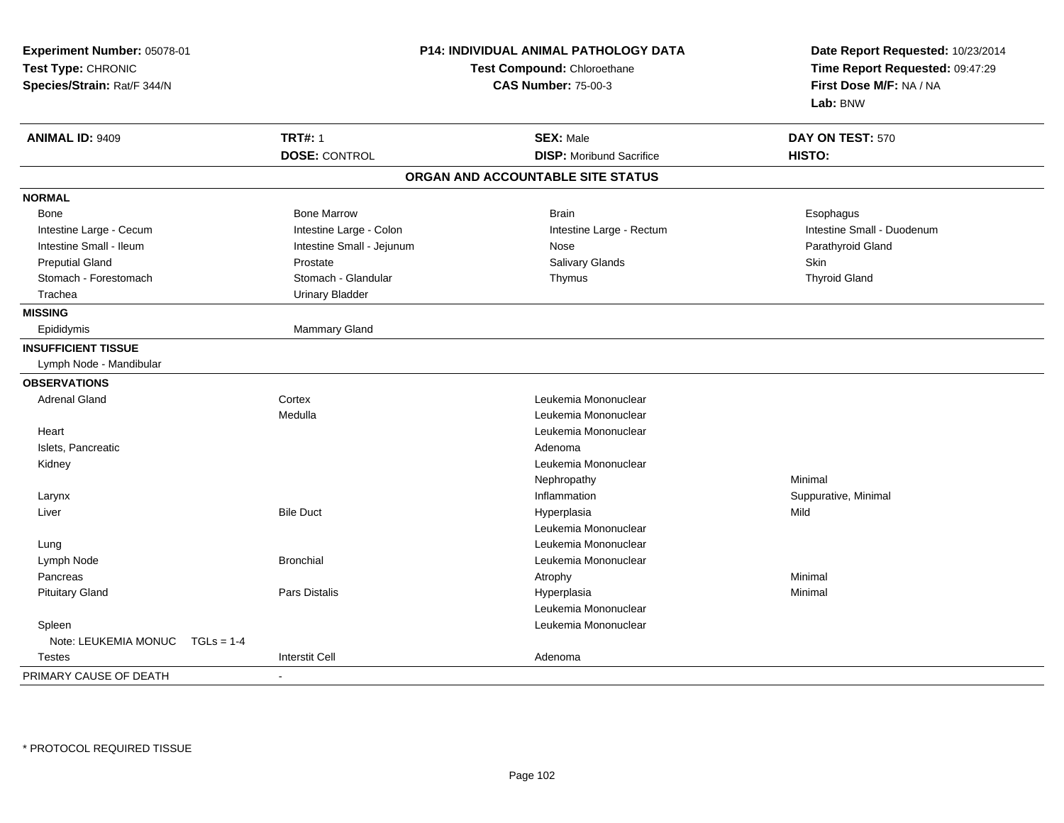**Experiment Number:** 05078-01
**Test Type:** CHRONIC
**Species/Strain:** Rat/F 344/N

**P14: INDIVIDUAL ANIMAL PATHOLOGY DATA**
**Test Compound:** Chloroethane
**CAS Number:** 75-00-3

**Date Report Requested:** 10/23/2014
**Time Report Requested:** 09:47:29
**First Dose M/F:** NA / NA
**Lab:** BNW

| **ANIMAL ID:** 9409 | **TRT#:** 1 | **SEX:** Male | **DAY ON TEST:** 570 |
|---|---|---|---|
| | **DOSE:** CONTROL | **DISP:** Moribund Sacrifice | **HISTO:** |

**ORGAN AND ACCOUNTABLE SITE STATUS**

| | | | |
|---|---|---|---|
| **NORMAL** | | | |
| Bone | Bone Marrow | Brain | Esophagus |
| Intestine Large - Cecum | Intestine Large - Colon | Intestine Large - Rectum | Intestine Small - Duodenum |
| Intestine Small - Ileum | Intestine Small - Jejunum | Nose | Parathyroid Gland |
| Preputial Gland | Prostate | Salivary Glands | Skin |
| Stomach - Forestomach | Stomach - Glandular | Thymus | Thyroid Gland |
| Trachea | Urinary Bladder | | |
| **MISSING** | | | |
| Epididymis | Mammary Gland | | |
| **INSUFFICIENT TISSUE** | | | |
| Lymph Node - Mandibular | | | |
| **OBSERVATIONS** | | | |
| Adrenal Gland | Cortex | Leukemia Mononuclear | |
| | Medulla | Leukemia Mononuclear | |
| Heart | | Leukemia Mononuclear | |
| Islets, Pancreatic | | Adenoma | |
| Kidney | | Leukemia Mononuclear | |
| | | Nephropathy | Minimal |
| Larynx | | Inflammation | Suppurative, Minimal |
| Liver | Bile Duct | Hyperplasia | Mild |
| | | Leukemia Mononuclear | |
| Lung | | Leukemia Mononuclear | |
| Lymph Node | Bronchial | Leukemia Mononuclear | |
| Pancreas | | Atrophy | Minimal |
| Pituitary Gland | Pars Distalis | Hyperplasia | Minimal |
| | | Leukemia Mononuclear | |
| Spleen | | Leukemia Mononuclear | |
| Note: LEUKEMIA MONUC TGLs = 1-4 | | | |
| Testes | Interstit Cell | Adenoma | |
| PRIMARY CAUSE OF DEATH | - | | |

* PROTOCOL REQUIRED TISSUE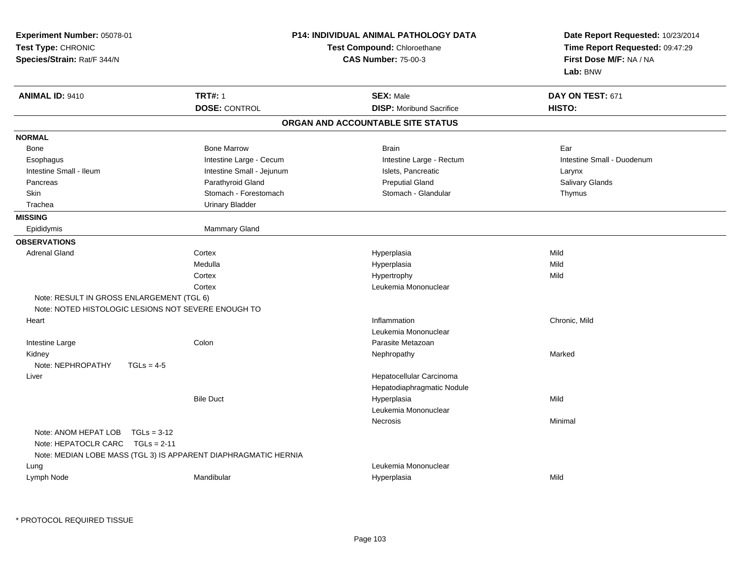**Experiment Number:** 05078-01
**Test Type:** CHRONIC
**Species/Strain:** Rat/F 344/N

**P14: INDIVIDUAL ANIMAL PATHOLOGY DATA**
**Test Compound:** Chloroethane
**CAS Number:** 75-00-3

**Date Report Requested:** 10/23/2014
**Time Report Requested:** 09:47:29
**First Dose M/F:** NA / NA
**Lab:** BNW

| **ANIMAL ID:** 9410 | **TRT#:** 1 | **SEX:** Male | **DAY ON TEST:** 671 |
|---|---|---|---|
| | **DOSE:** CONTROL | **DISP:** Moribund Sacrifice | **HISTO:** |

## ORGAN AND ACCOUNTABLE SITE STATUS

**NORMAL**

| | | | |
|---|---|---|---|
| Bone | Bone Marrow | Brain | Ear |
| Esophagus | Intestine Large - Cecum | Intestine Large - Rectum | Intestine Small - Duodenum |
| Intestine Small - Ileum | Intestine Small - Jejunum | Islets, Pancreatic | Larynx |
| Pancreas | Parathyroid Gland | Preputial Gland | Salivary Glands |
| Skin | Stomach - Forestomach | Stomach - Glandular | Thymus |
| Trachea | Urinary Bladder | | |

**MISSING**

| | |
|---|---|
| Epididymis | Mammary Gland |

**OBSERVATIONS**

| | | | |
|---|---|---|---|
| Adrenal Gland | Cortex | Hyperplasia | Mild |
| | Medulla | Hyperplasia | Mild |
| | Cortex | Hypertrophy | Mild |
| | Cortex | Leukemia Mononuclear | |
| Note: RESULT IN GROSS ENLARGEMENT (TGL 6) | | | |
| Note: NOTED HISTOLOGIC LESIONS NOT SEVERE ENOUGH TO | | | |
| Heart | | Inflammation | Chronic, Mild |
| | | Leukemia Mononuclear | |
| Intestine Large | Colon | Parasite Metazoan | |
| Kidney | | Nephropathy | Marked |
| Note: NEPHROPATHY TGLs = 4-5 | | | |
| Liver | | Hepatocellular Carcinoma | |
| | | Hepatodiaphragmatic Nodule | |
| | Bile Duct | Hyperplasia | Mild |
| | | Leukemia Mononuclear | |
| | | Necrosis | Minimal |
| Note: ANOM HEPAT LOB TGLs = 3-12 | | | |
| Note: HEPATOCLR CARC TGLs = 2-11 | | | |
| Note: MEDIAN LOBE MASS (TGL 3) IS APPARENT DIAPHRAGMATIC HERNIA | | | |
| Lung | | Leukemia Mononuclear | |
| Lymph Node | Mandibular | Hyperplasia | Mild |

* PROTOCOL REQUIRED TISSUE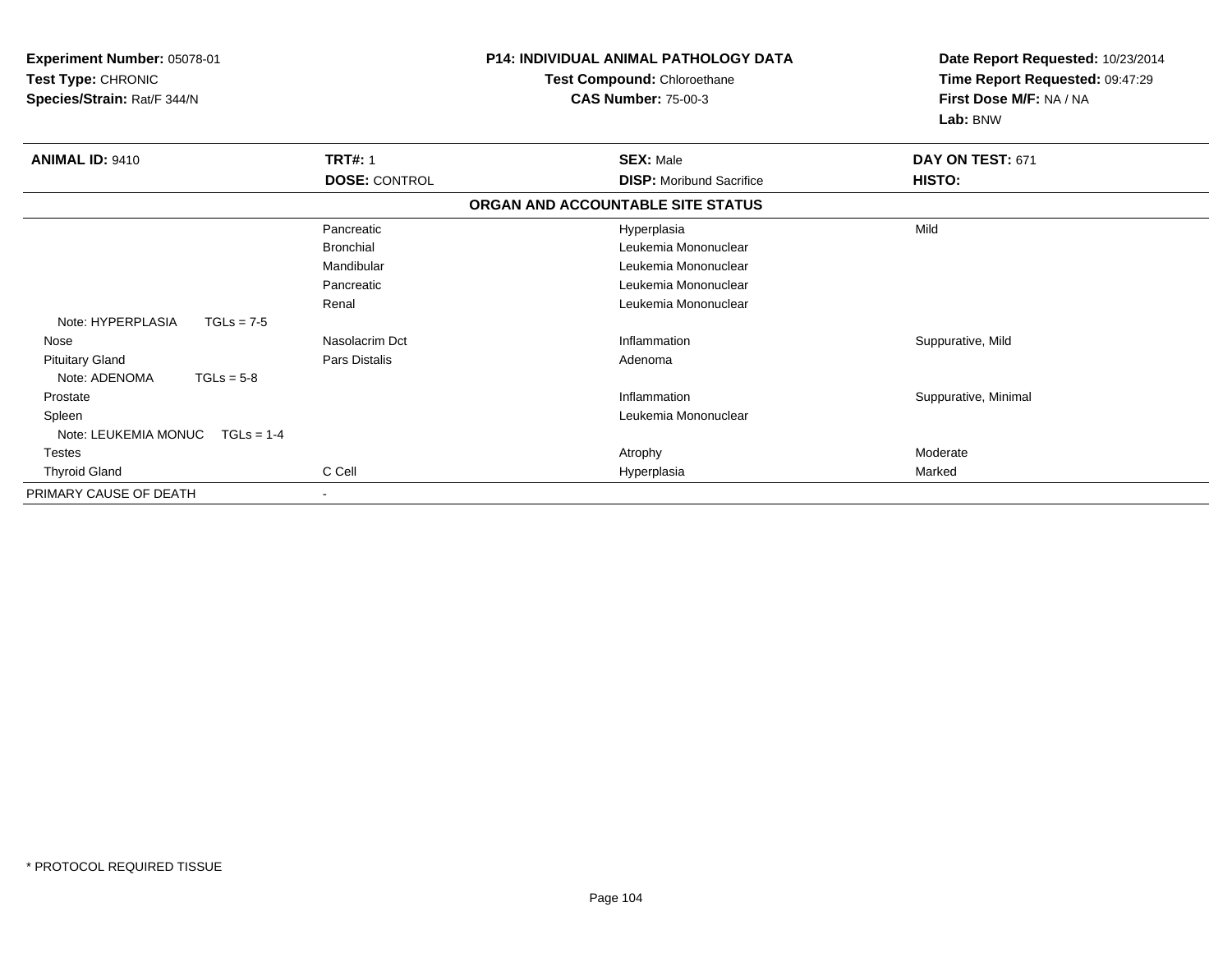**Experiment Number:** 05078-01
**Test Type:** CHRONIC
**Species/Strain:** Rat/F 344/N

**P14: INDIVIDUAL ANIMAL PATHOLOGY DATA**
**Test Compound:** Chloroethane
**CAS Number:** 75-00-3

**Date Report Requested:** 10/23/2014
**Time Report Requested:** 09:47:29
**First Dose M/F:** NA / NA
**Lab:** BNW

| **ANIMAL ID:** 9410 | **TRT#:** 1 | **SEX:** Male | **DAY ON TEST:** 671 |
|---|---|---|---|
| | **DOSE:** CONTROL | **DISP:** Moribund Sacrifice | **HISTO:** |

**ORGAN AND ACCOUNTABLE SITE STATUS**

| | | | |
|---|---|---|---|
| | Pancreatic | Hyperplasia | Mild |
| | Bronchial | Leukemia Mononuclear | |
| | Mandibular | Leukemia Mononuclear | |
| | Pancreatic | Leukemia Mononuclear | |
| | Renal | Leukemia Mononuclear | |
| Note: HYPERPLASIA TGLs = 7-5 | | | |
| Nose | Nasolacrim Dct | Inflammation | Suppurative, Mild |
| Pituitary Gland | Pars Distalis | Adenoma | |
| Note: ADENOMA TGLs = 5-8 | | | |
| Prostate | | Inflammation | Suppurative, Minimal |
| Spleen | | Leukemia Mononuclear | |
| Note: LEUKEMIA MONUC TGLs = 1-4 | | | |
| Testes | | Atrophy | Moderate |
| Thyroid Gland | C Cell | Hyperplasia | Marked |
| PRIMARY CAUSE OF DEATH | - | | |

\* PROTOCOL REQUIRED TISSUE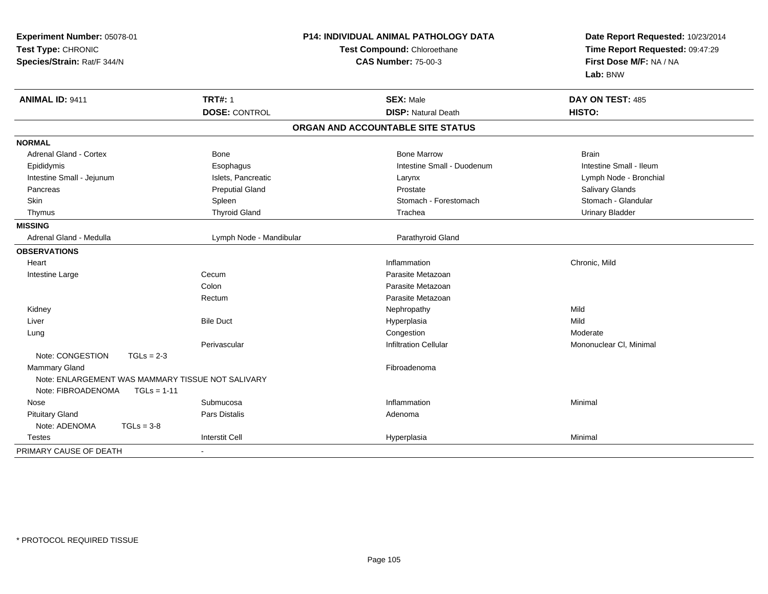**Experiment Number:** 05078-01
**Test Type:** CHRONIC
**Species/Strain:** Rat/F 344/N

**P14: INDIVIDUAL ANIMAL PATHOLOGY DATA**
**Test Compound:** Chloroethane
**CAS Number:** 75-00-3

**Date Report Requested:** 10/23/2014
**Time Report Requested:** 09:47:29
**First Dose M/F:** NA / NA
**Lab:** BNW

| **ANIMAL ID:** 9411 | **TRT#:** 1 | **SEX:** Male | **DAY ON TEST:** 485 |
|---|---|---|---|
| | **DOSE:** CONTROL | **DISP:** Natural Death | **HISTO:** |

## ORGAN AND ACCOUNTABLE SITE STATUS

| | | | |
|---|---|---|---|
| **NORMAL** | | | |
| Adrenal Gland - Cortex | Bone | Bone Marrow | Brain |
| Epididymis | Esophagus | Intestine Small - Duodenum | Intestine Small - Ileum |
| Intestine Small - Jejunum | Islets, Pancreatic | Larynx | Lymph Node - Bronchial |
| Pancreas | Preputial Gland | Prostate | Salivary Glands |
| Skin | Spleen | Stomach - Forestomach | Stomach - Glandular |
| Thymus | Thyroid Gland | Trachea | Urinary Bladder |
| **MISSING** | | | |
| Adrenal Gland - Medulla | Lymph Node - Mandibular | Parathyroid Gland | |
| **OBSERVATIONS** | | | |
| Heart | | Inflammation | Chronic, Mild |
| Intestine Large | Cecum | Parasite Metazoan | |
| | Colon | Parasite Metazoan | |
| | Rectum | Parasite Metazoan | |
| Kidney | | Nephropathy | Mild |
| Liver | Bile Duct | Hyperplasia | Mild |
| Lung | | Congestion | Moderate |
| | Perivascular | Infiltration Cellular | Mononuclear Cl, Minimal |
| Note: CONGESTION TGLs = 2-3 | | | |
| Mammary Gland | | Fibroadenoma | |
| Note: ENLARGEMENT WAS MAMMARY TISSUE NOT SALIVARY | | | |
| Note: FIBROADENOMA TGLs = 1-11 | | | |
| Nose | Submucosa | Inflammation | Minimal |
| Pituitary Gland | Pars Distalis | Adenoma | |
| Note: ADENOMA TGLs = 3-8 | | | |
| Testes | Interstit Cell | Hyperplasia | Minimal |
| PRIMARY CAUSE OF DEATH | - | | |

\* PROTOCOL REQUIRED TISSUE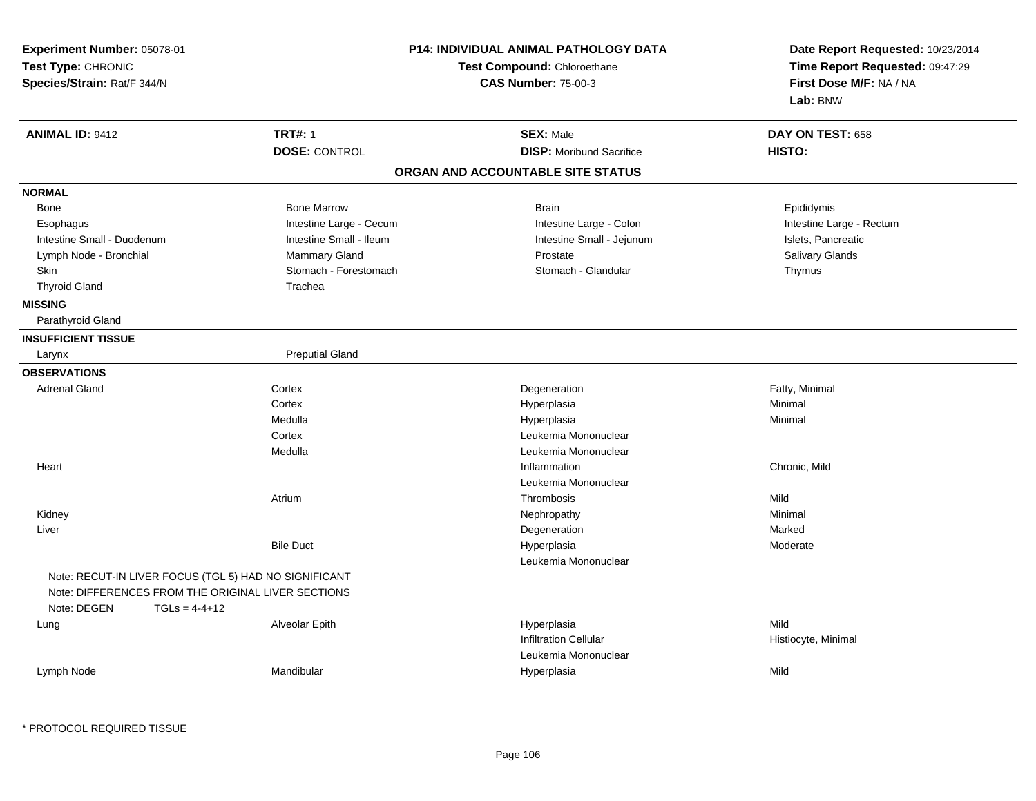**Experiment Number:** 05078-01
**Test Type:** CHRONIC
**Species/Strain:** Rat/F 344/N

**P14: INDIVIDUAL ANIMAL PATHOLOGY DATA**
**Test Compound:** Chloroethane
**CAS Number:** 75-00-3

**Date Report Requested:** 10/23/2014
**Time Report Requested:** 09:47:29
**First Dose M/F:** NA / NA
**Lab:** BNW

| **ANIMAL ID:** 9412 | **TRT#:** 1 | **SEX:** Male | **DAY ON TEST:** 658 |
|---|---|---|---|
| | **DOSE:** CONTROL | **DISP:** Moribund Sacrifice | **HISTO:** |

## ORGAN AND ACCOUNTABLE SITE STATUS

**NORMAL**

| | | | |
|---|---|---|---|
| Bone | Bone Marrow | Brain | Epididymis |
| Esophagus | Intestine Large - Cecum | Intestine Large - Colon | Intestine Large - Rectum |
| Intestine Small - Duodenum | Intestine Small - Ileum | Intestine Small - Jejunum | Islets, Pancreatic |
| Lymph Node - Bronchial | Mammary Gland | Prostate | Salivary Glands |
| Skin | Stomach - Forestomach | Stomach - Glandular | Thymus |
| Thyroid Gland | Trachea | | |

**MISSING**

Parathyroid Gland

**INSUFFICIENT TISSUE**

| | |
|---|---|
| Larynx | Preputial Gland |

**OBSERVATIONS**

| Organ | Site | Observation | Severity |
|---|---|---|---|
| Adrenal Gland | Cortex | Degeneration | Fatty, Minimal |
| | Cortex | Hyperplasia | Minimal |
| | Medulla | Hyperplasia | Minimal |
| | Cortex | Leukemia Mononuclear | |
| | Medulla | Leukemia Mononuclear | |
| Heart | | Inflammation | Chronic, Mild |
| | | Leukemia Mononuclear | |
| | Atrium | Thrombosis | Mild |
| Kidney | | Nephropathy | Minimal |
| Liver | | Degeneration | Marked |
| | Bile Duct | Hyperplasia | Moderate |
| | | Leukemia Mononuclear | |

Note: RECUT-IN LIVER FOCUS (TGL 5) HAD NO SIGNIFICANT
Note: DIFFERENCES FROM THE ORIGINAL LIVER SECTIONS
Note: DEGEN TGLs = 4-4+12

| Organ | Site | Observation | Severity |
|---|---|---|---|
| Lung | Alveolar Epith | Hyperplasia | Mild |
| | | Infiltration Cellular | Histiocyte, Minimal |
| | | Leukemia Mononuclear | |
| Lymph Node | Mandibular | Hyperplasia | Mild |

\* PROTOCOL REQUIRED TISSUE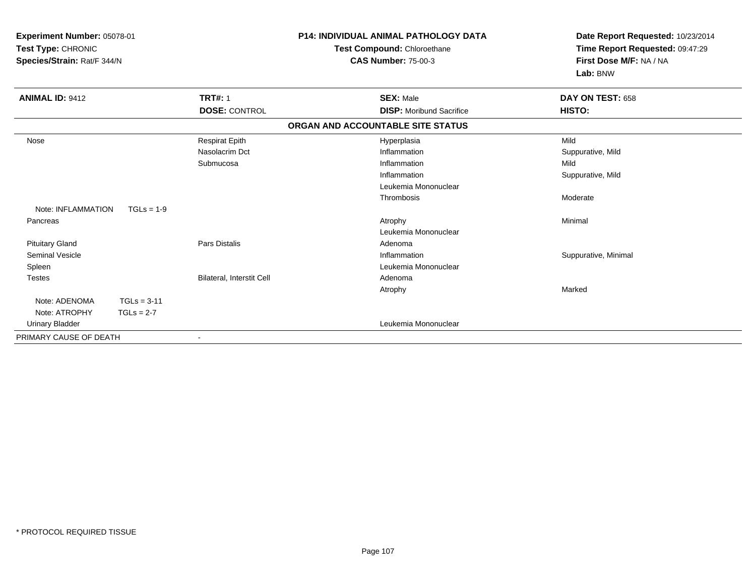**Experiment Number:** 05078-01
**Test Type:** CHRONIC
**Species/Strain:** Rat/F 344/N

**P14: INDIVIDUAL ANIMAL PATHOLOGY DATA**
**Test Compound:** Chloroethane
**CAS Number:** 75-00-3

**Date Report Requested:** 10/23/2014
**Time Report Requested:** 09:47:29
**First Dose M/F:** NA / NA
**Lab:** BNW

| **ANIMAL ID:** 9412 | **TRT#:** 1 | **SEX:** Male | **DAY ON TEST:** 658 |
|---|---|---|---|
| | **DOSE:** CONTROL | **DISP:** Moribund Sacrifice | **HISTO:** |

**ORGAN AND ACCOUNTABLE SITE STATUS**

| | | | |
|---|---|---|---|
| Nose | Respirat Epith | Hyperplasia | Mild |
| | Nasolacrim Dct | Inflammation | Suppurative, Mild |
| | Submucosa | Inflammation | Mild |
| | | Inflammation | Suppurative, Mild |
| | | Leukemia Mononuclear | |
| | | Thrombosis | Moderate |
| Note: INFLAMMATION TGLs = 1-9 | | | |
| Pancreas | | Atrophy | Minimal |
| | | Leukemia Mononuclear | |
| Pituitary Gland | Pars Distalis | Adenoma | |
| Seminal Vesicle | | Inflammation | Suppurative, Minimal |
| Spleen | | Leukemia Mononuclear | |
| Testes | Bilateral, Interstit Cell | Adenoma | |
| | | Atrophy | Marked |
| Note: ADENOMA TGLs = 3-11 | | | |
| Note: ATROPHY TGLs = 2-7 | | | |
| Urinary Bladder | | Leukemia Mononuclear | |
| PRIMARY CAUSE OF DEATH | - | | |

* PROTOCOL REQUIRED TISSUE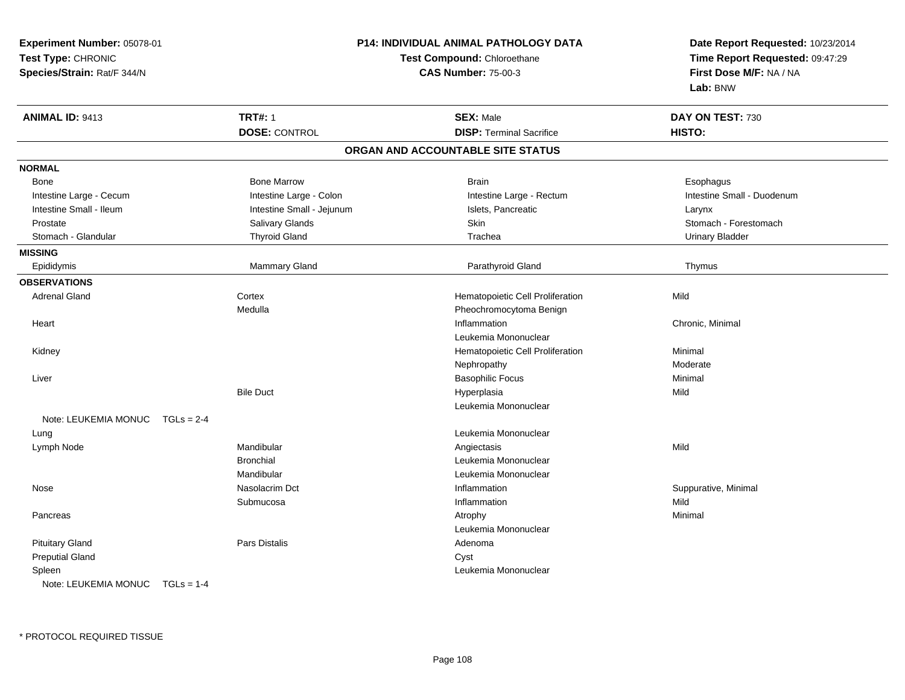**Experiment Number:** 05078-01
**Test Type:** CHRONIC
**Species/Strain:** Rat/F 344/N

## P14: INDIVIDUAL ANIMAL PATHOLOGY DATA

**Test Compound:** Chloroethane
**CAS Number:** 75-00-3

**Date Report Requested:** 10/23/2014
**Time Report Requested:** 09:47:29
**First Dose M/F:** NA / NA
**Lab:** BNW

| **ANIMAL ID:** 9413 | **TRT#:** 1 | **SEX:** Male | **DAY ON TEST:** 730 |
|---|---|---|---|
| | **DOSE:** CONTROL | **DISP:** Terminal Sacrifice | **HISTO:** |

### ORGAN AND ACCOUNTABLE SITE STATUS

**NORMAL**

| | | | |
|---|---|---|---|
| Bone | Bone Marrow | Brain | Esophagus |
| Intestine Large - Cecum | Intestine Large - Colon | Intestine Large - Rectum | Intestine Small - Duodenum |
| Intestine Small - Ileum | Intestine Small - Jejunum | Islets, Pancreatic | Larynx |
| Prostate | Salivary Glands | Skin | Stomach - Forestomach |
| Stomach - Glandular | Thyroid Gland | Trachea | Urinary Bladder |

**MISSING**

| | | | |
|---|---|---|---|
| Epididymis | Mammary Gland | Parathyroid Gland | Thymus |

**OBSERVATIONS**

| Organ | Site | Observation | Severity |
|---|---|---|---|
| Adrenal Gland | Cortex | Hematopoietic Cell Proliferation | Mild |
| | Medulla | Pheochromocytoma Benign | |
| Heart | | Inflammation | Chronic, Minimal |
| | | Leukemia Mononuclear | |
| Kidney | | Hematopoietic Cell Proliferation | Minimal |
| | | Nephropathy | Moderate |
| Liver | | Basophilic Focus | Minimal |
| | Bile Duct | Hyperplasia | Mild |
| | | Leukemia Mononuclear | |
| Note: LEUKEMIA MONUC TGLs = 2-4 | | | |
| Lung | | Leukemia Mononuclear | |
| Lymph Node | Mandibular | Angiectasis | Mild |
| | Bronchial | Leukemia Mononuclear | |
| | Mandibular | Leukemia Mononuclear | |
| Nose | Nasolacrim Dct | Inflammation | Suppurative, Minimal |
| | Submucosa | Inflammation | Mild |
| Pancreas | | Atrophy | Minimal |
| | | Leukemia Mononuclear | |
| Pituitary Gland | Pars Distalis | Adenoma | |
| Preputial Gland | | Cyst | |
| Spleen | | Leukemia Mononuclear | |
| Note: LEUKEMIA MONUC TGLs = 1-4 | | | |

* PROTOCOL REQUIRED TISSUE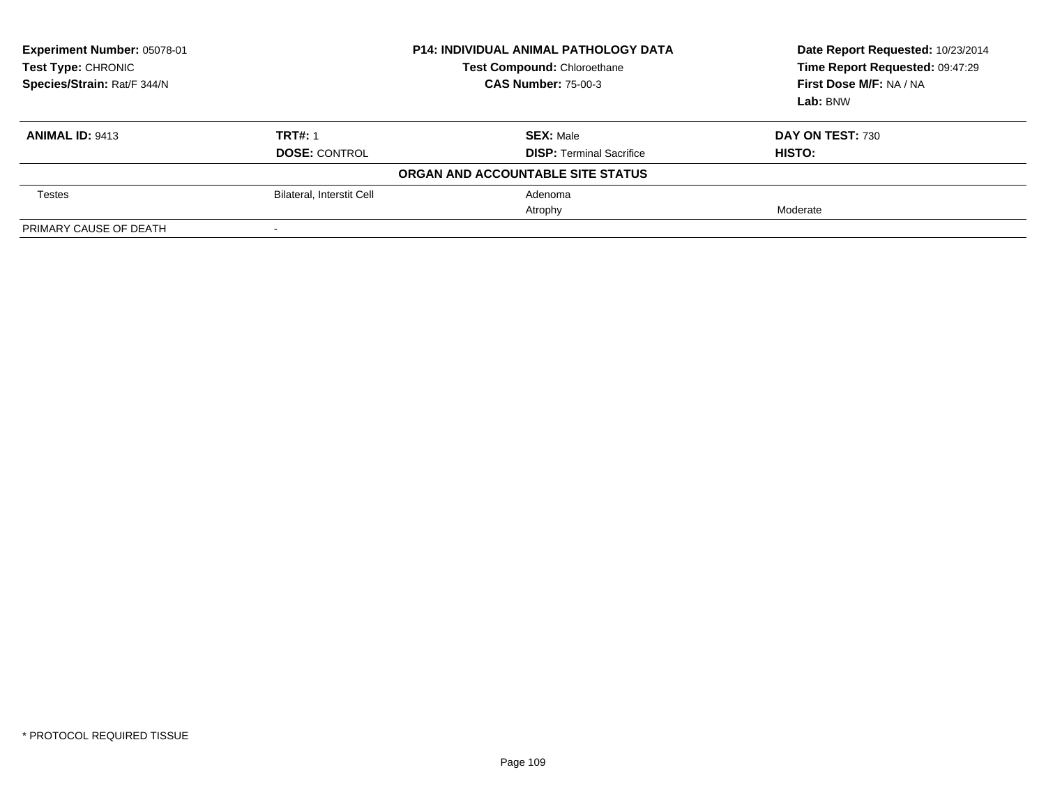**Experiment Number:** 05078-01
**Test Type:** CHRONIC
**Species/Strain:** Rat/F 344/N

**P14: INDIVIDUAL ANIMAL PATHOLOGY DATA**
**Test Compound:** Chloroethane
**CAS Number:** 75-00-3

**Date Report Requested:** 10/23/2014
**Time Report Requested:** 09:47:29
**First Dose M/F:** NA / NA
**Lab:** BNW

| **ANIMAL ID:** 9413 | **TRT#:** 1 | **SEX:** Male | **DAY ON TEST:** 730 |
|---|---|---|---|
| | **DOSE:** CONTROL | **DISP:** Terminal Sacrifice | **HISTO:** |

**ORGAN AND ACCOUNTABLE SITE STATUS**

| | | | |
|---|---|---|---|
| Testes | Bilateral, Interstit Cell | Adenoma | |
| | | Atrophy | Moderate |
| PRIMARY CAUSE OF DEATH | - | | |

* PROTOCOL REQUIRED TISSUE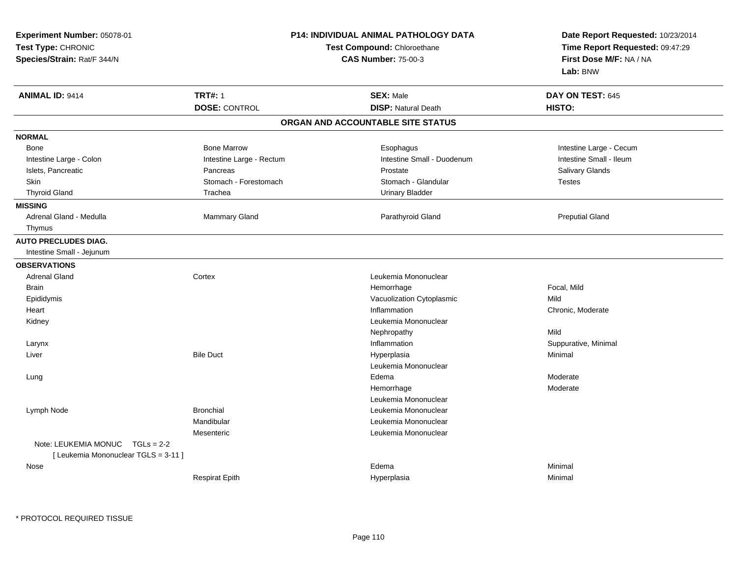**Experiment Number:** 05078-01
**Test Type:** CHRONIC
**Species/Strain:** Rat/F 344/N

**P14: INDIVIDUAL ANIMAL PATHOLOGY DATA**
**Test Compound:** Chloroethane
**CAS Number:** 75-00-3

**Date Report Requested:** 10/23/2014
**Time Report Requested:** 09:47:29
**First Dose M/F:** NA / NA
**Lab:** BNW

| **ANIMAL ID:** 9414 | **TRT#:** 1 | **SEX:** Male | **DAY ON TEST:** 645 |
|---|---|---|---|
| | **DOSE:** CONTROL | **DISP:** Natural Death | **HISTO:** |

## ORGAN AND ACCOUNTABLE SITE STATUS

**NORMAL**

| | | | |
|---|---|---|---|
| Bone | Bone Marrow | Esophagus | Intestine Large - Cecum |
| Intestine Large - Colon | Intestine Large - Rectum | Intestine Small - Duodenum | Intestine Small - Ileum |
| Islets, Pancreatic | Pancreas | Prostate | Salivary Glands |
| Skin | Stomach - Forestomach | Stomach - Glandular | Testes |
| Thyroid Gland | Trachea | Urinary Bladder | |

**MISSING**

| | | | |
|---|---|---|---|
| Adrenal Gland - Medulla | Mammary Gland | Parathyroid Gland | Preputial Gland |
| Thymus | | | |

**AUTO PRECLUDES DIAG.**

Intestine Small - Jejunum

**OBSERVATIONS**

| Organ | Site | Observation | Severity |
|---|---|---|---|
| Adrenal Gland | Cortex | Leukemia Mononuclear | |
| Brain | | Hemorrhage | Focal, Mild |
| Epididymis | | Vacuolization Cytoplasmic | Mild |
| Heart | | Inflammation | Chronic, Moderate |
| Kidney | | Leukemia Mononuclear | |
| | | Nephropathy | Mild |
| Larynx | | Inflammation | Suppurative, Minimal |
| Liver | Bile Duct | Hyperplasia | Minimal |
| | | Leukemia Mononuclear | |
| Lung | | Edema | Moderate |
| | | Hemorrhage | Moderate |
| | | Leukemia Mononuclear | |
| Lymph Node | Bronchial | Leukemia Mononuclear | |
| | Mandibular | Leukemia Mononuclear | |
| | Mesenteric | Leukemia Mononuclear | |
| Note: LEUKEMIA MONUC TGLs = 2-2 [ Leukemia Mononuclear TGLS = 3-11 ] | | | |
| Nose | | Edema | Minimal |
| | Respirat Epith | Hyperplasia | Minimal |

* PROTOCOL REQUIRED TISSUE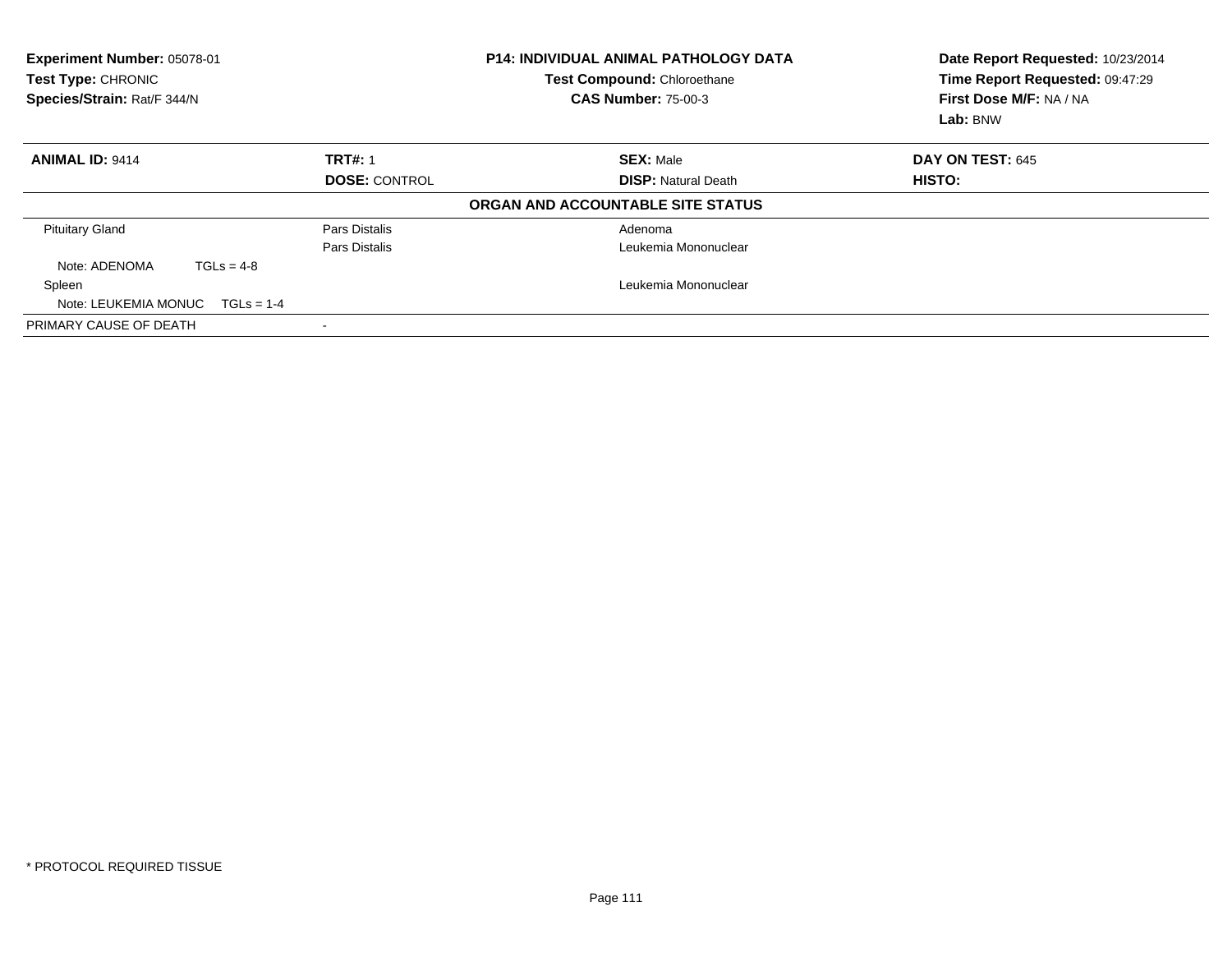**Experiment Number:** 05078-01
**Test Type:** CHRONIC
**Species/Strain:** Rat/F 344/N

**P14: INDIVIDUAL ANIMAL PATHOLOGY DATA**
**Test Compound:** Chloroethane
**CAS Number:** 75-00-3

**Date Report Requested:** 10/23/2014
**Time Report Requested:** 09:47:29
**First Dose M/F:** NA / NA
**Lab:** BNW

| **ANIMAL ID:** 9414 | **TRT#:** 1 | **SEX:** Male | **DAY ON TEST:** 645 |
|---|---|---|---|
| | **DOSE:** CONTROL | **DISP:** Natural Death | **HISTO:** |

**ORGAN AND ACCOUNTABLE SITE STATUS**

| | | |
|---|---|---|
| Pituitary Gland | Pars Distalis | Adenoma |
| | Pars Distalis | Leukemia Mononuclear |
| Note: ADENOMA TGLs = 4-8 | | |
| Spleen | | Leukemia Mononuclear |
| Note: LEUKEMIA MONUC TGLs = 1-4 | | |
| PRIMARY CAUSE OF DEATH | - | |

* PROTOCOL REQUIRED TISSUE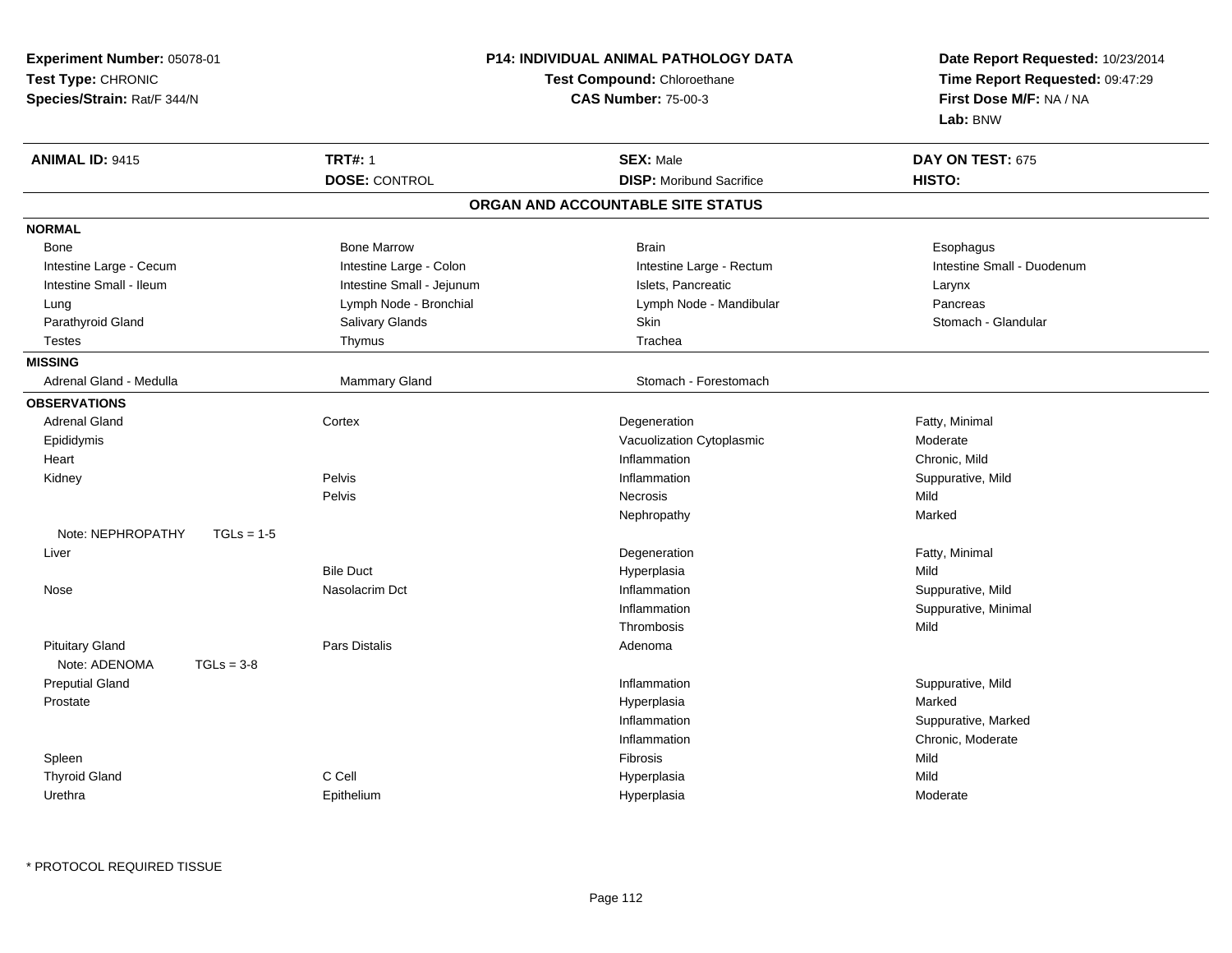**Experiment Number:** 05078-01
**Test Type:** CHRONIC
**Species/Strain:** Rat/F 344/N

**P14: INDIVIDUAL ANIMAL PATHOLOGY DATA**
**Test Compound:** Chloroethane
**CAS Number:** 75-00-3

**Date Report Requested:** 10/23/2014
**Time Report Requested:** 09:47:29
**First Dose M/F:** NA / NA
**Lab:** BNW

| **ANIMAL ID:** 9415 | **TRT#:** 1 | **SEX:** Male | **DAY ON TEST:** 675 |
|---|---|---|---|
| | **DOSE:** CONTROL | **DISP:** Moribund Sacrifice | **HISTO:** |

## ORGAN AND ACCOUNTABLE SITE STATUS

**NORMAL**

| | | | |
|---|---|---|---|
| Bone | Bone Marrow | Brain | Esophagus |
| Intestine Large - Cecum | Intestine Large - Colon | Intestine Large - Rectum | Intestine Small - Duodenum |
| Intestine Small - Ileum | Intestine Small - Jejunum | Islets, Pancreatic | Larynx |
| Lung | Lymph Node - Bronchial | Lymph Node - Mandibular | Pancreas |
| Parathyroid Gland | Salivary Glands | Skin | Stomach - Glandular |
| Testes | Thymus | Trachea | |

**MISSING**

| | | |
|---|---|---|
| Adrenal Gland - Medulla | Mammary Gland | Stomach - Forestomach |

**OBSERVATIONS**

| Organ | Site | Observation | Severity |
|---|---|---|---|
| Adrenal Gland | Cortex | Degeneration | Fatty, Minimal |
| Epididymis | | Vacuolization Cytoplasmic | Moderate |
| Heart | | Inflammation | Chronic, Mild |
| Kidney | Pelvis | Inflammation | Suppurative, Mild |
| | Pelvis | Necrosis | Mild |
| | | Nephropathy | Marked |
| Note: NEPHROPATHY TGLs = 1-5 | | | |
| Liver | | Degeneration | Fatty, Minimal |
| | Bile Duct | Hyperplasia | Mild |
| Nose | Nasolacrim Dct | Inflammation | Suppurative, Mild |
| | | Inflammation | Suppurative, Minimal |
| | | Thrombosis | Mild |
| Pituitary Gland | Pars Distalis | Adenoma | |
| Note: ADENOMA TGLs = 3-8 | | | |
| Preputial Gland | | Inflammation | Suppurative, Mild |
| Prostate | | Hyperplasia | Marked |
| | | Inflammation | Suppurative, Marked |
| | | Inflammation | Chronic, Moderate |
| Spleen | | Fibrosis | Mild |
| Thyroid Gland | C Cell | Hyperplasia | Mild |
| Urethra | Epithelium | Hyperplasia | Moderate |

* PROTOCOL REQUIRED TISSUE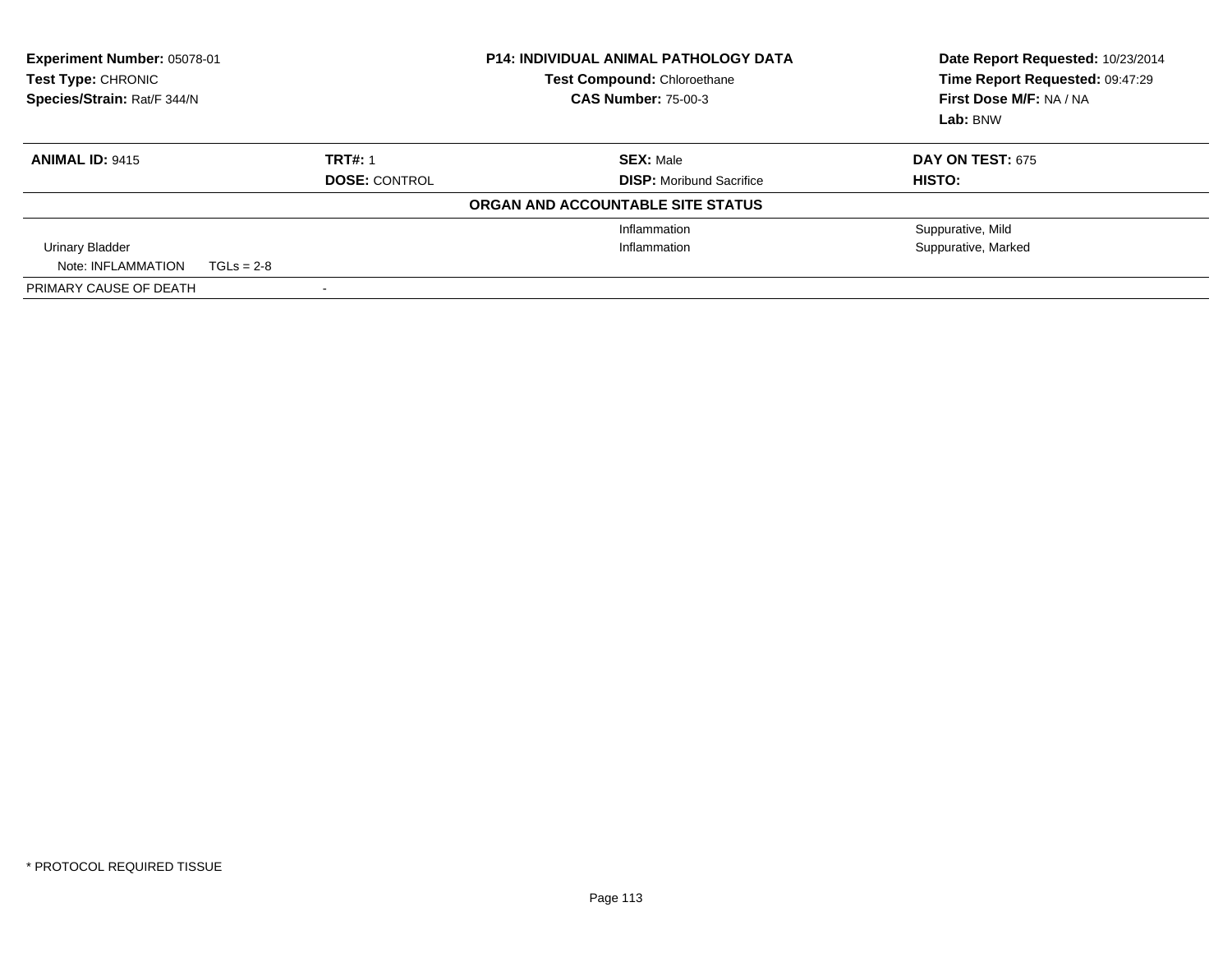**Experiment Number:** 05078-01
**Test Type:** CHRONIC
**Species/Strain:** Rat/F 344/N

**P14: INDIVIDUAL ANIMAL PATHOLOGY DATA**
**Test Compound:** Chloroethane
**CAS Number:** 75-00-3

**Date Report Requested:** 10/23/2014
**Time Report Requested:** 09:47:29
**First Dose M/F:** NA / NA
**Lab:** BNW

| **ANIMAL ID:** 9415 | **TRT#:** 1 | **SEX:** Male | **DAY ON TEST:** 675 |
|---|---|---|---|
| | **DOSE:** CONTROL | **DISP:** Moribund Sacrifice | **HISTO:** |

**ORGAN AND ACCOUNTABLE SITE STATUS**

| | | | |
|---|---|---|---|
| | | Inflammation | Suppurative, Mild |
| Urinary Bladder | | Inflammation | Suppurative, Marked |
| Note: INFLAMMATION TGLs = 2-8 | | | |
| PRIMARY CAUSE OF DEATH | - | | |

* PROTOCOL REQUIRED TISSUE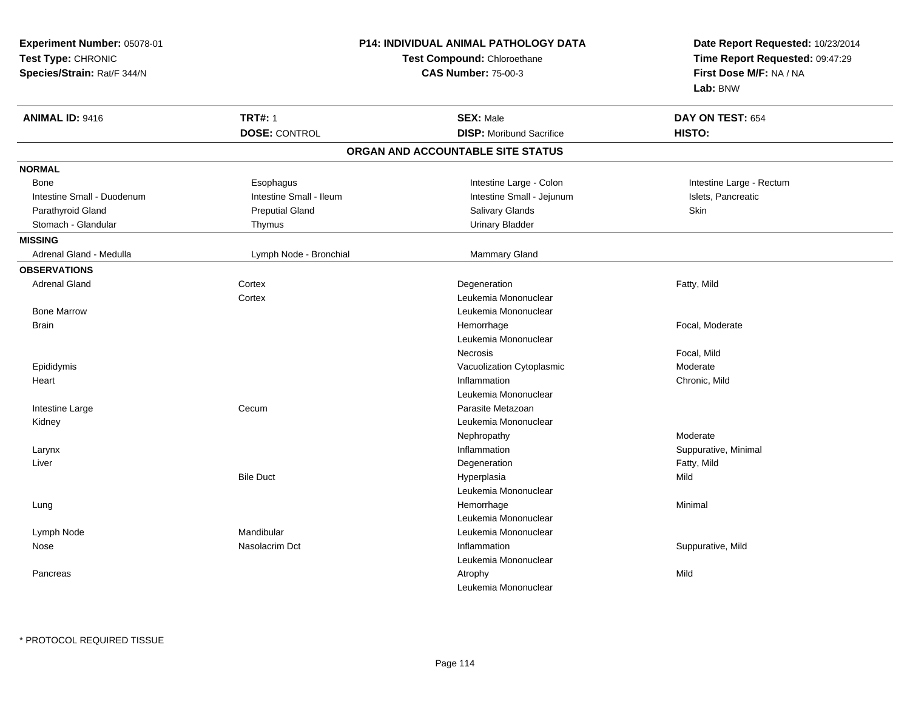**Experiment Number:** 05078-01
**Test Type:** CHRONIC
**Species/Strain:** Rat/F 344/N

**P14: INDIVIDUAL ANIMAL PATHOLOGY DATA**
**Test Compound:** Chloroethane
**CAS Number:** 75-00-3

**Date Report Requested:** 10/23/2014
**Time Report Requested:** 09:47:29
**First Dose M/F:** NA / NA
**Lab:** BNW

| **ANIMAL ID:** 9416 | **TRT#:** 1 | **SEX:** Male | **DAY ON TEST:** 654 |
|---|---|---|---|
| | **DOSE:** CONTROL | **DISP:** Moribund Sacrifice | **HISTO:** |

## ORGAN AND ACCOUNTABLE SITE STATUS

**NORMAL**

| | | | |
|---|---|---|---|
| Bone | Esophagus | Intestine Large - Colon | Intestine Large - Rectum |
| Intestine Small - Duodenum | Intestine Small - Ileum | Intestine Small - Jejunum | Islets, Pancreatic |
| Parathyroid Gland | Preputial Gland | Salivary Glands | Skin |
| Stomach - Glandular | Thymus | Urinary Bladder | |

**MISSING**

| | | |
|---|---|---|
| Adrenal Gland - Medulla | Lymph Node - Bronchial | Mammary Gland |

**OBSERVATIONS**

| Organ | Site | Observation | Qualifier |
|---|---|---|---|
| Adrenal Gland | Cortex | Degeneration | Fatty, Mild |
| | Cortex | Leukemia Mononuclear | |
| Bone Marrow | | Leukemia Mononuclear | |
| Brain | | Hemorrhage | Focal, Moderate |
| | | Leukemia Mononuclear | |
| | | Necrosis | Focal, Mild |
| Epididymis | | Vacuolization Cytoplasmic | Moderate |
| Heart | | Inflammation | Chronic, Mild |
| | | Leukemia Mononuclear | |
| Intestine Large | Cecum | Parasite Metazoan | |
| Kidney | | Leukemia Mononuclear | |
| | | Nephropathy | Moderate |
| Larynx | | Inflammation | Suppurative, Minimal |
| Liver | | Degeneration | Fatty, Mild |
| | Bile Duct | Hyperplasia | Mild |
| | | Leukemia Mononuclear | |
| Lung | | Hemorrhage | Minimal |
| | | Leukemia Mononuclear | |
| Lymph Node | Mandibular | Leukemia Mononuclear | |
| Nose | Nasolacrim Dct | Inflammation | Suppurative, Mild |
| | | Leukemia Mononuclear | |
| Pancreas | | Atrophy | Mild |
| | | Leukemia Mononuclear | |

* PROTOCOL REQUIRED TISSUE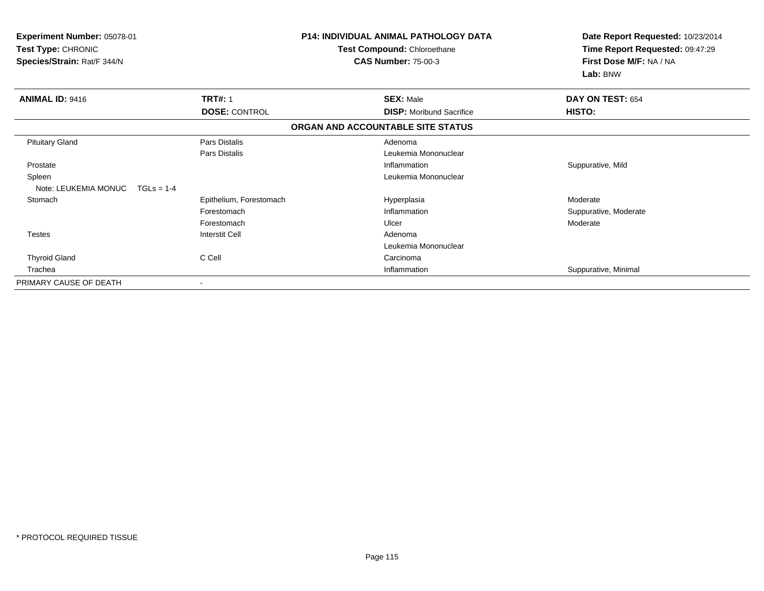**Experiment Number:** 05078-01
**Test Type:** CHRONIC
**Species/Strain:** Rat/F 344/N

**P14: INDIVIDUAL ANIMAL PATHOLOGY DATA**
**Test Compound:** Chloroethane
**CAS Number:** 75-00-3

**Date Report Requested:** 10/23/2014
**Time Report Requested:** 09:47:29
**First Dose M/F:** NA / NA
**Lab:** BNW

| **ANIMAL ID:** 9416 | **TRT#:** 1 | **SEX:** Male | **DAY ON TEST:** 654 |
|---|---|---|---|
| | **DOSE:** CONTROL | **DISP:** Moribund Sacrifice | **HISTO:** |
| | | **ORGAN AND ACCOUNTABLE SITE STATUS** | |
| Pituitary Gland | Pars Distalis | Adenoma | |
| | Pars Distalis | Leukemia Mononuclear | |
| Prostate | | Inflammation | Suppurative, Mild |
| Spleen | | Leukemia Mononuclear | |
| Note: LEUKEMIA MONUC TGLs = 1-4 | | | |
| Stomach | Epithelium, Forestomach | Hyperplasia | Moderate |
| | Forestomach | Inflammation | Suppurative, Moderate |
| | Forestomach | Ulcer | Moderate |
| Testes | Interstit Cell | Adenoma | |
| | | Leukemia Mononuclear | |
| Thyroid Gland | C Cell | Carcinoma | |
| Trachea | | Inflammation | Suppurative, Minimal |
| PRIMARY CAUSE OF DEATH | - | | |

* PROTOCOL REQUIRED TISSUE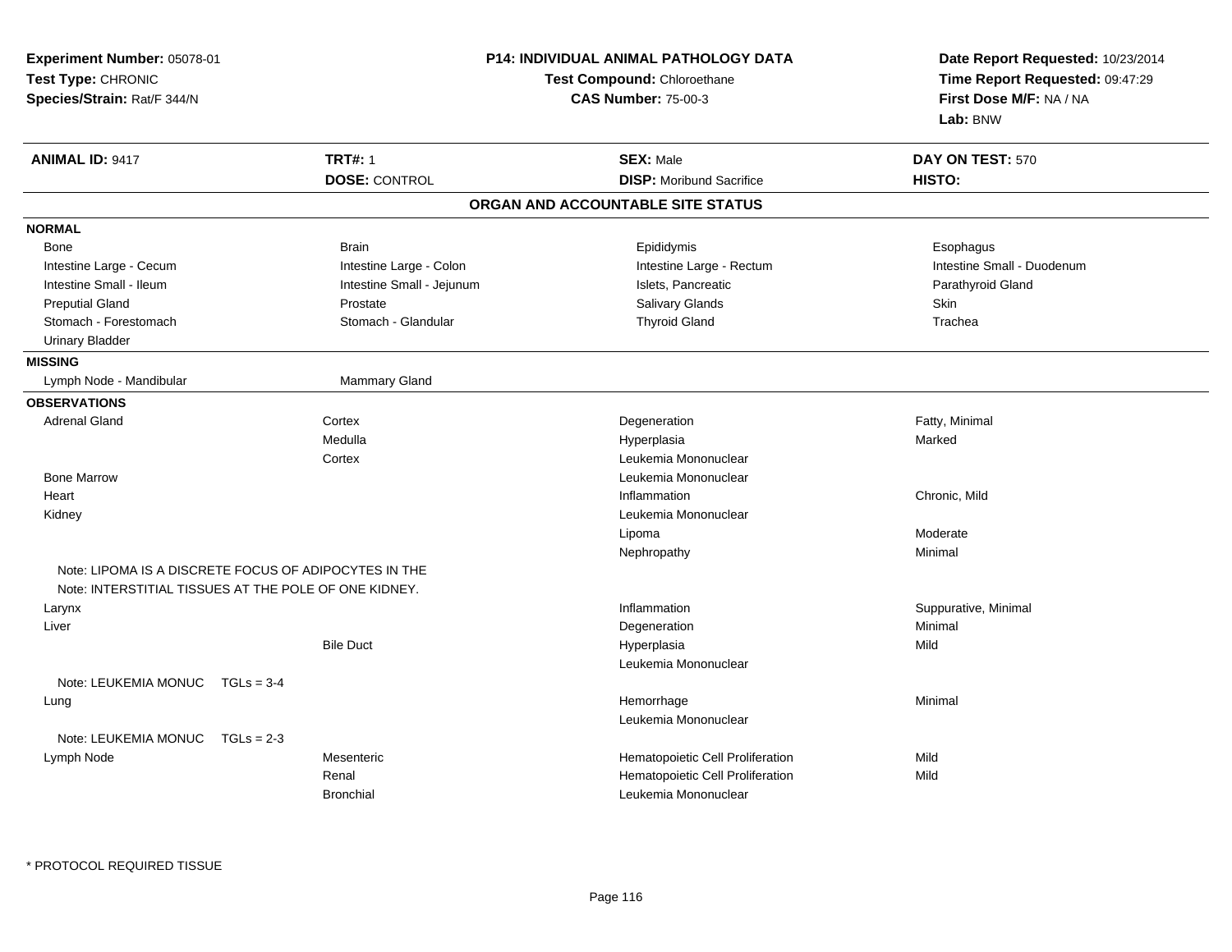**Experiment Number:** 05078-01
**Test Type:** CHRONIC
**Species/Strain:** Rat/F 344/N

**P14: INDIVIDUAL ANIMAL PATHOLOGY DATA**
**Test Compound:** Chloroethane
**CAS Number:** 75-00-3

**Date Report Requested:** 10/23/2014
**Time Report Requested:** 09:47:29
**First Dose M/F:** NA / NA
**Lab:** BNW

| **ANIMAL ID:** 9417 | **TRT#:** 1 | **SEX:** Male | **DAY ON TEST:** 570 |
|---|---|---|---|
| | **DOSE:** CONTROL | **DISP:** Moribund Sacrifice | **HISTO:** |

## ORGAN AND ACCOUNTABLE SITE STATUS

**NORMAL**

| | | | |
|---|---|---|---|
| Bone | Brain | Epididymis | Esophagus |
| Intestine Large - Cecum | Intestine Large - Colon | Intestine Large - Rectum | Intestine Small - Duodenum |
| Intestine Small - Ileum | Intestine Small - Jejunum | Islets, Pancreatic | Parathyroid Gland |
| Preputial Gland | Prostate | Salivary Glands | Skin |
| Stomach - Forestomach | Stomach - Glandular | Thyroid Gland | Trachea |
| Urinary Bladder | | | |

**MISSING**

| | |
|---|---|
| Lymph Node - Mandibular | Mammary Gland |

**OBSERVATIONS**

| | | | |
|---|---|---|---|
| Adrenal Gland | Cortex | Degeneration | Fatty, Minimal |
| | Medulla | Hyperplasia | Marked |
| | Cortex | Leukemia Mononuclear | |
| Bone Marrow | | Leukemia Mononuclear | |
| Heart | | Inflammation | Chronic, Mild |
| Kidney | | Leukemia Mononuclear | |
| | | Lipoma | Moderate |
| | | Nephropathy | Minimal |
| Note: LIPOMA IS A DISCRETE FOCUS OF ADIPOCYTES IN THE | | | |
| Note: INTERSTITIAL TISSUES AT THE POLE OF ONE KIDNEY. | | | |
| Larynx | | Inflammation | Suppurative, Minimal |
| Liver | | Degeneration | Minimal |
| | Bile Duct | Hyperplasia | Mild |
| | | Leukemia Mononuclear | |
| Note: LEUKEMIA MONUC TGLs = 3-4 | | | |
| Lung | | Hemorrhage | Minimal |
| | | Leukemia Mononuclear | |
| Note: LEUKEMIA MONUC TGLs = 2-3 | | | |
| Lymph Node | Mesenteric | Hematopoietic Cell Proliferation | Mild |
| | Renal | Hematopoietic Cell Proliferation | Mild |
| | Bronchial | Leukemia Mononuclear | |

* PROTOCOL REQUIRED TISSUE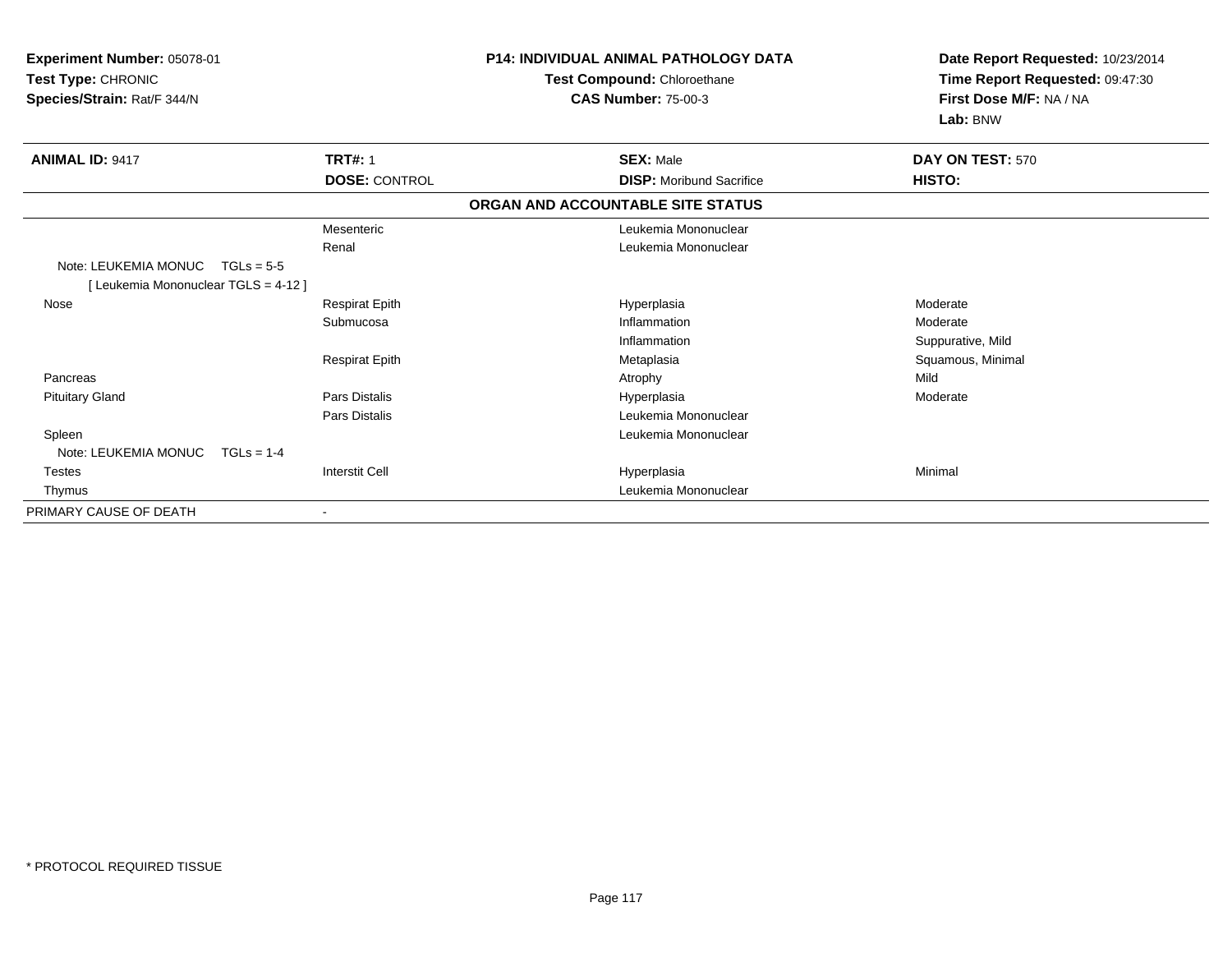**Experiment Number:** 05078-01
**Test Type:** CHRONIC
**Species/Strain:** Rat/F 344/N

**P14: INDIVIDUAL ANIMAL PATHOLOGY DATA**
**Test Compound:** Chloroethane
**CAS Number:** 75-00-3

**Date Report Requested:** 10/23/2014
**Time Report Requested:** 09:47:30
**First Dose M/F:** NA / NA
**Lab:** BNW

| **ANIMAL ID:** 9417 | **TRT#:** 1 | **SEX:** Male | **DAY ON TEST:** 570 |
|---|---|---|---|
| | **DOSE:** CONTROL | **DISP:** Moribund Sacrifice | **HISTO:** |

**ORGAN AND ACCOUNTABLE SITE STATUS**

| | | | |
|---|---|---|---|
| | Mesenteric | Leukemia Mononuclear | |
| | Renal | Leukemia Mononuclear | |
| Note: LEUKEMIA MONUC TGLs = 5-5 | | | |
| [ Leukemia Mononuclear TGLS = 4-12 ] | | | |
| Nose | Respirat Epith | Hyperplasia | Moderate |
| | Submucosa | Inflammation | Moderate |
| | | Inflammation | Suppurative, Mild |
| | Respirat Epith | Metaplasia | Squamous, Minimal |
| Pancreas | | Atrophy | Mild |
| Pituitary Gland | Pars Distalis | Hyperplasia | Moderate |
| | Pars Distalis | Leukemia Mononuclear | |
| Spleen | | Leukemia Mononuclear | |
| Note: LEUKEMIA MONUC TGLs = 1-4 | | | |
| Testes | Interstit Cell | Hyperplasia | Minimal |
| Thymus | | Leukemia Mononuclear | |
| PRIMARY CAUSE OF DEATH | - | | |

* PROTOCOL REQUIRED TISSUE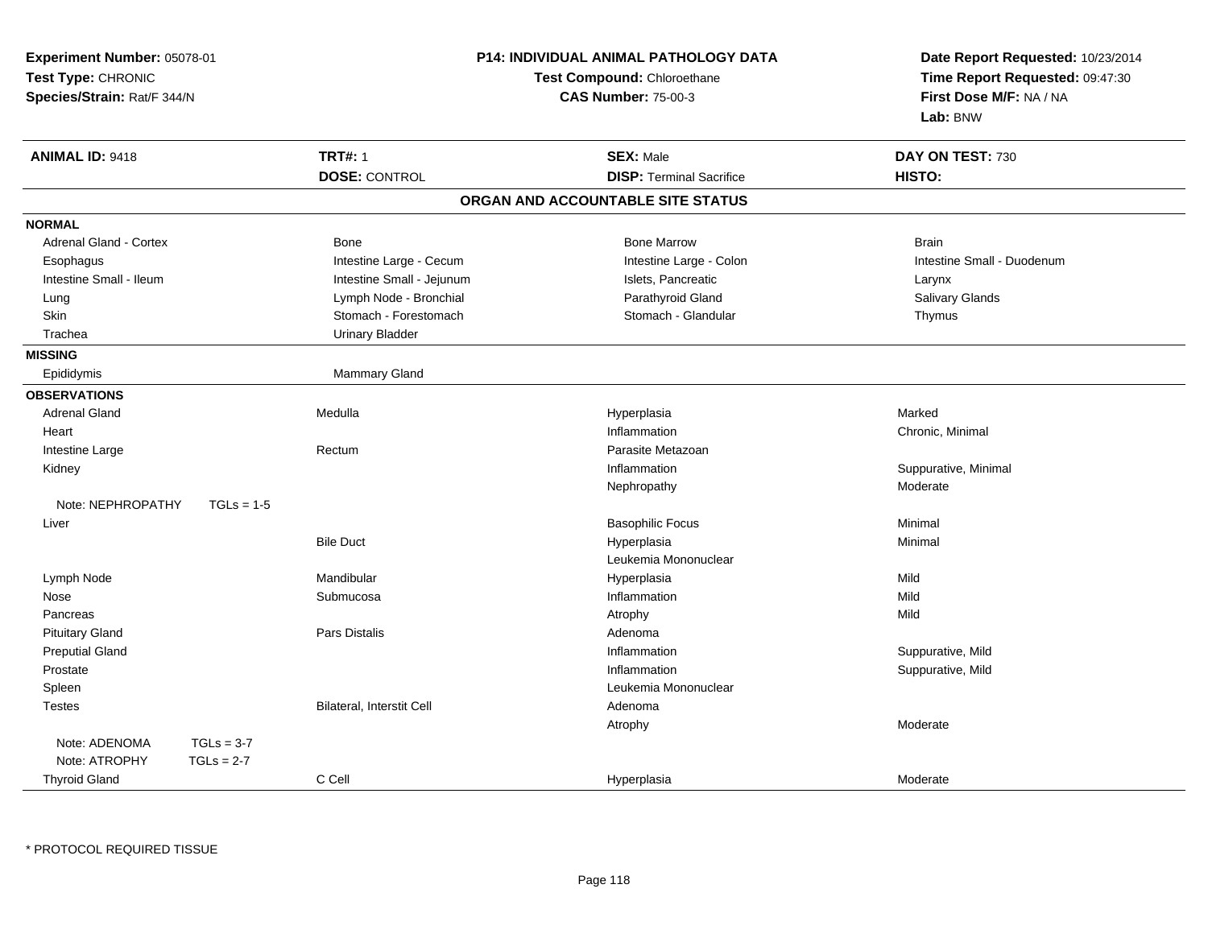**Experiment Number:** 05078-01
**Test Type:** CHRONIC
**Species/Strain:** Rat/F 344/N

**P14: INDIVIDUAL ANIMAL PATHOLOGY DATA**
**Test Compound:** Chloroethane
**CAS Number:** 75-00-3

**Date Report Requested:** 10/23/2014
**Time Report Requested:** 09:47:30
**First Dose M/F:** NA / NA
**Lab:** BNW

| **ANIMAL ID:** 9418 | **TRT#:** 1 | **SEX:** Male | **DAY ON TEST:** 730 |
|---|---|---|---|
| | **DOSE:** CONTROL | **DISP:** Terminal Sacrifice | **HISTO:** |

## ORGAN AND ACCOUNTABLE SITE STATUS

**NORMAL**

| | | | |
|---|---|---|---|
| Adrenal Gland - Cortex | Bone | Bone Marrow | Brain |
| Esophagus | Intestine Large - Cecum | Intestine Large - Colon | Intestine Small - Duodenum |
| Intestine Small - Ileum | Intestine Small - Jejunum | Islets, Pancreatic | Larynx |
| Lung | Lymph Node - Bronchial | Parathyroid Gland | Salivary Glands |
| Skin | Stomach - Forestomach | Stomach - Glandular | Thymus |
| Trachea | Urinary Bladder | | |

**MISSING**

| | |
|---|---|
| Epididymis | Mammary Gland |

**OBSERVATIONS**

| | | | |
|---|---|---|---|
| Adrenal Gland | Medulla | Hyperplasia | Marked |
| Heart | | Inflammation | Chronic, Minimal |
| Intestine Large | Rectum | Parasite Metazoan | |
| Kidney | | Inflammation | Suppurative, Minimal |
| | | Nephropathy | Moderate |
| Note: NEPHROPATHY TGLs = 1-5 | | | |
| Liver | | Basophilic Focus | Minimal |
| | Bile Duct | Hyperplasia | Minimal |
| | | Leukemia Mononuclear | |
| Lymph Node | Mandibular | Hyperplasia | Mild |
| Nose | Submucosa | Inflammation | Mild |
| Pancreas | | Atrophy | Mild |
| Pituitary Gland | Pars Distalis | Adenoma | |
| Preputial Gland | | Inflammation | Suppurative, Mild |
| Prostate | | Inflammation | Suppurative, Mild |
| Spleen | | Leukemia Mononuclear | |
| Testes | Bilateral, Interstit Cell | Adenoma | |
| | | Atrophy | Moderate |
| Note: ADENOMA TGLs = 3-7 | | | |
| Note: ATROPHY TGLs = 2-7 | | | |
| Thyroid Gland | C Cell | Hyperplasia | Moderate |

* PROTOCOL REQUIRED TISSUE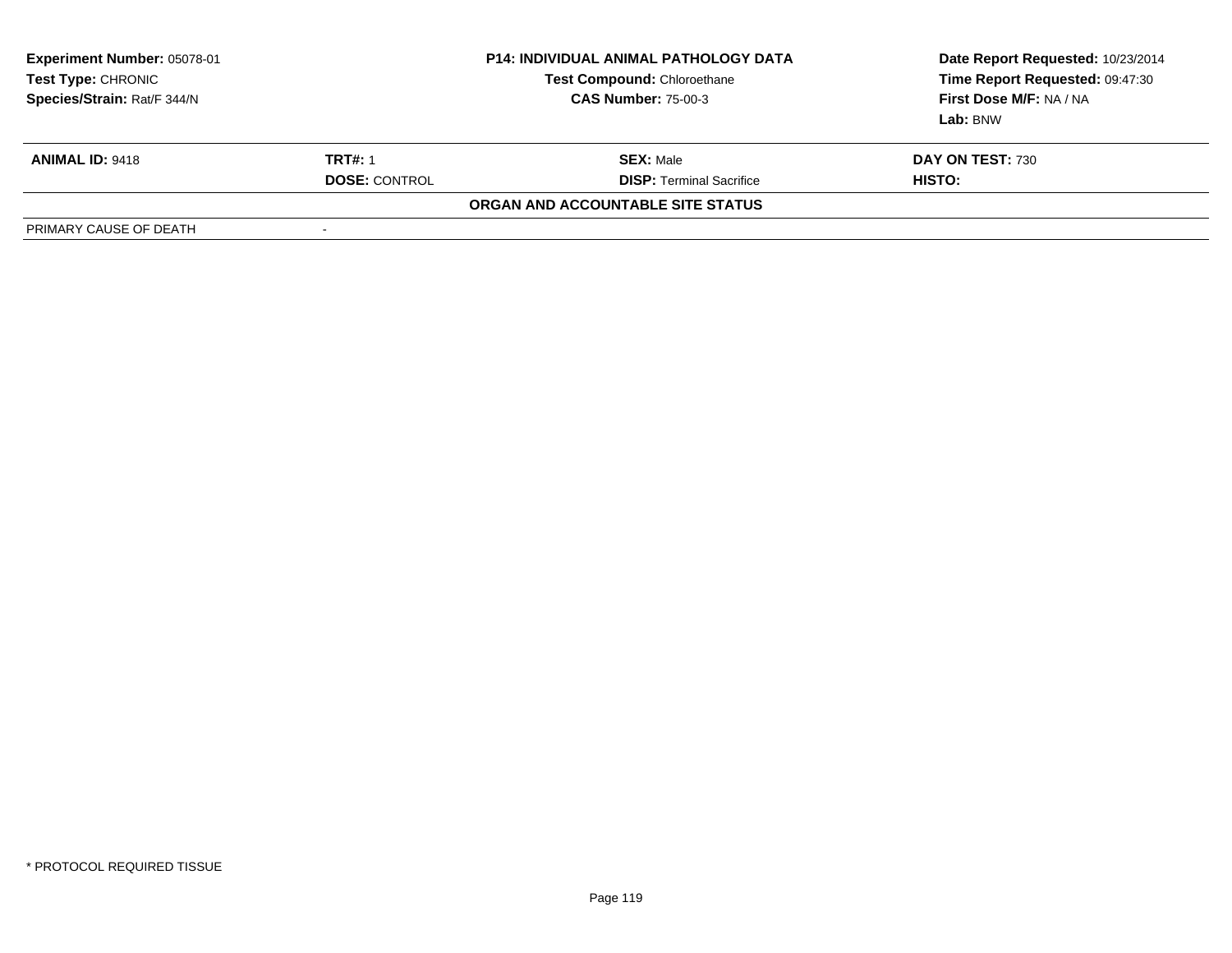**Experiment Number:** 05078-01
**Test Type:** CHRONIC
**Species/Strain:** Rat/F 344/N

**P14: INDIVIDUAL ANIMAL PATHOLOGY DATA**
**Test Compound:** Chloroethane
**CAS Number:** 75-00-3

**Date Report Requested:** 10/23/2014
**Time Report Requested:** 09:47:30
**First Dose M/F:** NA / NA
**Lab:** BNW

| **ANIMAL ID:** 9418 | **TRT#:** 1 | **SEX:** Male | **DAY ON TEST:** 730 |
|---|---|---|---|
| | **DOSE:** CONTROL | **DISP:** Terminal Sacrifice | **HISTO:** |

**ORGAN AND ACCOUNTABLE SITE STATUS**

| PRIMARY CAUSE OF DEATH | - |
|---|---|

\* PROTOCOL REQUIRED TISSUE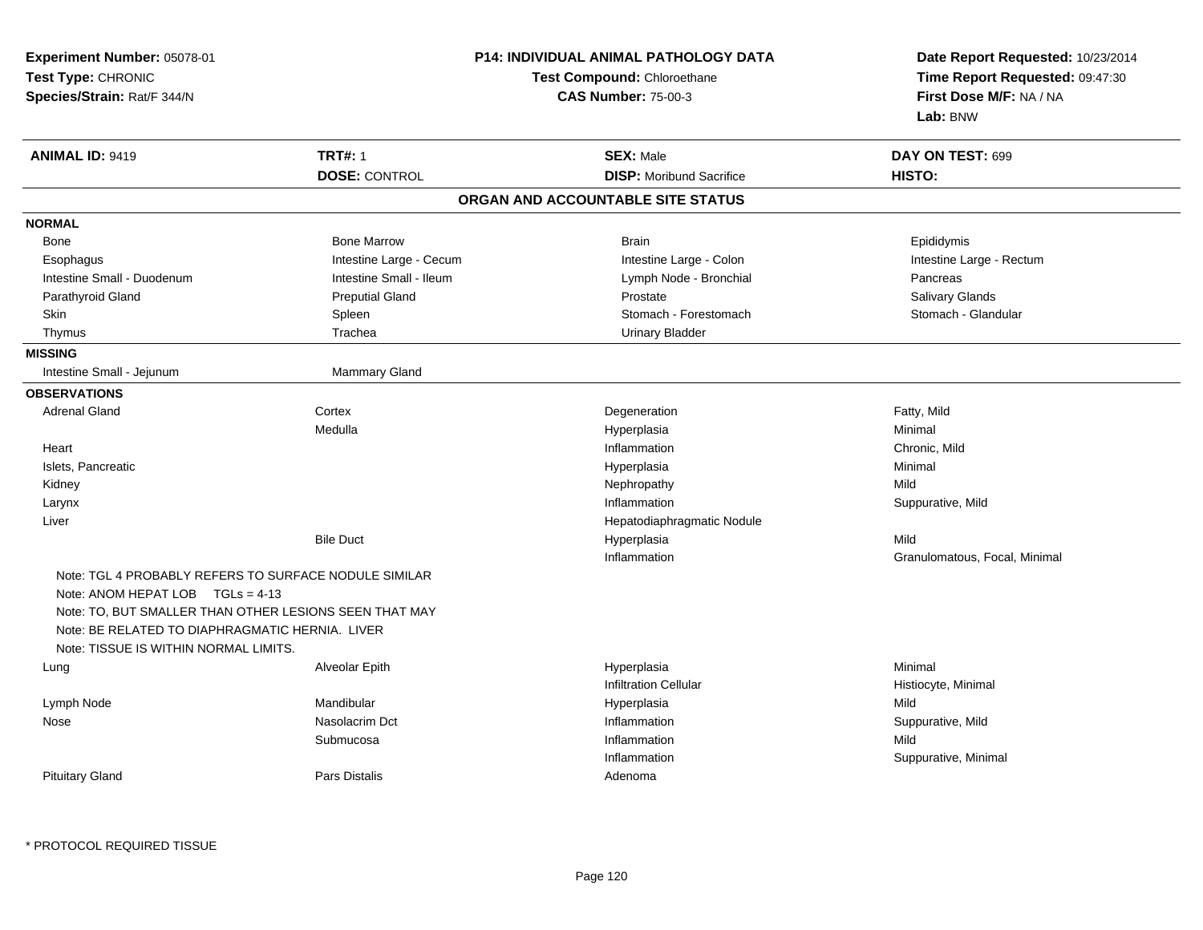**Experiment Number:** 05078-01
**Test Type:** CHRONIC
**Species/Strain:** Rat/F 344/N

**P14: INDIVIDUAL ANIMAL PATHOLOGY DATA**
**Test Compound:** Chloroethane
**CAS Number:** 75-00-3

**Date Report Requested:** 10/23/2014
**Time Report Requested:** 09:47:30
**First Dose M/F:** NA / NA
**Lab:** BNW

| **ANIMAL ID:** 9419 | **TRT#:** 1 | **SEX:** Male | **DAY ON TEST:** 699 |
|---|---|---|---|
| | **DOSE:** CONTROL | **DISP:** Moribund Sacrifice | **HISTO:** |

## ORGAN AND ACCOUNTABLE SITE STATUS

**NORMAL**

| | | | |
|---|---|---|---|
| Bone | Bone Marrow | Brain | Epididymis |
| Esophagus | Intestine Large - Cecum | Intestine Large - Colon | Intestine Large - Rectum |
| Intestine Small - Duodenum | Intestine Small - Ileum | Lymph Node - Bronchial | Pancreas |
| Parathyroid Gland | Preputial Gland | Prostate | Salivary Glands |
| Skin | Spleen | Stomach - Forestomach | Stomach - Glandular |
| Thymus | Trachea | Urinary Bladder | |

**MISSING**

| | |
|---|---|
| Intestine Small - Jejunum | Mammary Gland |

**OBSERVATIONS**

| | | | |
|---|---|---|---|
| Adrenal Gland | Cortex | Degeneration | Fatty, Mild |
| | Medulla | Hyperplasia | Minimal |
| Heart | | Inflammation | Chronic, Mild |
| Islets, Pancreatic | | Hyperplasia | Minimal |
| Kidney | | Nephropathy | Mild |
| Larynx | | Inflammation | Suppurative, Mild |
| Liver | | Hepatodiaphragmatic Nodule | |
| | Bile Duct | Hyperplasia | Mild |
| | | Inflammation | Granulomatous, Focal, Minimal |

Note: TGL 4 PROBABLY REFERS TO SURFACE NODULE SIMILAR
Note: ANOM HEPAT LOB TGLs = 4-13
Note: TO, BUT SMALLER THAN OTHER LESIONS SEEN THAT MAY
Note: BE RELATED TO DIAPHRAGMATIC HERNIA. LIVER
Note: TISSUE IS WITHIN NORMAL LIMITS.

| | | | |
|---|---|---|---|
| Lung | Alveolar Epith | Hyperplasia | Minimal |
| | | Infiltration Cellular | Histiocyte, Minimal |
| Lymph Node | Mandibular | Hyperplasia | Mild |
| Nose | Nasolacrim Dct | Inflammation | Suppurative, Mild |
| | Submucosa | Inflammation | Mild |
| | | Inflammation | Suppurative, Minimal |
| Pituitary Gland | Pars Distalis | Adenoma | |

* PROTOCOL REQUIRED TISSUE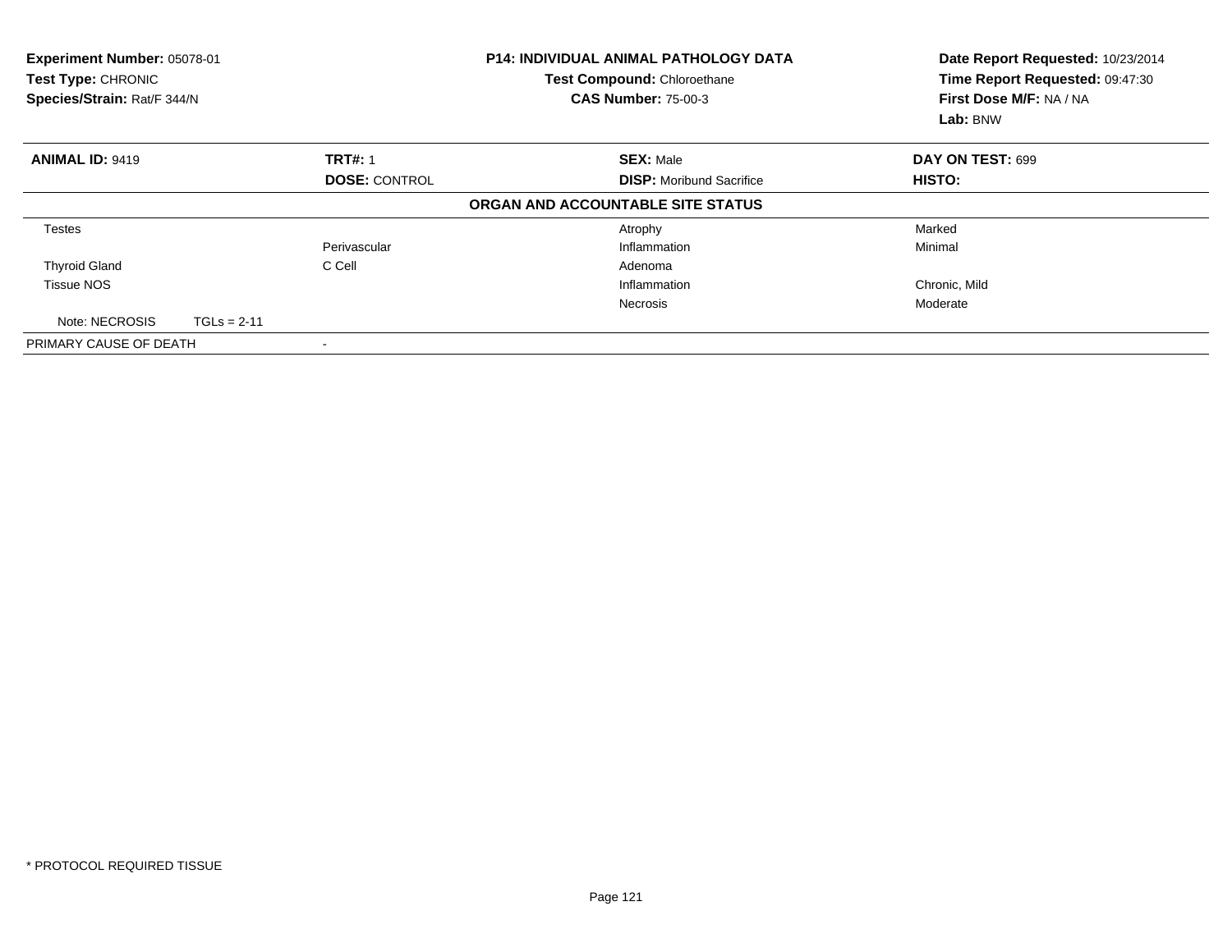**Experiment Number:** 05078-01
**Test Type:** CHRONIC
**Species/Strain:** Rat/F 344/N

**P14: INDIVIDUAL ANIMAL PATHOLOGY DATA**
**Test Compound:** Chloroethane
**CAS Number:** 75-00-3

**Date Report Requested:** 10/23/2014
**Time Report Requested:** 09:47:30
**First Dose M/F:** NA / NA
**Lab:** BNW

| **ANIMAL ID:** 9419 | **TRT#:** 1 | **SEX:** Male | **DAY ON TEST:** 699 |
|---|---|---|---|
| | **DOSE:** CONTROL | **DISP:** Moribund Sacrifice | **HISTO:** |

**ORGAN AND ACCOUNTABLE SITE STATUS**

| | | | |
|---|---|---|---|
| Testes | | Atrophy | Marked |
| | Perivascular | Inflammation | Minimal |
| Thyroid Gland | C Cell | Adenoma | |
| Tissue NOS | | Inflammation | Chronic, Mild |
| | | Necrosis | Moderate |
| Note: NECROSIS TGLs = 2-11 | | | |
| PRIMARY CAUSE OF DEATH | - | | |

* PROTOCOL REQUIRED TISSUE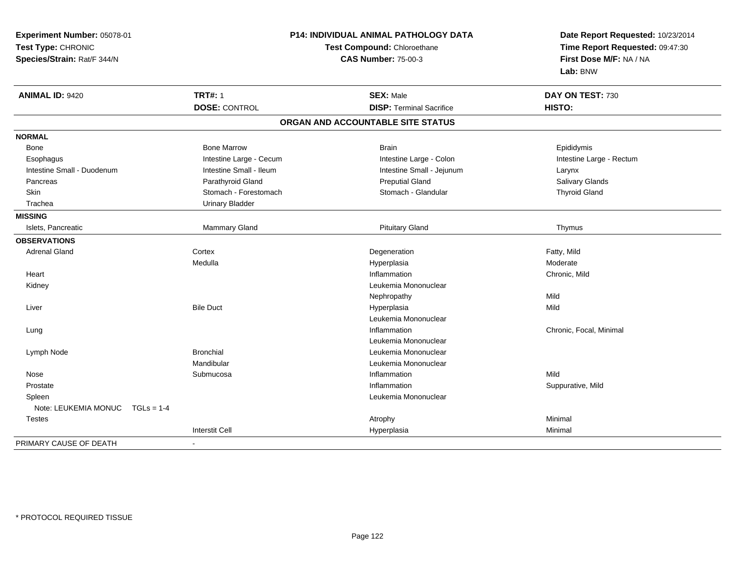**Experiment Number:** 05078-01
**Test Type:** CHRONIC
**Species/Strain:** Rat/F 344/N

**P14: INDIVIDUAL ANIMAL PATHOLOGY DATA**
**Test Compound:** Chloroethane
**CAS Number:** 75-00-3

**Date Report Requested:** 10/23/2014
**Time Report Requested:** 09:47:30
**First Dose M/F:** NA / NA
**Lab:** BNW

| **ANIMAL ID:** 9420 | **TRT#:** 1 | **SEX:** Male | **DAY ON TEST:** 730 |
|---|---|---|---|
| | **DOSE:** CONTROL | **DISP:** Terminal Sacrifice | **HISTO:** |

## ORGAN AND ACCOUNTABLE SITE STATUS

**NORMAL**

| | | | |
|---|---|---|---|
| Bone | Bone Marrow | Brain | Epididymis |
| Esophagus | Intestine Large - Cecum | Intestine Large - Colon | Intestine Large - Rectum |
| Intestine Small - Duodenum | Intestine Small - Ileum | Intestine Small - Jejunum | Larynx |
| Pancreas | Parathyroid Gland | Preputial Gland | Salivary Glands |
| Skin | Stomach - Forestomach | Stomach - Glandular | Thyroid Gland |
| Trachea | Urinary Bladder | | |

**MISSING**

| | | | |
|---|---|---|---|
| Islets, Pancreatic | Mammary Gland | Pituitary Gland | Thymus |

**OBSERVATIONS**

| | | | |
|---|---|---|---|
| Adrenal Gland | Cortex | Degeneration | Fatty, Mild |
| | Medulla | Hyperplasia | Moderate |
| Heart | | Inflammation | Chronic, Mild |
| Kidney | | Leukemia Mononuclear | |
| | | Nephropathy | Mild |
| Liver | Bile Duct | Hyperplasia | Mild |
| | | Leukemia Mononuclear | |
| Lung | | Inflammation | Chronic, Focal, Minimal |
| | | Leukemia Mononuclear | |
| Lymph Node | Bronchial | Leukemia Mononuclear | |
| | Mandibular | Leukemia Mononuclear | |
| Nose | Submucosa | Inflammation | Mild |
| Prostate | | Inflammation | Suppurative, Mild |
| Spleen | | Leukemia Mononuclear | |
| Note: LEUKEMIA MONUC TGLs = 1-4 | | | |
| Testes | | Atrophy | Minimal |
| | Interstit Cell | Hyperplasia | Minimal |

PRIMARY CAUSE OF DEATH -

* PROTOCOL REQUIRED TISSUE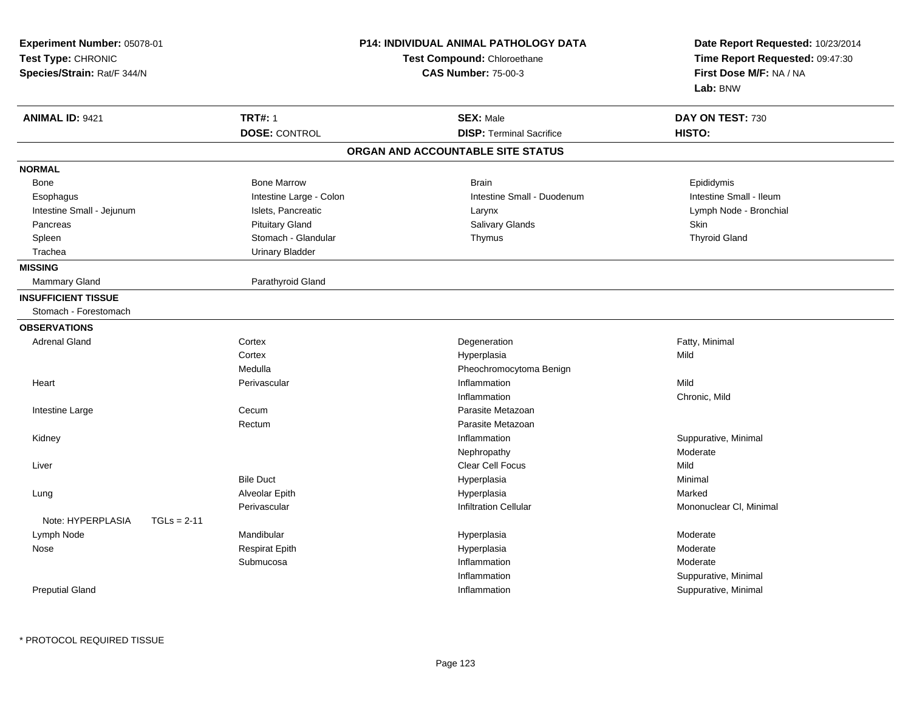**Experiment Number:** 05078-01
**Test Type:** CHRONIC
**Species/Strain:** Rat/F 344/N

**P14: INDIVIDUAL ANIMAL PATHOLOGY DATA**
**Test Compound:** Chloroethane
**CAS Number:** 75-00-3

**Date Report Requested:** 10/23/2014
**Time Report Requested:** 09:47:30
**First Dose M/F:** NA / NA
**Lab:** BNW

| **ANIMAL ID:** 9421 | **TRT#:** 1 | **SEX:** Male | **DAY ON TEST:** 730 |
|---|---|---|---|
| | **DOSE:** CONTROL | **DISP:** Terminal Sacrifice | **HISTO:** |

## ORGAN AND ACCOUNTABLE SITE STATUS

**NORMAL**

| | | | |
|---|---|---|---|
| Bone | Bone Marrow | Brain | Epididymis |
| Esophagus | Intestine Large - Colon | Intestine Small - Duodenum | Intestine Small - Ileum |
| Intestine Small - Jejunum | Islets, Pancreatic | Larynx | Lymph Node - Bronchial |
| Pancreas | Pituitary Gland | Salivary Glands | Skin |
| Spleen | Stomach - Glandular | Thymus | Thyroid Gland |
| Trachea | Urinary Bladder | | |

**MISSING**

| | |
|---|---|
| Mammary Gland | Parathyroid Gland |

**INSUFFICIENT TISSUE**

Stomach - Forestomach

**OBSERVATIONS**

| | | | |
|---|---|---|---|
| Adrenal Gland | Cortex | Degeneration | Fatty, Minimal |
| | Cortex | Hyperplasia | Mild |
| | Medulla | Pheochromocytoma Benign | |
| Heart | Perivascular | Inflammation | Mild |
| | | Inflammation | Chronic, Mild |
| Intestine Large | Cecum | Parasite Metazoan | |
| | Rectum | Parasite Metazoan | |
| Kidney | | Inflammation | Suppurative, Minimal |
| | | Nephropathy | Moderate |
| Liver | | Clear Cell Focus | Mild |
| | Bile Duct | Hyperplasia | Minimal |
| Lung | Alveolar Epith | Hyperplasia | Marked |
| | Perivascular | Infiltration Cellular | Mononuclear Cl, Minimal |
| Note: HYPERPLASIA TGLs = 2-11 | | | |
| Lymph Node | Mandibular | Hyperplasia | Moderate |
| Nose | Respirat Epith | Hyperplasia | Moderate |
| | Submucosa | Inflammation | Moderate |
| | | Inflammation | Suppurative, Minimal |
| Preputial Gland | | Inflammation | Suppurative, Minimal |

* PROTOCOL REQUIRED TISSUE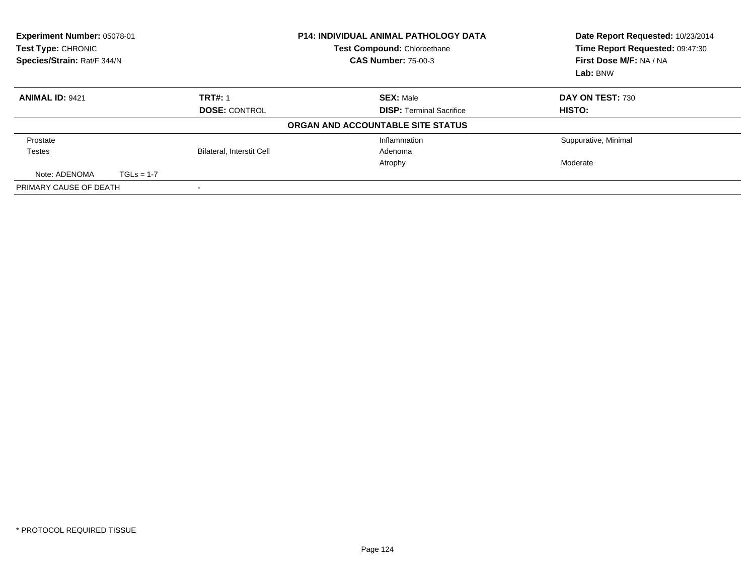**Experiment Number:** 05078-01
**Test Type:** CHRONIC
**Species/Strain:** Rat/F 344/N

**P14: INDIVIDUAL ANIMAL PATHOLOGY DATA**
**Test Compound:** Chloroethane
**CAS Number:** 75-00-3

**Date Report Requested:** 10/23/2014
**Time Report Requested:** 09:47:30
**First Dose M/F:** NA / NA
**Lab:** BNW

| **ANIMAL ID:** 9421 | **TRT#:** 1 | **SEX:** Male | **DAY ON TEST:** 730 |
|---|---|---|---|
| | **DOSE:** CONTROL | **DISP:** Terminal Sacrifice | **HISTO:** |

**ORGAN AND ACCOUNTABLE SITE STATUS**

| | | | |
|---|---|---|---|
| Prostate | | Inflammation | Suppurative, Minimal |
| Testes | Bilateral, Interstit Cell | Adenoma | |
| | | Atrophy | Moderate |
| Note: ADENOMA TGLs = 1-7 | | | |
| PRIMARY CAUSE OF DEATH | - | | |

* PROTOCOL REQUIRED TISSUE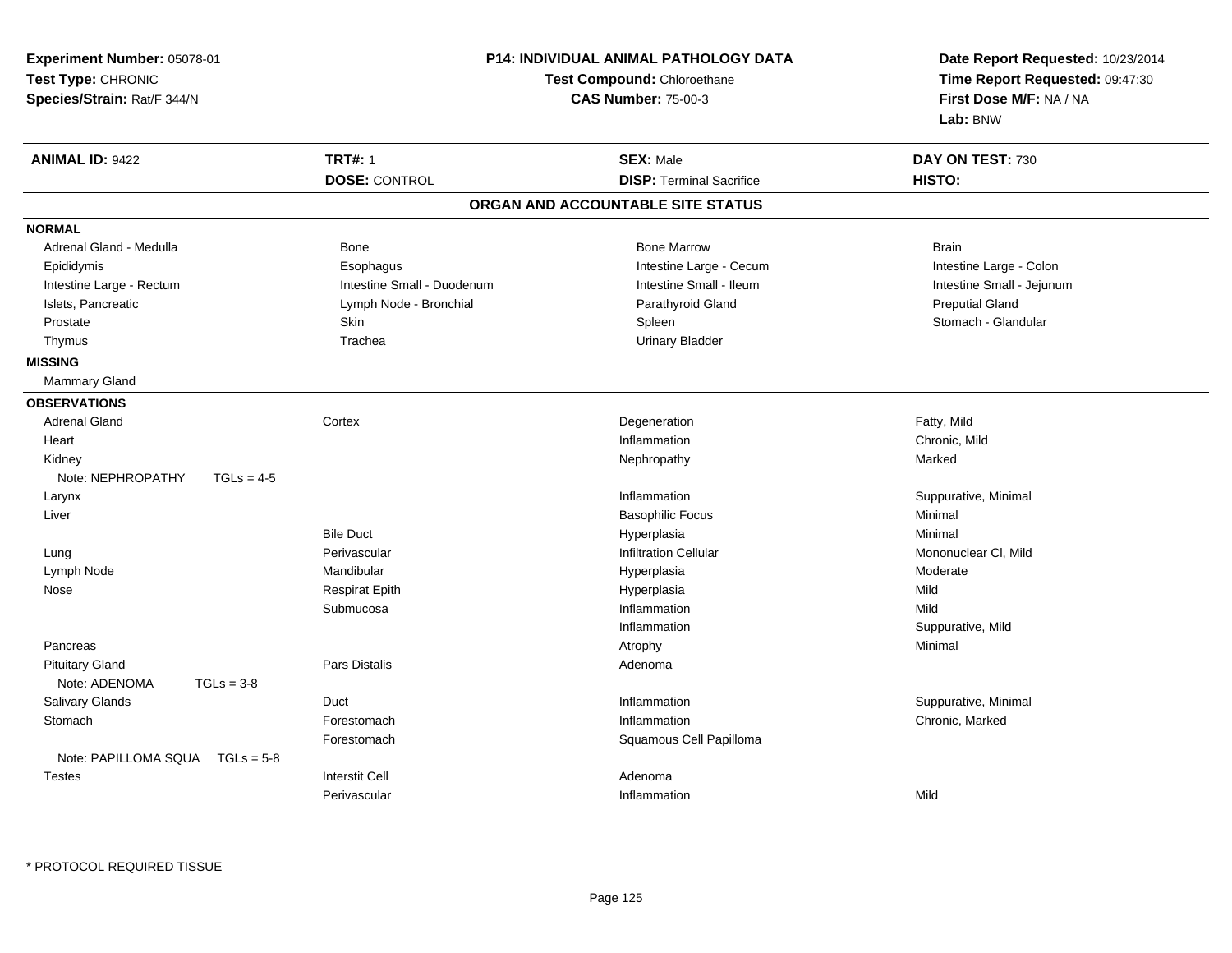**Experiment Number:** 05078-01
**Test Type:** CHRONIC
**Species/Strain:** Rat/F 344/N

**P14: INDIVIDUAL ANIMAL PATHOLOGY DATA**
**Test Compound:** Chloroethane
**CAS Number:** 75-00-3

**Date Report Requested:** 10/23/2014
**Time Report Requested:** 09:47:30
**First Dose M/F:** NA / NA
**Lab:** BNW

| **ANIMAL ID:** 9422 | **TRT#:** 1 | **SEX:** Male | **DAY ON TEST:** 730 |
|---|---|---|---|
| | **DOSE:** CONTROL | **DISP:** Terminal Sacrifice | **HISTO:** |

## ORGAN AND ACCOUNTABLE SITE STATUS

**NORMAL**

| | | | |
|---|---|---|---|
| Adrenal Gland - Medulla | Bone | Bone Marrow | Brain |
| Epididymis | Esophagus | Intestine Large - Cecum | Intestine Large - Colon |
| Intestine Large - Rectum | Intestine Small - Duodenum | Intestine Small - Ileum | Intestine Small - Jejunum |
| Islets, Pancreatic | Lymph Node - Bronchial | Parathyroid Gland | Preputial Gland |
| Prostate | Skin | Spleen | Stomach - Glandular |
| Thymus | Trachea | Urinary Bladder | |

**MISSING**

Mammary Gland

**OBSERVATIONS**

| Organ | Site | Observation | Severity |
|---|---|---|---|
| Adrenal Gland | Cortex | Degeneration | Fatty, Mild |
| Heart | | Inflammation | Chronic, Mild |
| Kidney | | Nephropathy | Marked |
| Note: NEPHROPATHY TGLs = 4-5 | | | |
| Larynx | | Inflammation | Suppurative, Minimal |
| Liver | | Basophilic Focus | Minimal |
| | Bile Duct | Hyperplasia | Minimal |
| Lung | Perivascular | Infiltration Cellular | Mononuclear Cl, Mild |
| Lymph Node | Mandibular | Hyperplasia | Moderate |
| Nose | Respirat Epith | Hyperplasia | Mild |
| | Submucosa | Inflammation | Mild |
| | | Inflammation | Suppurative, Mild |
| Pancreas | | Atrophy | Minimal |
| Pituitary Gland | Pars Distalis | Adenoma | |
| Note: ADENOMA TGLs = 3-8 | | | |
| Salivary Glands | Duct | Inflammation | Suppurative, Minimal |
| Stomach | Forestomach | Inflammation | Chronic, Marked |
| | Forestomach | Squamous Cell Papilloma | |
| Note: PAPILLOMA SQUA TGLs = 5-8 | | | |
| Testes | Interstit Cell | Adenoma | |
| | Perivascular | Inflammation | Mild |

* PROTOCOL REQUIRED TISSUE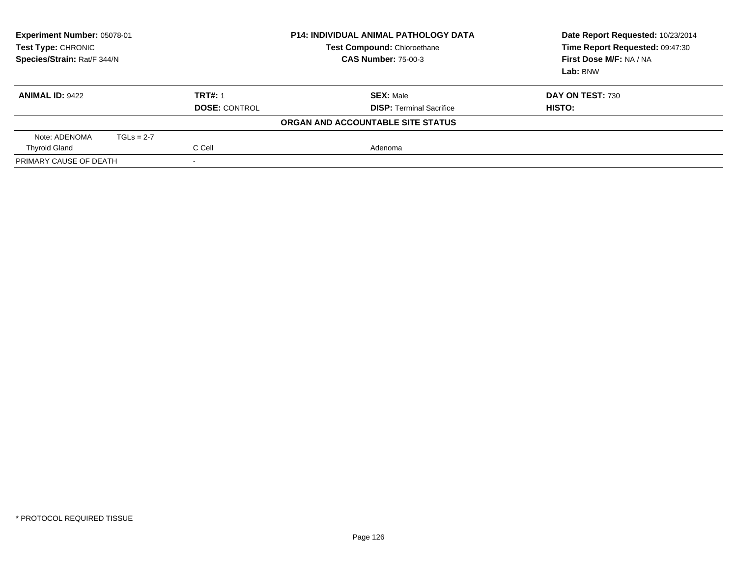**Experiment Number:** 05078-01
**Test Type:** CHRONIC
**Species/Strain:** Rat/F 344/N

**P14: INDIVIDUAL ANIMAL PATHOLOGY DATA**
**Test Compound:** Chloroethane
**CAS Number:** 75-00-3

**Date Report Requested:** 10/23/2014
**Time Report Requested:** 09:47:30
**First Dose M/F:** NA / NA
**Lab:** BNW

| **ANIMAL ID:** 9422 | **TRT#:** 1 | **SEX:** Male | **DAY ON TEST:** 730 |
|---|---|---|---|
| | **DOSE:** CONTROL | **DISP:** Terminal Sacrifice | **HISTO:** |

**ORGAN AND ACCOUNTABLE SITE STATUS**

| | | |
|---|---|---|
| Note: ADENOMA TGLs = 2-7 | | |
| Thyroid Gland | C Cell | Adenoma |
| PRIMARY CAUSE OF DEATH | - | |

* PROTOCOL REQUIRED TISSUE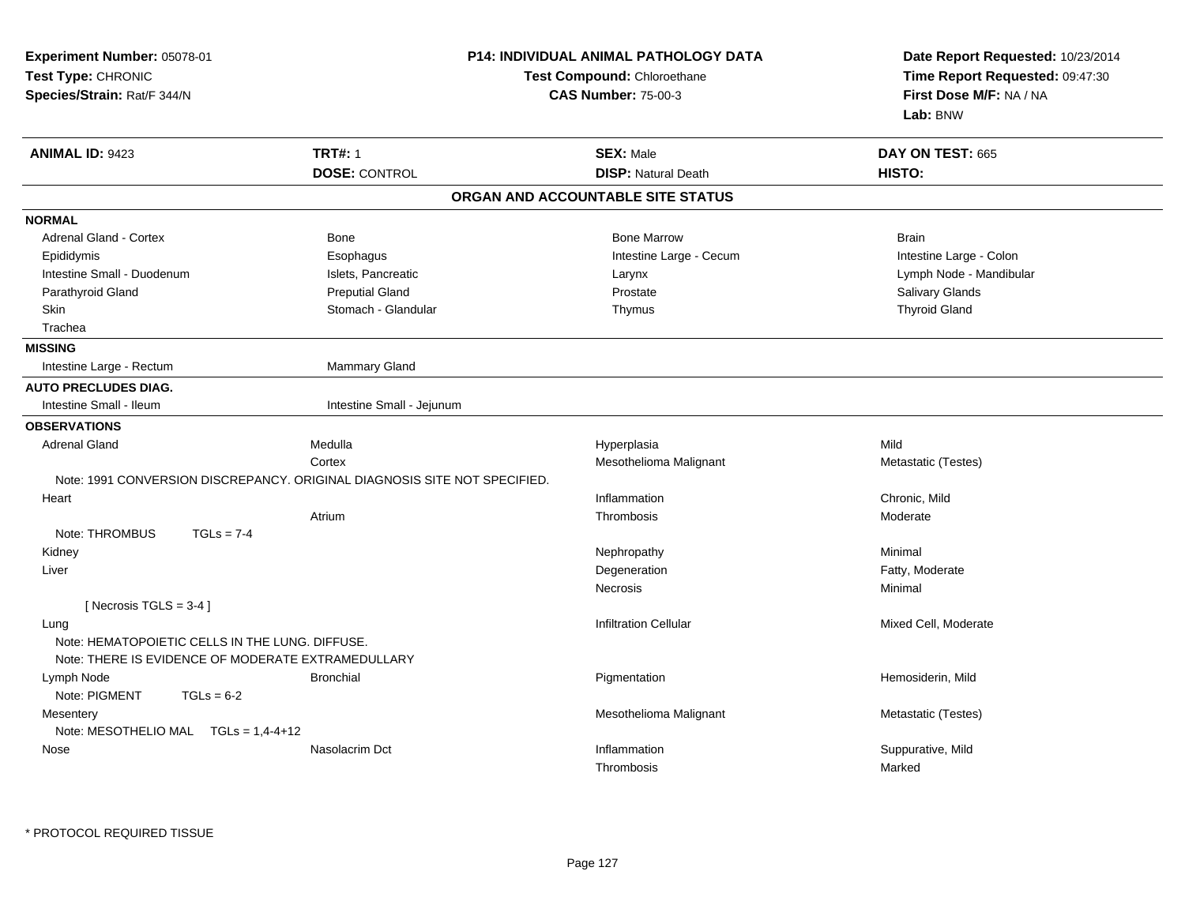**Experiment Number:** 05078-01
**Test Type:** CHRONIC
**Species/Strain:** Rat/F 344/N

**P14: INDIVIDUAL ANIMAL PATHOLOGY DATA**
**Test Compound:** Chloroethane
**CAS Number:** 75-00-3

**Date Report Requested:** 10/23/2014
**Time Report Requested:** 09:47:30
**First Dose M/F:** NA / NA
**Lab:** BNW

| **ANIMAL ID:** 9423 | **TRT#:** 1 | **SEX:** Male | **DAY ON TEST:** 665 |
|---|---|---|---|
| | **DOSE:** CONTROL | **DISP:** Natural Death | **HISTO:** |

## ORGAN AND ACCOUNTABLE SITE STATUS

**NORMAL**

| | | | |
|---|---|---|---|
| Adrenal Gland - Cortex | Bone | Bone Marrow | Brain |
| Epididymis | Esophagus | Intestine Large - Cecum | Intestine Large - Colon |
| Intestine Small - Duodenum | Islets, Pancreatic | Larynx | Lymph Node - Mandibular |
| Parathyroid Gland | Preputial Gland | Prostate | Salivary Glands |
| Skin | Stomach - Glandular | Thymus | Thyroid Gland |
| Trachea | | | |

**MISSING**

| | |
|---|---|
| Intestine Large - Rectum | Mammary Gland |

**AUTO PRECLUDES DIAG.**

| | |
|---|---|
| Intestine Small - Ileum | Intestine Small - Jejunum |

**OBSERVATIONS**

| | | | |
|---|---|---|---|
| Adrenal Gland | Medulla | Hyperplasia | Mild |
| | Cortex | Mesothelioma Malignant | Metastatic (Testes) |
| Note: 1991 CONVERSION DISCREPANCY. ORIGINAL DIAGNOSIS SITE NOT SPECIFIED. | | | |
| Heart | | Inflammation | Chronic, Mild |
| | Atrium | Thrombosis | Moderate |
| Note: THROMBUS TGLs = 7-4 | | | |
| Kidney | | Nephropathy | Minimal |
| Liver | | Degeneration | Fatty, Moderate |
| | | Necrosis | Minimal |
| [ Necrosis TGLS = 3-4 ] | | | |
| Lung | | Infiltration Cellular | Mixed Cell, Moderate |
| Note: HEMATOPOIETIC CELLS IN THE LUNG. DIFFUSE. | | | |
| Note: THERE IS EVIDENCE OF MODERATE EXTRAMEDULLARY | | | |
| Lymph Node | Bronchial | Pigmentation | Hemosiderin, Mild |
| Note: PIGMENT TGLs = 6-2 | | | |
| Mesentery | | Mesothelioma Malignant | Metastatic (Testes) |
| Note: MESOTHELIO MAL TGLs = 1,4-4+12 | | | |
| Nose | Nasolacrim Dct | Inflammation | Suppurative, Mild |
| | | Thrombosis | Marked |

* PROTOCOL REQUIRED TISSUE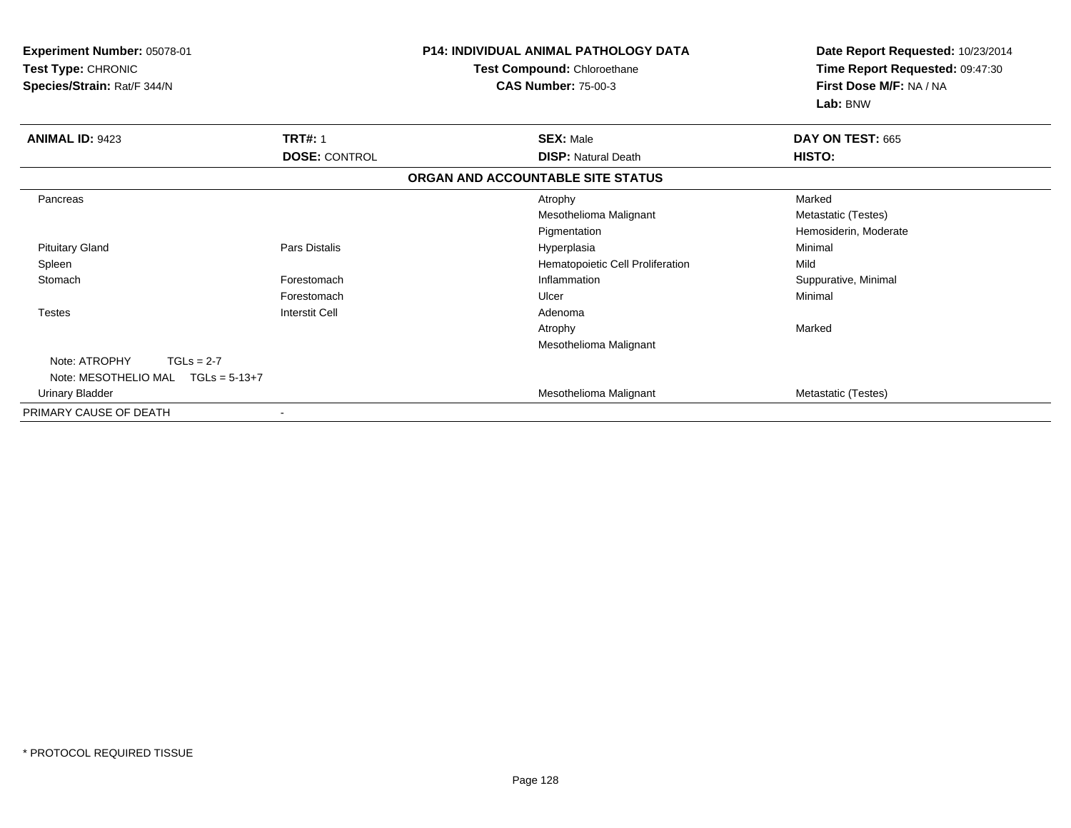**Experiment Number:** 05078-01
**Test Type:** CHRONIC
**Species/Strain:** Rat/F 344/N

**P14: INDIVIDUAL ANIMAL PATHOLOGY DATA**
**Test Compound:** Chloroethane
**CAS Number:** 75-00-3

**Date Report Requested:** 10/23/2014
**Time Report Requested:** 09:47:30
**First Dose M/F:** NA / NA
**Lab:** BNW

| **ANIMAL ID:** 9423 | **TRT#:** 1 | **SEX:** Male | **DAY ON TEST:** 665 |
|---|---|---|---|
| | **DOSE:** CONTROL | **DISP:** Natural Death | **HISTO:** |

**ORGAN AND ACCOUNTABLE SITE STATUS**

| | | | |
|---|---|---|---|
| Pancreas | | Atrophy | Marked |
| | | Mesothelioma Malignant | Metastatic (Testes) |
| | | Pigmentation | Hemosiderin, Moderate |
| Pituitary Gland | Pars Distalis | Hyperplasia | Minimal |
| Spleen | | Hematopoietic Cell Proliferation | Mild |
| Stomach | Forestomach | Inflammation | Suppurative, Minimal |
| | Forestomach | Ulcer | Minimal |
| Testes | Interstit Cell | Adenoma | |
| | | Atrophy | Marked |
| | | Mesothelioma Malignant | |
| Note: ATROPHY TGLs = 2-7 | | | |
| Note: MESOTHELIO MAL TGLs = 5-13+7 | | | |
| Urinary Bladder | | Mesothelioma Malignant | Metastatic (Testes) |
| PRIMARY CAUSE OF DEATH | - | | |

\* PROTOCOL REQUIRED TISSUE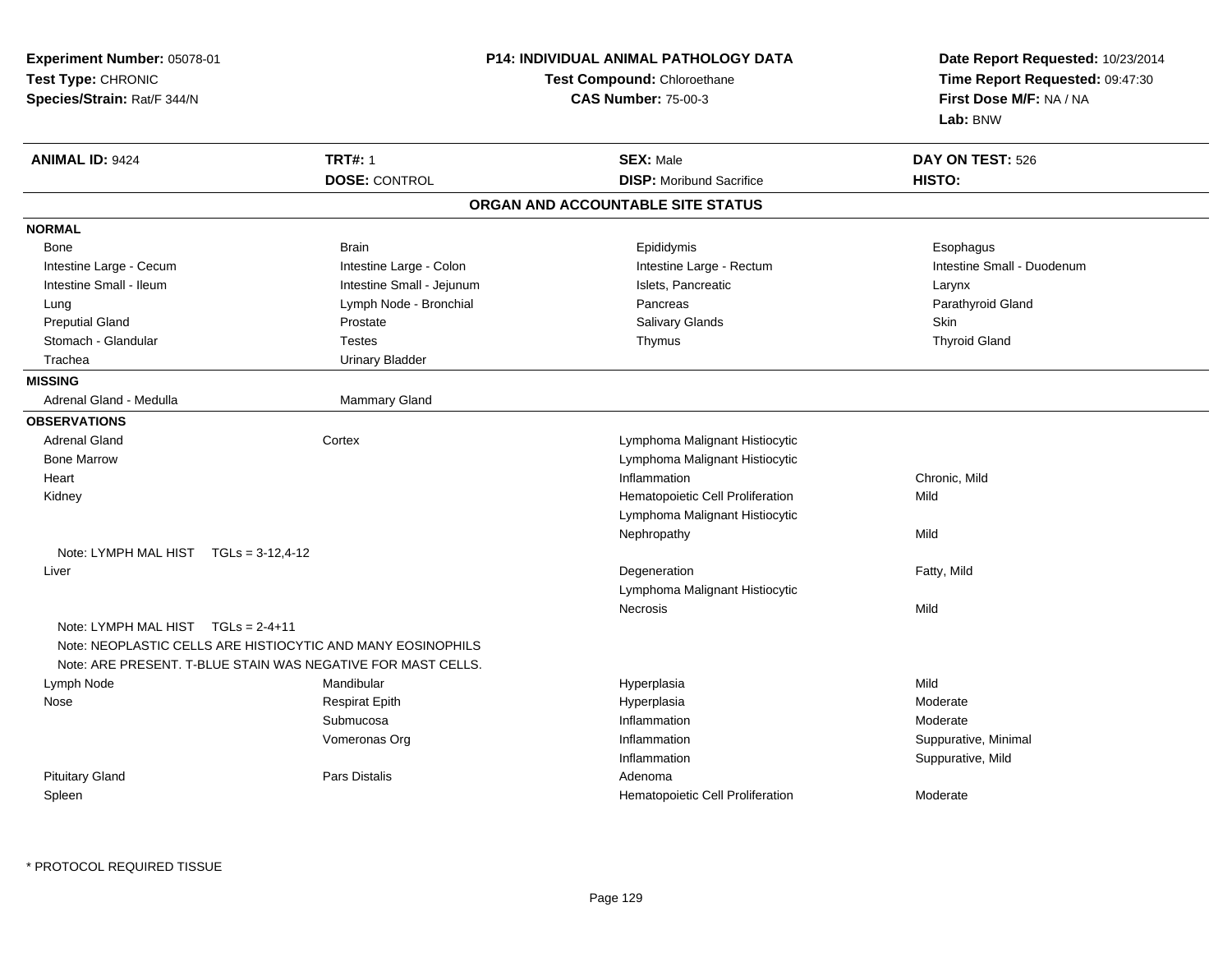**Experiment Number:** 05078-01
**Test Type:** CHRONIC
**Species/Strain:** Rat/F 344/N

**P14: INDIVIDUAL ANIMAL PATHOLOGY DATA**
**Test Compound:** Chloroethane
**CAS Number:** 75-00-3

**Date Report Requested:** 10/23/2014
**Time Report Requested:** 09:47:30
**First Dose M/F:** NA / NA
**Lab:** BNW

| **ANIMAL ID:** 9424 | **TRT#:** 1 | **SEX:** Male | **DAY ON TEST:** 526 |
|---|---|---|---|
| | **DOSE:** CONTROL | **DISP:** Moribund Sacrifice | **HISTO:** |

## ORGAN AND ACCOUNTABLE SITE STATUS

**NORMAL**

| | | | |
|---|---|---|---|
| Bone | Brain | Epididymis | Esophagus |
| Intestine Large - Cecum | Intestine Large - Colon | Intestine Large - Rectum | Intestine Small - Duodenum |
| Intestine Small - Ileum | Intestine Small - Jejunum | Islets, Pancreatic | Larynx |
| Lung | Lymph Node - Bronchial | Pancreas | Parathyroid Gland |
| Preputial Gland | Prostate | Salivary Glands | Skin |
| Stomach - Glandular | Testes | Thymus | Thyroid Gland |
| Trachea | Urinary Bladder | | |

**MISSING**

| | |
|---|---|
| Adrenal Gland - Medulla | Mammary Gland |

**OBSERVATIONS**

| Organ | Site | Observation | Severity |
|---|---|---|---|
| Adrenal Gland | Cortex | Lymphoma Malignant Histiocytic | |
| Bone Marrow | | Lymphoma Malignant Histiocytic | |
| Heart | | Inflammation | Chronic, Mild |
| Kidney | | Hematopoietic Cell Proliferation | Mild |
| | | Lymphoma Malignant Histiocytic | |
| | | Nephropathy | Mild |
| Note: LYMPH MAL HIST TGLs = 3-12,4-12 | | | |
| Liver | | Degeneration | Fatty, Mild |
| | | Lymphoma Malignant Histiocytic | |
| | | Necrosis | Mild |
| Note: LYMPH MAL HIST TGLs = 2-4+11 | | | |
| Note: NEOPLASTIC CELLS ARE HISTIOCYTIC AND MANY EOSINOPHILS | | | |
| Note: ARE PRESENT. T-BLUE STAIN WAS NEGATIVE FOR MAST CELLS. | | | |
| Lymph Node | Mandibular | Hyperplasia | Mild |
| Nose | Respirat Epith | Hyperplasia | Moderate |
| | Submucosa | Inflammation | Moderate |
| | Vomeronas Org | Inflammation | Suppurative, Minimal |
| | | Inflammation | Suppurative, Mild |
| Pituitary Gland | Pars Distalis | Adenoma | |
| Spleen | | Hematopoietic Cell Proliferation | Moderate |

\* PROTOCOL REQUIRED TISSUE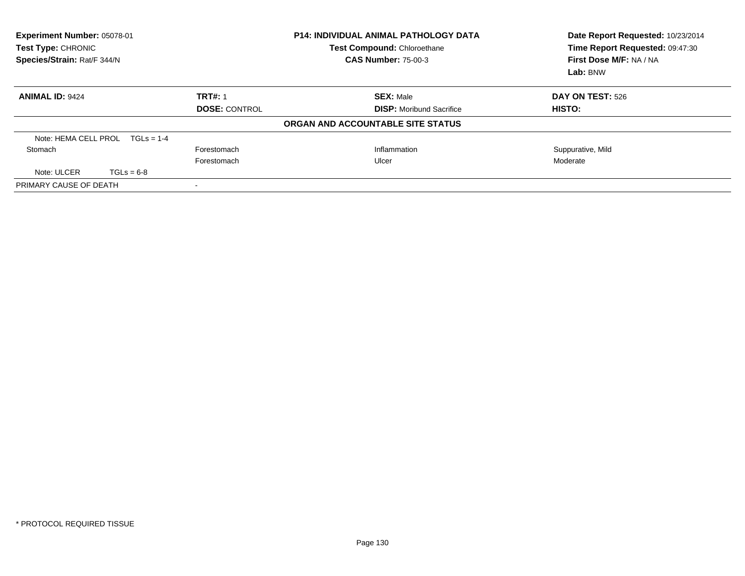**Experiment Number:** 05078-01
**Test Type:** CHRONIC
**Species/Strain:** Rat/F 344/N

**P14: INDIVIDUAL ANIMAL PATHOLOGY DATA**
**Test Compound:** Chloroethane
**CAS Number:** 75-00-3

**Date Report Requested:** 10/23/2014
**Time Report Requested:** 09:47:30
**First Dose M/F:** NA / NA
**Lab:** BNW

| **ANIMAL ID:** 9424 | **TRT#:** 1 | **SEX:** Male | **DAY ON TEST:** 526 |
|---|---|---|---|
| | **DOSE:** CONTROL | **DISP:** Moribund Sacrifice | **HISTO:** |

**ORGAN AND ACCOUNTABLE SITE STATUS**

| | | | |
|---|---|---|---|
| Note: HEMA CELL PROL TGLs = 1-4 | | | |
| Stomach | Forestomach | Inflammation | Suppurative, Mild |
| | Forestomach | Ulcer | Moderate |
| Note: ULCER TGLs = 6-8 | | | |
| PRIMARY CAUSE OF DEATH | - | | |

* PROTOCOL REQUIRED TISSUE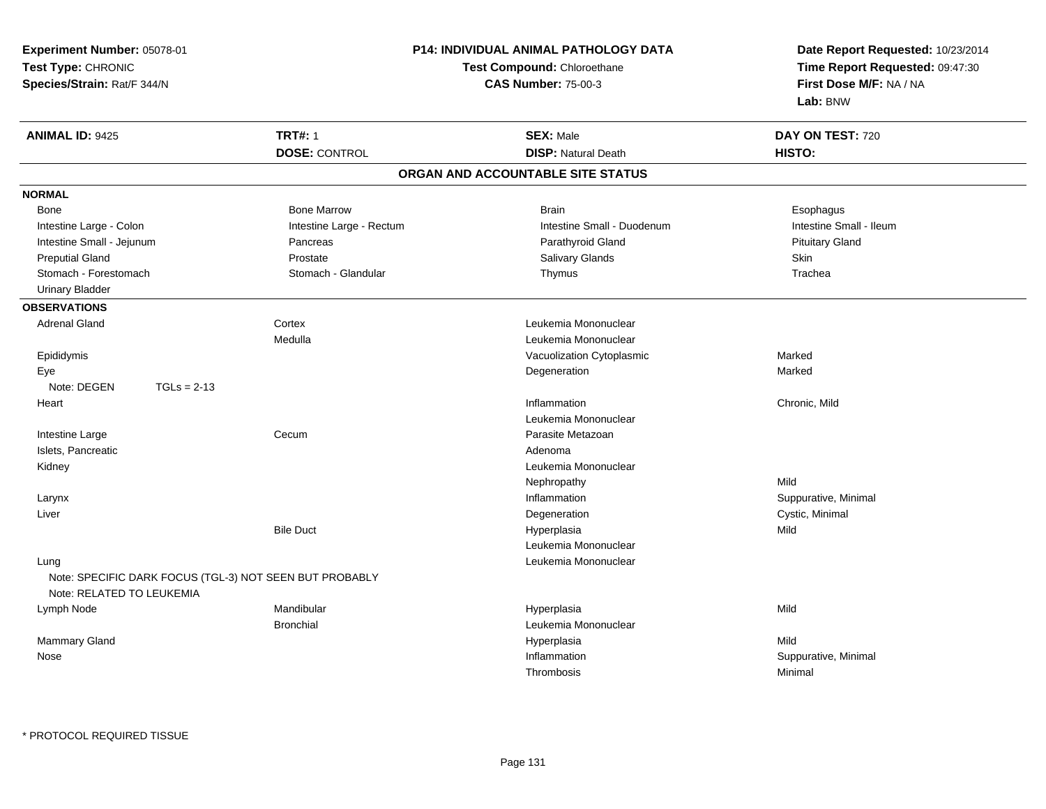**Experiment Number:** 05078-01
**Test Type:** CHRONIC
**Species/Strain:** Rat/F 344/N

**P14: INDIVIDUAL ANIMAL PATHOLOGY DATA**
**Test Compound:** Chloroethane
**CAS Number:** 75-00-3

**Date Report Requested:** 10/23/2014
**Time Report Requested:** 09:47:30
**First Dose M/F:** NA / NA
**Lab:** BNW

| **ANIMAL ID:** 9425 | **TRT#:** 1 | **SEX:** Male | **DAY ON TEST:** 720 |
|---|---|---|---|
| | **DOSE:** CONTROL | **DISP:** Natural Death | **HISTO:** |

## ORGAN AND ACCOUNTABLE SITE STATUS

**NORMAL**

| | | | |
|---|---|---|---|
| Bone | Bone Marrow | Brain | Esophagus |
| Intestine Large - Colon | Intestine Large - Rectum | Intestine Small - Duodenum | Intestine Small - Ileum |
| Intestine Small - Jejunum | Pancreas | Parathyroid Gland | Pituitary Gland |
| Preputial Gland | Prostate | Salivary Glands | Skin |
| Stomach - Forestomach | Stomach - Glandular | Thymus | Trachea |
| Urinary Bladder | | | |

**OBSERVATIONS**

| Organ | Site | Observation | Severity |
|---|---|---|---|
| Adrenal Gland | Cortex | Leukemia Mononuclear | |
| | Medulla | Leukemia Mononuclear | |
| Epididymis | | Vacuolization Cytoplasmic | Marked |
| Eye | | Degeneration | Marked |
| Note: DEGEN TGLs = 2-13 | | | |
| Heart | | Inflammation | Chronic, Mild |
| | | Leukemia Mononuclear | |
| Intestine Large | Cecum | Parasite Metazoan | |
| Islets, Pancreatic | | Adenoma | |
| Kidney | | Leukemia Mononuclear | |
| | | Nephropathy | Mild |
| Larynx | | Inflammation | Suppurative, Minimal |
| Liver | | Degeneration | Cystic, Minimal |
| | Bile Duct | Hyperplasia | Mild |
| | | Leukemia Mononuclear | |
| Lung | | Leukemia Mononuclear | |
| Note: SPECIFIC DARK FOCUS (TGL-3) NOT SEEN BUT PROBABLY | | | |
| Note: RELATED TO LEUKEMIA | | | |
| Lymph Node | Mandibular | Hyperplasia | Mild |
| | Bronchial | Leukemia Mononuclear | |
| Mammary Gland | | Hyperplasia | Mild |
| Nose | | Inflammation | Suppurative, Minimal |
| | | Thrombosis | Minimal |

* PROTOCOL REQUIRED TISSUE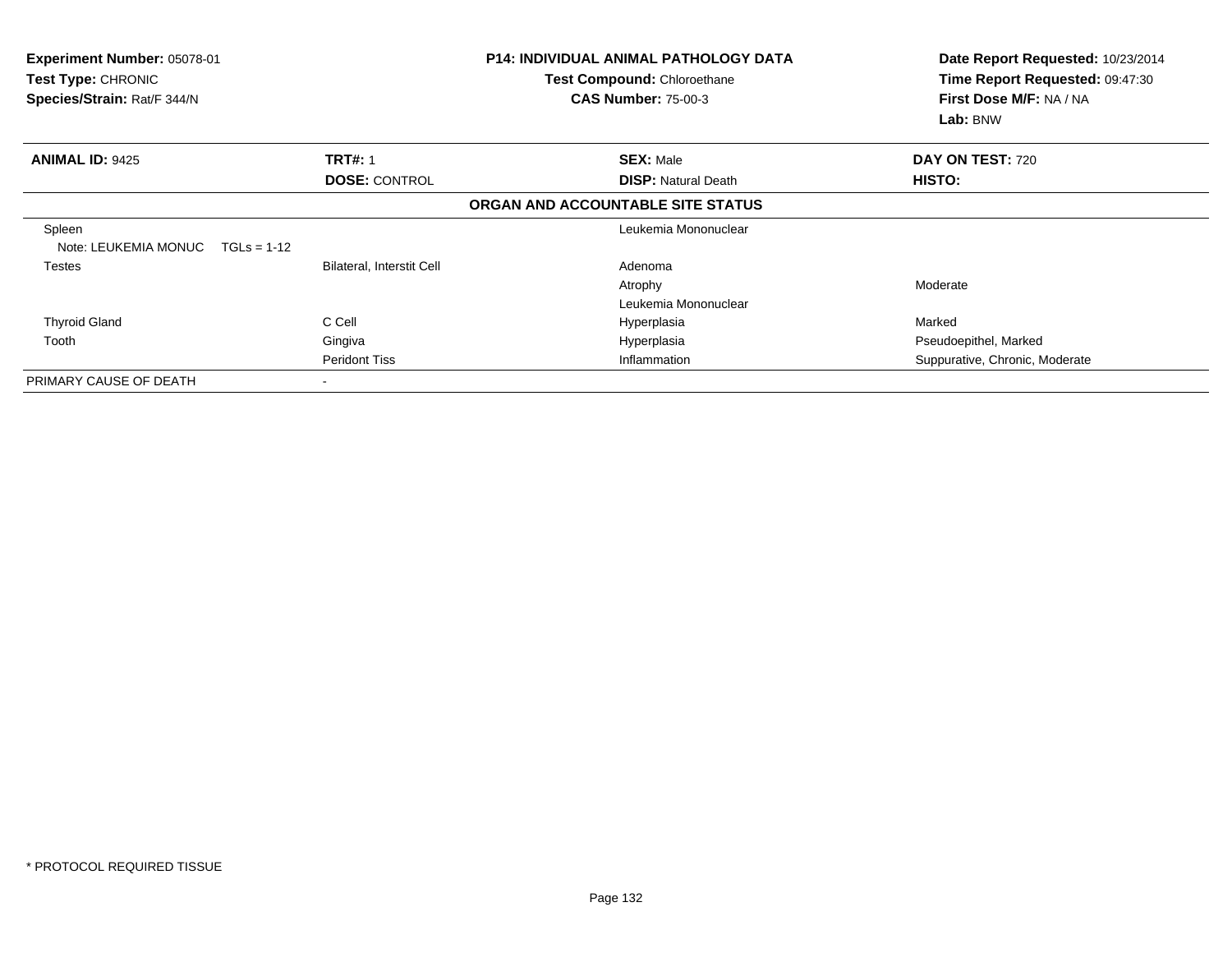**Experiment Number:** 05078-01
**Test Type:** CHRONIC
**Species/Strain:** Rat/F 344/N

**P14: INDIVIDUAL ANIMAL PATHOLOGY DATA**
**Test Compound:** Chloroethane
**CAS Number:** 75-00-3

**Date Report Requested:** 10/23/2014
**Time Report Requested:** 09:47:30
**First Dose M/F:** NA / NA
**Lab:** BNW

| **ANIMAL ID:** 9425 | **TRT#:** 1 | **SEX:** Male | **DAY ON TEST:** 720 |
|---|---|---|---|
| | **DOSE:** CONTROL | **DISP:** Natural Death | **HISTO:** |

**ORGAN AND ACCOUNTABLE SITE STATUS**

| | | | |
|---|---|---|---|
| Spleen | | Leukemia Mononuclear | |
| Note: LEUKEMIA MONUC TGLs = 1-12 | | | |
| Testes | Bilateral, Interstit Cell | Adenoma | |
| | | Atrophy | Moderate |
| | | Leukemia Mononuclear | |
| Thyroid Gland | C Cell | Hyperplasia | Marked |
| Tooth | Gingiva | Hyperplasia | Pseudoepithel, Marked |
| | Peridont Tiss | Inflammation | Suppurative, Chronic, Moderate |
| PRIMARY CAUSE OF DEATH | - | | |

* PROTOCOL REQUIRED TISSUE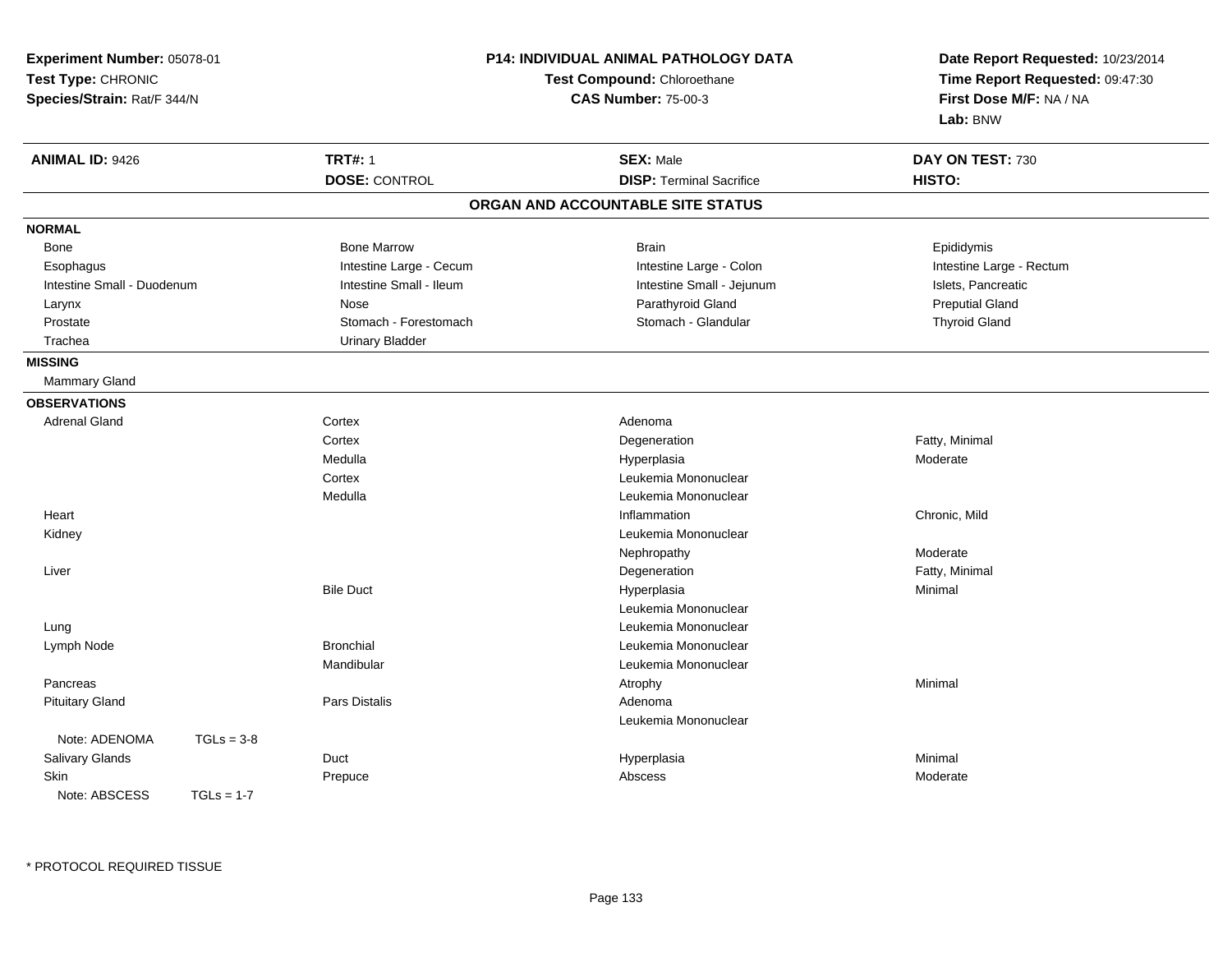**Experiment Number:** 05078-01
**Test Type:** CHRONIC
**Species/Strain:** Rat/F 344/N

**P14: INDIVIDUAL ANIMAL PATHOLOGY DATA**
**Test Compound:** Chloroethane
**CAS Number:** 75-00-3

**Date Report Requested:** 10/23/2014
**Time Report Requested:** 09:47:30
**First Dose M/F:** NA / NA
**Lab:** BNW

| **ANIMAL ID:** 9426 | **TRT#:** 1 | **SEX:** Male | **DAY ON TEST:** 730 |
|---|---|---|---|
| | **DOSE:** CONTROL | **DISP:** Terminal Sacrifice | **HISTO:** |

## ORGAN AND ACCOUNTABLE SITE STATUS

**NORMAL**

| | | | |
|---|---|---|---|
| Bone | Bone Marrow | Brain | Epididymis |
| Esophagus | Intestine Large - Cecum | Intestine Large - Colon | Intestine Large - Rectum |
| Intestine Small - Duodenum | Intestine Small - Ileum | Intestine Small - Jejunum | Islets, Pancreatic |
| Larynx | Nose | Parathyroid Gland | Preputial Gland |
| Prostate | Stomach - Forestomach | Stomach - Glandular | Thyroid Gland |
| Trachea | Urinary Bladder | | |

**MISSING**

Mammary Gland

**OBSERVATIONS**

| | | | |
|---|---|---|---|
| Adrenal Gland | Cortex | Adenoma | |
| | Cortex | Degeneration | Fatty, Minimal |
| | Medulla | Hyperplasia | Moderate |
| | Cortex | Leukemia Mononuclear | |
| | Medulla | Leukemia Mononuclear | |
| Heart | | Inflammation | Chronic, Mild |
| Kidney | | Leukemia Mononuclear | |
| | | Nephropathy | Moderate |
| Liver | | Degeneration | Fatty, Minimal |
| | Bile Duct | Hyperplasia | Minimal |
| | | Leukemia Mononuclear | |
| Lung | | Leukemia Mononuclear | |
| Lymph Node | Bronchial | Leukemia Mononuclear | |
| | Mandibular | Leukemia Mononuclear | |
| Pancreas | | Atrophy | Minimal |
| Pituitary Gland | Pars Distalis | Adenoma | |
| | | Leukemia Mononuclear | |
| Note: ADENOMA TGLs = 3-8 | | | |
| Salivary Glands | Duct | Hyperplasia | Minimal |
| Skin | Prepuce | Abscess | Moderate |
| Note: ABSCESS TGLs = 1-7 | | | |

* PROTOCOL REQUIRED TISSUE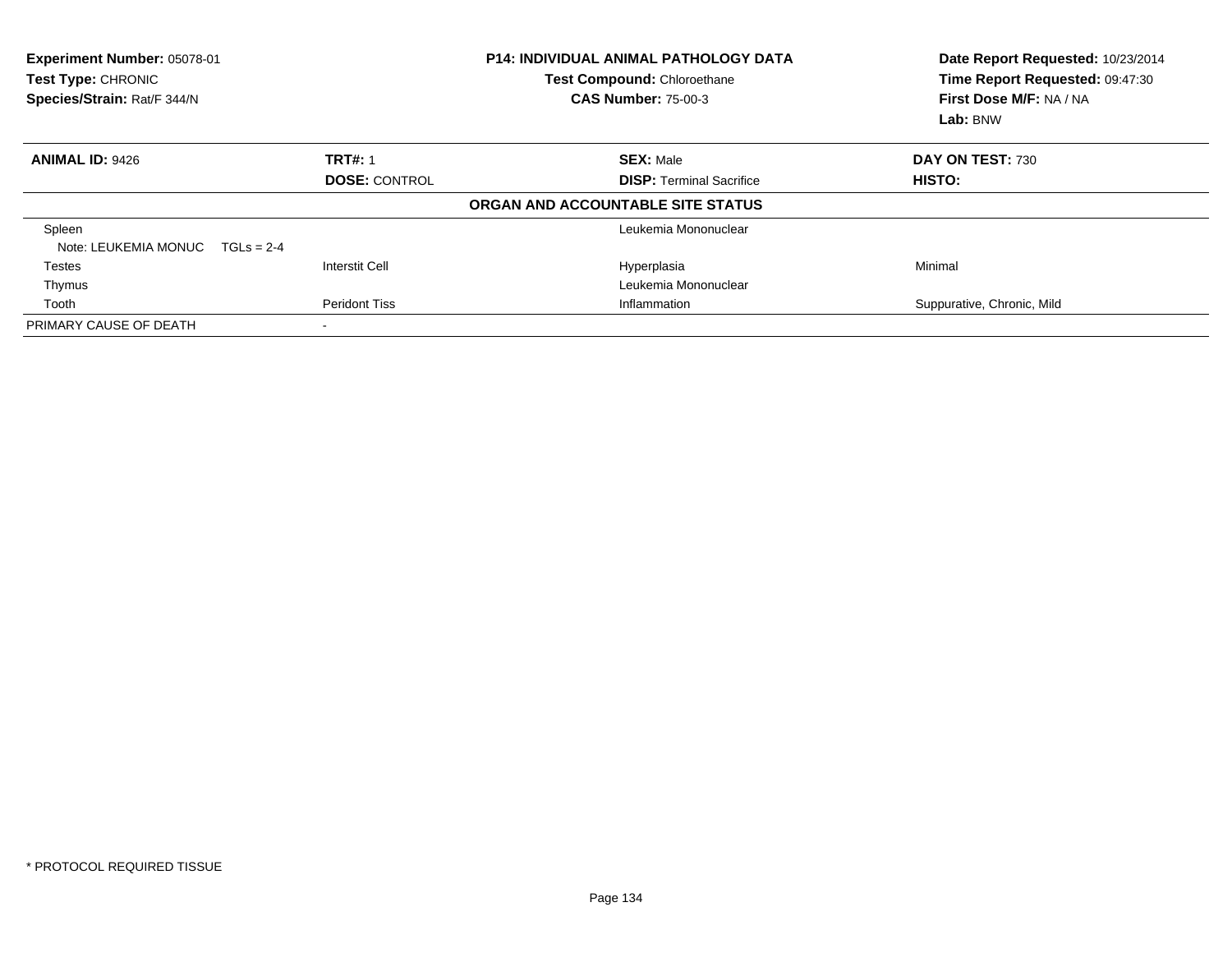**Experiment Number:** 05078-01
**Test Type:** CHRONIC
**Species/Strain:** Rat/F 344/N

**P14: INDIVIDUAL ANIMAL PATHOLOGY DATA**
**Test Compound:** Chloroethane
**CAS Number:** 75-00-3

**Date Report Requested:** 10/23/2014
**Time Report Requested:** 09:47:30
**First Dose M/F:** NA / NA
**Lab:** BNW

| **ANIMAL ID:** 9426 | **TRT#:** 1 | **SEX:** Male | **DAY ON TEST:** 730 |
|---|---|---|---|
| | **DOSE:** CONTROL | **DISP:** Terminal Sacrifice | **HISTO:** |

**ORGAN AND ACCOUNTABLE SITE STATUS**

| | | | |
|---|---|---|---|
| Spleen | | Leukemia Mononuclear | |
| Note: LEUKEMIA MONUC TGLs = 2-4 | | | |
| Testes | Interstit Cell | Hyperplasia | Minimal |
| Thymus | | Leukemia Mononuclear | |
| Tooth | Peridont Tiss | Inflammation | Suppurative, Chronic, Mild |
| PRIMARY CAUSE OF DEATH | - | | |

* PROTOCOL REQUIRED TISSUE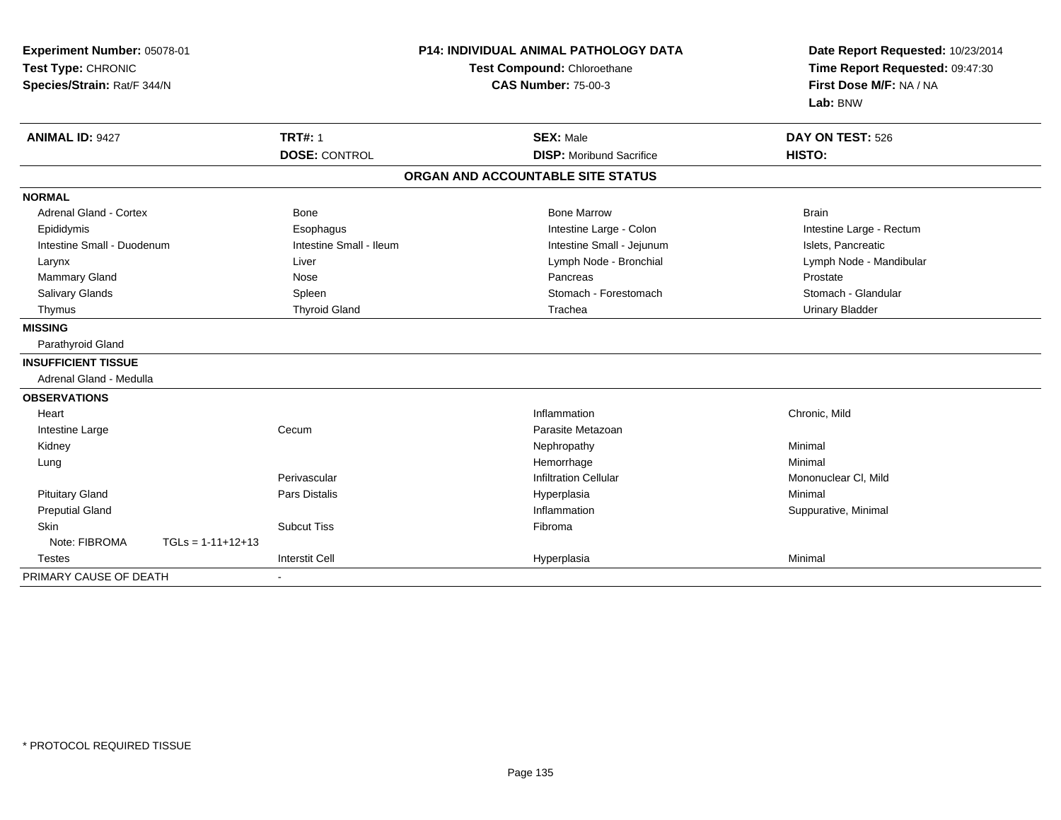**Experiment Number:** 05078-01
**Test Type:** CHRONIC
**Species/Strain:** Rat/F 344/N

**P14: INDIVIDUAL ANIMAL PATHOLOGY DATA**
**Test Compound:** Chloroethane
**CAS Number:** 75-00-3

**Date Report Requested:** 10/23/2014
**Time Report Requested:** 09:47:30
**First Dose M/F:** NA / NA
**Lab:** BNW

| **ANIMAL ID:** 9427 | **TRT#:** 1 | **SEX:** Male | **DAY ON TEST:** 526 |
|---|---|---|---|
| | **DOSE:** CONTROL | **DISP:** Moribund Sacrifice | **HISTO:** |

**ORGAN AND ACCOUNTABLE SITE STATUS**

| | | | |
|---|---|---|---|
| **NORMAL** | | | |
| Adrenal Gland - Cortex | Bone | Bone Marrow | Brain |
| Epididymis | Esophagus | Intestine Large - Colon | Intestine Large - Rectum |
| Intestine Small - Duodenum | Intestine Small - Ileum | Intestine Small - Jejunum | Islets, Pancreatic |
| Larynx | Liver | Lymph Node - Bronchial | Lymph Node - Mandibular |
| Mammary Gland | Nose | Pancreas | Prostate |
| Salivary Glands | Spleen | Stomach - Forestomach | Stomach - Glandular |
| Thymus | Thyroid Gland | Trachea | Urinary Bladder |
| **MISSING** | | | |
| Parathyroid Gland | | | |
| **INSUFFICIENT TISSUE** | | | |
| Adrenal Gland - Medulla | | | |
| **OBSERVATIONS** | | | |
| Heart | | Inflammation | Chronic, Mild |
| Intestine Large | Cecum | Parasite Metazoan | |
| Kidney | | Nephropathy | Minimal |
| Lung | | Hemorrhage | Minimal |
| | Perivascular | Infiltration Cellular | Mononuclear Cl, Mild |
| Pituitary Gland | Pars Distalis | Hyperplasia | Minimal |
| Preputial Gland | | Inflammation | Suppurative, Minimal |
| Skin | Subcut Tiss | Fibroma | |
| Note: FIBROMA TGLs = 1-11+12+13 | | | |
| Testes | Interstit Cell | Hyperplasia | Minimal |
| PRIMARY CAUSE OF DEATH | - | | |

\* PROTOCOL REQUIRED TISSUE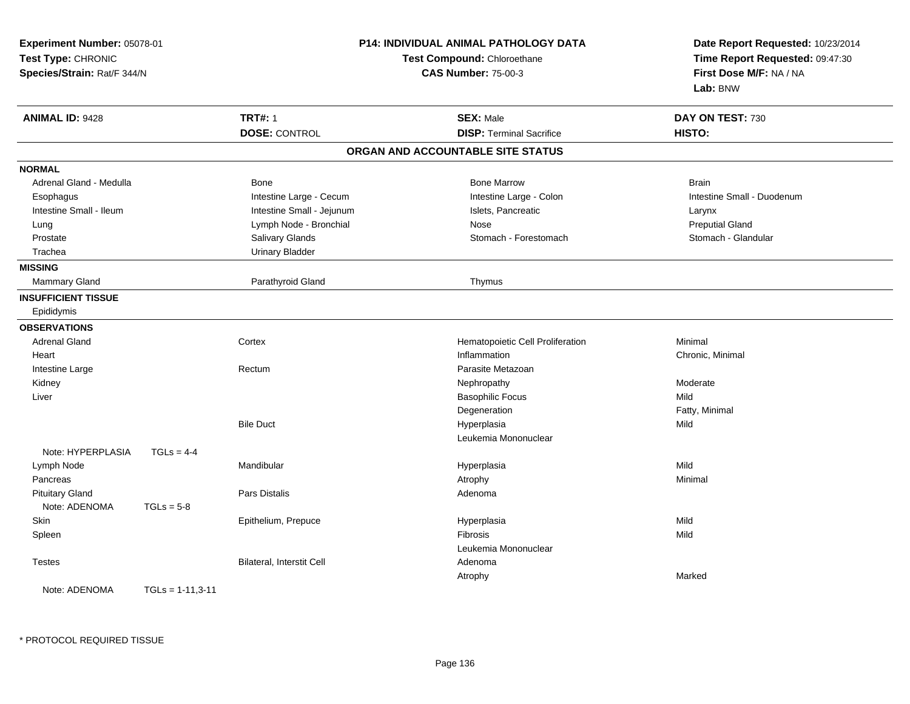**Experiment Number:** 05078-01
**Test Type:** CHRONIC
**Species/Strain:** Rat/F 344/N

**P14: INDIVIDUAL ANIMAL PATHOLOGY DATA**
**Test Compound:** Chloroethane
**CAS Number:** 75-00-3

**Date Report Requested:** 10/23/2014
**Time Report Requested:** 09:47:30
**First Dose M/F:** NA / NA
**Lab:** BNW

| **ANIMAL ID:** 9428 | **TRT#:** 1 | **SEX:** Male | **DAY ON TEST:** 730 |
|---|---|---|---|
| | **DOSE:** CONTROL | **DISP:** Terminal Sacrifice | **HISTO:** |

## ORGAN AND ACCOUNTABLE SITE STATUS

| | | | |
|---|---|---|---|
| **NORMAL** | | | |
| Adrenal Gland - Medulla | Bone | Bone Marrow | Brain |
| Esophagus | Intestine Large - Cecum | Intestine Large - Colon | Intestine Small - Duodenum |
| Intestine Small - Ileum | Intestine Small - Jejunum | Islets, Pancreatic | Larynx |
| Lung | Lymph Node - Bronchial | Nose | Preputial Gland |
| Prostate | Salivary Glands | Stomach - Forestomach | Stomach - Glandular |
| Trachea | Urinary Bladder | | |
| **MISSING** | | | |
| Mammary Gland | Parathyroid Gland | Thymus | |
| **INSUFFICIENT TISSUE** | | | |
| Epididymis | | | |
| **OBSERVATIONS** | | | |
| Adrenal Gland | Cortex | Hematopoietic Cell Proliferation | Minimal |
| Heart | | Inflammation | Chronic, Minimal |
| Intestine Large | Rectum | Parasite Metazoan | |
| Kidney | | Nephropathy | Moderate |
| Liver | | Basophilic Focus | Mild |
| | | Degeneration | Fatty, Minimal |
| | Bile Duct | Hyperplasia | Mild |
| | | Leukemia Mononuclear | |
| Note: HYPERPLASIA TGLs = 4-4 | | | |
| Lymph Node | Mandibular | Hyperplasia | Mild |
| Pancreas | | Atrophy | Minimal |
| Pituitary Gland | Pars Distalis | Adenoma | |
| Note: ADENOMA TGLs = 5-8 | | | |
| Skin | Epithelium, Prepuce | Hyperplasia | Mild |
| Spleen | | Fibrosis | Mild |
| | | Leukemia Mononuclear | |
| Testes | Bilateral, Interstit Cell | Adenoma | |
| | | Atrophy | Marked |
| Note: ADENOMA TGLs = 1-11,3-11 | | | |

* PROTOCOL REQUIRED TISSUE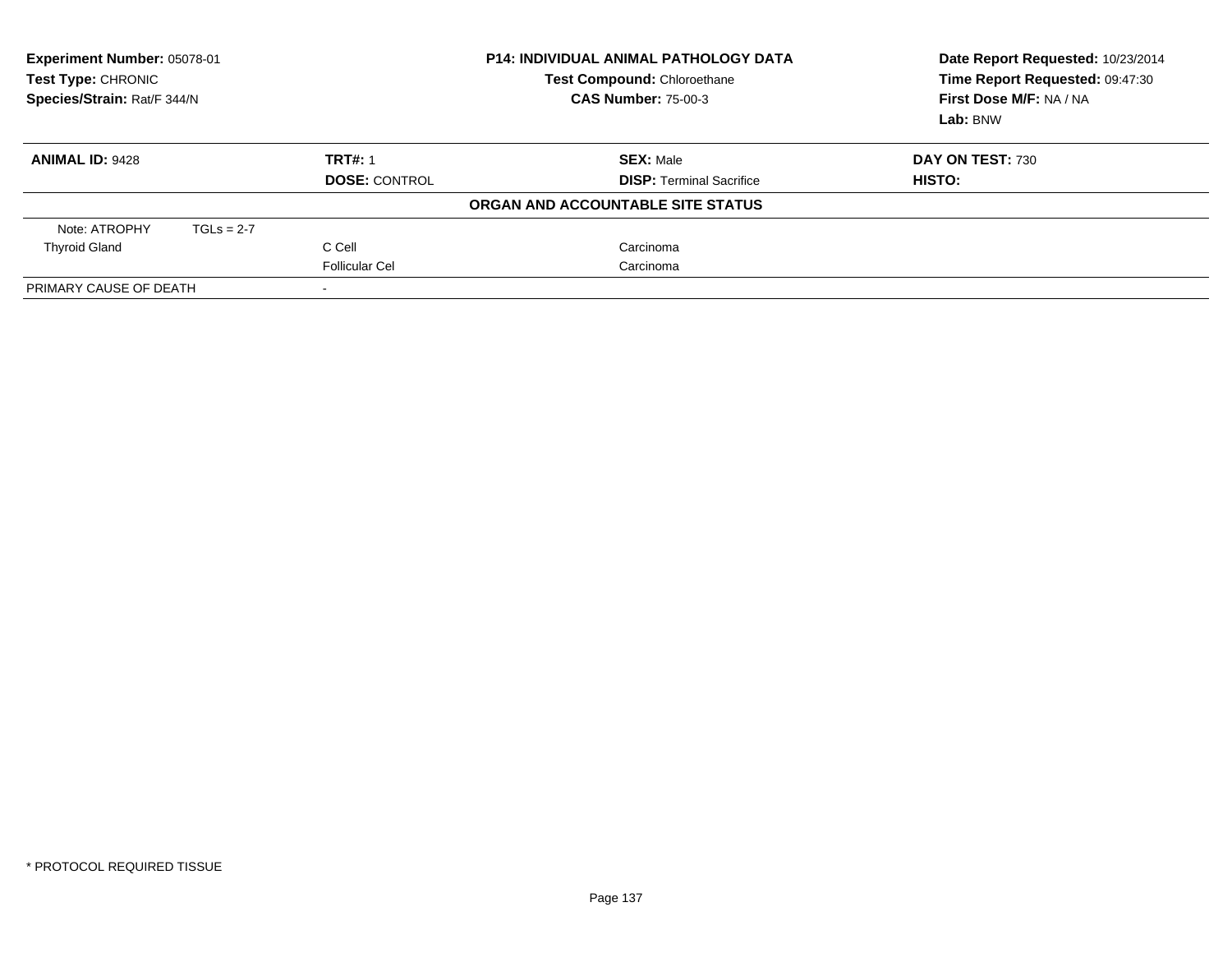**Experiment Number:** 05078-01
**Test Type:** CHRONIC
**Species/Strain:** Rat/F 344/N

**P14: INDIVIDUAL ANIMAL PATHOLOGY DATA**
**Test Compound:** Chloroethane
**CAS Number:** 75-00-3

**Date Report Requested:** 10/23/2014
**Time Report Requested:** 09:47:30
**First Dose M/F:** NA / NA
**Lab:** BNW

| **ANIMAL ID:** 9428 | **TRT#:** 1 | **SEX:** Male | **DAY ON TEST:** 730 |
|---|---|---|---|
| | **DOSE:** CONTROL | **DISP:** Terminal Sacrifice | **HISTO:** |

**ORGAN AND ACCOUNTABLE SITE STATUS**

| | | |
|---|---|---|
| Note: ATROPHY TGLs = 2-7 | | |
| Thyroid Gland | C Cell | Carcinoma |
| | Follicular Cel | Carcinoma |
| PRIMARY CAUSE OF DEATH | - | |

* PROTOCOL REQUIRED TISSUE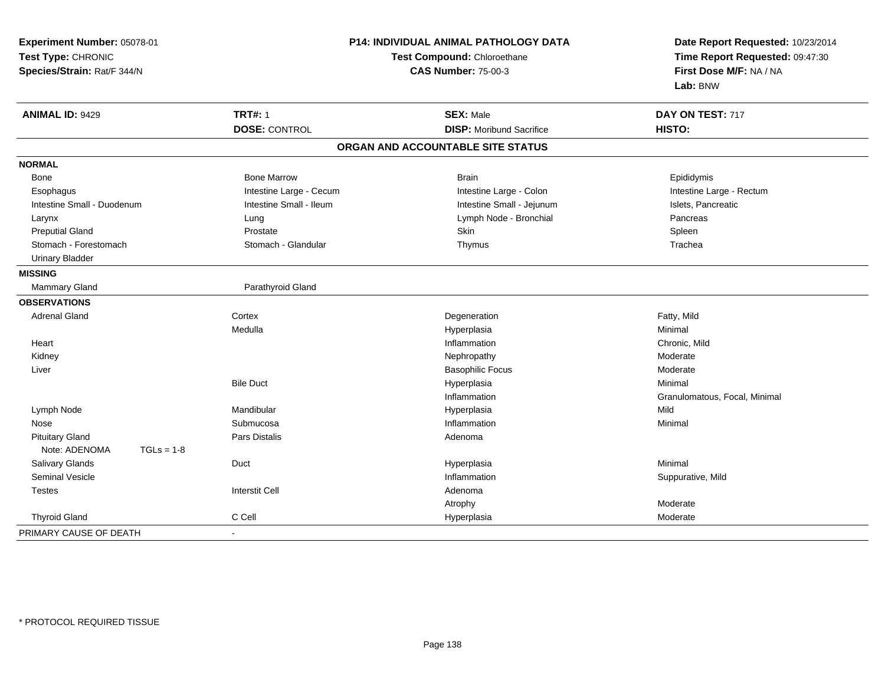**Experiment Number:** 05078-01
**Test Type:** CHRONIC
**Species/Strain:** Rat/F 344/N

**P14: INDIVIDUAL ANIMAL PATHOLOGY DATA**
**Test Compound:** Chloroethane
**CAS Number:** 75-00-3

**Date Report Requested:** 10/23/2014
**Time Report Requested:** 09:47:30
**First Dose M/F:** NA / NA
**Lab:** BNW

| **ANIMAL ID:** 9429 | **TRT#:** 1 | **SEX:** Male | **DAY ON TEST:** 717 |
|---|---|---|---|
| | **DOSE:** CONTROL | **DISP:** Moribund Sacrifice | **HISTO:** |

## ORGAN AND ACCOUNTABLE SITE STATUS

| | | | |
|---|---|---|---|
| **NORMAL** | | | |
| Bone | Bone Marrow | Brain | Epididymis |
| Esophagus | Intestine Large - Cecum | Intestine Large - Colon | Intestine Large - Rectum |
| Intestine Small - Duodenum | Intestine Small - Ileum | Intestine Small - Jejunum | Islets, Pancreatic |
| Larynx | Lung | Lymph Node - Bronchial | Pancreas |
| Preputial Gland | Prostate | Skin | Spleen |
| Stomach - Forestomach | Stomach - Glandular | Thymus | Trachea |
| Urinary Bladder | | | |
| **MISSING** | | | |
| Mammary Gland | Parathyroid Gland | | |
| **OBSERVATIONS** | | | |
| Adrenal Gland | Cortex | Degeneration | Fatty, Mild |
| | Medulla | Hyperplasia | Minimal |
| Heart | | Inflammation | Chronic, Mild |
| Kidney | | Nephropathy | Moderate |
| Liver | | Basophilic Focus | Moderate |
| | Bile Duct | Hyperplasia | Minimal |
| | | Inflammation | Granulomatous, Focal, Minimal |
| Lymph Node | Mandibular | Hyperplasia | Mild |
| Nose | Submucosa | Inflammation | Minimal |
| Pituitary Gland | Pars Distalis | Adenoma | |
| Note: ADENOMA TGLs = 1-8 | | | |
| Salivary Glands | Duct | Hyperplasia | Minimal |
| Seminal Vesicle | | Inflammation | Suppurative, Mild |
| Testes | Interstit Cell | Adenoma | |
| | | Atrophy | Moderate |
| Thyroid Gland | C Cell | Hyperplasia | Moderate |
| PRIMARY CAUSE OF DEATH | - | | |

* PROTOCOL REQUIRED TISSUE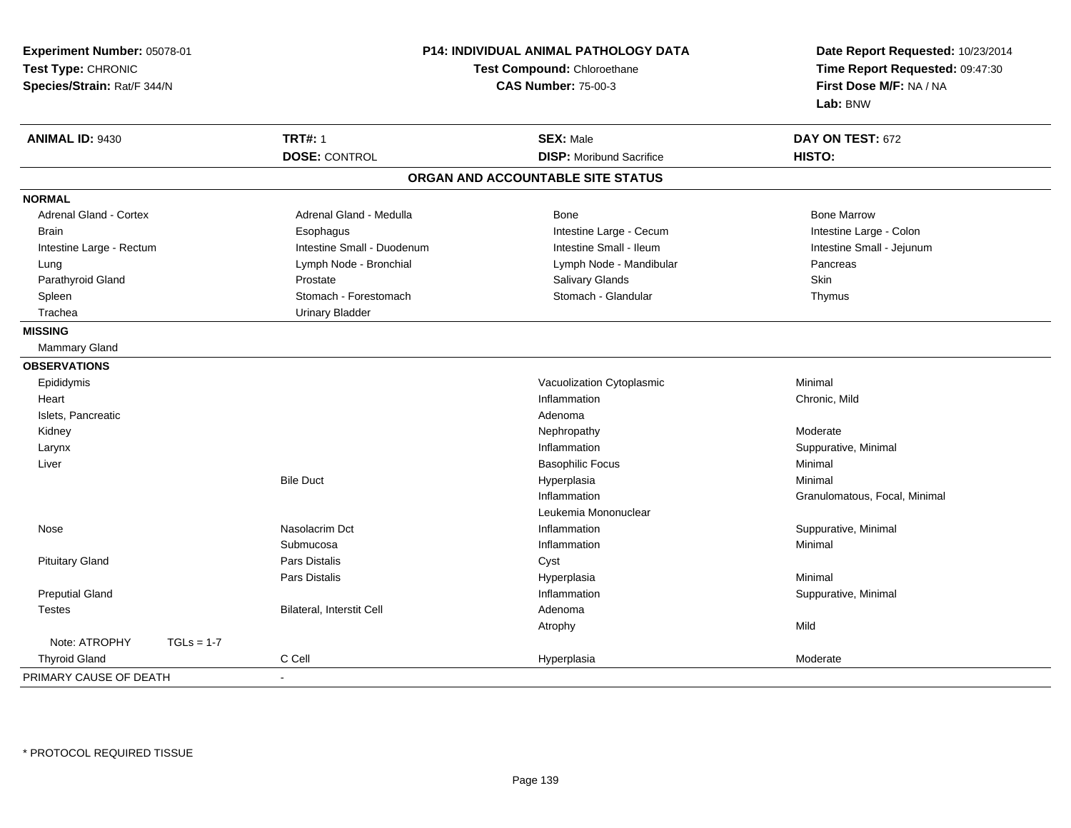**Experiment Number:** 05078-01
**Test Type:** CHRONIC
**Species/Strain:** Rat/F 344/N

**P14: INDIVIDUAL ANIMAL PATHOLOGY DATA**
**Test Compound:** Chloroethane
**CAS Number:** 75-00-3

**Date Report Requested:** 10/23/2014
**Time Report Requested:** 09:47:30
**First Dose M/F:** NA / NA
**Lab:** BNW

| **ANIMAL ID:** 9430 | **TRT#:** 1 | **SEX:** Male | **DAY ON TEST:** 672 |
|---|---|---|---|
| | **DOSE:** CONTROL | **DISP:** Moribund Sacrifice | **HISTO:** |

## ORGAN AND ACCOUNTABLE SITE STATUS

**NORMAL**

| | | | |
|---|---|---|---|
| Adrenal Gland - Cortex | Adrenal Gland - Medulla | Bone | Bone Marrow |
| Brain | Esophagus | Intestine Large - Cecum | Intestine Large - Colon |
| Intestine Large - Rectum | Intestine Small - Duodenum | Intestine Small - Ileum | Intestine Small - Jejunum |
| Lung | Lymph Node - Bronchial | Lymph Node - Mandibular | Pancreas |
| Parathyroid Gland | Prostate | Salivary Glands | Skin |
| Spleen | Stomach - Forestomach | Stomach - Glandular | Thymus |
| Trachea | Urinary Bladder | | |

**MISSING**

Mammary Gland

**OBSERVATIONS**

| Organ | Site | Observation | Severity |
|---|---|---|---|
| Epididymis | | Vacuolization Cytoplasmic | Minimal |
| Heart | | Inflammation | Chronic, Mild |
| Islets, Pancreatic | | Adenoma | |
| Kidney | | Nephropathy | Moderate |
| Larynx | | Inflammation | Suppurative, Minimal |
| Liver | | Basophilic Focus | Minimal |
| | Bile Duct | Hyperplasia | Minimal |
| | | Inflammation | Granulomatous, Focal, Minimal |
| | | Leukemia Mononuclear | |
| Nose | Nasolacrim Dct | Inflammation | Suppurative, Minimal |
| | Submucosa | Inflammation | Minimal |
| Pituitary Gland | Pars Distalis | Cyst | |
| | Pars Distalis | Hyperplasia | Minimal |
| Preputial Gland | | Inflammation | Suppurative, Minimal |
| Testes | Bilateral, Interstit Cell | Adenoma | |
| | | Atrophy | Mild |
| Note: ATROPHY TGLs = 1-7 | | | |
| Thyroid Gland | C Cell | Hyperplasia | Moderate |

PRIMARY CAUSE OF DEATH -

\* PROTOCOL REQUIRED TISSUE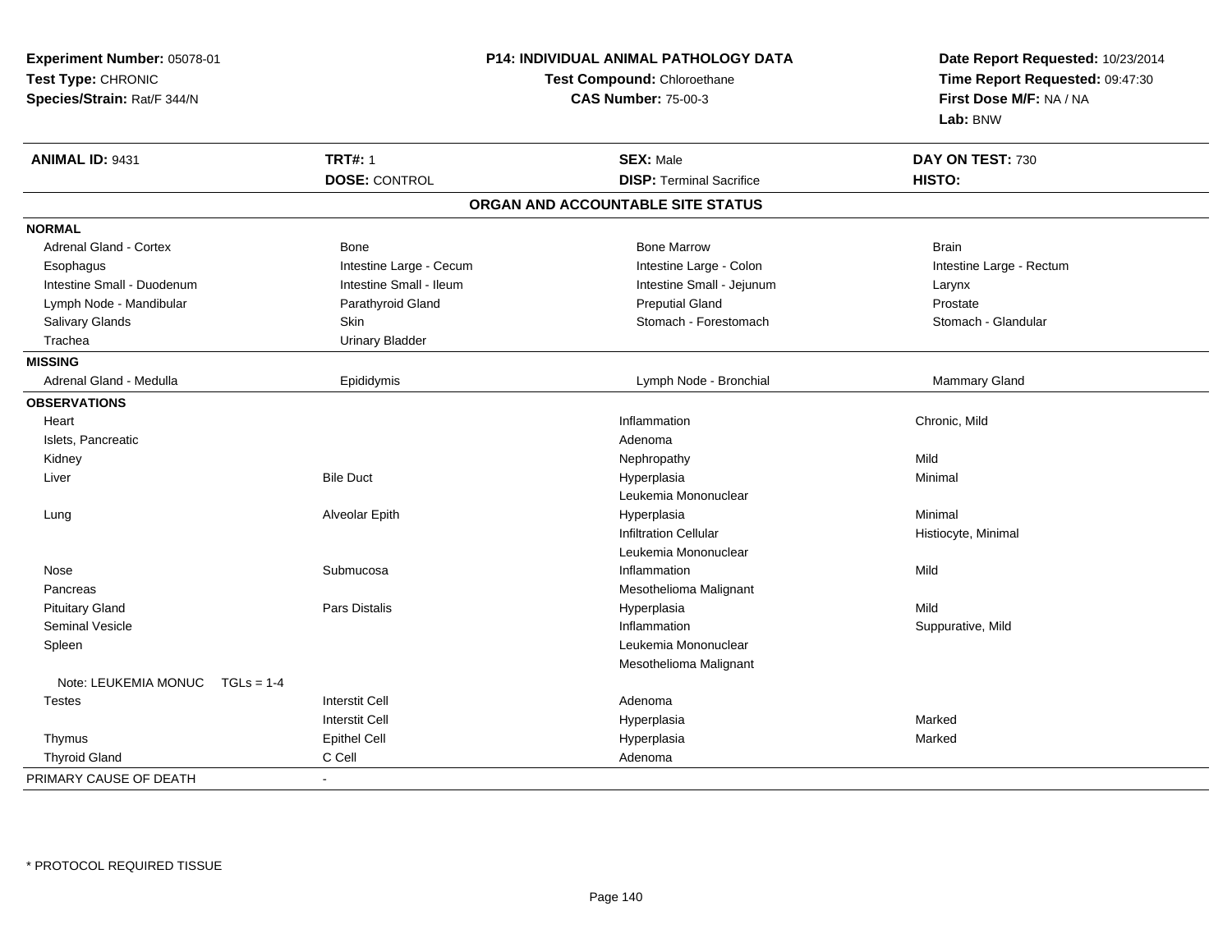**Experiment Number:** 05078-01
**Test Type:** CHRONIC
**Species/Strain:** Rat/F 344/N

**P14: INDIVIDUAL ANIMAL PATHOLOGY DATA**
**Test Compound:** Chloroethane
**CAS Number:** 75-00-3

**Date Report Requested:** 10/23/2014
**Time Report Requested:** 09:47:30
**First Dose M/F:** NA / NA
**Lab:** BNW

| **ANIMAL ID:** 9431 | **TRT#:** 1 | **SEX:** Male | **DAY ON TEST:** 730 |
|---|---|---|---|
| | **DOSE:** CONTROL | **DISP:** Terminal Sacrifice | **HISTO:** |

**ORGAN AND ACCOUNTABLE SITE STATUS**

| | | | |
|---|---|---|---|
| **NORMAL** | | | |
| Adrenal Gland - Cortex | Bone | Bone Marrow | Brain |
| Esophagus | Intestine Large - Cecum | Intestine Large - Colon | Intestine Large - Rectum |
| Intestine Small - Duodenum | Intestine Small - Ileum | Intestine Small - Jejunum | Larynx |
| Lymph Node - Mandibular | Parathyroid Gland | Preputial Gland | Prostate |
| Salivary Glands | Skin | Stomach - Forestomach | Stomach - Glandular |
| Trachea | Urinary Bladder | | |
| **MISSING** | | | |
| Adrenal Gland - Medulla | Epididymis | Lymph Node - Bronchial | Mammary Gland |
| **OBSERVATIONS** | | | |
| Heart | | Inflammation | Chronic, Mild |
| Islets, Pancreatic | | Adenoma | |
| Kidney | | Nephropathy | Mild |
| Liver | Bile Duct | Hyperplasia | Minimal |
| | | Leukemia Mononuclear | |
| Lung | Alveolar Epith | Hyperplasia | Minimal |
| | | Infiltration Cellular | Histiocyte, Minimal |
| | | Leukemia Mononuclear | |
| Nose | Submucosa | Inflammation | Mild |
| Pancreas | | Mesothelioma Malignant | |
| Pituitary Gland | Pars Distalis | Hyperplasia | Mild |
| Seminal Vesicle | | Inflammation | Suppurative, Mild |
| Spleen | | Leukemia Mononuclear | |
| | | Mesothelioma Malignant | |
| Note: LEUKEMIA MONUC TGLs = 1-4 | | | |
| Testes | Interstit Cell | Adenoma | |
| | Interstit Cell | Hyperplasia | Marked |
| Thymus | Epithel Cell | Hyperplasia | Marked |
| Thyroid Gland | C Cell | Adenoma | |
| PRIMARY CAUSE OF DEATH | - | | |

* PROTOCOL REQUIRED TISSUE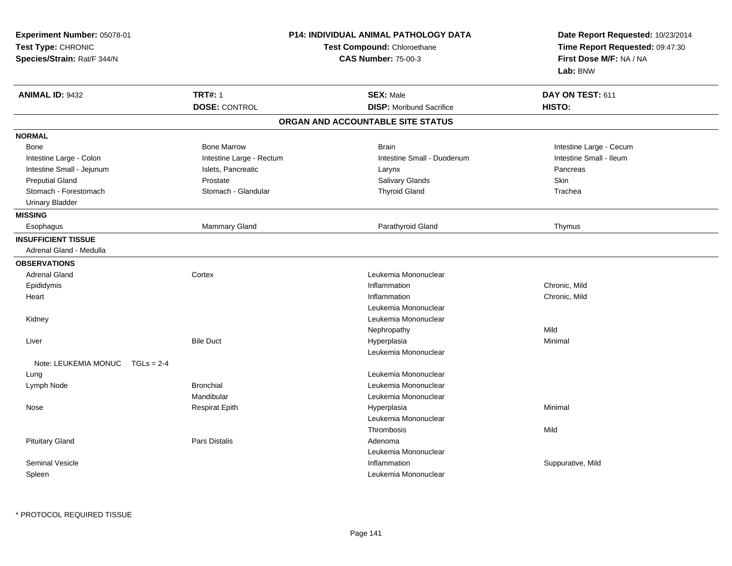**Experiment Number:** 05078-01
**Test Type:** CHRONIC
**Species/Strain:** Rat/F 344/N

**P14: INDIVIDUAL ANIMAL PATHOLOGY DATA**
**Test Compound:** Chloroethane
**CAS Number:** 75-00-3

**Date Report Requested:** 10/23/2014
**Time Report Requested:** 09:47:30
**First Dose M/F:** NA / NA
**Lab:** BNW

| **ANIMAL ID:** 9432 | **TRT#:** 1 | **SEX:** Male | **DAY ON TEST:** 611 |
|---|---|---|---|
| | **DOSE:** CONTROL | **DISP:** Moribund Sacrifice | **HISTO:** |

## ORGAN AND ACCOUNTABLE SITE STATUS

| | | | |
|---|---|---|---|
| **NORMAL** | | | |
| Bone | Bone Marrow | Brain | Intestine Large - Cecum |
| Intestine Large - Colon | Intestine Large - Rectum | Intestine Small - Duodenum | Intestine Small - Ileum |
| Intestine Small - Jejunum | Islets, Pancreatic | Larynx | Pancreas |
| Preputial Gland | Prostate | Salivary Glands | Skin |
| Stomach - Forestomach | Stomach - Glandular | Thyroid Gland | Trachea |
| Urinary Bladder | | | |
| **MISSING** | | | |
| Esophagus | Mammary Gland | Parathyroid Gland | Thymus |
| **INSUFFICIENT TISSUE** | | | |
| Adrenal Gland - Medulla | | | |
| **OBSERVATIONS** | | | |
| Adrenal Gland | Cortex | Leukemia Mononuclear | |
| Epididymis | | Inflammation | Chronic, Mild |
| Heart | | Inflammation | Chronic, Mild |
| | | Leukemia Mononuclear | |
| Kidney | | Leukemia Mononuclear | |
| | | Nephropathy | Mild |
| Liver | Bile Duct | Hyperplasia | Minimal |
| | | Leukemia Mononuclear | |
| Note: LEUKEMIA MONUC TGLs = 2-4 | | | |
| Lung | | Leukemia Mononuclear | |
| Lymph Node | Bronchial | Leukemia Mononuclear | |
| | Mandibular | Leukemia Mononuclear | |
| Nose | Respirat Epith | Hyperplasia | Minimal |
| | | Leukemia Mononuclear | |
| | | Thrombosis | Mild |
| Pituitary Gland | Pars Distalis | Adenoma | |
| | | Leukemia Mononuclear | |
| Seminal Vesicle | | Inflammation | Suppurative, Mild |
| Spleen | | Leukemia Mononuclear | |

\* PROTOCOL REQUIRED TISSUE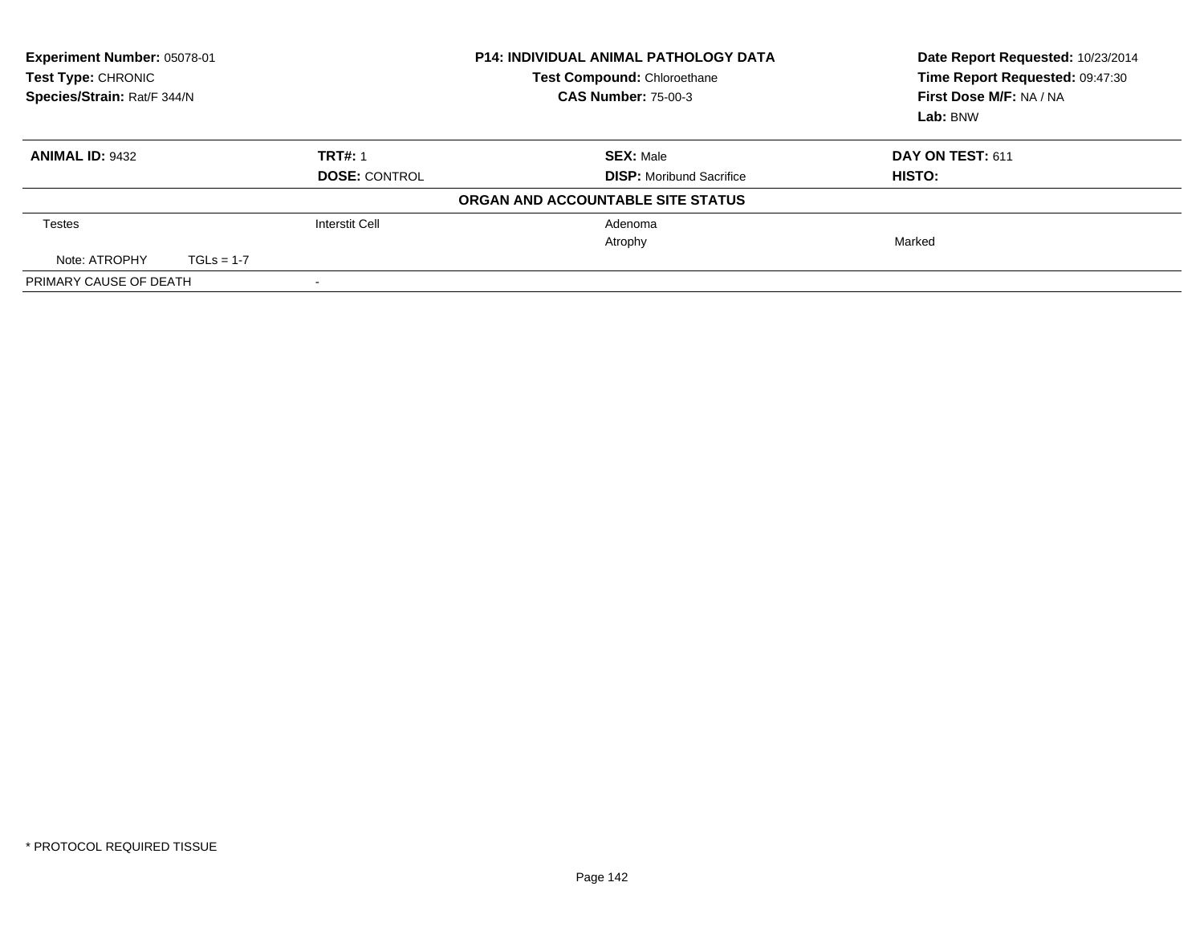**Experiment Number:** 05078-01
**Test Type:** CHRONIC
**Species/Strain:** Rat/F 344/N

**P14: INDIVIDUAL ANIMAL PATHOLOGY DATA**
**Test Compound:** Chloroethane
**CAS Number:** 75-00-3

**Date Report Requested:** 10/23/2014
**Time Report Requested:** 09:47:30
**First Dose M/F:** NA / NA
**Lab:** BNW

| **ANIMAL ID:** 9432 | **TRT#:** 1 | **SEX:** Male | **DAY ON TEST:** 611 |
|---|---|---|---|
| | **DOSE:** CONTROL | **DISP:** Moribund Sacrifice | **HISTO:** |

**ORGAN AND ACCOUNTABLE SITE STATUS**

| | | | |
|---|---|---|---|
| Testes | Interstit Cell | Adenoma | |
| | | Atrophy | Marked |
| Note: ATROPHY TGLs = 1-7 | | | |
| PRIMARY CAUSE OF DEATH | - | | |

\* PROTOCOL REQUIRED TISSUE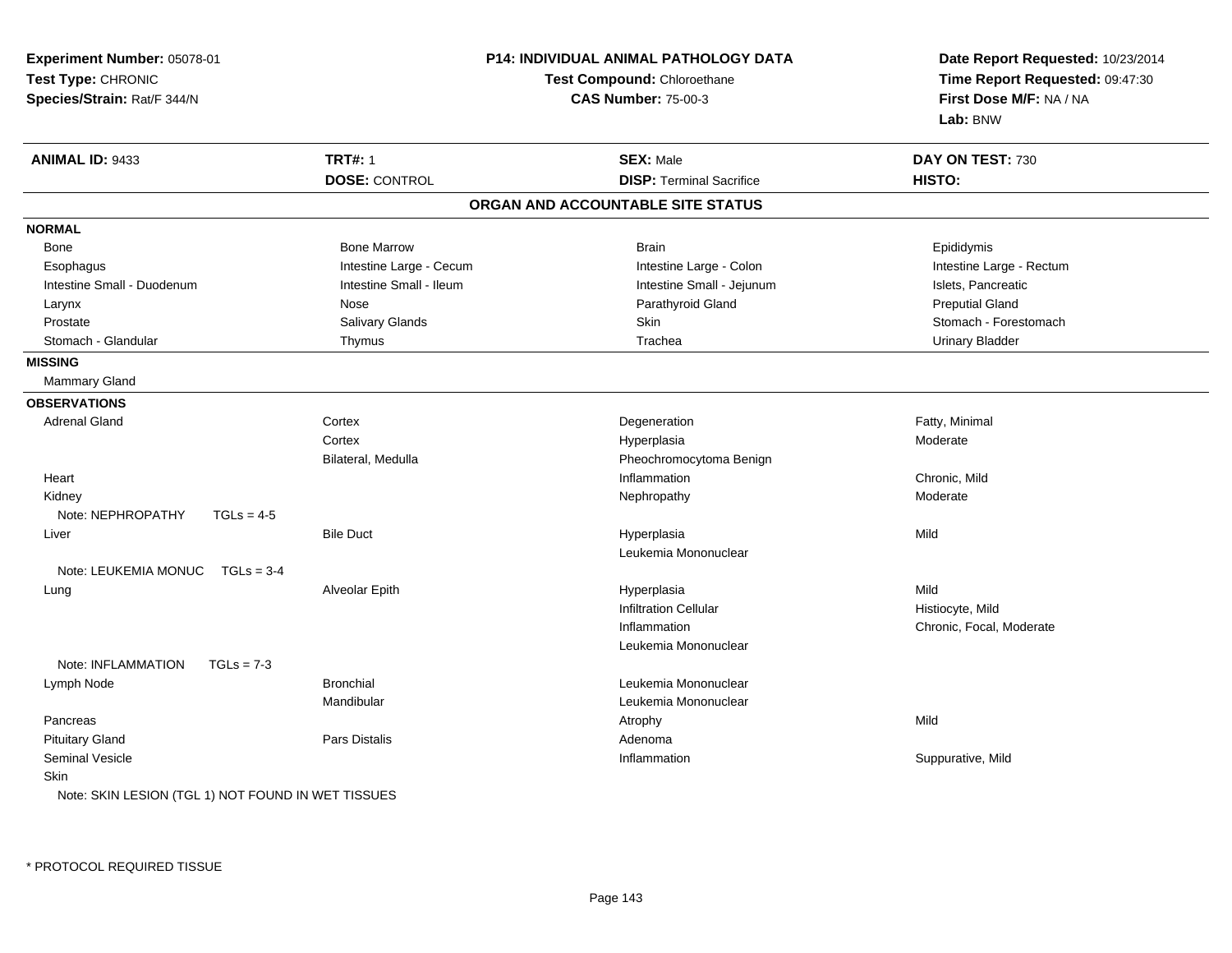**Experiment Number:** 05078-01
**Test Type:** CHRONIC
**Species/Strain:** Rat/F 344/N

**P14: INDIVIDUAL ANIMAL PATHOLOGY DATA**
**Test Compound:** Chloroethane
**CAS Number:** 75-00-3

**Date Report Requested:** 10/23/2014
**Time Report Requested:** 09:47:30
**First Dose M/F:** NA / NA
**Lab:** BNW

| **ANIMAL ID:** 9433 | **TRT#:** 1 | **SEX:** Male | **DAY ON TEST:** 730 |
|---|---|---|---|
| | **DOSE:** CONTROL | **DISP:** Terminal Sacrifice | **HISTO:** |

## ORGAN AND ACCOUNTABLE SITE STATUS

**NORMAL**

| | | | |
|---|---|---|---|
| Bone | Bone Marrow | Brain | Epididymis |
| Esophagus | Intestine Large - Cecum | Intestine Large - Colon | Intestine Large - Rectum |
| Intestine Small - Duodenum | Intestine Small - Ileum | Intestine Small - Jejunum | Islets, Pancreatic |
| Larynx | Nose | Parathyroid Gland | Preputial Gland |
| Prostate | Salivary Glands | Skin | Stomach - Forestomach |
| Stomach - Glandular | Thymus | Trachea | Urinary Bladder |

**MISSING**

Mammary Gland

**OBSERVATIONS**

| | | | |
|---|---|---|---|
| Adrenal Gland | Cortex | Degeneration | Fatty, Minimal |
| | Cortex | Hyperplasia | Moderate |
| | Bilateral, Medulla | Pheochromocytoma Benign | |
| Heart | | Inflammation | Chronic, Mild |
| Kidney | | Nephropathy | Moderate |
| Note: NEPHROPATHY TGLs = 4-5 | | | |
| Liver | Bile Duct | Hyperplasia | Mild |
| | | Leukemia Mononuclear | |
| Note: LEUKEMIA MONUC TGLs = 3-4 | | | |
| Lung | Alveolar Epith | Hyperplasia | Mild |
| | | Infiltration Cellular | Histiocyte, Mild |
| | | Inflammation | Chronic, Focal, Moderate |
| | | Leukemia Mononuclear | |
| Note: INFLAMMATION TGLs = 7-3 | | | |
| Lymph Node | Bronchial | Leukemia Mononuclear | |
| | Mandibular | Leukemia Mononuclear | |
| Pancreas | | Atrophy | Mild |
| Pituitary Gland | Pars Distalis | Adenoma | |
| Seminal Vesicle | | Inflammation | Suppurative, Mild |
| Skin | | | |
| Note: SKIN LESION (TGL 1) NOT FOUND IN WET TISSUES | | | |

* PROTOCOL REQUIRED TISSUE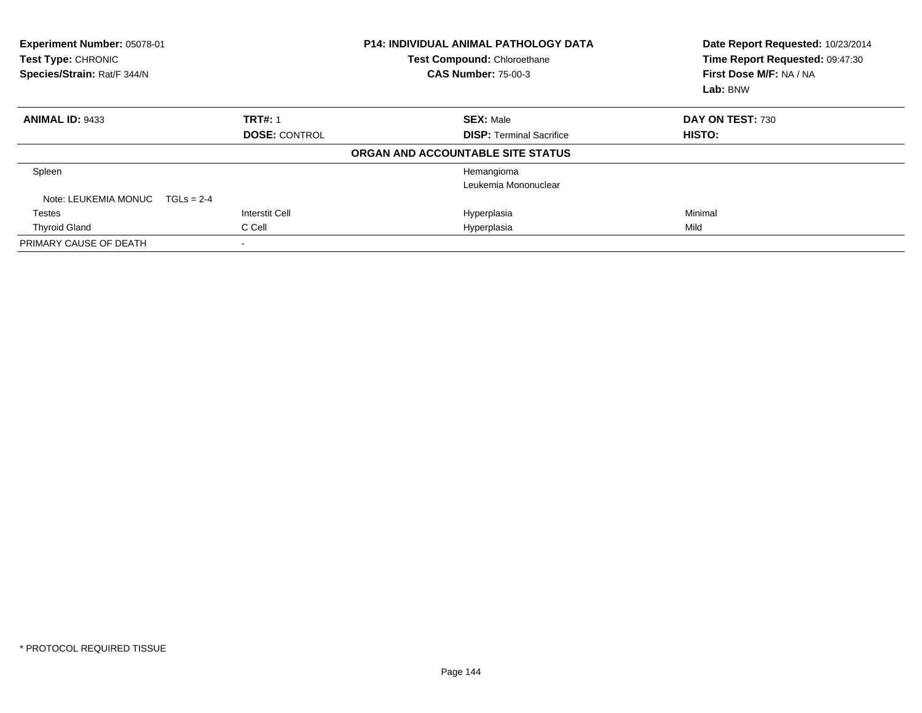**Experiment Number:** 05078-01
**Test Type:** CHRONIC
**Species/Strain:** Rat/F 344/N

**P14: INDIVIDUAL ANIMAL PATHOLOGY DATA**
**Test Compound:** Chloroethane
**CAS Number:** 75-00-3

**Date Report Requested:** 10/23/2014
**Time Report Requested:** 09:47:30
**First Dose M/F:** NA / NA
**Lab:** BNW

| **ANIMAL ID:** 9433 | **TRT#:** 1 | **SEX:** Male | **DAY ON TEST:** 730 |
|---|---|---|---|
| | **DOSE:** CONTROL | **DISP:** Terminal Sacrifice | **HISTO:** |

**ORGAN AND ACCOUNTABLE SITE STATUS**

| | | | |
|---|---|---|---|
| Spleen | | Hemangioma | |
| | | Leukemia Mononuclear | |
| Note: LEUKEMIA MONUC TGLs = 2-4 | | | |
| Testes | Interstit Cell | Hyperplasia | Minimal |
| Thyroid Gland | C Cell | Hyperplasia | Mild |
| PRIMARY CAUSE OF DEATH | - | | |

\* PROTOCOL REQUIRED TISSUE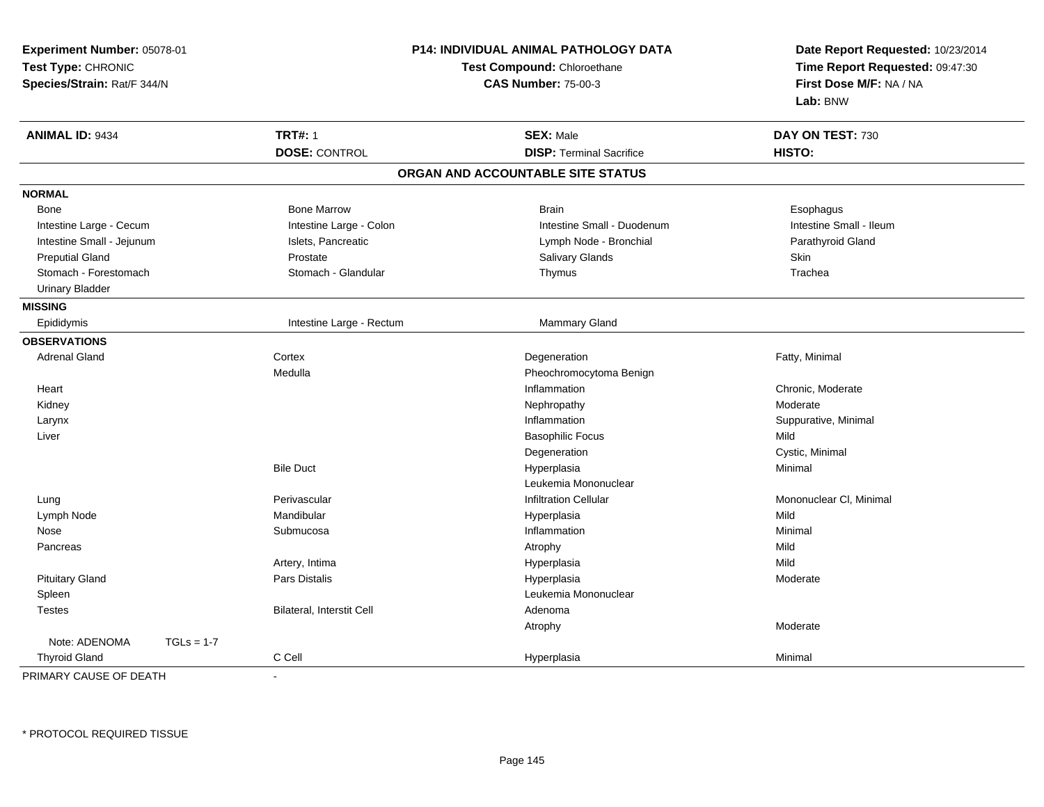**Experiment Number:** 05078-01
**Test Type:** CHRONIC
**Species/Strain:** Rat/F 344/N

**P14: INDIVIDUAL ANIMAL PATHOLOGY DATA**
**Test Compound:** Chloroethane
**CAS Number:** 75-00-3

**Date Report Requested:** 10/23/2014
**Time Report Requested:** 09:47:30
**First Dose M/F:** NA / NA
**Lab:** BNW

| **ANIMAL ID:** 9434 | **TRT#:** 1 | **SEX:** Male | **DAY ON TEST:** 730 |
|---|---|---|---|
| | **DOSE:** CONTROL | **DISP:** Terminal Sacrifice | **HISTO:** |

## ORGAN AND ACCOUNTABLE SITE STATUS

| | | | |
|---|---|---|---|
| **NORMAL** | | | |
| Bone | Bone Marrow | Brain | Esophagus |
| Intestine Large - Cecum | Intestine Large - Colon | Intestine Small - Duodenum | Intestine Small - Ileum |
| Intestine Small - Jejunum | Islets, Pancreatic | Lymph Node - Bronchial | Parathyroid Gland |
| Preputial Gland | Prostate | Salivary Glands | Skin |
| Stomach - Forestomach | Stomach - Glandular | Thymus | Trachea |
| Urinary Bladder | | | |
| **MISSING** | | | |
| Epididymis | Intestine Large - Rectum | Mammary Gland | |
| **OBSERVATIONS** | | | |
| Adrenal Gland | Cortex | Degeneration | Fatty, Minimal |
| | Medulla | Pheochromocytoma Benign | |
| Heart | | Inflammation | Chronic, Moderate |
| Kidney | | Nephropathy | Moderate |
| Larynx | | Inflammation | Suppurative, Minimal |
| Liver | | Basophilic Focus | Mild |
| | | Degeneration | Cystic, Minimal |
| | Bile Duct | Hyperplasia | Minimal |
| | | Leukemia Mononuclear | |
| Lung | Perivascular | Infiltration Cellular | Mononuclear Cl, Minimal |
| Lymph Node | Mandibular | Hyperplasia | Mild |
| Nose | Submucosa | Inflammation | Minimal |
| Pancreas | | Atrophy | Mild |
| | Artery, Intima | Hyperplasia | Mild |
| Pituitary Gland | Pars Distalis | Hyperplasia | Moderate |
| Spleen | | Leukemia Mononuclear | |
| Testes | Bilateral, Interstit Cell | Adenoma | |
| | | Atrophy | Moderate |
| Note: ADENOMA TGLs = 1-7 | | | |
| Thyroid Gland | C Cell | Hyperplasia | Minimal |

PRIMARY CAUSE OF DEATH -

* PROTOCOL REQUIRED TISSUE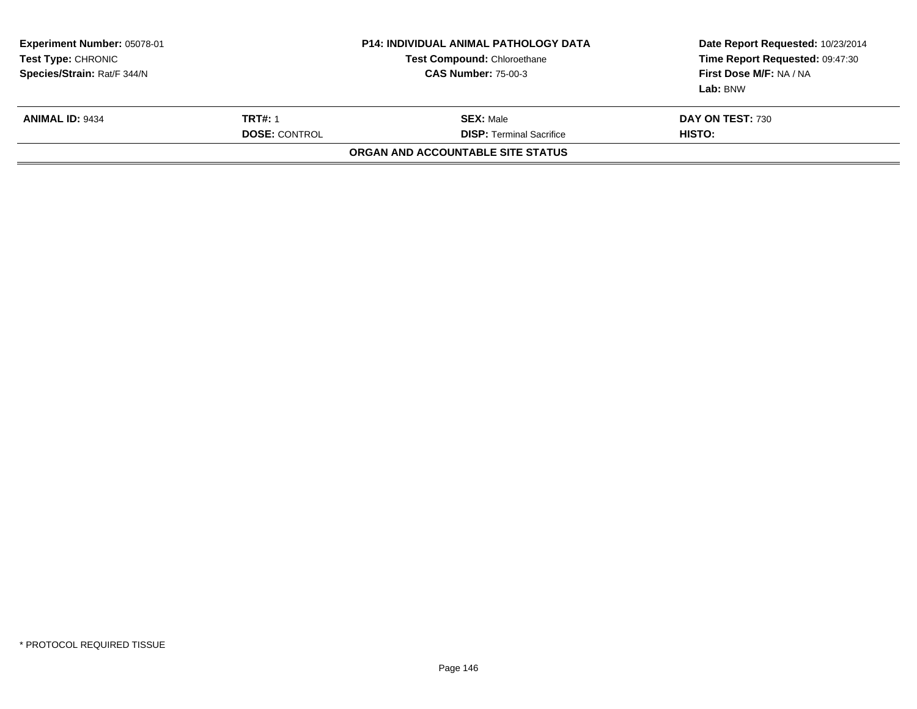| **Experiment Number:** 05078-01 | **P14: INDIVIDUAL ANIMAL PATHOLOGY DATA** | **Date Report Requested:** 10/23/2014 |
|---|---|---|
| **Test Type:** CHRONIC | **Test Compound:** Chloroethane | **Time Report Requested:** 09:47:30 |
| **Species/Strain:** Rat/F 344/N | **CAS Number:** 75-00-3 | **First Dose M/F:** NA / NA |
| | | **Lab:** BNW |

| **ANIMAL ID:** 9434 | **TRT#:** 1 | **SEX:** Male | **DAY ON TEST:** 730 |
|---|---|---|---|
| | **DOSE:** CONTROL | **DISP:** Terminal Sacrifice | **HISTO:** |

**ORGAN AND ACCOUNTABLE SITE STATUS**

* PROTOCOL REQUIRED TISSUE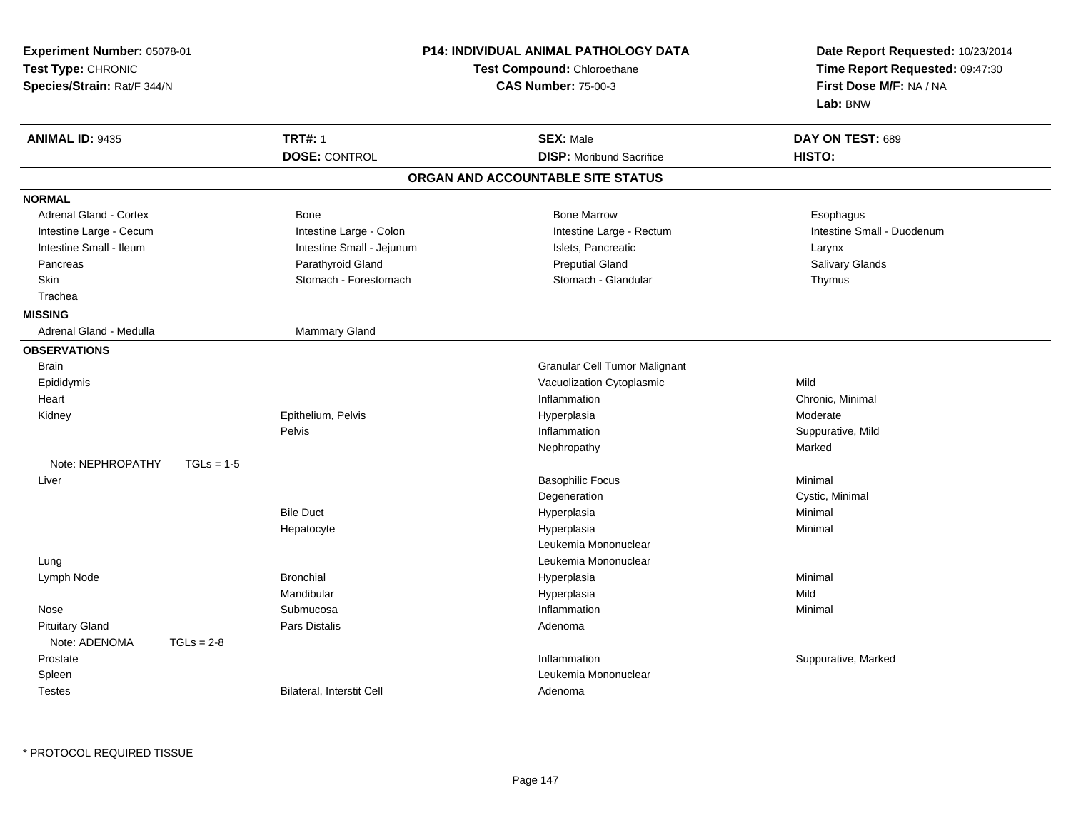**Experiment Number:** 05078-01
**Test Type:** CHRONIC
**Species/Strain:** Rat/F 344/N

**P14: INDIVIDUAL ANIMAL PATHOLOGY DATA**
**Test Compound:** Chloroethane
**CAS Number:** 75-00-3

**Date Report Requested:** 10/23/2014
**Time Report Requested:** 09:47:30
**First Dose M/F:** NA / NA
**Lab:** BNW

| **ANIMAL ID:** 9435 | **TRT#:** 1 | **SEX:** Male | **DAY ON TEST:** 689 |
|---|---|---|---|
| | **DOSE:** CONTROL | **DISP:** Moribund Sacrifice | **HISTO:** |

## ORGAN AND ACCOUNTABLE SITE STATUS

**NORMAL**

| | | | |
|---|---|---|---|
| Adrenal Gland - Cortex | Bone | Bone Marrow | Esophagus |
| Intestine Large - Cecum | Intestine Large - Colon | Intestine Large - Rectum | Intestine Small - Duodenum |
| Intestine Small - Ileum | Intestine Small - Jejunum | Islets, Pancreatic | Larynx |
| Pancreas | Parathyroid Gland | Preputial Gland | Salivary Glands |
| Skin | Stomach - Forestomach | Stomach - Glandular | Thymus |
| Trachea | | | |

**MISSING**

| | |
|---|---|
| Adrenal Gland - Medulla | Mammary Gland |

**OBSERVATIONS**

| | | | |
|---|---|---|---|
| Brain | | Granular Cell Tumor Malignant | |
| Epididymis | | Vacuolization Cytoplasmic | Mild |
| Heart | | Inflammation | Chronic, Minimal |
| Kidney | Epithelium, Pelvis | Hyperplasia | Moderate |
| | Pelvis | Inflammation | Suppurative, Mild |
| | | Nephropathy | Marked |
| Note: NEPHROPATHY TGLs = 1-5 | | | |
| Liver | | Basophilic Focus | Minimal |
| | | Degeneration | Cystic, Minimal |
| | Bile Duct | Hyperplasia | Minimal |
| | Hepatocyte | Hyperplasia | Minimal |
| | | Leukemia Mononuclear | |
| Lung | | Leukemia Mononuclear | |
| Lymph Node | Bronchial | Hyperplasia | Minimal |
| | Mandibular | Hyperplasia | Mild |
| Nose | Submucosa | Inflammation | Minimal |
| Pituitary Gland | Pars Distalis | Adenoma | |
| Note: ADENOMA TGLs = 2-8 | | | |
| Prostate | | Inflammation | Suppurative, Marked |
| Spleen | | Leukemia Mononuclear | |
| Testes | Bilateral, Interstit Cell | Adenoma | |

* PROTOCOL REQUIRED TISSUE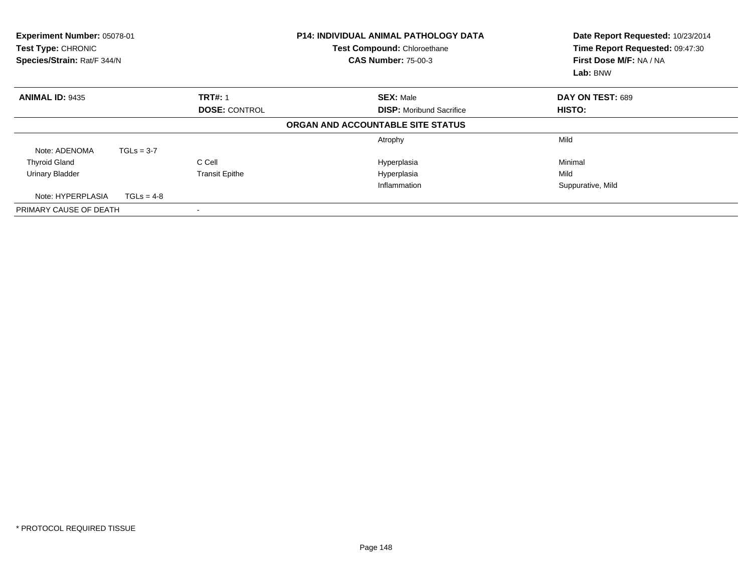**Experiment Number:** 05078-01
**Test Type:** CHRONIC
**Species/Strain:** Rat/F 344/N

**P14: INDIVIDUAL ANIMAL PATHOLOGY DATA**
**Test Compound:** Chloroethane
**CAS Number:** 75-00-3

**Date Report Requested:** 10/23/2014
**Time Report Requested:** 09:47:30
**First Dose M/F:** NA / NA
**Lab:** BNW

| **ANIMAL ID:** 9435 | **TRT#:** 1 | **SEX:** Male | **DAY ON TEST:** 689 |
|---|---|---|---|
| | **DOSE:** CONTROL | **DISP:** Moribund Sacrifice | **HISTO:** |

**ORGAN AND ACCOUNTABLE SITE STATUS**

| | | | |
|---|---|---|---|
| | | Atrophy | Mild |
| Note: ADENOMA TGLs = 3-7 | | | |
| Thyroid Gland | C Cell | Hyperplasia | Minimal |
| Urinary Bladder | Transit Epithe | Hyperplasia | Mild |
| | | Inflammation | Suppurative, Mild |
| Note: HYPERPLASIA TGLs = 4-8 | | | |
| PRIMARY CAUSE OF DEATH | - | | |

* PROTOCOL REQUIRED TISSUE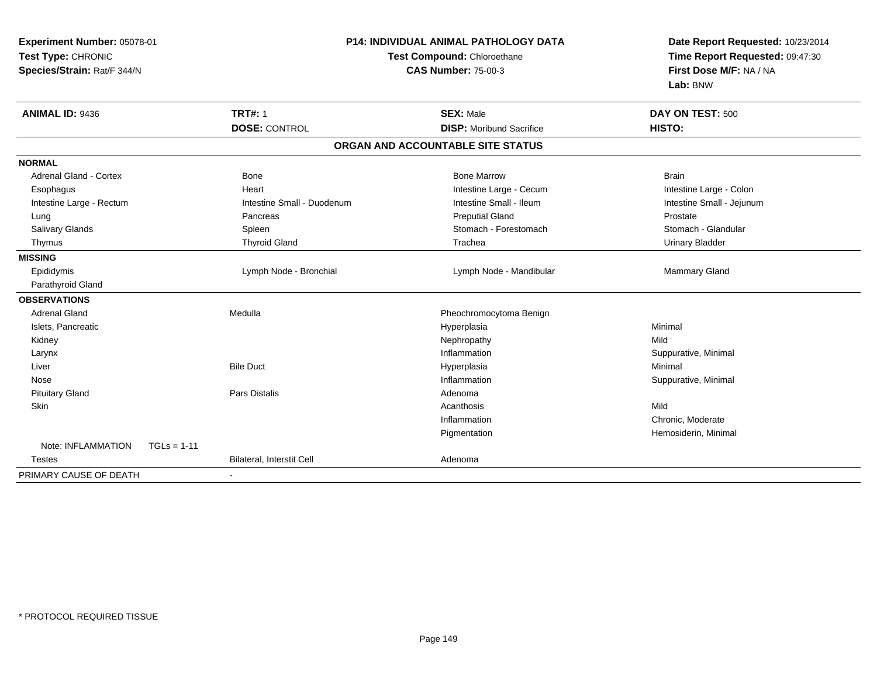**Experiment Number:** 05078-01
**Test Type:** CHRONIC
**Species/Strain:** Rat/F 344/N

**P14: INDIVIDUAL ANIMAL PATHOLOGY DATA**
**Test Compound:** Chloroethane
**CAS Number:** 75-00-3

**Date Report Requested:** 10/23/2014
**Time Report Requested:** 09:47:30
**First Dose M/F:** NA / NA
**Lab:** BNW

| **ANIMAL ID:** 9436 | **TRT#:** 1 | **SEX:** Male | **DAY ON TEST:** 500 |
|---|---|---|---|
| | **DOSE:** CONTROL | **DISP:** Moribund Sacrifice | **HISTO:** |

**ORGAN AND ACCOUNTABLE SITE STATUS**

| | | | |
|---|---|---|---|
| **NORMAL** | | | |
| Adrenal Gland - Cortex | Bone | Bone Marrow | Brain |
| Esophagus | Heart | Intestine Large - Cecum | Intestine Large - Colon |
| Intestine Large - Rectum | Intestine Small - Duodenum | Intestine Small - Ileum | Intestine Small - Jejunum |
| Lung | Pancreas | Preputial Gland | Prostate |
| Salivary Glands | Spleen | Stomach - Forestomach | Stomach - Glandular |
| Thymus | Thyroid Gland | Trachea | Urinary Bladder |
| **MISSING** | | | |
| Epididymis | Lymph Node - Bronchial | Lymph Node - Mandibular | Mammary Gland |
| Parathyroid Gland | | | |
| **OBSERVATIONS** | | | |
| Adrenal Gland | Medulla | Pheochromocytoma Benign | |
| Islets, Pancreatic | | Hyperplasia | Minimal |
| Kidney | | Nephropathy | Mild |
| Larynx | | Inflammation | Suppurative, Minimal |
| Liver | Bile Duct | Hyperplasia | Minimal |
| Nose | | Inflammation | Suppurative, Minimal |
| Pituitary Gland | Pars Distalis | Adenoma | |
| Skin | | Acanthosis | Mild |
| | | Inflammation | Chronic, Moderate |
| | | Pigmentation | Hemosiderin, Minimal |
| Note: INFLAMMATION TGLs = 1-11 | | | |
| Testes | Bilateral, Interstit Cell | Adenoma | |
| PRIMARY CAUSE OF DEATH | - | | |

* PROTOCOL REQUIRED TISSUE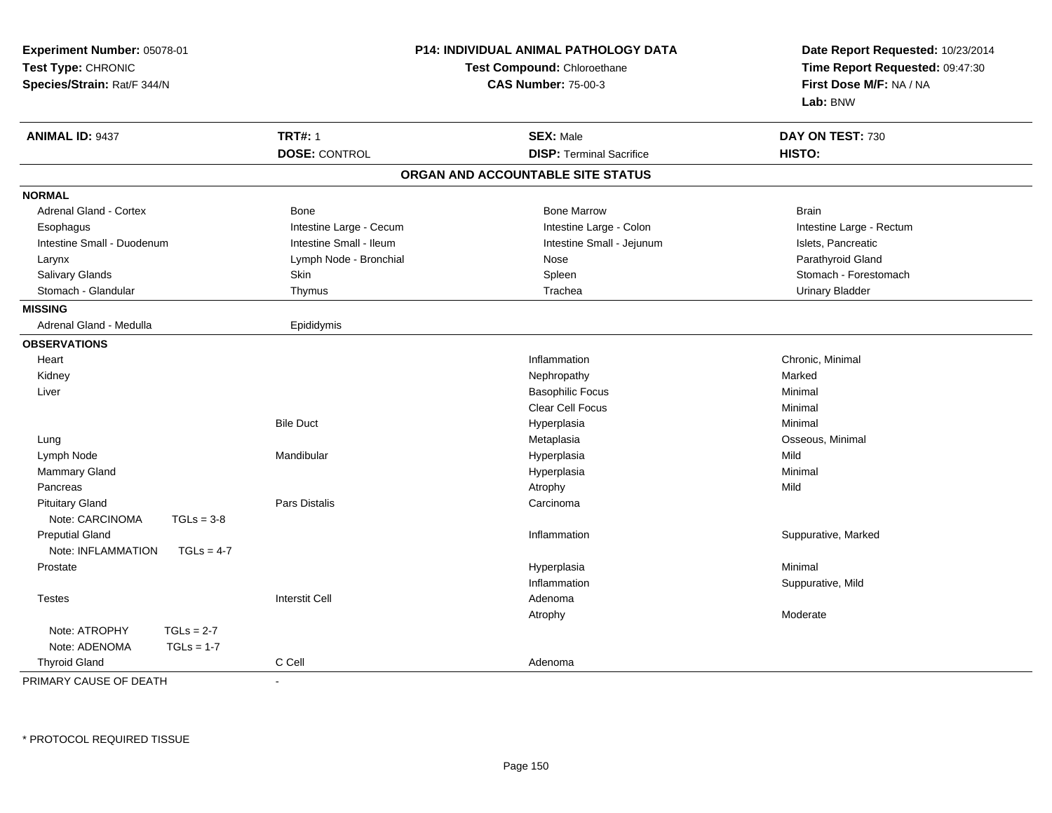**Experiment Number:** 05078-01
**Test Type:** CHRONIC
**Species/Strain:** Rat/F 344/N

**P14: INDIVIDUAL ANIMAL PATHOLOGY DATA**
**Test Compound:** Chloroethane
**CAS Number:** 75-00-3

**Date Report Requested:** 10/23/2014
**Time Report Requested:** 09:47:30
**First Dose M/F:** NA / NA
**Lab:** BNW

| **ANIMAL ID:** 9437 | **TRT#:** 1 | **SEX:** Male | **DAY ON TEST:** 730 |
|---|---|---|---|
| | **DOSE:** CONTROL | **DISP:** Terminal Sacrifice | **HISTO:** |

**ORGAN AND ACCOUNTABLE SITE STATUS**

| | | | |
|---|---|---|---|
| **NORMAL** | | | |
| Adrenal Gland - Cortex | Bone | Bone Marrow | Brain |
| Esophagus | Intestine Large - Cecum | Intestine Large - Colon | Intestine Large - Rectum |
| Intestine Small - Duodenum | Intestine Small - Ileum | Intestine Small - Jejunum | Islets, Pancreatic |
| Larynx | Lymph Node - Bronchial | Nose | Parathyroid Gland |
| Salivary Glands | Skin | Spleen | Stomach - Forestomach |
| Stomach - Glandular | Thymus | Trachea | Urinary Bladder |
| **MISSING** | | | |
| Adrenal Gland - Medulla | Epididymis | | |
| **OBSERVATIONS** | | | |
| Heart | | Inflammation | Chronic, Minimal |
| Kidney | | Nephropathy | Marked |
| Liver | | Basophilic Focus | Minimal |
| | | Clear Cell Focus | Minimal |
| | Bile Duct | Hyperplasia | Minimal |
| Lung | | Metaplasia | Osseous, Minimal |
| Lymph Node | Mandibular | Hyperplasia | Mild |
| Mammary Gland | | Hyperplasia | Minimal |
| Pancreas | | Atrophy | Mild |
| Pituitary Gland | Pars Distalis | Carcinoma | |
| Note: CARCINOMA TGLs = 3-8 | | | |
| Preputial Gland | | Inflammation | Suppurative, Marked |
| Note: INFLAMMATION TGLs = 4-7 | | | |
| Prostate | | Hyperplasia | Minimal |
| | | Inflammation | Suppurative, Mild |
| Testes | Interstit Cell | Adenoma | |
| | | Atrophy | Moderate |
| Note: ATROPHY TGLs = 2-7 | | | |
| Note: ADENOMA TGLs = 1-7 | | | |
| Thyroid Gland | C Cell | Adenoma | |

PRIMARY CAUSE OF DEATH -

\* PROTOCOL REQUIRED TISSUE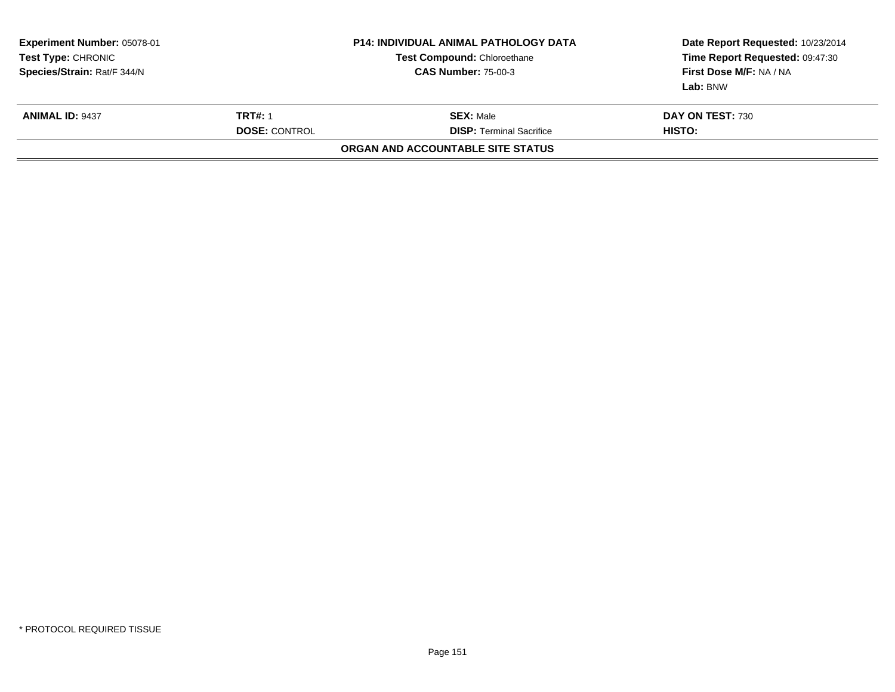**Experiment Number:** 05078-01
**Test Type:** CHRONIC
**Species/Strain:** Rat/F 344/N

**P14: INDIVIDUAL ANIMAL PATHOLOGY DATA**
**Test Compound:** Chloroethane
**CAS Number:** 75-00-3

**Date Report Requested:** 10/23/2014
**Time Report Requested:** 09:47:30
**First Dose M/F:** NA / NA
**Lab:** BNW

| **ANIMAL ID:** 9437 | **TRT#:** 1 | **SEX:** Male | **DAY ON TEST:** 730 |
|---|---|---|---|
| | **DOSE:** CONTROL | **DISP:** Terminal Sacrifice | **HISTO:** |

**ORGAN AND ACCOUNTABLE SITE STATUS**

* PROTOCOL REQUIRED TISSUE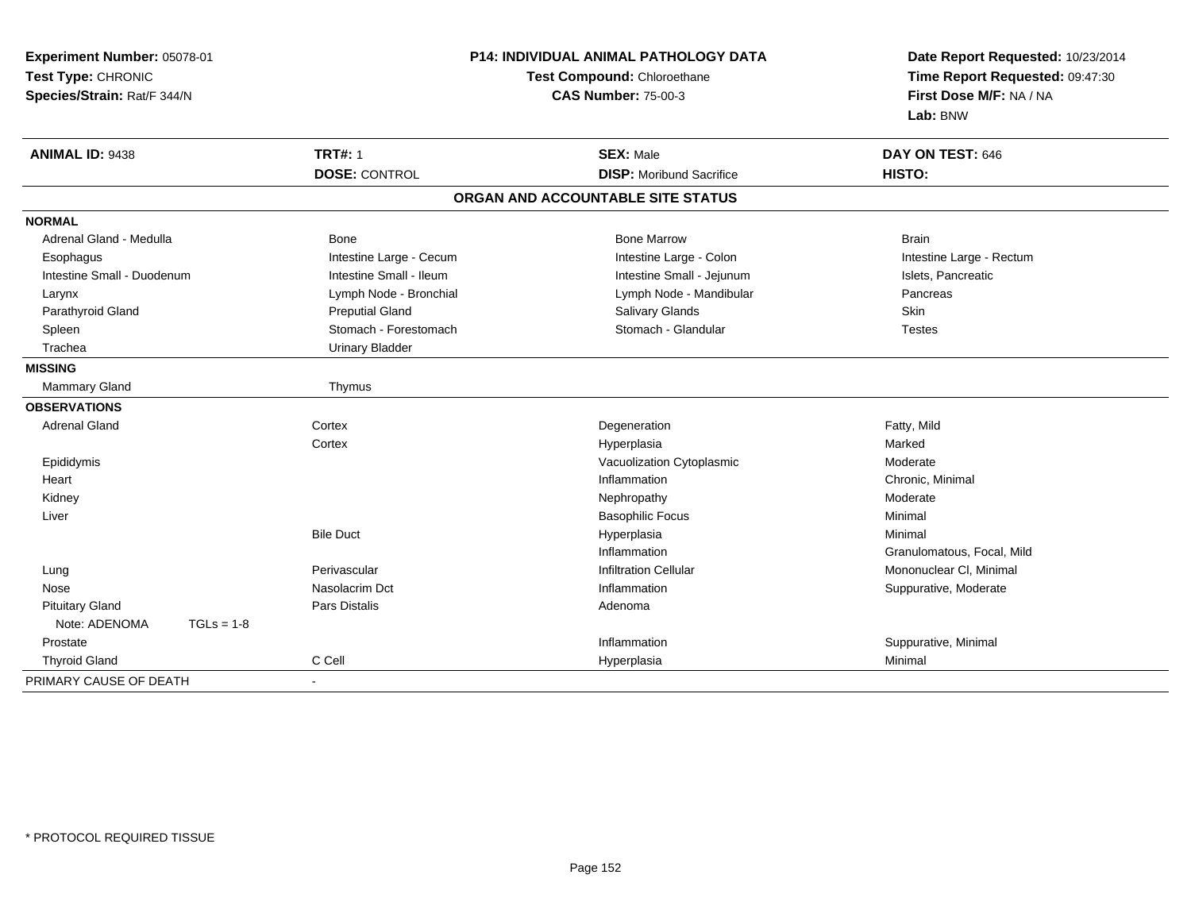**Experiment Number:** 05078-01
**Test Type:** CHRONIC
**Species/Strain:** Rat/F 344/N

**P14: INDIVIDUAL ANIMAL PATHOLOGY DATA**
**Test Compound:** Chloroethane
**CAS Number:** 75-00-3

**Date Report Requested:** 10/23/2014
**Time Report Requested:** 09:47:30
**First Dose M/F:** NA / NA
**Lab:** BNW

| **ANIMAL ID:** 9438 | **TRT#:** 1 | **SEX:** Male | **DAY ON TEST:** 646 |
|---|---|---|---|
| | **DOSE:** CONTROL | **DISP:** Moribund Sacrifice | **HISTO:** |

**ORGAN AND ACCOUNTABLE SITE STATUS**

**NORMAL**

| | | | |
|---|---|---|---|
| Adrenal Gland - Medulla | Bone | Bone Marrow | Brain |
| Esophagus | Intestine Large - Cecum | Intestine Large - Colon | Intestine Large - Rectum |
| Intestine Small - Duodenum | Intestine Small - Ileum | Intestine Small - Jejunum | Islets, Pancreatic |
| Larynx | Lymph Node - Bronchial | Lymph Node - Mandibular | Pancreas |
| Parathyroid Gland | Preputial Gland | Salivary Glands | Skin |
| Spleen | Stomach - Forestomach | Stomach - Glandular | Testes |
| Trachea | Urinary Bladder | | |

**MISSING**

| | |
|---|---|
| Mammary Gland | Thymus |

**OBSERVATIONS**

| | | | |
|---|---|---|---|
| Adrenal Gland | Cortex | Degeneration | Fatty, Mild |
| | Cortex | Hyperplasia | Marked |
| Epididymis | | Vacuolization Cytoplasmic | Moderate |
| Heart | | Inflammation | Chronic, Minimal |
| Kidney | | Nephropathy | Moderate |
| Liver | | Basophilic Focus | Minimal |
| | Bile Duct | Hyperplasia | Minimal |
| | | Inflammation | Granulomatous, Focal, Mild |
| Lung | Perivascular | Infiltration Cellular | Mononuclear Cl, Minimal |
| Nose | Nasolacrim Dct | Inflammation | Suppurative, Moderate |
| Pituitary Gland | Pars Distalis | Adenoma | |
| Note: ADENOMA TGLs = 1-8 | | | |
| Prostate | | Inflammation | Suppurative, Minimal |
| Thyroid Gland | C Cell | Hyperplasia | Minimal |

PRIMARY CAUSE OF DEATH -

\* PROTOCOL REQUIRED TISSUE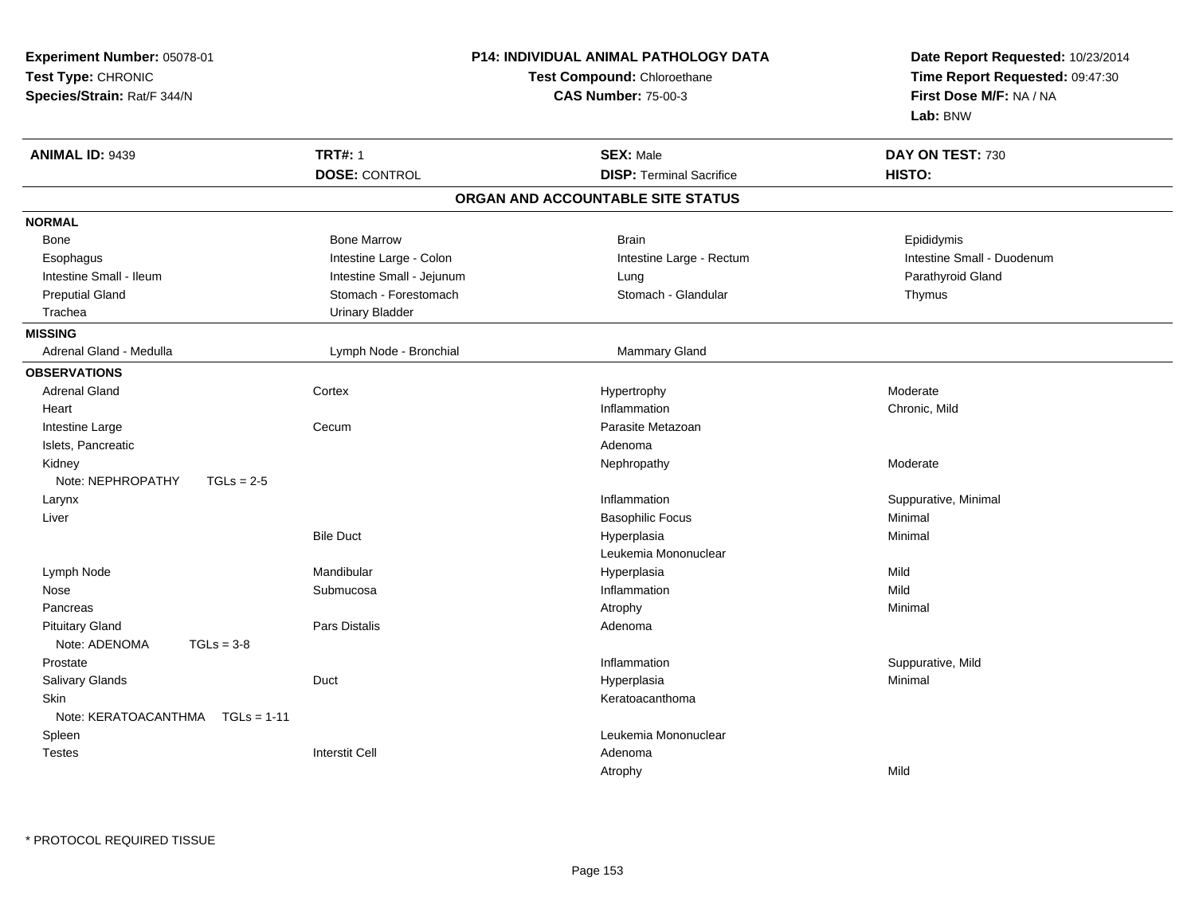**Experiment Number:** 05078-01
**Test Type:** CHRONIC
**Species/Strain:** Rat/F 344/N

**P14: INDIVIDUAL ANIMAL PATHOLOGY DATA**
**Test Compound:** Chloroethane
**CAS Number:** 75-00-3

**Date Report Requested:** 10/23/2014
**Time Report Requested:** 09:47:30
**First Dose M/F:** NA / NA
**Lab:** BNW

| **ANIMAL ID:** 9439 | **TRT#:** 1 | **SEX:** Male | **DAY ON TEST:** 730 |
|---|---|---|---|
| | **DOSE:** CONTROL | **DISP:** Terminal Sacrifice | **HISTO:** |

## ORGAN AND ACCOUNTABLE SITE STATUS

**NORMAL**

| | | | |
|---|---|---|---|
| Bone | Bone Marrow | Brain | Epididymis |
| Esophagus | Intestine Large - Colon | Intestine Large - Rectum | Intestine Small - Duodenum |
| Intestine Small - Ileum | Intestine Small - Jejunum | Lung | Parathyroid Gland |
| Preputial Gland | Stomach - Forestomach | Stomach - Glandular | Thymus |
| Trachea | Urinary Bladder | | |

**MISSING**

| | | |
|---|---|---|
| Adrenal Gland - Medulla | Lymph Node - Bronchial | Mammary Gland |

**OBSERVATIONS**

| Organ | Site | Observation | Severity |
|---|---|---|---|
| Adrenal Gland | Cortex | Hypertrophy | Moderate |
| Heart | | Inflammation | Chronic, Mild |
| Intestine Large | Cecum | Parasite Metazoan | |
| Islets, Pancreatic | | Adenoma | |
| Kidney | | Nephropathy | Moderate |
| Note: NEPHROPATHY TGLs = 2-5 | | | |
| Larynx | | Inflammation | Suppurative, Minimal |
| Liver | | Basophilic Focus | Minimal |
| | Bile Duct | Hyperplasia | Minimal |
| | | Leukemia Mononuclear | |
| Lymph Node | Mandibular | Hyperplasia | Mild |
| Nose | Submucosa | Inflammation | Mild |
| Pancreas | | Atrophy | Minimal |
| Pituitary Gland | Pars Distalis | Adenoma | |
| Note: ADENOMA TGLs = 3-8 | | | |
| Prostate | | Inflammation | Suppurative, Mild |
| Salivary Glands | Duct | Hyperplasia | Minimal |
| Skin | | Keratoacanthoma | |
| Note: KERATOACANTHMA TGLs = 1-11 | | | |
| Spleen | | Leukemia Mononuclear | |
| Testes | Interstit Cell | Adenoma | |
| | | Atrophy | Mild |

* PROTOCOL REQUIRED TISSUE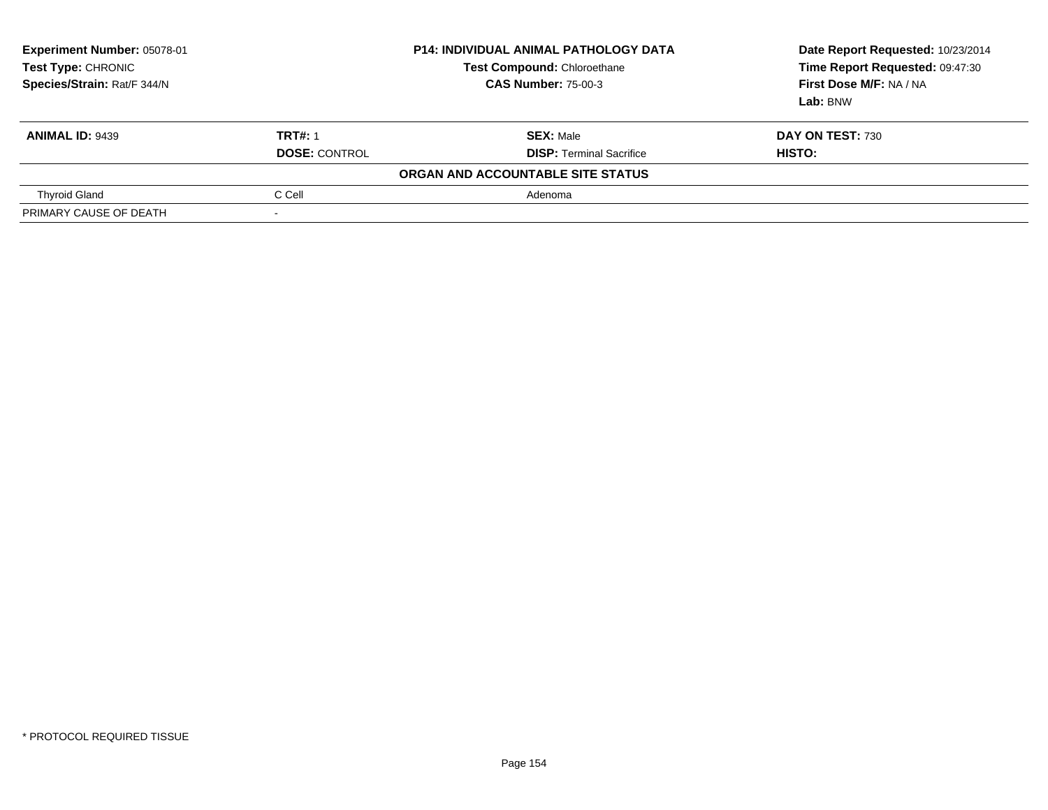**Experiment Number:** 05078-01
**Test Type:** CHRONIC
**Species/Strain:** Rat/F 344/N

**P14: INDIVIDUAL ANIMAL PATHOLOGY DATA**
**Test Compound:** Chloroethane
**CAS Number:** 75-00-3

**Date Report Requested:** 10/23/2014
**Time Report Requested:** 09:47:30
**First Dose M/F:** NA / NA
**Lab:** BNW

| **ANIMAL ID:** 9439 | **TRT#:** 1 | **SEX:** Male | **DAY ON TEST:** 730 |
|---|---|---|---|
| | **DOSE:** CONTROL | **DISP:** Terminal Sacrifice | **HISTO:** |
| | | **ORGAN AND ACCOUNTABLE SITE STATUS** | |
| Thyroid Gland | C Cell | Adenoma | |
| PRIMARY CAUSE OF DEATH | - | | |

* PROTOCOL REQUIRED TISSUE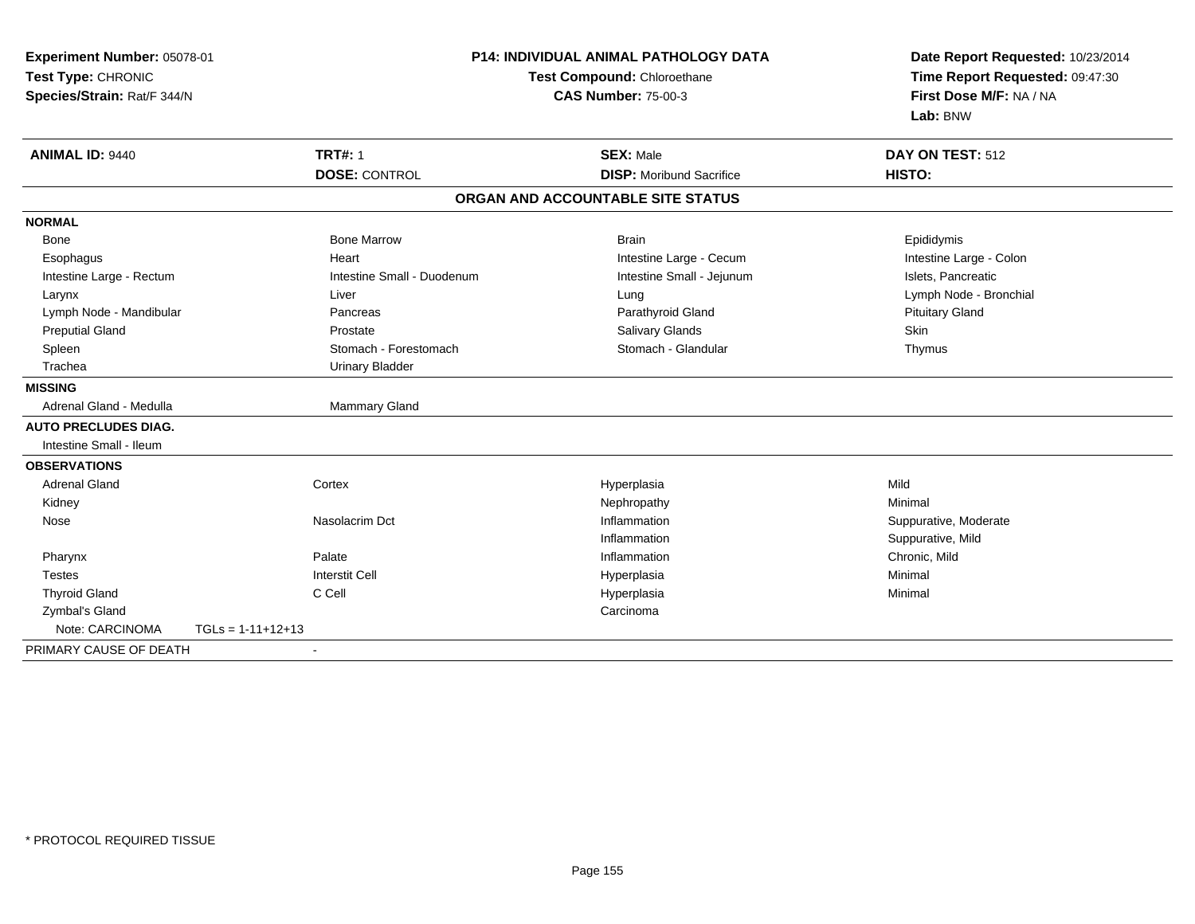**Experiment Number:** 05078-01
**Test Type:** CHRONIC
**Species/Strain:** Rat/F 344/N

**P14: INDIVIDUAL ANIMAL PATHOLOGY DATA**
**Test Compound:** Chloroethane
**CAS Number:** 75-00-3

**Date Report Requested:** 10/23/2014
**Time Report Requested:** 09:47:30
**First Dose M/F:** NA / NA
**Lab:** BNW

| **ANIMAL ID:** 9440 | **TRT#:** 1 | **SEX:** Male | **DAY ON TEST:** 512 |
|---|---|---|---|
| | **DOSE:** CONTROL | **DISP:** Moribund Sacrifice | **HISTO:** |

**ORGAN AND ACCOUNTABLE SITE STATUS**

| | | | |
|---|---|---|---|
| **NORMAL** | | | |
| Bone | Bone Marrow | Brain | Epididymis |
| Esophagus | Heart | Intestine Large - Cecum | Intestine Large - Colon |
| Intestine Large - Rectum | Intestine Small - Duodenum | Intestine Small - Jejunum | Islets, Pancreatic |
| Larynx | Liver | Lung | Lymph Node - Bronchial |
| Lymph Node - Mandibular | Pancreas | Parathyroid Gland | Pituitary Gland |
| Preputial Gland | Prostate | Salivary Glands | Skin |
| Spleen | Stomach - Forestomach | Stomach - Glandular | Thymus |
| Trachea | Urinary Bladder | | |
| **MISSING** | | | |
| Adrenal Gland - Medulla | Mammary Gland | | |
| **AUTO PRECLUDES DIAG.** | | | |
| Intestine Small - Ileum | | | |
| **OBSERVATIONS** | | | |
| Adrenal Gland | Cortex | Hyperplasia | Mild |
| Kidney | | Nephropathy | Minimal |
| Nose | Nasolacrim Dct | Inflammation | Suppurative, Moderate |
| | | Inflammation | Suppurative, Mild |
| Pharynx | Palate | Inflammation | Chronic, Mild |
| Testes | Interstit Cell | Hyperplasia | Minimal |
| Thyroid Gland | C Cell | Hyperplasia | Minimal |
| Zymbal's Gland | | Carcinoma | |
| Note: CARCINOMA TGLs = 1-11+12+13 | | | |
| PRIMARY CAUSE OF DEATH | - | | |

* PROTOCOL REQUIRED TISSUE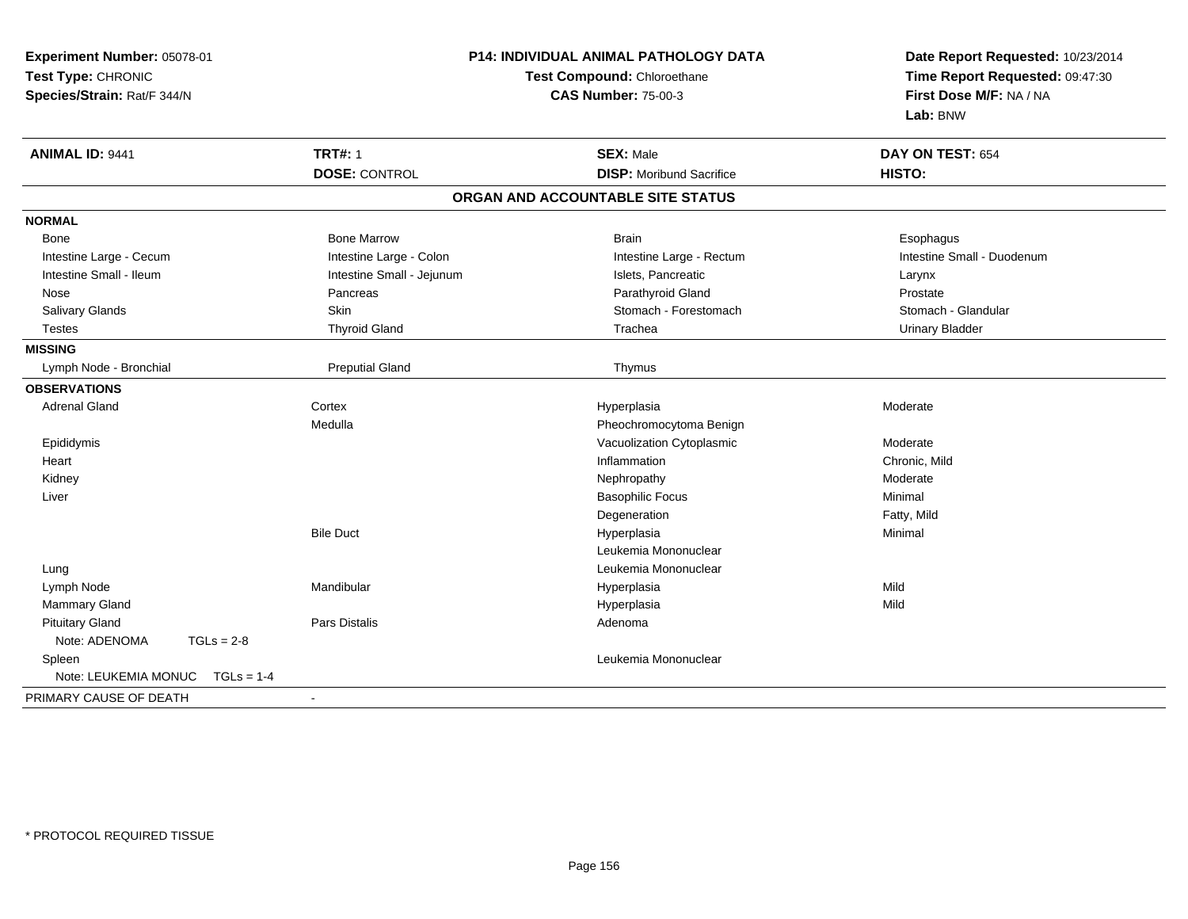**Experiment Number:** 05078-01
**Test Type:** CHRONIC
**Species/Strain:** Rat/F 344/N

**P14: INDIVIDUAL ANIMAL PATHOLOGY DATA**
**Test Compound:** Chloroethane
**CAS Number:** 75-00-3

**Date Report Requested:** 10/23/2014
**Time Report Requested:** 09:47:30
**First Dose M/F:** NA / NA
**Lab:** BNW

| **ANIMAL ID:** 9441 | **TRT#:** 1 | **SEX:** Male | **DAY ON TEST:** 654 |
|---|---|---|---|
| | **DOSE:** CONTROL | **DISP:** Moribund Sacrifice | **HISTO:** |

## ORGAN AND ACCOUNTABLE SITE STATUS

| | | | |
|---|---|---|---|
| **NORMAL** | | | |
| Bone | Bone Marrow | Brain | Esophagus |
| Intestine Large - Cecum | Intestine Large - Colon | Intestine Large - Rectum | Intestine Small - Duodenum |
| Intestine Small - Ileum | Intestine Small - Jejunum | Islets, Pancreatic | Larynx |
| Nose | Pancreas | Parathyroid Gland | Prostate |
| Salivary Glands | Skin | Stomach - Forestomach | Stomach - Glandular |
| Testes | Thyroid Gland | Trachea | Urinary Bladder |
| **MISSING** | | | |
| Lymph Node - Bronchial | Preputial Gland | Thymus | |
| **OBSERVATIONS** | | | |
| Adrenal Gland | Cortex | Hyperplasia | Moderate |
| | Medulla | Pheochromocytoma Benign | |
| Epididymis | | Vacuolization Cytoplasmic | Moderate |
| Heart | | Inflammation | Chronic, Mild |
| Kidney | | Nephropathy | Moderate |
| Liver | | Basophilic Focus | Minimal |
| | | Degeneration | Fatty, Mild |
| | Bile Duct | Hyperplasia | Minimal |
| | | Leukemia Mononuclear | |
| Lung | | Leukemia Mononuclear | |
| Lymph Node | Mandibular | Hyperplasia | Mild |
| Mammary Gland | | Hyperplasia | Mild |
| Pituitary Gland | Pars Distalis | Adenoma | |
| Note: ADENOMA TGLs = 2-8 | | | |
| Spleen | | Leukemia Mononuclear | |
| Note: LEUKEMIA MONUC TGLs = 1-4 | | | |
| PRIMARY CAUSE OF DEATH | - | | |

* PROTOCOL REQUIRED TISSUE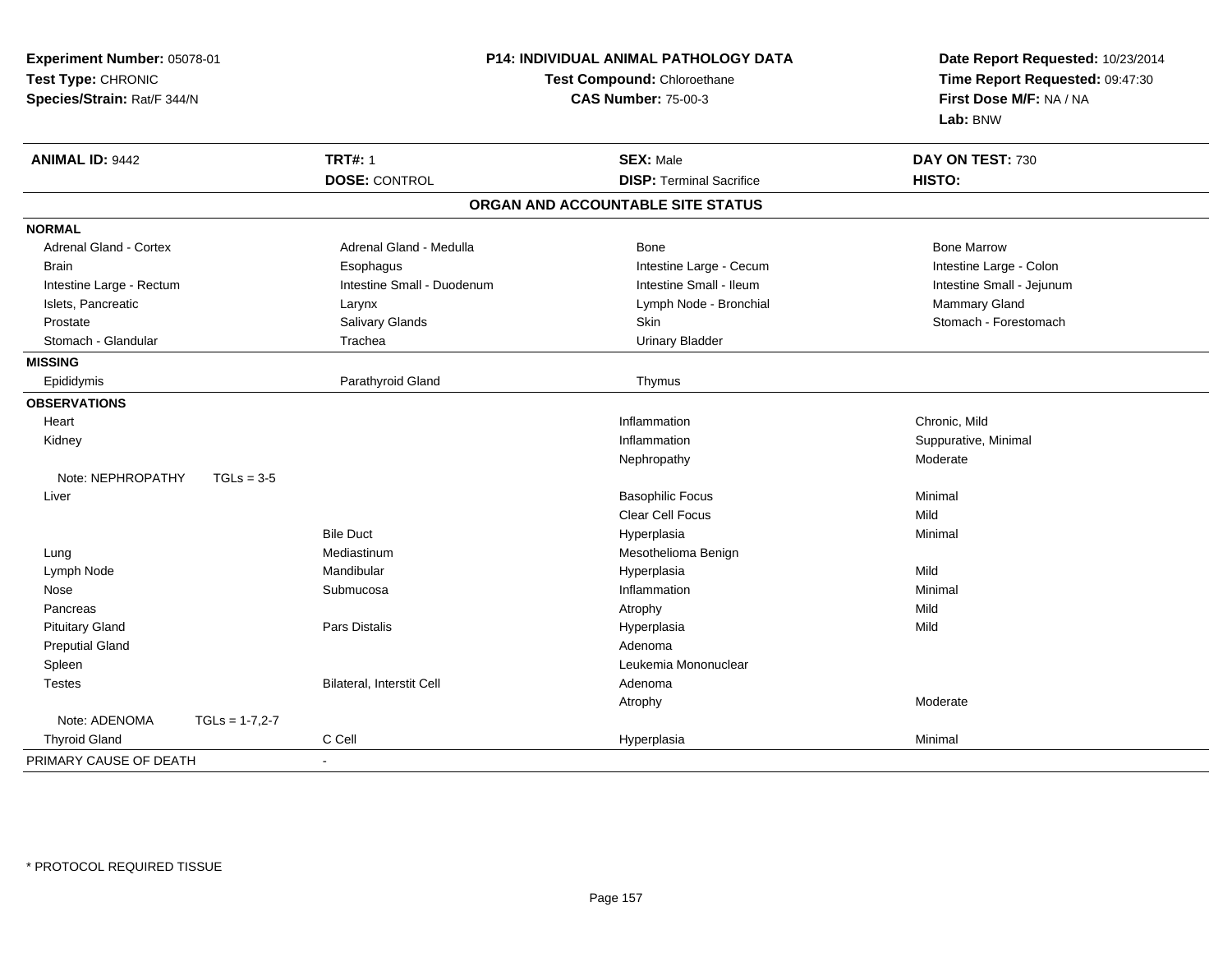**Experiment Number:** 05078-01
**Test Type:** CHRONIC
**Species/Strain:** Rat/F 344/N

**P14: INDIVIDUAL ANIMAL PATHOLOGY DATA**
**Test Compound:** Chloroethane
**CAS Number:** 75-00-3

**Date Report Requested:** 10/23/2014
**Time Report Requested:** 09:47:30
**First Dose M/F:** NA / NA
**Lab:** BNW

| **ANIMAL ID:** 9442 | **TRT#:** 1 | **SEX:** Male | **DAY ON TEST:** 730 |
|---|---|---|---|
| | **DOSE:** CONTROL | **DISP:** Terminal Sacrifice | **HISTO:** |

## ORGAN AND ACCOUNTABLE SITE STATUS

| | | | |
|---|---|---|---|
| **NORMAL** | | | |
| Adrenal Gland - Cortex | Adrenal Gland - Medulla | Bone | Bone Marrow |
| Brain | Esophagus | Intestine Large - Cecum | Intestine Large - Colon |
| Intestine Large - Rectum | Intestine Small - Duodenum | Intestine Small - Ileum | Intestine Small - Jejunum |
| Islets, Pancreatic | Larynx | Lymph Node - Bronchial | Mammary Gland |
| Prostate | Salivary Glands | Skin | Stomach - Forestomach |
| Stomach - Glandular | Trachea | Urinary Bladder | |
| **MISSING** | | | |
| Epididymis | Parathyroid Gland | Thymus | |
| **OBSERVATIONS** | | | |
| Heart | | Inflammation | Chronic, Mild |
| Kidney | | Inflammation | Suppurative, Minimal |
| | | Nephropathy | Moderate |
| Note: NEPHROPATHY TGLs = 3-5 | | | |
| Liver | | Basophilic Focus | Minimal |
| | | Clear Cell Focus | Mild |
| | Bile Duct | Hyperplasia | Minimal |
| Lung | Mediastinum | Mesothelioma Benign | |
| Lymph Node | Mandibular | Hyperplasia | Mild |
| Nose | Submucosa | Inflammation | Minimal |
| Pancreas | | Atrophy | Mild |
| Pituitary Gland | Pars Distalis | Hyperplasia | Mild |
| Preputial Gland | | Adenoma | |
| Spleen | | Leukemia Mononuclear | |
| Testes | Bilateral, Interstit Cell | Adenoma | |
| | | Atrophy | Moderate |
| Note: ADENOMA TGLs = 1-7,2-7 | | | |
| Thyroid Gland | C Cell | Hyperplasia | Minimal |
| PRIMARY CAUSE OF DEATH | - | | |

* PROTOCOL REQUIRED TISSUE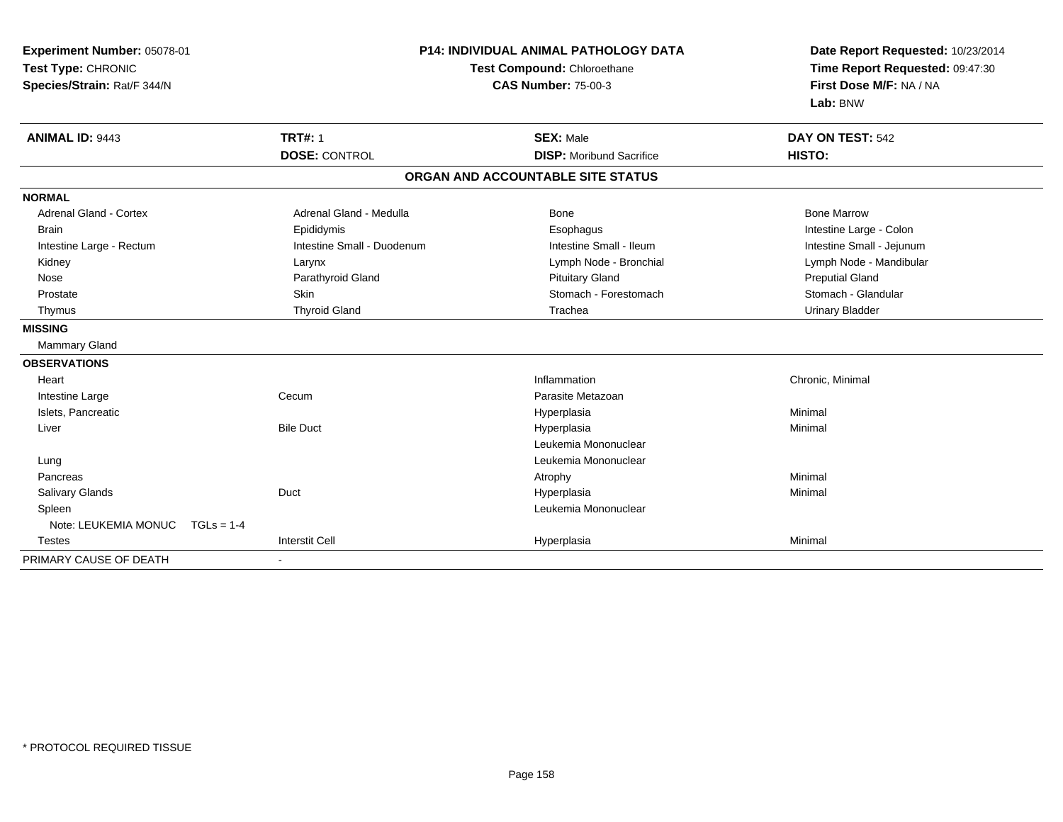**Experiment Number:** 05078-01
**Test Type:** CHRONIC
**Species/Strain:** Rat/F 344/N

**P14: INDIVIDUAL ANIMAL PATHOLOGY DATA**
**Test Compound:** Chloroethane
**CAS Number:** 75-00-3

**Date Report Requested:** 10/23/2014
**Time Report Requested:** 09:47:30
**First Dose M/F:** NA / NA
**Lab:** BNW

| **ANIMAL ID:** 9443 | **TRT#:** 1 | **SEX:** Male | **DAY ON TEST:** 542 |
|---|---|---|---|
| | **DOSE:** CONTROL | **DISP:** Moribund Sacrifice | **HISTO:** |

**ORGAN AND ACCOUNTABLE SITE STATUS**

| | | | |
|---|---|---|---|
| **NORMAL** | | | |
| Adrenal Gland - Cortex | Adrenal Gland - Medulla | Bone | Bone Marrow |
| Brain | Epididymis | Esophagus | Intestine Large - Colon |
| Intestine Large - Rectum | Intestine Small - Duodenum | Intestine Small - Ileum | Intestine Small - Jejunum |
| Kidney | Larynx | Lymph Node - Bronchial | Lymph Node - Mandibular |
| Nose | Parathyroid Gland | Pituitary Gland | Preputial Gland |
| Prostate | Skin | Stomach - Forestomach | Stomach - Glandular |
| Thymus | Thyroid Gland | Trachea | Urinary Bladder |
| **MISSING** | | | |
| Mammary Gland | | | |
| **OBSERVATIONS** | | | |
| Heart | | Inflammation | Chronic, Minimal |
| Intestine Large | Cecum | Parasite Metazoan | |
| Islets, Pancreatic | | Hyperplasia | Minimal |
| Liver | Bile Duct | Hyperplasia | Minimal |
| | | Leukemia Mononuclear | |
| Lung | | Leukemia Mononuclear | |
| Pancreas | | Atrophy | Minimal |
| Salivary Glands | Duct | Hyperplasia | Minimal |
| Spleen | | Leukemia Mononuclear | |
| Note: LEUKEMIA MONUC TGLs = 1-4 | | | |
| Testes | Interstit Cell | Hyperplasia | Minimal |
| PRIMARY CAUSE OF DEATH | - | | |

\* PROTOCOL REQUIRED TISSUE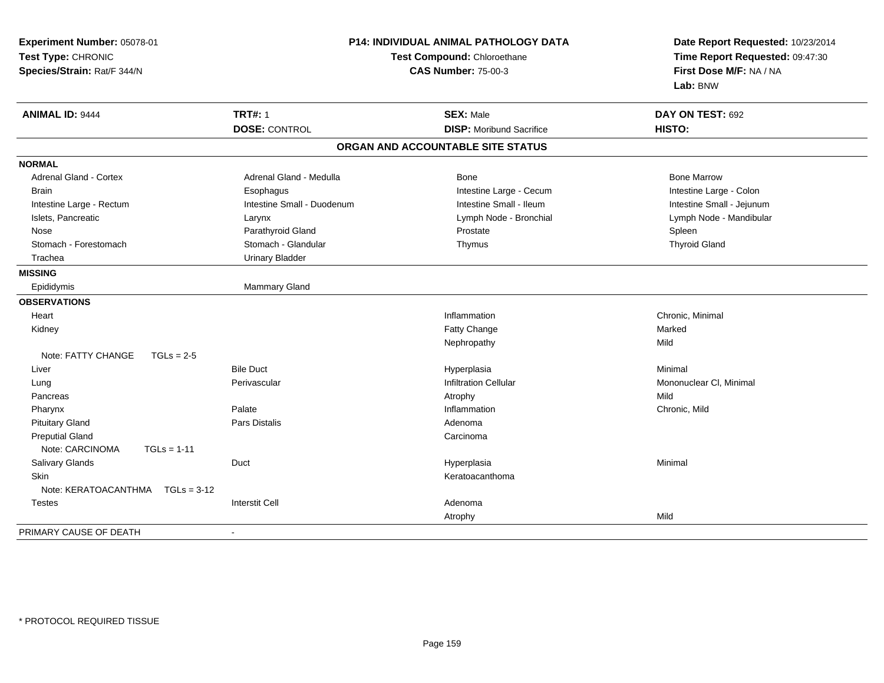**Experiment Number:** 05078-01
**Test Type:** CHRONIC
**Species/Strain:** Rat/F 344/N

**P14: INDIVIDUAL ANIMAL PATHOLOGY DATA**
**Test Compound:** Chloroethane
**CAS Number:** 75-00-3

**Date Report Requested:** 10/23/2014
**Time Report Requested:** 09:47:30
**First Dose M/F:** NA / NA
**Lab:** BNW

| **ANIMAL ID:** 9444 | **TRT#:** 1 | **SEX:** Male | **DAY ON TEST:** 692 |
|---|---|---|---|
| | **DOSE:** CONTROL | **DISP:** Moribund Sacrifice | **HISTO:** |

## ORGAN AND ACCOUNTABLE SITE STATUS

| | | | |
|---|---|---|---|
| **NORMAL** | | | |
| Adrenal Gland - Cortex | Adrenal Gland - Medulla | Bone | Bone Marrow |
| Brain | Esophagus | Intestine Large - Cecum | Intestine Large - Colon |
| Intestine Large - Rectum | Intestine Small - Duodenum | Intestine Small - Ileum | Intestine Small - Jejunum |
| Islets, Pancreatic | Larynx | Lymph Node - Bronchial | Lymph Node - Mandibular |
| Nose | Parathyroid Gland | Prostate | Spleen |
| Stomach - Forestomach | Stomach - Glandular | Thymus | Thyroid Gland |
| Trachea | Urinary Bladder | | |
| **MISSING** | | | |
| Epididymis | Mammary Gland | | |
| **OBSERVATIONS** | | | |
| Heart | | Inflammation | Chronic, Minimal |
| Kidney | | Fatty Change | Marked |
| | | Nephropathy | Mild |
| Note: FATTY CHANGE TGLs = 2-5 | | | |
| Liver | Bile Duct | Hyperplasia | Minimal |
| Lung | Perivascular | Infiltration Cellular | Mononuclear Cl, Minimal |
| Pancreas | | Atrophy | Mild |
| Pharynx | Palate | Inflammation | Chronic, Mild |
| Pituitary Gland | Pars Distalis | Adenoma | |
| Preputial Gland | | Carcinoma | |
| Note: CARCINOMA TGLs = 1-11 | | | |
| Salivary Glands | Duct | Hyperplasia | Minimal |
| Skin | | Keratoacanthoma | |
| Note: KERATOACANTHMA TGLs = 3-12 | | | |
| Testes | Interstit Cell | Adenoma | |
| | | Atrophy | Mild |
| PRIMARY CAUSE OF DEATH | - | | |

\* PROTOCOL REQUIRED TISSUE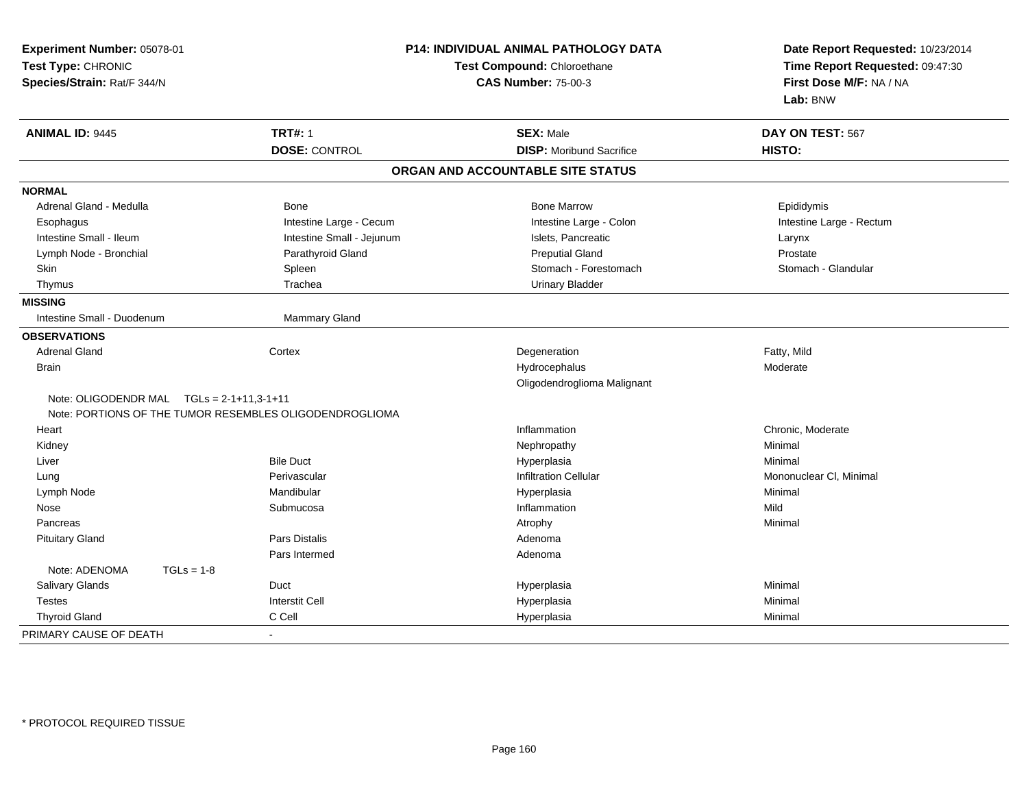**Experiment Number:** 05078-01
**Test Type:** CHRONIC
**Species/Strain:** Rat/F 344/N

**P14: INDIVIDUAL ANIMAL PATHOLOGY DATA**
**Test Compound:** Chloroethane
**CAS Number:** 75-00-3

**Date Report Requested:** 10/23/2014
**Time Report Requested:** 09:47:30
**First Dose M/F:** NA / NA
**Lab:** BNW

| **ANIMAL ID:** 9445 | **TRT#:** 1 | **SEX:** Male | **DAY ON TEST:** 567 |
|---|---|---|---|
| | **DOSE:** CONTROL | **DISP:** Moribund Sacrifice | **HISTO:** |

## ORGAN AND ACCOUNTABLE SITE STATUS

| | | | |
|---|---|---|---|
| **NORMAL** | | | |
| Adrenal Gland - Medulla | Bone | Bone Marrow | Epididymis |
| Esophagus | Intestine Large - Cecum | Intestine Large - Colon | Intestine Large - Rectum |
| Intestine Small - Ileum | Intestine Small - Jejunum | Islets, Pancreatic | Larynx |
| Lymph Node - Bronchial | Parathyroid Gland | Preputial Gland | Prostate |
| Skin | Spleen | Stomach - Forestomach | Stomach - Glandular |
| Thymus | Trachea | Urinary Bladder | |
| **MISSING** | | | |
| Intestine Small - Duodenum | Mammary Gland | | |
| **OBSERVATIONS** | | | |
| Adrenal Gland | Cortex | Degeneration | Fatty, Mild |
| Brain | | Hydrocephalus | Moderate |
| | | Oligodendroglioma Malignant | |
| Note: OLIGODENDR MAL TGLs = 2-1+11,3-1+11 | | | |
| Note: PORTIONS OF THE TUMOR RESEMBLES OLIGODENDROGLIOMA | | | |
| Heart | | Inflammation | Chronic, Moderate |
| Kidney | | Nephropathy | Minimal |
| Liver | Bile Duct | Hyperplasia | Minimal |
| Lung | Perivascular | Infiltration Cellular | Mononuclear Cl, Minimal |
| Lymph Node | Mandibular | Hyperplasia | Minimal |
| Nose | Submucosa | Inflammation | Mild |
| Pancreas | | Atrophy | Minimal |
| Pituitary Gland | Pars Distalis | Adenoma | |
| | Pars Intermed | Adenoma | |
| Note: ADENOMA TGLs = 1-8 | | | |
| Salivary Glands | Duct | Hyperplasia | Minimal |
| Testes | Interstit Cell | Hyperplasia | Minimal |
| Thyroid Gland | C Cell | Hyperplasia | Minimal |
| PRIMARY CAUSE OF DEATH | - | | |

\* PROTOCOL REQUIRED TISSUE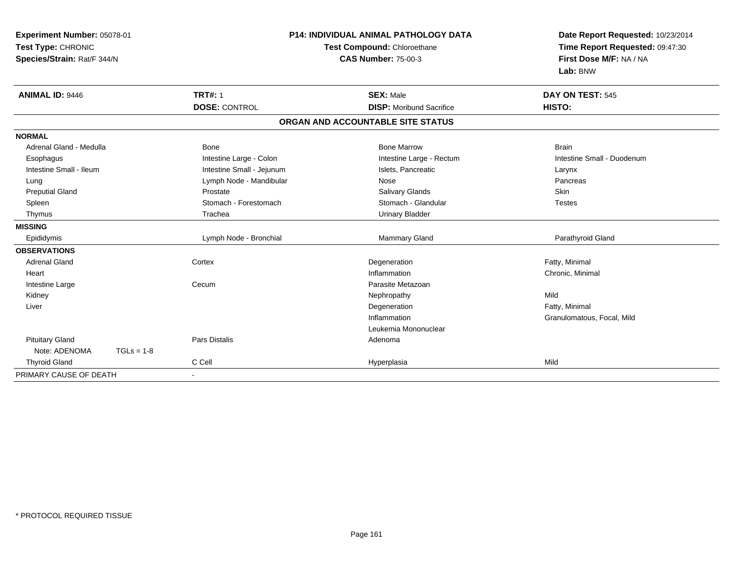**Experiment Number:** 05078-01
**Test Type:** CHRONIC
**Species/Strain:** Rat/F 344/N

**P14: INDIVIDUAL ANIMAL PATHOLOGY DATA**
**Test Compound:** Chloroethane
**CAS Number:** 75-00-3

**Date Report Requested:** 10/23/2014
**Time Report Requested:** 09:47:30
**First Dose M/F:** NA / NA
**Lab:** BNW

| **ANIMAL ID:** 9446 | **TRT#:** 1 | **SEX:** Male | **DAY ON TEST:** 545 |
|---|---|---|---|
| | **DOSE:** CONTROL | **DISP:** Moribund Sacrifice | **HISTO:** |

## ORGAN AND ACCOUNTABLE SITE STATUS

| | | | |
|---|---|---|---|
| **NORMAL** | | | |
| Adrenal Gland - Medulla | Bone | Bone Marrow | Brain |
| Esophagus | Intestine Large - Colon | Intestine Large - Rectum | Intestine Small - Duodenum |
| Intestine Small - Ileum | Intestine Small - Jejunum | Islets, Pancreatic | Larynx |
| Lung | Lymph Node - Mandibular | Nose | Pancreas |
| Preputial Gland | Prostate | Salivary Glands | Skin |
| Spleen | Stomach - Forestomach | Stomach - Glandular | Testes |
| Thymus | Trachea | Urinary Bladder | |
| **MISSING** | | | |
| Epididymis | Lymph Node - Bronchial | Mammary Gland | Parathyroid Gland |
| **OBSERVATIONS** | | | |
| Adrenal Gland | Cortex | Degeneration | Fatty, Minimal |
| Heart | | Inflammation | Chronic, Minimal |
| Intestine Large | Cecum | Parasite Metazoan | |
| Kidney | | Nephropathy | Mild |
| Liver | | Degeneration | Fatty, Minimal |
| | | Inflammation | Granulomatous, Focal, Mild |
| | | Leukemia Mononuclear | |
| Pituitary Gland | Pars Distalis | Adenoma | |
| Note: ADENOMA TGLs = 1-8 | | | |
| Thyroid Gland | C Cell | Hyperplasia | Mild |
| PRIMARY CAUSE OF DEATH | - | | |

* PROTOCOL REQUIRED TISSUE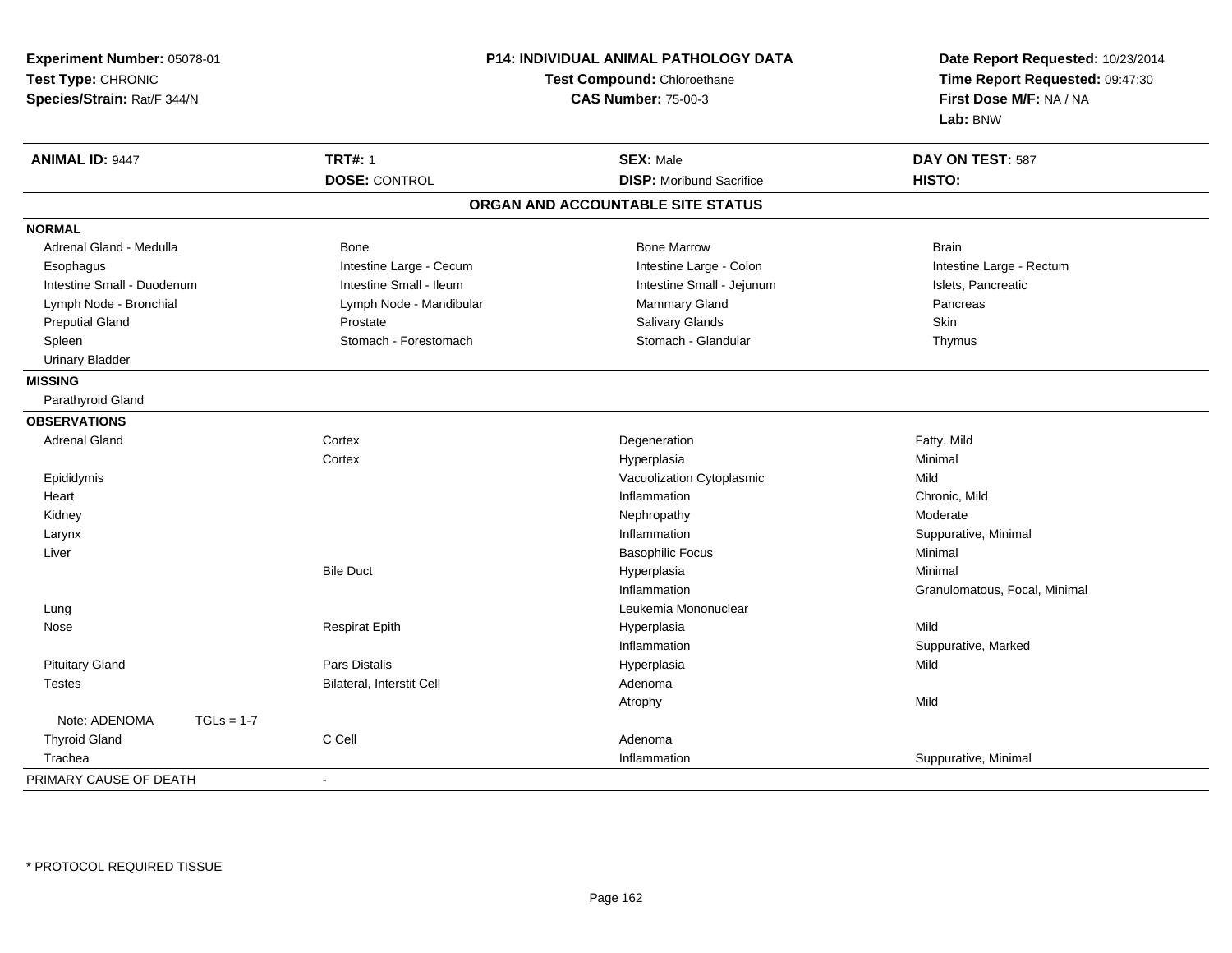**Experiment Number:** 05078-01
**Test Type:** CHRONIC
**Species/Strain:** Rat/F 344/N

**P14: INDIVIDUAL ANIMAL PATHOLOGY DATA**
**Test Compound:** Chloroethane
**CAS Number:** 75-00-3

**Date Report Requested:** 10/23/2014
**Time Report Requested:** 09:47:30
**First Dose M/F:** NA / NA
**Lab:** BNW

| **ANIMAL ID:** 9447 | **TRT#:** 1 | **SEX:** Male | **DAY ON TEST:** 587 |
|---|---|---|---|
| | **DOSE:** CONTROL | **DISP:** Moribund Sacrifice | **HISTO:** |

**ORGAN AND ACCOUNTABLE SITE STATUS**

**NORMAL**

| | | | |
|---|---|---|---|
| Adrenal Gland - Medulla | Bone | Bone Marrow | Brain |
| Esophagus | Intestine Large - Cecum | Intestine Large - Colon | Intestine Large - Rectum |
| Intestine Small - Duodenum | Intestine Small - Ileum | Intestine Small - Jejunum | Islets, Pancreatic |
| Lymph Node - Bronchial | Lymph Node - Mandibular | Mammary Gland | Pancreas |
| Preputial Gland | Prostate | Salivary Glands | Skin |
| Spleen | Stomach - Forestomach | Stomach - Glandular | Thymus |
| Urinary Bladder | | | |

**MISSING**

Parathyroid Gland

**OBSERVATIONS**

| | | | |
|---|---|---|---|
| Adrenal Gland | Cortex | Degeneration | Fatty, Mild |
| | Cortex | Hyperplasia | Minimal |
| Epididymis | | Vacuolization Cytoplasmic | Mild |
| Heart | | Inflammation | Chronic, Mild |
| Kidney | | Nephropathy | Moderate |
| Larynx | | Inflammation | Suppurative, Minimal |
| Liver | | Basophilic Focus | Minimal |
| | Bile Duct | Hyperplasia | Minimal |
| | | Inflammation | Granulomatous, Focal, Minimal |
| Lung | | Leukemia Mononuclear | |
| Nose | Respirat Epith | Hyperplasia | Mild |
| | | Inflammation | Suppurative, Marked |
| Pituitary Gland | Pars Distalis | Hyperplasia | Mild |
| Testes | Bilateral, Interstit Cell | Adenoma | |
| | | Atrophy | Mild |
| Note: ADENOMA TGLs = 1-7 | | | |
| Thyroid Gland | C Cell | Adenoma | |
| Trachea | | Inflammation | Suppurative, Minimal |

PRIMARY CAUSE OF DEATH -

\* PROTOCOL REQUIRED TISSUE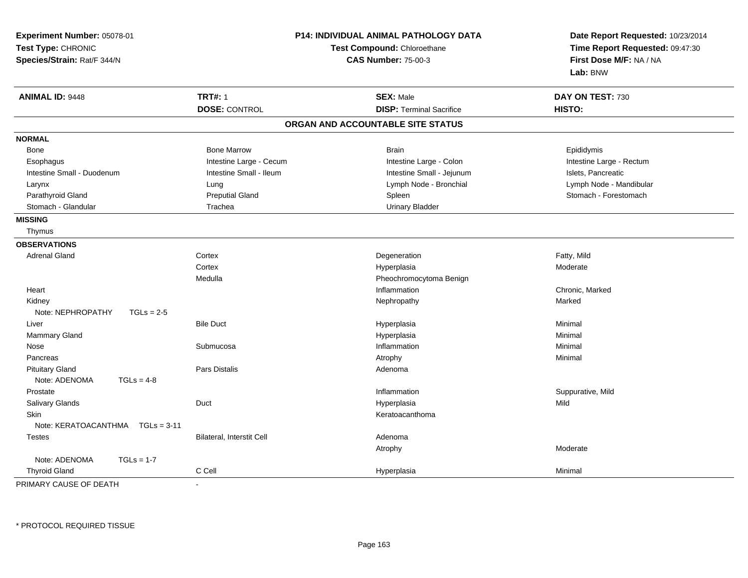**Experiment Number:** 05078-01
**Test Type:** CHRONIC
**Species/Strain:** Rat/F 344/N

**P14: INDIVIDUAL ANIMAL PATHOLOGY DATA**
**Test Compound:** Chloroethane
**CAS Number:** 75-00-3

**Date Report Requested:** 10/23/2014
**Time Report Requested:** 09:47:30
**First Dose M/F:** NA / NA
**Lab:** BNW

| **ANIMAL ID:** 9448 | **TRT#:** 1 | **SEX:** Male | **DAY ON TEST:** 730 |
|---|---|---|---|
| | **DOSE:** CONTROL | **DISP:** Terminal Sacrifice | **HISTO:** |

## ORGAN AND ACCOUNTABLE SITE STATUS

**NORMAL**

| | | | |
|---|---|---|---|
| Bone | Bone Marrow | Brain | Epididymis |
| Esophagus | Intestine Large - Cecum | Intestine Large - Colon | Intestine Large - Rectum |
| Intestine Small - Duodenum | Intestine Small - Ileum | Intestine Small - Jejunum | Islets, Pancreatic |
| Larynx | Lung | Lymph Node - Bronchial | Lymph Node - Mandibular |
| Parathyroid Gland | Preputial Gland | Spleen | Stomach - Forestomach |
| Stomach - Glandular | Trachea | Urinary Bladder | |

**MISSING**

Thymus

**OBSERVATIONS**

| | | | |
|---|---|---|---|
| Adrenal Gland | Cortex | Degeneration | Fatty, Mild |
| | Cortex | Hyperplasia | Moderate |
| | Medulla | Pheochromocytoma Benign | |
| Heart | | Inflammation | Chronic, Marked |
| Kidney | | Nephropathy | Marked |
| Note: NEPHROPATHY TGLs = 2-5 | | | |
| Liver | Bile Duct | Hyperplasia | Minimal |
| Mammary Gland | | Hyperplasia | Minimal |
| Nose | Submucosa | Inflammation | Minimal |
| Pancreas | | Atrophy | Minimal |
| Pituitary Gland | Pars Distalis | Adenoma | |
| Note: ADENOMA TGLs = 4-8 | | | |
| Prostate | | Inflammation | Suppurative, Mild |
| Salivary Glands | Duct | Hyperplasia | Mild |
| Skin | | Keratoacanthoma | |
| Note: KERATOACANTHMA TGLs = 3-11 | | | |
| Testes | Bilateral, Interstit Cell | Adenoma | |
| | | Atrophy | Moderate |
| Note: ADENOMA TGLs = 1-7 | | | |
| Thyroid Gland | C Cell | Hyperplasia | Minimal |

PRIMARY CAUSE OF DEATH -

* PROTOCOL REQUIRED TISSUE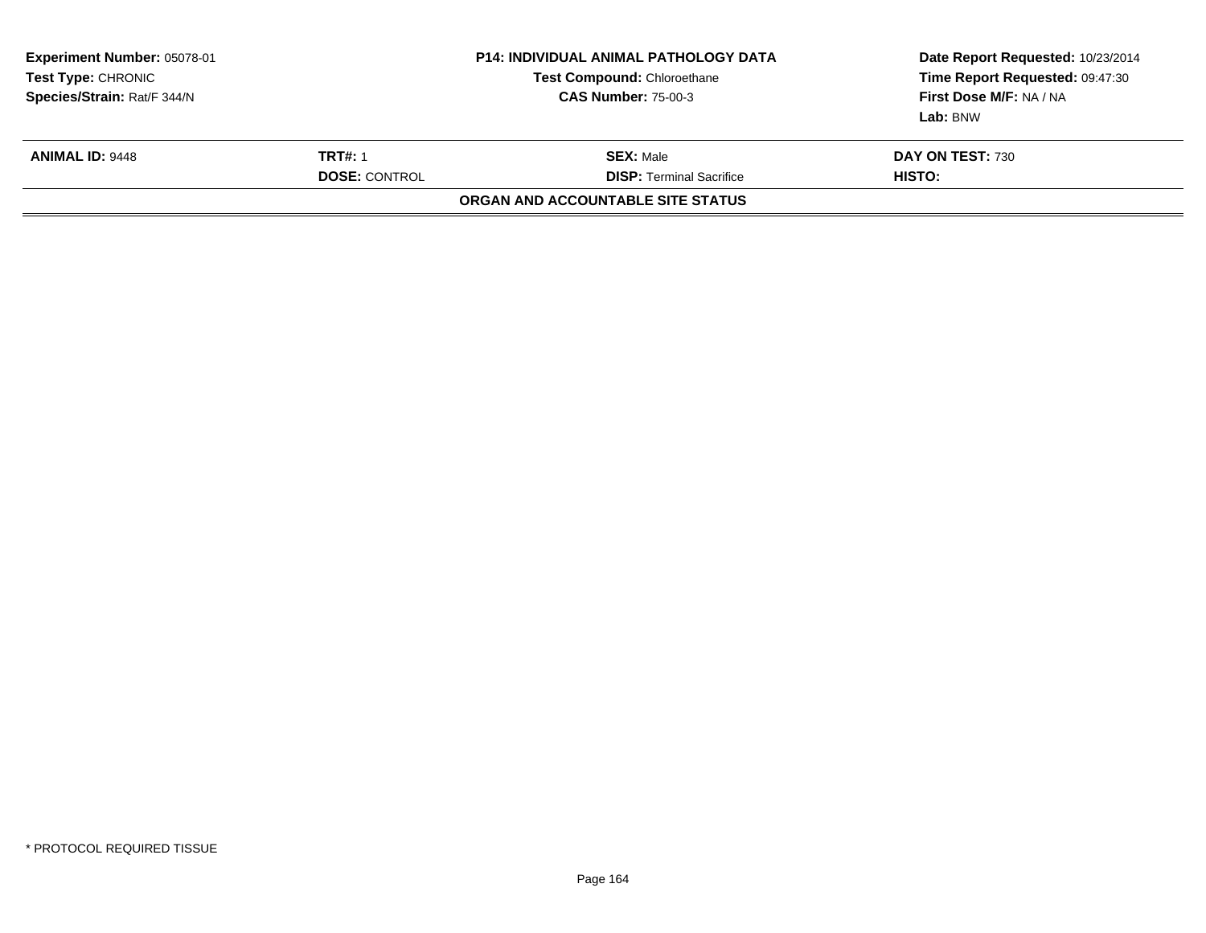| **Experiment Number:** 05078-01 | **P14: INDIVIDUAL ANIMAL PATHOLOGY DATA** | **Date Report Requested:** 10/23/2014 |
|---|---|---|
| **Test Type:** CHRONIC | **Test Compound:** Chloroethane | **Time Report Requested:** 09:47:30 |
| **Species/Strain:** Rat/F 344/N | **CAS Number:** 75-00-3 | **First Dose M/F:** NA / NA |
| | | **Lab:** BNW |

| **ANIMAL ID:** 9448 | **TRT#:** 1 | **SEX:** Male | **DAY ON TEST:** 730 |
|---|---|---|---|
| | **DOSE:** CONTROL | **DISP:** Terminal Sacrifice | **HISTO:** |

**ORGAN AND ACCOUNTABLE SITE STATUS**

\* PROTOCOL REQUIRED TISSUE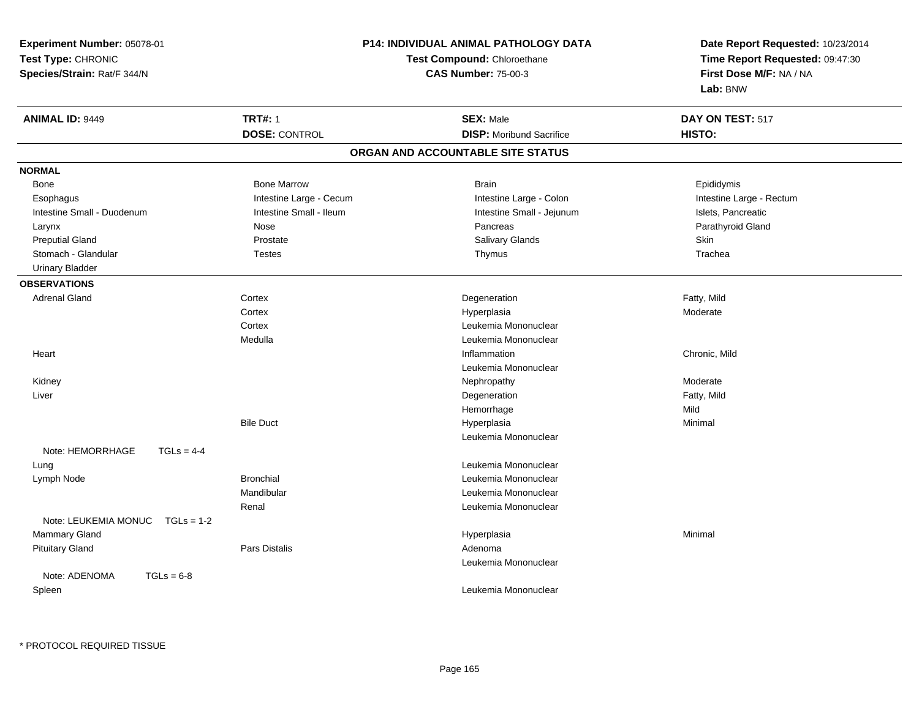**Experiment Number:** 05078-01
**Test Type:** CHRONIC
**Species/Strain:** Rat/F 344/N

**P14: INDIVIDUAL ANIMAL PATHOLOGY DATA**
**Test Compound:** Chloroethane
**CAS Number:** 75-00-3

**Date Report Requested:** 10/23/2014
**Time Report Requested:** 09:47:30
**First Dose M/F:** NA / NA
**Lab:** BNW

| **ANIMAL ID:** 9449 | **TRT#:** 1 | **SEX:** Male | **DAY ON TEST:** 517 |
|---|---|---|---|
| | **DOSE:** CONTROL | **DISP:** Moribund Sacrifice | **HISTO:** |

## ORGAN AND ACCOUNTABLE SITE STATUS

**NORMAL**

| | | | |
|---|---|---|---|
| Bone | Bone Marrow | Brain | Epididymis |
| Esophagus | Intestine Large - Cecum | Intestine Large - Colon | Intestine Large - Rectum |
| Intestine Small - Duodenum | Intestine Small - Ileum | Intestine Small - Jejunum | Islets, Pancreatic |
| Larynx | Nose | Pancreas | Parathyroid Gland |
| Preputial Gland | Prostate | Salivary Glands | Skin |
| Stomach - Glandular | Testes | Thymus | Trachea |
| Urinary Bladder | | | |

**OBSERVATIONS**

| | | | |
|---|---|---|---|
| Adrenal Gland | Cortex | Degeneration | Fatty, Mild |
| | Cortex | Hyperplasia | Moderate |
| | Cortex | Leukemia Mononuclear | |
| | Medulla | Leukemia Mononuclear | |
| Heart | | Inflammation | Chronic, Mild |
| | | Leukemia Mononuclear | |
| Kidney | | Nephropathy | Moderate |
| Liver | | Degeneration | Fatty, Mild |
| | | Hemorrhage | Mild |
| | Bile Duct | Hyperplasia | Minimal |
| | | Leukemia Mononuclear | |
| Note: HEMORRHAGE TGLs = 4-4 | | | |
| Lung | | Leukemia Mononuclear | |
| Lymph Node | Bronchial | Leukemia Mononuclear | |
| | Mandibular | Leukemia Mononuclear | |
| | Renal | Leukemia Mononuclear | |
| Note: LEUKEMIA MONUC TGLs = 1-2 | | | |
| Mammary Gland | | Hyperplasia | Minimal |
| Pituitary Gland | Pars Distalis | Adenoma | |
| | | Leukemia Mononuclear | |
| Note: ADENOMA TGLs = 6-8 | | | |
| Spleen | | Leukemia Mononuclear | |

* PROTOCOL REQUIRED TISSUE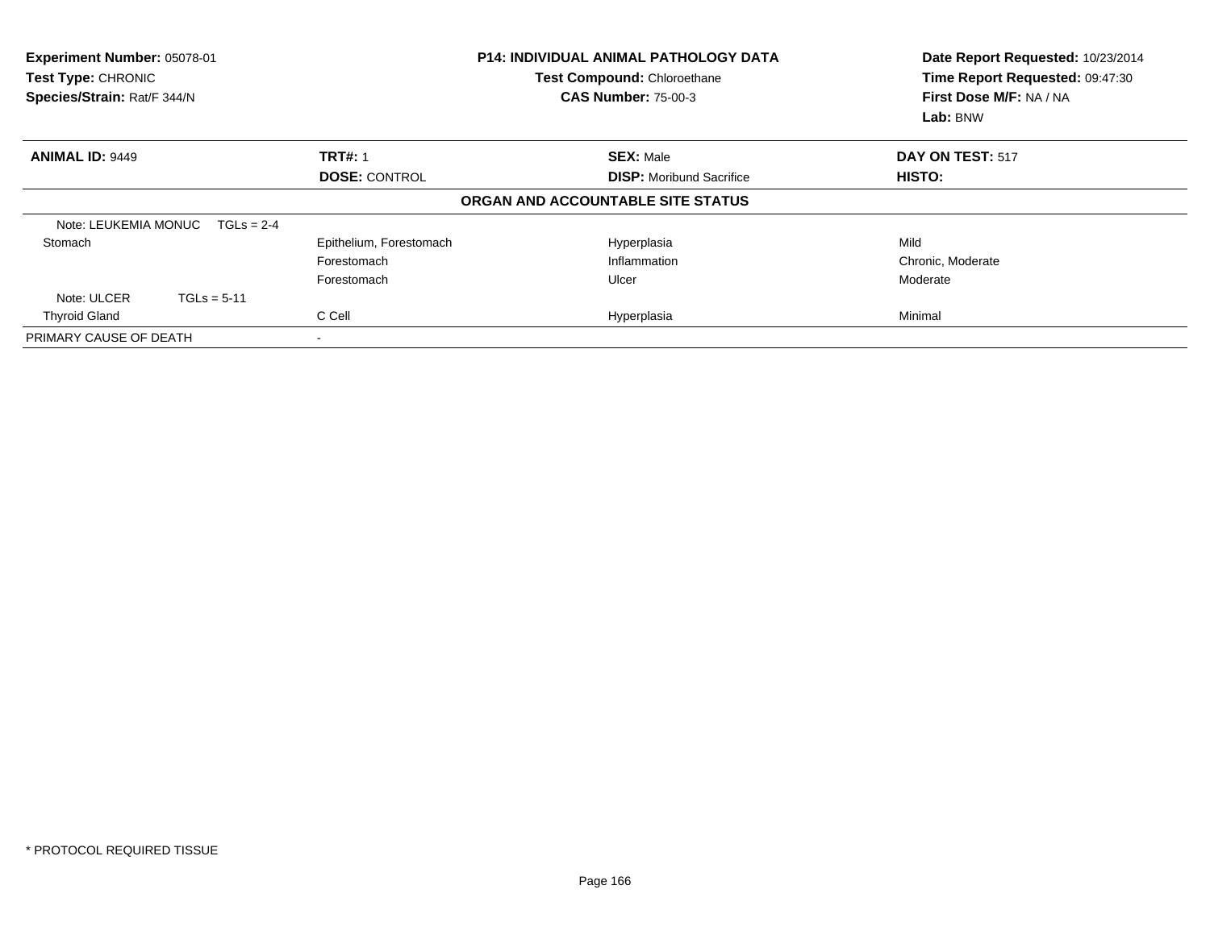**Experiment Number:** 05078-01
**Test Type:** CHRONIC
**Species/Strain:** Rat/F 344/N

**P14: INDIVIDUAL ANIMAL PATHOLOGY DATA**
**Test Compound:** Chloroethane
**CAS Number:** 75-00-3

**Date Report Requested:** 10/23/2014
**Time Report Requested:** 09:47:30
**First Dose M/F:** NA / NA
**Lab:** BNW

| **ANIMAL ID:** 9449 | **TRT#:** 1 | **SEX:** Male | **DAY ON TEST:** 517 |
|---|---|---|---|
| | **DOSE:** CONTROL | **DISP:** Moribund Sacrifice | **HISTO:** |

**ORGAN AND ACCOUNTABLE SITE STATUS**

| | | | |
|---|---|---|---|
| Note: LEUKEMIA MONUC TGLs = 2-4 | | | |
| Stomach | Epithelium, Forestomach | Hyperplasia | Mild |
| | Forestomach | Inflammation | Chronic, Moderate |
| | Forestomach | Ulcer | Moderate |
| Note: ULCER TGLs = 5-11 | | | |
| Thyroid Gland | C Cell | Hyperplasia | Minimal |
| PRIMARY CAUSE OF DEATH | - | | |

* PROTOCOL REQUIRED TISSUE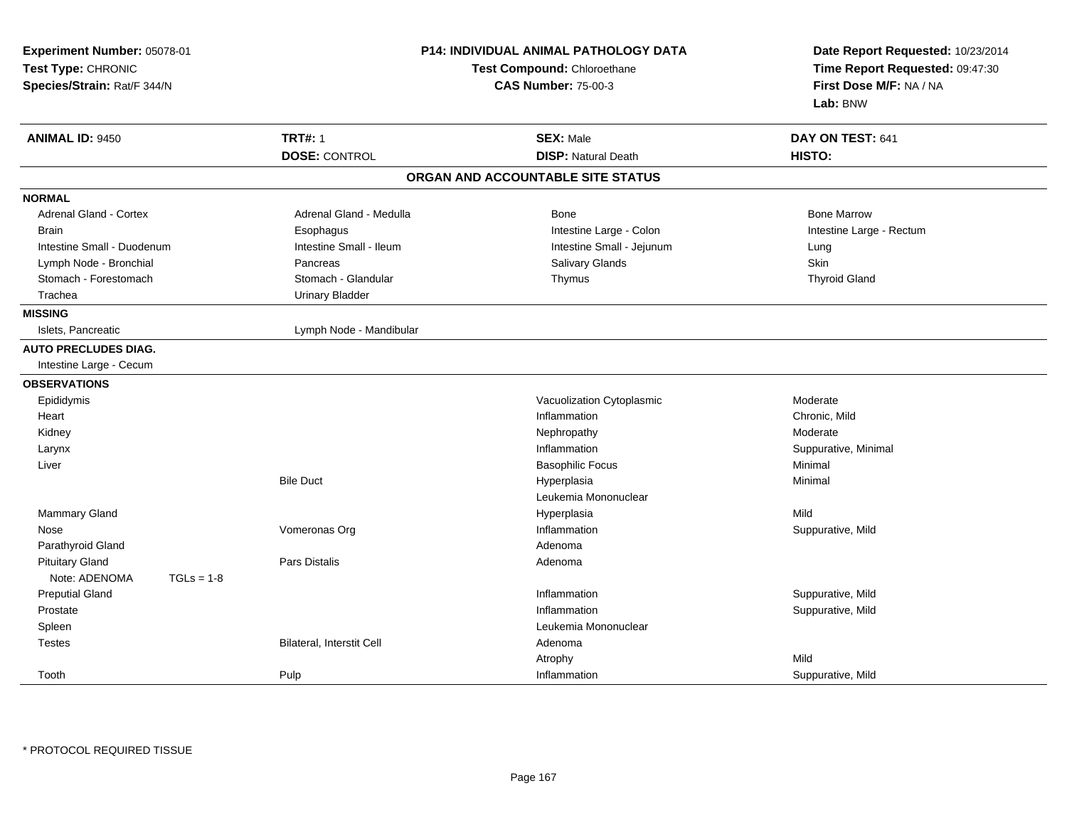**Experiment Number:** 05078-01
**Test Type:** CHRONIC
**Species/Strain:** Rat/F 344/N

**P14: INDIVIDUAL ANIMAL PATHOLOGY DATA**
**Test Compound:** Chloroethane
**CAS Number:** 75-00-3

**Date Report Requested:** 10/23/2014
**Time Report Requested:** 09:47:30
**First Dose M/F:** NA / NA
**Lab:** BNW

| **ANIMAL ID:** 9450 | **TRT#:** 1 | **SEX:** Male | **DAY ON TEST:** 641 |
|---|---|---|---|
| | **DOSE:** CONTROL | **DISP:** Natural Death | **HISTO:** |

## ORGAN AND ACCOUNTABLE SITE STATUS

**NORMAL**

| | | | |
|---|---|---|---|
| Adrenal Gland - Cortex | Adrenal Gland - Medulla | Bone | Bone Marrow |
| Brain | Esophagus | Intestine Large - Colon | Intestine Large - Rectum |
| Intestine Small - Duodenum | Intestine Small - Ileum | Intestine Small - Jejunum | Lung |
| Lymph Node - Bronchial | Pancreas | Salivary Glands | Skin |
| Stomach - Forestomach | Stomach - Glandular | Thymus | Thyroid Gland |
| Trachea | Urinary Bladder | | |

**MISSING**

| | |
|---|---|
| Islets, Pancreatic | Lymph Node - Mandibular |

**AUTO PRECLUDES DIAG.**

Intestine Large - Cecum

**OBSERVATIONS**

| Organ | Site | Observation | Severity |
|---|---|---|---|
| Epididymis | | Vacuolization Cytoplasmic | Moderate |
| Heart | | Inflammation | Chronic, Mild |
| Kidney | | Nephropathy | Moderate |
| Larynx | | Inflammation | Suppurative, Minimal |
| Liver | | Basophilic Focus | Minimal |
| | Bile Duct | Hyperplasia | Minimal |
| | | Leukemia Mononuclear | |
| Mammary Gland | | Hyperplasia | Mild |
| Nose | Vomeronas Org | Inflammation | Suppurative, Mild |
| Parathyroid Gland | | Adenoma | |
| Pituitary Gland | Pars Distalis | Adenoma | |
| Note: ADENOMA TGLs = 1-8 | | | |
| Preputial Gland | | Inflammation | Suppurative, Mild |
| Prostate | | Inflammation | Suppurative, Mild |
| Spleen | | Leukemia Mononuclear | |
| Testes | Bilateral, Interstit Cell | Adenoma | |
| | | Atrophy | Mild |
| Tooth | Pulp | Inflammation | Suppurative, Mild |

* PROTOCOL REQUIRED TISSUE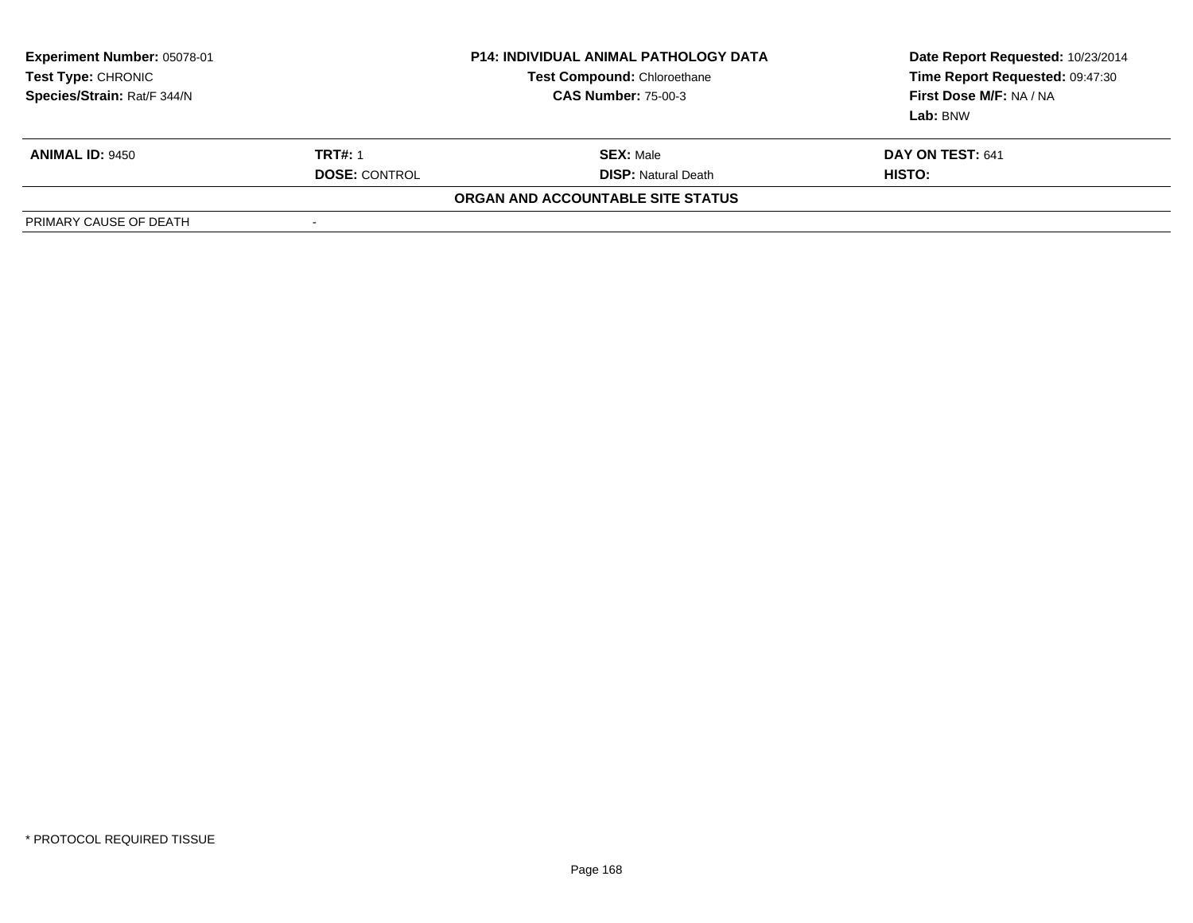**Experiment Number:** 05078-01
**Test Type:** CHRONIC
**Species/Strain:** Rat/F 344/N

**P14: INDIVIDUAL ANIMAL PATHOLOGY DATA**
**Test Compound:** Chloroethane
**CAS Number:** 75-00-3

**Date Report Requested:** 10/23/2014
**Time Report Requested:** 09:47:30
**First Dose M/F:** NA / NA
**Lab:** BNW

| **ANIMAL ID:** 9450 | **TRT#:** 1 | **SEX:** Male | **DAY ON TEST:** 641 |
|---|---|---|---|
| | **DOSE:** CONTROL | **DISP:** Natural Death | **HISTO:** |

**ORGAN AND ACCOUNTABLE SITE STATUS**

| PRIMARY CAUSE OF DEATH | - |
|---|---|

* PROTOCOL REQUIRED TISSUE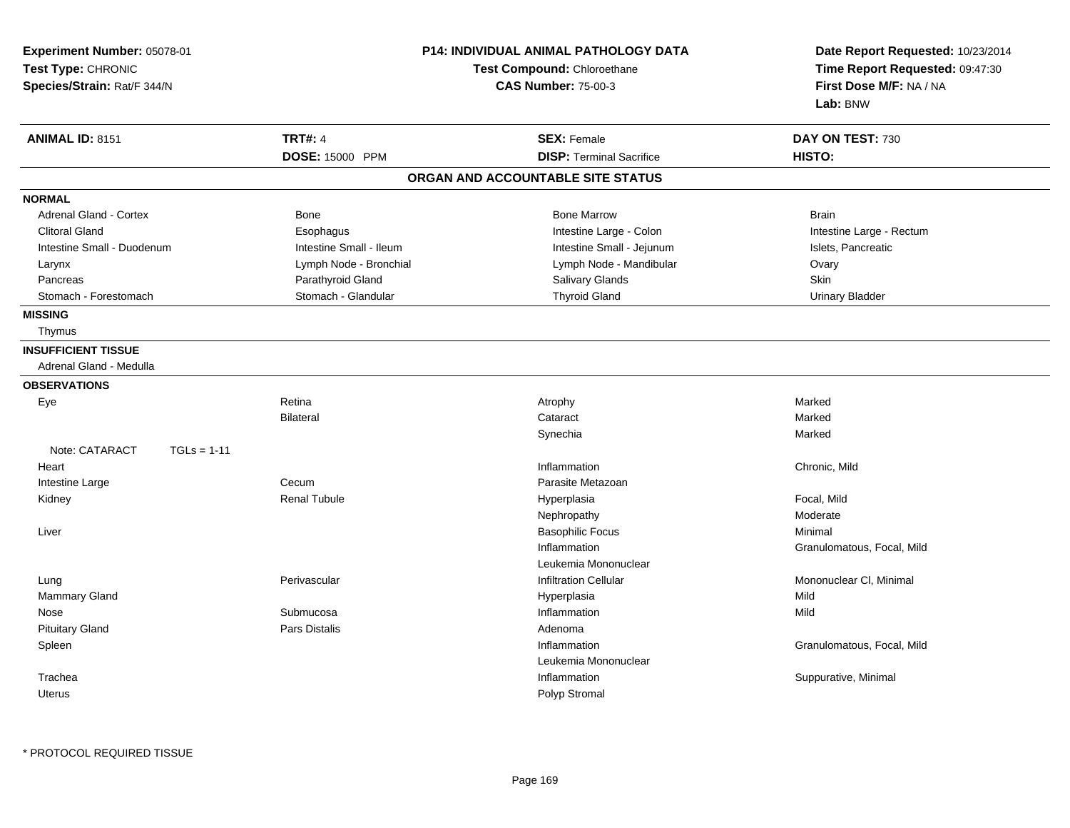**Experiment Number:** 05078-01
**Test Type:** CHRONIC
**Species/Strain:** Rat/F 344/N

**P14: INDIVIDUAL ANIMAL PATHOLOGY DATA**
**Test Compound:** Chloroethane
**CAS Number:** 75-00-3

**Date Report Requested:** 10/23/2014
**Time Report Requested:** 09:47:30
**First Dose M/F:** NA / NA
**Lab:** BNW

| **ANIMAL ID:** 8151 | **TRT#:** 4 | **SEX:** Female | **DAY ON TEST:** 730 |
|---|---|---|---|
| | **DOSE:** 15000 PPM | **DISP:** Terminal Sacrifice | **HISTO:** |

**ORGAN AND ACCOUNTABLE SITE STATUS**

**NORMAL**

| | | | |
|---|---|---|---|
| Adrenal Gland - Cortex | Bone | Bone Marrow | Brain |
| Clitoral Gland | Esophagus | Intestine Large - Colon | Intestine Large - Rectum |
| Intestine Small - Duodenum | Intestine Small - Ileum | Intestine Small - Jejunum | Islets, Pancreatic |
| Larynx | Lymph Node - Bronchial | Lymph Node - Mandibular | Ovary |
| Pancreas | Parathyroid Gland | Salivary Glands | Skin |
| Stomach - Forestomach | Stomach - Glandular | Thyroid Gland | Urinary Bladder |

**MISSING**

Thymus

**INSUFFICIENT TISSUE**

Adrenal Gland - Medulla

**OBSERVATIONS**

| | | | |
|---|---|---|---|
| Eye | Retina | Atrophy | Marked |
| | Bilateral | Cataract | Marked |
| | | Synechia | Marked |
| Note: CATARACT TGLs = 1-11 | | | |
| Heart | | Inflammation | Chronic, Mild |
| Intestine Large | Cecum | Parasite Metazoan | |
| Kidney | Renal Tubule | Hyperplasia | Focal, Mild |
| | | Nephropathy | Moderate |
| Liver | | Basophilic Focus | Minimal |
| | | Inflammation | Granulomatous, Focal, Mild |
| | | Leukemia Mononuclear | |
| Lung | Perivascular | Infiltration Cellular | Mononuclear Cl, Minimal |
| Mammary Gland | | Hyperplasia | Mild |
| Nose | Submucosa | Inflammation | Mild |
| Pituitary Gland | Pars Distalis | Adenoma | |
| Spleen | | Inflammation | Granulomatous, Focal, Mild |
| | | Leukemia Mononuclear | |
| Trachea | | Inflammation | Suppurative, Minimal |
| Uterus | | Polyp Stromal | |

* PROTOCOL REQUIRED TISSUE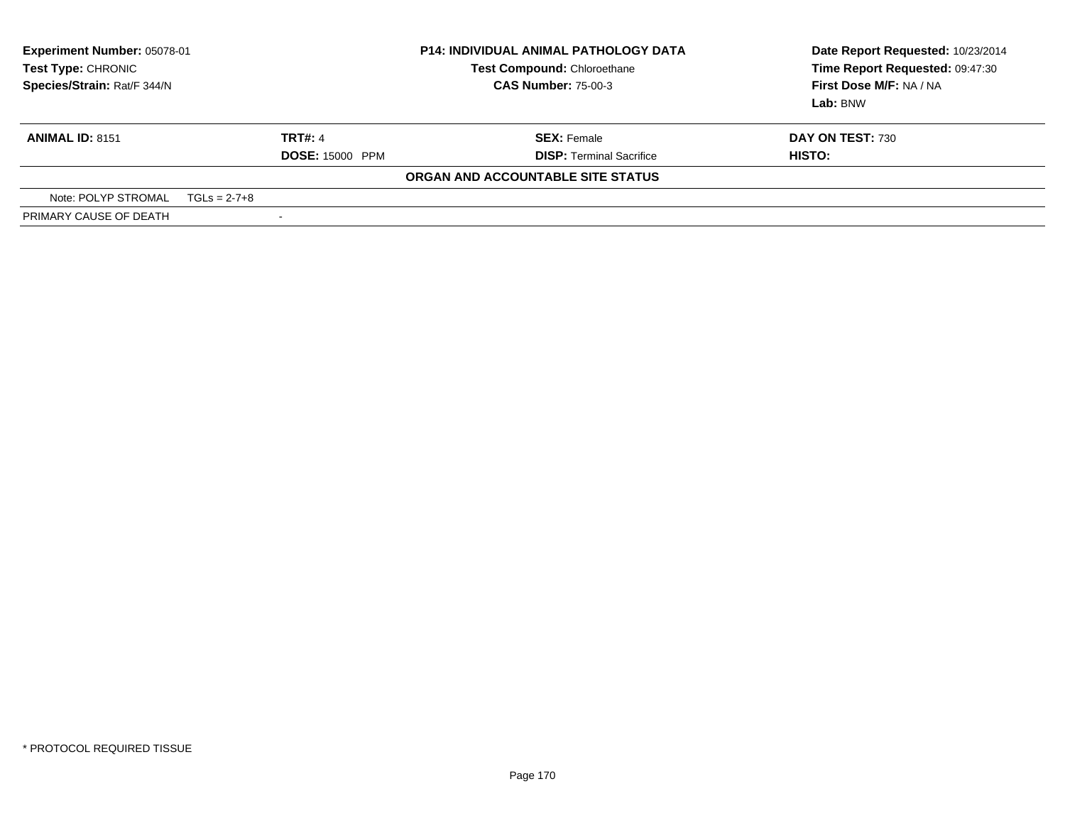| Experiment Number: 05078-01 | P14: INDIVIDUAL ANIMAL PATHOLOGY DATA | Date Report Requested: 10/23/2014 |
|---|---|---|
| Test Type: CHRONIC | Test Compound: Chloroethane | Time Report Requested: 09:47:30 |
| Species/Strain: Rat/F 344/N | CAS Number: 75-00-3 | First Dose M/F: NA / NA |
| | | Lab: BNW |

| ANIMAL ID: 8151 | TRT#: 4 | SEX: Female | DAY ON TEST: 730 |
|---|---|---|---|
| | DOSE: 15000 PPM | DISP: Terminal Sacrifice | HISTO: |

**ORGAN AND ACCOUNTABLE SITE STATUS**

| | |
|---|---|
| Note: POLYP STROMAL TGLs = 2-7+8 | |
| PRIMARY CAUSE OF DEATH | - |

* PROTOCOL REQUIRED TISSUE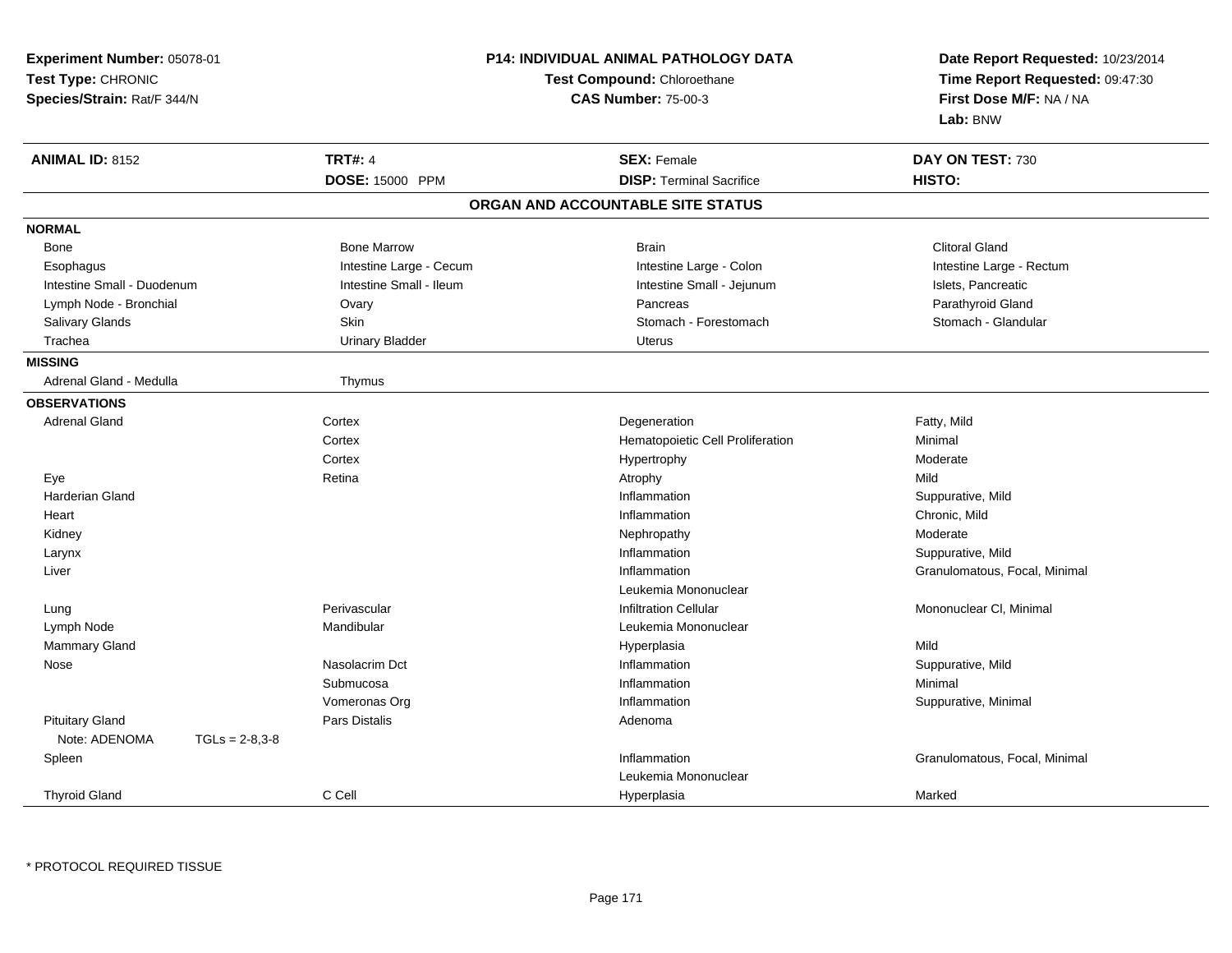**Experiment Number:** 05078-01
**Test Type:** CHRONIC
**Species/Strain:** Rat/F 344/N

**P14: INDIVIDUAL ANIMAL PATHOLOGY DATA**
**Test Compound:** Chloroethane
**CAS Number:** 75-00-3

**Date Report Requested:** 10/23/2014
**Time Report Requested:** 09:47:30
**First Dose M/F:** NA / NA
**Lab:** BNW

| **ANIMAL ID:** 8152 | **TRT#:** 4 | **SEX:** Female | **DAY ON TEST:** 730 |
|---|---|---|---|
| | **DOSE:** 15000 PPM | **DISP:** Terminal Sacrifice | **HISTO:** |

## ORGAN AND ACCOUNTABLE SITE STATUS

**NORMAL**

| | | | |
|---|---|---|---|
| Bone | Bone Marrow | Brain | Clitoral Gland |
| Esophagus | Intestine Large - Cecum | Intestine Large - Colon | Intestine Large - Rectum |
| Intestine Small - Duodenum | Intestine Small - Ileum | Intestine Small - Jejunum | Islets, Pancreatic |
| Lymph Node - Bronchial | Ovary | Pancreas | Parathyroid Gland |
| Salivary Glands | Skin | Stomach - Forestomach | Stomach - Glandular |
| Trachea | Urinary Bladder | Uterus | |

**MISSING**

| | |
|---|---|
| Adrenal Gland - Medulla | Thymus |

**OBSERVATIONS**

| Organ | Site | Observation | Qualifier |
|---|---|---|---|
| Adrenal Gland | Cortex | Degeneration | Fatty, Mild |
| | Cortex | Hematopoietic Cell Proliferation | Minimal |
| | Cortex | Hypertrophy | Moderate |
| Eye | Retina | Atrophy | Mild |
| Harderian Gland | | Inflammation | Suppurative, Mild |
| Heart | | Inflammation | Chronic, Mild |
| Kidney | | Nephropathy | Moderate |
| Larynx | | Inflammation | Suppurative, Mild |
| Liver | | Inflammation | Granulomatous, Focal, Minimal |
| | | Leukemia Mononuclear | |
| Lung | Perivascular | Infiltration Cellular | Mononuclear Cl, Minimal |
| Lymph Node | Mandibular | Leukemia Mononuclear | |
| Mammary Gland | | Hyperplasia | Mild |
| Nose | Nasolacrim Dct | Inflammation | Suppurative, Mild |
| | Submucosa | Inflammation | Minimal |
| | Vomeronas Org | Inflammation | Suppurative, Minimal |
| Pituitary Gland | Pars Distalis | Adenoma | |
| Note: ADENOMA TGLs = 2-8,3-8 | | | |
| Spleen | | Inflammation | Granulomatous, Focal, Minimal |
| | | Leukemia Mononuclear | |
| Thyroid Gland | C Cell | Hyperplasia | Marked |

* PROTOCOL REQUIRED TISSUE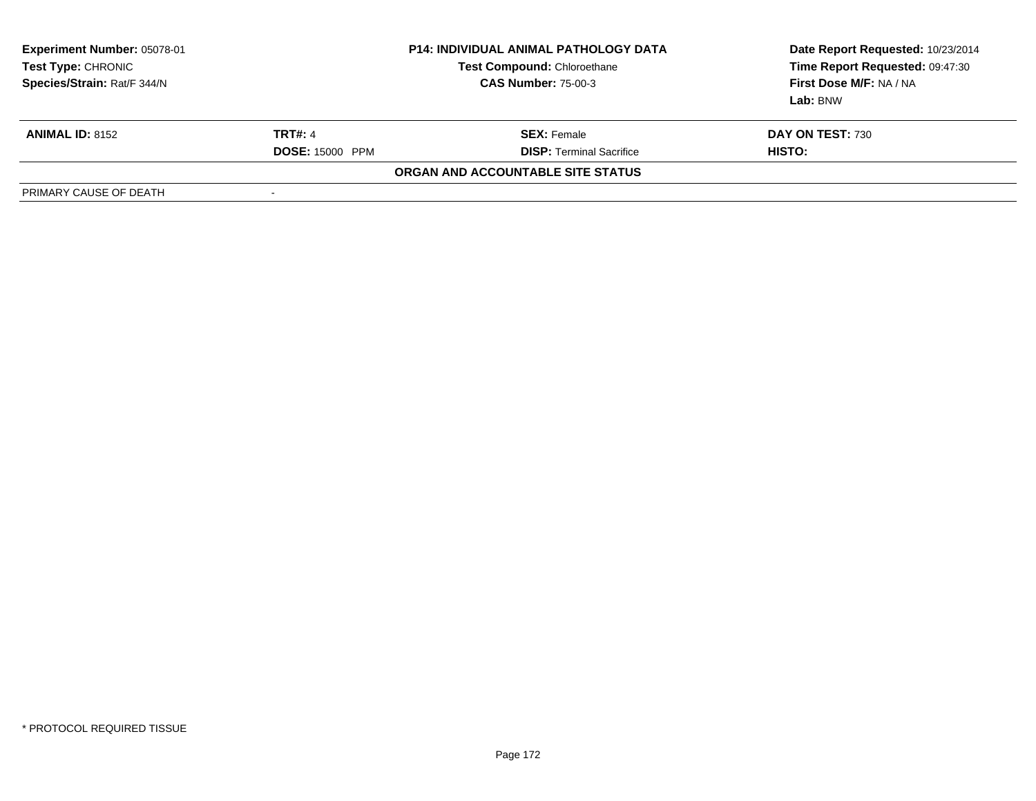**Experiment Number:** 05078-01
**Test Type:** CHRONIC
**Species/Strain:** Rat/F 344/N

**P14: INDIVIDUAL ANIMAL PATHOLOGY DATA**
**Test Compound:** Chloroethane
**CAS Number:** 75-00-3

**Date Report Requested:** 10/23/2014
**Time Report Requested:** 09:47:30
**First Dose M/F:** NA / NA
**Lab:** BNW

| **ANIMAL ID:** 8152 | **TRT#:** 4 | **SEX:** Female | **DAY ON TEST:** 730 |
|---|---|---|---|
| | **DOSE:** 15000 PPM | **DISP:** Terminal Sacrifice | **HISTO:** |

**ORGAN AND ACCOUNTABLE SITE STATUS**

| | |
|---|---|
| PRIMARY CAUSE OF DEATH | - |

* PROTOCOL REQUIRED TISSUE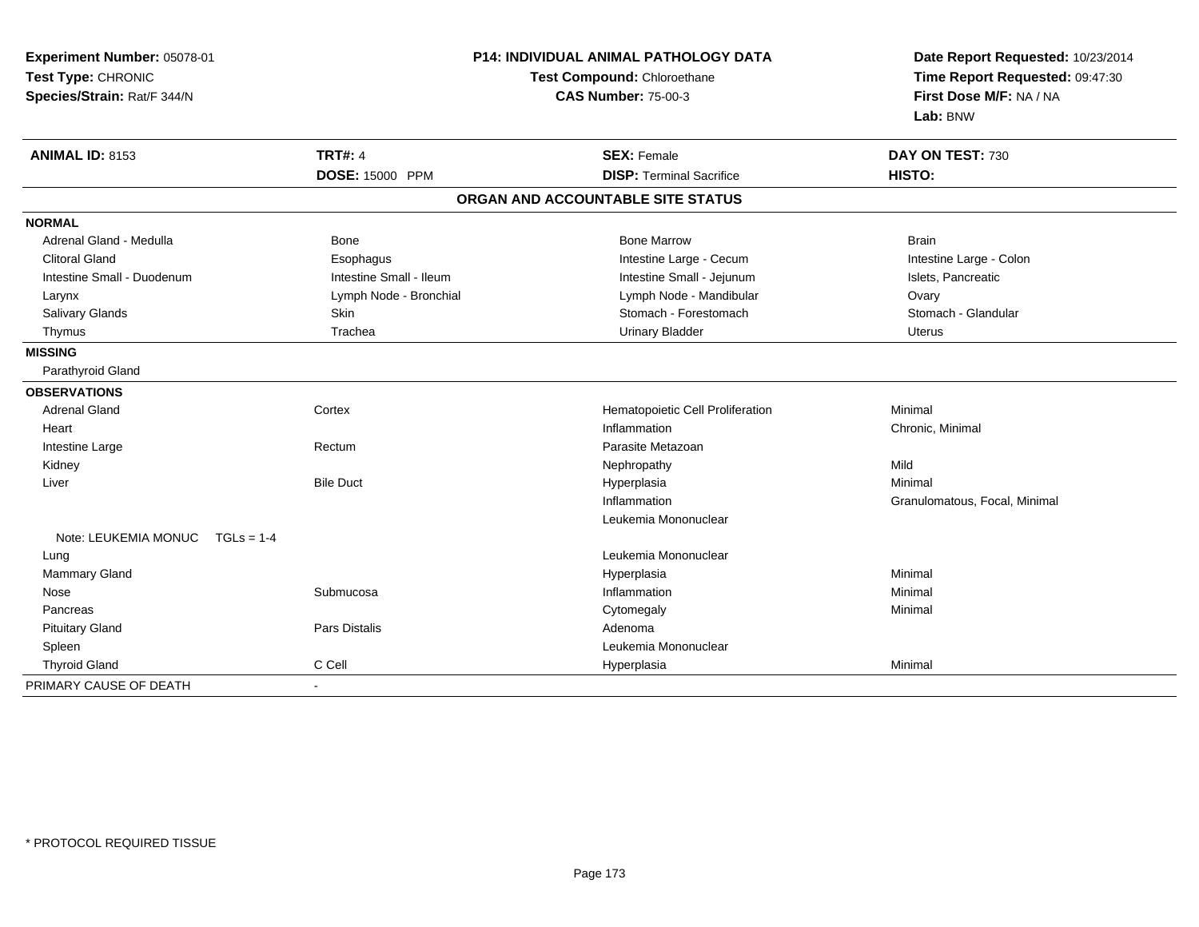**Experiment Number:** 05078-01
**Test Type:** CHRONIC
**Species/Strain:** Rat/F 344/N

**P14: INDIVIDUAL ANIMAL PATHOLOGY DATA**
**Test Compound:** Chloroethane
**CAS Number:** 75-00-3

**Date Report Requested:** 10/23/2014
**Time Report Requested:** 09:47:30
**First Dose M/F:** NA / NA
**Lab:** BNW

| **ANIMAL ID:** 8153 | **TRT#:** 4 | **SEX:** Female | **DAY ON TEST:** 730 |
|---|---|---|---|
| | **DOSE:** 15000 PPM | **DISP:** Terminal Sacrifice | **HISTO:** |

## ORGAN AND ACCOUNTABLE SITE STATUS

| | | | |
|---|---|---|---|
| **NORMAL** | | | |
| Adrenal Gland - Medulla | Bone | Bone Marrow | Brain |
| Clitoral Gland | Esophagus | Intestine Large - Cecum | Intestine Large - Colon |
| Intestine Small - Duodenum | Intestine Small - Ileum | Intestine Small - Jejunum | Islets, Pancreatic |
| Larynx | Lymph Node - Bronchial | Lymph Node - Mandibular | Ovary |
| Salivary Glands | Skin | Stomach - Forestomach | Stomach - Glandular |
| Thymus | Trachea | Urinary Bladder | Uterus |
| **MISSING** | | | |
| Parathyroid Gland | | | |
| **OBSERVATIONS** | | | |
| Adrenal Gland | Cortex | Hematopoietic Cell Proliferation | Minimal |
| Heart | | Inflammation | Chronic, Minimal |
| Intestine Large | Rectum | Parasite Metazoan | |
| Kidney | | Nephropathy | Mild |
| Liver | Bile Duct | Hyperplasia | Minimal |
| | | Inflammation | Granulomatous, Focal, Minimal |
| | | Leukemia Mononuclear | |
| Note: LEUKEMIA MONUC TGLs = 1-4 | | | |
| Lung | | Leukemia Mononuclear | |
| Mammary Gland | | Hyperplasia | Minimal |
| Nose | Submucosa | Inflammation | Minimal |
| Pancreas | | Cytomegaly | Minimal |
| Pituitary Gland | Pars Distalis | Adenoma | |
| Spleen | | Leukemia Mononuclear | |
| Thyroid Gland | C Cell | Hyperplasia | Minimal |
| PRIMARY CAUSE OF DEATH | - | | |

\* PROTOCOL REQUIRED TISSUE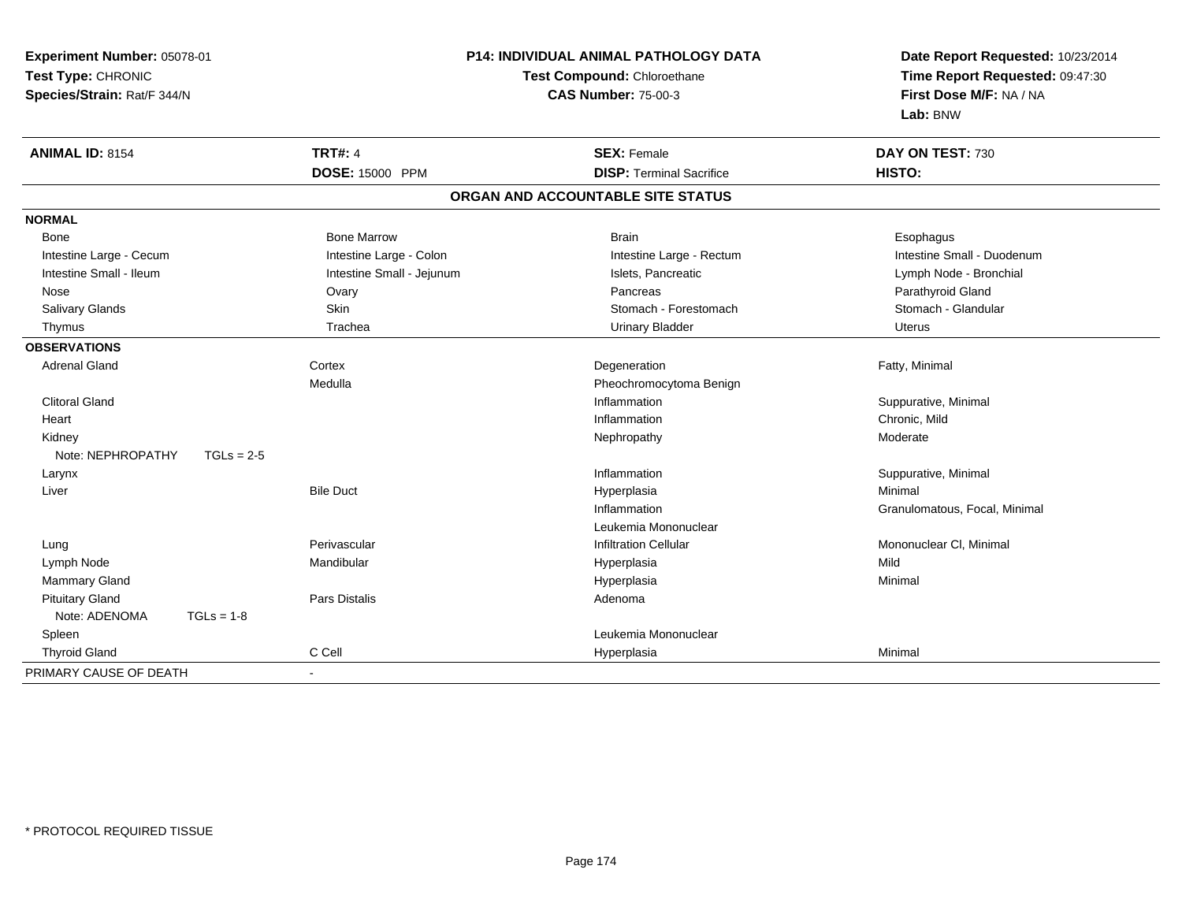**Experiment Number:** 05078-01
**Test Type:** CHRONIC
**Species/Strain:** Rat/F 344/N

**P14: INDIVIDUAL ANIMAL PATHOLOGY DATA**
**Test Compound:** Chloroethane
**CAS Number:** 75-00-3

**Date Report Requested:** 10/23/2014
**Time Report Requested:** 09:47:30
**First Dose M/F:** NA / NA
**Lab:** BNW

| **ANIMAL ID:** 8154 | **TRT#:** 4 | **SEX:** Female | **DAY ON TEST:** 730 |
|---|---|---|---|
| | **DOSE:** 15000 PPM | **DISP:** Terminal Sacrifice | **HISTO:** |

## ORGAN AND ACCOUNTABLE SITE STATUS

| | | | |
|---|---|---|---|
| **NORMAL** | | | |
| Bone | Bone Marrow | Brain | Esophagus |
| Intestine Large - Cecum | Intestine Large - Colon | Intestine Large - Rectum | Intestine Small - Duodenum |
| Intestine Small - Ileum | Intestine Small - Jejunum | Islets, Pancreatic | Lymph Node - Bronchial |
| Nose | Ovary | Pancreas | Parathyroid Gland |
| Salivary Glands | Skin | Stomach - Forestomach | Stomach - Glandular |
| Thymus | Trachea | Urinary Bladder | Uterus |
| **OBSERVATIONS** | | | |
| Adrenal Gland | Cortex | Degeneration | Fatty, Minimal |
| | Medulla | Pheochromocytoma Benign | |
| Clitoral Gland | | Inflammation | Suppurative, Minimal |
| Heart | | Inflammation | Chronic, Mild |
| Kidney | | Nephropathy | Moderate |
| Note: NEPHROPATHY TGLs = 2-5 | | | |
| Larynx | | Inflammation | Suppurative, Minimal |
| Liver | Bile Duct | Hyperplasia | Minimal |
| | | Inflammation | Granulomatous, Focal, Minimal |
| | | Leukemia Mononuclear | |
| Lung | Perivascular | Infiltration Cellular | Mononuclear Cl, Minimal |
| Lymph Node | Mandibular | Hyperplasia | Mild |
| Mammary Gland | | Hyperplasia | Minimal |
| Pituitary Gland | Pars Distalis | Adenoma | |
| Note: ADENOMA TGLs = 1-8 | | | |
| Spleen | | Leukemia Mononuclear | |
| Thyroid Gland | C Cell | Hyperplasia | Minimal |
| PRIMARY CAUSE OF DEATH | - | | |

* PROTOCOL REQUIRED TISSUE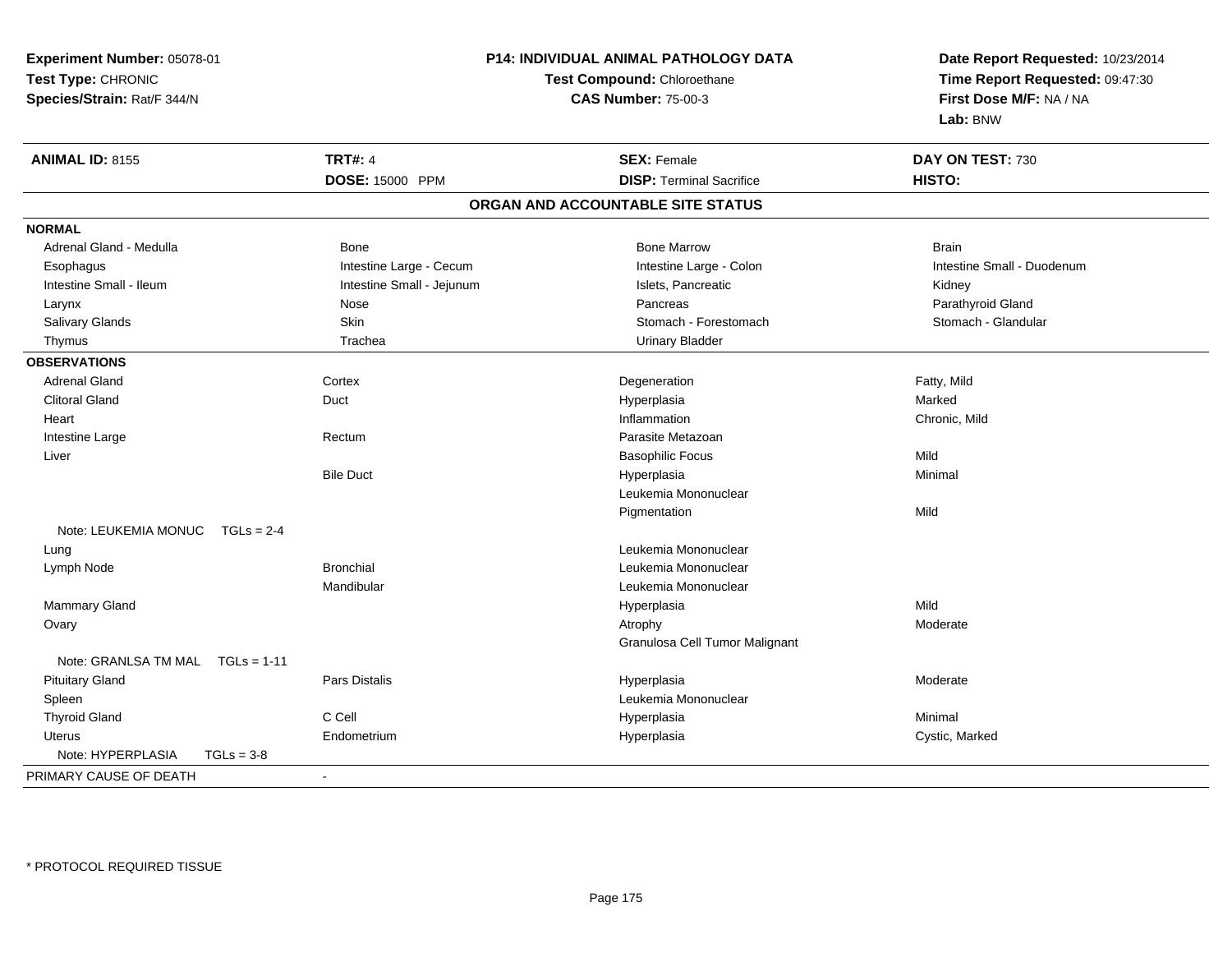**Experiment Number:** 05078-01
**Test Type:** CHRONIC
**Species/Strain:** Rat/F 344/N

**P14: INDIVIDUAL ANIMAL PATHOLOGY DATA**
**Test Compound:** Chloroethane
**CAS Number:** 75-00-3

**Date Report Requested:** 10/23/2014
**Time Report Requested:** 09:47:30
**First Dose M/F:** NA / NA
**Lab:** BNW

| **ANIMAL ID:** 8155 | **TRT#:** 4 | **SEX:** Female | **DAY ON TEST:** 730 |
|---|---|---|---|
| | **DOSE:** 15000 PPM | **DISP:** Terminal Sacrifice | **HISTO:** |

## ORGAN AND ACCOUNTABLE SITE STATUS

| | | | |
|---|---|---|---|
| **NORMAL** | | | |
| Adrenal Gland - Medulla | Bone | Bone Marrow | Brain |
| Esophagus | Intestine Large - Cecum | Intestine Large - Colon | Intestine Small - Duodenum |
| Intestine Small - Ileum | Intestine Small - Jejunum | Islets, Pancreatic | Kidney |
| Larynx | Nose | Pancreas | Parathyroid Gland |
| Salivary Glands | Skin | Stomach - Forestomach | Stomach - Glandular |
| Thymus | Trachea | Urinary Bladder | |
| **OBSERVATIONS** | | | |
| Adrenal Gland | Cortex | Degeneration | Fatty, Mild |
| Clitoral Gland | Duct | Hyperplasia | Marked |
| Heart | | Inflammation | Chronic, Mild |
| Intestine Large | Rectum | Parasite Metazoan | |
| Liver | | Basophilic Focus | Mild |
| | Bile Duct | Hyperplasia | Minimal |
| | | Leukemia Mononuclear | |
| | | Pigmentation | Mild |
| Note: LEUKEMIA MONUC TGLs = 2-4 | | | |
| Lung | | Leukemia Mononuclear | |
| Lymph Node | Bronchial | Leukemia Mononuclear | |
| | Mandibular | Leukemia Mononuclear | |
| Mammary Gland | | Hyperplasia | Mild |
| Ovary | | Atrophy | Moderate |
| | | Granulosa Cell Tumor Malignant | |
| Note: GRANLSA TM MAL TGLs = 1-11 | | | |
| Pituitary Gland | Pars Distalis | Hyperplasia | Moderate |
| Spleen | | Leukemia Mononuclear | |
| Thyroid Gland | C Cell | Hyperplasia | Minimal |
| Uterus | Endometrium | Hyperplasia | Cystic, Marked |
| Note: HYPERPLASIA TGLs = 3-8 | | | |
| PRIMARY CAUSE OF DEATH | - | | |

* PROTOCOL REQUIRED TISSUE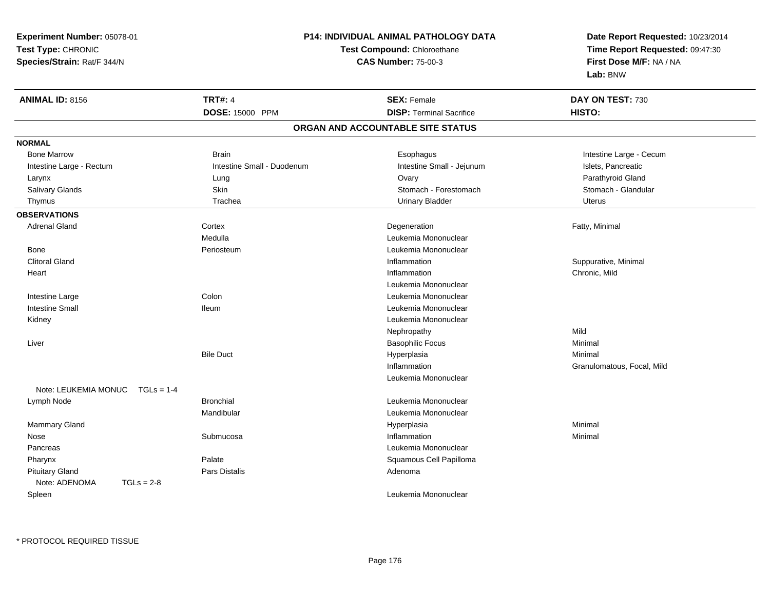**Experiment Number:** 05078-01
**Test Type:** CHRONIC
**Species/Strain:** Rat/F 344/N

**P14: INDIVIDUAL ANIMAL PATHOLOGY DATA**
**Test Compound:** Chloroethane
**CAS Number:** 75-00-3

**Date Report Requested:** 10/23/2014
**Time Report Requested:** 09:47:30
**First Dose M/F:** NA / NA
**Lab:** BNW

| **ANIMAL ID:** 8156 | **TRT#:** 4 | **SEX:** Female | **DAY ON TEST:** 730 |
|---|---|---|---|
| | **DOSE:** 15000 PPM | **DISP:** Terminal Sacrifice | **HISTO:** |

## ORGAN AND ACCOUNTABLE SITE STATUS

**NORMAL**

| | | | |
|---|---|---|---|
| Bone Marrow | Brain | Esophagus | Intestine Large - Cecum |
| Intestine Large - Rectum | Intestine Small - Duodenum | Intestine Small - Jejunum | Islets, Pancreatic |
| Larynx | Lung | Ovary | Parathyroid Gland |
| Salivary Glands | Skin | Stomach - Forestomach | Stomach - Glandular |
| Thymus | Trachea | Urinary Bladder | Uterus |

**OBSERVATIONS**

| | | | |
|---|---|---|---|
| Adrenal Gland | Cortex | Degeneration | Fatty, Minimal |
| | Medulla | Leukemia Mononuclear | |
| Bone | Periosteum | Leukemia Mononuclear | |
| Clitoral Gland | | Inflammation | Suppurative, Minimal |
| Heart | | Inflammation | Chronic, Mild |
| | | Leukemia Mononuclear | |
| Intestine Large | Colon | Leukemia Mononuclear | |
| Intestine Small | Ileum | Leukemia Mononuclear | |
| Kidney | | Leukemia Mononuclear | |
| | | Nephropathy | Mild |
| Liver | | Basophilic Focus | Minimal |
| | Bile Duct | Hyperplasia | Minimal |
| | | Inflammation | Granulomatous, Focal, Mild |
| | | Leukemia Mononuclear | |
| Note: LEUKEMIA MONUC TGLs = 1-4 | | | |
| Lymph Node | Bronchial | Leukemia Mononuclear | |
| | Mandibular | Leukemia Mononuclear | |
| Mammary Gland | | Hyperplasia | Minimal |
| Nose | Submucosa | Inflammation | Minimal |
| Pancreas | | Leukemia Mononuclear | |
| Pharynx | Palate | Squamous Cell Papilloma | |
| Pituitary Gland | Pars Distalis | Adenoma | |
| Note: ADENOMA TGLs = 2-8 | | | |
| Spleen | | Leukemia Mononuclear | |

* PROTOCOL REQUIRED TISSUE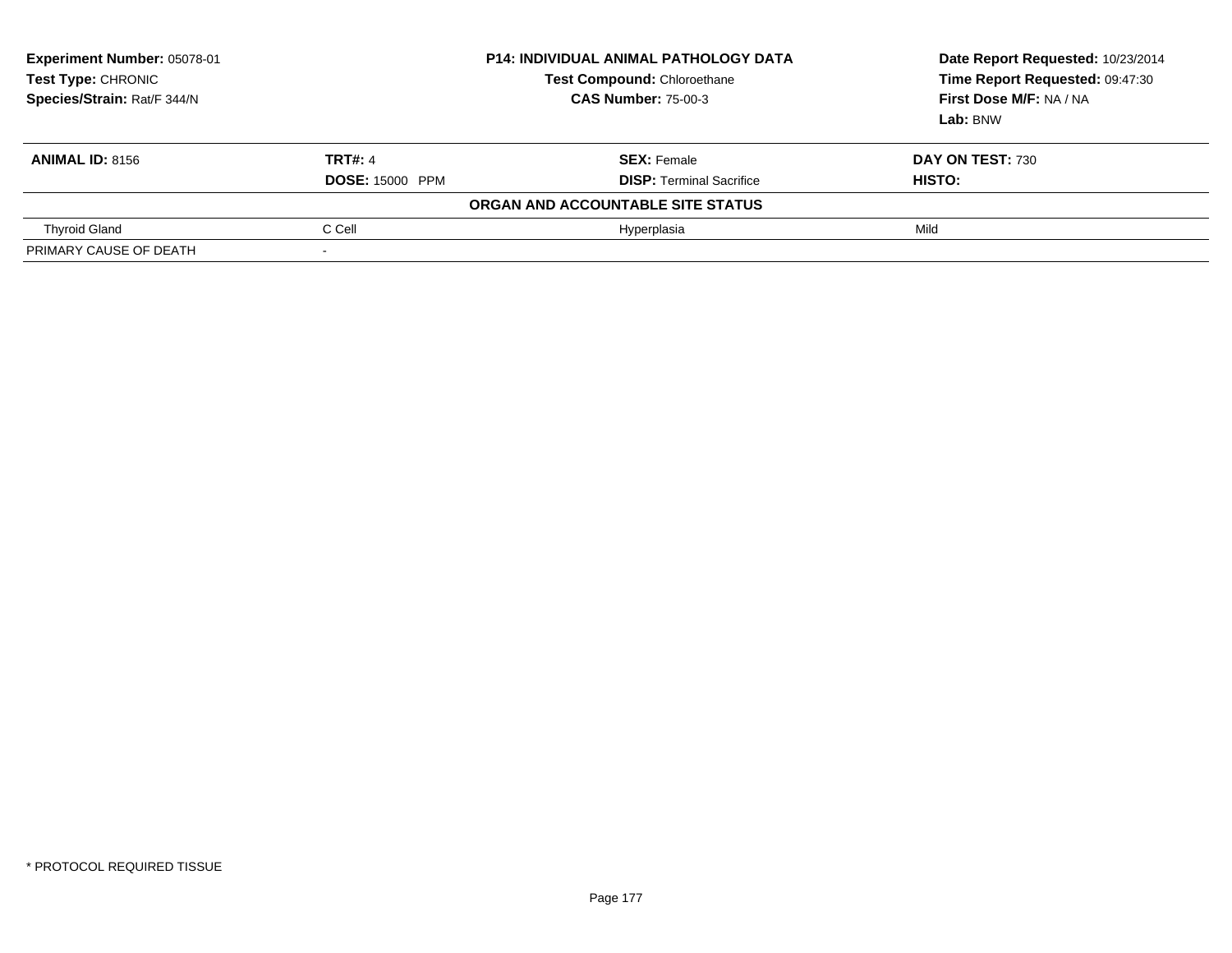**Experiment Number:** 05078-01
**Test Type:** CHRONIC
**Species/Strain:** Rat/F 344/N

**P14: INDIVIDUAL ANIMAL PATHOLOGY DATA**
**Test Compound:** Chloroethane
**CAS Number:** 75-00-3

**Date Report Requested:** 10/23/2014
**Time Report Requested:** 09:47:30
**First Dose M/F:** NA / NA
**Lab:** BNW

| **ANIMAL ID:** 8156 | **TRT#:** 4 | **SEX:** Female | **DAY ON TEST:** 730 |
|---|---|---|---|
| | **DOSE:** 15000 PPM | **DISP:** Terminal Sacrifice | **HISTO:** |
| | | **ORGAN AND ACCOUNTABLE SITE STATUS** | |
| Thyroid Gland | C Cell | Hyperplasia | Mild |
| PRIMARY CAUSE OF DEATH | - | | |

\* PROTOCOL REQUIRED TISSUE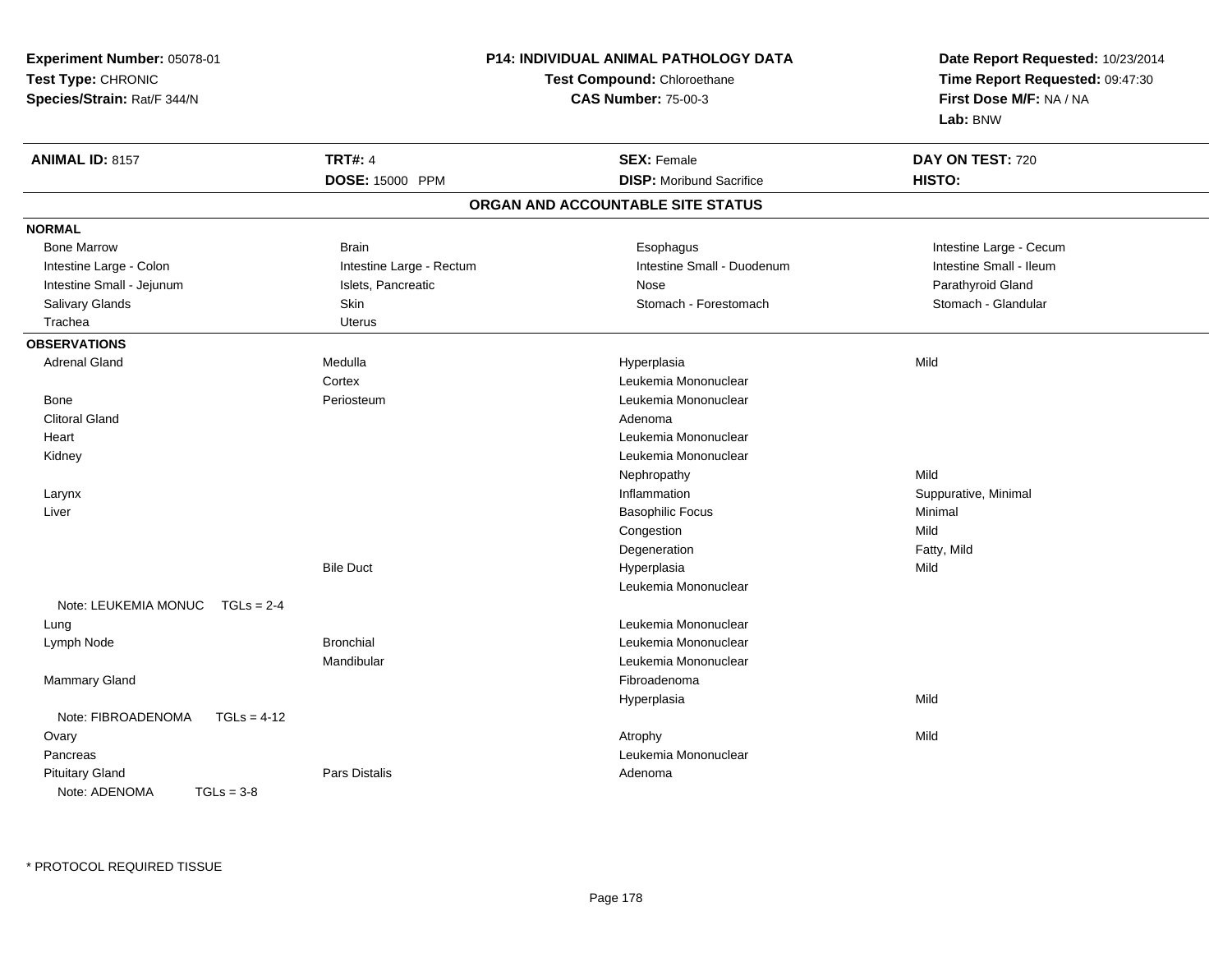**Experiment Number:** 05078-01
**Test Type:** CHRONIC
**Species/Strain:** Rat/F 344/N

**P14: INDIVIDUAL ANIMAL PATHOLOGY DATA**
**Test Compound:** Chloroethane
**CAS Number:** 75-00-3

**Date Report Requested:** 10/23/2014
**Time Report Requested:** 09:47:30
**First Dose M/F:** NA / NA
**Lab:** BNW

| **ANIMAL ID:** 8157 | **TRT#:** 4 | **SEX:** Female | **DAY ON TEST:** 720 |
|---|---|---|---|
| | **DOSE:** 15000 PPM | **DISP:** Moribund Sacrifice | **HISTO:** |

## ORGAN AND ACCOUNTABLE SITE STATUS

**NORMAL**

| | | | |
|---|---|---|---|
| Bone Marrow | Brain | Esophagus | Intestine Large - Cecum |
| Intestine Large - Colon | Intestine Large - Rectum | Intestine Small - Duodenum | Intestine Small - Ileum |
| Intestine Small - Jejunum | Islets, Pancreatic | Nose | Parathyroid Gland |
| Salivary Glands | Skin | Stomach - Forestomach | Stomach - Glandular |
| Trachea | Uterus | | |

**OBSERVATIONS**

| | | | |
|---|---|---|---|
| Adrenal Gland | Medulla | Hyperplasia | Mild |
| | Cortex | Leukemia Mononuclear | |
| Bone | Periosteum | Leukemia Mononuclear | |
| Clitoral Gland | | Adenoma | |
| Heart | | Leukemia Mononuclear | |
| Kidney | | Leukemia Mononuclear | |
| | | Nephropathy | Mild |
| Larynx | | Inflammation | Suppurative, Minimal |
| Liver | | Basophilic Focus | Minimal |
| | | Congestion | Mild |
| | | Degeneration | Fatty, Mild |
| | Bile Duct | Hyperplasia | Mild |
| | | Leukemia Mononuclear | |
| Note: LEUKEMIA MONUC TGLs = 2-4 | | | |
| Lung | | Leukemia Mononuclear | |
| Lymph Node | Bronchial | Leukemia Mononuclear | |
| | Mandibular | Leukemia Mononuclear | |
| Mammary Gland | | Fibroadenoma | |
| | | Hyperplasia | Mild |
| Note: FIBROADENOMA TGLs = 4-12 | | | |
| Ovary | | Atrophy | Mild |
| Pancreas | | Leukemia Mononuclear | |
| Pituitary Gland | Pars Distalis | Adenoma | |
| Note: ADENOMA TGLs = 3-8 | | | |

* PROTOCOL REQUIRED TISSUE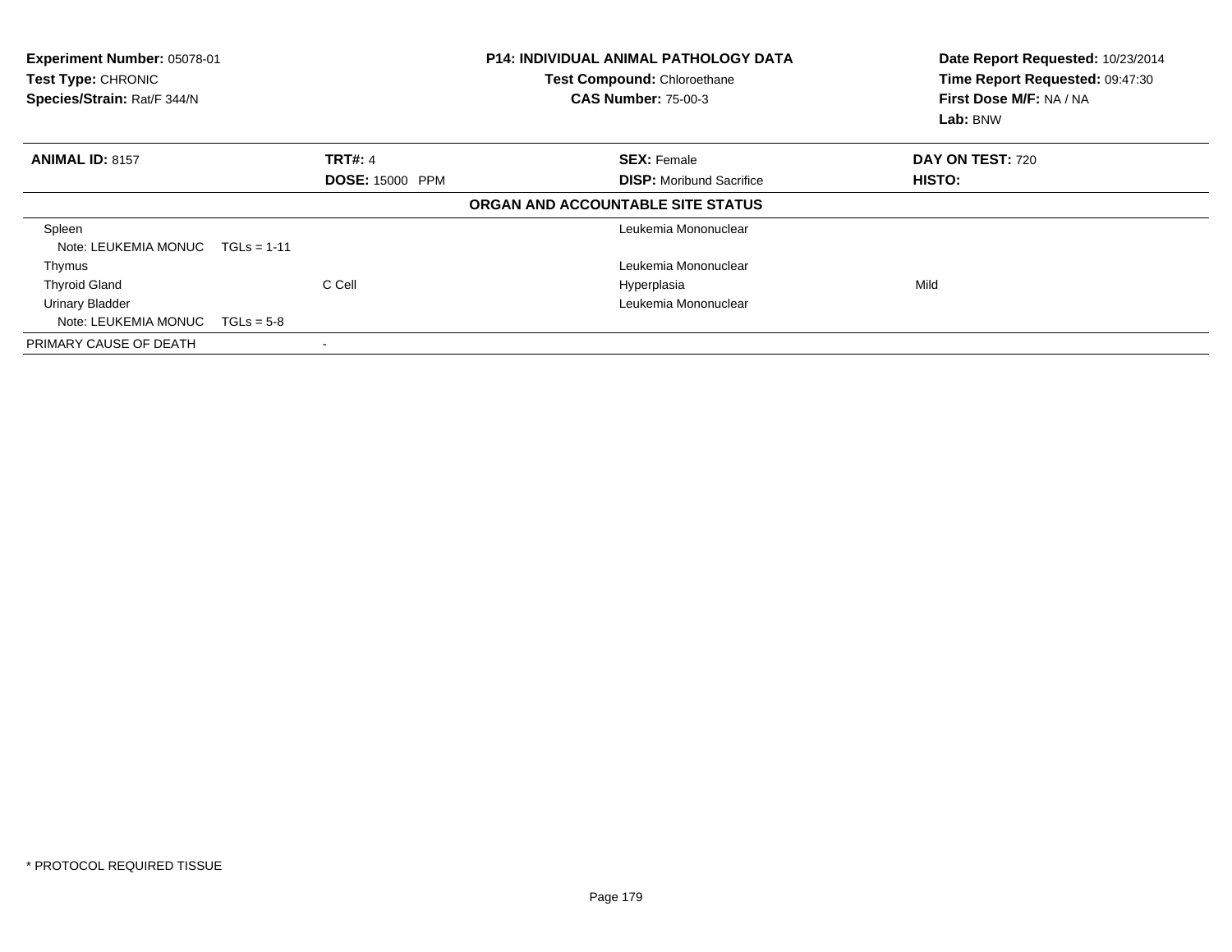**Experiment Number:** 05078-01
**Test Type:** CHRONIC
**Species/Strain:** Rat/F 344/N

**P14: INDIVIDUAL ANIMAL PATHOLOGY DATA**
**Test Compound:** Chloroethane
**CAS Number:** 75-00-3

**Date Report Requested:** 10/23/2014
**Time Report Requested:** 09:47:30
**First Dose M/F:** NA / NA
**Lab:** BNW

| **ANIMAL ID:** 8157 | **TRT#:** 4 | **SEX:** Female | **DAY ON TEST:** 720 |
|---|---|---|---|
| | **DOSE:** 15000 PPM | **DISP:** Moribund Sacrifice | **HISTO:** |

**ORGAN AND ACCOUNTABLE SITE STATUS**

| Organ | Site | Diagnosis | Severity |
|---|---|---|---|
| Spleen | | Leukemia Mononuclear | |
| Note: LEUKEMIA MONUC TGLs = 1-11 | | | |
| Thymus | | Leukemia Mononuclear | |
| Thyroid Gland | C Cell | Hyperplasia | Mild |
| Urinary Bladder | | Leukemia Mononuclear | |
| Note: LEUKEMIA MONUC TGLs = 5-8 | | | |
| PRIMARY CAUSE OF DEATH | - | | |

\* PROTOCOL REQUIRED TISSUE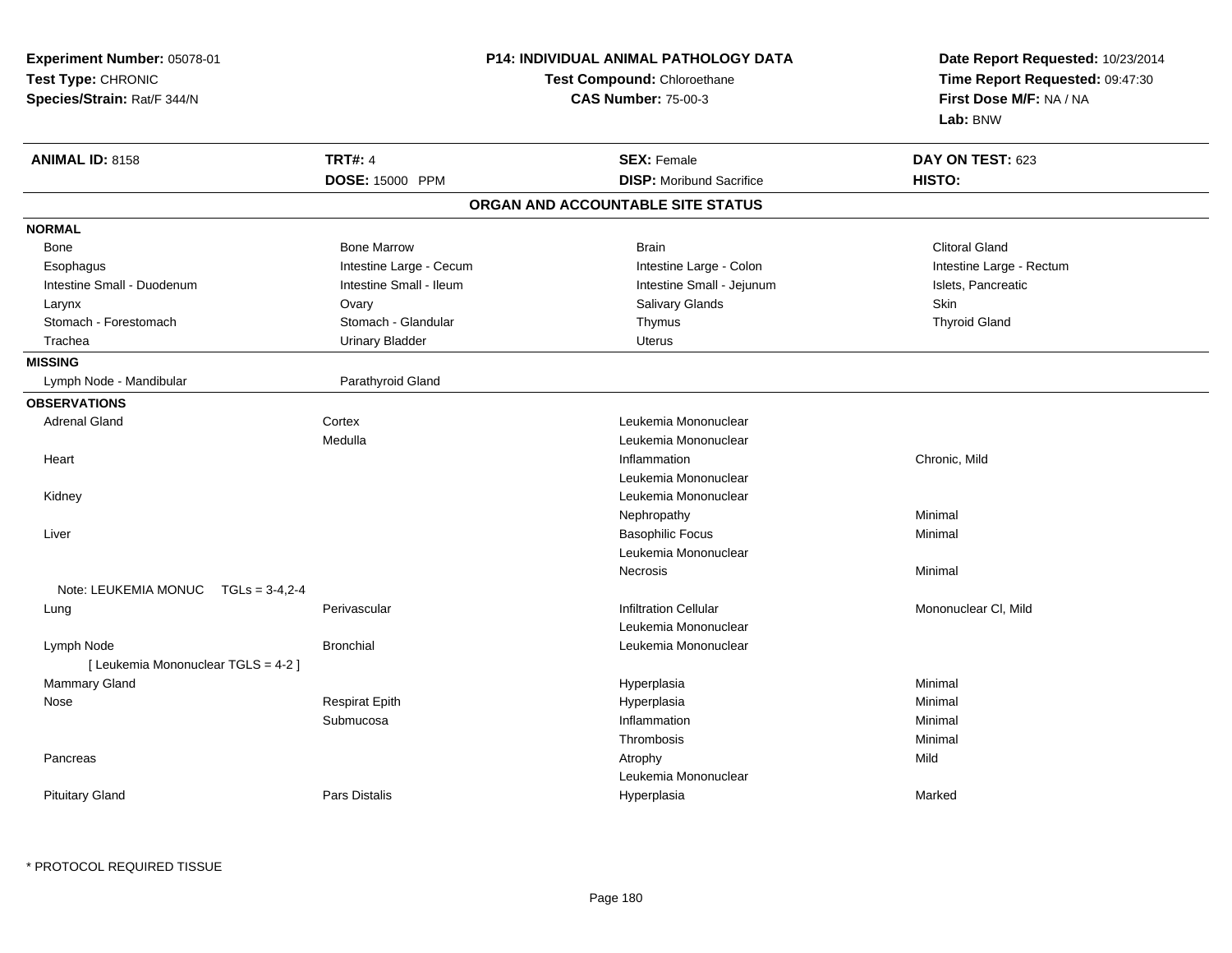**Experiment Number:** 05078-01
**Test Type:** CHRONIC
**Species/Strain:** Rat/F 344/N

**P14: INDIVIDUAL ANIMAL PATHOLOGY DATA**
**Test Compound:** Chloroethane
**CAS Number:** 75-00-3

**Date Report Requested:** 10/23/2014
**Time Report Requested:** 09:47:30
**First Dose M/F:** NA / NA
**Lab:** BNW

| **ANIMAL ID:** 8158 | **TRT#:** 4 | **SEX:** Female | **DAY ON TEST:** 623 |
|---|---|---|---|
| | **DOSE:** 15000 PPM | **DISP:** Moribund Sacrifice | **HISTO:** |

## ORGAN AND ACCOUNTABLE SITE STATUS

**NORMAL**

| | | | |
|---|---|---|---|
| Bone | Bone Marrow | Brain | Clitoral Gland |
| Esophagus | Intestine Large - Cecum | Intestine Large - Colon | Intestine Large - Rectum |
| Intestine Small - Duodenum | Intestine Small - Ileum | Intestine Small - Jejunum | Islets, Pancreatic |
| Larynx | Ovary | Salivary Glands | Skin |
| Stomach - Forestomach | Stomach - Glandular | Thymus | Thyroid Gland |
| Trachea | Urinary Bladder | Uterus | |

**MISSING**

| | |
|---|---|
| Lymph Node - Mandibular | Parathyroid Gland |

**OBSERVATIONS**

| Organ | Site | Observation | Severity |
|---|---|---|---|
| Adrenal Gland | Cortex | Leukemia Mononuclear | |
| | Medulla | Leukemia Mononuclear | |
| Heart | | Inflammation | Chronic, Mild |
| | | Leukemia Mononuclear | |
| Kidney | | Leukemia Mononuclear | |
| | | Nephropathy | Minimal |
| Liver | | Basophilic Focus | Minimal |
| | | Leukemia Mononuclear | |
| | | Necrosis | Minimal |
| Note: LEUKEMIA MONUC TGLs = 3-4,2-4 | | | |
| Lung | Perivascular | Infiltration Cellular | Mononuclear Cl, Mild |
| | | Leukemia Mononuclear | |
| Lymph Node | Bronchial | Leukemia Mononuclear | |
| [ Leukemia Mononuclear TGLS = 4-2 ] | | | |
| Mammary Gland | | Hyperplasia | Minimal |
| Nose | Respirat Epith | Hyperplasia | Minimal |
| | Submucosa | Inflammation | Minimal |
| | | Thrombosis | Minimal |
| Pancreas | | Atrophy | Mild |
| | | Leukemia Mononuclear | |
| Pituitary Gland | Pars Distalis | Hyperplasia | Marked |

* PROTOCOL REQUIRED TISSUE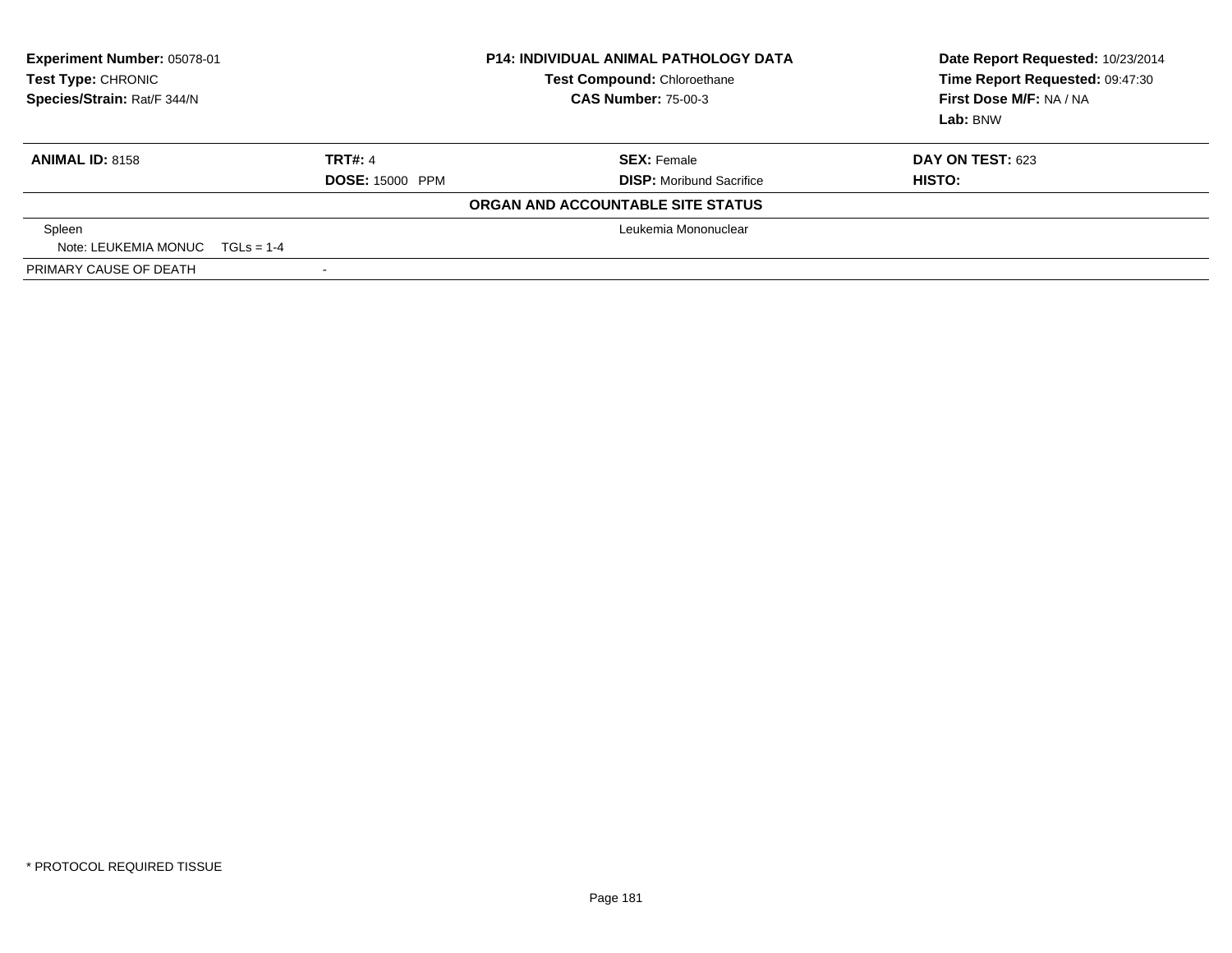**Experiment Number:** 05078-01
**Test Type:** CHRONIC
**Species/Strain:** Rat/F 344/N

**P14: INDIVIDUAL ANIMAL PATHOLOGY DATA**
**Test Compound:** Chloroethane
**CAS Number:** 75-00-3

**Date Report Requested:** 10/23/2014
**Time Report Requested:** 09:47:30
**First Dose M/F:** NA / NA
**Lab:** BNW

| **ANIMAL ID:** 8158 | **TRT#:** 4 | **SEX:** Female | **DAY ON TEST:** 623 |
|---|---|---|---|
| | **DOSE:** 15000 PPM | **DISP:** Moribund Sacrifice | **HISTO:** |

**ORGAN AND ACCOUNTABLE SITE STATUS**

| | | |
|---|---|---|
| Spleen | | Leukemia Mononuclear |
| Note: LEUKEMIA MONUC TGLs = 1-4 | | |
| PRIMARY CAUSE OF DEATH | - | |

* PROTOCOL REQUIRED TISSUE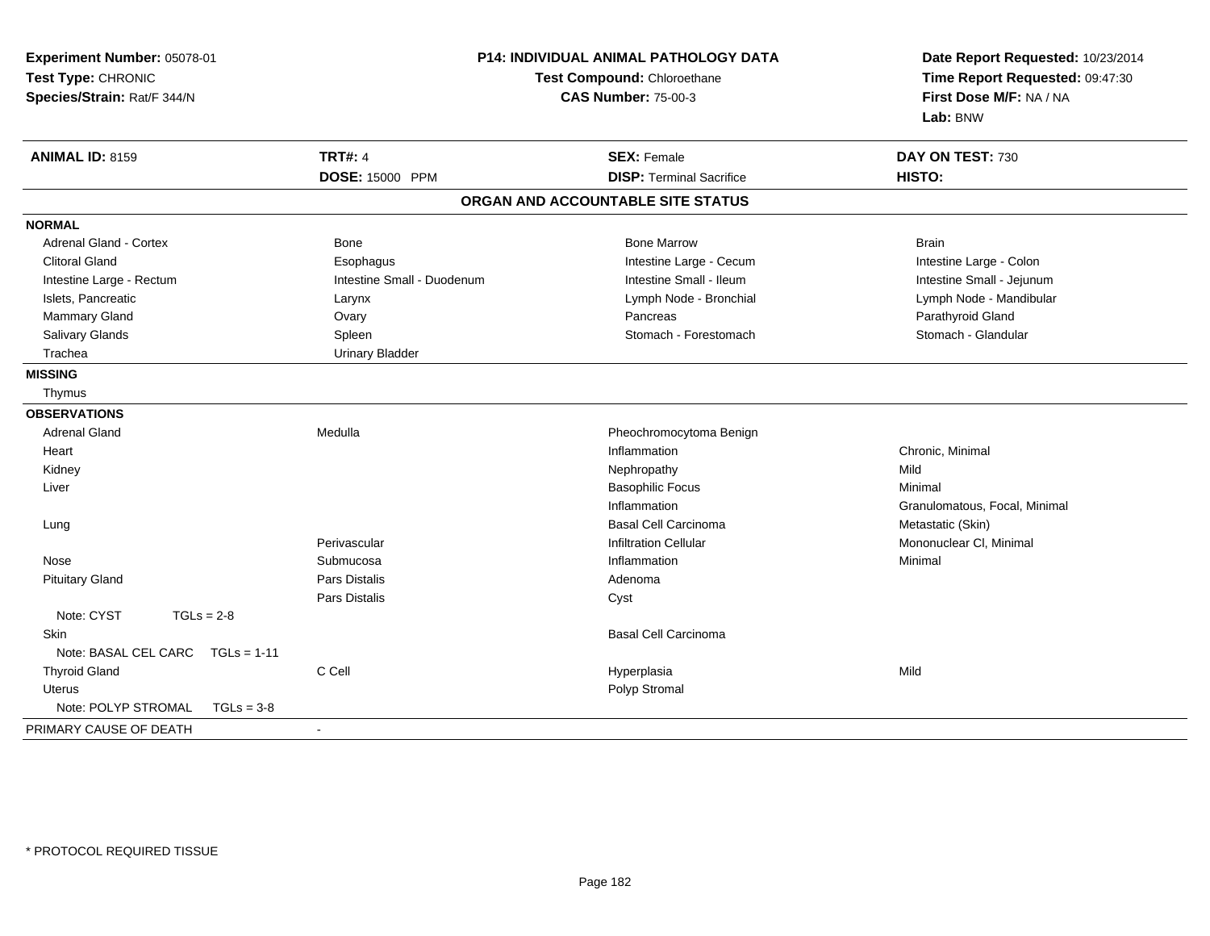**Experiment Number:** 05078-01
**Test Type:** CHRONIC
**Species/Strain:** Rat/F 344/N

**P14: INDIVIDUAL ANIMAL PATHOLOGY DATA**
**Test Compound:** Chloroethane
**CAS Number:** 75-00-3

**Date Report Requested:** 10/23/2014
**Time Report Requested:** 09:47:30
**First Dose M/F:** NA / NA
**Lab:** BNW

| **ANIMAL ID:** 8159 | **TRT#:** 4 | **SEX:** Female | **DAY ON TEST:** 730 |
|---|---|---|---|
| | **DOSE:** 15000 PPM | **DISP:** Terminal Sacrifice | **HISTO:** |

## ORGAN AND ACCOUNTABLE SITE STATUS

| | | | |
|---|---|---|---|
| **NORMAL** | | | |
| Adrenal Gland - Cortex | Bone | Bone Marrow | Brain |
| Clitoral Gland | Esophagus | Intestine Large - Cecum | Intestine Large - Colon |
| Intestine Large - Rectum | Intestine Small - Duodenum | Intestine Small - Ileum | Intestine Small - Jejunum |
| Islets, Pancreatic | Larynx | Lymph Node - Bronchial | Lymph Node - Mandibular |
| Mammary Gland | Ovary | Pancreas | Parathyroid Gland |
| Salivary Glands | Spleen | Stomach - Forestomach | Stomach - Glandular |
| Trachea | Urinary Bladder | | |
| **MISSING** | | | |
| Thymus | | | |
| **OBSERVATIONS** | | | |
| Adrenal Gland | Medulla | Pheochromocytoma Benign | |
| Heart | | Inflammation | Chronic, Minimal |
| Kidney | | Nephropathy | Mild |
| Liver | | Basophilic Focus | Minimal |
| | | Inflammation | Granulomatous, Focal, Minimal |
| Lung | | Basal Cell Carcinoma | Metastatic (Skin) |
| | Perivascular | Infiltration Cellular | Mononuclear Cl, Minimal |
| Nose | Submucosa | Inflammation | Minimal |
| Pituitary Gland | Pars Distalis | Adenoma | |
| | Pars Distalis | Cyst | |
| Note: CYST TGLs = 2-8 | | | |
| Skin | | Basal Cell Carcinoma | |
| Note: BASAL CEL CARC TGLs = 1-11 | | | |
| Thyroid Gland | C Cell | Hyperplasia | Mild |
| Uterus | | Polyp Stromal | |
| Note: POLYP STROMAL TGLs = 3-8 | | | |
| PRIMARY CAUSE OF DEATH | - | | |

* PROTOCOL REQUIRED TISSUE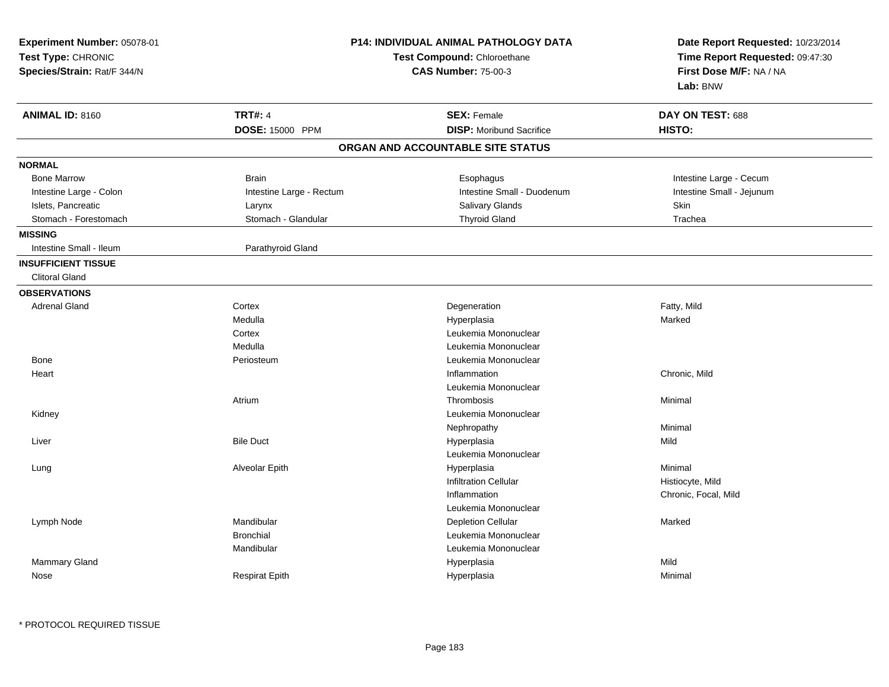**Experiment Number:** 05078-01
**Test Type:** CHRONIC
**Species/Strain:** Rat/F 344/N

**P14: INDIVIDUAL ANIMAL PATHOLOGY DATA**
**Test Compound:** Chloroethane
**CAS Number:** 75-00-3

**Date Report Requested:** 10/23/2014
**Time Report Requested:** 09:47:30
**First Dose M/F:** NA / NA
**Lab:** BNW

| **ANIMAL ID:** 8160 | **TRT#:** 4 | **SEX:** Female | **DAY ON TEST:** 688 |
|---|---|---|---|
| | **DOSE:** 15000 PPM | **DISP:** Moribund Sacrifice | **HISTO:** |

## ORGAN AND ACCOUNTABLE SITE STATUS

| | | | |
|---|---|---|---|
| **NORMAL** | | | |
| Bone Marrow | Brain | Esophagus | Intestine Large - Cecum |
| Intestine Large - Colon | Intestine Large - Rectum | Intestine Small - Duodenum | Intestine Small - Jejunum |
| Islets, Pancreatic | Larynx | Salivary Glands | Skin |
| Stomach - Forestomach | Stomach - Glandular | Thyroid Gland | Trachea |
| **MISSING** | | | |
| Intestine Small - Ileum | Parathyroid Gland | | |
| **INSUFFICIENT TISSUE** | | | |
| Clitoral Gland | | | |
| **OBSERVATIONS** | | | |
| Adrenal Gland | Cortex | Degeneration | Fatty, Mild |
| | Medulla | Hyperplasia | Marked |
| | Cortex | Leukemia Mononuclear | |
| | Medulla | Leukemia Mononuclear | |
| Bone | Periosteum | Leukemia Mononuclear | |
| Heart | | Inflammation | Chronic, Mild |
| | | Leukemia Mononuclear | |
| | Atrium | Thrombosis | Minimal |
| Kidney | | Leukemia Mononuclear | |
| | | Nephropathy | Minimal |
| Liver | Bile Duct | Hyperplasia | Mild |
| | | Leukemia Mononuclear | |
| Lung | Alveolar Epith | Hyperplasia | Minimal |
| | | Infiltration Cellular | Histiocyte, Mild |
| | | Inflammation | Chronic, Focal, Mild |
| | | Leukemia Mononuclear | |
| Lymph Node | Mandibular | Depletion Cellular | Marked |
| | Bronchial | Leukemia Mononuclear | |
| | Mandibular | Leukemia Mononuclear | |
| Mammary Gland | | Hyperplasia | Mild |
| Nose | Respirat Epith | Hyperplasia | Minimal |

\* PROTOCOL REQUIRED TISSUE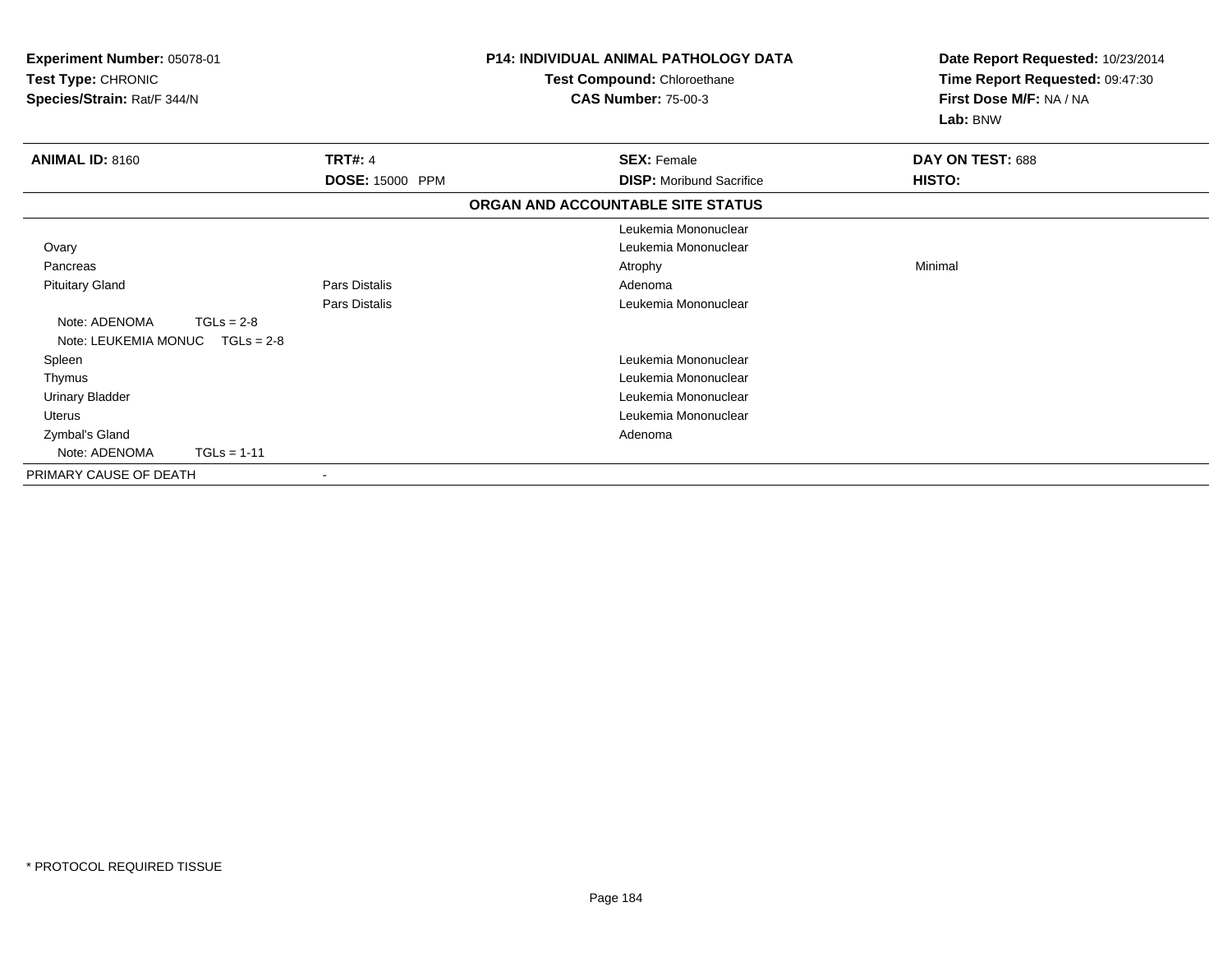**Experiment Number:** 05078-01
**Test Type:** CHRONIC
**Species/Strain:** Rat/F 344/N

**P14: INDIVIDUAL ANIMAL PATHOLOGY DATA**
**Test Compound:** Chloroethane
**CAS Number:** 75-00-3

**Date Report Requested:** 10/23/2014
**Time Report Requested:** 09:47:30
**First Dose M/F:** NA / NA
**Lab:** BNW

| **ANIMAL ID:** 8160 | **TRT#:** 4 | **SEX:** Female | **DAY ON TEST:** 688 |
|---|---|---|---|
| | **DOSE:** 15000 PPM | **DISP:** Moribund Sacrifice | **HISTO:** |

**ORGAN AND ACCOUNTABLE SITE STATUS**

| | | | |
|---|---|---|---|
| | | Leukemia Mononuclear | |
| Ovary | | Leukemia Mononuclear | |
| Pancreas | | Atrophy | Minimal |
| Pituitary Gland | Pars Distalis | Adenoma | |
| | Pars Distalis | Leukemia Mononuclear | |
| Note: ADENOMA TGLs = 2-8 | | | |
| Note: LEUKEMIA MONUC TGLs = 2-8 | | | |
| Spleen | | Leukemia Mononuclear | |
| Thymus | | Leukemia Mononuclear | |
| Urinary Bladder | | Leukemia Mononuclear | |
| Uterus | | Leukemia Mononuclear | |
| Zymbal's Gland | | Adenoma | |
| Note: ADENOMA TGLs = 1-11 | | | |
| PRIMARY CAUSE OF DEATH | - | | |

* PROTOCOL REQUIRED TISSUE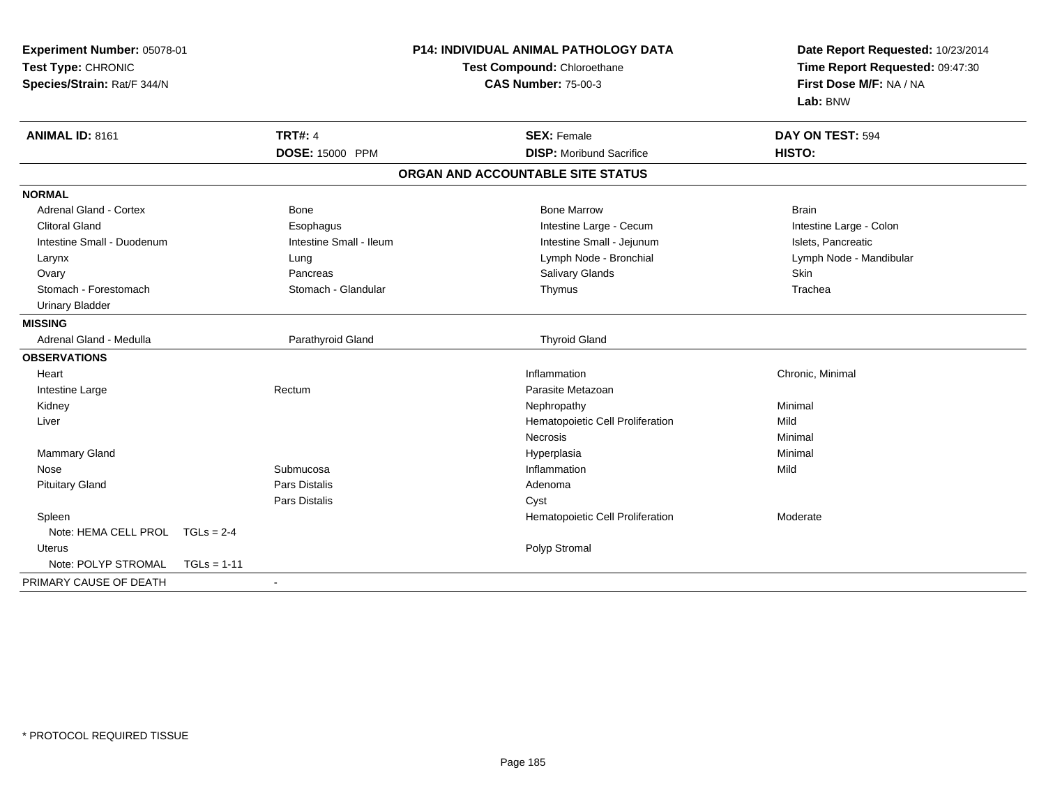**Experiment Number:** 05078-01
**Test Type:** CHRONIC
**Species/Strain:** Rat/F 344/N

**P14: INDIVIDUAL ANIMAL PATHOLOGY DATA**
**Test Compound:** Chloroethane
**CAS Number:** 75-00-3

**Date Report Requested:** 10/23/2014
**Time Report Requested:** 09:47:30
**First Dose M/F:** NA / NA
**Lab:** BNW

| **ANIMAL ID:** 8161 | **TRT#:** 4 | **SEX:** Female | **DAY ON TEST:** 594 |
|---|---|---|---|
| | **DOSE:** 15000 PPM | **DISP:** Moribund Sacrifice | **HISTO:** |

## ORGAN AND ACCOUNTABLE SITE STATUS

| | | | |
|---|---|---|---|
| **NORMAL** | | | |
| Adrenal Gland - Cortex | Bone | Bone Marrow | Brain |
| Clitoral Gland | Esophagus | Intestine Large - Cecum | Intestine Large - Colon |
| Intestine Small - Duodenum | Intestine Small - Ileum | Intestine Small - Jejunum | Islets, Pancreatic |
| Larynx | Lung | Lymph Node - Bronchial | Lymph Node - Mandibular |
| Ovary | Pancreas | Salivary Glands | Skin |
| Stomach - Forestomach | Stomach - Glandular | Thymus | Trachea |
| Urinary Bladder | | | |
| **MISSING** | | | |
| Adrenal Gland - Medulla | Parathyroid Gland | Thyroid Gland | |
| **OBSERVATIONS** | | | |
| Heart | | Inflammation | Chronic, Minimal |
| Intestine Large | Rectum | Parasite Metazoan | |
| Kidney | | Nephropathy | Minimal |
| Liver | | Hematopoietic Cell Proliferation | Mild |
| | | Necrosis | Minimal |
| Mammary Gland | | Hyperplasia | Minimal |
| Nose | Submucosa | Inflammation | Mild |
| Pituitary Gland | Pars Distalis | Adenoma | |
| | Pars Distalis | Cyst | |
| Spleen | | Hematopoietic Cell Proliferation | Moderate |
| Note: HEMA CELL PROL TGLs = 2-4 | | | |
| Uterus | | Polyp Stromal | |
| Note: POLYP STROMAL TGLs = 1-11 | | | |
| PRIMARY CAUSE OF DEATH | - | | |

\* PROTOCOL REQUIRED TISSUE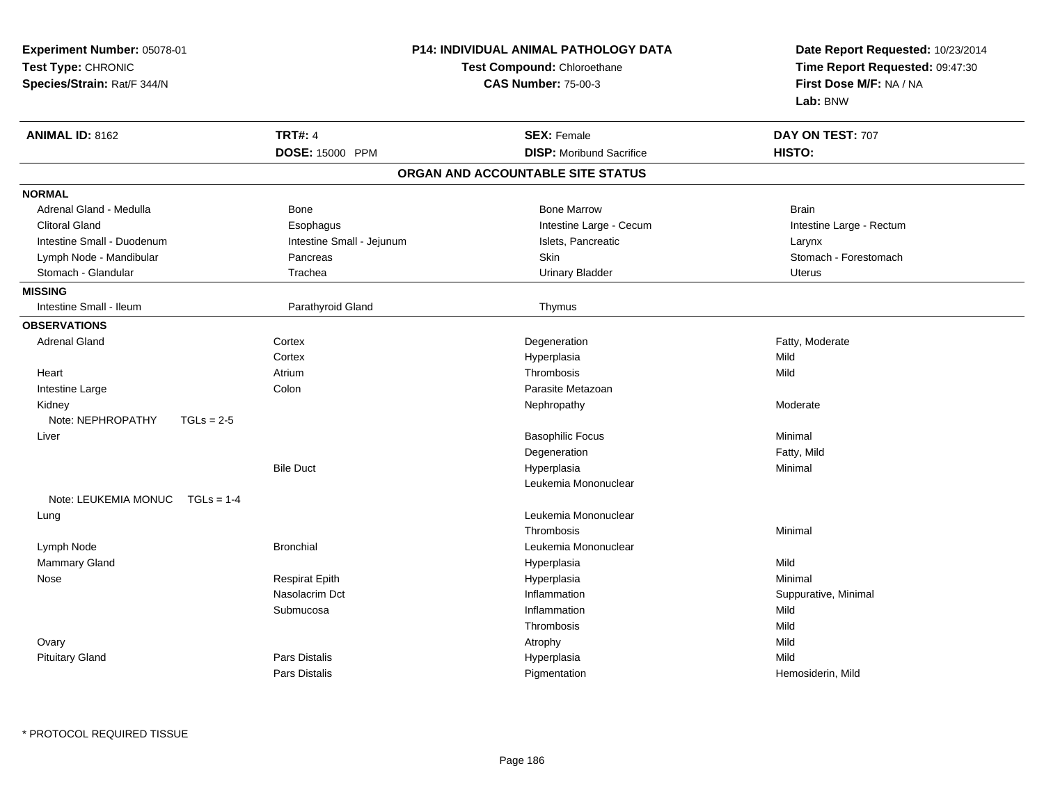**Experiment Number:** 05078-01
**Test Type:** CHRONIC
**Species/Strain:** Rat/F 344/N

**P14: INDIVIDUAL ANIMAL PATHOLOGY DATA**
**Test Compound:** Chloroethane
**CAS Number:** 75-00-3

**Date Report Requested:** 10/23/2014
**Time Report Requested:** 09:47:30
**First Dose M/F:** NA / NA
**Lab:** BNW

| **ANIMAL ID:** 8162 | **TRT#:** 4 | **SEX:** Female | **DAY ON TEST:** 707 |
|---|---|---|---|
| | **DOSE:** 15000 PPM | **DISP:** Moribund Sacrifice | **HISTO:** |

## ORGAN AND ACCOUNTABLE SITE STATUS

**NORMAL**

| | | | |
|---|---|---|---|
| Adrenal Gland - Medulla | Bone | Bone Marrow | Brain |
| Clitoral Gland | Esophagus | Intestine Large - Cecum | Intestine Large - Rectum |
| Intestine Small - Duodenum | Intestine Small - Jejunum | Islets, Pancreatic | Larynx |
| Lymph Node - Mandibular | Pancreas | Skin | Stomach - Forestomach |
| Stomach - Glandular | Trachea | Urinary Bladder | Uterus |

**MISSING**

| | | |
|---|---|---|
| Intestine Small - Ileum | Parathyroid Gland | Thymus |

**OBSERVATIONS**

| Organ | Site | Observation | Severity |
|---|---|---|---|
| Adrenal Gland | Cortex | Degeneration | Fatty, Moderate |
| | Cortex | Hyperplasia | Mild |
| Heart | Atrium | Thrombosis | Mild |
| Intestine Large | Colon | Parasite Metazoan | |
| Kidney | | Nephropathy | Moderate |
| Note: NEPHROPATHY TGLs = 2-5 | | | |
| Liver | | Basophilic Focus | Minimal |
| | | Degeneration | Fatty, Mild |
| | Bile Duct | Hyperplasia | Minimal |
| | | Leukemia Mononuclear | |
| Note: LEUKEMIA MONUC TGLs = 1-4 | | | |
| Lung | | Leukemia Mononuclear | |
| | | Thrombosis | Minimal |
| Lymph Node | Bronchial | Leukemia Mononuclear | |
| Mammary Gland | | Hyperplasia | Mild |
| Nose | Respirat Epith | Hyperplasia | Minimal |
| | Nasolacrim Dct | Inflammation | Suppurative, Minimal |
| | Submucosa | Inflammation | Mild |
| | | Thrombosis | Mild |
| Ovary | | Atrophy | Mild |
| Pituitary Gland | Pars Distalis | Hyperplasia | Mild |
| | Pars Distalis | Pigmentation | Hemosiderin, Mild |

* PROTOCOL REQUIRED TISSUE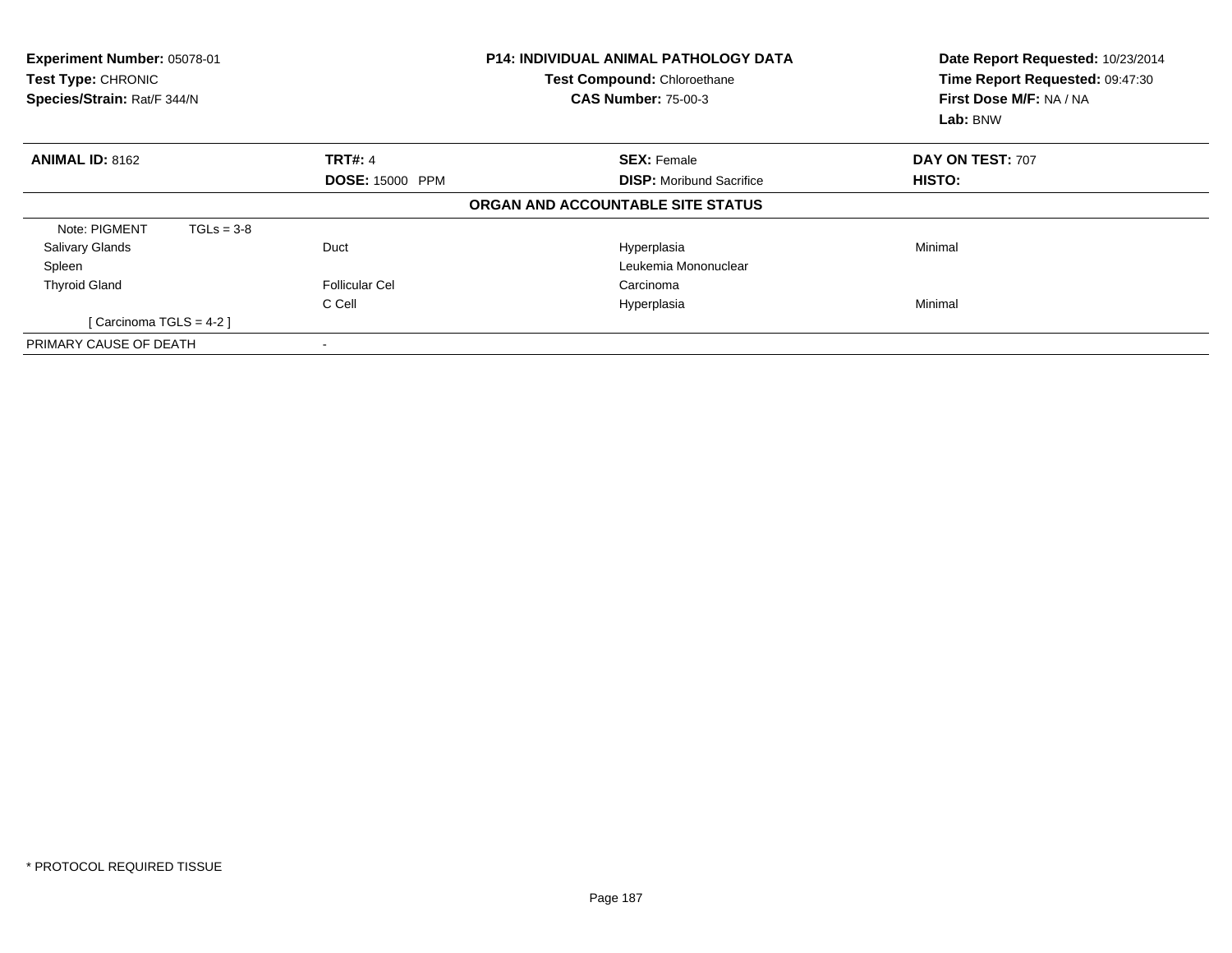**Experiment Number:** 05078-01
**Test Type:** CHRONIC
**Species/Strain:** Rat/F 344/N

**P14: INDIVIDUAL ANIMAL PATHOLOGY DATA**
**Test Compound:** Chloroethane
**CAS Number:** 75-00-3

**Date Report Requested:** 10/23/2014
**Time Report Requested:** 09:47:30
**First Dose M/F:** NA / NA
**Lab:** BNW

| **ANIMAL ID:** 8162 | **TRT#:** 4 | **SEX:** Female | **DAY ON TEST:** 707 |
|---|---|---|---|
| | **DOSE:** 15000 PPM | **DISP:** Moribund Sacrifice | **HISTO:** |

**ORGAN AND ACCOUNTABLE SITE STATUS**

| | | | |
|---|---|---|---|
| Note: PIGMENT TGLs = 3-8 | | | |
| Salivary Glands | Duct | Hyperplasia | Minimal |
| Spleen | | Leukemia Mononuclear | |
| Thyroid Gland | Follicular Cel | Carcinoma | |
| | C Cell | Hyperplasia | Minimal |
| [ Carcinoma TGLS = 4-2 ] | | | |
| PRIMARY CAUSE OF DEATH | - | | |

* PROTOCOL REQUIRED TISSUE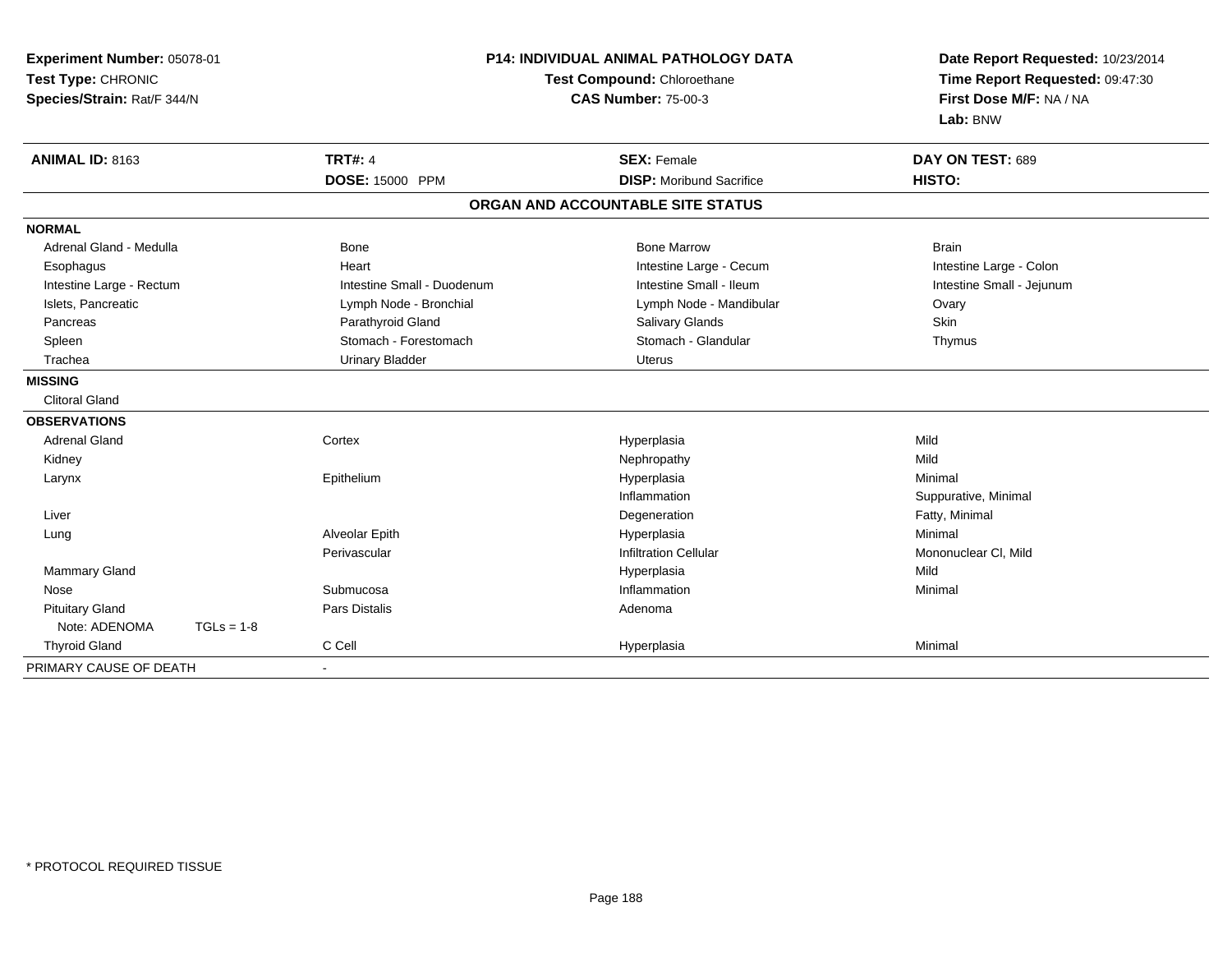**Experiment Number:** 05078-01
**Test Type:** CHRONIC
**Species/Strain:** Rat/F 344/N

**P14: INDIVIDUAL ANIMAL PATHOLOGY DATA**
**Test Compound:** Chloroethane
**CAS Number:** 75-00-3

**Date Report Requested:** 10/23/2014
**Time Report Requested:** 09:47:30
**First Dose M/F:** NA / NA
**Lab:** BNW

| **ANIMAL ID:** 8163 | **TRT#:** 4 | **SEX:** Female | **DAY ON TEST:** 689 |
|---|---|---|---|
| | **DOSE:** 15000 PPM | **DISP:** Moribund Sacrifice | **HISTO:** |

## ORGAN AND ACCOUNTABLE SITE STATUS

**NORMAL**

| | | | |
|---|---|---|---|
| Adrenal Gland - Medulla | Bone | Bone Marrow | Brain |
| Esophagus | Heart | Intestine Large - Cecum | Intestine Large - Colon |
| Intestine Large - Rectum | Intestine Small - Duodenum | Intestine Small - Ileum | Intestine Small - Jejunum |
| Islets, Pancreatic | Lymph Node - Bronchial | Lymph Node - Mandibular | Ovary |
| Pancreas | Parathyroid Gland | Salivary Glands | Skin |
| Spleen | Stomach - Forestomach | Stomach - Glandular | Thymus |
| Trachea | Urinary Bladder | Uterus | |

**MISSING**

Clitoral Gland

**OBSERVATIONS**

| | | | |
|---|---|---|---|
| Adrenal Gland | Cortex | Hyperplasia | Mild |
| Kidney | | Nephropathy | Mild |
| Larynx | Epithelium | Hyperplasia | Minimal |
| | | Inflammation | Suppurative, Minimal |
| Liver | | Degeneration | Fatty, Minimal |
| Lung | Alveolar Epith | Hyperplasia | Minimal |
| | Perivascular | Infiltration Cellular | Mononuclear Cl, Mild |
| Mammary Gland | | Hyperplasia | Mild |
| Nose | Submucosa | Inflammation | Minimal |
| Pituitary Gland | Pars Distalis | Adenoma | |
| Note: ADENOMA TGLs = 1-8 | | | |
| Thyroid Gland | C Cell | Hyperplasia | Minimal |

PRIMARY CAUSE OF DEATH -

* PROTOCOL REQUIRED TISSUE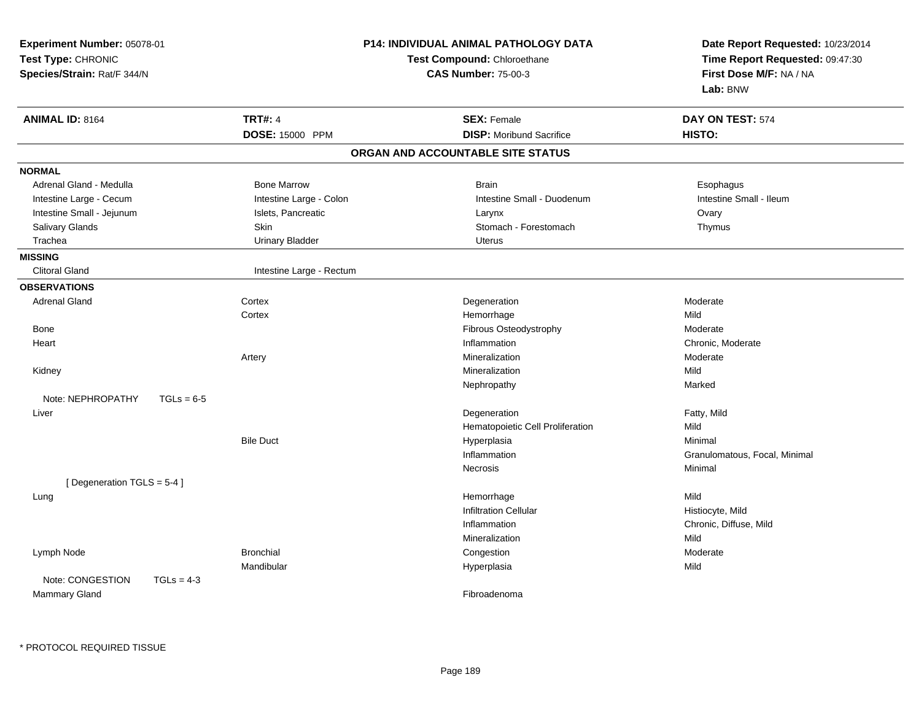**Experiment Number:** 05078-01
**Test Type:** CHRONIC
**Species/Strain:** Rat/F 344/N

**P14: INDIVIDUAL ANIMAL PATHOLOGY DATA**
**Test Compound:** Chloroethane
**CAS Number:** 75-00-3

**Date Report Requested:** 10/23/2014
**Time Report Requested:** 09:47:30
**First Dose M/F:** NA / NA
**Lab:** BNW

| **ANIMAL ID:** 8164 | **TRT#:** 4 | **SEX:** Female | **DAY ON TEST:** 574 |
|---|---|---|---|
| | **DOSE:** 15000 PPM | **DISP:** Moribund Sacrifice | **HISTO:** |

## ORGAN AND ACCOUNTABLE SITE STATUS

**NORMAL**

| | | | |
|---|---|---|---|
| Adrenal Gland - Medulla | Bone Marrow | Brain | Esophagus |
| Intestine Large - Cecum | Intestine Large - Colon | Intestine Small - Duodenum | Intestine Small - Ileum |
| Intestine Small - Jejunum | Islets, Pancreatic | Larynx | Ovary |
| Salivary Glands | Skin | Stomach - Forestomach | Thymus |
| Trachea | Urinary Bladder | Uterus | |

**MISSING**

| | |
|---|---|
| Clitoral Gland | Intestine Large - Rectum |

**OBSERVATIONS**

| Organ | Site | Observation | Severity |
|---|---|---|---|
| Adrenal Gland | Cortex | Degeneration | Moderate |
| | Cortex | Hemorrhage | Mild |
| Bone | | Fibrous Osteodystrophy | Moderate |
| Heart | | Inflammation | Chronic, Moderate |
| | Artery | Mineralization | Moderate |
| Kidney | | Mineralization | Mild |
| | | Nephropathy | Marked |
| Note: NEPHROPATHY TGLs = 6-5 | | | |
| Liver | | Degeneration | Fatty, Mild |
| | | Hematopoietic Cell Proliferation | Mild |
| | Bile Duct | Hyperplasia | Minimal |
| | | Inflammation | Granulomatous, Focal, Minimal |
| | | Necrosis | Minimal |
| [ Degeneration TGLS = 5-4 ] | | | |
| Lung | | Hemorrhage | Mild |
| | | Infiltration Cellular | Histiocyte, Mild |
| | | Inflammation | Chronic, Diffuse, Mild |
| | | Mineralization | Mild |
| Lymph Node | Bronchial | Congestion | Moderate |
| | Mandibular | Hyperplasia | Mild |
| Note: CONGESTION TGLs = 4-3 | | | |
| Mammary Gland | | Fibroadenoma | |

* PROTOCOL REQUIRED TISSUE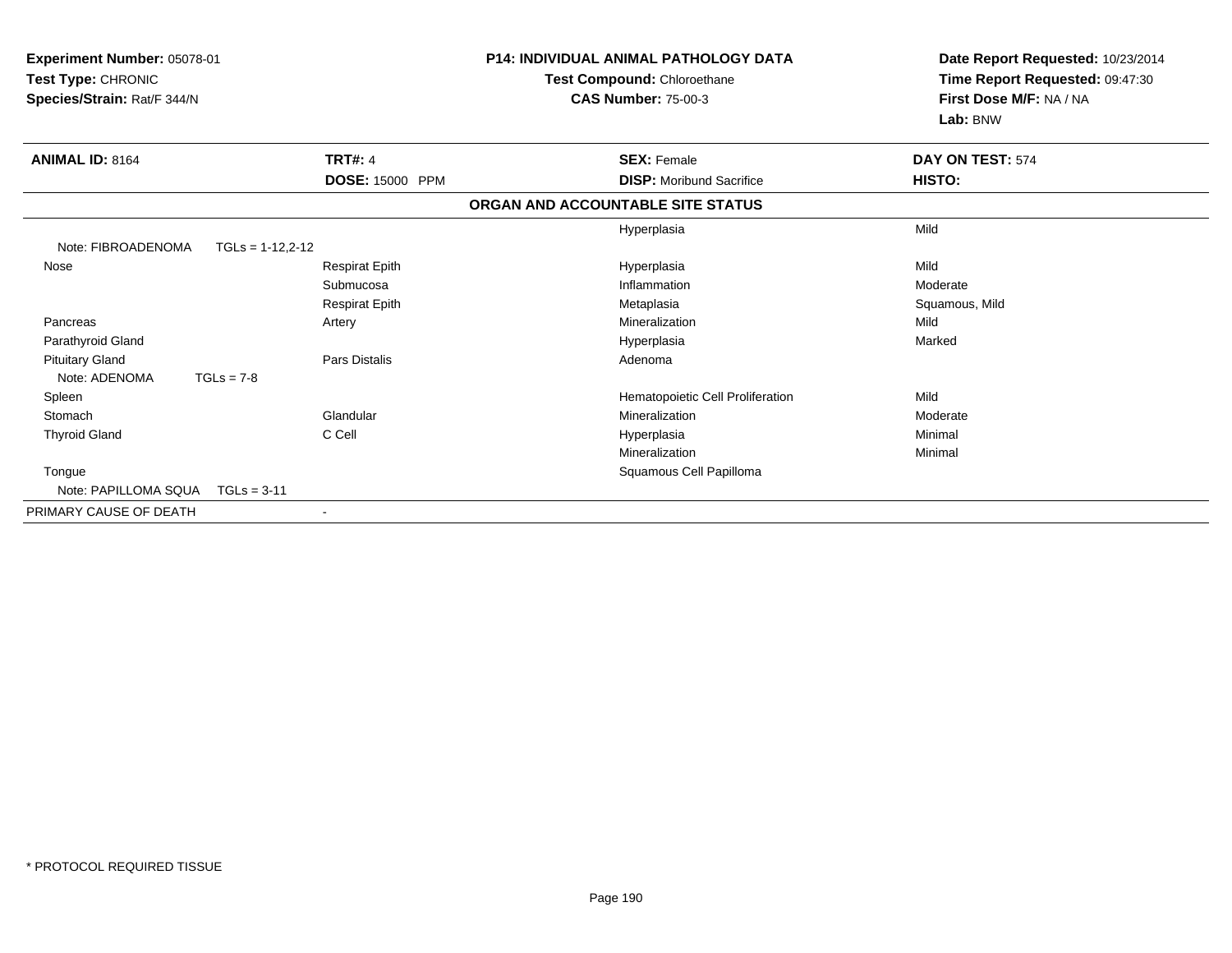**Experiment Number:** 05078-01
**Test Type:** CHRONIC
**Species/Strain:** Rat/F 344/N

**P14: INDIVIDUAL ANIMAL PATHOLOGY DATA**
**Test Compound:** Chloroethane
**CAS Number:** 75-00-3

**Date Report Requested:** 10/23/2014
**Time Report Requested:** 09:47:30
**First Dose M/F:** NA / NA
**Lab:** BNW

| **ANIMAL ID:** 8164 | **TRT#:** 4 | **SEX:** Female | **DAY ON TEST:** 574 |
|---|---|---|---|
| | **DOSE:** 15000 PPM | **DISP:** Moribund Sacrifice | **HISTO:** |

**ORGAN AND ACCOUNTABLE SITE STATUS**

| | | | |
|---|---|---|---|
| | | Hyperplasia | Mild |
| Note: FIBROADENOMA TGLs = 1-12,2-12 | | | |
| Nose | Respirat Epith | Hyperplasia | Mild |
| | Submucosa | Inflammation | Moderate |
| | Respirat Epith | Metaplasia | Squamous, Mild |
| Pancreas | Artery | Mineralization | Mild |
| Parathyroid Gland | | Hyperplasia | Marked |
| Pituitary Gland | Pars Distalis | Adenoma | |
| Note: ADENOMA TGLs = 7-8 | | | |
| Spleen | | Hematopoietic Cell Proliferation | Mild |
| Stomach | Glandular | Mineralization | Moderate |
| Thyroid Gland | C Cell | Hyperplasia | Minimal |
| | | Mineralization | Minimal |
| Tongue | | Squamous Cell Papilloma | |
| Note: PAPILLOMA SQUA TGLs = 3-11 | | | |
| PRIMARY CAUSE OF DEATH | - | | |

* PROTOCOL REQUIRED TISSUE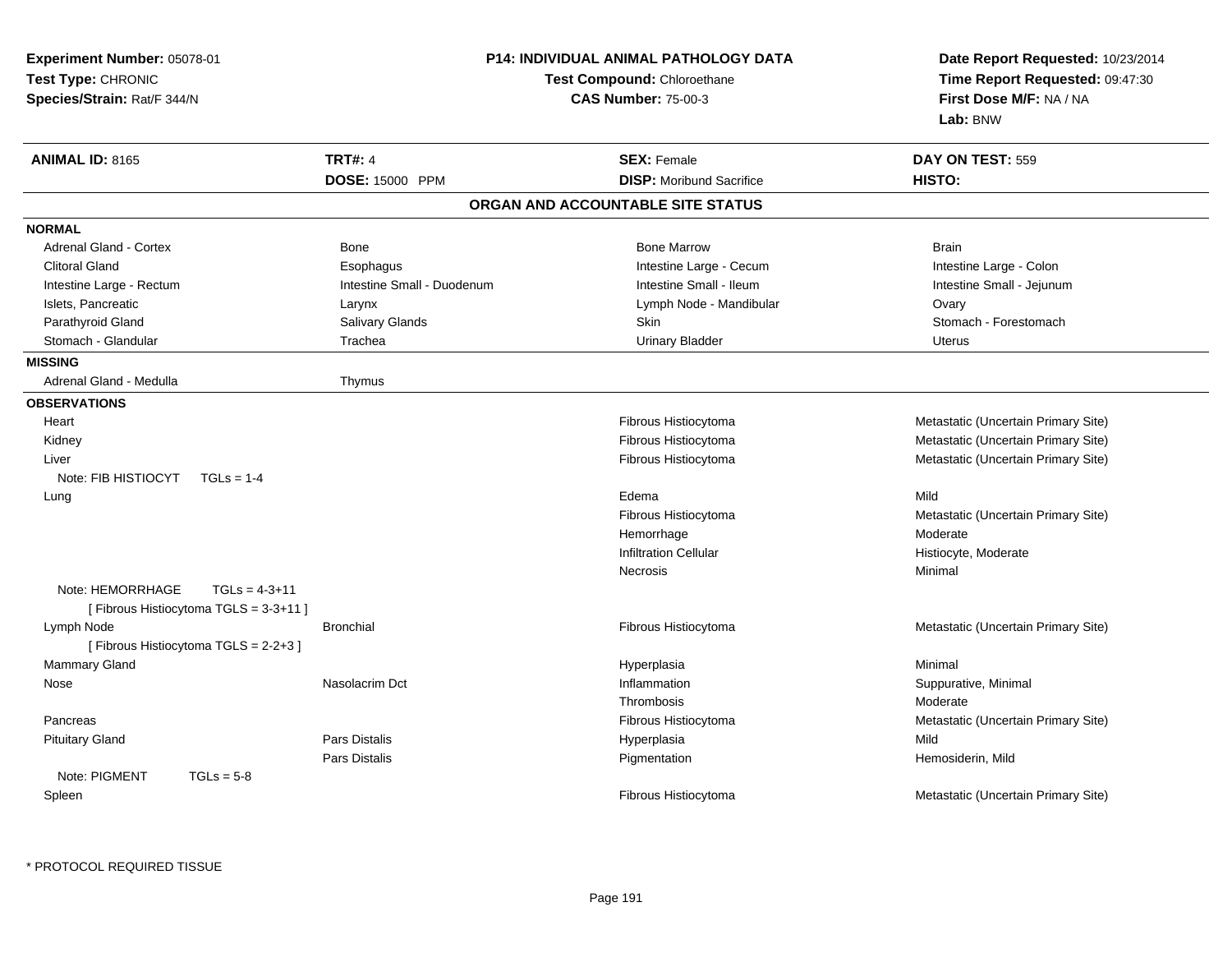**Experiment Number:** 05078-01
**Test Type:** CHRONIC
**Species/Strain:** Rat/F 344/N

**P14: INDIVIDUAL ANIMAL PATHOLOGY DATA**
**Test Compound:** Chloroethane
**CAS Number:** 75-00-3

**Date Report Requested:** 10/23/2014
**Time Report Requested:** 09:47:30
**First Dose M/F:** NA / NA
**Lab:** BNW

| **ANIMAL ID:** 8165 | **TRT#:** 4 | **SEX:** Female | **DAY ON TEST:** 559 |
|---|---|---|---|
| | **DOSE:** 15000 PPM | **DISP:** Moribund Sacrifice | **HISTO:** |

## ORGAN AND ACCOUNTABLE SITE STATUS

**NORMAL**

| | | | |
|---|---|---|---|
| Adrenal Gland - Cortex | Bone | Bone Marrow | Brain |
| Clitoral Gland | Esophagus | Intestine Large - Cecum | Intestine Large - Colon |
| Intestine Large - Rectum | Intestine Small - Duodenum | Intestine Small - Ileum | Intestine Small - Jejunum |
| Islets, Pancreatic | Larynx | Lymph Node - Mandibular | Ovary |
| Parathyroid Gland | Salivary Glands | Skin | Stomach - Forestomach |
| Stomach - Glandular | Trachea | Urinary Bladder | Uterus |

**MISSING**

| | |
|---|---|
| Adrenal Gland - Medulla | Thymus |

**OBSERVATIONS**

| | | | |
|---|---|---|---|
| Heart | | Fibrous Histiocytoma | Metastatic (Uncertain Primary Site) |
| Kidney | | Fibrous Histiocytoma | Metastatic (Uncertain Primary Site) |
| Liver | | Fibrous Histiocytoma | Metastatic (Uncertain Primary Site) |
| Note: FIB HISTIOCYT TGLs = 1-4 | | | |
| Lung | | Edema | Mild |
| | | Fibrous Histiocytoma | Metastatic (Uncertain Primary Site) |
| | | Hemorrhage | Moderate |
| | | Infiltration Cellular | Histiocyte, Moderate |
| | | Necrosis | Minimal |
| Note: HEMORRHAGE TGLs = 4-3+11 | | | |
| [ Fibrous Histiocytoma TGLS = 3-3+11 ] | | | |
| Lymph Node | Bronchial | Fibrous Histiocytoma | Metastatic (Uncertain Primary Site) |
| [ Fibrous Histiocytoma TGLS = 2-2+3 ] | | | |
| Mammary Gland | | Hyperplasia | Minimal |
| Nose | Nasolacrim Dct | Inflammation | Suppurative, Minimal |
| | | Thrombosis | Moderate |
| Pancreas | | Fibrous Histiocytoma | Metastatic (Uncertain Primary Site) |
| Pituitary Gland | Pars Distalis | Hyperplasia | Mild |
| | Pars Distalis | Pigmentation | Hemosiderin, Mild |
| Note: PIGMENT TGLs = 5-8 | | | |
| Spleen | | Fibrous Histiocytoma | Metastatic (Uncertain Primary Site) |

* PROTOCOL REQUIRED TISSUE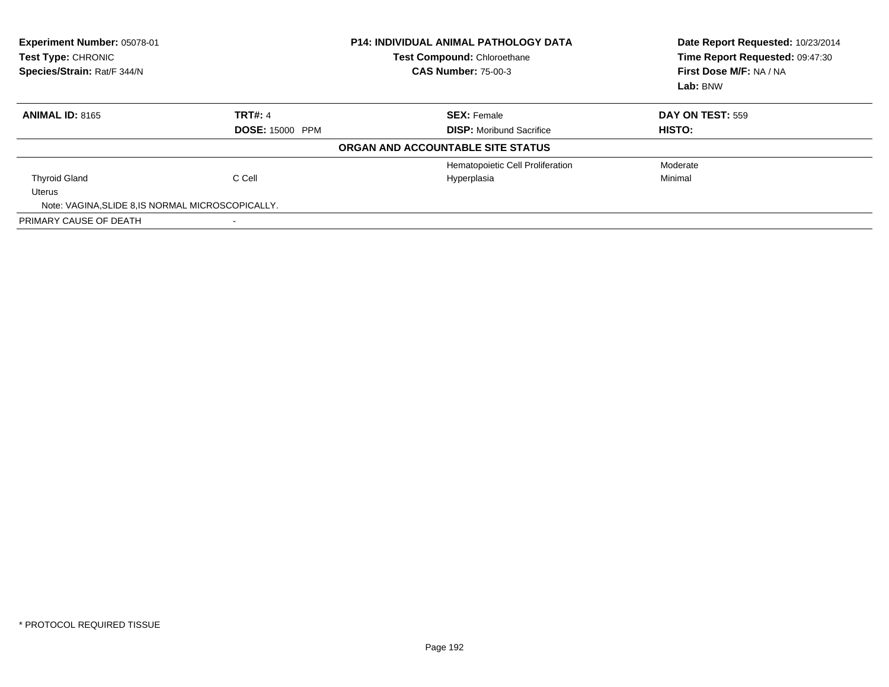**Experiment Number:** 05078-01
**Test Type:** CHRONIC
**Species/Strain:** Rat/F 344/N

**P14: INDIVIDUAL ANIMAL PATHOLOGY DATA**
**Test Compound:** Chloroethane
**CAS Number:** 75-00-3

**Date Report Requested:** 10/23/2014
**Time Report Requested:** 09:47:30
**First Dose M/F:** NA / NA
**Lab:** BNW

| **ANIMAL ID:** 8165 | **TRT#:** 4 | **SEX:** Female | **DAY ON TEST:** 559 |
|---|---|---|---|
| | **DOSE:** 15000 PPM | **DISP:** Moribund Sacrifice | **HISTO:** |
| | | **ORGAN AND ACCOUNTABLE SITE STATUS** | |
| | | Hematopoietic Cell Proliferation | Moderate |
| Thyroid Gland | C Cell | Hyperplasia | Minimal |
| Uterus | | | |
| Note: VAGINA,SLIDE 8,IS NORMAL MICROSCOPICALLY. | | | |
| PRIMARY CAUSE OF DEATH | - | | |

* PROTOCOL REQUIRED TISSUE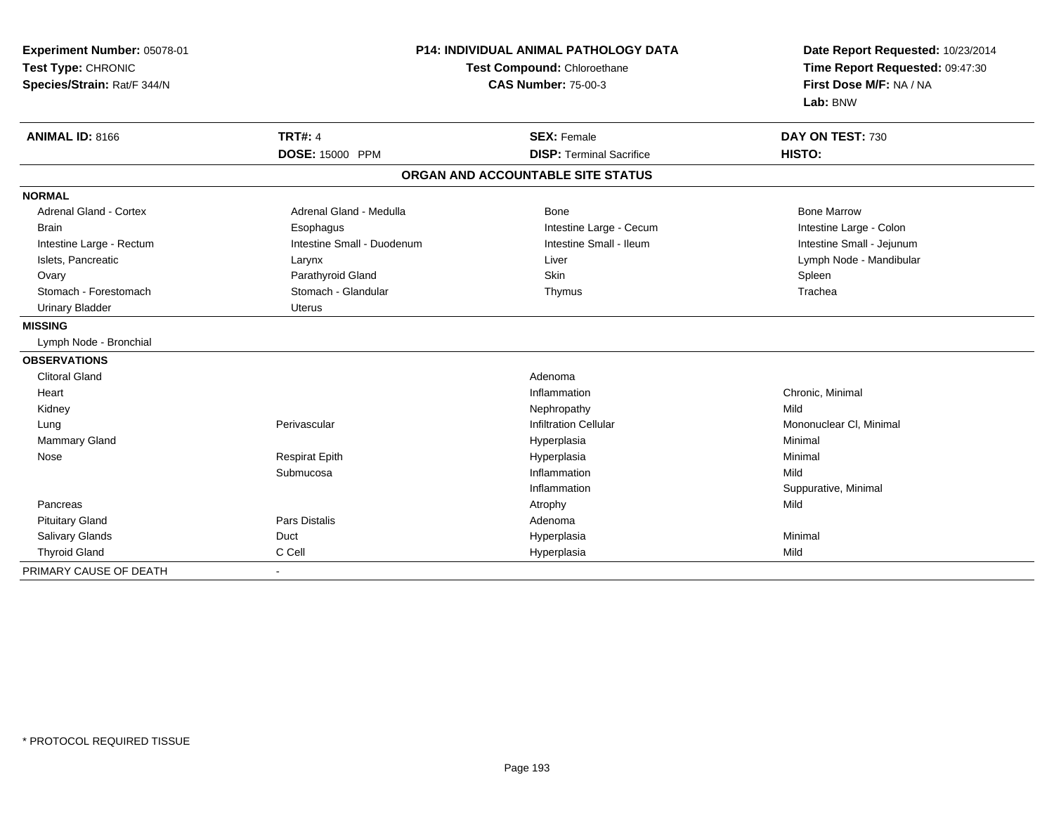**Experiment Number:** 05078-01
**Test Type:** CHRONIC
**Species/Strain:** Rat/F 344/N

**P14: INDIVIDUAL ANIMAL PATHOLOGY DATA**
**Test Compound:** Chloroethane
**CAS Number:** 75-00-3

**Date Report Requested:** 10/23/2014
**Time Report Requested:** 09:47:30
**First Dose M/F:** NA / NA
**Lab:** BNW

| **ANIMAL ID:** 8166 | **TRT#:** 4 | **SEX:** Female | **DAY ON TEST:** 730 |
|---|---|---|---|
| | **DOSE:** 15000 PPM | **DISP:** Terminal Sacrifice | **HISTO:** |

**ORGAN AND ACCOUNTABLE SITE STATUS**

| | | | |
|---|---|---|---|
| **NORMAL** | | | |
| Adrenal Gland - Cortex | Adrenal Gland - Medulla | Bone | Bone Marrow |
| Brain | Esophagus | Intestine Large - Cecum | Intestine Large - Colon |
| Intestine Large - Rectum | Intestine Small - Duodenum | Intestine Small - Ileum | Intestine Small - Jejunum |
| Islets, Pancreatic | Larynx | Liver | Lymph Node - Mandibular |
| Ovary | Parathyroid Gland | Skin | Spleen |
| Stomach - Forestomach | Stomach - Glandular | Thymus | Trachea |
| Urinary Bladder | Uterus | | |
| **MISSING** | | | |
| Lymph Node - Bronchial | | | |
| **OBSERVATIONS** | | | |
| Clitoral Gland | | Adenoma | |
| Heart | | Inflammation | Chronic, Minimal |
| Kidney | | Nephropathy | Mild |
| Lung | Perivascular | Infiltration Cellular | Mononuclear Cl, Minimal |
| Mammary Gland | | Hyperplasia | Minimal |
| Nose | Respirat Epith | Hyperplasia | Minimal |
| | Submucosa | Inflammation | Mild |
| | | Inflammation | Suppurative, Minimal |
| Pancreas | | Atrophy | Mild |
| Pituitary Gland | Pars Distalis | Adenoma | |
| Salivary Glands | Duct | Hyperplasia | Minimal |
| Thyroid Gland | C Cell | Hyperplasia | Mild |
| PRIMARY CAUSE OF DEATH | - | | |

\* PROTOCOL REQUIRED TISSUE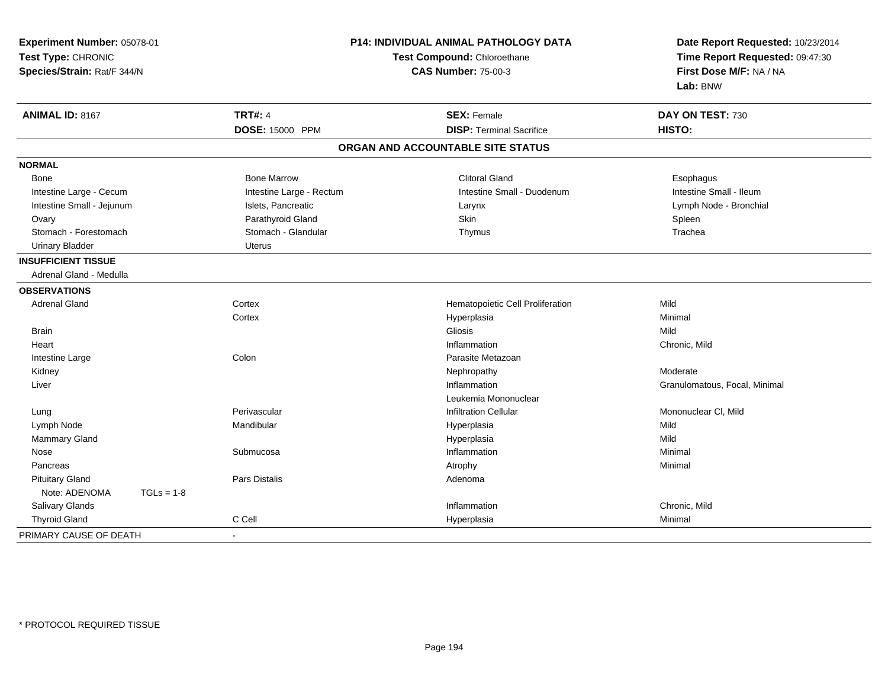**Experiment Number:** 05078-01
**Test Type:** CHRONIC
**Species/Strain:** Rat/F 344/N

**P14: INDIVIDUAL ANIMAL PATHOLOGY DATA**
**Test Compound:** Chloroethane
**CAS Number:** 75-00-3

**Date Report Requested:** 10/23/2014
**Time Report Requested:** 09:47:30
**First Dose M/F:** NA / NA
**Lab:** BNW

| **ANIMAL ID:** 8167 | **TRT#:** 4 | **SEX:** Female | **DAY ON TEST:** 730 |
|---|---|---|---|
| | **DOSE:** 15000 PPM | **DISP:** Terminal Sacrifice | **HISTO:** |

## ORGAN AND ACCOUNTABLE SITE STATUS

| | | | |
|---|---|---|---|
| **NORMAL** | | | |
| Bone | Bone Marrow | Clitoral Gland | Esophagus |
| Intestine Large - Cecum | Intestine Large - Rectum | Intestine Small - Duodenum | Intestine Small - Ileum |
| Intestine Small - Jejunum | Islets, Pancreatic | Larynx | Lymph Node - Bronchial |
| Ovary | Parathyroid Gland | Skin | Spleen |
| Stomach - Forestomach | Stomach - Glandular | Thymus | Trachea |
| Urinary Bladder | Uterus | | |
| **INSUFFICIENT TISSUE** | | | |
| Adrenal Gland - Medulla | | | |
| **OBSERVATIONS** | | | |
| Adrenal Gland | Cortex | Hematopoietic Cell Proliferation | Mild |
| | Cortex | Hyperplasia | Minimal |
| Brain | | Gliosis | Mild |
| Heart | | Inflammation | Chronic, Mild |
| Intestine Large | Colon | Parasite Metazoan | |
| Kidney | | Nephropathy | Moderate |
| Liver | | Inflammation | Granulomatous, Focal, Minimal |
| | | Leukemia Mononuclear | |
| Lung | Perivascular | Infiltration Cellular | Mononuclear Cl, Mild |
| Lymph Node | Mandibular | Hyperplasia | Mild |
| Mammary Gland | | Hyperplasia | Mild |
| Nose | Submucosa | Inflammation | Minimal |
| Pancreas | | Atrophy | Minimal |
| Pituitary Gland | Pars Distalis | Adenoma | |
| Note: ADENOMA TGLs = 1-8 | | | |
| Salivary Glands | | Inflammation | Chronic, Mild |
| Thyroid Gland | C Cell | Hyperplasia | Minimal |
| PRIMARY CAUSE OF DEATH | - | | |

\* PROTOCOL REQUIRED TISSUE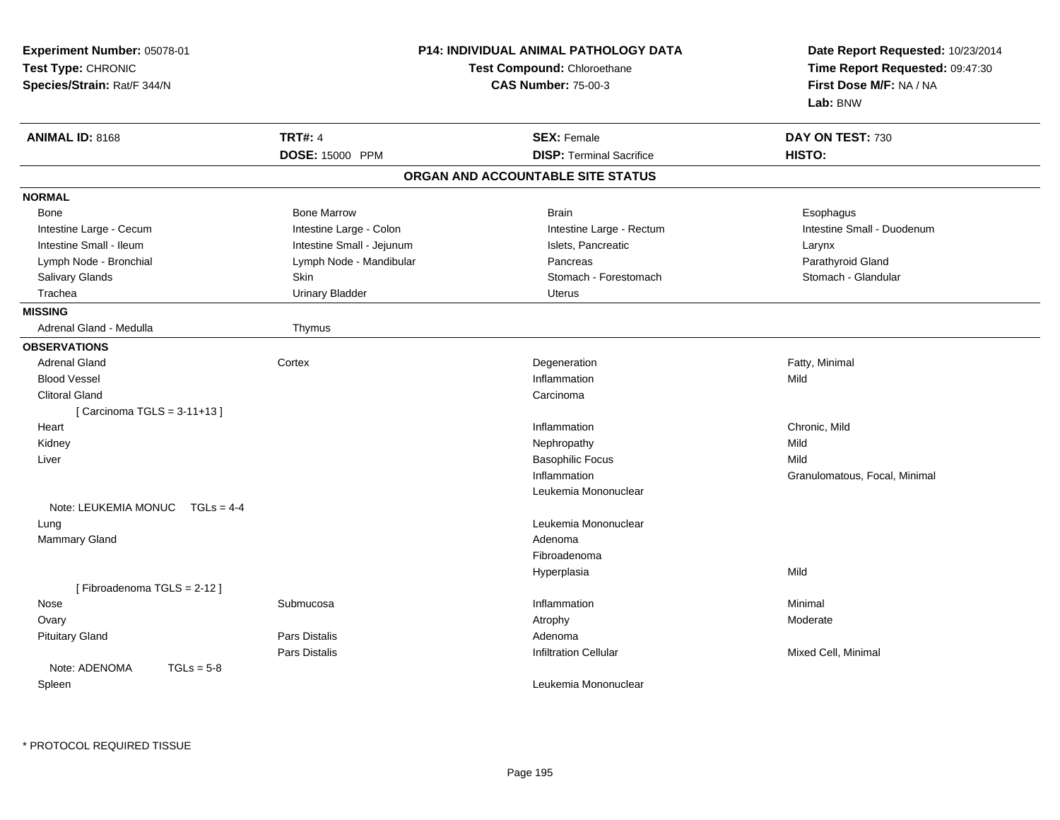**Experiment Number:** 05078-01
**Test Type:** CHRONIC
**Species/Strain:** Rat/F 344/N

## P14: INDIVIDUAL ANIMAL PATHOLOGY DATA

**Test Compound:** Chloroethane
**CAS Number:** 75-00-3

**Date Report Requested:** 10/23/2014
**Time Report Requested:** 09:47:30
**First Dose M/F:** NA / NA
**Lab:** BNW

| **ANIMAL ID:** 8168 | **TRT#:** 4 | **SEX:** Female | **DAY ON TEST:** 730 |
|---|---|---|---|
| | **DOSE:** 15000 PPM | **DISP:** Terminal Sacrifice | **HISTO:** |

### ORGAN AND ACCOUNTABLE SITE STATUS

**NORMAL**

| | | | |
|---|---|---|---|
| Bone | Bone Marrow | Brain | Esophagus |
| Intestine Large - Cecum | Intestine Large - Colon | Intestine Large - Rectum | Intestine Small - Duodenum |
| Intestine Small - Ileum | Intestine Small - Jejunum | Islets, Pancreatic | Larynx |
| Lymph Node - Bronchial | Lymph Node - Mandibular | Pancreas | Parathyroid Gland |
| Salivary Glands | Skin | Stomach - Forestomach | Stomach - Glandular |
| Trachea | Urinary Bladder | Uterus | |

**MISSING**

| | |
|---|---|
| Adrenal Gland - Medulla | Thymus |

**OBSERVATIONS**

| Organ | Site | Observation | Qualifier |
|---|---|---|---|
| Adrenal Gland | Cortex | Degeneration | Fatty, Minimal |
| Blood Vessel | | Inflammation | Mild |
| Clitoral Gland | | Carcinoma | |
| [ Carcinoma TGLS = 3-11+13 ] | | | |
| Heart | | Inflammation | Chronic, Mild |
| Kidney | | Nephropathy | Mild |
| Liver | | Basophilic Focus | Mild |
| | | Inflammation | Granulomatous, Focal, Minimal |
| | | Leukemia Mononuclear | |
| Note: LEUKEMIA MONUC TGLs = 4-4 | | | |
| Lung | | Leukemia Mononuclear | |
| Mammary Gland | | Adenoma | |
| | | Fibroadenoma | |
| | | Hyperplasia | Mild |
| [ Fibroadenoma TGLS = 2-12 ] | | | |
| Nose | Submucosa | Inflammation | Minimal |
| Ovary | | Atrophy | Moderate |
| Pituitary Gland | Pars Distalis | Adenoma | |
| | Pars Distalis | Infiltration Cellular | Mixed Cell, Minimal |
| Note: ADENOMA TGLs = 5-8 | | | |
| Spleen | | Leukemia Mononuclear | |

* PROTOCOL REQUIRED TISSUE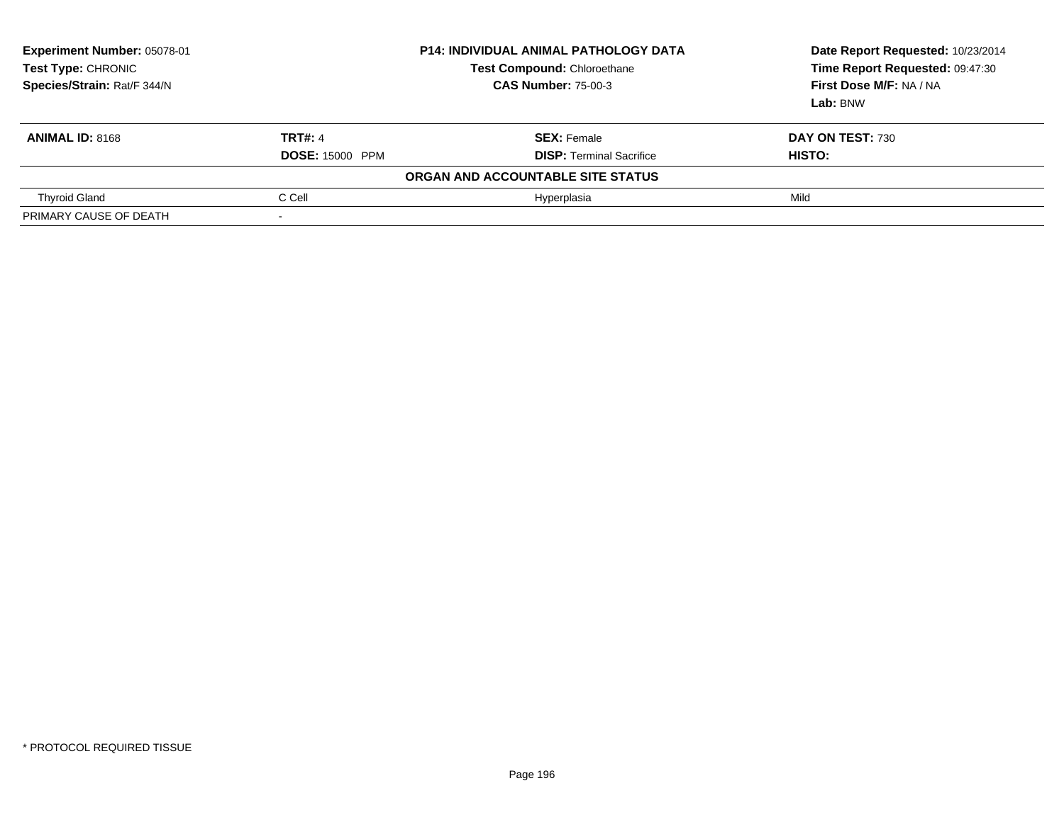| **Experiment Number:** 05078-01 | **P14: INDIVIDUAL ANIMAL PATHOLOGY DATA** | | **Date Report Requested:** 10/23/2014 |
|---|---|---|---|
| **Test Type:** CHRONIC | **Test Compound:** Chloroethane | | **Time Report Requested:** 09:47:30 |
| **Species/Strain:** Rat/F 344/N | **CAS Number:** 75-00-3 | | **First Dose M/F:** NA / NA |
| | | | **Lab:** BNW |

| **ANIMAL ID:** 8168 | **TRT#:** 4 | **SEX:** Female | **DAY ON TEST:** 730 |
|---|---|---|---|
| | **DOSE:** 15000 PPM | **DISP:** Terminal Sacrifice | **HISTO:** |
| | | **ORGAN AND ACCOUNTABLE SITE STATUS** | |
| Thyroid Gland | C Cell | Hyperplasia | Mild |
| PRIMARY CAUSE OF DEATH | - | | |

* PROTOCOL REQUIRED TISSUE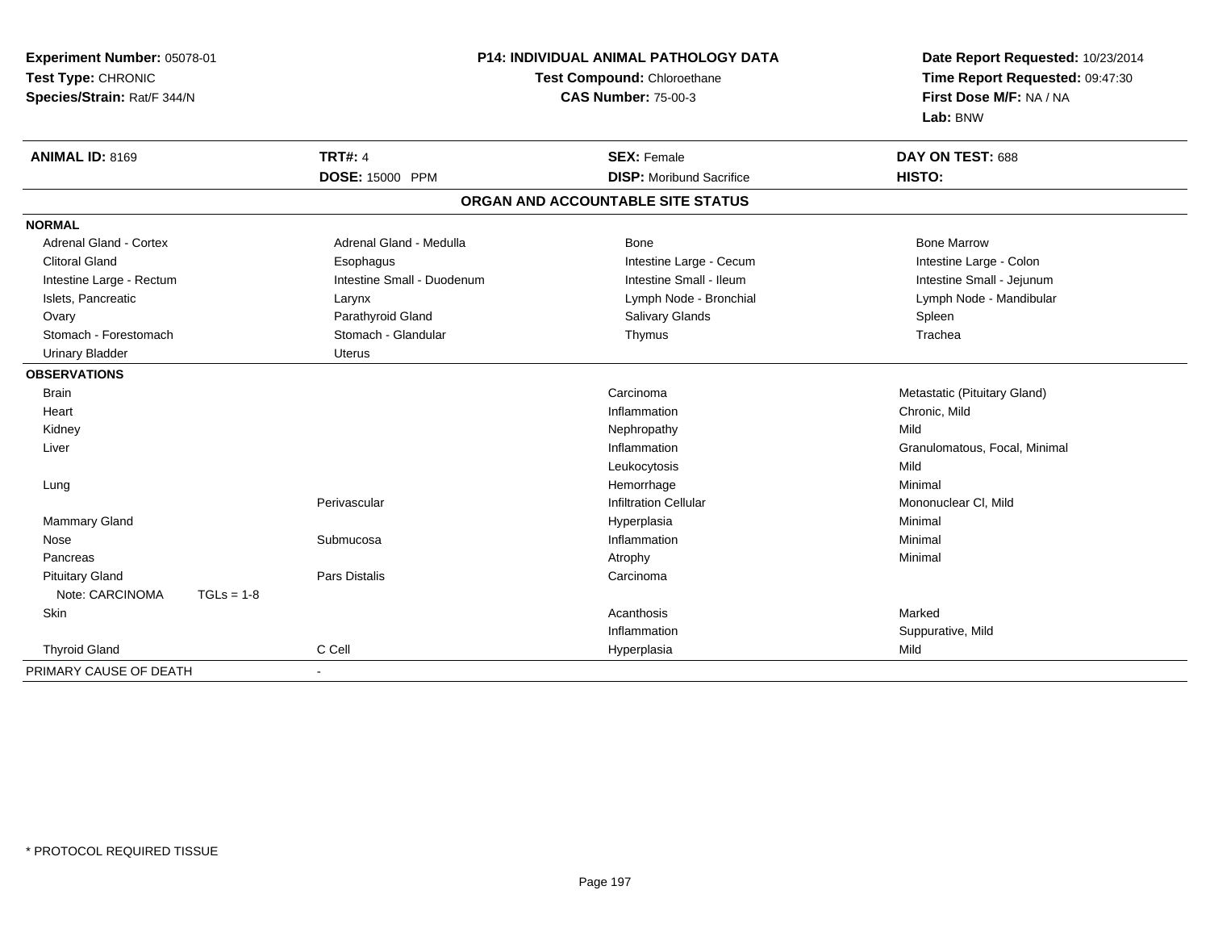**Experiment Number:** 05078-01
**Test Type:** CHRONIC
**Species/Strain:** Rat/F 344/N

**P14: INDIVIDUAL ANIMAL PATHOLOGY DATA**
**Test Compound:** Chloroethane
**CAS Number:** 75-00-3

**Date Report Requested:** 10/23/2014
**Time Report Requested:** 09:47:30
**First Dose M/F:** NA / NA
**Lab:** BNW

| **ANIMAL ID:** 8169 | **TRT#:** 4 | **SEX:** Female | **DAY ON TEST:** 688 |
|---|---|---|---|
| | **DOSE:** 15000 PPM | **DISP:** Moribund Sacrifice | **HISTO:** |

## ORGAN AND ACCOUNTABLE SITE STATUS

| | | | |
|---|---|---|---|
| **NORMAL** | | | |
| Adrenal Gland - Cortex | Adrenal Gland - Medulla | Bone | Bone Marrow |
| Clitoral Gland | Esophagus | Intestine Large - Cecum | Intestine Large - Colon |
| Intestine Large - Rectum | Intestine Small - Duodenum | Intestine Small - Ileum | Intestine Small - Jejunum |
| Islets, Pancreatic | Larynx | Lymph Node - Bronchial | Lymph Node - Mandibular |
| Ovary | Parathyroid Gland | Salivary Glands | Spleen |
| Stomach - Forestomach | Stomach - Glandular | Thymus | Trachea |
| Urinary Bladder | Uterus | | |
| **OBSERVATIONS** | | | |
| Brain | | Carcinoma | Metastatic (Pituitary Gland) |
| Heart | | Inflammation | Chronic, Mild |
| Kidney | | Nephropathy | Mild |
| Liver | | Inflammation | Granulomatous, Focal, Minimal |
| | | Leukocytosis | Mild |
| Lung | | Hemorrhage | Minimal |
| | Perivascular | Infiltration Cellular | Mononuclear Cl, Mild |
| Mammary Gland | | Hyperplasia | Minimal |
| Nose | Submucosa | Inflammation | Minimal |
| Pancreas | | Atrophy | Minimal |
| Pituitary Gland | Pars Distalis | Carcinoma | |
| Note: CARCINOMA TGLs = 1-8 | | | |
| Skin | | Acanthosis | Marked |
| | | Inflammation | Suppurative, Mild |
| Thyroid Gland | C Cell | Hyperplasia | Mild |
| PRIMARY CAUSE OF DEATH | - | | |

\* PROTOCOL REQUIRED TISSUE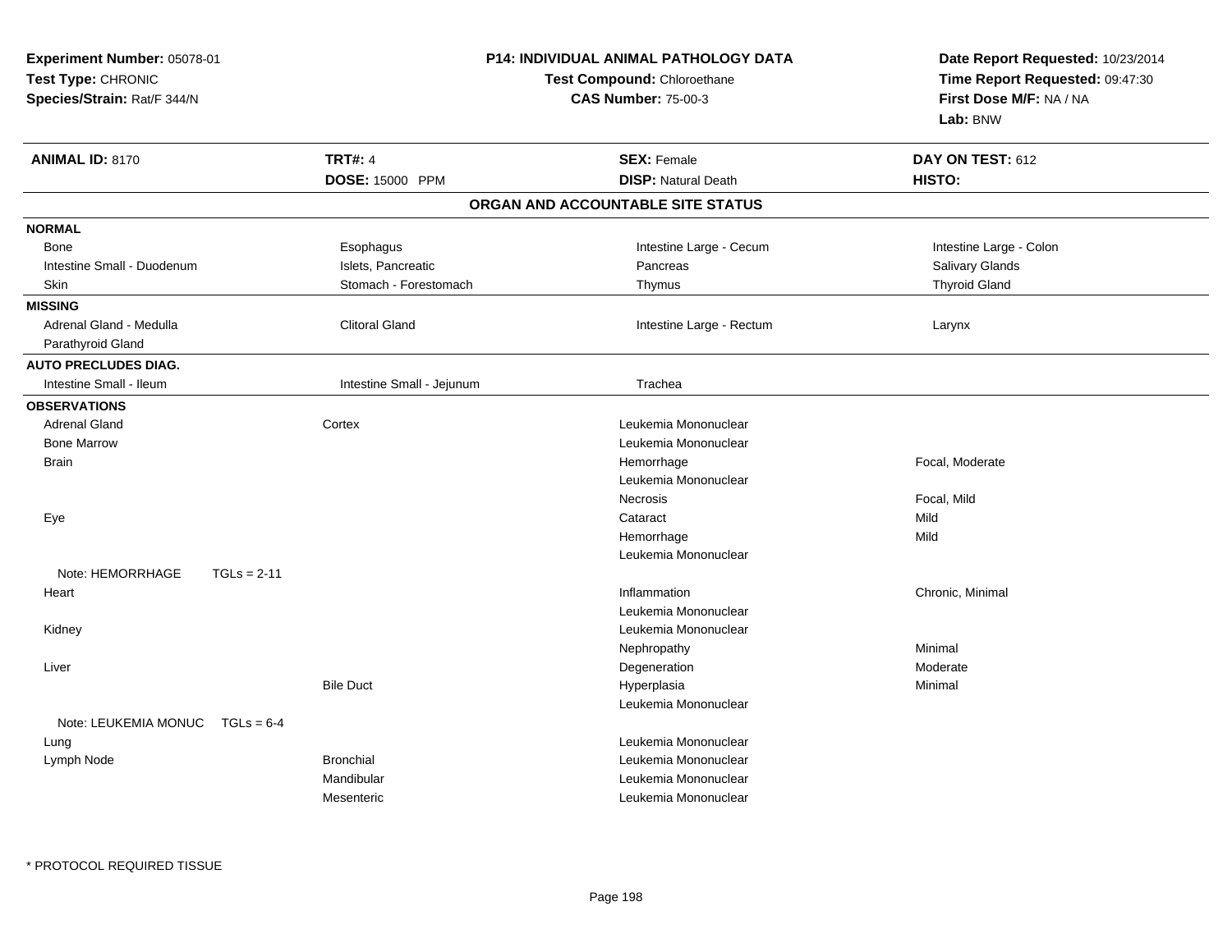**Experiment Number:** 05078-01
**Test Type:** CHRONIC
**Species/Strain:** Rat/F 344/N

**P14: INDIVIDUAL ANIMAL PATHOLOGY DATA**
**Test Compound:** Chloroethane
**CAS Number:** 75-00-3

**Date Report Requested:** 10/23/2014
**Time Report Requested:** 09:47:30
**First Dose M/F:** NA / NA
**Lab:** BNW

| **ANIMAL ID:** 8170 | **TRT#:** 4 | **SEX:** Female | **DAY ON TEST:** 612 |
|---|---|---|---|
| | **DOSE:** 15000 PPM | **DISP:** Natural Death | **HISTO:** |

## ORGAN AND ACCOUNTABLE SITE STATUS

**NORMAL**

| | | | |
|---|---|---|---|
| Bone | Esophagus | Intestine Large - Cecum | Intestine Large - Colon |
| Intestine Small - Duodenum | Islets, Pancreatic | Pancreas | Salivary Glands |
| Skin | Stomach - Forestomach | Thymus | Thyroid Gland |

**MISSING**

| | | | |
|---|---|---|---|
| Adrenal Gland - Medulla | Clitoral Gland | Intestine Large - Rectum | Larynx |
| Parathyroid Gland | | | |

**AUTO PRECLUDES DIAG.**

| | | | |
|---|---|---|---|
| Intestine Small - Ileum | Intestine Small - Jejunum | Trachea | |

**OBSERVATIONS**

| | | | |
|---|---|---|---|
| Adrenal Gland | Cortex | Leukemia Mononuclear | |
| Bone Marrow | | Leukemia Mononuclear | |
| Brain | | Hemorrhage | Focal, Moderate |
| | | Leukemia Mononuclear | |
| | | Necrosis | Focal, Mild |
| Eye | | Cataract | Mild |
| | | Hemorrhage | Mild |
| | | Leukemia Mononuclear | |
| Note: HEMORRHAGE TGLs = 2-11 | | | |
| Heart | | Inflammation | Chronic, Minimal |
| | | Leukemia Mononuclear | |
| Kidney | | Leukemia Mononuclear | |
| | | Nephropathy | Minimal |
| Liver | | Degeneration | Moderate |
| | Bile Duct | Hyperplasia | Minimal |
| | | Leukemia Mononuclear | |
| Note: LEUKEMIA MONUC TGLs = 6-4 | | | |
| Lung | | Leukemia Mononuclear | |
| Lymph Node | Bronchial | Leukemia Mononuclear | |
| | Mandibular | Leukemia Mononuclear | |
| | Mesenteric | Leukemia Mononuclear | |

* PROTOCOL REQUIRED TISSUE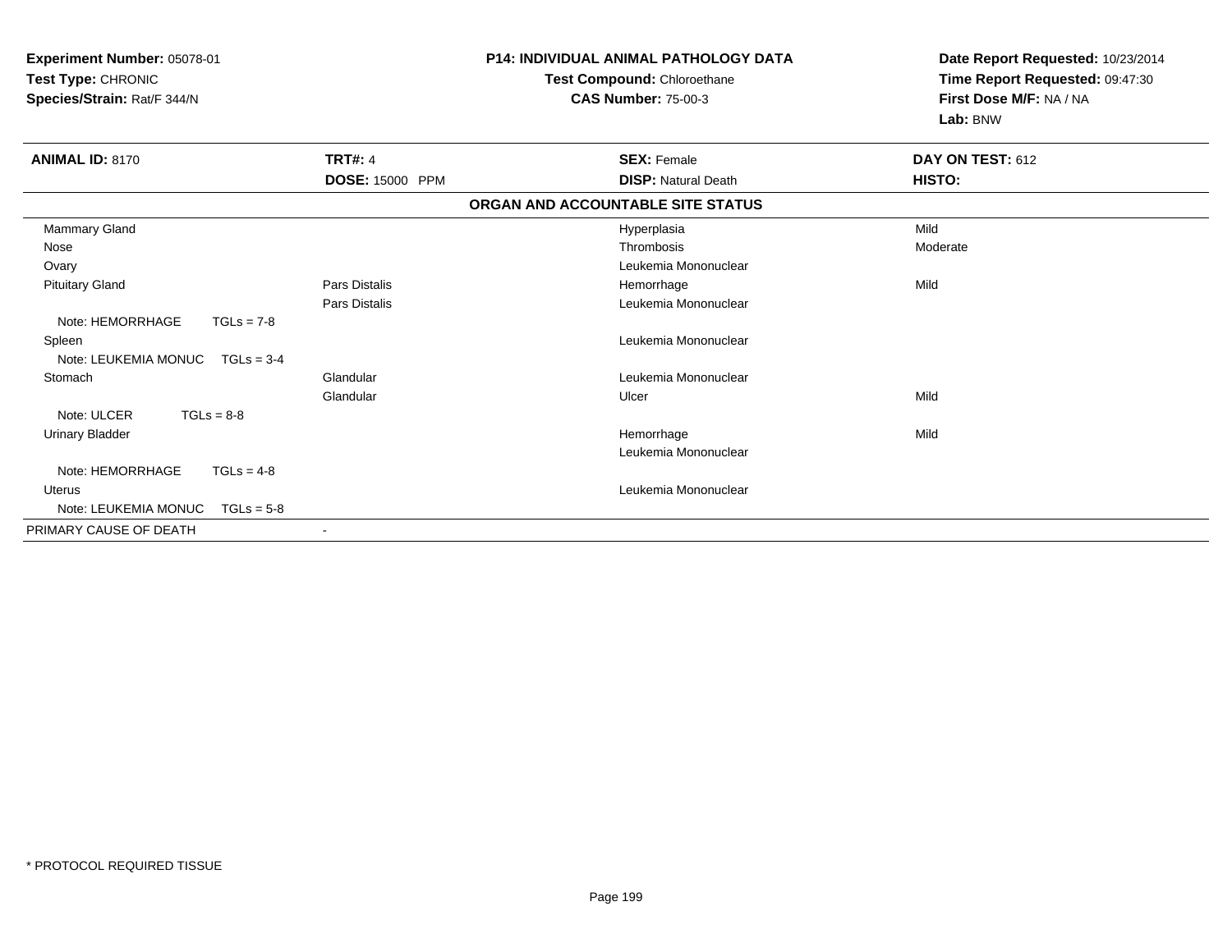**Experiment Number:** 05078-01
**Test Type:** CHRONIC
**Species/Strain:** Rat/F 344/N

**P14: INDIVIDUAL ANIMAL PATHOLOGY DATA**
**Test Compound:** Chloroethane
**CAS Number:** 75-00-3

**Date Report Requested:** 10/23/2014
**Time Report Requested:** 09:47:30
**First Dose M/F:** NA / NA
**Lab:** BNW

| **ANIMAL ID:** 8170 | **TRT#:** 4 | **SEX:** Female | **DAY ON TEST:** 612 |
|---|---|---|---|
| | **DOSE:** 15000 PPM | **DISP:** Natural Death | **HISTO:** |

**ORGAN AND ACCOUNTABLE SITE STATUS**

| Organ | Site | Status | Severity |
|---|---|---|---|
| Mammary Gland | | Hyperplasia | Mild |
| Nose | | Thrombosis | Moderate |
| Ovary | | Leukemia Mononuclear | |
| Pituitary Gland | Pars Distalis | Hemorrhage | Mild |
| | Pars Distalis | Leukemia Mononuclear | |
| Note: HEMORRHAGE TGLs = 7-8 | | | |
| Spleen | | Leukemia Mononuclear | |
| Note: LEUKEMIA MONUC TGLs = 3-4 | | | |
| Stomach | Glandular | Leukemia Mononuclear | |
| | Glandular | Ulcer | Mild |
| Note: ULCER TGLs = 8-8 | | | |
| Urinary Bladder | | Hemorrhage | Mild |
| | | Leukemia Mononuclear | |
| Note: HEMORRHAGE TGLs = 4-8 | | | |
| Uterus | | Leukemia Mononuclear | |
| Note: LEUKEMIA MONUC TGLs = 5-8 | | | |
| PRIMARY CAUSE OF DEATH | - | | |

* PROTOCOL REQUIRED TISSUE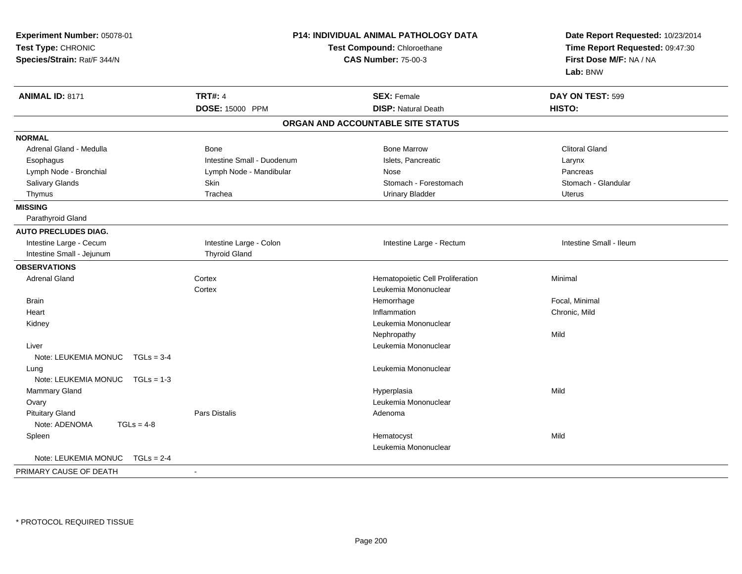**Experiment Number:** 05078-01
**Test Type:** CHRONIC
**Species/Strain:** Rat/F 344/N

**P14: INDIVIDUAL ANIMAL PATHOLOGY DATA**
**Test Compound:** Chloroethane
**CAS Number:** 75-00-3

**Date Report Requested:** 10/23/2014
**Time Report Requested:** 09:47:30
**First Dose M/F:** NA / NA
**Lab:** BNW

| **ANIMAL ID:** 8171 | **TRT#:** 4 | **SEX:** Female | **DAY ON TEST:** 599 |
|---|---|---|---|
| | **DOSE:** 15000 PPM | **DISP:** Natural Death | **HISTO:** |

## ORGAN AND ACCOUNTABLE SITE STATUS

| | | | |
|---|---|---|---|
| **NORMAL** | | | |
| Adrenal Gland - Medulla | Bone | Bone Marrow | Clitoral Gland |
| Esophagus | Intestine Small - Duodenum | Islets, Pancreatic | Larynx |
| Lymph Node - Bronchial | Lymph Node - Mandibular | Nose | Pancreas |
| Salivary Glands | Skin | Stomach - Forestomach | Stomach - Glandular |
| Thymus | Trachea | Urinary Bladder | Uterus |
| **MISSING** | | | |
| Parathyroid Gland | | | |
| **AUTO PRECLUDES DIAG.** | | | |
| Intestine Large - Cecum | Intestine Large - Colon | Intestine Large - Rectum | Intestine Small - Ileum |
| Intestine Small - Jejunum | Thyroid Gland | | |
| **OBSERVATIONS** | | | |
| Adrenal Gland | Cortex | Hematopoietic Cell Proliferation | Minimal |
| | Cortex | Leukemia Mononuclear | |
| Brain | | Hemorrhage | Focal, Minimal |
| Heart | | Inflammation | Chronic, Mild |
| Kidney | | Leukemia Mononuclear | |
| | | Nephropathy | Mild |
| Liver | | Leukemia Mononuclear | |
| Note: LEUKEMIA MONUC TGLs = 3-4 | | | |
| Lung | | Leukemia Mononuclear | |
| Note: LEUKEMIA MONUC TGLs = 1-3 | | | |
| Mammary Gland | | Hyperplasia | Mild |
| Ovary | | Leukemia Mononuclear | |
| Pituitary Gland | Pars Distalis | Adenoma | |
| Note: ADENOMA TGLs = 4-8 | | | |
| Spleen | | Hematocyst | Mild |
| | | Leukemia Mononuclear | |
| Note: LEUKEMIA MONUC TGLs = 2-4 | | | |
| PRIMARY CAUSE OF DEATH | - | | |

* PROTOCOL REQUIRED TISSUE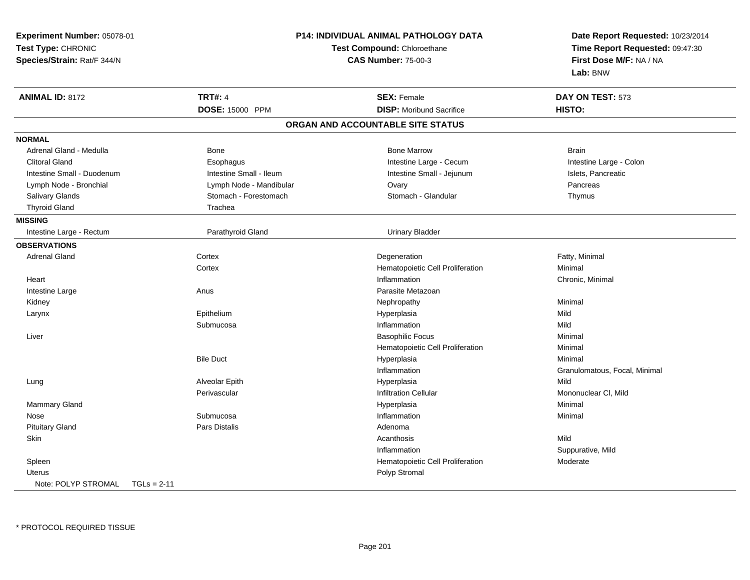**Experiment Number:** 05078-01
**Test Type:** CHRONIC
**Species/Strain:** Rat/F 344/N

**P14: INDIVIDUAL ANIMAL PATHOLOGY DATA**
**Test Compound:** Chloroethane
**CAS Number:** 75-00-3

**Date Report Requested:** 10/23/2014
**Time Report Requested:** 09:47:30
**First Dose M/F:** NA / NA
**Lab:** BNW

| **ANIMAL ID:** 8172 | **TRT#:** 4 | **SEX:** Female | **DAY ON TEST:** 573 |
|---|---|---|---|
| | **DOSE:** 15000 PPM | **DISP:** Moribund Sacrifice | **HISTO:** |

## ORGAN AND ACCOUNTABLE SITE STATUS

**NORMAL**

| | | | |
|---|---|---|---|
| Adrenal Gland - Medulla | Bone | Bone Marrow | Brain |
| Clitoral Gland | Esophagus | Intestine Large - Cecum | Intestine Large - Colon |
| Intestine Small - Duodenum | Intestine Small - Ileum | Intestine Small - Jejunum | Islets, Pancreatic |
| Lymph Node - Bronchial | Lymph Node - Mandibular | Ovary | Pancreas |
| Salivary Glands | Stomach - Forestomach | Stomach - Glandular | Thymus |
| Thyroid Gland | Trachea | | |

**MISSING**

| | | |
|---|---|---|
| Intestine Large - Rectum | Parathyroid Gland | Urinary Bladder |

**OBSERVATIONS**

| Organ | Site | Observation | Qualifier |
|---|---|---|---|
| Adrenal Gland | Cortex | Degeneration | Fatty, Minimal |
| | Cortex | Hematopoietic Cell Proliferation | Minimal |
| Heart | | Inflammation | Chronic, Minimal |
| Intestine Large | Anus | Parasite Metazoan | |
| Kidney | | Nephropathy | Minimal |
| Larynx | Epithelium | Hyperplasia | Mild |
| | Submucosa | Inflammation | Mild |
| Liver | | Basophilic Focus | Minimal |
| | | Hematopoietic Cell Proliferation | Minimal |
| | Bile Duct | Hyperplasia | Minimal |
| | | Inflammation | Granulomatous, Focal, Minimal |
| Lung | Alveolar Epith | Hyperplasia | Mild |
| | Perivascular | Infiltration Cellular | Mononuclear Cl, Mild |
| Mammary Gland | | Hyperplasia | Minimal |
| Nose | Submucosa | Inflammation | Minimal |
| Pituitary Gland | Pars Distalis | Adenoma | |
| Skin | | Acanthosis | Mild |
| | | Inflammation | Suppurative, Mild |
| Spleen | | Hematopoietic Cell Proliferation | Moderate |
| Uterus | | Polyp Stromal | |

Note: POLYP STROMAL TGLs = 2-11

* PROTOCOL REQUIRED TISSUE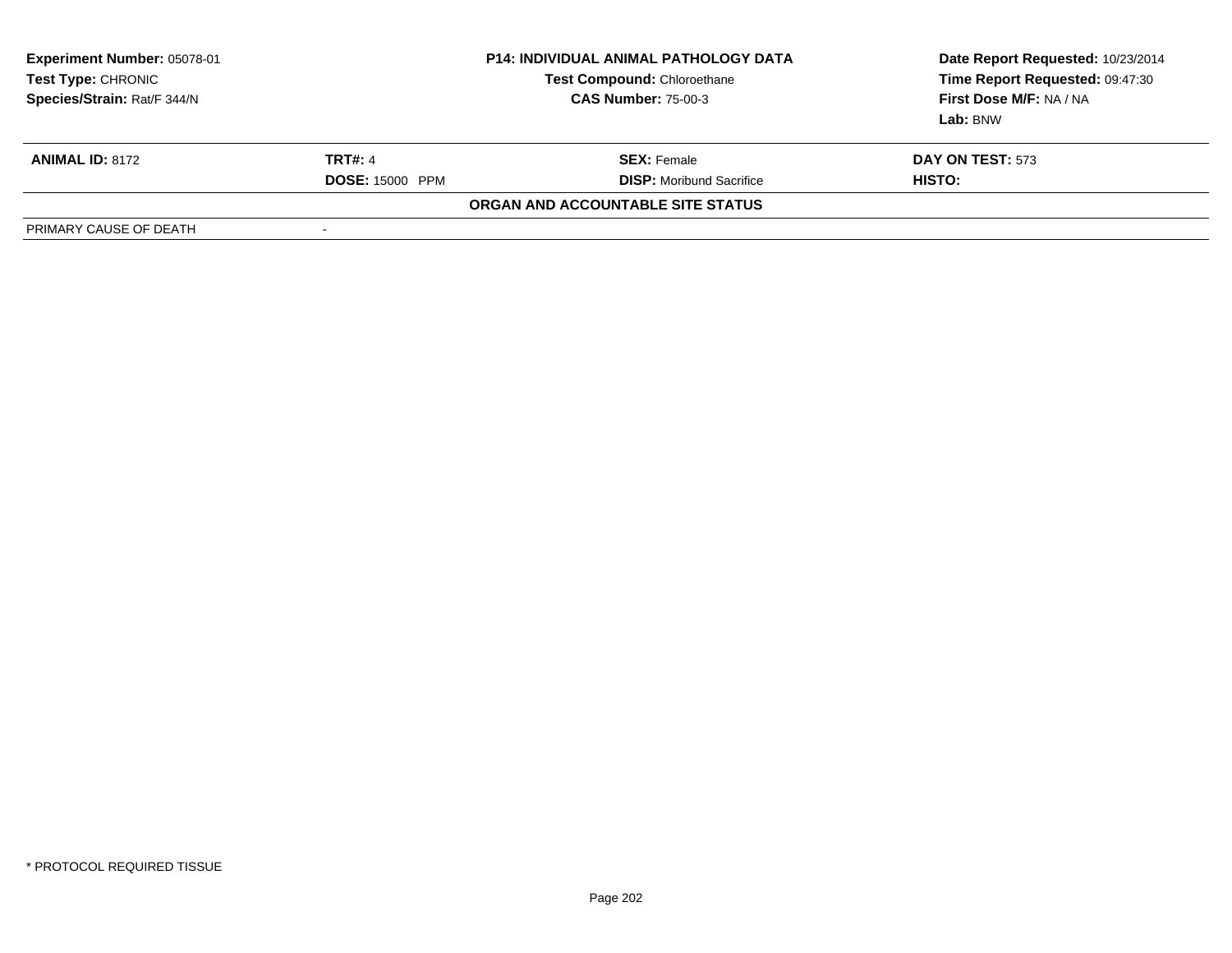**Experiment Number:** 05078-01
**Test Type:** CHRONIC
**Species/Strain:** Rat/F 344/N

**P14: INDIVIDUAL ANIMAL PATHOLOGY DATA**
**Test Compound:** Chloroethane
**CAS Number:** 75-00-3

**Date Report Requested:** 10/23/2014
**Time Report Requested:** 09:47:30
**First Dose M/F:** NA / NA
**Lab:** BNW

| **ANIMAL ID:** 8172 | **TRT#:** 4 | **SEX:** Female | **DAY ON TEST:** 573 |
|---|---|---|---|
| | **DOSE:** 15000 PPM | **DISP:** Moribund Sacrifice | **HISTO:** |

**ORGAN AND ACCOUNTABLE SITE STATUS**

| PRIMARY CAUSE OF DEATH | - |
|---|---|

* PROTOCOL REQUIRED TISSUE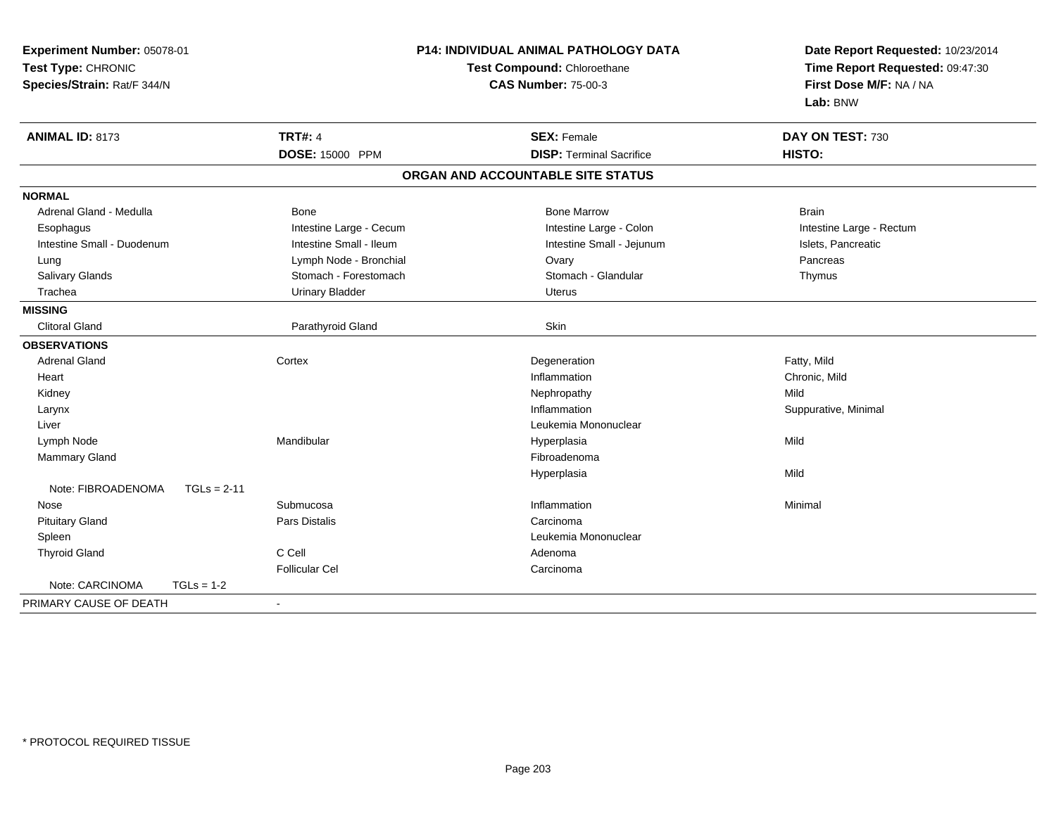**Experiment Number:** 05078-01
**Test Type:** CHRONIC
**Species/Strain:** Rat/F 344/N

**P14: INDIVIDUAL ANIMAL PATHOLOGY DATA**
**Test Compound:** Chloroethane
**CAS Number:** 75-00-3

**Date Report Requested:** 10/23/2014
**Time Report Requested:** 09:47:30
**First Dose M/F:** NA / NA
**Lab:** BNW

| **ANIMAL ID:** 8173 | **TRT#:** 4 | **SEX:** Female | **DAY ON TEST:** 730 |
|---|---|---|---|
| | **DOSE:** 15000 PPM | **DISP:** Terminal Sacrifice | **HISTO:** |

## ORGAN AND ACCOUNTABLE SITE STATUS

| | | | |
|---|---|---|---|
| **NORMAL** | | | |
| Adrenal Gland - Medulla | Bone | Bone Marrow | Brain |
| Esophagus | Intestine Large - Cecum | Intestine Large - Colon | Intestine Large - Rectum |
| Intestine Small - Duodenum | Intestine Small - Ileum | Intestine Small - Jejunum | Islets, Pancreatic |
| Lung | Lymph Node - Bronchial | Ovary | Pancreas |
| Salivary Glands | Stomach - Forestomach | Stomach - Glandular | Thymus |
| Trachea | Urinary Bladder | Uterus | |
| **MISSING** | | | |
| Clitoral Gland | Parathyroid Gland | Skin | |
| **OBSERVATIONS** | | | |
| Adrenal Gland | Cortex | Degeneration | Fatty, Mild |
| Heart | | Inflammation | Chronic, Mild |
| Kidney | | Nephropathy | Mild |
| Larynx | | Inflammation | Suppurative, Minimal |
| Liver | | Leukemia Mononuclear | |
| Lymph Node | Mandibular | Hyperplasia | Mild |
| Mammary Gland | | Fibroadenoma | |
| | | Hyperplasia | Mild |
| Note: FIBROADENOMA TGLs = 2-11 | | | |
| Nose | Submucosa | Inflammation | Minimal |
| Pituitary Gland | Pars Distalis | Carcinoma | |
| Spleen | | Leukemia Mononuclear | |
| Thyroid Gland | C Cell | Adenoma | |
| | Follicular Cel | Carcinoma | |
| Note: CARCINOMA TGLs = 1-2 | | | |
| PRIMARY CAUSE OF DEATH | - | | |

* PROTOCOL REQUIRED TISSUE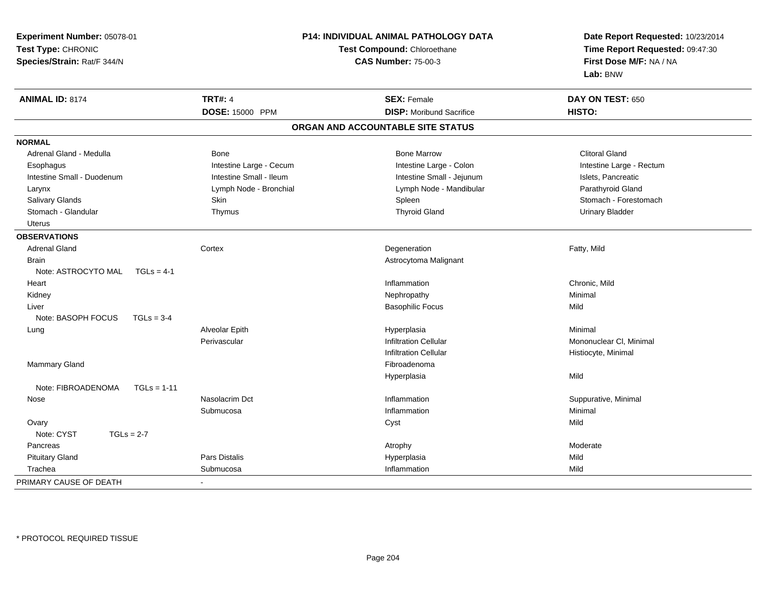**Experiment Number:** 05078-01
**Test Type:** CHRONIC
**Species/Strain:** Rat/F 344/N

**P14: INDIVIDUAL ANIMAL PATHOLOGY DATA**
**Test Compound:** Chloroethane
**CAS Number:** 75-00-3

**Date Report Requested:** 10/23/2014
**Time Report Requested:** 09:47:30
**First Dose M/F:** NA / NA
**Lab:** BNW

| **ANIMAL ID:** 8174 | **TRT#:** 4 | **SEX:** Female | **DAY ON TEST:** 650 |
|---|---|---|---|
| | **DOSE:** 15000 PPM | **DISP:** Moribund Sacrifice | **HISTO:** |

## ORGAN AND ACCOUNTABLE SITE STATUS

| | | | |
|---|---|---|---|
| **NORMAL** | | | |
| Adrenal Gland - Medulla | Bone | Bone Marrow | Clitoral Gland |
| Esophagus | Intestine Large - Cecum | Intestine Large - Colon | Intestine Large - Rectum |
| Intestine Small - Duodenum | Intestine Small - Ileum | Intestine Small - Jejunum | Islets, Pancreatic |
| Larynx | Lymph Node - Bronchial | Lymph Node - Mandibular | Parathyroid Gland |
| Salivary Glands | Skin | Spleen | Stomach - Forestomach |
| Stomach - Glandular | Thymus | Thyroid Gland | Urinary Bladder |
| Uterus | | | |
| **OBSERVATIONS** | | | |
| Adrenal Gland | Cortex | Degeneration | Fatty, Mild |
| Brain | | Astrocytoma Malignant | |
| Note: ASTROCYTO MAL TGLs = 4-1 | | | |
| Heart | | Inflammation | Chronic, Mild |
| Kidney | | Nephropathy | Minimal |
| Liver | | Basophilic Focus | Mild |
| Note: BASOPH FOCUS TGLs = 3-4 | | | |
| Lung | Alveolar Epith | Hyperplasia | Minimal |
| | Perivascular | Infiltration Cellular | Mononuclear Cl, Minimal |
| | | Infiltration Cellular | Histiocyte, Minimal |
| Mammary Gland | | Fibroadenoma | |
| | | Hyperplasia | Mild |
| Note: FIBROADENOMA TGLs = 1-11 | | | |
| Nose | Nasolacrim Dct | Inflammation | Suppurative, Minimal |
| | Submucosa | Inflammation | Minimal |
| Ovary | | Cyst | Mild |
| Note: CYST TGLs = 2-7 | | | |
| Pancreas | | Atrophy | Moderate |
| Pituitary Gland | Pars Distalis | Hyperplasia | Mild |
| Trachea | Submucosa | Inflammation | Mild |
| PRIMARY CAUSE OF DEATH | - | | |

* PROTOCOL REQUIRED TISSUE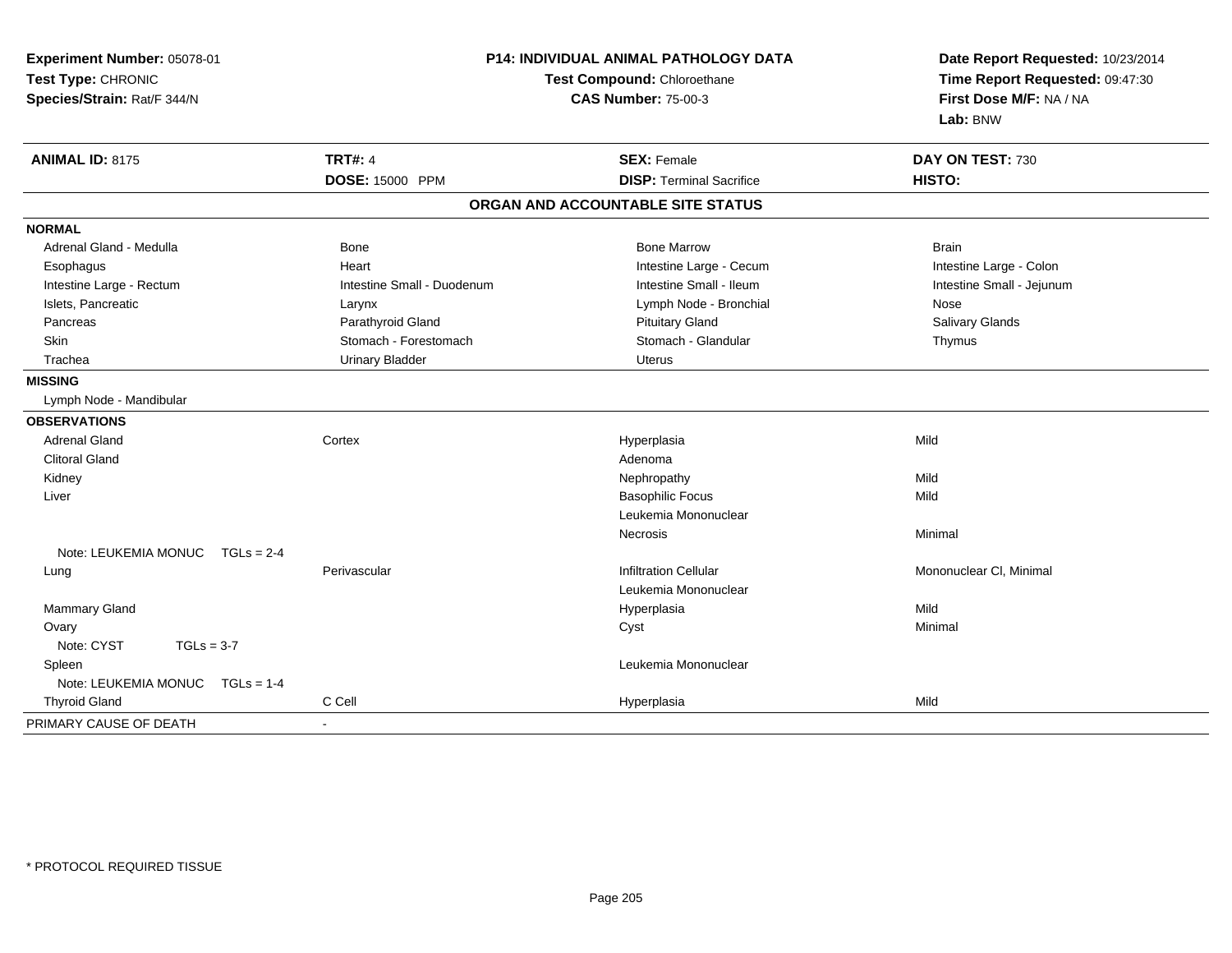**Experiment Number:** 05078-01
**Test Type:** CHRONIC
**Species/Strain:** Rat/F 344/N

**P14: INDIVIDUAL ANIMAL PATHOLOGY DATA**
**Test Compound:** Chloroethane
**CAS Number:** 75-00-3

**Date Report Requested:** 10/23/2014
**Time Report Requested:** 09:47:30
**First Dose M/F:** NA / NA
**Lab:** BNW

| **ANIMAL ID:** 8175 | **TRT#:** 4 | **SEX:** Female | **DAY ON TEST:** 730 |
|---|---|---|---|
| | **DOSE:** 15000 PPM | **DISP:** Terminal Sacrifice | **HISTO:** |

## ORGAN AND ACCOUNTABLE SITE STATUS

| | | | |
|---|---|---|---|
| **NORMAL** | | | |
| Adrenal Gland - Medulla | Bone | Bone Marrow | Brain |
| Esophagus | Heart | Intestine Large - Cecum | Intestine Large - Colon |
| Intestine Large - Rectum | Intestine Small - Duodenum | Intestine Small - Ileum | Intestine Small - Jejunum |
| Islets, Pancreatic | Larynx | Lymph Node - Bronchial | Nose |
| Pancreas | Parathyroid Gland | Pituitary Gland | Salivary Glands |
| Skin | Stomach - Forestomach | Stomach - Glandular | Thymus |
| Trachea | Urinary Bladder | Uterus | |
| **MISSING** | | | |
| Lymph Node - Mandibular | | | |
| **OBSERVATIONS** | | | |
| Adrenal Gland | Cortex | Hyperplasia | Mild |
| Clitoral Gland | | Adenoma | |
| Kidney | | Nephropathy | Mild |
| Liver | | Basophilic Focus | Mild |
| | | Leukemia Mononuclear | |
| | | Necrosis | Minimal |
| Note: LEUKEMIA MONUC TGLs = 2-4 | | | |
| Lung | Perivascular | Infiltration Cellular | Mononuclear Cl, Minimal |
| | | Leukemia Mononuclear | |
| Mammary Gland | | Hyperplasia | Mild |
| Ovary | | Cyst | Minimal |
| Note: CYST TGLs = 3-7 | | | |
| Spleen | | Leukemia Mononuclear | |
| Note: LEUKEMIA MONUC TGLs = 1-4 | | | |
| Thyroid Gland | C Cell | Hyperplasia | Mild |
| PRIMARY CAUSE OF DEATH | - | | |

* PROTOCOL REQUIRED TISSUE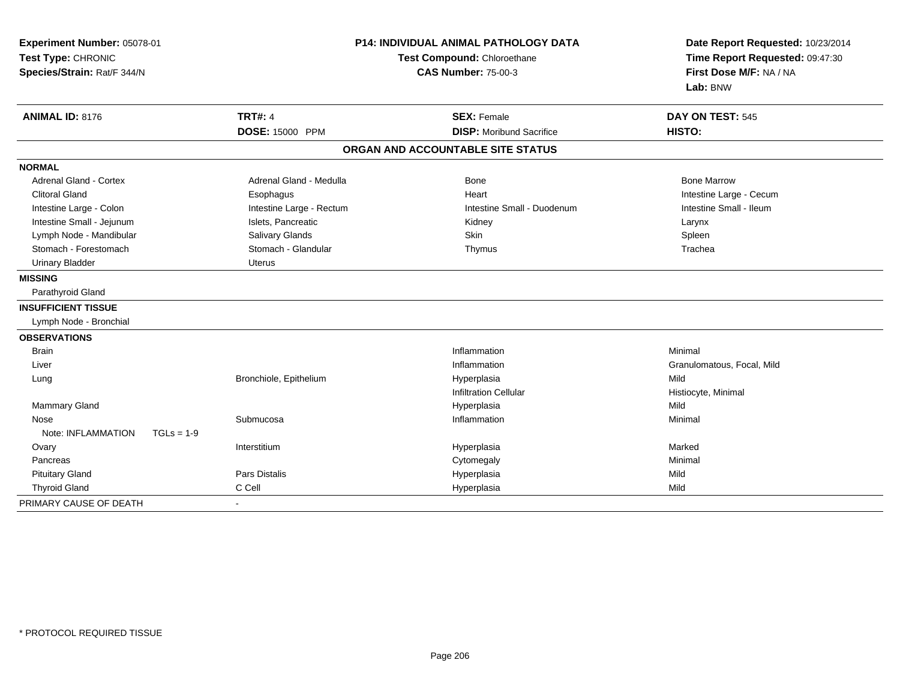**Experiment Number:** 05078-01
**Test Type:** CHRONIC
**Species/Strain:** Rat/F 344/N

**P14: INDIVIDUAL ANIMAL PATHOLOGY DATA**
**Test Compound:** Chloroethane
**CAS Number:** 75-00-3

**Date Report Requested:** 10/23/2014
**Time Report Requested:** 09:47:30
**First Dose M/F:** NA / NA
**Lab:** BNW

| **ANIMAL ID:** 8176 | **TRT#:** 4 | **SEX:** Female | **DAY ON TEST:** 545 |
|---|---|---|---|
| | **DOSE:** 15000 PPM | **DISP:** Moribund Sacrifice | **HISTO:** |

**ORGAN AND ACCOUNTABLE SITE STATUS**

| | | | |
|---|---|---|---|
| **NORMAL** | | | |
| Adrenal Gland - Cortex | Adrenal Gland - Medulla | Bone | Bone Marrow |
| Clitoral Gland | Esophagus | Heart | Intestine Large - Cecum |
| Intestine Large - Colon | Intestine Large - Rectum | Intestine Small - Duodenum | Intestine Small - Ileum |
| Intestine Small - Jejunum | Islets, Pancreatic | Kidney | Larynx |
| Lymph Node - Mandibular | Salivary Glands | Skin | Spleen |
| Stomach - Forestomach | Stomach - Glandular | Thymus | Trachea |
| Urinary Bladder | Uterus | | |
| **MISSING** | | | |
| Parathyroid Gland | | | |
| **INSUFFICIENT TISSUE** | | | |
| Lymph Node - Bronchial | | | |
| **OBSERVATIONS** | | | |
| Brain | | Inflammation | Minimal |
| Liver | | Inflammation | Granulomatous, Focal, Mild |
| Lung | Bronchiole, Epithelium | Hyperplasia | Mild |
| | | Infiltration Cellular | Histiocyte, Minimal |
| Mammary Gland | | Hyperplasia | Mild |
| Nose | Submucosa | Inflammation | Minimal |
| Note: INFLAMMATION TGLs = 1-9 | | | |
| Ovary | Interstitium | Hyperplasia | Marked |
| Pancreas | | Cytomegaly | Minimal |
| Pituitary Gland | Pars Distalis | Hyperplasia | Mild |
| Thyroid Gland | C Cell | Hyperplasia | Mild |
| PRIMARY CAUSE OF DEATH | - | | |

* PROTOCOL REQUIRED TISSUE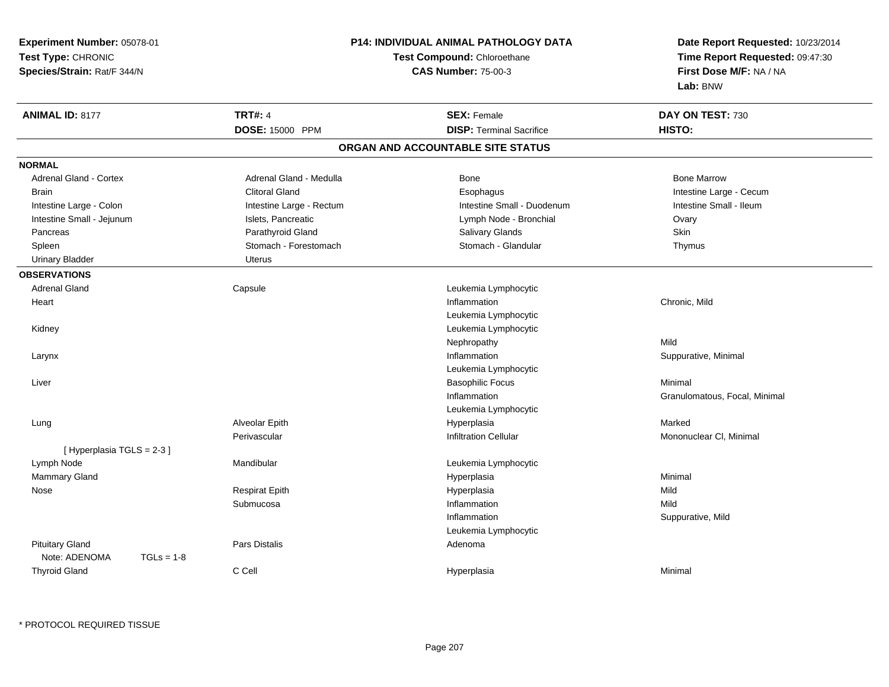**Experiment Number:** 05078-01
**Test Type:** CHRONIC
**Species/Strain:** Rat/F 344/N

**P14: INDIVIDUAL ANIMAL PATHOLOGY DATA**
**Test Compound:** Chloroethane
**CAS Number:** 75-00-3

**Date Report Requested:** 10/23/2014
**Time Report Requested:** 09:47:30
**First Dose M/F:** NA / NA
**Lab:** BNW

| **ANIMAL ID:** 8177 | **TRT#:** 4 | **SEX:** Female | **DAY ON TEST:** 730 |
|---|---|---|---|
| | **DOSE:** 15000 PPM | **DISP:** Terminal Sacrifice | **HISTO:** |

## ORGAN AND ACCOUNTABLE SITE STATUS

**NORMAL**

| | | | |
|---|---|---|---|
| Adrenal Gland - Cortex | Adrenal Gland - Medulla | Bone | Bone Marrow |
| Brain | Clitoral Gland | Esophagus | Intestine Large - Cecum |
| Intestine Large - Colon | Intestine Large - Rectum | Intestine Small - Duodenum | Intestine Small - Ileum |
| Intestine Small - Jejunum | Islets, Pancreatic | Lymph Node - Bronchial | Ovary |
| Pancreas | Parathyroid Gland | Salivary Glands | Skin |
| Spleen | Stomach - Forestomach | Stomach - Glandular | Thymus |
| Urinary Bladder | Uterus | | |

**OBSERVATIONS**

| | | | |
|---|---|---|---|
| Adrenal Gland | Capsule | Leukemia Lymphocytic | |
| Heart | | Inflammation | Chronic, Mild |
| | | Leukemia Lymphocytic | |
| Kidney | | Leukemia Lymphocytic | |
| | | Nephropathy | Mild |
| Larynx | | Inflammation | Suppurative, Minimal |
| | | Leukemia Lymphocytic | |
| Liver | | Basophilic Focus | Minimal |
| | | Inflammation | Granulomatous, Focal, Minimal |
| | | Leukemia Lymphocytic | |
| Lung | Alveolar Epith | Hyperplasia | Marked |
| | Perivascular | Infiltration Cellular | Mononuclear Cl, Minimal |
| [ Hyperplasia TGLS = 2-3 ] | | | |
| Lymph Node | Mandibular | Leukemia Lymphocytic | |
| Mammary Gland | | Hyperplasia | Minimal |
| Nose | Respirat Epith | Hyperplasia | Mild |
| | Submucosa | Inflammation | Mild |
| | | Inflammation | Suppurative, Mild |
| | | Leukemia Lymphocytic | |
| Pituitary Gland | Pars Distalis | Adenoma | |
| Note: ADENOMA TGLs = 1-8 | | | |
| Thyroid Gland | C Cell | Hyperplasia | Minimal |

\* PROTOCOL REQUIRED TISSUE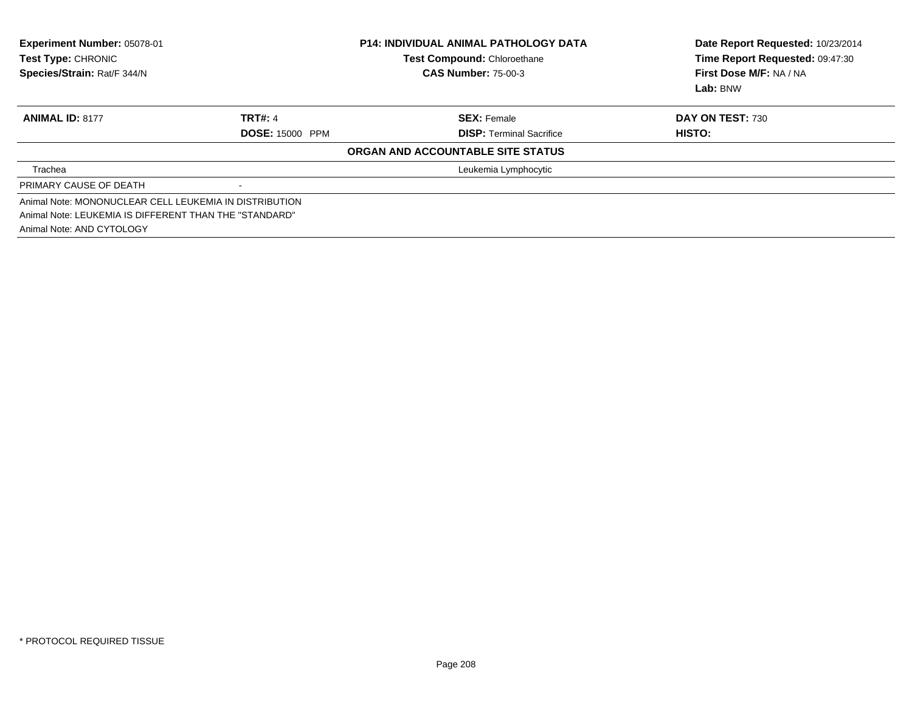**Experiment Number:** 05078-01
**Test Type:** CHRONIC
**Species/Strain:** Rat/F 344/N

**P14: INDIVIDUAL ANIMAL PATHOLOGY DATA**
**Test Compound:** Chloroethane
**CAS Number:** 75-00-3

**Date Report Requested:** 10/23/2014
**Time Report Requested:** 09:47:30
**First Dose M/F:** NA / NA
**Lab:** BNW

| **ANIMAL ID:** 8177 | **TRT#:** 4 | **SEX:** Female | **DAY ON TEST:** 730 |
|---|---|---|---|
| | **DOSE:** 15000 PPM | **DISP:** Terminal Sacrifice | **HISTO:** |

**ORGAN AND ACCOUNTABLE SITE STATUS**

| | |
|---|---|
| Trachea | Leukemia Lymphocytic |
| PRIMARY CAUSE OF DEATH | - |

Animal Note: MONONUCLEAR CELL LEUKEMIA IN DISTRIBUTION
Animal Note: LEUKEMIA IS DIFFERENT THAN THE "STANDARD"
Animal Note: AND CYTOLOGY

* PROTOCOL REQUIRED TISSUE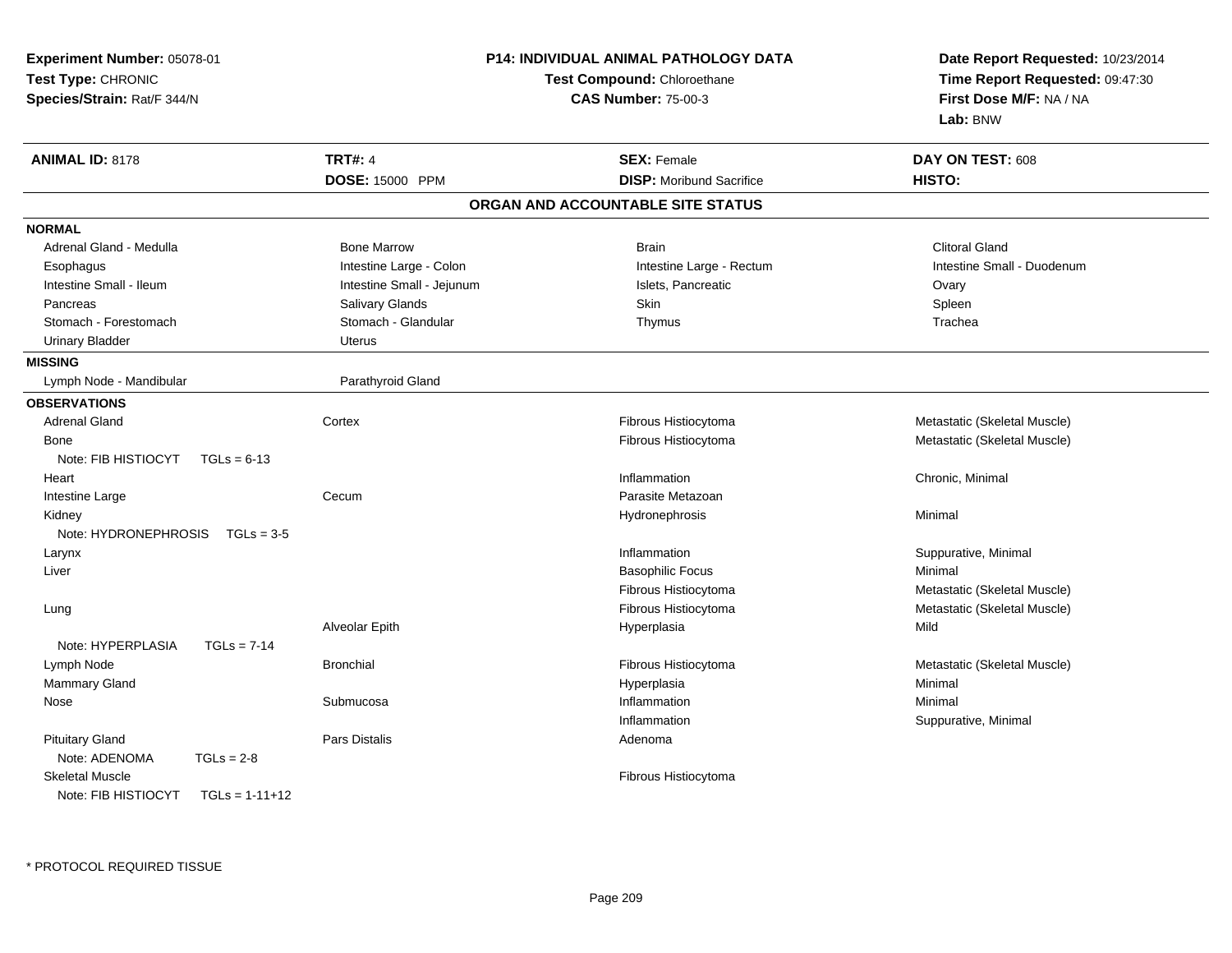**Experiment Number:** 05078-01
**Test Type:** CHRONIC
**Species/Strain:** Rat/F 344/N

**P14: INDIVIDUAL ANIMAL PATHOLOGY DATA**
**Test Compound:** Chloroethane
**CAS Number:** 75-00-3

**Date Report Requested:** 10/23/2014
**Time Report Requested:** 09:47:30
**First Dose M/F:** NA / NA
**Lab:** BNW

| **ANIMAL ID:** 8178 | **TRT#:** 4 | **SEX:** Female | **DAY ON TEST:** 608 |
|---|---|---|---|
| | **DOSE:** 15000 PPM | **DISP:** Moribund Sacrifice | **HISTO:** |

## ORGAN AND ACCOUNTABLE SITE STATUS

**NORMAL**

| | | | |
|---|---|---|---|
| Adrenal Gland - Medulla | Bone Marrow | Brain | Clitoral Gland |
| Esophagus | Intestine Large - Colon | Intestine Large - Rectum | Intestine Small - Duodenum |
| Intestine Small - Ileum | Intestine Small - Jejunum | Islets, Pancreatic | Ovary |
| Pancreas | Salivary Glands | Skin | Spleen |
| Stomach - Forestomach | Stomach - Glandular | Thymus | Trachea |
| Urinary Bladder | Uterus | | |

**MISSING**

| | |
|---|---|
| Lymph Node - Mandibular | Parathyroid Gland |

**OBSERVATIONS**

| | | | |
|---|---|---|---|
| Adrenal Gland | Cortex | Fibrous Histiocytoma | Metastatic (Skeletal Muscle) |
| Bone | | Fibrous Histiocytoma | Metastatic (Skeletal Muscle) |
| Note: FIB HISTIOCYT TGLs = 6-13 | | | |
| Heart | | Inflammation | Chronic, Minimal |
| Intestine Large | Cecum | Parasite Metazoan | |
| Kidney | | Hydronephrosis | Minimal |
| Note: HYDRONEPHROSIS TGLs = 3-5 | | | |
| Larynx | | Inflammation | Suppurative, Minimal |
| Liver | | Basophilic Focus | Minimal |
| | | Fibrous Histiocytoma | Metastatic (Skeletal Muscle) |
| Lung | | Fibrous Histiocytoma | Metastatic (Skeletal Muscle) |
| | Alveolar Epith | Hyperplasia | Mild |
| Note: HYPERPLASIA TGLs = 7-14 | | | |
| Lymph Node | Bronchial | Fibrous Histiocytoma | Metastatic (Skeletal Muscle) |
| Mammary Gland | | Hyperplasia | Minimal |
| Nose | Submucosa | Inflammation | Minimal |
| | | Inflammation | Suppurative, Minimal |
| Pituitary Gland | Pars Distalis | Adenoma | |
| Note: ADENOMA TGLs = 2-8 | | | |
| Skeletal Muscle | | Fibrous Histiocytoma | |
| Note: FIB HISTIOCYT TGLs = 1-11+12 | | | |

* PROTOCOL REQUIRED TISSUE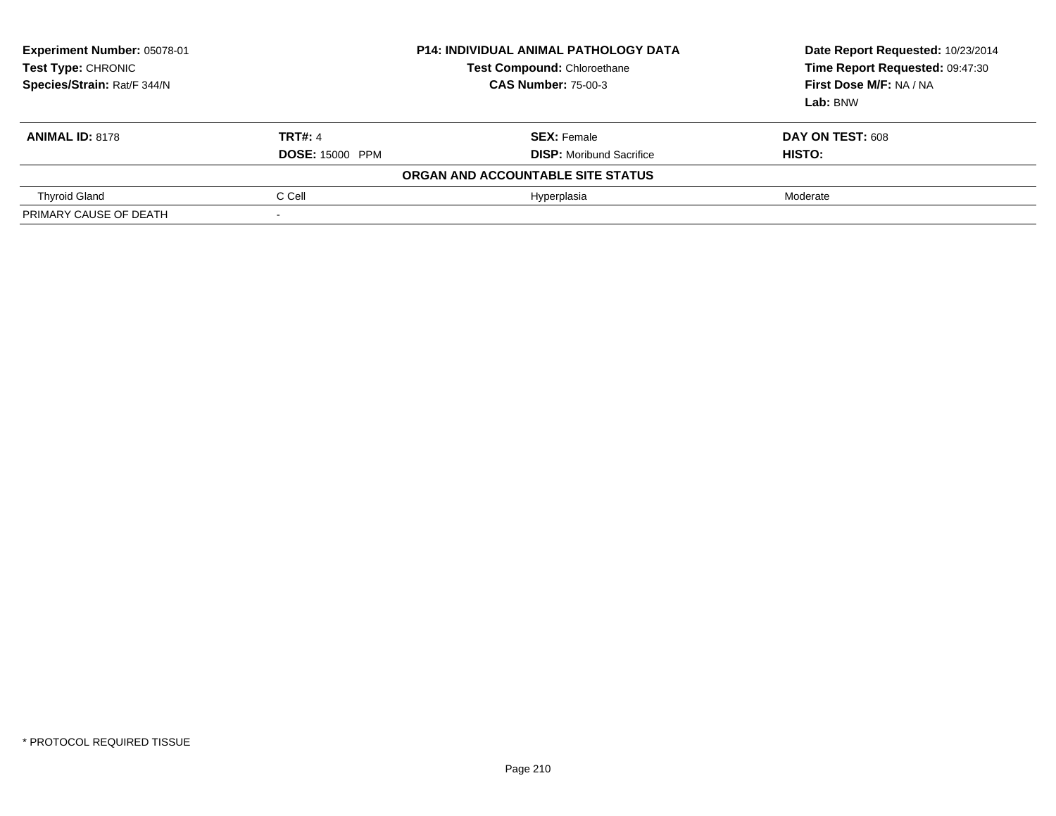**Experiment Number:** 05078-01
**Test Type:** CHRONIC
**Species/Strain:** Rat/F 344/N

**P14: INDIVIDUAL ANIMAL PATHOLOGY DATA**
**Test Compound:** Chloroethane
**CAS Number:** 75-00-3

**Date Report Requested:** 10/23/2014
**Time Report Requested:** 09:47:30
**First Dose M/F:** NA / NA
**Lab:** BNW

| **ANIMAL ID:** 8178 | **TRT#:** 4 | **SEX:** Female | **DAY ON TEST:** 608 |
|---|---|---|---|
| | **DOSE:** 15000 PPM | **DISP:** Moribund Sacrifice | **HISTO:** |
| | | **ORGAN AND ACCOUNTABLE SITE STATUS** | |
| Thyroid Gland | C Cell | Hyperplasia | Moderate |
| PRIMARY CAUSE OF DEATH | - | | |

* PROTOCOL REQUIRED TISSUE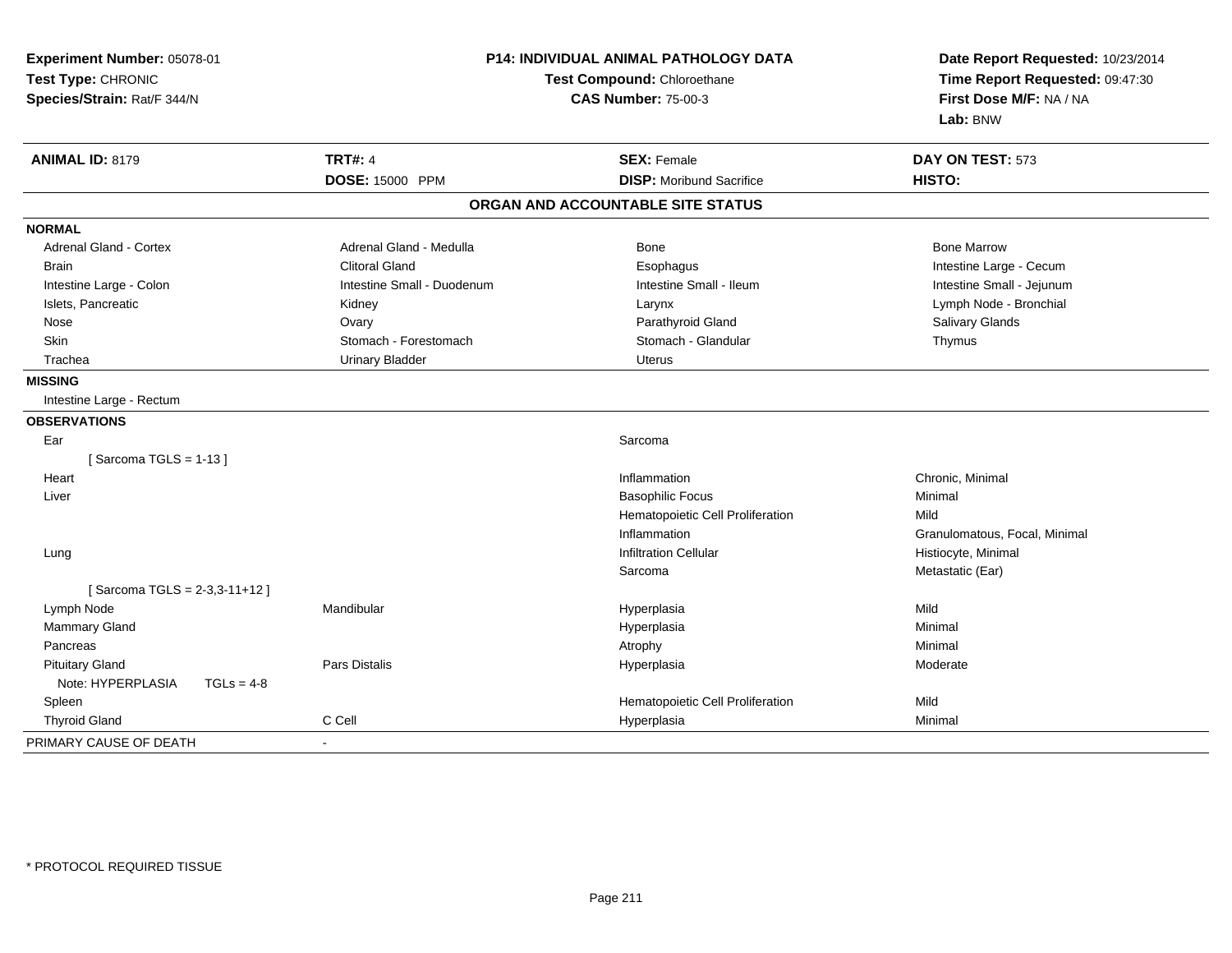**Experiment Number:** 05078-01
**Test Type:** CHRONIC
**Species/Strain:** Rat/F 344/N

**P14: INDIVIDUAL ANIMAL PATHOLOGY DATA**
**Test Compound:** Chloroethane
**CAS Number:** 75-00-3

**Date Report Requested:** 10/23/2014
**Time Report Requested:** 09:47:30
**First Dose M/F:** NA / NA
**Lab:** BNW

| **ANIMAL ID:** 8179 | **TRT#:** 4 | **SEX:** Female | **DAY ON TEST:** 573 |
|---|---|---|---|
| | **DOSE:** 15000 PPM | **DISP:** Moribund Sacrifice | **HISTO:** |

## ORGAN AND ACCOUNTABLE SITE STATUS

| | | | |
|---|---|---|---|
| **NORMAL** | | | |
| Adrenal Gland - Cortex | Adrenal Gland - Medulla | Bone | Bone Marrow |
| Brain | Clitoral Gland | Esophagus | Intestine Large - Cecum |
| Intestine Large - Colon | Intestine Small - Duodenum | Intestine Small - Ileum | Intestine Small - Jejunum |
| Islets, Pancreatic | Kidney | Larynx | Lymph Node - Bronchial |
| Nose | Ovary | Parathyroid Gland | Salivary Glands |
| Skin | Stomach - Forestomach | Stomach - Glandular | Thymus |
| Trachea | Urinary Bladder | Uterus | |
| **MISSING** | | | |
| Intestine Large - Rectum | | | |
| **OBSERVATIONS** | | | |
| Ear | | Sarcoma | |
| [ Sarcoma TGLS = 1-13 ] | | | |
| Heart | | Inflammation | Chronic, Minimal |
| Liver | | Basophilic Focus | Minimal |
| | | Hematopoietic Cell Proliferation | Mild |
| | | Inflammation | Granulomatous, Focal, Minimal |
| Lung | | Infiltration Cellular | Histiocyte, Minimal |
| | | Sarcoma | Metastatic (Ear) |
| [ Sarcoma TGLS = 2-3,3-11+12 ] | | | |
| Lymph Node | Mandibular | Hyperplasia | Mild |
| Mammary Gland | | Hyperplasia | Minimal |
| Pancreas | | Atrophy | Minimal |
| Pituitary Gland | Pars Distalis | Hyperplasia | Moderate |
| Note: HYPERPLASIA TGLs = 4-8 | | | |
| Spleen | | Hematopoietic Cell Proliferation | Mild |
| Thyroid Gland | C Cell | Hyperplasia | Minimal |
| PRIMARY CAUSE OF DEATH | - | | |

* PROTOCOL REQUIRED TISSUE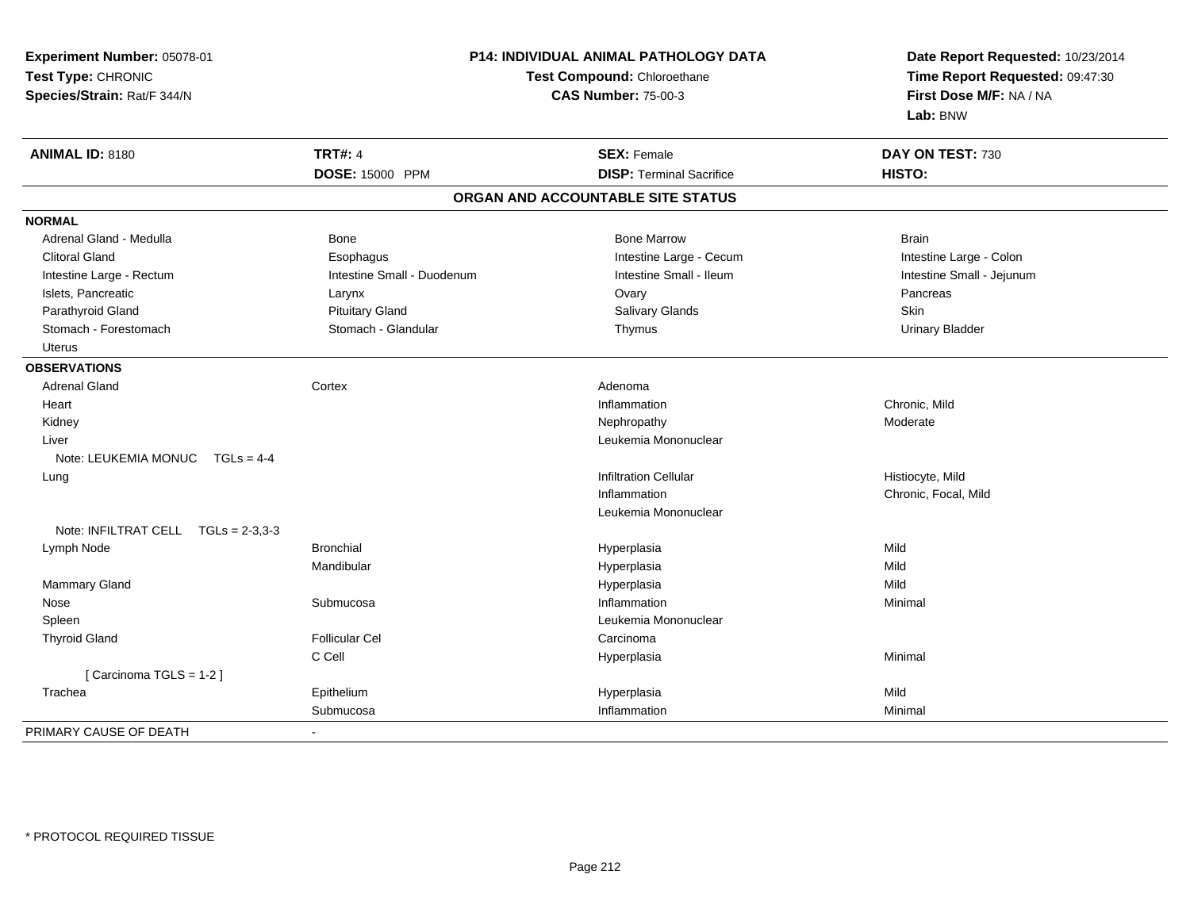**Experiment Number:** 05078-01
**Test Type:** CHRONIC
**Species/Strain:** Rat/F 344/N

**P14: INDIVIDUAL ANIMAL PATHOLOGY DATA**
**Test Compound:** Chloroethane
**CAS Number:** 75-00-3

**Date Report Requested:** 10/23/2014
**Time Report Requested:** 09:47:30
**First Dose M/F:** NA / NA
**Lab:** BNW

| **ANIMAL ID:** 8180 | **TRT#:** 4 | **SEX:** Female | **DAY ON TEST:** 730 |
|---|---|---|---|
| | **DOSE:** 15000 PPM | **DISP:** Terminal Sacrifice | **HISTO:** |

## ORGAN AND ACCOUNTABLE SITE STATUS

**NORMAL**

| | | | |
|---|---|---|---|
| Adrenal Gland - Medulla | Bone | Bone Marrow | Brain |
| Clitoral Gland | Esophagus | Intestine Large - Cecum | Intestine Large - Colon |
| Intestine Large - Rectum | Intestine Small - Duodenum | Intestine Small - Ileum | Intestine Small - Jejunum |
| Islets, Pancreatic | Larynx | Ovary | Pancreas |
| Parathyroid Gland | Pituitary Gland | Salivary Glands | Skin |
| Stomach - Forestomach | Stomach - Glandular | Thymus | Urinary Bladder |
| Uterus | | | |

**OBSERVATIONS**

| | | | |
|---|---|---|---|
| Adrenal Gland | Cortex | Adenoma | |
| Heart | | Inflammation | Chronic, Mild |
| Kidney | | Nephropathy | Moderate |
| Liver | | Leukemia Mononuclear | |
| Note: LEUKEMIA MONUC TGLs = 4-4 | | | |
| Lung | | Infiltration Cellular | Histiocyte, Mild |
| | | Inflammation | Chronic, Focal, Mild |
| | | Leukemia Mononuclear | |
| Note: INFILTRAT CELL TGLs = 2-3,3-3 | | | |
| Lymph Node | Bronchial | Hyperplasia | Mild |
| | Mandibular | Hyperplasia | Mild |
| Mammary Gland | | Hyperplasia | Mild |
| Nose | Submucosa | Inflammation | Minimal |
| Spleen | | Leukemia Mononuclear | |
| Thyroid Gland | Follicular Cel | Carcinoma | |
| | C Cell | Hyperplasia | Minimal |
| [ Carcinoma TGLS = 1-2 ] | | | |
| Trachea | Epithelium | Hyperplasia | Mild |
| | Submucosa | Inflammation | Minimal |

| | |
|---|---|
| PRIMARY CAUSE OF DEATH | - |

\* PROTOCOL REQUIRED TISSUE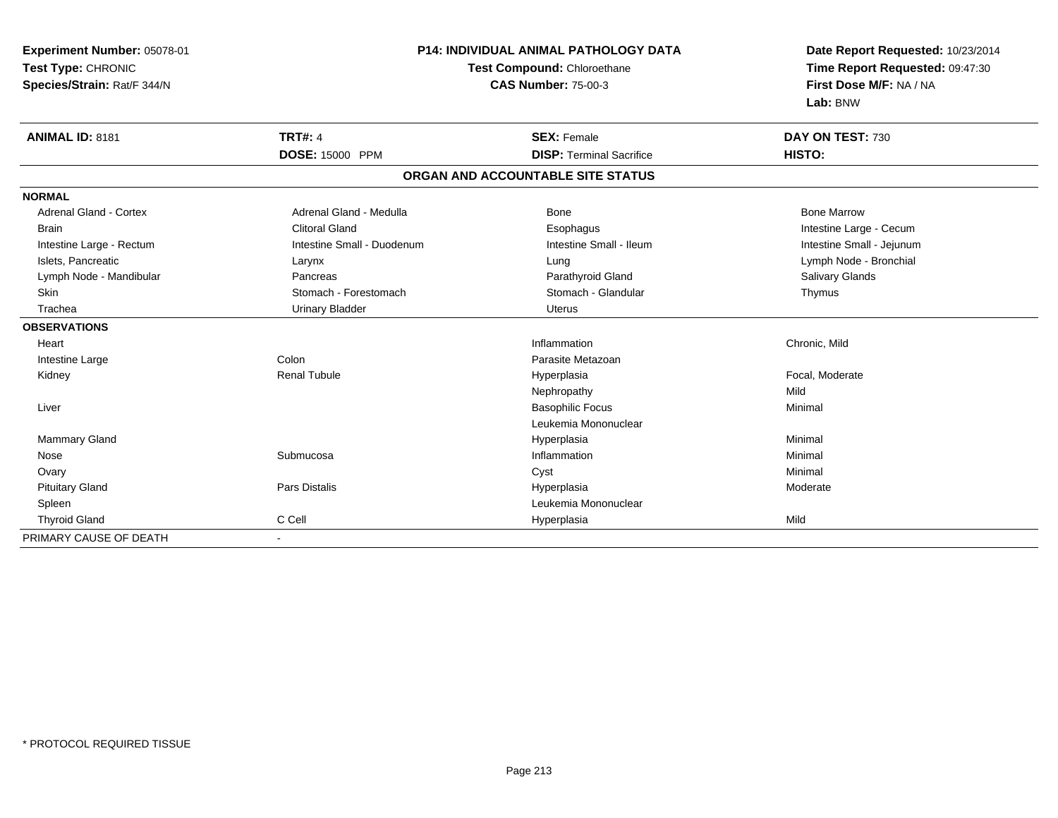**Experiment Number:** 05078-01
**Test Type:** CHRONIC
**Species/Strain:** Rat/F 344/N

**P14: INDIVIDUAL ANIMAL PATHOLOGY DATA**
**Test Compound:** Chloroethane
**CAS Number:** 75-00-3

**Date Report Requested:** 10/23/2014
**Time Report Requested:** 09:47:30
**First Dose M/F:** NA / NA
**Lab:** BNW

| **ANIMAL ID:** 8181 | **TRT#:** 4 | **SEX:** Female | **DAY ON TEST:** 730 |
|---|---|---|---|
| | **DOSE:** 15000 PPM | **DISP:** Terminal Sacrifice | **HISTO:** |

**ORGAN AND ACCOUNTABLE SITE STATUS**

| | | | |
|---|---|---|---|
| **NORMAL** | | | |
| Adrenal Gland - Cortex | Adrenal Gland - Medulla | Bone | Bone Marrow |
| Brain | Clitoral Gland | Esophagus | Intestine Large - Cecum |
| Intestine Large - Rectum | Intestine Small - Duodenum | Intestine Small - Ileum | Intestine Small - Jejunum |
| Islets, Pancreatic | Larynx | Lung | Lymph Node - Bronchial |
| Lymph Node - Mandibular | Pancreas | Parathyroid Gland | Salivary Glands |
| Skin | Stomach - Forestomach | Stomach - Glandular | Thymus |
| Trachea | Urinary Bladder | Uterus | |
| **OBSERVATIONS** | | | |
| Heart | | Inflammation | Chronic, Mild |
| Intestine Large | Colon | Parasite Metazoan | |
| Kidney | Renal Tubule | Hyperplasia | Focal, Moderate |
| | | Nephropathy | Mild |
| Liver | | Basophilic Focus | Minimal |
| | | Leukemia Mononuclear | |
| Mammary Gland | | Hyperplasia | Minimal |
| Nose | Submucosa | Inflammation | Minimal |
| Ovary | | Cyst | Minimal |
| Pituitary Gland | Pars Distalis | Hyperplasia | Moderate |
| Spleen | | Leukemia Mononuclear | |
| Thyroid Gland | C Cell | Hyperplasia | Mild |
| PRIMARY CAUSE OF DEATH | - | | |

* PROTOCOL REQUIRED TISSUE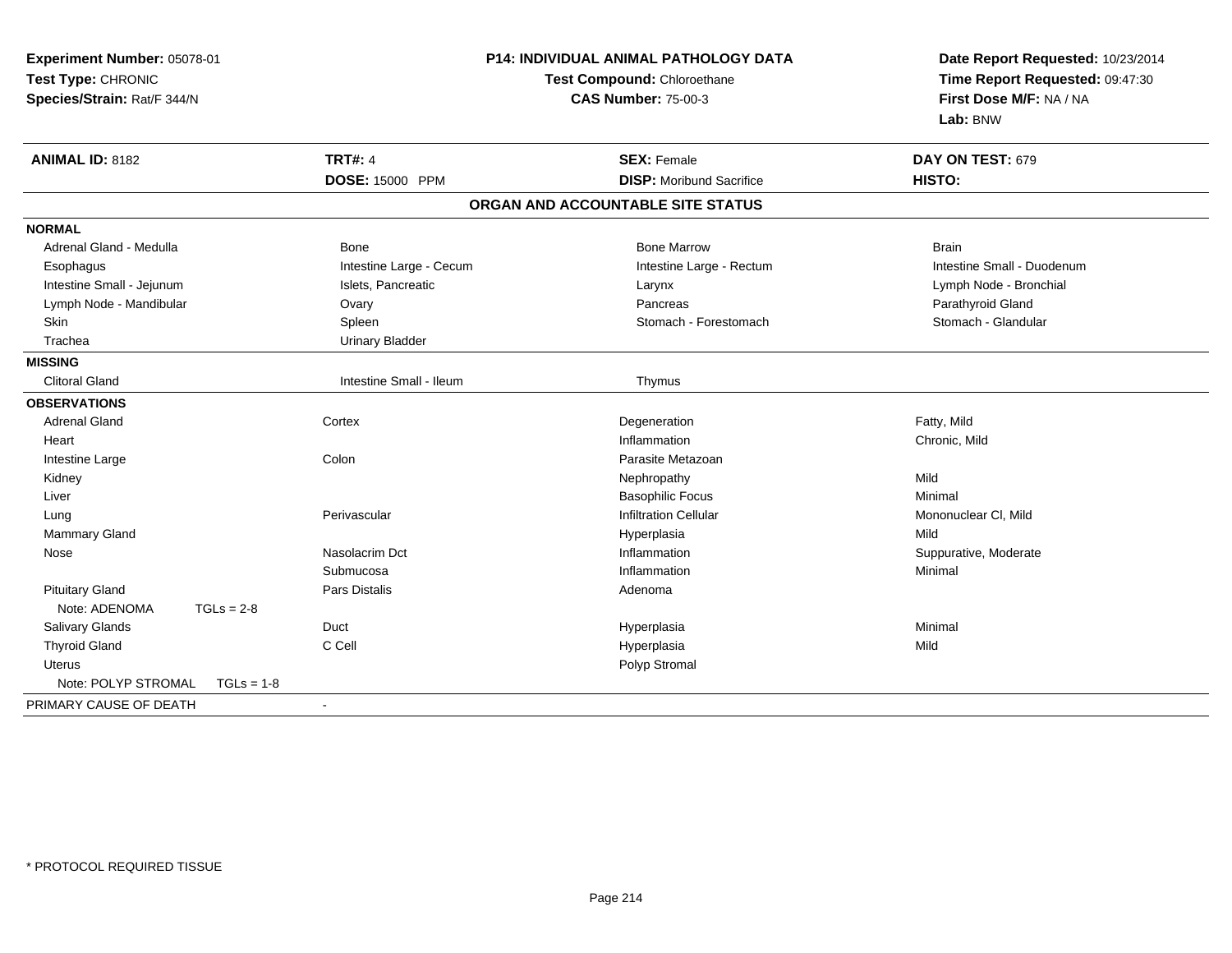**Experiment Number:** 05078-01
**Test Type:** CHRONIC
**Species/Strain:** Rat/F 344/N

**P14: INDIVIDUAL ANIMAL PATHOLOGY DATA**
**Test Compound:** Chloroethane
**CAS Number:** 75-00-3

**Date Report Requested:** 10/23/2014
**Time Report Requested:** 09:47:30
**First Dose M/F:** NA / NA
**Lab:** BNW

| **ANIMAL ID:** 8182 | **TRT#:** 4 | **SEX:** Female | **DAY ON TEST:** 679 |
|---|---|---|---|
| | **DOSE:** 15000 PPM | **DISP:** Moribund Sacrifice | **HISTO:** |

## ORGAN AND ACCOUNTABLE SITE STATUS

**NORMAL**

| | | | |
|---|---|---|---|
| Adrenal Gland - Medulla | Bone | Bone Marrow | Brain |
| Esophagus | Intestine Large - Cecum | Intestine Large - Rectum | Intestine Small - Duodenum |
| Intestine Small - Jejunum | Islets, Pancreatic | Larynx | Lymph Node - Bronchial |
| Lymph Node - Mandibular | Ovary | Pancreas | Parathyroid Gland |
| Skin | Spleen | Stomach - Forestomach | Stomach - Glandular |
| Trachea | Urinary Bladder | | |

**MISSING**

| | | | |
|---|---|---|---|
| Clitoral Gland | Intestine Small - Ileum | Thymus | |

**OBSERVATIONS**

| | | | |
|---|---|---|---|
| Adrenal Gland | Cortex | Degeneration | Fatty, Mild |
| Heart | | Inflammation | Chronic, Mild |
| Intestine Large | Colon | Parasite Metazoan | |
| Kidney | | Nephropathy | Mild |
| Liver | | Basophilic Focus | Minimal |
| Lung | Perivascular | Infiltration Cellular | Mononuclear Cl, Mild |
| Mammary Gland | | Hyperplasia | Mild |
| Nose | Nasolacrim Dct | Inflammation | Suppurative, Moderate |
| | Submucosa | Inflammation | Minimal |
| Pituitary Gland | Pars Distalis | Adenoma | |
| Note: ADENOMA TGLs = 2-8 | | | |
| Salivary Glands | Duct | Hyperplasia | Minimal |
| Thyroid Gland | C Cell | Hyperplasia | Mild |
| Uterus | | Polyp Stromal | |
| Note: POLYP STROMAL TGLs = 1-8 | | | |

PRIMARY CAUSE OF DEATH -

* PROTOCOL REQUIRED TISSUE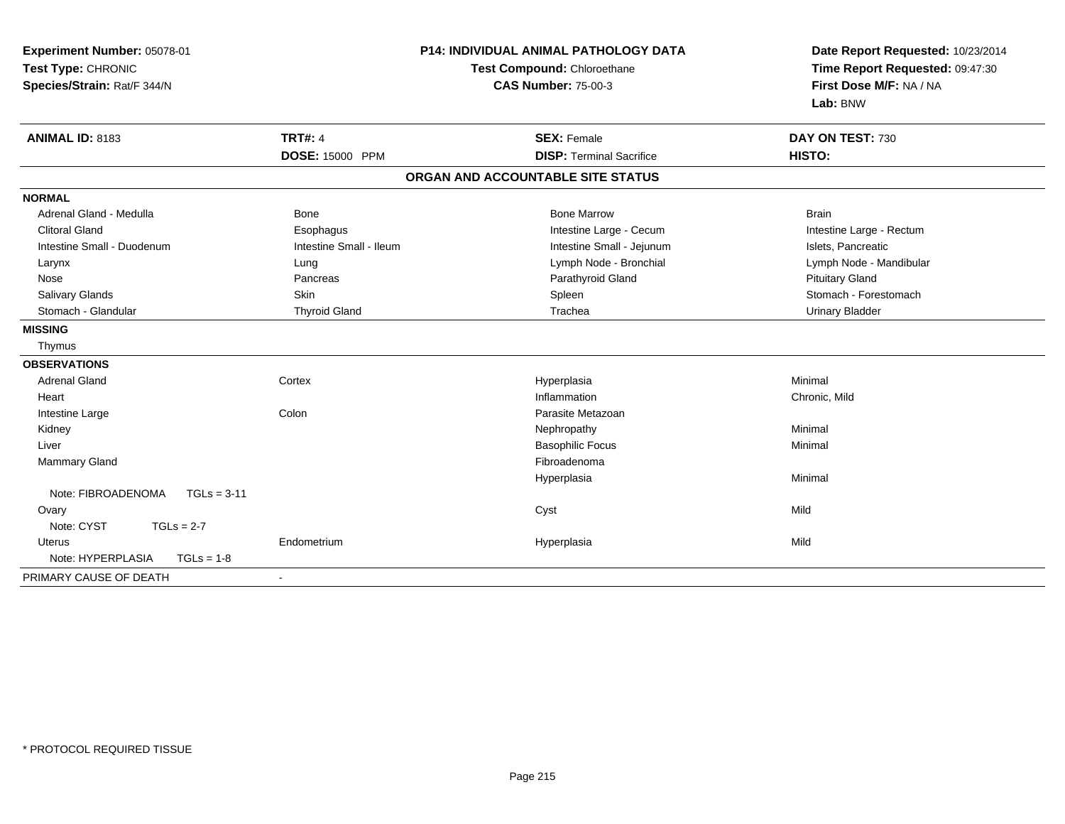**Experiment Number:** 05078-01
**Test Type:** CHRONIC
**Species/Strain:** Rat/F 344/N

**P14: INDIVIDUAL ANIMAL PATHOLOGY DATA**
**Test Compound:** Chloroethane
**CAS Number:** 75-00-3

**Date Report Requested:** 10/23/2014
**Time Report Requested:** 09:47:30
**First Dose M/F:** NA / NA
**Lab:** BNW

| **ANIMAL ID:** 8183 | **TRT#:** 4 | **SEX:** Female | **DAY ON TEST:** 730 |
|---|---|---|---|
| | **DOSE:** 15000 PPM | **DISP:** Terminal Sacrifice | **HISTO:** |

## ORGAN AND ACCOUNTABLE SITE STATUS

| | | | |
|---|---|---|---|
| **NORMAL** | | | |
| Adrenal Gland - Medulla | Bone | Bone Marrow | Brain |
| Clitoral Gland | Esophagus | Intestine Large - Cecum | Intestine Large - Rectum |
| Intestine Small - Duodenum | Intestine Small - Ileum | Intestine Small - Jejunum | Islets, Pancreatic |
| Larynx | Lung | Lymph Node - Bronchial | Lymph Node - Mandibular |
| Nose | Pancreas | Parathyroid Gland | Pituitary Gland |
| Salivary Glands | Skin | Spleen | Stomach - Forestomach |
| Stomach - Glandular | Thyroid Gland | Trachea | Urinary Bladder |
| **MISSING** | | | |
| Thymus | | | |
| **OBSERVATIONS** | | | |
| Adrenal Gland | Cortex | Hyperplasia | Minimal |
| Heart | | Inflammation | Chronic, Mild |
| Intestine Large | Colon | Parasite Metazoan | |
| Kidney | | Nephropathy | Minimal |
| Liver | | Basophilic Focus | Minimal |
| Mammary Gland | | Fibroadenoma | |
| | | Hyperplasia | Minimal |
| Note: FIBROADENOMA TGLs = 3-11 | | | |
| Ovary | | Cyst | Mild |
| Note: CYST TGLs = 2-7 | | | |
| Uterus | Endometrium | Hyperplasia | Mild |
| Note: HYPERPLASIA TGLs = 1-8 | | | |
| PRIMARY CAUSE OF DEATH | - | | |

* PROTOCOL REQUIRED TISSUE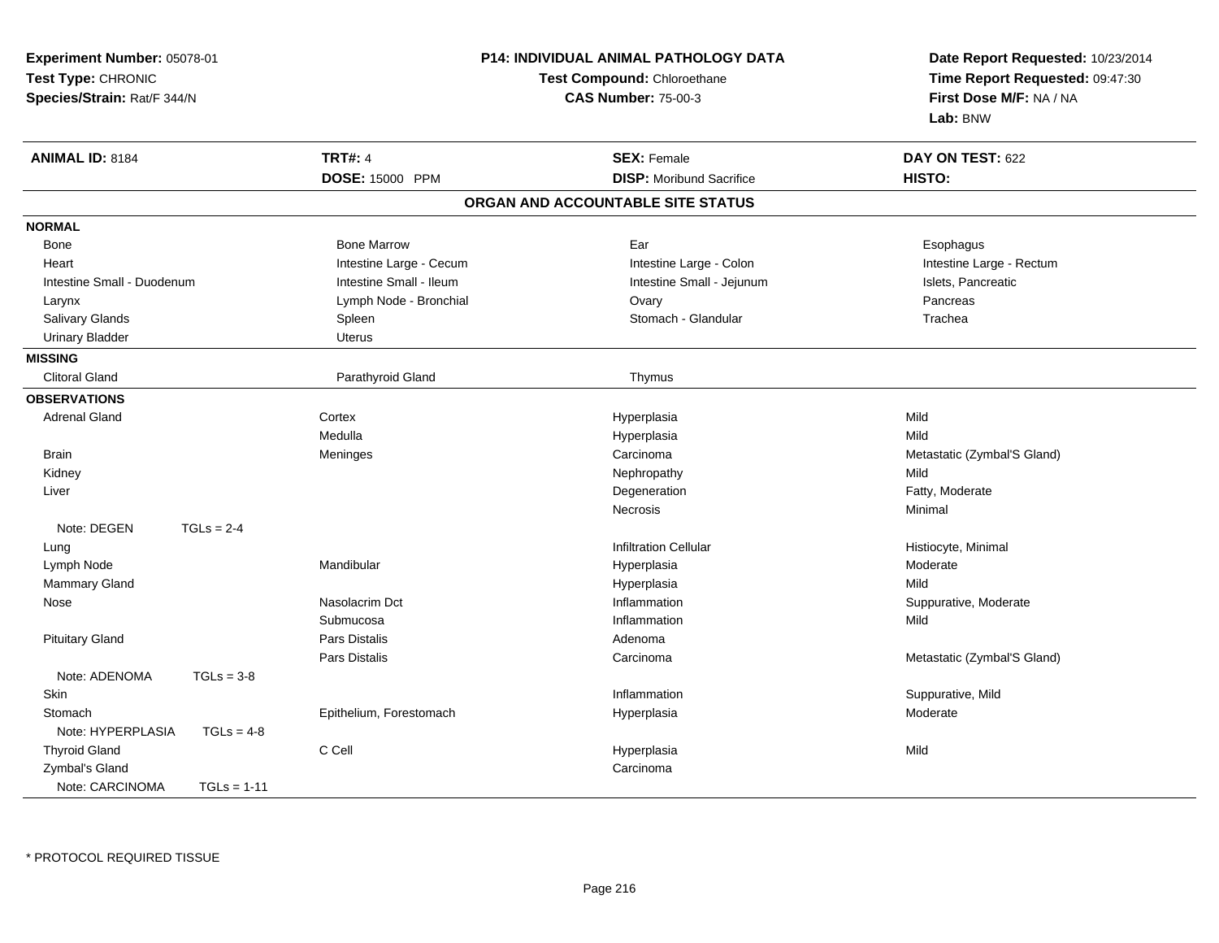**Experiment Number:** 05078-01
**Test Type:** CHRONIC
**Species/Strain:** Rat/F 344/N

**P14: INDIVIDUAL ANIMAL PATHOLOGY DATA**
**Test Compound:** Chloroethane
**CAS Number:** 75-00-3

**Date Report Requested:** 10/23/2014
**Time Report Requested:** 09:47:30
**First Dose M/F:** NA / NA
**Lab:** BNW

| **ANIMAL ID:** 8184 | **TRT#:** 4 | **SEX:** Female | **DAY ON TEST:** 622 |
|---|---|---|---|
| | **DOSE:** 15000 PPM | **DISP:** Moribund Sacrifice | **HISTO:** |

## ORGAN AND ACCOUNTABLE SITE STATUS

**NORMAL**

| | | | |
|---|---|---|---|
| Bone | Bone Marrow | Ear | Esophagus |
| Heart | Intestine Large - Cecum | Intestine Large - Colon | Intestine Large - Rectum |
| Intestine Small - Duodenum | Intestine Small - Ileum | Intestine Small - Jejunum | Islets, Pancreatic |
| Larynx | Lymph Node - Bronchial | Ovary | Pancreas |
| Salivary Glands | Spleen | Stomach - Glandular | Trachea |
| Urinary Bladder | Uterus | | |

**MISSING**

| | | |
|---|---|---|
| Clitoral Gland | Parathyroid Gland | Thymus |

**OBSERVATIONS**

| Organ | Site | Finding | Qualifier |
|---|---|---|---|
| Adrenal Gland | Cortex | Hyperplasia | Mild |
| | Medulla | Hyperplasia | Mild |
| Brain | Meninges | Carcinoma | Metastatic (Zymbal'S Gland) |
| Kidney | | Nephropathy | Mild |
| Liver | | Degeneration | Fatty, Moderate |
| | | Necrosis | Minimal |
| Note: DEGEN TGLs = 2-4 | | | |
| Lung | | Infiltration Cellular | Histiocyte, Minimal |
| Lymph Node | Mandibular | Hyperplasia | Moderate |
| Mammary Gland | | Hyperplasia | Mild |
| Nose | Nasolacrim Dct | Inflammation | Suppurative, Moderate |
| | Submucosa | Inflammation | Mild |
| Pituitary Gland | Pars Distalis | Adenoma | |
| | Pars Distalis | Carcinoma | Metastatic (Zymbal'S Gland) |
| Note: ADENOMA TGLs = 3-8 | | | |
| Skin | | Inflammation | Suppurative, Mild |
| Stomach | Epithelium, Forestomach | Hyperplasia | Moderate |
| Note: HYPERPLASIA TGLs = 4-8 | | | |
| Thyroid Gland | C Cell | Hyperplasia | Mild |
| Zymbal's Gland | | Carcinoma | |
| Note: CARCINOMA TGLs = 1-11 | | | |

* PROTOCOL REQUIRED TISSUE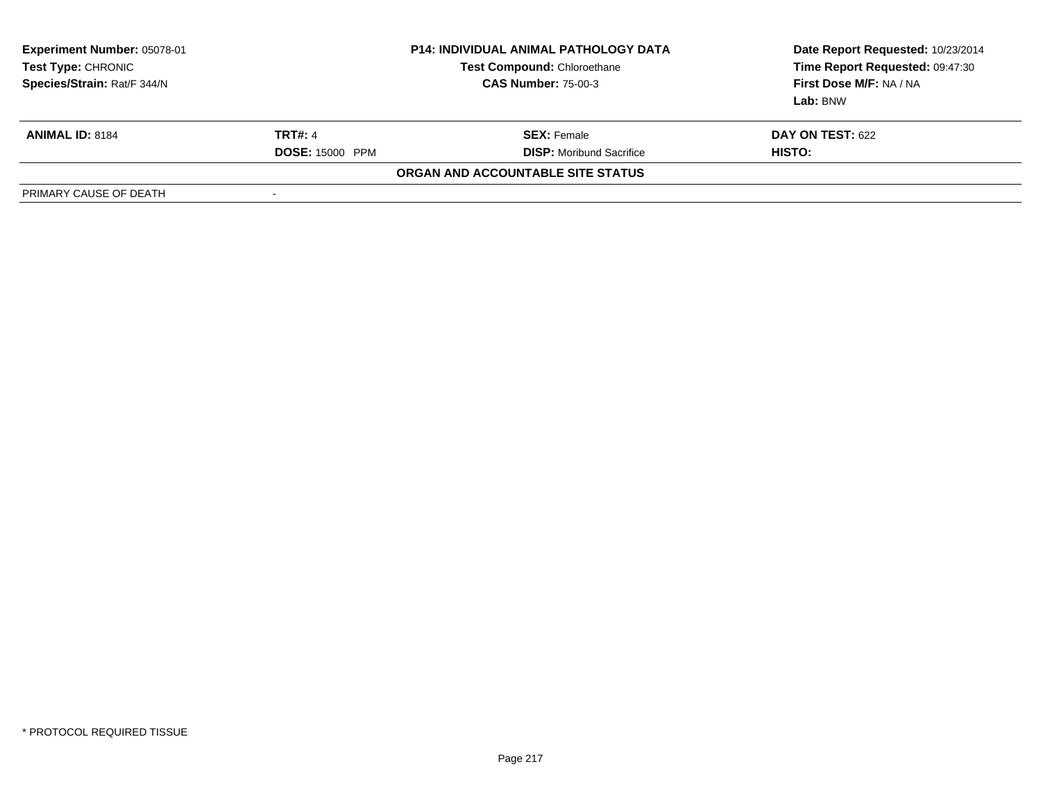**Experiment Number:** 05078-01
**Test Type:** CHRONIC
**Species/Strain:** Rat/F 344/N

**P14: INDIVIDUAL ANIMAL PATHOLOGY DATA**
**Test Compound:** Chloroethane
**CAS Number:** 75-00-3

**Date Report Requested:** 10/23/2014
**Time Report Requested:** 09:47:30
**First Dose M/F:** NA / NA
**Lab:** BNW

| **ANIMAL ID:** 8184 | **TRT#:** 4 | **SEX:** Female | **DAY ON TEST:** 622 |
|---|---|---|---|
| | **DOSE:** 15000 PPM | **DISP:** Moribund Sacrifice | **HISTO:** |

**ORGAN AND ACCOUNTABLE SITE STATUS**

| PRIMARY CAUSE OF DEATH | - |
|---|---|

* PROTOCOL REQUIRED TISSUE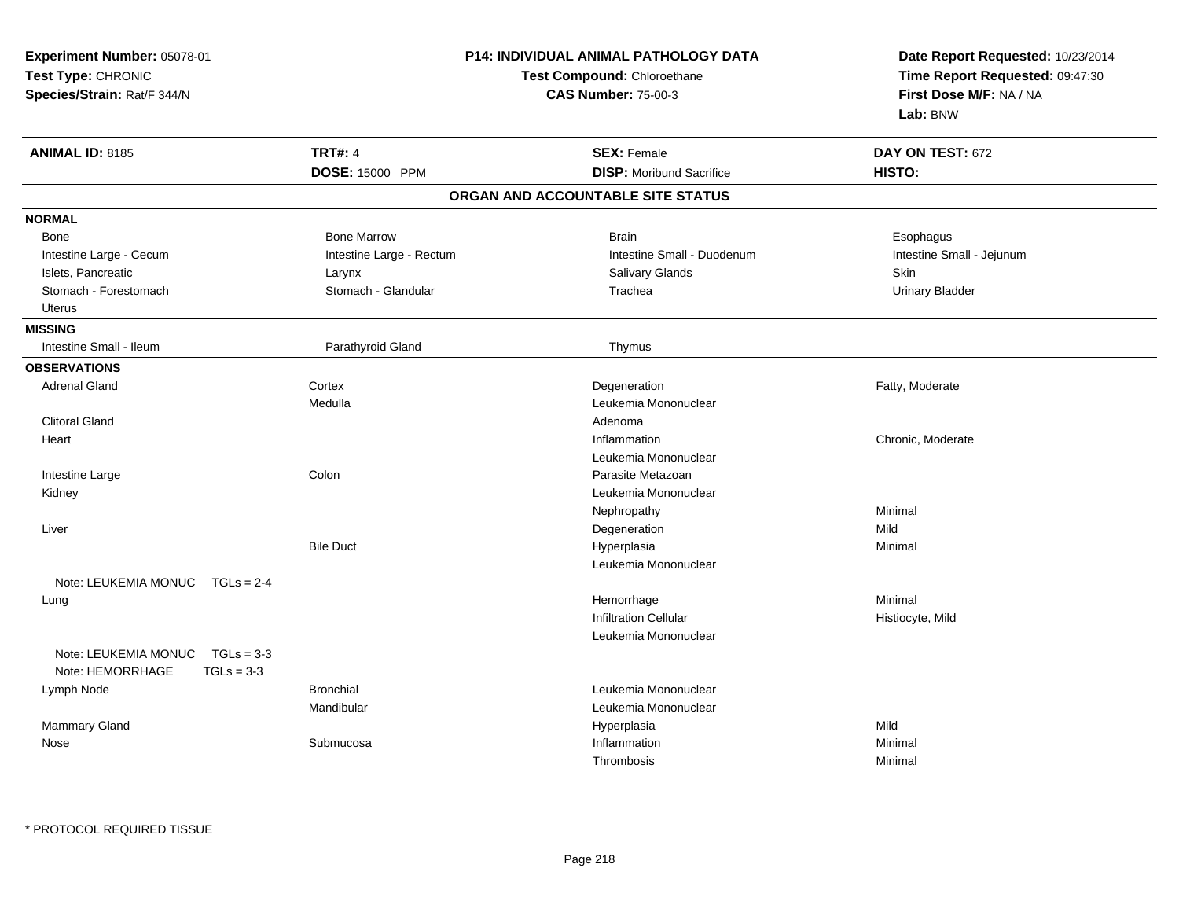**Experiment Number:** 05078-01
**Test Type:** CHRONIC
**Species/Strain:** Rat/F 344/N

**P14: INDIVIDUAL ANIMAL PATHOLOGY DATA**
**Test Compound:** Chloroethane
**CAS Number:** 75-00-3

**Date Report Requested:** 10/23/2014
**Time Report Requested:** 09:47:30
**First Dose M/F:** NA / NA
**Lab:** BNW

| **ANIMAL ID:** 8185 | **TRT#:** 4 | **SEX:** Female | **DAY ON TEST:** 672 |
|---|---|---|---|
| | **DOSE:** 15000 PPM | **DISP:** Moribund Sacrifice | **HISTO:** |

## ORGAN AND ACCOUNTABLE SITE STATUS

**NORMAL**

| | | | |
|---|---|---|---|
| Bone | Bone Marrow | Brain | Esophagus |
| Intestine Large - Cecum | Intestine Large - Rectum | Intestine Small - Duodenum | Intestine Small - Jejunum |
| Islets, Pancreatic | Larynx | Salivary Glands | Skin |
| Stomach - Forestomach | Stomach - Glandular | Trachea | Urinary Bladder |
| Uterus | | | |

**MISSING**

| | | |
|---|---|---|
| Intestine Small - Ileum | Parathyroid Gland | Thymus |

**OBSERVATIONS**

| Organ | Site | Observation | Qualifier |
|---|---|---|---|
| Adrenal Gland | Cortex | Degeneration | Fatty, Moderate |
| | Medulla | Leukemia Mononuclear | |
| Clitoral Gland | | Adenoma | |
| Heart | | Inflammation | Chronic, Moderate |
| | | Leukemia Mononuclear | |
| Intestine Large | Colon | Parasite Metazoan | |
| Kidney | | Leukemia Mononuclear | |
| | | Nephropathy | Minimal |
| Liver | | Degeneration | Mild |
| | Bile Duct | Hyperplasia | Minimal |
| | | Leukemia Mononuclear | |
| Note: LEUKEMIA MONUC TGLs = 2-4 | | | |
| Lung | | Hemorrhage | Minimal |
| | | Infiltration Cellular | Histiocyte, Mild |
| | | Leukemia Mononuclear | |
| Note: LEUKEMIA MONUC TGLs = 3-3 | | | |
| Note: HEMORRHAGE TGLs = 3-3 | | | |
| Lymph Node | Bronchial | Leukemia Mononuclear | |
| | Mandibular | Leukemia Mononuclear | |
| Mammary Gland | | Hyperplasia | Mild |
| Nose | Submucosa | Inflammation | Minimal |
| | | Thrombosis | Minimal |

\* PROTOCOL REQUIRED TISSUE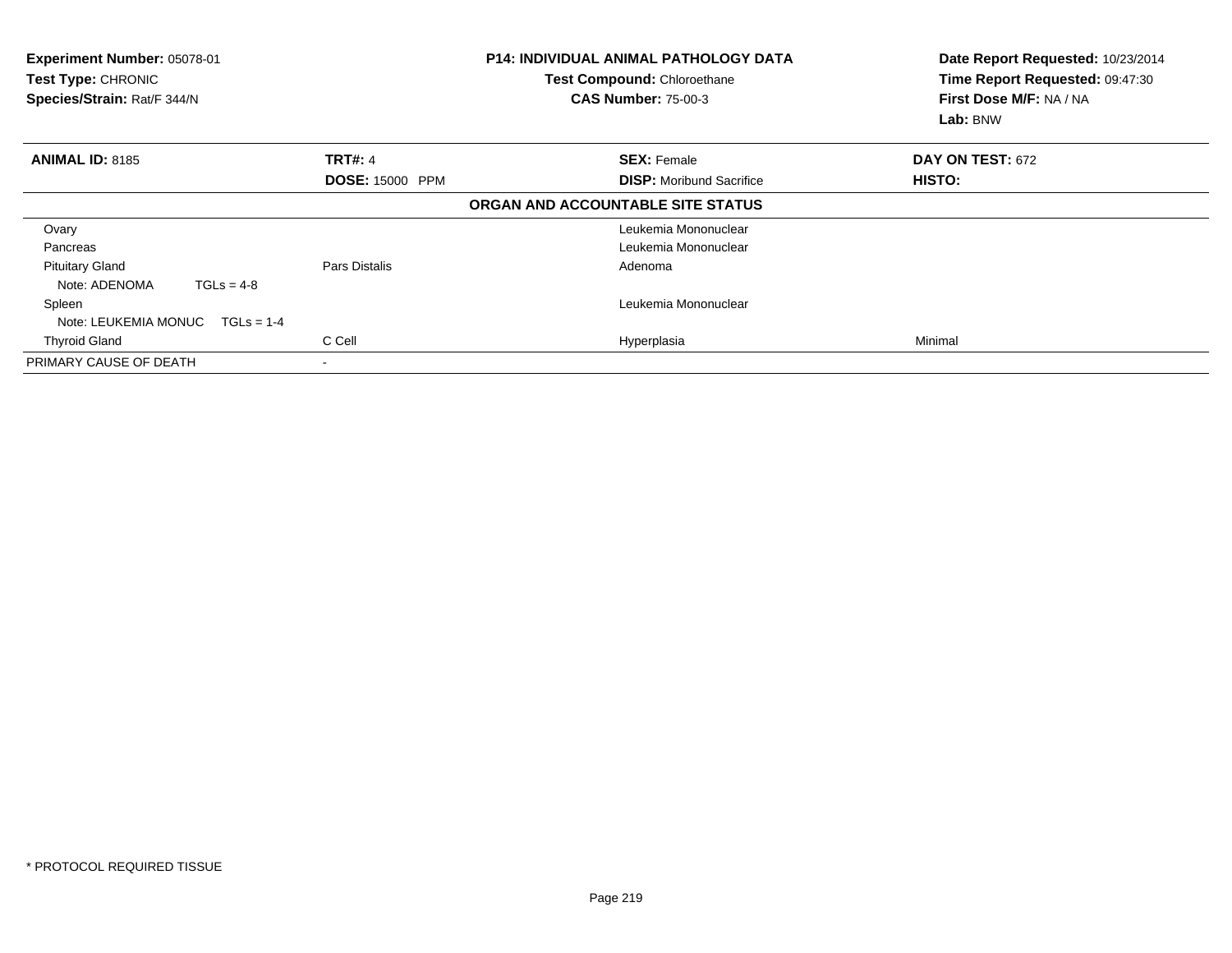**Experiment Number:** 05078-01
**Test Type:** CHRONIC
**Species/Strain:** Rat/F 344/N

**P14: INDIVIDUAL ANIMAL PATHOLOGY DATA**
**Test Compound:** Chloroethane
**CAS Number:** 75-00-3

**Date Report Requested:** 10/23/2014
**Time Report Requested:** 09:47:30
**First Dose M/F:** NA / NA
**Lab:** BNW

| **ANIMAL ID:** 8185 | **TRT#:** 4 | **SEX:** Female | **DAY ON TEST:** 672 |
|---|---|---|---|
| | **DOSE:** 15000 PPM | **DISP:** Moribund Sacrifice | **HISTO:** |

**ORGAN AND ACCOUNTABLE SITE STATUS**

| | | | |
|---|---|---|---|
| Ovary | | Leukemia Mononuclear | |
| Pancreas | | Leukemia Mononuclear | |
| Pituitary Gland | Pars Distalis | Adenoma | |
| Note: ADENOMA TGLs = 4-8 | | | |
| Spleen | | Leukemia Mononuclear | |
| Note: LEUKEMIA MONUC TGLs = 1-4 | | | |
| Thyroid Gland | C Cell | Hyperplasia | Minimal |
| PRIMARY CAUSE OF DEATH | - | | |

* PROTOCOL REQUIRED TISSUE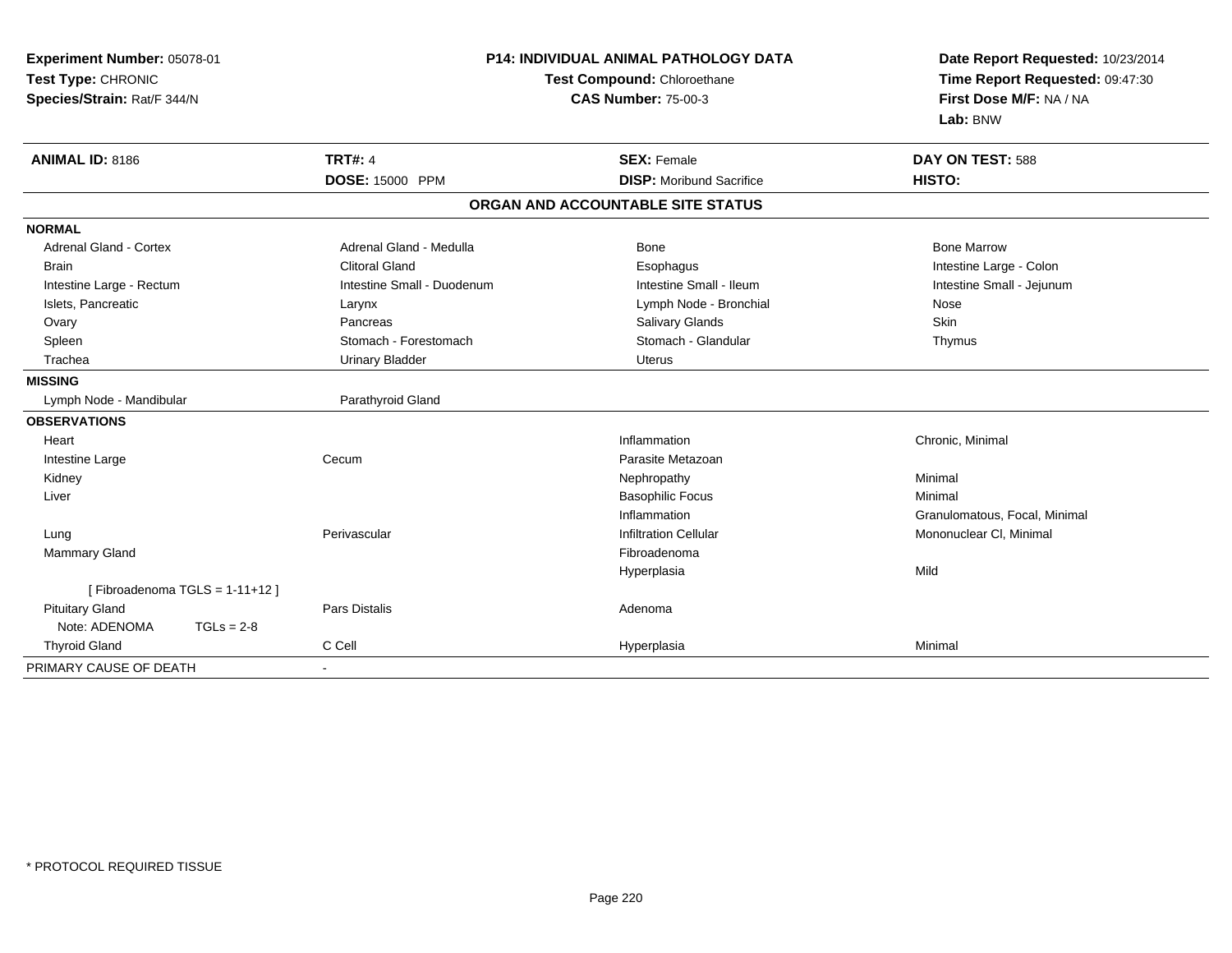**Experiment Number:** 05078-01
**Test Type:** CHRONIC
**Species/Strain:** Rat/F 344/N

**P14: INDIVIDUAL ANIMAL PATHOLOGY DATA**
**Test Compound:** Chloroethane
**CAS Number:** 75-00-3

**Date Report Requested:** 10/23/2014
**Time Report Requested:** 09:47:30
**First Dose M/F:** NA / NA
**Lab:** BNW

| **ANIMAL ID:** 8186 | **TRT#:** 4 | **SEX:** Female | **DAY ON TEST:** 588 |
|---|---|---|---|
| | **DOSE:** 15000 PPM | **DISP:** Moribund Sacrifice | **HISTO:** |

## ORGAN AND ACCOUNTABLE SITE STATUS

**NORMAL**

| | | | |
|---|---|---|---|
| Adrenal Gland - Cortex | Adrenal Gland - Medulla | Bone | Bone Marrow |
| Brain | Clitoral Gland | Esophagus | Intestine Large - Colon |
| Intestine Large - Rectum | Intestine Small - Duodenum | Intestine Small - Ileum | Intestine Small - Jejunum |
| Islets, Pancreatic | Larynx | Lymph Node - Bronchial | Nose |
| Ovary | Pancreas | Salivary Glands | Skin |
| Spleen | Stomach - Forestomach | Stomach - Glandular | Thymus |
| Trachea | Urinary Bladder | Uterus | |

**MISSING**

| | |
|---|---|
| Lymph Node - Mandibular | Parathyroid Gland |

**OBSERVATIONS**

| | | | |
|---|---|---|---|
| Heart | | Inflammation | Chronic, Minimal |
| Intestine Large | Cecum | Parasite Metazoan | |
| Kidney | | Nephropathy | Minimal |
| Liver | | Basophilic Focus | Minimal |
| | | Inflammation | Granulomatous, Focal, Minimal |
| Lung | Perivascular | Infiltration Cellular | Mononuclear Cl, Minimal |
| Mammary Gland | | Fibroadenoma | |
| | | Hyperplasia | Mild |
| [ Fibroadenoma TGLS = 1-11+12 ] | | | |
| Pituitary Gland | Pars Distalis | Adenoma | |
| Note: ADENOMA TGLs = 2-8 | | | |
| Thyroid Gland | C Cell | Hyperplasia | Minimal |

| | |
|---|---|
| PRIMARY CAUSE OF DEATH | - |

* PROTOCOL REQUIRED TISSUE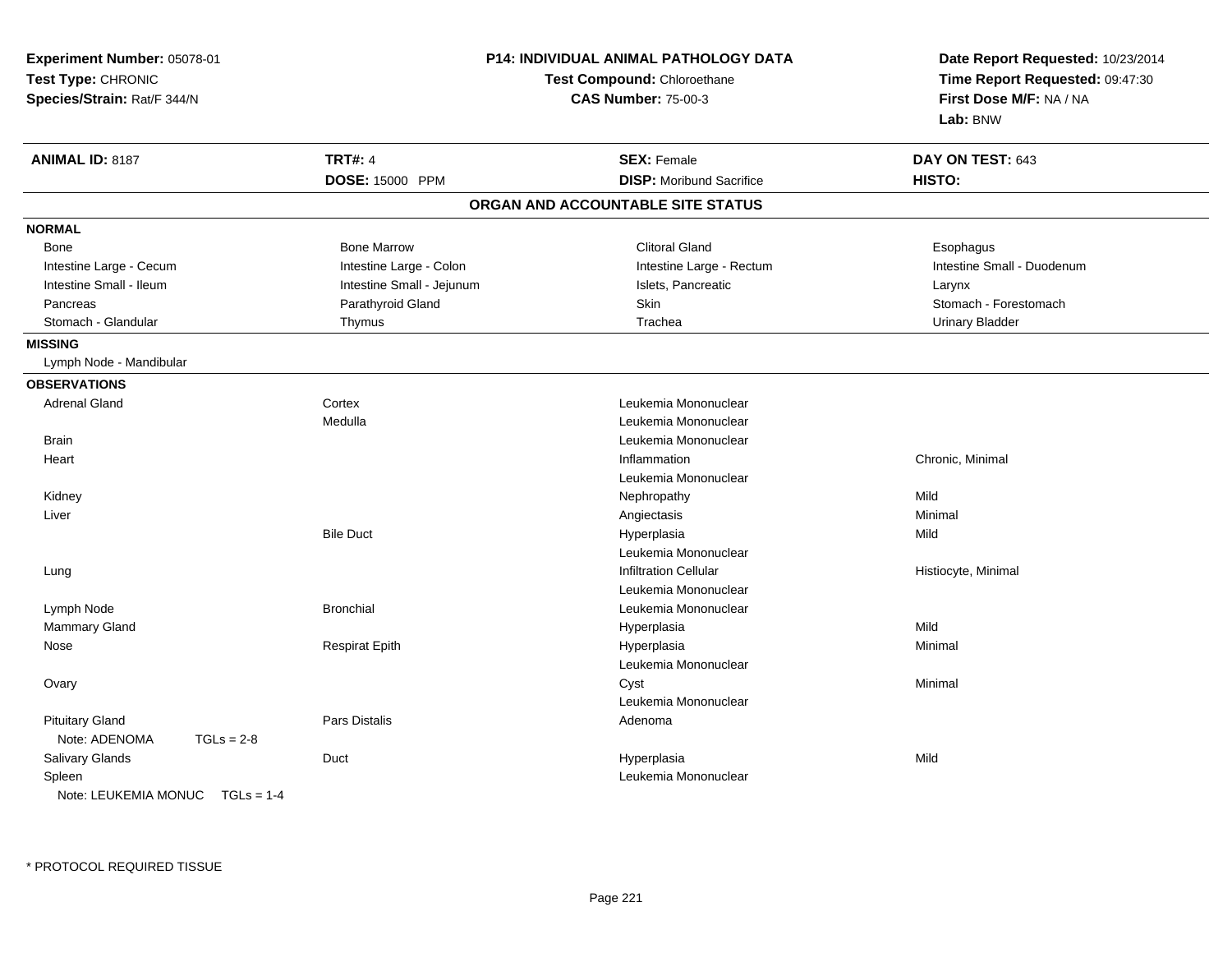**Experiment Number:** 05078-01
**Test Type:** CHRONIC
**Species/Strain:** Rat/F 344/N

**P14: INDIVIDUAL ANIMAL PATHOLOGY DATA**
**Test Compound:** Chloroethane
**CAS Number:** 75-00-3

**Date Report Requested:** 10/23/2014
**Time Report Requested:** 09:47:30
**First Dose M/F:** NA / NA
**Lab:** BNW

| **ANIMAL ID:** 8187 | **TRT#:** 4 | **SEX:** Female | **DAY ON TEST:** 643 |
|---|---|---|---|
| | **DOSE:** 15000 PPM | **DISP:** Moribund Sacrifice | **HISTO:** |

## ORGAN AND ACCOUNTABLE SITE STATUS

**NORMAL**

| | | | |
|---|---|---|---|
| Bone | Bone Marrow | Clitoral Gland | Esophagus |
| Intestine Large - Cecum | Intestine Large - Colon | Intestine Large - Rectum | Intestine Small - Duodenum |
| Intestine Small - Ileum | Intestine Small - Jejunum | Islets, Pancreatic | Larynx |
| Pancreas | Parathyroid Gland | Skin | Stomach - Forestomach |
| Stomach - Glandular | Thymus | Trachea | Urinary Bladder |

**MISSING**

Lymph Node - Mandibular

**OBSERVATIONS**

| | | | |
|---|---|---|---|
| Adrenal Gland | Cortex | Leukemia Mononuclear | |
| | Medulla | Leukemia Mononuclear | |
| Brain | | Leukemia Mononuclear | |
| Heart | | Inflammation | Chronic, Minimal |
| | | Leukemia Mononuclear | |
| Kidney | | Nephropathy | Mild |
| Liver | | Angiectasis | Minimal |
| | Bile Duct | Hyperplasia | Mild |
| | | Leukemia Mononuclear | |
| Lung | | Infiltration Cellular | Histiocyte, Minimal |
| | | Leukemia Mononuclear | |
| Lymph Node | Bronchial | Leukemia Mononuclear | |
| Mammary Gland | | Hyperplasia | Mild |
| Nose | Respirat Epith | Hyperplasia | Minimal |
| | | Leukemia Mononuclear | |
| Ovary | | Cyst | Minimal |
| | | Leukemia Mononuclear | |
| Pituitary Gland | Pars Distalis | Adenoma | |
| Note: ADENOMA TGLs = 2-8 | | | |
| Salivary Glands | Duct | Hyperplasia | Mild |
| Spleen | | Leukemia Mononuclear | |
| Note: LEUKEMIA MONUC TGLs = 1-4 | | | |

* PROTOCOL REQUIRED TISSUE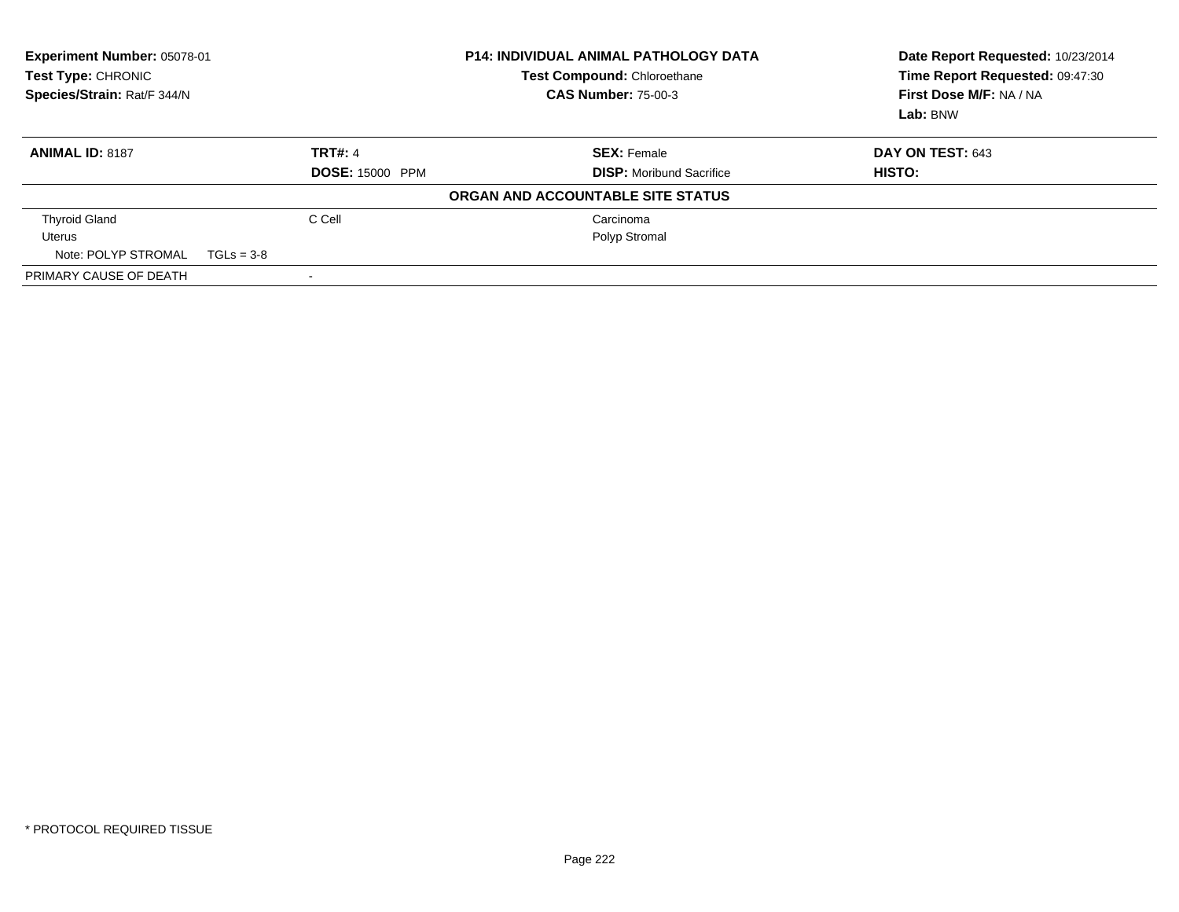**Experiment Number:** 05078-01
**Test Type:** CHRONIC
**Species/Strain:** Rat/F 344/N

**P14: INDIVIDUAL ANIMAL PATHOLOGY DATA**
**Test Compound:** Chloroethane
**CAS Number:** 75-00-3

**Date Report Requested:** 10/23/2014
**Time Report Requested:** 09:47:30
**First Dose M/F:** NA / NA
**Lab:** BNW

| **ANIMAL ID:** 8187 | **TRT#:** 4 | **SEX:** Female | **DAY ON TEST:** 643 |
|---|---|---|---|
| | **DOSE:** 15000 PPM | **DISP:** Moribund Sacrifice | **HISTO:** |

**ORGAN AND ACCOUNTABLE SITE STATUS**

| | | | |
|---|---|---|---|
| Thyroid Gland | C Cell | Carcinoma | |
| Uterus | | Polyp Stromal | |
| Note: POLYP STROMAL TGLs = 3-8 | | | |
| PRIMARY CAUSE OF DEATH | - | | |

* PROTOCOL REQUIRED TISSUE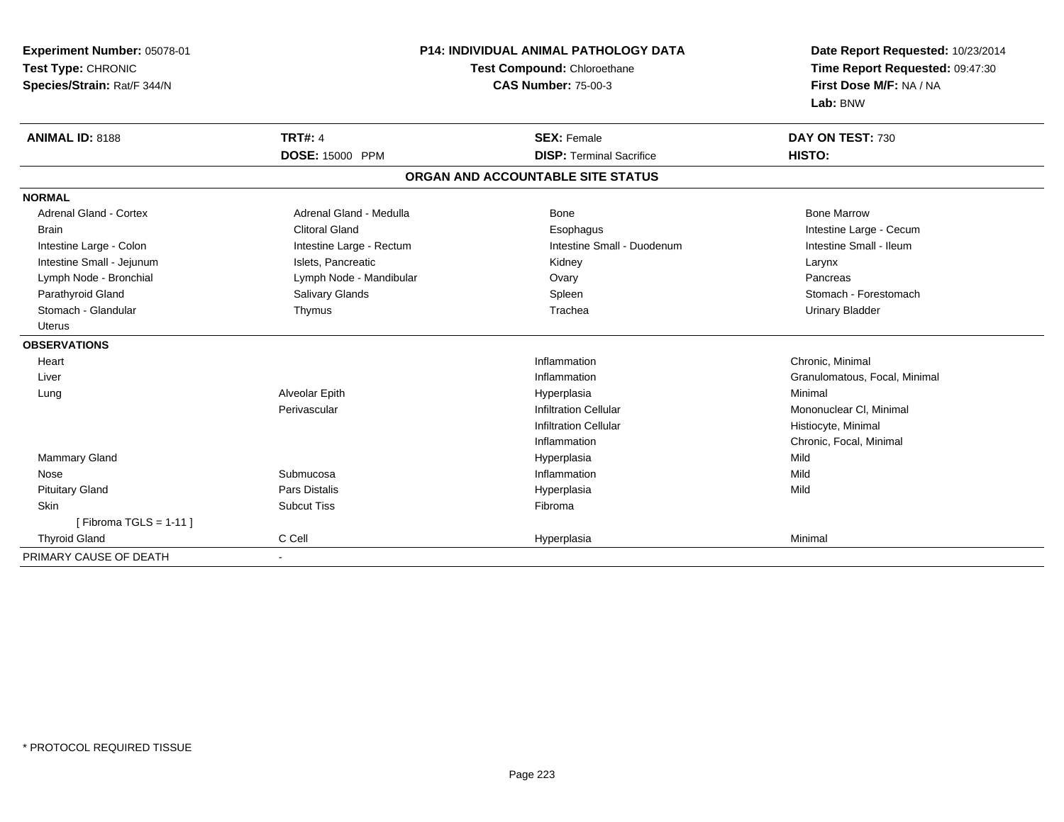**Experiment Number:** 05078-01
**Test Type:** CHRONIC
**Species/Strain:** Rat/F 344/N

**P14: INDIVIDUAL ANIMAL PATHOLOGY DATA**
**Test Compound:** Chloroethane
**CAS Number:** 75-00-3

**Date Report Requested:** 10/23/2014
**Time Report Requested:** 09:47:30
**First Dose M/F:** NA / NA
**Lab:** BNW

| **ANIMAL ID:** 8188 | **TRT#:** 4 | **SEX:** Female | **DAY ON TEST:** 730 |
|---|---|---|---|
| | **DOSE:** 15000 PPM | **DISP:** Terminal Sacrifice | **HISTO:** |

## ORGAN AND ACCOUNTABLE SITE STATUS

**NORMAL**

| | | | |
|---|---|---|---|
| Adrenal Gland - Cortex | Adrenal Gland - Medulla | Bone | Bone Marrow |
| Brain | Clitoral Gland | Esophagus | Intestine Large - Cecum |
| Intestine Large - Colon | Intestine Large - Rectum | Intestine Small - Duodenum | Intestine Small - Ileum |
| Intestine Small - Jejunum | Islets, Pancreatic | Kidney | Larynx |
| Lymph Node - Bronchial | Lymph Node - Mandibular | Ovary | Pancreas |
| Parathyroid Gland | Salivary Glands | Spleen | Stomach - Forestomach |
| Stomach - Glandular | Thymus | Trachea | Urinary Bladder |
| Uterus | | | |

**OBSERVATIONS**

| | | | |
|---|---|---|---|
| Heart | | Inflammation | Chronic, Minimal |
| Liver | | Inflammation | Granulomatous, Focal, Minimal |
| Lung | Alveolar Epith | Hyperplasia | Minimal |
| | Perivascular | Infiltration Cellular | Mononuclear Cl, Minimal |
| | | Infiltration Cellular | Histiocyte, Minimal |
| | | Inflammation | Chronic, Focal, Minimal |
| Mammary Gland | | Hyperplasia | Mild |
| Nose | Submucosa | Inflammation | Mild |
| Pituitary Gland | Pars Distalis | Hyperplasia | Mild |
| Skin | Subcut Tiss | Fibroma | |
| [ Fibroma TGLS = 1-11 ] | | | |
| Thyroid Gland | C Cell | Hyperplasia | Minimal |

PRIMARY CAUSE OF DEATH -

* PROTOCOL REQUIRED TISSUE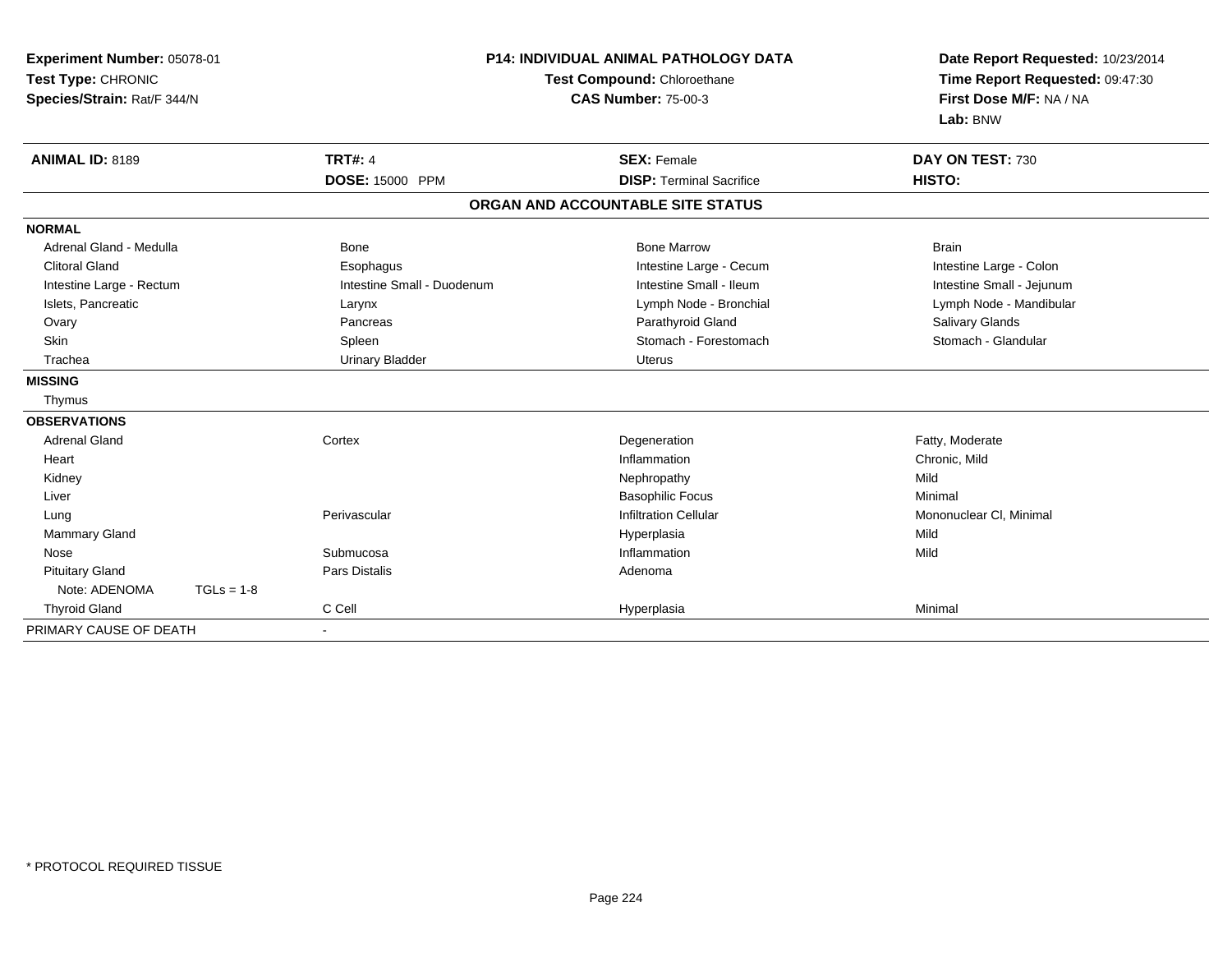**Experiment Number:** 05078-01
**Test Type:** CHRONIC
**Species/Strain:** Rat/F 344/N

**P14: INDIVIDUAL ANIMAL PATHOLOGY DATA**
**Test Compound:** Chloroethane
**CAS Number:** 75-00-3

**Date Report Requested:** 10/23/2014
**Time Report Requested:** 09:47:30
**First Dose M/F:** NA / NA
**Lab:** BNW

| **ANIMAL ID:** 8189 | **TRT#:** 4 | **SEX:** Female | **DAY ON TEST:** 730 |
|---|---|---|---|
| | **DOSE:** 15000 PPM | **DISP:** Terminal Sacrifice | **HISTO:** |

## ORGAN AND ACCOUNTABLE SITE STATUS

| | | | |
|---|---|---|---|
| **NORMAL** | | | |
| Adrenal Gland - Medulla | Bone | Bone Marrow | Brain |
| Clitoral Gland | Esophagus | Intestine Large - Cecum | Intestine Large - Colon |
| Intestine Large - Rectum | Intestine Small - Duodenum | Intestine Small - Ileum | Intestine Small - Jejunum |
| Islets, Pancreatic | Larynx | Lymph Node - Bronchial | Lymph Node - Mandibular |
| Ovary | Pancreas | Parathyroid Gland | Salivary Glands |
| Skin | Spleen | Stomach - Forestomach | Stomach - Glandular |
| Trachea | Urinary Bladder | Uterus | |
| **MISSING** | | | |
| Thymus | | | |
| **OBSERVATIONS** | | | |
| Adrenal Gland | Cortex | Degeneration | Fatty, Moderate |
| Heart | | Inflammation | Chronic, Mild |
| Kidney | | Nephropathy | Mild |
| Liver | | Basophilic Focus | Minimal |
| Lung | Perivascular | Infiltration Cellular | Mononuclear Cl, Minimal |
| Mammary Gland | | Hyperplasia | Mild |
| Nose | Submucosa | Inflammation | Mild |
| Pituitary Gland | Pars Distalis | Adenoma | |
| Note: ADENOMA TGLs = 1-8 | | | |
| Thyroid Gland | C Cell | Hyperplasia | Minimal |
| PRIMARY CAUSE OF DEATH | - | | |

* PROTOCOL REQUIRED TISSUE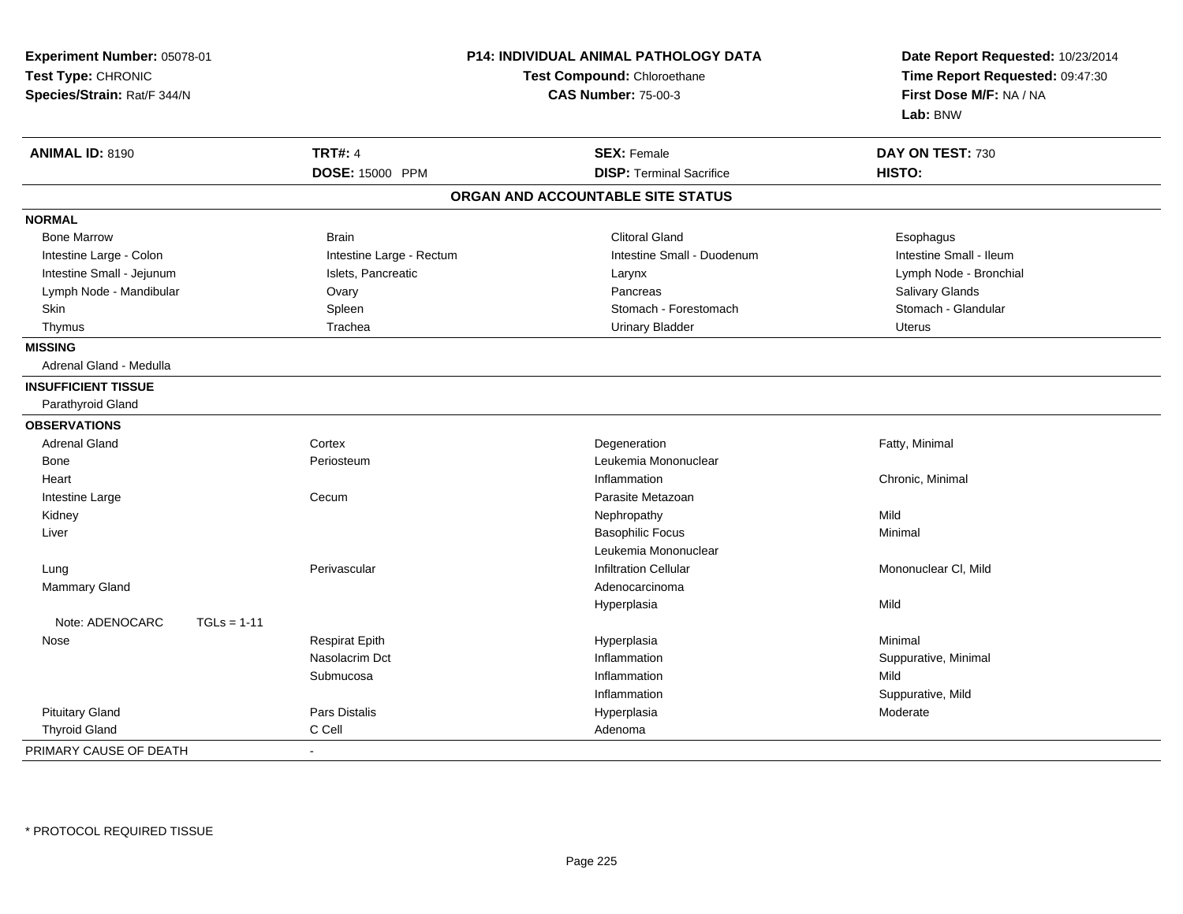**Experiment Number:** 05078-01
**Test Type:** CHRONIC
**Species/Strain:** Rat/F 344/N

**P14: INDIVIDUAL ANIMAL PATHOLOGY DATA**
**Test Compound:** Chloroethane
**CAS Number:** 75-00-3

**Date Report Requested:** 10/23/2014
**Time Report Requested:** 09:47:30
**First Dose M/F:** NA / NA
**Lab:** BNW

| **ANIMAL ID:** 8190 | **TRT#:** 4 | **SEX:** Female | **DAY ON TEST:** 730 |
|---|---|---|---|
| | **DOSE:** 15000 PPM | **DISP:** Terminal Sacrifice | **HISTO:** |

## ORGAN AND ACCOUNTABLE SITE STATUS

| | | | |
|---|---|---|---|
| **NORMAL** | | | |
| Bone Marrow | Brain | Clitoral Gland | Esophagus |
| Intestine Large - Colon | Intestine Large - Rectum | Intestine Small - Duodenum | Intestine Small - Ileum |
| Intestine Small - Jejunum | Islets, Pancreatic | Larynx | Lymph Node - Bronchial |
| Lymph Node - Mandibular | Ovary | Pancreas | Salivary Glands |
| Skin | Spleen | Stomach - Forestomach | Stomach - Glandular |
| Thymus | Trachea | Urinary Bladder | Uterus |
| **MISSING** | | | |
| Adrenal Gland - Medulla | | | |
| **INSUFFICIENT TISSUE** | | | |
| Parathyroid Gland | | | |
| **OBSERVATIONS** | | | |
| Adrenal Gland | Cortex | Degeneration | Fatty, Minimal |
| Bone | Periosteum | Leukemia Mononuclear | |
| Heart | | Inflammation | Chronic, Minimal |
| Intestine Large | Cecum | Parasite Metazoan | |
| Kidney | | Nephropathy | Mild |
| Liver | | Basophilic Focus | Minimal |
| | | Leukemia Mononuclear | |
| Lung | Perivascular | Infiltration Cellular | Mononuclear Cl, Mild |
| Mammary Gland | | Adenocarcinoma | |
| | | Hyperplasia | Mild |
| Note: ADENOCARC TGLs = 1-11 | | | |
| Nose | Respirat Epith | Hyperplasia | Minimal |
| | Nasolacrim Dct | Inflammation | Suppurative, Minimal |
| | Submucosa | Inflammation | Mild |
| | | Inflammation | Suppurative, Mild |
| Pituitary Gland | Pars Distalis | Hyperplasia | Moderate |
| Thyroid Gland | C Cell | Adenoma | |
| PRIMARY CAUSE OF DEATH | - | | |

\* PROTOCOL REQUIRED TISSUE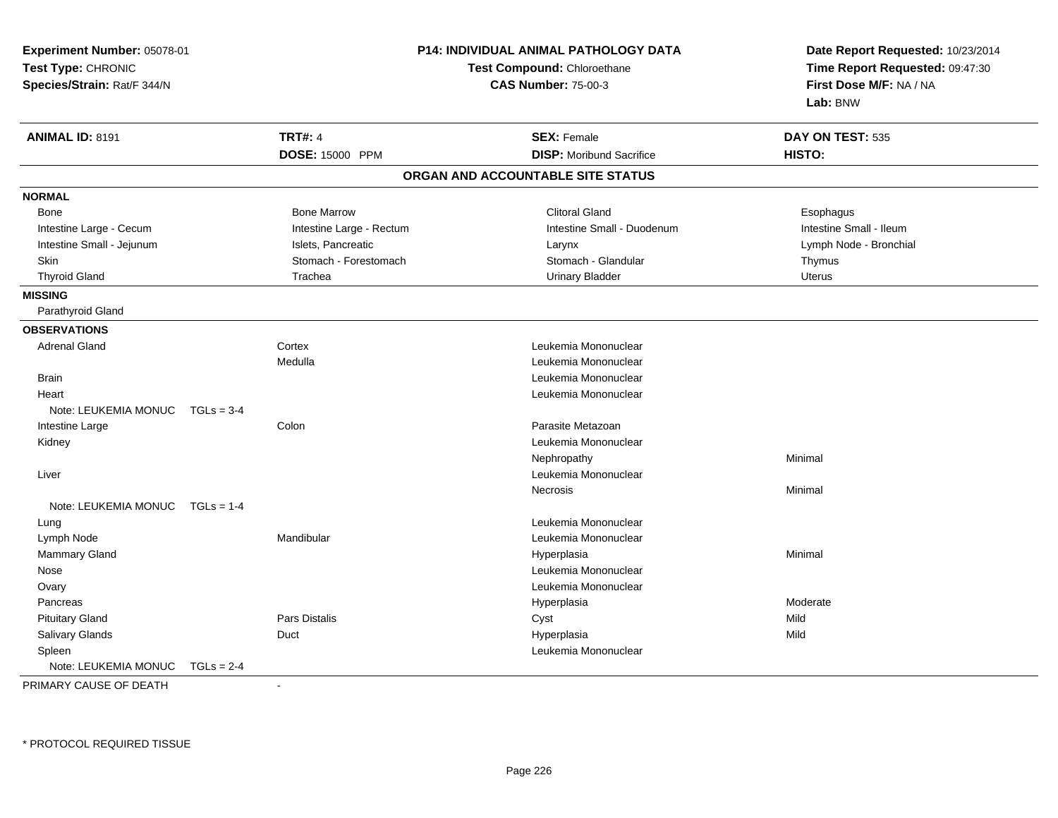**Experiment Number:** 05078-01
**Test Type:** CHRONIC
**Species/Strain:** Rat/F 344/N

**P14: INDIVIDUAL ANIMAL PATHOLOGY DATA**
**Test Compound:** Chloroethane
**CAS Number:** 75-00-3

**Date Report Requested:** 10/23/2014
**Time Report Requested:** 09:47:30
**First Dose M/F:** NA / NA
**Lab:** BNW

| **ANIMAL ID:** 8191 | **TRT#:** 4 | **SEX:** Female | **DAY ON TEST:** 535 |
|---|---|---|---|
| | **DOSE:** 15000 PPM | **DISP:** Moribund Sacrifice | **HISTO:** |

## ORGAN AND ACCOUNTABLE SITE STATUS

**NORMAL**

| | | | |
|---|---|---|---|
| Bone | Bone Marrow | Clitoral Gland | Esophagus |
| Intestine Large - Cecum | Intestine Large - Rectum | Intestine Small - Duodenum | Intestine Small - Ileum |
| Intestine Small - Jejunum | Islets, Pancreatic | Larynx | Lymph Node - Bronchial |
| Skin | Stomach - Forestomach | Stomach - Glandular | Thymus |
| Thyroid Gland | Trachea | Urinary Bladder | Uterus |

**MISSING**

Parathyroid Gland

**OBSERVATIONS**

| Organ | Site | Observation | Severity |
|---|---|---|---|
| Adrenal Gland | Cortex | Leukemia Mononuclear | |
| | Medulla | Leukemia Mononuclear | |
| Brain | | Leukemia Mononuclear | |
| Heart | | Leukemia Mononuclear | |
| Note: LEUKEMIA MONUC TGLs = 3-4 | | | |
| Intestine Large | Colon | Parasite Metazoan | |
| Kidney | | Leukemia Mononuclear | |
| | | Nephropathy | Minimal |
| Liver | | Leukemia Mononuclear | |
| | | Necrosis | Minimal |
| Note: LEUKEMIA MONUC TGLs = 1-4 | | | |
| Lung | | Leukemia Mononuclear | |
| Lymph Node | Mandibular | Leukemia Mononuclear | |
| Mammary Gland | | Hyperplasia | Minimal |
| Nose | | Leukemia Mononuclear | |
| Ovary | | Leukemia Mononuclear | |
| Pancreas | | Hyperplasia | Moderate |
| Pituitary Gland | Pars Distalis | Cyst | Mild |
| Salivary Glands | Duct | Hyperplasia | Mild |
| Spleen | | Leukemia Mononuclear | |
| Note: LEUKEMIA MONUC TGLs = 2-4 | | | |

PRIMARY CAUSE OF DEATH -

\* PROTOCOL REQUIRED TISSUE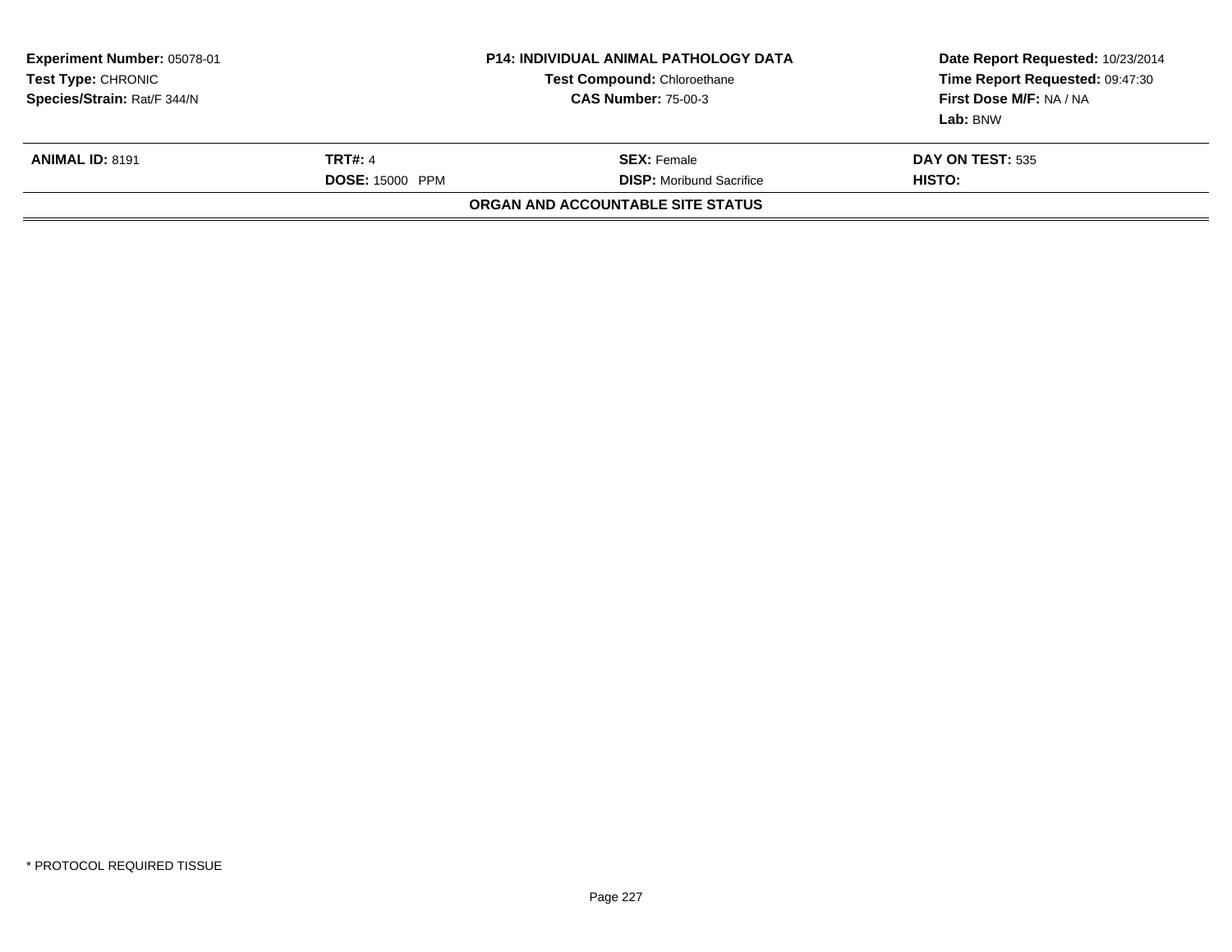| Experiment Number: 05078-01 | P14: INDIVIDUAL ANIMAL PATHOLOGY DATA | Date Report Requested: 10/23/2014 |
| --- | --- | --- |
| Test Type: CHRONIC | Test Compound: Chloroethane | Time Report Requested: 09:47:30 |
| Species/Strain: Rat/F 344/N | CAS Number: 75-00-3 | First Dose M/F: NA / NA |
| | | Lab: BNW |

| ANIMAL ID: 8191 | TRT#: 4 | SEX: Female | DAY ON TEST: 535 |
| --- | --- | --- | --- |
| | DOSE: 15000 PPM | DISP: Moribund Sacrifice | HISTO: |

**ORGAN AND ACCOUNTABLE SITE STATUS**

* PROTOCOL REQUIRED TISSUE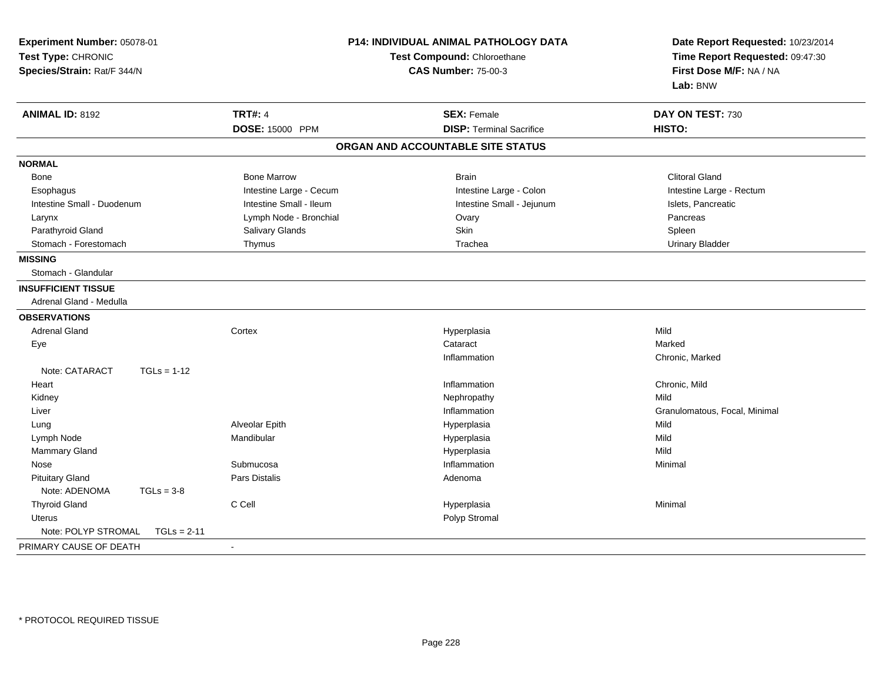**Experiment Number:** 05078-01
**Test Type:** CHRONIC
**Species/Strain:** Rat/F 344/N

**P14: INDIVIDUAL ANIMAL PATHOLOGY DATA**
**Test Compound:** Chloroethane
**CAS Number:** 75-00-3

**Date Report Requested:** 10/23/2014
**Time Report Requested:** 09:47:30
**First Dose M/F:** NA / NA
**Lab:** BNW

| **ANIMAL ID:** 8192 | **TRT#:** 4 | **SEX:** Female | **DAY ON TEST:** 730 |
|---|---|---|---|
| | **DOSE:** 15000 PPM | **DISP:** Terminal Sacrifice | **HISTO:** |

## ORGAN AND ACCOUNTABLE SITE STATUS

| | | | |
|---|---|---|---|
| **NORMAL** | | | |
| Bone | Bone Marrow | Brain | Clitoral Gland |
| Esophagus | Intestine Large - Cecum | Intestine Large - Colon | Intestine Large - Rectum |
| Intestine Small - Duodenum | Intestine Small - Ileum | Intestine Small - Jejunum | Islets, Pancreatic |
| Larynx | Lymph Node - Bronchial | Ovary | Pancreas |
| Parathyroid Gland | Salivary Glands | Skin | Spleen |
| Stomach - Forestomach | Thymus | Trachea | Urinary Bladder |
| **MISSING** | | | |
| Stomach - Glandular | | | |
| **INSUFFICIENT TISSUE** | | | |
| Adrenal Gland - Medulla | | | |
| **OBSERVATIONS** | | | |
| Adrenal Gland | Cortex | Hyperplasia | Mild |
| Eye | | Cataract | Marked |
| | | Inflammation | Chronic, Marked |
| Note: CATARACT TGLs = 1-12 | | | |
| Heart | | Inflammation | Chronic, Mild |
| Kidney | | Nephropathy | Mild |
| Liver | | Inflammation | Granulomatous, Focal, Minimal |
| Lung | Alveolar Epith | Hyperplasia | Mild |
| Lymph Node | Mandibular | Hyperplasia | Mild |
| Mammary Gland | | Hyperplasia | Mild |
| Nose | Submucosa | Inflammation | Minimal |
| Pituitary Gland | Pars Distalis | Adenoma | |
| Note: ADENOMA TGLs = 3-8 | | | |
| Thyroid Gland | C Cell | Hyperplasia | Minimal |
| Uterus | | Polyp Stromal | |
| Note: POLYP STROMAL TGLs = 2-11 | | | |
| PRIMARY CAUSE OF DEATH | - | | |

* PROTOCOL REQUIRED TISSUE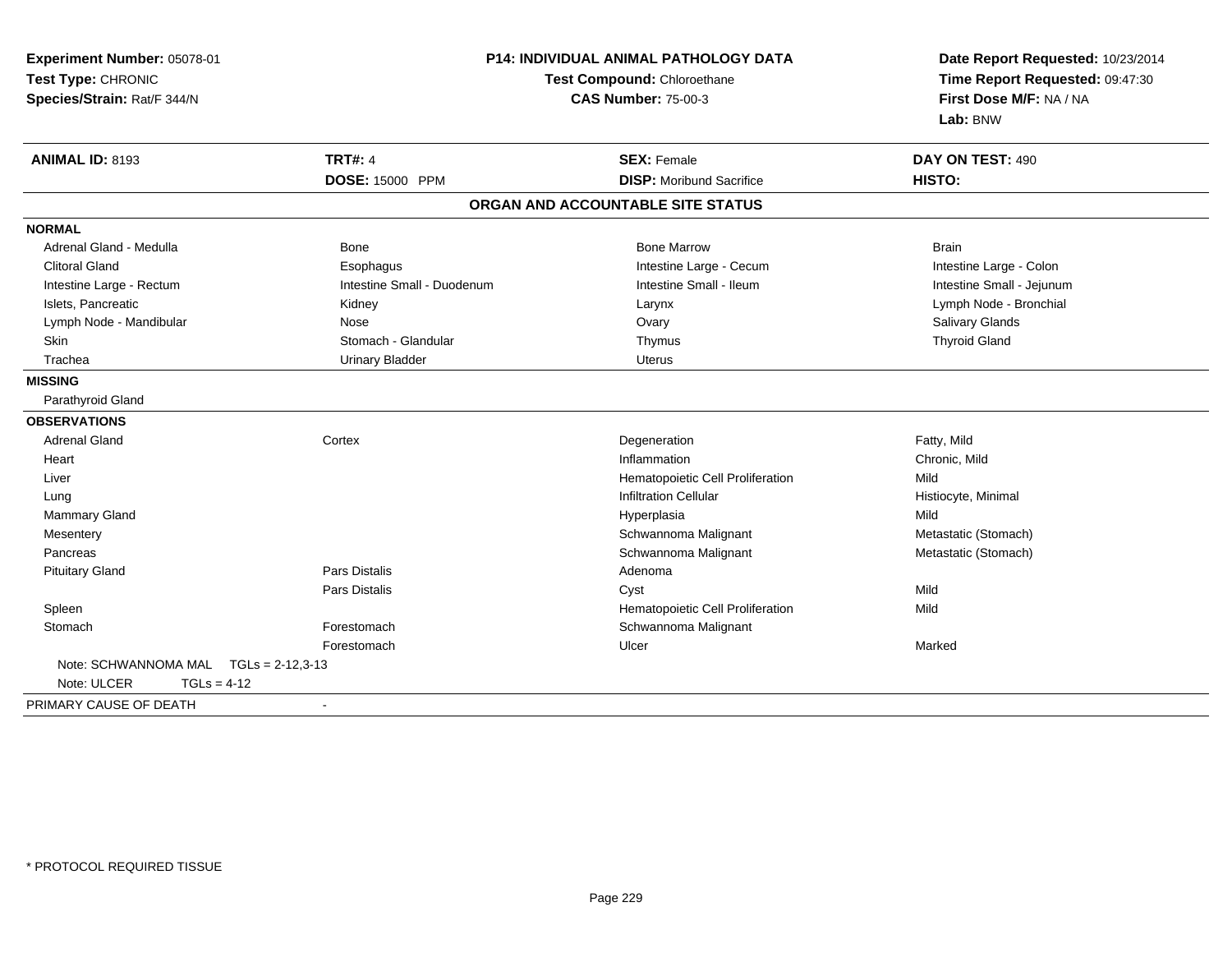**Experiment Number:** 05078-01
**Test Type:** CHRONIC
**Species/Strain:** Rat/F 344/N

**P14: INDIVIDUAL ANIMAL PATHOLOGY DATA**
**Test Compound:** Chloroethane
**CAS Number:** 75-00-3

**Date Report Requested:** 10/23/2014
**Time Report Requested:** 09:47:30
**First Dose M/F:** NA / NA
**Lab:** BNW

| **ANIMAL ID:** 8193 | **TRT#:** 4 | **SEX:** Female | **DAY ON TEST:** 490 |
|---|---|---|---|
| | **DOSE:** 15000 PPM | **DISP:** Moribund Sacrifice | **HISTO:** |

**ORGAN AND ACCOUNTABLE SITE STATUS**

**NORMAL**

| | | | |
|---|---|---|---|
| Adrenal Gland - Medulla | Bone | Bone Marrow | Brain |
| Clitoral Gland | Esophagus | Intestine Large - Cecum | Intestine Large - Colon |
| Intestine Large - Rectum | Intestine Small - Duodenum | Intestine Small - Ileum | Intestine Small - Jejunum |
| Islets, Pancreatic | Kidney | Larynx | Lymph Node - Bronchial |
| Lymph Node - Mandibular | Nose | Ovary | Salivary Glands |
| Skin | Stomach - Glandular | Thymus | Thyroid Gland |
| Trachea | Urinary Bladder | Uterus | |

**MISSING**

Parathyroid Gland

**OBSERVATIONS**

| | | | |
|---|---|---|---|
| Adrenal Gland | Cortex | Degeneration | Fatty, Mild |
| Heart | | Inflammation | Chronic, Mild |
| Liver | | Hematopoietic Cell Proliferation | Mild |
| Lung | | Infiltration Cellular | Histiocyte, Minimal |
| Mammary Gland | | Hyperplasia | Mild |
| Mesentery | | Schwannoma Malignant | Metastatic (Stomach) |
| Pancreas | | Schwannoma Malignant | Metastatic (Stomach) |
| Pituitary Gland | Pars Distalis | Adenoma | |
| | Pars Distalis | Cyst | Mild |
| Spleen | | Hematopoietic Cell Proliferation | Mild |
| Stomach | Forestomach | Schwannoma Malignant | |
| | Forestomach | Ulcer | Marked |

Note: SCHWANNOMA MAL TGLs = 2-12,3-13
Note: ULCER TGLs = 4-12

PRIMARY CAUSE OF DEATH -

\* PROTOCOL REQUIRED TISSUE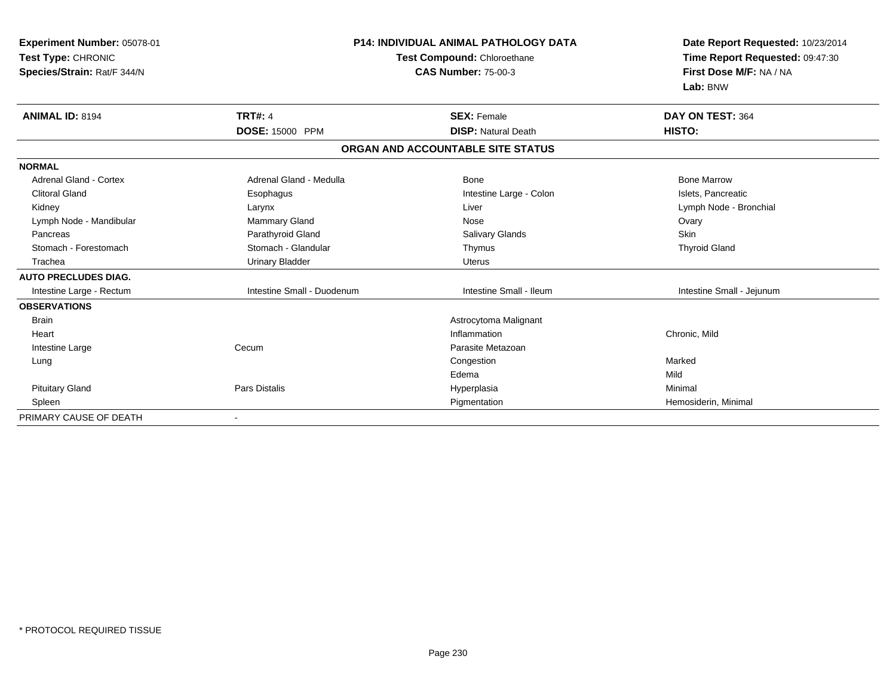**Experiment Number:** 05078-01
**Test Type:** CHRONIC
**Species/Strain:** Rat/F 344/N

**P14: INDIVIDUAL ANIMAL PATHOLOGY DATA**
**Test Compound:** Chloroethane
**CAS Number:** 75-00-3

**Date Report Requested:** 10/23/2014
**Time Report Requested:** 09:47:30
**First Dose M/F:** NA / NA
**Lab:** BNW

| **ANIMAL ID:** 8194 | **TRT#:** 4 | **SEX:** Female | **DAY ON TEST:** 364 |
|---|---|---|---|
| | **DOSE:** 15000 PPM | **DISP:** Natural Death | **HISTO:** |

**ORGAN AND ACCOUNTABLE SITE STATUS**

| | | | |
|---|---|---|---|
| **NORMAL** | | | |
| Adrenal Gland - Cortex | Adrenal Gland - Medulla | Bone | Bone Marrow |
| Clitoral Gland | Esophagus | Intestine Large - Colon | Islets, Pancreatic |
| Kidney | Larynx | Liver | Lymph Node - Bronchial |
| Lymph Node - Mandibular | Mammary Gland | Nose | Ovary |
| Pancreas | Parathyroid Gland | Salivary Glands | Skin |
| Stomach - Forestomach | Stomach - Glandular | Thymus | Thyroid Gland |
| Trachea | Urinary Bladder | Uterus | |
| **AUTO PRECLUDES DIAG.** | | | |
| Intestine Large - Rectum | Intestine Small - Duodenum | Intestine Small - Ileum | Intestine Small - Jejunum |
| **OBSERVATIONS** | | | |
| Brain | | Astrocytoma Malignant | |
| Heart | | Inflammation | Chronic, Mild |
| Intestine Large | Cecum | Parasite Metazoan | |
| Lung | | Congestion | Marked |
| | | Edema | Mild |
| Pituitary Gland | Pars Distalis | Hyperplasia | Minimal |
| Spleen | | Pigmentation | Hemosiderin, Minimal |
| PRIMARY CAUSE OF DEATH | - | | |

* PROTOCOL REQUIRED TISSUE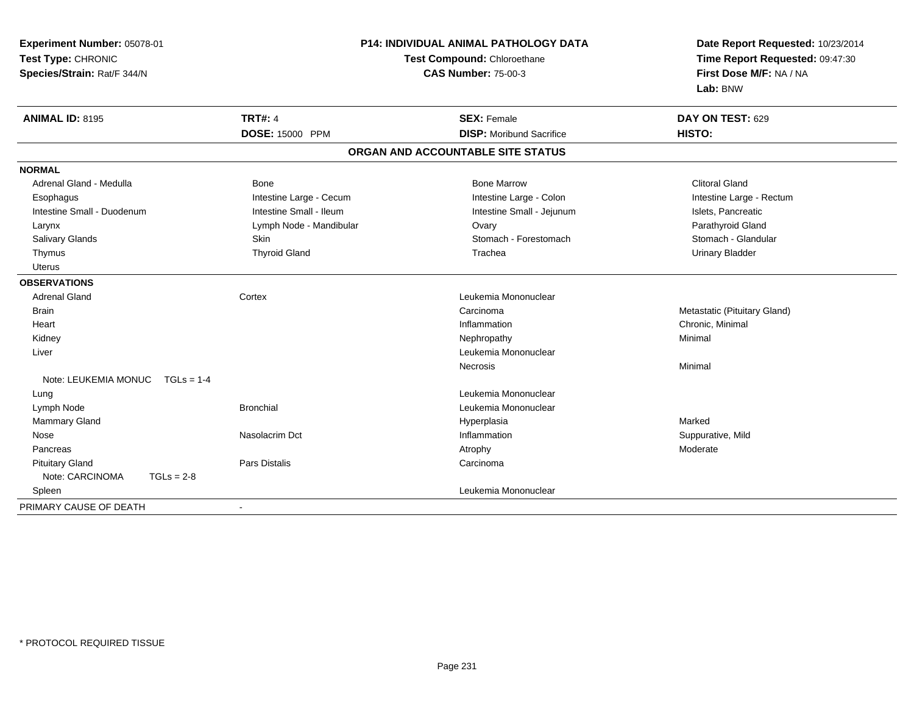**Experiment Number:** 05078-01
**Test Type:** CHRONIC
**Species/Strain:** Rat/F 344/N

**P14: INDIVIDUAL ANIMAL PATHOLOGY DATA**
**Test Compound:** Chloroethane
**CAS Number:** 75-00-3

**Date Report Requested:** 10/23/2014
**Time Report Requested:** 09:47:30
**First Dose M/F:** NA / NA
**Lab:** BNW

| **ANIMAL ID:** 8195 | **TRT#:** 4 | **SEX:** Female | **DAY ON TEST:** 629 |
|---|---|---|---|
| | **DOSE:** 15000 PPM | **DISP:** Moribund Sacrifice | **HISTO:** |

## ORGAN AND ACCOUNTABLE SITE STATUS

**NORMAL**

| | | | |
|---|---|---|---|
| Adrenal Gland - Medulla | Bone | Bone Marrow | Clitoral Gland |
| Esophagus | Intestine Large - Cecum | Intestine Large - Colon | Intestine Large - Rectum |
| Intestine Small - Duodenum | Intestine Small - Ileum | Intestine Small - Jejunum | Islets, Pancreatic |
| Larynx | Lymph Node - Mandibular | Ovary | Parathyroid Gland |
| Salivary Glands | Skin | Stomach - Forestomach | Stomach - Glandular |
| Thymus | Thyroid Gland | Trachea | Urinary Bladder |
| Uterus | | | |

**OBSERVATIONS**

| | | | |
|---|---|---|---|
| Adrenal Gland | Cortex | Leukemia Mononuclear | |
| Brain | | Carcinoma | Metastatic (Pituitary Gland) |
| Heart | | Inflammation | Chronic, Minimal |
| Kidney | | Nephropathy | Minimal |
| Liver | | Leukemia Mononuclear | |
| | | Necrosis | Minimal |
| Note: LEUKEMIA MONUC TGLs = 1-4 | | | |
| Lung | | Leukemia Mononuclear | |
| Lymph Node | Bronchial | Leukemia Mononuclear | |
| Mammary Gland | | Hyperplasia | Marked |
| Nose | Nasolacrim Dct | Inflammation | Suppurative, Mild |
| Pancreas | | Atrophy | Moderate |
| Pituitary Gland | Pars Distalis | Carcinoma | |
| Note: CARCINOMA TGLs = 2-8 | | | |
| Spleen | | Leukemia Mononuclear | |

PRIMARY CAUSE OF DEATH -

* PROTOCOL REQUIRED TISSUE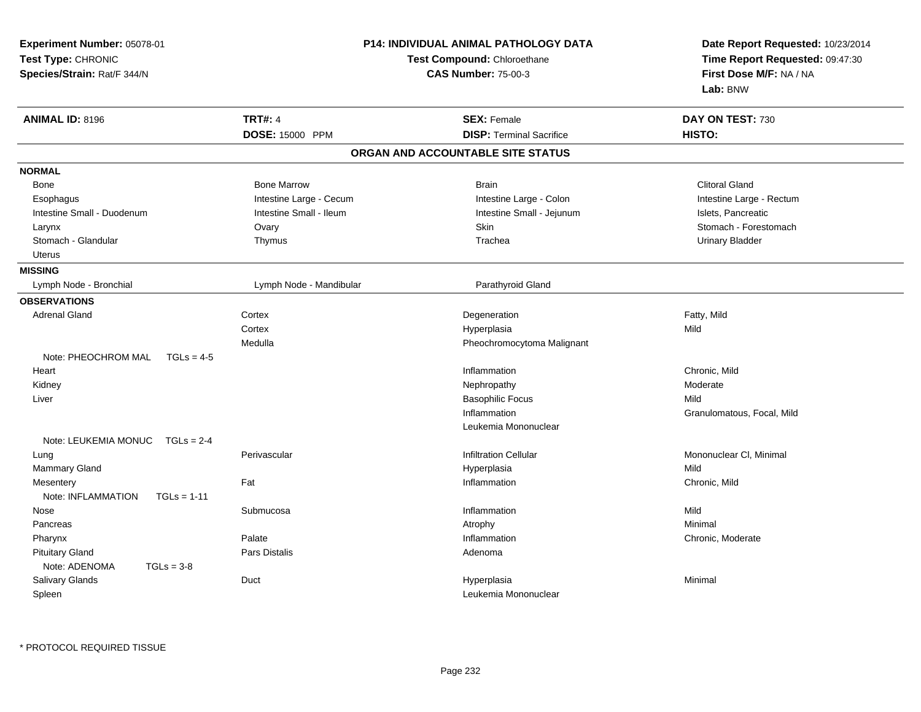**Experiment Number:** 05078-01
**Test Type:** CHRONIC
**Species/Strain:** Rat/F 344/N

**P14: INDIVIDUAL ANIMAL PATHOLOGY DATA**
**Test Compound:** Chloroethane
**CAS Number:** 75-00-3

**Date Report Requested:** 10/23/2014
**Time Report Requested:** 09:47:30
**First Dose M/F:** NA / NA
**Lab:** BNW

| **ANIMAL ID:** 8196 | **TRT#:** 4 | **SEX:** Female | **DAY ON TEST:** 730 |
|---|---|---|---|
| | **DOSE:** 15000 PPM | **DISP:** Terminal Sacrifice | **HISTO:** |

## ORGAN AND ACCOUNTABLE SITE STATUS

**NORMAL**

| | | | |
|---|---|---|---|
| Bone | Bone Marrow | Brain | Clitoral Gland |
| Esophagus | Intestine Large - Cecum | Intestine Large - Colon | Intestine Large - Rectum |
| Intestine Small - Duodenum | Intestine Small - Ileum | Intestine Small - Jejunum | Islets, Pancreatic |
| Larynx | Ovary | Skin | Stomach - Forestomach |
| Stomach - Glandular | Thymus | Trachea | Urinary Bladder |
| Uterus | | | |

**MISSING**

| | | | |
|---|---|---|---|
| Lymph Node - Bronchial | Lymph Node - Mandibular | Parathyroid Gland | |

**OBSERVATIONS**

| | | | |
|---|---|---|---|
| Adrenal Gland | Cortex | Degeneration | Fatty, Mild |
| | Cortex | Hyperplasia | Mild |
| | Medulla | Pheochromocytoma Malignant | |
| Note: PHEOCHROM MAL TGLs = 4-5 | | | |
| Heart | | Inflammation | Chronic, Mild |
| Kidney | | Nephropathy | Moderate |
| Liver | | Basophilic Focus | Mild |
| | | Inflammation | Granulomatous, Focal, Mild |
| | | Leukemia Mononuclear | |
| Note: LEUKEMIA MONUC TGLs = 2-4 | | | |
| Lung | Perivascular | Infiltration Cellular | Mononuclear Cl, Minimal |
| Mammary Gland | | Hyperplasia | Mild |
| Mesentery | Fat | Inflammation | Chronic, Mild |
| Note: INFLAMMATION TGLs = 1-11 | | | |
| Nose | Submucosa | Inflammation | Mild |
| Pancreas | | Atrophy | Minimal |
| Pharynx | Palate | Inflammation | Chronic, Moderate |
| Pituitary Gland | Pars Distalis | Adenoma | |
| Note: ADENOMA TGLs = 3-8 | | | |
| Salivary Glands | Duct | Hyperplasia | Minimal |
| Spleen | | Leukemia Mononuclear | |

\* PROTOCOL REQUIRED TISSUE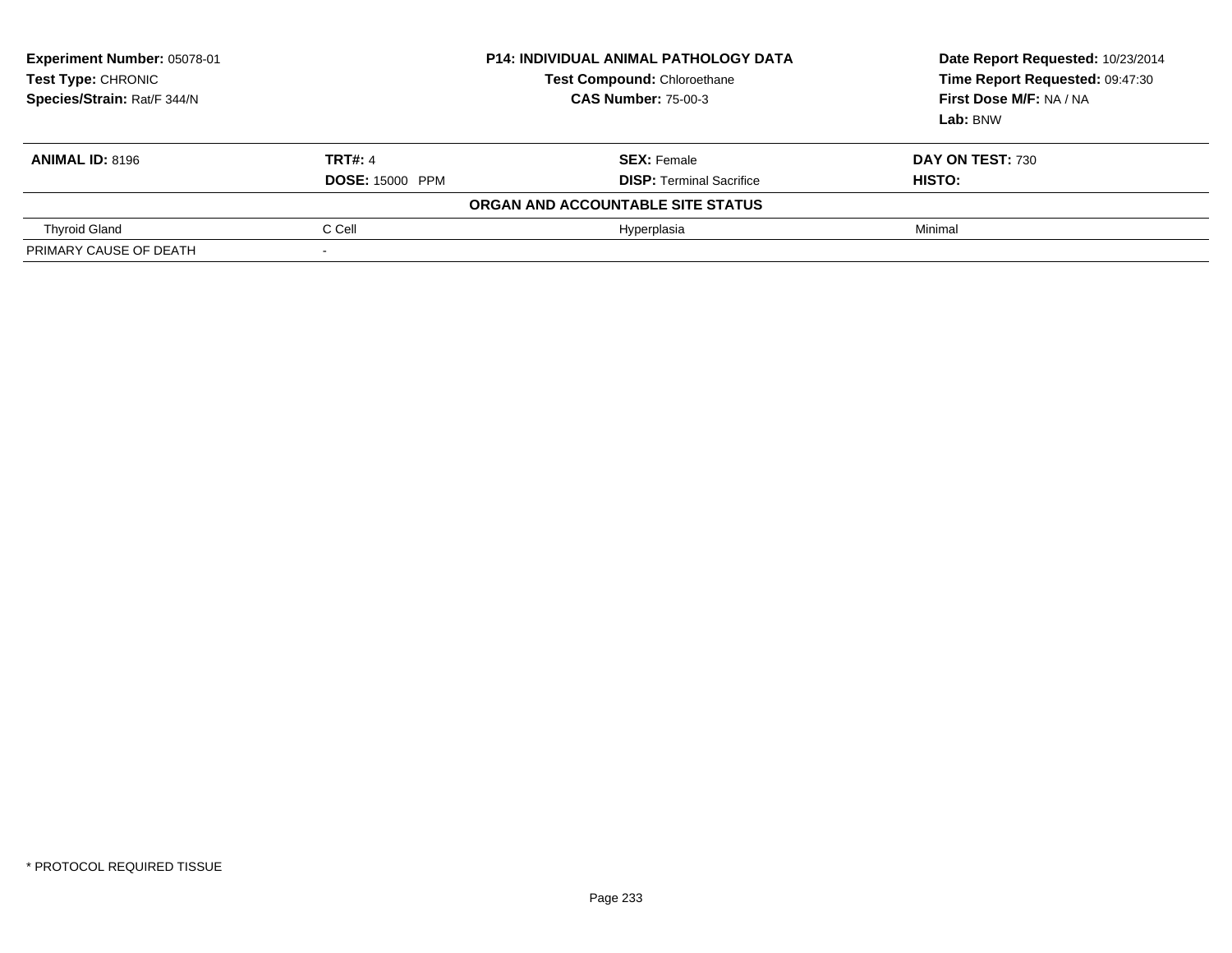**Experiment Number:** 05078-01
**Test Type:** CHRONIC
**Species/Strain:** Rat/F 344/N

**P14: INDIVIDUAL ANIMAL PATHOLOGY DATA**
**Test Compound:** Chloroethane
**CAS Number:** 75-00-3

**Date Report Requested:** 10/23/2014
**Time Report Requested:** 09:47:30
**First Dose M/F:** NA / NA
**Lab:** BNW

| **ANIMAL ID:** 8196 | **TRT#:** 4 | **SEX:** Female | **DAY ON TEST:** 730 |
|---|---|---|---|
| | **DOSE:** 15000 PPM | **DISP:** Terminal Sacrifice | **HISTO:** |
| | | **ORGAN AND ACCOUNTABLE SITE STATUS** | |
| Thyroid Gland | C Cell | Hyperplasia | Minimal |
| PRIMARY CAUSE OF DEATH | - | | |

* PROTOCOL REQUIRED TISSUE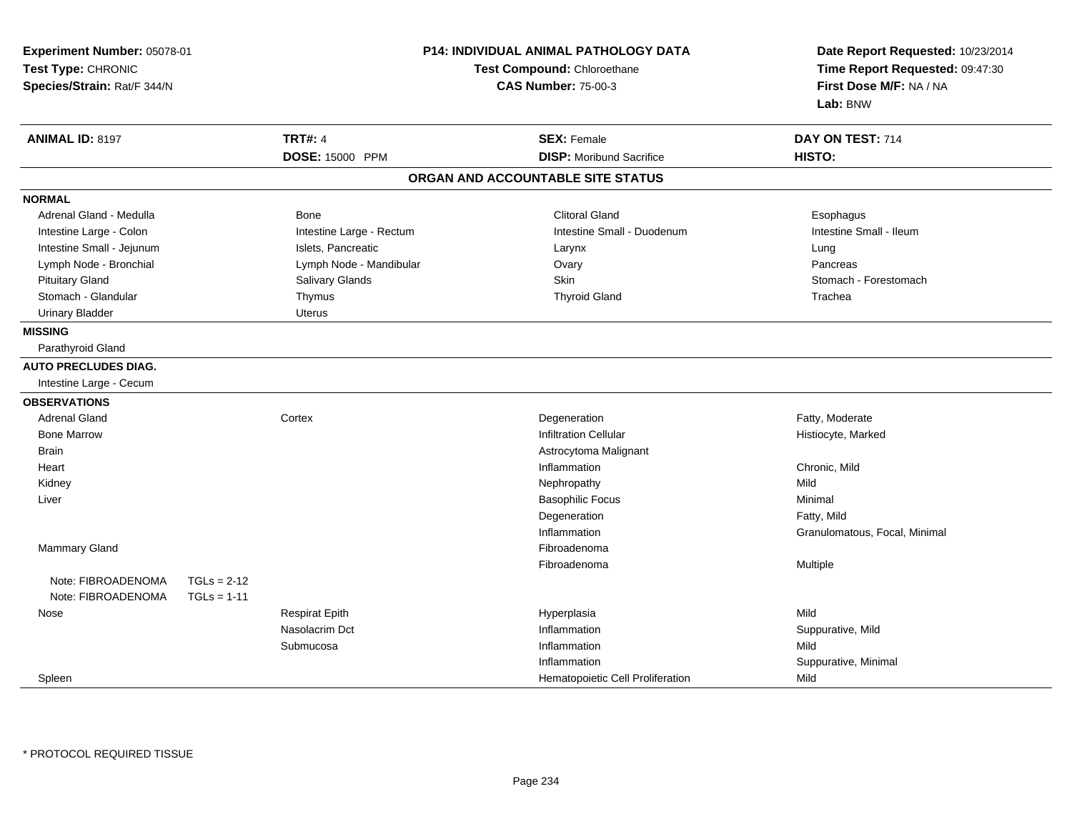**Experiment Number:** 05078-01
**Test Type:** CHRONIC
**Species/Strain:** Rat/F 344/N

**P14: INDIVIDUAL ANIMAL PATHOLOGY DATA**
**Test Compound:** Chloroethane
**CAS Number:** 75-00-3

**Date Report Requested:** 10/23/2014
**Time Report Requested:** 09:47:30
**First Dose M/F:** NA / NA
**Lab:** BNW

| **ANIMAL ID:** 8197 | **TRT#:** 4 | **SEX:** Female | **DAY ON TEST:** 714 |
|---|---|---|---|
| | **DOSE:** 15000 PPM | **DISP:** Moribund Sacrifice | **HISTO:** |

## ORGAN AND ACCOUNTABLE SITE STATUS

**NORMAL**

| | | | |
|---|---|---|---|
| Adrenal Gland - Medulla | Bone | Clitoral Gland | Esophagus |
| Intestine Large - Colon | Intestine Large - Rectum | Intestine Small - Duodenum | Intestine Small - Ileum |
| Intestine Small - Jejunum | Islets, Pancreatic | Larynx | Lung |
| Lymph Node - Bronchial | Lymph Node - Mandibular | Ovary | Pancreas |
| Pituitary Gland | Salivary Glands | Skin | Stomach - Forestomach |
| Stomach - Glandular | Thymus | Thyroid Gland | Trachea |
| Urinary Bladder | Uterus | | |

**MISSING**

Parathyroid Gland

**AUTO PRECLUDES DIAG.**

Intestine Large - Cecum

**OBSERVATIONS**

| Organ | Site | Observation | Qualifier |
|---|---|---|---|
| Adrenal Gland | Cortex | Degeneration | Fatty, Moderate |
| Bone Marrow | | Infiltration Cellular | Histiocyte, Marked |
| Brain | | Astrocytoma Malignant | |
| Heart | | Inflammation | Chronic, Mild |
| Kidney | | Nephropathy | Mild |
| Liver | | Basophilic Focus | Minimal |
| | | Degeneration | Fatty, Mild |
| | | Inflammation | Granulomatous, Focal, Minimal |
| Mammary Gland | | Fibroadenoma | |
| | | Fibroadenoma | Multiple |
| Note: FIBROADENOMA TGLs = 2-12 | | | |
| Note: FIBROADENOMA TGLs = 1-11 | | | |
| Nose | Respirat Epith | Hyperplasia | Mild |
| | Nasolacrim Dct | Inflammation | Suppurative, Mild |
| | Submucosa | Inflammation | Mild |
| | | Inflammation | Suppurative, Minimal |
| Spleen | | Hematopoietic Cell Proliferation | Mild |

* PROTOCOL REQUIRED TISSUE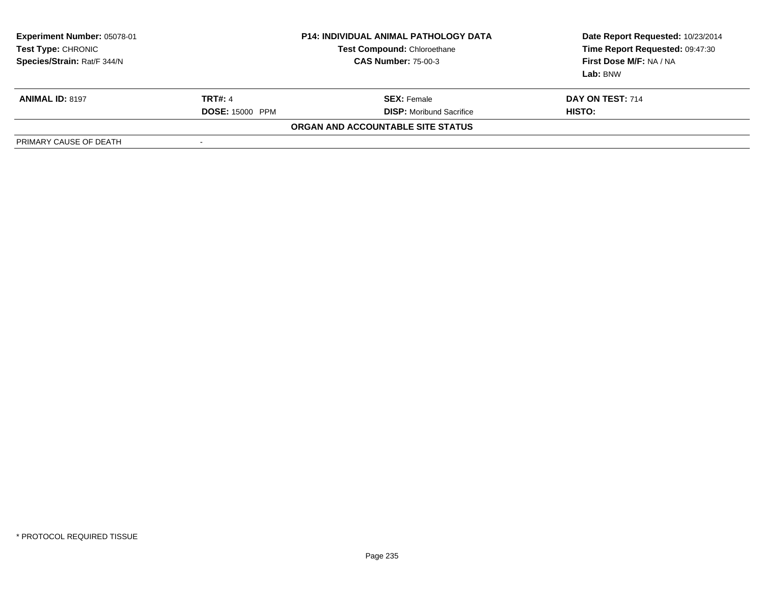| Experiment Number: 05078-01 | P14: INDIVIDUAL ANIMAL PATHOLOGY DATA | Date Report Requested: 10/23/2014 |
|---|---|---|
| Test Type: CHRONIC | Test Compound: Chloroethane | Time Report Requested: 09:47:30 |
| Species/Strain: Rat/F 344/N | CAS Number: 75-00-3 | First Dose M/F: NA / NA |
| | | Lab: BNW |

| ANIMAL ID: 8197 | TRT#: 4 | SEX: Female | DAY ON TEST: 714 |
|---|---|---|---|
| | DOSE: 15000 PPM | DISP: Moribund Sacrifice | HISTO: |

**ORGAN AND ACCOUNTABLE SITE STATUS**

| PRIMARY CAUSE OF DEATH | - |
|---|---|

* PROTOCOL REQUIRED TISSUE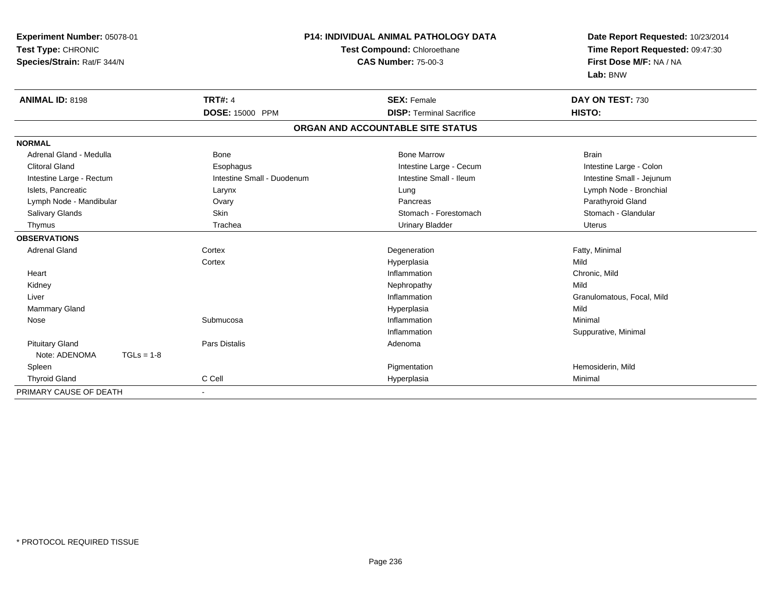**Experiment Number:** 05078-01
**Test Type:** CHRONIC
**Species/Strain:** Rat/F 344/N

**P14: INDIVIDUAL ANIMAL PATHOLOGY DATA**
**Test Compound:** Chloroethane
**CAS Number:** 75-00-3

**Date Report Requested:** 10/23/2014
**Time Report Requested:** 09:47:30
**First Dose M/F:** NA / NA
**Lab:** BNW

| **ANIMAL ID:** 8198 | **TRT#:** 4 | **SEX:** Female | **DAY ON TEST:** 730 |
|---|---|---|---|
| | **DOSE:** 15000 PPM | **DISP:** Terminal Sacrifice | **HISTO:** |

**ORGAN AND ACCOUNTABLE SITE STATUS**

| | | | |
|---|---|---|---|
| **NORMAL** | | | |
| Adrenal Gland - Medulla | Bone | Bone Marrow | Brain |
| Clitoral Gland | Esophagus | Intestine Large - Cecum | Intestine Large - Colon |
| Intestine Large - Rectum | Intestine Small - Duodenum | Intestine Small - Ileum | Intestine Small - Jejunum |
| Islets, Pancreatic | Larynx | Lung | Lymph Node - Bronchial |
| Lymph Node - Mandibular | Ovary | Pancreas | Parathyroid Gland |
| Salivary Glands | Skin | Stomach - Forestomach | Stomach - Glandular |
| Thymus | Trachea | Urinary Bladder | Uterus |
| **OBSERVATIONS** | | | |
| Adrenal Gland | Cortex | Degeneration | Fatty, Minimal |
| | Cortex | Hyperplasia | Mild |
| Heart | | Inflammation | Chronic, Mild |
| Kidney | | Nephropathy | Mild |
| Liver | | Inflammation | Granulomatous, Focal, Mild |
| Mammary Gland | | Hyperplasia | Mild |
| Nose | Submucosa | Inflammation | Minimal |
| | | Inflammation | Suppurative, Minimal |
| Pituitary Gland | Pars Distalis | Adenoma | |
| Note: ADENOMA TGLs = 1-8 | | | |
| Spleen | | Pigmentation | Hemosiderin, Mild |
| Thyroid Gland | C Cell | Hyperplasia | Minimal |
| PRIMARY CAUSE OF DEATH | - | | |

* PROTOCOL REQUIRED TISSUE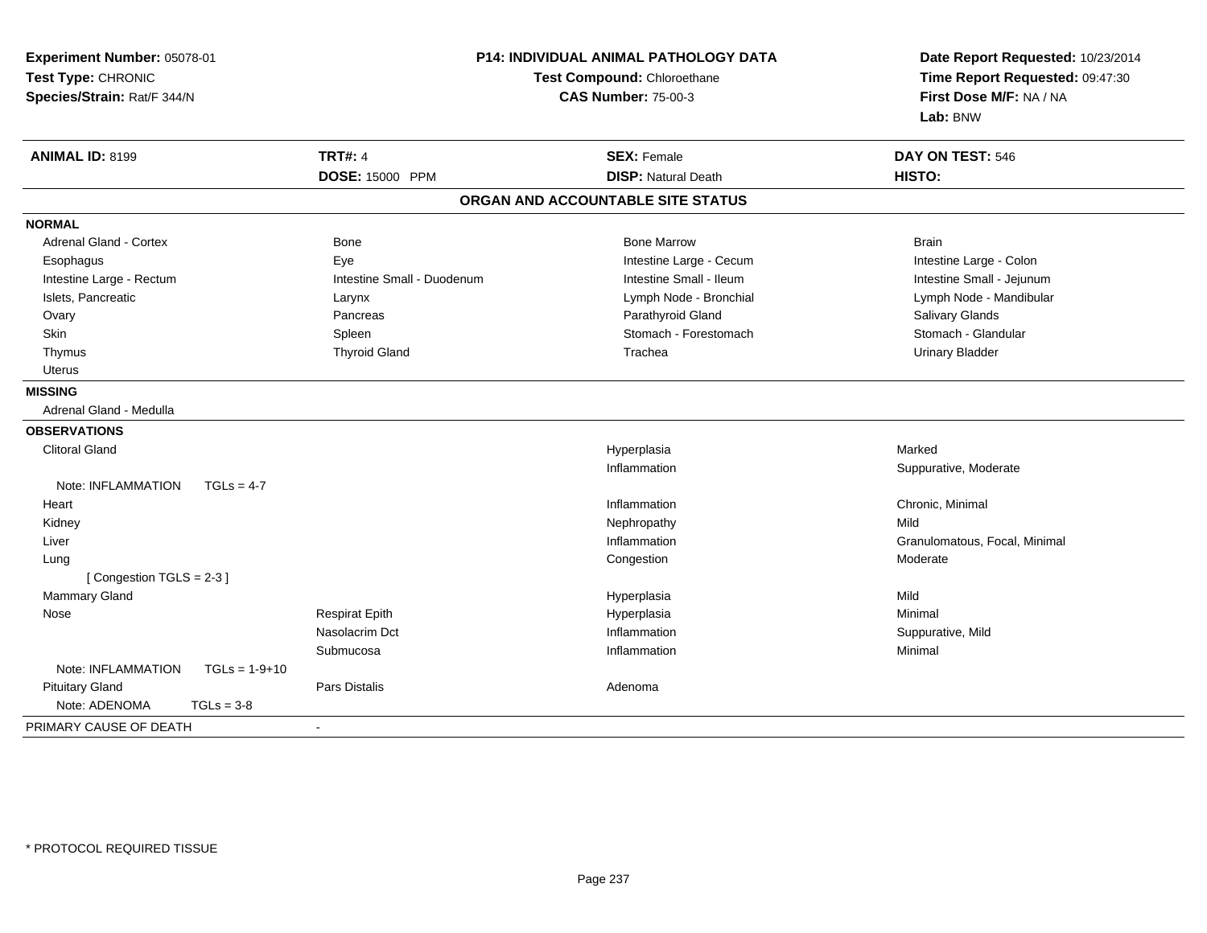**Experiment Number:** 05078-01
**Test Type:** CHRONIC
**Species/Strain:** Rat/F 344/N

**P14: INDIVIDUAL ANIMAL PATHOLOGY DATA**
**Test Compound:** Chloroethane
**CAS Number:** 75-00-3

**Date Report Requested:** 10/23/2014
**Time Report Requested:** 09:47:30
**First Dose M/F:** NA / NA
**Lab:** BNW

| **ANIMAL ID:** 8199 | **TRT#:** 4 | **SEX:** Female | **DAY ON TEST:** 546 |
|---|---|---|---|
| | **DOSE:** 15000 PPM | **DISP:** Natural Death | **HISTO:** |

## ORGAN AND ACCOUNTABLE SITE STATUS

**NORMAL**

| | | | |
|---|---|---|---|
| Adrenal Gland - Cortex | Bone | Bone Marrow | Brain |
| Esophagus | Eye | Intestine Large - Cecum | Intestine Large - Colon |
| Intestine Large - Rectum | Intestine Small - Duodenum | Intestine Small - Ileum | Intestine Small - Jejunum |
| Islets, Pancreatic | Larynx | Lymph Node - Bronchial | Lymph Node - Mandibular |
| Ovary | Pancreas | Parathyroid Gland | Salivary Glands |
| Skin | Spleen | Stomach - Forestomach | Stomach - Glandular |
| Thymus | Thyroid Gland | Trachea | Urinary Bladder |
| Uterus | | | |

**MISSING**

Adrenal Gland - Medulla

**OBSERVATIONS**

| | | | |
|---|---|---|---|
| Clitoral Gland | | Hyperplasia | Marked |
| | | Inflammation | Suppurative, Moderate |
| Note: INFLAMMATION TGLs = 4-7 | | | |
| Heart | | Inflammation | Chronic, Minimal |
| Kidney | | Nephropathy | Mild |
| Liver | | Inflammation | Granulomatous, Focal, Minimal |
| Lung | | Congestion | Moderate |
| [ Congestion TGLS = 2-3 ] | | | |
| Mammary Gland | | Hyperplasia | Mild |
| Nose | Respirat Epith | Hyperplasia | Minimal |
| | Nasolacrim Dct | Inflammation | Suppurative, Mild |
| | Submucosa | Inflammation | Minimal |
| Note: INFLAMMATION TGLs = 1-9+10 | | | |
| Pituitary Gland | Pars Distalis | Adenoma | |
| Note: ADENOMA TGLs = 3-8 | | | |

PRIMARY CAUSE OF DEATH -

* PROTOCOL REQUIRED TISSUE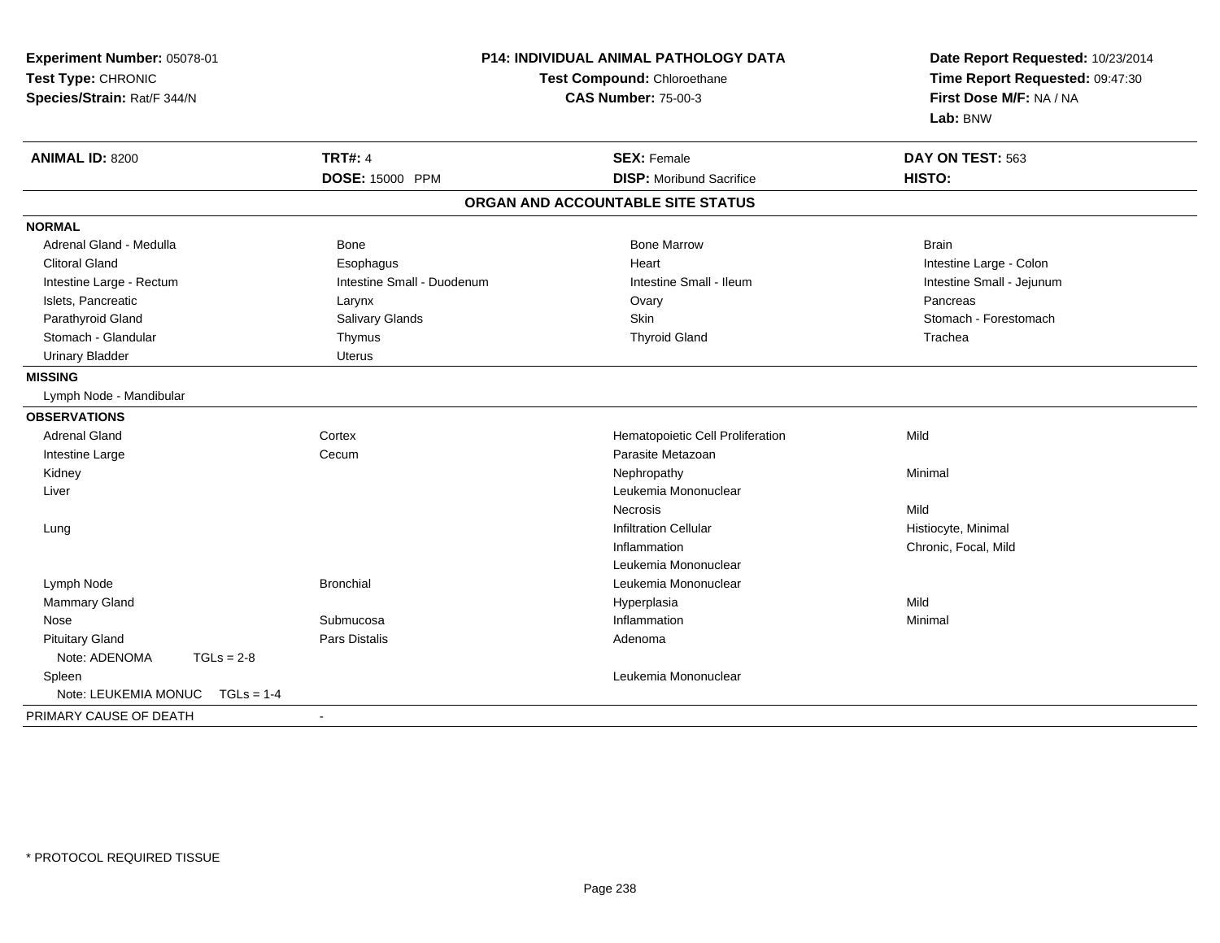**Experiment Number:** 05078-01
**Test Type:** CHRONIC
**Species/Strain:** Rat/F 344/N

**P14: INDIVIDUAL ANIMAL PATHOLOGY DATA**
**Test Compound:** Chloroethane
**CAS Number:** 75-00-3

**Date Report Requested:** 10/23/2014
**Time Report Requested:** 09:47:30
**First Dose M/F:** NA / NA
**Lab:** BNW

| **ANIMAL ID:** 8200 | **TRT#:** 4 | **SEX:** Female | **DAY ON TEST:** 563 |
|---|---|---|---|
| | **DOSE:** 15000 PPM | **DISP:** Moribund Sacrifice | **HISTO:** |

## ORGAN AND ACCOUNTABLE SITE STATUS

| | | | |
|---|---|---|---|
| **NORMAL** | | | |
| Adrenal Gland - Medulla | Bone | Bone Marrow | Brain |
| Clitoral Gland | Esophagus | Heart | Intestine Large - Colon |
| Intestine Large - Rectum | Intestine Small - Duodenum | Intestine Small - Ileum | Intestine Small - Jejunum |
| Islets, Pancreatic | Larynx | Ovary | Pancreas |
| Parathyroid Gland | Salivary Glands | Skin | Stomach - Forestomach |
| Stomach - Glandular | Thymus | Thyroid Gland | Trachea |
| Urinary Bladder | Uterus | | |
| **MISSING** | | | |
| Lymph Node - Mandibular | | | |
| **OBSERVATIONS** | | | |
| Adrenal Gland | Cortex | Hematopoietic Cell Proliferation | Mild |
| Intestine Large | Cecum | Parasite Metazoan | |
| Kidney | | Nephropathy | Minimal |
| Liver | | Leukemia Mononuclear | |
| | | Necrosis | Mild |
| Lung | | Infiltration Cellular | Histiocyte, Minimal |
| | | Inflammation | Chronic, Focal, Mild |
| | | Leukemia Mononuclear | |
| Lymph Node | Bronchial | Leukemia Mononuclear | |
| Mammary Gland | | Hyperplasia | Mild |
| Nose | Submucosa | Inflammation | Minimal |
| Pituitary Gland | Pars Distalis | Adenoma | |
| Note: ADENOMA TGLs = 2-8 | | | |
| Spleen | | Leukemia Mononuclear | |
| Note: LEUKEMIA MONUC TGLs = 1-4 | | | |
| PRIMARY CAUSE OF DEATH | - | | |

\* PROTOCOL REQUIRED TISSUE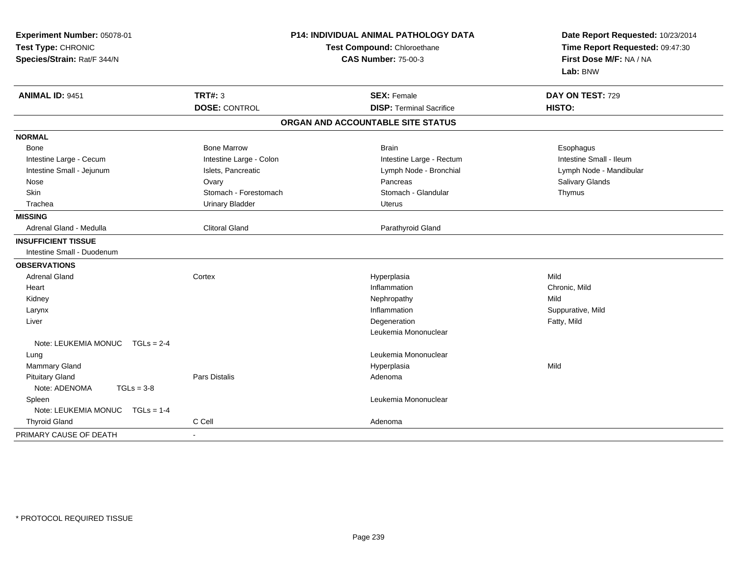**Experiment Number:** 05078-01
**Test Type:** CHRONIC
**Species/Strain:** Rat/F 344/N

**P14: INDIVIDUAL ANIMAL PATHOLOGY DATA**
**Test Compound:** Chloroethane
**CAS Number:** 75-00-3

**Date Report Requested:** 10/23/2014
**Time Report Requested:** 09:47:30
**First Dose M/F:** NA / NA
**Lab:** BNW

| **ANIMAL ID:** 9451 | **TRT#:** 3 | **SEX:** Female | **DAY ON TEST:** 729 |
|---|---|---|---|
| | **DOSE:** CONTROL | **DISP:** Terminal Sacrifice | **HISTO:** |

## ORGAN AND ACCOUNTABLE SITE STATUS

| | | | |
|---|---|---|---|
| **NORMAL** | | | |
| Bone | Bone Marrow | Brain | Esophagus |
| Intestine Large - Cecum | Intestine Large - Colon | Intestine Large - Rectum | Intestine Small - Ileum |
| Intestine Small - Jejunum | Islets, Pancreatic | Lymph Node - Bronchial | Lymph Node - Mandibular |
| Nose | Ovary | Pancreas | Salivary Glands |
| Skin | Stomach - Forestomach | Stomach - Glandular | Thymus |
| Trachea | Urinary Bladder | Uterus | |
| **MISSING** | | | |
| Adrenal Gland - Medulla | Clitoral Gland | Parathyroid Gland | |
| **INSUFFICIENT TISSUE** | | | |
| Intestine Small - Duodenum | | | |
| **OBSERVATIONS** | | | |
| Adrenal Gland | Cortex | Hyperplasia | Mild |
| Heart | | Inflammation | Chronic, Mild |
| Kidney | | Nephropathy | Mild |
| Larynx | | Inflammation | Suppurative, Mild |
| Liver | | Degeneration | Fatty, Mild |
| | | Leukemia Mononuclear | |
| Note: LEUKEMIA MONUC TGLs = 2-4 | | | |
| Lung | | Leukemia Mononuclear | |
| Mammary Gland | | Hyperplasia | Mild |
| Pituitary Gland | Pars Distalis | Adenoma | |
| Note: ADENOMA TGLs = 3-8 | | | |
| Spleen | | Leukemia Mononuclear | |
| Note: LEUKEMIA MONUC TGLs = 1-4 | | | |
| Thyroid Gland | C Cell | Adenoma | |
| PRIMARY CAUSE OF DEATH | - | | |

* PROTOCOL REQUIRED TISSUE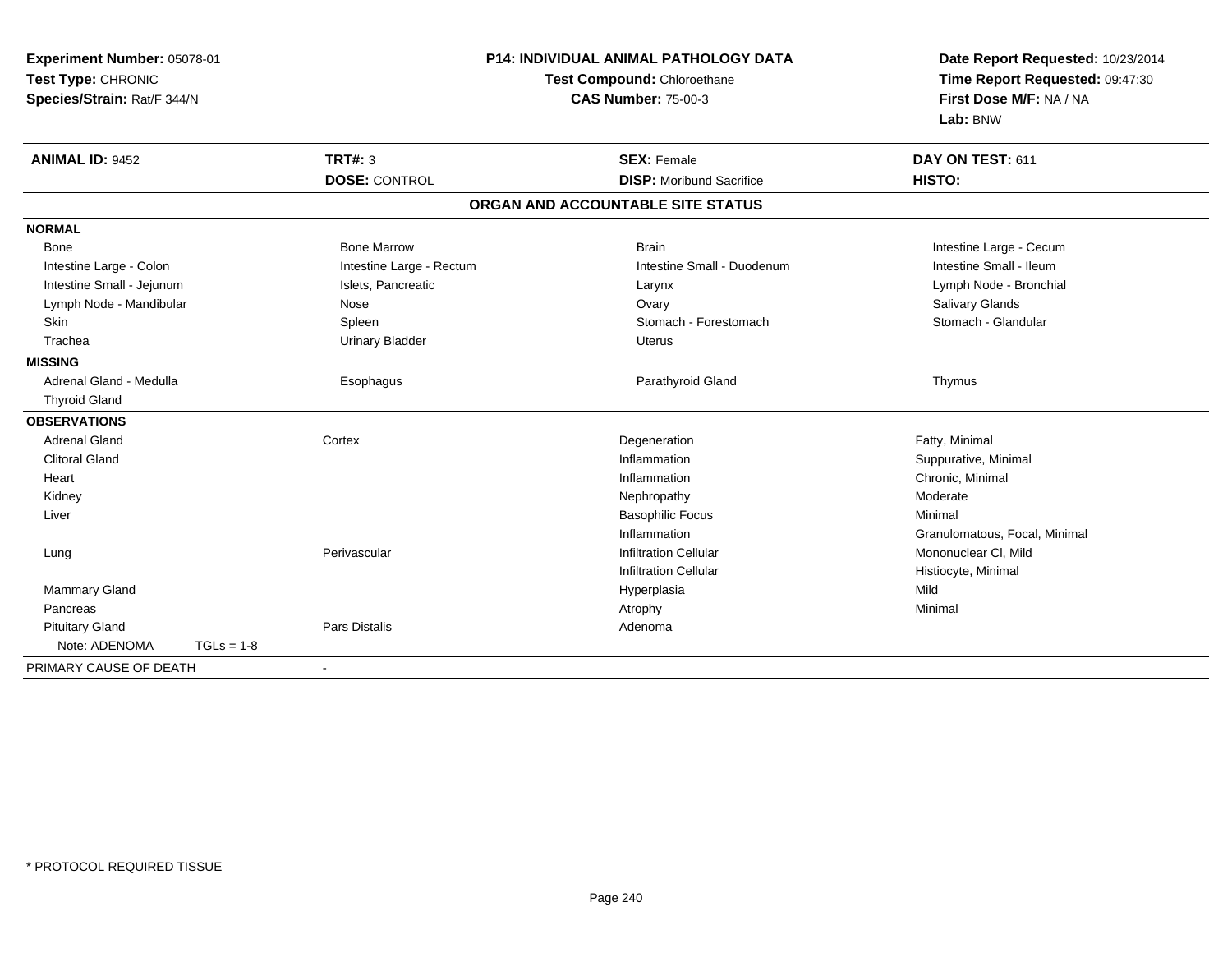**Experiment Number:** 05078-01
**Test Type:** CHRONIC
**Species/Strain:** Rat/F 344/N

**P14: INDIVIDUAL ANIMAL PATHOLOGY DATA**
**Test Compound:** Chloroethane
**CAS Number:** 75-00-3

**Date Report Requested:** 10/23/2014
**Time Report Requested:** 09:47:30
**First Dose M/F:** NA / NA
**Lab:** BNW

| **ANIMAL ID:** 9452 | **TRT#:** 3 | **SEX:** Female | **DAY ON TEST:** 611 |
|---|---|---|---|
| | **DOSE:** CONTROL | **DISP:** Moribund Sacrifice | **HISTO:** |

**ORGAN AND ACCOUNTABLE SITE STATUS**

**NORMAL**

| | | | |
|---|---|---|---|
| Bone | Bone Marrow | Brain | Intestine Large - Cecum |
| Intestine Large - Colon | Intestine Large - Rectum | Intestine Small - Duodenum | Intestine Small - Ileum |
| Intestine Small - Jejunum | Islets, Pancreatic | Larynx | Lymph Node - Bronchial |
| Lymph Node - Mandibular | Nose | Ovary | Salivary Glands |
| Skin | Spleen | Stomach - Forestomach | Stomach - Glandular |
| Trachea | Urinary Bladder | Uterus | |

**MISSING**

| | | | |
|---|---|---|---|
| Adrenal Gland - Medulla | Esophagus | Parathyroid Gland | Thymus |
| Thyroid Gland | | | |

**OBSERVATIONS**

| | | | |
|---|---|---|---|
| Adrenal Gland | Cortex | Degeneration | Fatty, Minimal |
| Clitoral Gland | | Inflammation | Suppurative, Minimal |
| Heart | | Inflammation | Chronic, Minimal |
| Kidney | | Nephropathy | Moderate |
| Liver | | Basophilic Focus | Minimal |
| | | Inflammation | Granulomatous, Focal, Minimal |
| Lung | Perivascular | Infiltration Cellular | Mononuclear Cl, Mild |
| | | Infiltration Cellular | Histiocyte, Minimal |
| Mammary Gland | | Hyperplasia | Mild |
| Pancreas | | Atrophy | Minimal |
| Pituitary Gland | Pars Distalis | Adenoma | |
| Note: ADENOMA TGLs = 1-8 | | | |

PRIMARY CAUSE OF DEATH -

\* PROTOCOL REQUIRED TISSUE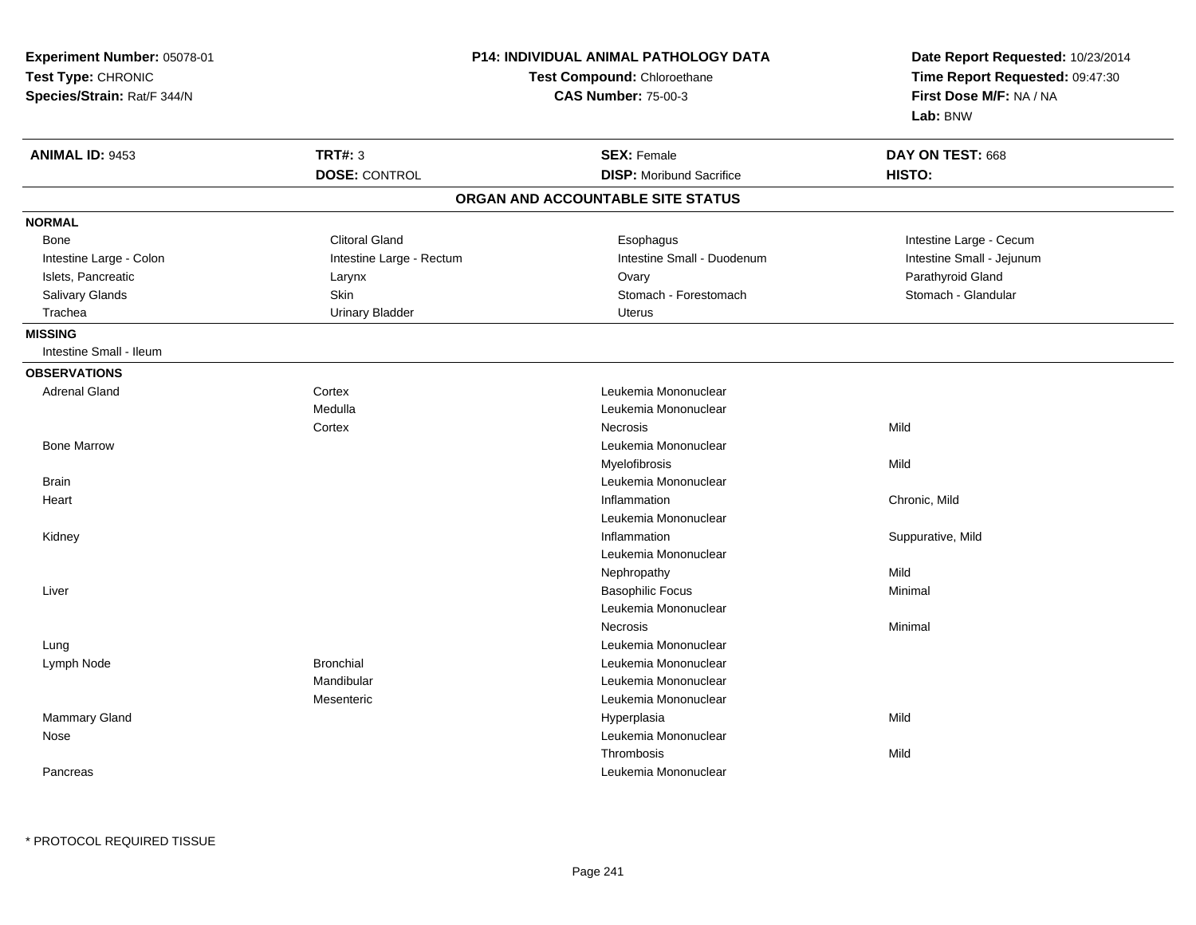**Experiment Number:** 05078-01
**Test Type:** CHRONIC
**Species/Strain:** Rat/F 344/N

**P14: INDIVIDUAL ANIMAL PATHOLOGY DATA**
**Test Compound:** Chloroethane
**CAS Number:** 75-00-3

**Date Report Requested:** 10/23/2014
**Time Report Requested:** 09:47:30
**First Dose M/F:** NA / NA
**Lab:** BNW

| **ANIMAL ID:** 9453 | **TRT#:** 3 | **SEX:** Female | **DAY ON TEST:** 668 |
|---|---|---|---|
| | **DOSE:** CONTROL | **DISP:** Moribund Sacrifice | **HISTO:** |

## ORGAN AND ACCOUNTABLE SITE STATUS

**NORMAL**

| | | | |
|---|---|---|---|
| Bone | Clitoral Gland | Esophagus | Intestine Large - Cecum |
| Intestine Large - Colon | Intestine Large - Rectum | Intestine Small - Duodenum | Intestine Small - Jejunum |
| Islets, Pancreatic | Larynx | Ovary | Parathyroid Gland |
| Salivary Glands | Skin | Stomach - Forestomach | Stomach - Glandular |
| Trachea | Urinary Bladder | Uterus | |

**MISSING**

Intestine Small - Ileum

**OBSERVATIONS**

| Organ | Site | Observation | Severity |
|---|---|---|---|
| Adrenal Gland | Cortex | Leukemia Mononuclear | |
| | Medulla | Leukemia Mononuclear | |
| | Cortex | Necrosis | Mild |
| Bone Marrow | | Leukemia Mononuclear | |
| | | Myelofibrosis | Mild |
| Brain | | Leukemia Mononuclear | |
| Heart | | Inflammation | Chronic, Mild |
| | | Leukemia Mononuclear | |
| Kidney | | Inflammation | Suppurative, Mild |
| | | Leukemia Mononuclear | |
| | | Nephropathy | Mild |
| Liver | | Basophilic Focus | Minimal |
| | | Leukemia Mononuclear | |
| | | Necrosis | Minimal |
| Lung | | Leukemia Mononuclear | |
| Lymph Node | Bronchial | Leukemia Mononuclear | |
| | Mandibular | Leukemia Mononuclear | |
| | Mesenteric | Leukemia Mononuclear | |
| Mammary Gland | | Hyperplasia | Mild |
| Nose | | Leukemia Mononuclear | |
| | | Thrombosis | Mild |
| Pancreas | | Leukemia Mononuclear | |

\* PROTOCOL REQUIRED TISSUE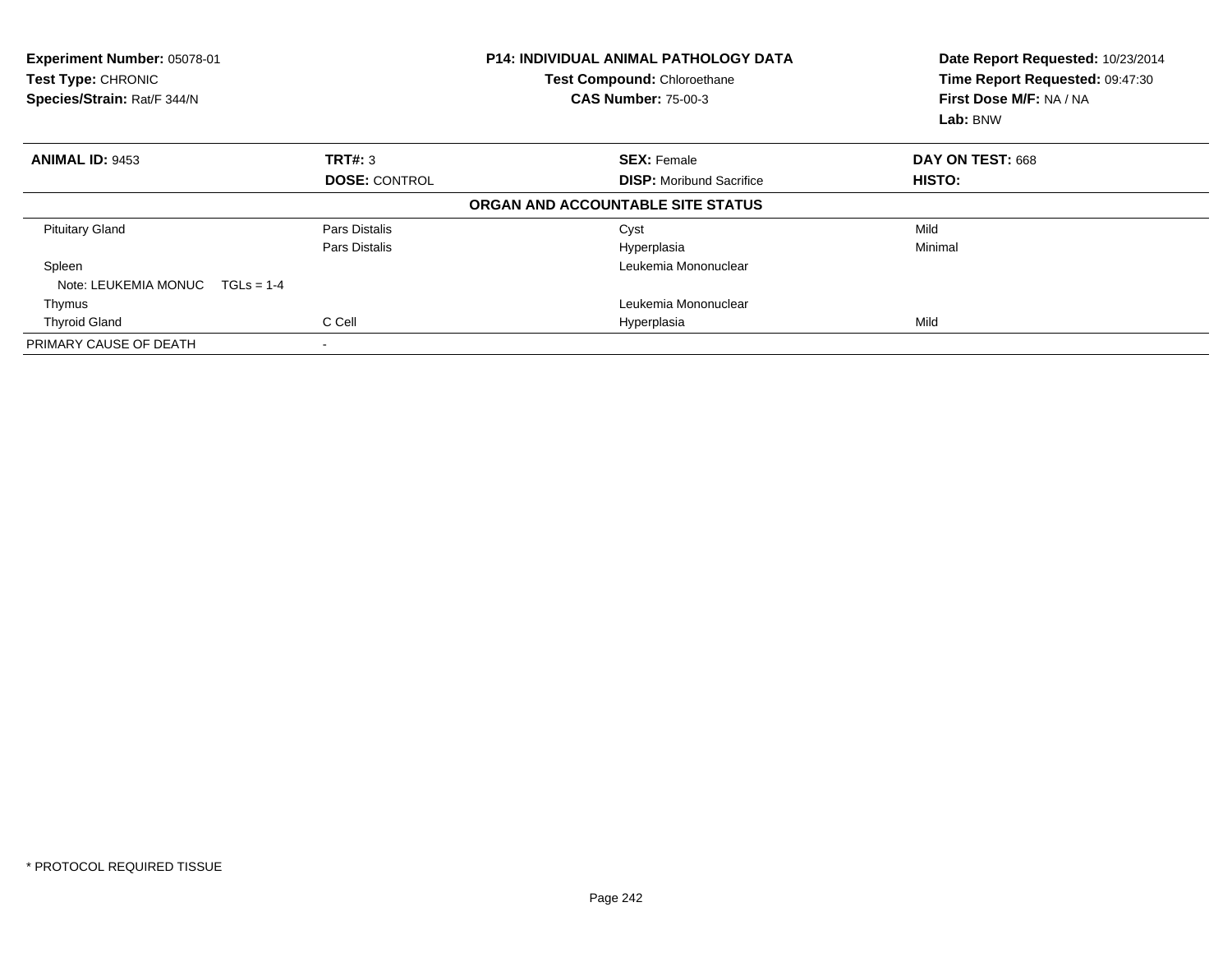**Experiment Number:** 05078-01
**Test Type:** CHRONIC
**Species/Strain:** Rat/F 344/N

**P14: INDIVIDUAL ANIMAL PATHOLOGY DATA**
**Test Compound:** Chloroethane
**CAS Number:** 75-00-3

**Date Report Requested:** 10/23/2014
**Time Report Requested:** 09:47:30
**First Dose M/F:** NA / NA
**Lab:** BNW

| **ANIMAL ID:** 9453 | **TRT#:** 3 | **SEX:** Female | **DAY ON TEST:** 668 |
|---|---|---|---|
| | **DOSE:** CONTROL | **DISP:** Moribund Sacrifice | **HISTO:** |

**ORGAN AND ACCOUNTABLE SITE STATUS**

| | | | |
|---|---|---|---|
| Pituitary Gland | Pars Distalis | Cyst | Mild |
| | Pars Distalis | Hyperplasia | Minimal |
| Spleen | | Leukemia Mononuclear | |
| Note: LEUKEMIA MONUC TGLs = 1-4 | | | |
| Thymus | | Leukemia Mononuclear | |
| Thyroid Gland | C Cell | Hyperplasia | Mild |
| PRIMARY CAUSE OF DEATH | - | | |

\* PROTOCOL REQUIRED TISSUE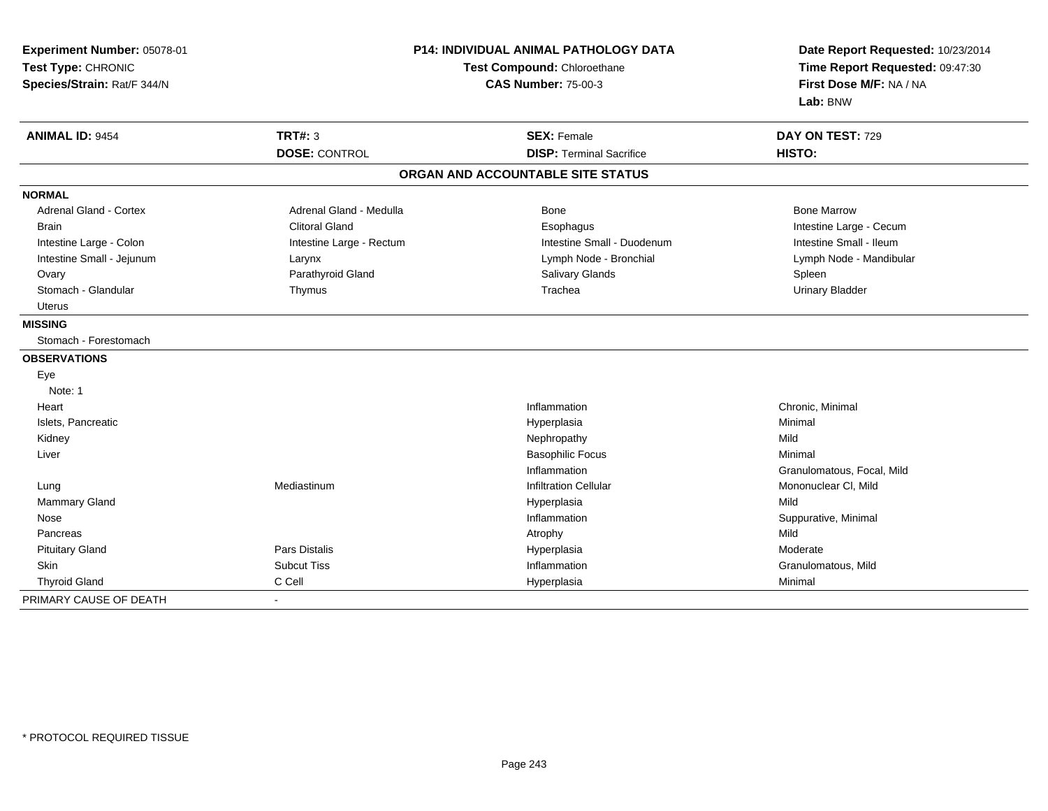**Experiment Number:** 05078-01
**Test Type:** CHRONIC
**Species/Strain:** Rat/F 344/N

**P14: INDIVIDUAL ANIMAL PATHOLOGY DATA**
**Test Compound:** Chloroethane
**CAS Number:** 75-00-3

**Date Report Requested:** 10/23/2014
**Time Report Requested:** 09:47:30
**First Dose M/F:** NA / NA
**Lab:** BNW

| **ANIMAL ID:** 9454 | **TRT#:** 3 | **SEX:** Female | **DAY ON TEST:** 729 |
|---|---|---|---|
| | **DOSE:** CONTROL | **DISP:** Terminal Sacrifice | **HISTO:** |

## ORGAN AND ACCOUNTABLE SITE STATUS

| | | | |
|---|---|---|---|
| **NORMAL** | | | |
| Adrenal Gland - Cortex | Adrenal Gland - Medulla | Bone | Bone Marrow |
| Brain | Clitoral Gland | Esophagus | Intestine Large - Cecum |
| Intestine Large - Colon | Intestine Large - Rectum | Intestine Small - Duodenum | Intestine Small - Ileum |
| Intestine Small - Jejunum | Larynx | Lymph Node - Bronchial | Lymph Node - Mandibular |
| Ovary | Parathyroid Gland | Salivary Glands | Spleen |
| Stomach - Glandular | Thymus | Trachea | Urinary Bladder |
| Uterus | | | |
| **MISSING** | | | |
| Stomach - Forestomach | | | |
| **OBSERVATIONS** | | | |
| Eye | | | |
| Note: 1 | | | |
| Heart | | Inflammation | Chronic, Minimal |
| Islets, Pancreatic | | Hyperplasia | Minimal |
| Kidney | | Nephropathy | Mild |
| Liver | | Basophilic Focus | Minimal |
| | | Inflammation | Granulomatous, Focal, Mild |
| Lung | Mediastinum | Infiltration Cellular | Mononuclear Cl, Mild |
| Mammary Gland | | Hyperplasia | Mild |
| Nose | | Inflammation | Suppurative, Minimal |
| Pancreas | | Atrophy | Mild |
| Pituitary Gland | Pars Distalis | Hyperplasia | Moderate |
| Skin | Subcut Tiss | Inflammation | Granulomatous, Mild |
| Thyroid Gland | C Cell | Hyperplasia | Minimal |
| PRIMARY CAUSE OF DEATH | - | | |

* PROTOCOL REQUIRED TISSUE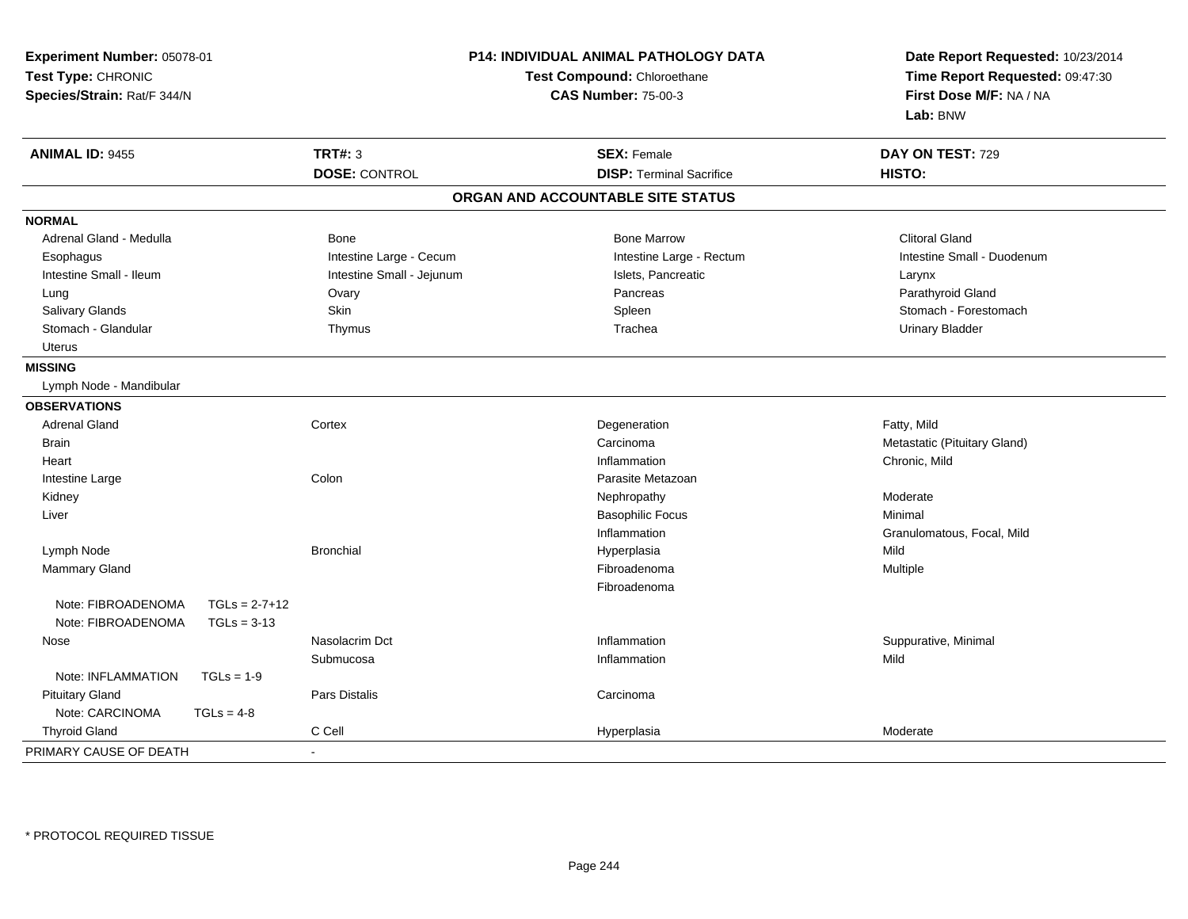**Experiment Number:** 05078-01
**Test Type:** CHRONIC
**Species/Strain:** Rat/F 344/N

**P14: INDIVIDUAL ANIMAL PATHOLOGY DATA**
**Test Compound:** Chloroethane
**CAS Number:** 75-00-3

**Date Report Requested:** 10/23/2014
**Time Report Requested:** 09:47:30
**First Dose M/F:** NA / NA
**Lab:** BNW

| **ANIMAL ID:** 9455 | **TRT#:** 3 | **SEX:** Female | **DAY ON TEST:** 729 |
|---|---|---|---|
| | **DOSE:** CONTROL | **DISP:** Terminal Sacrifice | **HISTO:** |

**ORGAN AND ACCOUNTABLE SITE STATUS**

**NORMAL**

| | | | |
|---|---|---|---|
| Adrenal Gland - Medulla | Bone | Bone Marrow | Clitoral Gland |
| Esophagus | Intestine Large - Cecum | Intestine Large - Rectum | Intestine Small - Duodenum |
| Intestine Small - Ileum | Intestine Small - Jejunum | Islets, Pancreatic | Larynx |
| Lung | Ovary | Pancreas | Parathyroid Gland |
| Salivary Glands | Skin | Spleen | Stomach - Forestomach |
| Stomach - Glandular | Thymus | Trachea | Urinary Bladder |
| Uterus | | | |

**MISSING**

Lymph Node - Mandibular

**OBSERVATIONS**

| | | | |
|---|---|---|---|
| Adrenal Gland | Cortex | Degeneration | Fatty, Mild |
| Brain | | Carcinoma | Metastatic (Pituitary Gland) |
| Heart | | Inflammation | Chronic, Mild |
| Intestine Large | Colon | Parasite Metazoan | |
| Kidney | | Nephropathy | Moderate |
| Liver | | Basophilic Focus | Minimal |
| | | Inflammation | Granulomatous, Focal, Mild |
| Lymph Node | Bronchial | Hyperplasia | Mild |
| Mammary Gland | | Fibroadenoma | Multiple |
| | | Fibroadenoma | |
| Note: FIBROADENOMA TGLs = 2-7+12 | | | |
| Note: FIBROADENOMA TGLs = 3-13 | | | |
| Nose | Nasolacrim Dct | Inflammation | Suppurative, Minimal |
| | Submucosa | Inflammation | Mild |
| Note: INFLAMMATION TGLs = 1-9 | | | |
| Pituitary Gland | Pars Distalis | Carcinoma | |
| Note: CARCINOMA TGLs = 4-8 | | | |
| Thyroid Gland | C Cell | Hyperplasia | Moderate |

PRIMARY CAUSE OF DEATH -

\* PROTOCOL REQUIRED TISSUE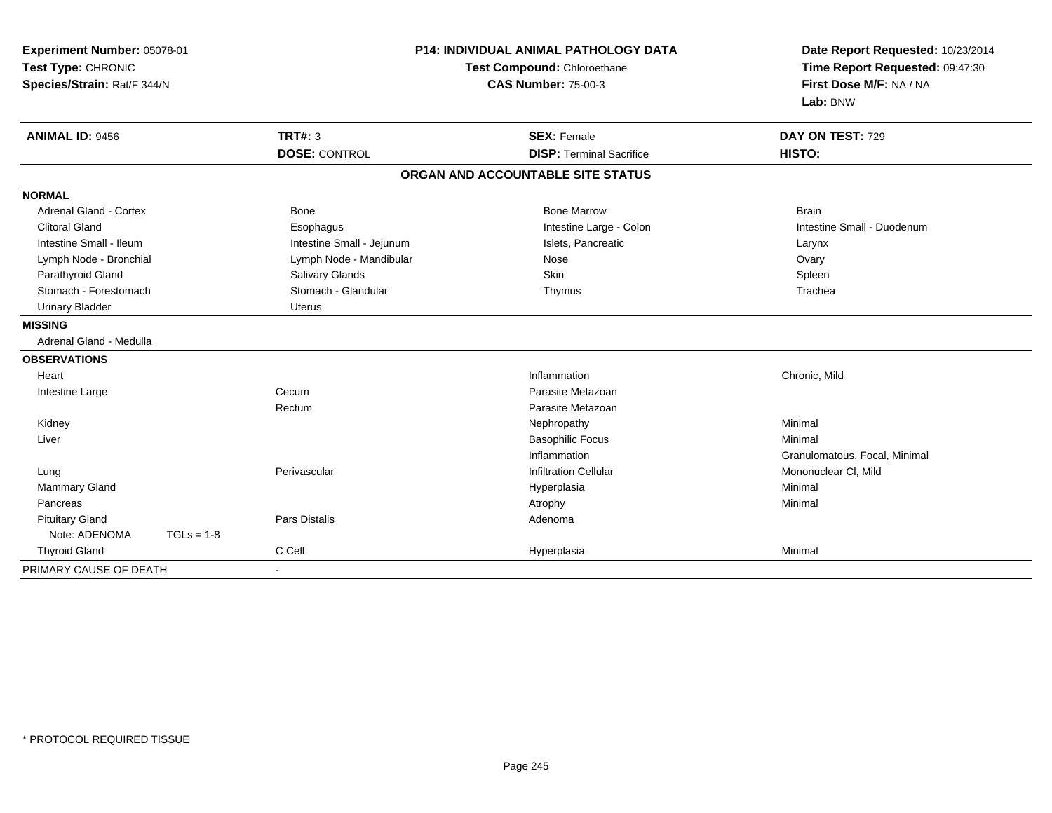**Experiment Number:** 05078-01
**Test Type:** CHRONIC
**Species/Strain:** Rat/F 344/N

**P14: INDIVIDUAL ANIMAL PATHOLOGY DATA**
**Test Compound:** Chloroethane
**CAS Number:** 75-00-3

**Date Report Requested:** 10/23/2014
**Time Report Requested:** 09:47:30
**First Dose M/F:** NA / NA
**Lab:** BNW

| **ANIMAL ID:** 9456 | **TRT#:** 3 | **SEX:** Female | **DAY ON TEST:** 729 |
|---|---|---|---|
| | **DOSE:** CONTROL | **DISP:** Terminal Sacrifice | **HISTO:** |

## ORGAN AND ACCOUNTABLE SITE STATUS

| | | | |
|---|---|---|---|
| **NORMAL** | | | |
| Adrenal Gland - Cortex | Bone | Bone Marrow | Brain |
| Clitoral Gland | Esophagus | Intestine Large - Colon | Intestine Small - Duodenum |
| Intestine Small - Ileum | Intestine Small - Jejunum | Islets, Pancreatic | Larynx |
| Lymph Node - Bronchial | Lymph Node - Mandibular | Nose | Ovary |
| Parathyroid Gland | Salivary Glands | Skin | Spleen |
| Stomach - Forestomach | Stomach - Glandular | Thymus | Trachea |
| Urinary Bladder | Uterus | | |
| **MISSING** | | | |
| Adrenal Gland - Medulla | | | |
| **OBSERVATIONS** | | | |
| Heart | | Inflammation | Chronic, Mild |
| Intestine Large | Cecum | Parasite Metazoan | |
| | Rectum | Parasite Metazoan | |
| Kidney | | Nephropathy | Minimal |
| Liver | | Basophilic Focus | Minimal |
| | | Inflammation | Granulomatous, Focal, Minimal |
| Lung | Perivascular | Infiltration Cellular | Mononuclear Cl, Mild |
| Mammary Gland | | Hyperplasia | Minimal |
| Pancreas | | Atrophy | Minimal |
| Pituitary Gland | Pars Distalis | Adenoma | |
| Note: ADENOMA TGLs = 1-8 | | | |
| Thyroid Gland | C Cell | Hyperplasia | Minimal |
| PRIMARY CAUSE OF DEATH | - | | |

* PROTOCOL REQUIRED TISSUE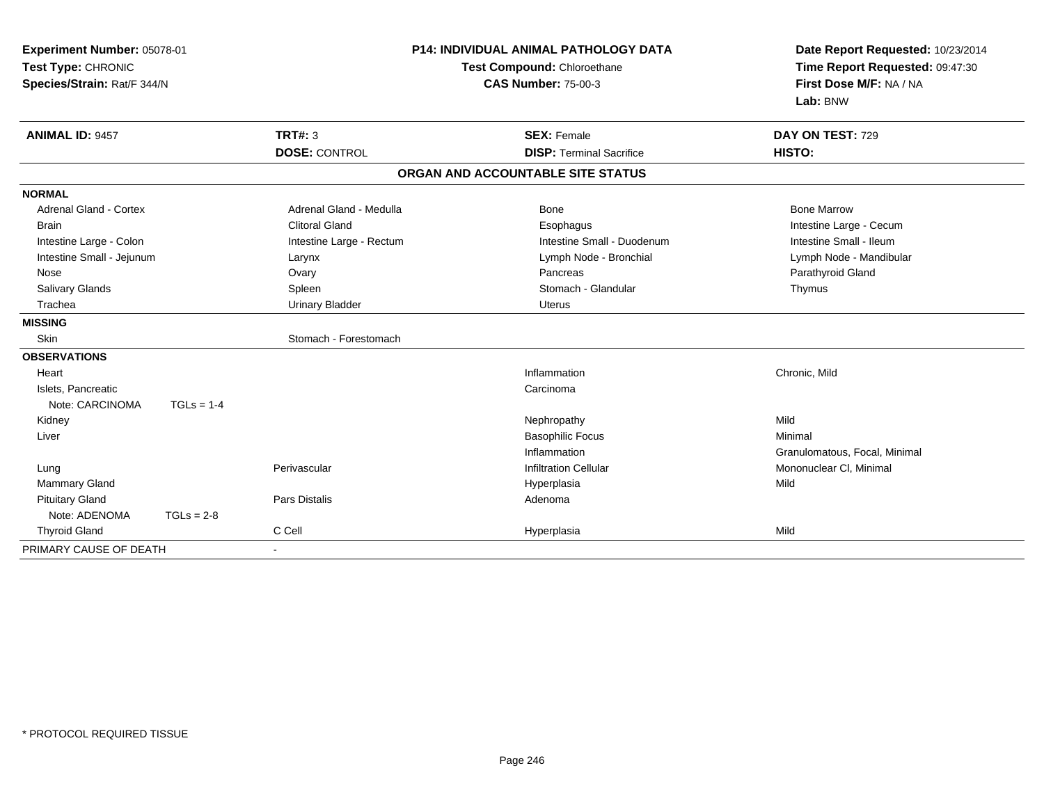**Experiment Number:** 05078-01
**Test Type:** CHRONIC
**Species/Strain:** Rat/F 344/N

**P14: INDIVIDUAL ANIMAL PATHOLOGY DATA**
**Test Compound:** Chloroethane
**CAS Number:** 75-00-3

**Date Report Requested:** 10/23/2014
**Time Report Requested:** 09:47:30
**First Dose M/F:** NA / NA
**Lab:** BNW

| **ANIMAL ID:** 9457 | **TRT#:** 3 | **SEX:** Female | **DAY ON TEST:** 729 |
|---|---|---|---|
| | **DOSE:** CONTROL | **DISP:** Terminal Sacrifice | **HISTO:** |

**ORGAN AND ACCOUNTABLE SITE STATUS**

| | | | |
|---|---|---|---|
| **NORMAL** | | | |
| Adrenal Gland - Cortex | Adrenal Gland - Medulla | Bone | Bone Marrow |
| Brain | Clitoral Gland | Esophagus | Intestine Large - Cecum |
| Intestine Large - Colon | Intestine Large - Rectum | Intestine Small - Duodenum | Intestine Small - Ileum |
| Intestine Small - Jejunum | Larynx | Lymph Node - Bronchial | Lymph Node - Mandibular |
| Nose | Ovary | Pancreas | Parathyroid Gland |
| Salivary Glands | Spleen | Stomach - Glandular | Thymus |
| Trachea | Urinary Bladder | Uterus | |
| **MISSING** | | | |
| Skin | Stomach - Forestomach | | |
| **OBSERVATIONS** | | | |
| Heart | | Inflammation | Chronic, Mild |
| Islets, Pancreatic | | Carcinoma | |
| Note: CARCINOMA TGLs = 1-4 | | | |
| Kidney | | Nephropathy | Mild |
| Liver | | Basophilic Focus | Minimal |
| | | Inflammation | Granulomatous, Focal, Minimal |
| Lung | Perivascular | Infiltration Cellular | Mononuclear Cl, Minimal |
| Mammary Gland | | Hyperplasia | Mild |
| Pituitary Gland | Pars Distalis | Adenoma | |
| Note: ADENOMA TGLs = 2-8 | | | |
| Thyroid Gland | C Cell | Hyperplasia | Mild |
| PRIMARY CAUSE OF DEATH | - | | |

* PROTOCOL REQUIRED TISSUE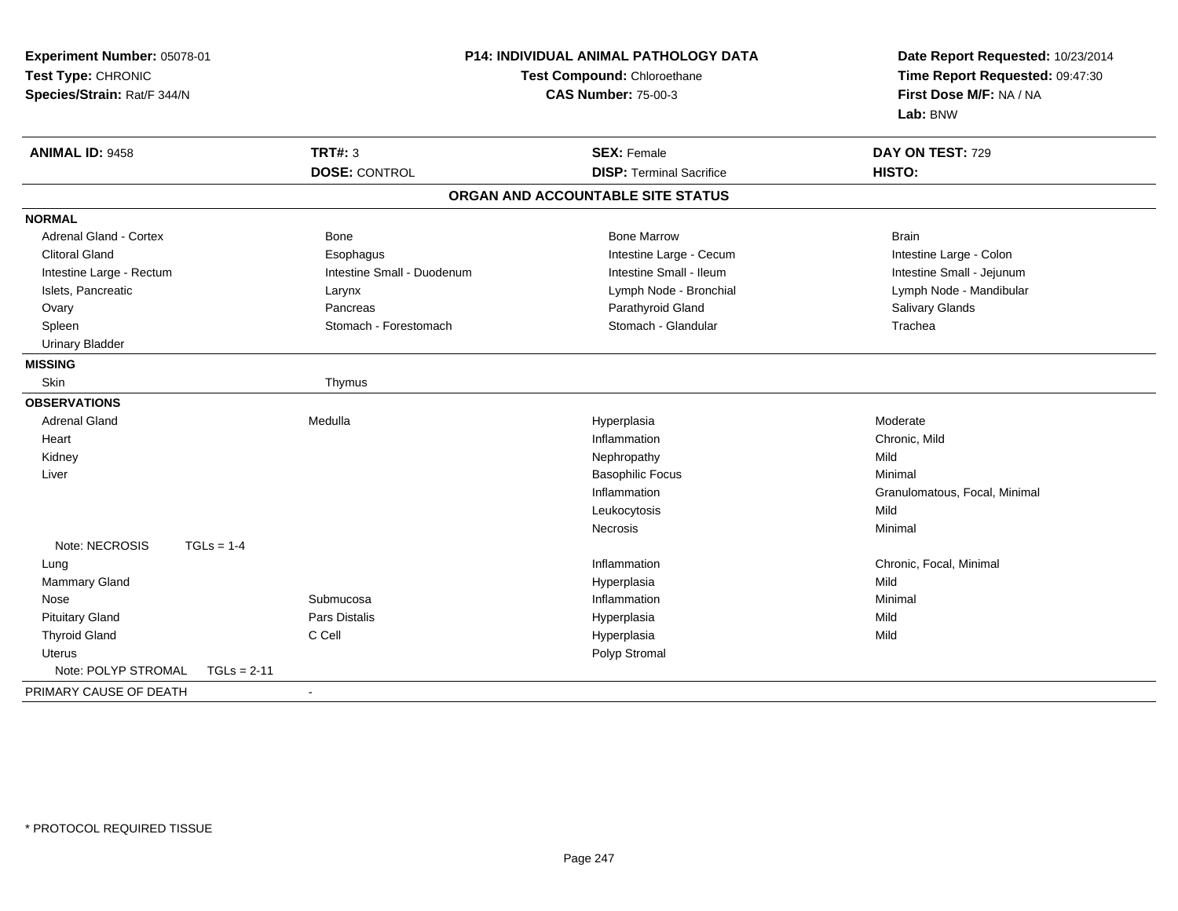**Experiment Number:** 05078-01
**Test Type:** CHRONIC
**Species/Strain:** Rat/F 344/N

**P14: INDIVIDUAL ANIMAL PATHOLOGY DATA**
**Test Compound:** Chloroethane
**CAS Number:** 75-00-3

**Date Report Requested:** 10/23/2014
**Time Report Requested:** 09:47:30
**First Dose M/F:** NA / NA
**Lab:** BNW

| **ANIMAL ID:** 9458 | **TRT#:** 3 | **SEX:** Female | **DAY ON TEST:** 729 |
|---|---|---|---|
| | **DOSE:** CONTROL | **DISP:** Terminal Sacrifice | **HISTO:** |

**ORGAN AND ACCOUNTABLE SITE STATUS**

| | | | |
|---|---|---|---|
| **NORMAL** | | | |
| Adrenal Gland - Cortex | Bone | Bone Marrow | Brain |
| Clitoral Gland | Esophagus | Intestine Large - Cecum | Intestine Large - Colon |
| Intestine Large - Rectum | Intestine Small - Duodenum | Intestine Small - Ileum | Intestine Small - Jejunum |
| Islets, Pancreatic | Larynx | Lymph Node - Bronchial | Lymph Node - Mandibular |
| Ovary | Pancreas | Parathyroid Gland | Salivary Glands |
| Spleen | Stomach - Forestomach | Stomach - Glandular | Trachea |
| Urinary Bladder | | | |
| **MISSING** | | | |
| Skin | Thymus | | |
| **OBSERVATIONS** | | | |
| Adrenal Gland | Medulla | Hyperplasia | Moderate |
| Heart | | Inflammation | Chronic, Mild |
| Kidney | | Nephropathy | Mild |
| Liver | | Basophilic Focus | Minimal |
| | | Inflammation | Granulomatous, Focal, Minimal |
| | | Leukocytosis | Mild |
| | | Necrosis | Minimal |
| Note: NECROSIS TGLs = 1-4 | | | |
| Lung | | Inflammation | Chronic, Focal, Minimal |
| Mammary Gland | | Hyperplasia | Mild |
| Nose | Submucosa | Inflammation | Minimal |
| Pituitary Gland | Pars Distalis | Hyperplasia | Mild |
| Thyroid Gland | C Cell | Hyperplasia | Mild |
| Uterus | | Polyp Stromal | |
| Note: POLYP STROMAL TGLs = 2-11 | | | |
| PRIMARY CAUSE OF DEATH | - | | |

* PROTOCOL REQUIRED TISSUE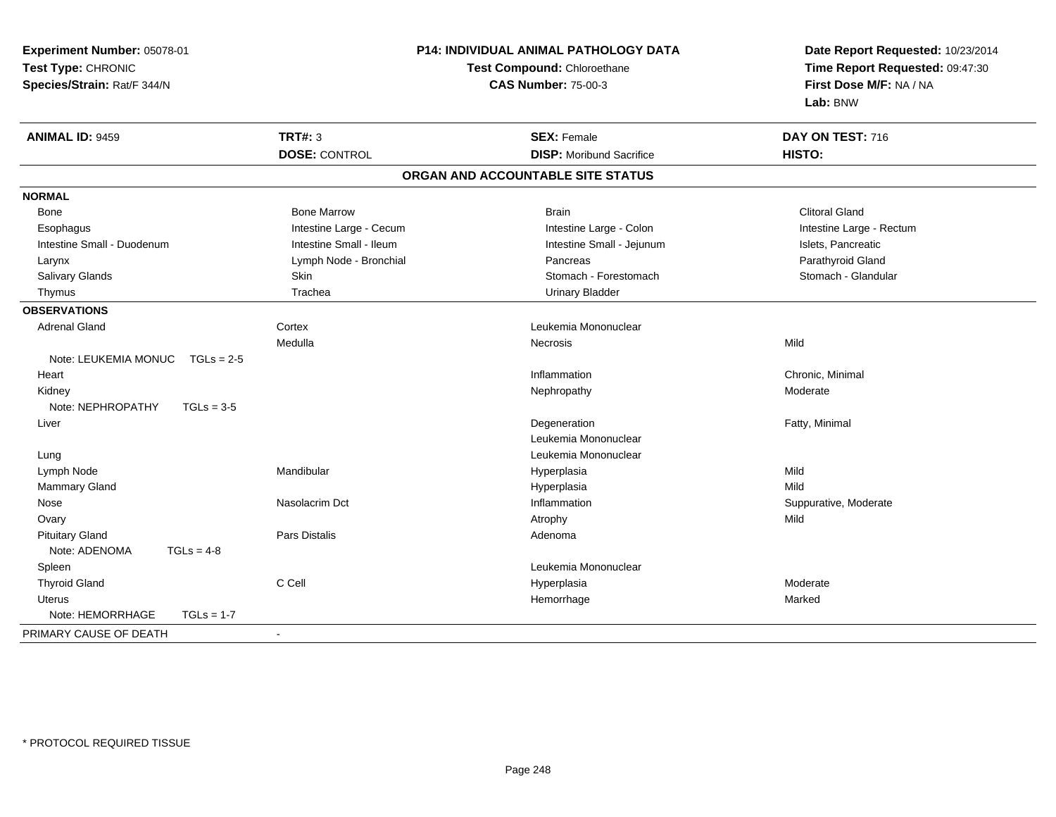**Experiment Number:** 05078-01
**Test Type:** CHRONIC
**Species/Strain:** Rat/F 344/N

**P14: INDIVIDUAL ANIMAL PATHOLOGY DATA**
**Test Compound:** Chloroethane
**CAS Number:** 75-00-3

**Date Report Requested:** 10/23/2014
**Time Report Requested:** 09:47:30
**First Dose M/F:** NA / NA
**Lab:** BNW

| **ANIMAL ID:** 9459 | **TRT#:** 3 | **SEX:** Female | **DAY ON TEST:** 716 |
|---|---|---|---|
| | **DOSE:** CONTROL | **DISP:** Moribund Sacrifice | **HISTO:** |

## ORGAN AND ACCOUNTABLE SITE STATUS

| | | | |
|---|---|---|---|
| **NORMAL** | | | |
| Bone | Bone Marrow | Brain | Clitoral Gland |
| Esophagus | Intestine Large - Cecum | Intestine Large - Colon | Intestine Large - Rectum |
| Intestine Small - Duodenum | Intestine Small - Ileum | Intestine Small - Jejunum | Islets, Pancreatic |
| Larynx | Lymph Node - Bronchial | Pancreas | Parathyroid Gland |
| Salivary Glands | Skin | Stomach - Forestomach | Stomach - Glandular |
| Thymus | Trachea | Urinary Bladder | |
| **OBSERVATIONS** | | | |
| Adrenal Gland | Cortex | Leukemia Mononuclear | |
| | Medulla | Necrosis | Mild |
| Note: LEUKEMIA MONUC TGLs = 2-5 | | | |
| Heart | | Inflammation | Chronic, Minimal |
| Kidney | | Nephropathy | Moderate |
| Note: NEPHROPATHY TGLs = 3-5 | | | |
| Liver | | Degeneration | Fatty, Minimal |
| | | Leukemia Mononuclear | |
| Lung | | Leukemia Mononuclear | |
| Lymph Node | Mandibular | Hyperplasia | Mild |
| Mammary Gland | | Hyperplasia | Mild |
| Nose | Nasolacrim Dct | Inflammation | Suppurative, Moderate |
| Ovary | | Atrophy | Mild |
| Pituitary Gland | Pars Distalis | Adenoma | |
| Note: ADENOMA TGLs = 4-8 | | | |
| Spleen | | Leukemia Mononuclear | |
| Thyroid Gland | C Cell | Hyperplasia | Moderate |
| Uterus | | Hemorrhage | Marked |
| Note: HEMORRHAGE TGLs = 1-7 | | | |
| PRIMARY CAUSE OF DEATH | - | | |

* PROTOCOL REQUIRED TISSUE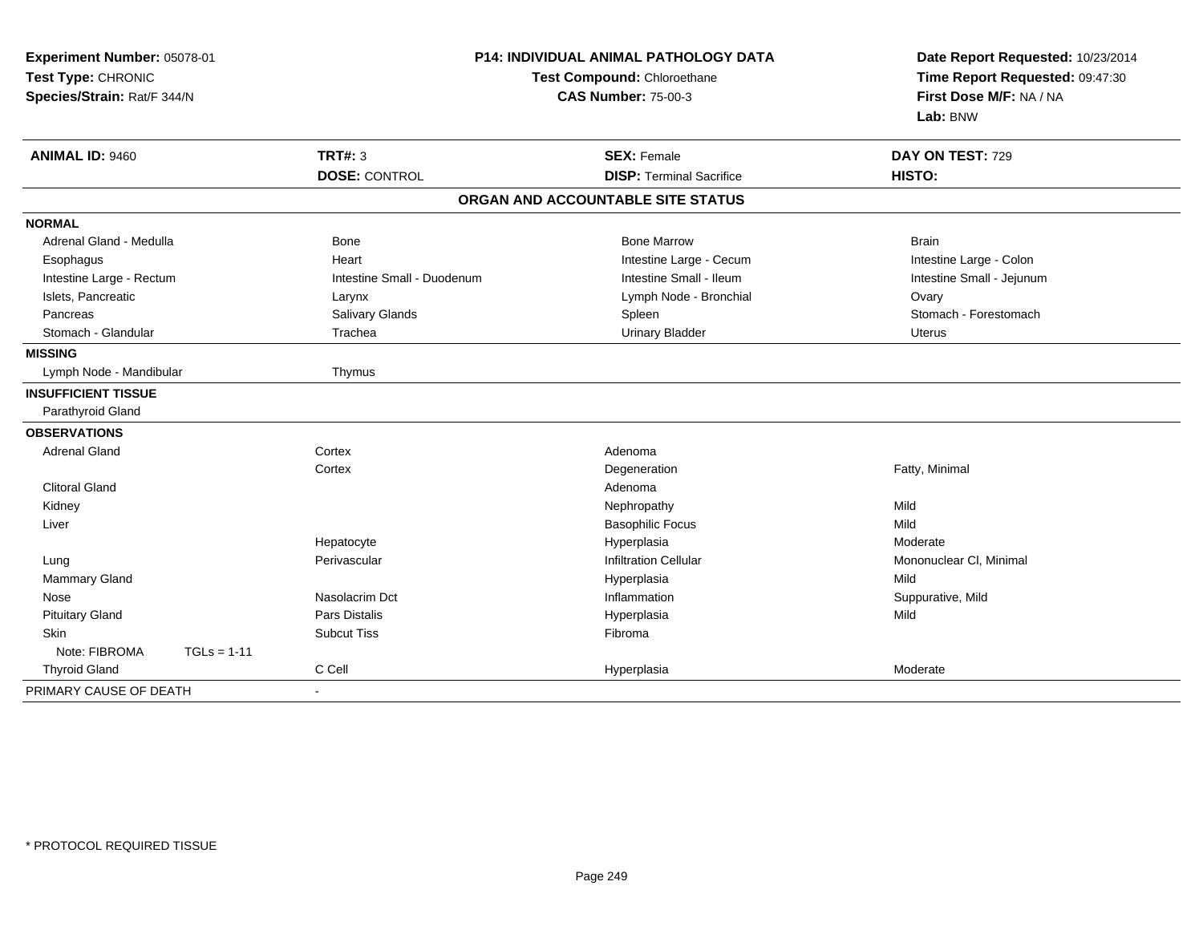**Experiment Number:** 05078-01
**Test Type:** CHRONIC
**Species/Strain:** Rat/F 344/N

**P14: INDIVIDUAL ANIMAL PATHOLOGY DATA**
**Test Compound:** Chloroethane
**CAS Number:** 75-00-3

**Date Report Requested:** 10/23/2014
**Time Report Requested:** 09:47:30
**First Dose M/F:** NA / NA
**Lab:** BNW

| **ANIMAL ID:** 9460 | **TRT#:** 3 | **SEX:** Female | **DAY ON TEST:** 729 |
|---|---|---|---|
| | **DOSE:** CONTROL | **DISP:** Terminal Sacrifice | **HISTO:** |

**ORGAN AND ACCOUNTABLE SITE STATUS**

| | | | |
|---|---|---|---|
| **NORMAL** | | | |
| Adrenal Gland - Medulla | Bone | Bone Marrow | Brain |
| Esophagus | Heart | Intestine Large - Cecum | Intestine Large - Colon |
| Intestine Large - Rectum | Intestine Small - Duodenum | Intestine Small - Ileum | Intestine Small - Jejunum |
| Islets, Pancreatic | Larynx | Lymph Node - Bronchial | Ovary |
| Pancreas | Salivary Glands | Spleen | Stomach - Forestomach |
| Stomach - Glandular | Trachea | Urinary Bladder | Uterus |
| **MISSING** | | | |
| Lymph Node - Mandibular | Thymus | | |
| **INSUFFICIENT TISSUE** | | | |
| Parathyroid Gland | | | |
| **OBSERVATIONS** | | | |
| Adrenal Gland | Cortex | Adenoma | |
| | Cortex | Degeneration | Fatty, Minimal |
| Clitoral Gland | | Adenoma | |
| Kidney | | Nephropathy | Mild |
| Liver | | Basophilic Focus | Mild |
| | Hepatocyte | Hyperplasia | Moderate |
| Lung | Perivascular | Infiltration Cellular | Mononuclear Cl, Minimal |
| Mammary Gland | | Hyperplasia | Mild |
| Nose | Nasolacrim Dct | Inflammation | Suppurative, Mild |
| Pituitary Gland | Pars Distalis | Hyperplasia | Mild |
| Skin | Subcut Tiss | Fibroma | |
| Note: FIBROMA TGLs = 1-11 | | | |
| Thyroid Gland | C Cell | Hyperplasia | Moderate |
| PRIMARY CAUSE OF DEATH | - | | |

\* PROTOCOL REQUIRED TISSUE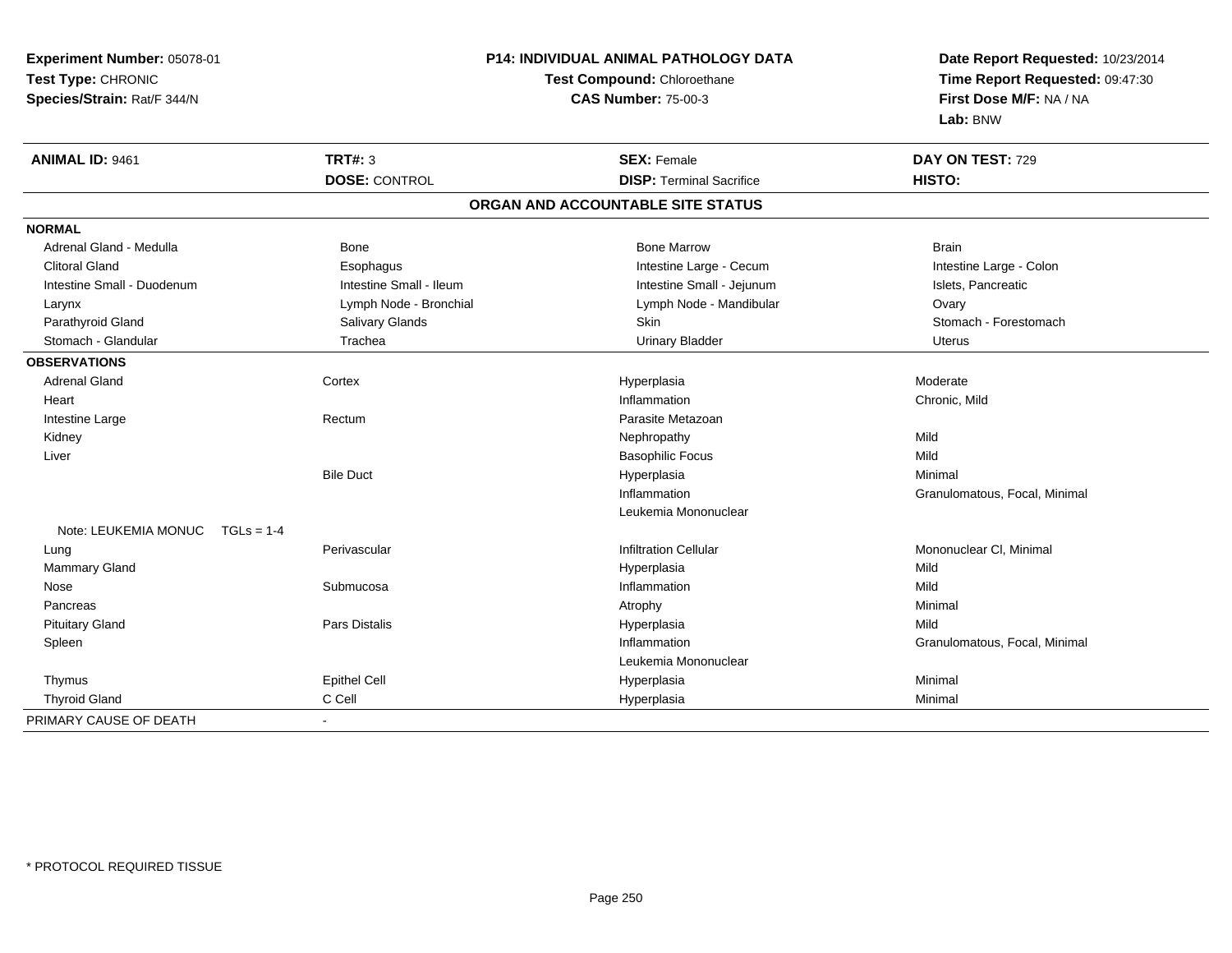**Experiment Number:** 05078-01
**Test Type:** CHRONIC
**Species/Strain:** Rat/F 344/N

**P14: INDIVIDUAL ANIMAL PATHOLOGY DATA**
**Test Compound:** Chloroethane
**CAS Number:** 75-00-3

**Date Report Requested:** 10/23/2014
**Time Report Requested:** 09:47:30
**First Dose M/F:** NA / NA
**Lab:** BNW

| **ANIMAL ID:** 9461 | **TRT#:** 3 | **SEX:** Female | **DAY ON TEST:** 729 |
|---|---|---|---|
| | **DOSE:** CONTROL | **DISP:** Terminal Sacrifice | **HISTO:** |

## ORGAN AND ACCOUNTABLE SITE STATUS

**NORMAL**

| | | | |
|---|---|---|---|
| Adrenal Gland - Medulla | Bone | Bone Marrow | Brain |
| Clitoral Gland | Esophagus | Intestine Large - Cecum | Intestine Large - Colon |
| Intestine Small - Duodenum | Intestine Small - Ileum | Intestine Small - Jejunum | Islets, Pancreatic |
| Larynx | Lymph Node - Bronchial | Lymph Node - Mandibular | Ovary |
| Parathyroid Gland | Salivary Glands | Skin | Stomach - Forestomach |
| Stomach - Glandular | Trachea | Urinary Bladder | Uterus |

**OBSERVATIONS**

| | | | |
|---|---|---|---|
| Adrenal Gland | Cortex | Hyperplasia | Moderate |
| Heart | | Inflammation | Chronic, Mild |
| Intestine Large | Rectum | Parasite Metazoan | |
| Kidney | | Nephropathy | Mild |
| Liver | | Basophilic Focus | Mild |
| | Bile Duct | Hyperplasia | Minimal |
| | | Inflammation | Granulomatous, Focal, Minimal |
| | | Leukemia Mononuclear | |
| Note: LEUKEMIA MONUC TGLs = 1-4 | | | |
| Lung | Perivascular | Infiltration Cellular | Mononuclear Cl, Minimal |
| Mammary Gland | | Hyperplasia | Mild |
| Nose | Submucosa | Inflammation | Mild |
| Pancreas | | Atrophy | Minimal |
| Pituitary Gland | Pars Distalis | Hyperplasia | Mild |
| Spleen | | Inflammation | Granulomatous, Focal, Minimal |
| | | Leukemia Mononuclear | |
| Thymus | Epithel Cell | Hyperplasia | Minimal |
| Thyroid Gland | C Cell | Hyperplasia | Minimal |

PRIMARY CAUSE OF DEATH -

* PROTOCOL REQUIRED TISSUE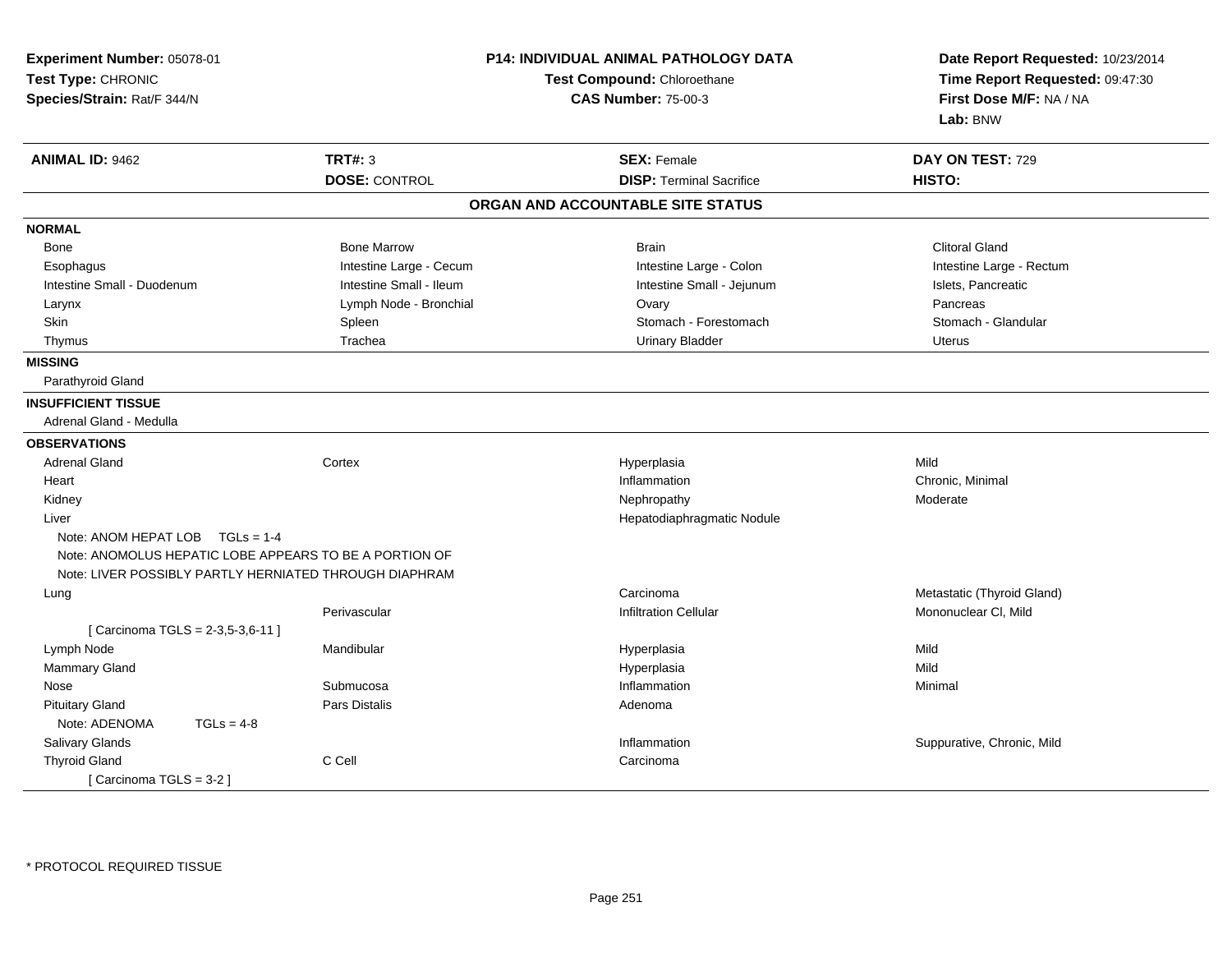**Experiment Number:** 05078-01
**Test Type:** CHRONIC
**Species/Strain:** Rat/F 344/N

**P14: INDIVIDUAL ANIMAL PATHOLOGY DATA**
**Test Compound:** Chloroethane
**CAS Number:** 75-00-3

**Date Report Requested:** 10/23/2014
**Time Report Requested:** 09:47:30
**First Dose M/F:** NA / NA
**Lab:** BNW

| **ANIMAL ID:** 9462 | **TRT#:** 3 | **SEX:** Female | **DAY ON TEST:** 729 |
|---|---|---|---|
| | **DOSE:** CONTROL | **DISP:** Terminal Sacrifice | **HISTO:** |

## ORGAN AND ACCOUNTABLE SITE STATUS

**NORMAL**

| | | | |
|---|---|---|---|
| Bone | Bone Marrow | Brain | Clitoral Gland |
| Esophagus | Intestine Large - Cecum | Intestine Large - Colon | Intestine Large - Rectum |
| Intestine Small - Duodenum | Intestine Small - Ileum | Intestine Small - Jejunum | Islets, Pancreatic |
| Larynx | Lymph Node - Bronchial | Ovary | Pancreas |
| Skin | Spleen | Stomach - Forestomach | Stomach - Glandular |
| Thymus | Trachea | Urinary Bladder | Uterus |

**MISSING**

Parathyroid Gland

**INSUFFICIENT TISSUE**

Adrenal Gland - Medulla

**OBSERVATIONS**

| | | | |
|---|---|---|---|
| Adrenal Gland | Cortex | Hyperplasia | Mild |
| Heart | | Inflammation | Chronic, Minimal |
| Kidney | | Nephropathy | Moderate |
| Liver | | Hepatodiaphragmatic Nodule | |
| Note: ANOM HEPAT LOB TGLs = 1-4 | | | |
| Note: ANOMOLUS HEPATIC LOBE APPEARS TO BE A PORTION OF | | | |
| Note: LIVER POSSIBLY PARTLY HERNIATED THROUGH DIAPHRAM | | | |
| Lung | | Carcinoma | Metastatic (Thyroid Gland) |
| | Perivascular | Infiltration Cellular | Mononuclear Cl, Mild |
| [ Carcinoma TGLS = 2-3,5-3,6-11 ] | | | |
| Lymph Node | Mandibular | Hyperplasia | Mild |
| Mammary Gland | | Hyperplasia | Mild |
| Nose | Submucosa | Inflammation | Minimal |
| Pituitary Gland | Pars Distalis | Adenoma | |
| Note: ADENOMA TGLs = 4-8 | | | |
| Salivary Glands | | Inflammation | Suppurative, Chronic, Mild |
| Thyroid Gland | C Cell | Carcinoma | |
| [ Carcinoma TGLS = 3-2 ] | | | |

* PROTOCOL REQUIRED TISSUE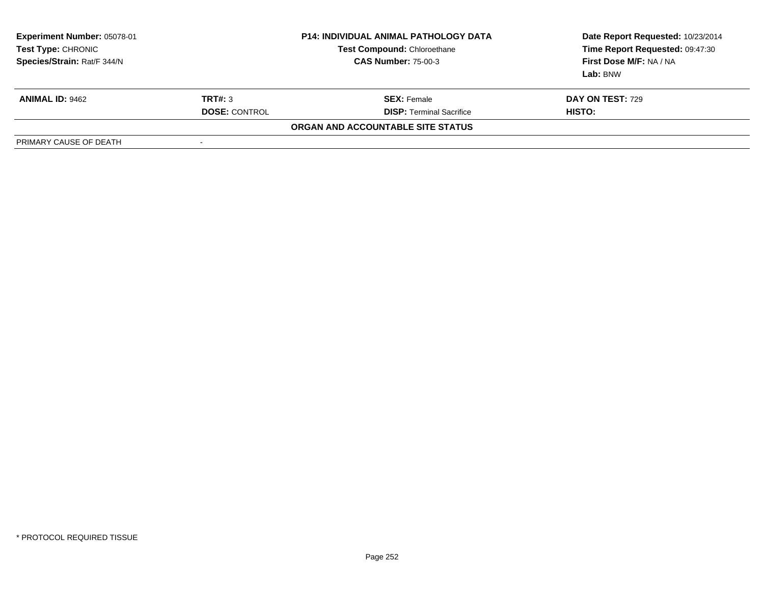| Experiment Number: 05078-01 | P14: INDIVIDUAL ANIMAL PATHOLOGY DATA | Date Report Requested: 10/23/2014 |
|---|---|---|
| Test Type: CHRONIC | Test Compound: Chloroethane | Time Report Requested: 09:47:30 |
| Species/Strain: Rat/F 344/N | CAS Number: 75-00-3 | First Dose M/F: NA / NA |
| | | Lab: BNW |

| ANIMAL ID: 9462 | TRT#: 3 | SEX: Female | DAY ON TEST: 729 |
|---|---|---|---|
| | DOSE: CONTROL | DISP: Terminal Sacrifice | HISTO: |

**ORGAN AND ACCOUNTABLE SITE STATUS**

| PRIMARY CAUSE OF DEATH | - |
|---|---|

* PROTOCOL REQUIRED TISSUE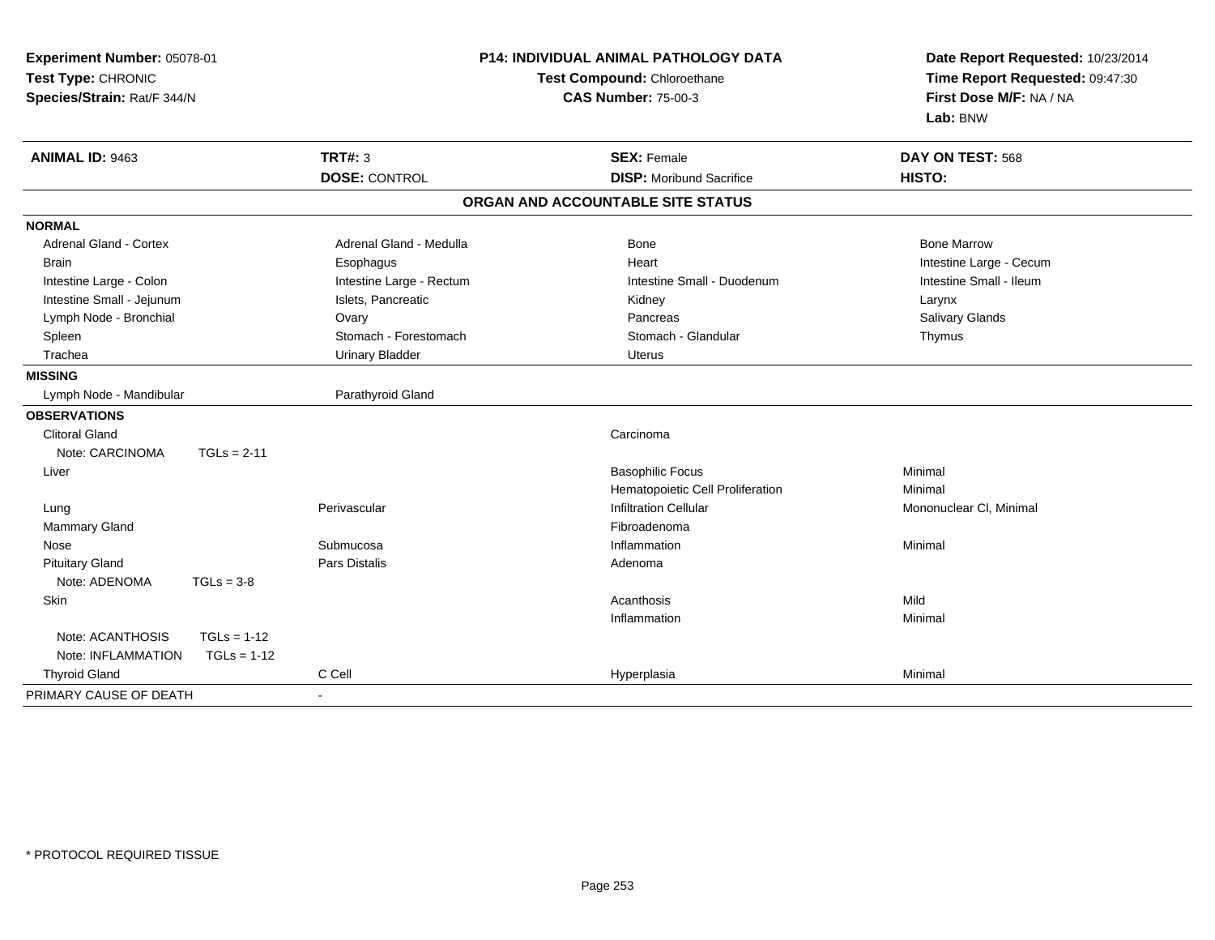**Experiment Number:** 05078-01
**Test Type:** CHRONIC
**Species/Strain:** Rat/F 344/N

**P14: INDIVIDUAL ANIMAL PATHOLOGY DATA**
**Test Compound:** Chloroethane
**CAS Number:** 75-00-3

**Date Report Requested:** 10/23/2014
**Time Report Requested:** 09:47:30
**First Dose M/F:** NA / NA
**Lab:** BNW

| **ANIMAL ID:** 9463 | **TRT#:** 3 | **SEX:** Female | **DAY ON TEST:** 568 |
|---|---|---|---|
| | **DOSE:** CONTROL | **DISP:** Moribund Sacrifice | **HISTO:** |

## ORGAN AND ACCOUNTABLE SITE STATUS

**NORMAL**

| | | | |
|---|---|---|---|
| Adrenal Gland - Cortex | Adrenal Gland - Medulla | Bone | Bone Marrow |
| Brain | Esophagus | Heart | Intestine Large - Cecum |
| Intestine Large - Colon | Intestine Large - Rectum | Intestine Small - Duodenum | Intestine Small - Ileum |
| Intestine Small - Jejunum | Islets, Pancreatic | Kidney | Larynx |
| Lymph Node - Bronchial | Ovary | Pancreas | Salivary Glands |
| Spleen | Stomach - Forestomach | Stomach - Glandular | Thymus |
| Trachea | Urinary Bladder | Uterus | |

**MISSING**

| | |
|---|---|
| Lymph Node - Mandibular | Parathyroid Gland |

**OBSERVATIONS**

| | | | |
|---|---|---|---|
| Clitoral Gland | | Carcinoma | |
| Note: CARCINOMA TGLs = 2-11 | | | |
| Liver | | Basophilic Focus | Minimal |
| | | Hematopoietic Cell Proliferation | Minimal |
| Lung | Perivascular | Infiltration Cellular | Mononuclear Cl, Minimal |
| Mammary Gland | | Fibroadenoma | |
| Nose | Submucosa | Inflammation | Minimal |
| Pituitary Gland | Pars Distalis | Adenoma | |
| Note: ADENOMA TGLs = 3-8 | | | |
| Skin | | Acanthosis | Mild |
| | | Inflammation | Minimal |
| Note: ACANTHOSIS TGLs = 1-12 | | | |
| Note: INFLAMMATION TGLs = 1-12 | | | |
| Thyroid Gland | C Cell | Hyperplasia | Minimal |

PRIMARY CAUSE OF DEATH -

\* PROTOCOL REQUIRED TISSUE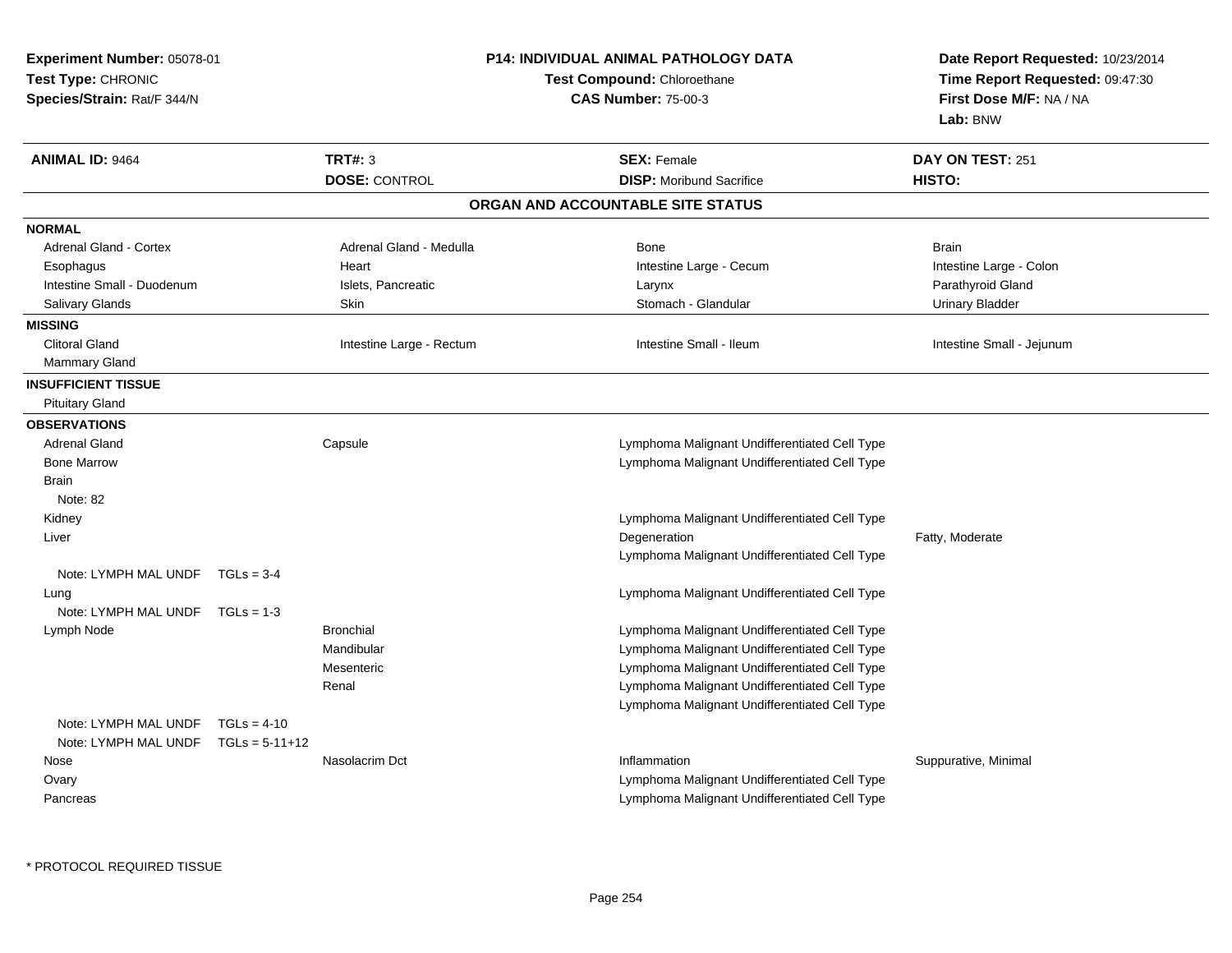**Experiment Number:** 05078-01
**Test Type:** CHRONIC
**Species/Strain:** Rat/F 344/N

**P14: INDIVIDUAL ANIMAL PATHOLOGY DATA**
**Test Compound:** Chloroethane
**CAS Number:** 75-00-3

**Date Report Requested:** 10/23/2014
**Time Report Requested:** 09:47:30
**First Dose M/F:** NA / NA
**Lab:** BNW

| **ANIMAL ID:** 9464 | **TRT#:** 3 | **SEX:** Female | **DAY ON TEST:** 251 |
|---|---|---|---|
| | **DOSE:** CONTROL | **DISP:** Moribund Sacrifice | **HISTO:** |

## ORGAN AND ACCOUNTABLE SITE STATUS

**NORMAL**

| | | | |
|---|---|---|---|
| Adrenal Gland - Cortex | Adrenal Gland - Medulla | Bone | Brain |
| Esophagus | Heart | Intestine Large - Cecum | Intestine Large - Colon |
| Intestine Small - Duodenum | Islets, Pancreatic | Larynx | Parathyroid Gland |
| Salivary Glands | Skin | Stomach - Glandular | Urinary Bladder |

**MISSING**

| | | | |
|---|---|---|---|
| Clitoral Gland | Intestine Large - Rectum | Intestine Small - Ileum | Intestine Small - Jejunum |
| Mammary Gland | | | |

**INSUFFICIENT TISSUE**

Pituitary Gland

**OBSERVATIONS**

| Organ | Site | Observation | Qualifier |
|---|---|---|---|
| Adrenal Gland | Capsule | Lymphoma Malignant Undifferentiated Cell Type | |
| Bone Marrow | | Lymphoma Malignant Undifferentiated Cell Type | |
| Brain | | | |
| Note: 82 | | | |
| Kidney | | Lymphoma Malignant Undifferentiated Cell Type | |
| Liver | | Degeneration | Fatty, Moderate |
| | | Lymphoma Malignant Undifferentiated Cell Type | |
| Note: LYMPH MAL UNDF TGLs = 3-4 | | | |
| Lung | | Lymphoma Malignant Undifferentiated Cell Type | |
| Note: LYMPH MAL UNDF TGLs = 1-3 | | | |
| Lymph Node | Bronchial | Lymphoma Malignant Undifferentiated Cell Type | |
| | Mandibular | Lymphoma Malignant Undifferentiated Cell Type | |
| | Mesenteric | Lymphoma Malignant Undifferentiated Cell Type | |
| | Renal | Lymphoma Malignant Undifferentiated Cell Type | |
| | | Lymphoma Malignant Undifferentiated Cell Type | |
| Note: LYMPH MAL UNDF TGLs = 4-10 | | | |
| Note: LYMPH MAL UNDF TGLs = 5-11+12 | | | |
| Nose | Nasolacrim Dct | Inflammation | Suppurative, Minimal |
| Ovary | | Lymphoma Malignant Undifferentiated Cell Type | |
| Pancreas | | Lymphoma Malignant Undifferentiated Cell Type | |

* PROTOCOL REQUIRED TISSUE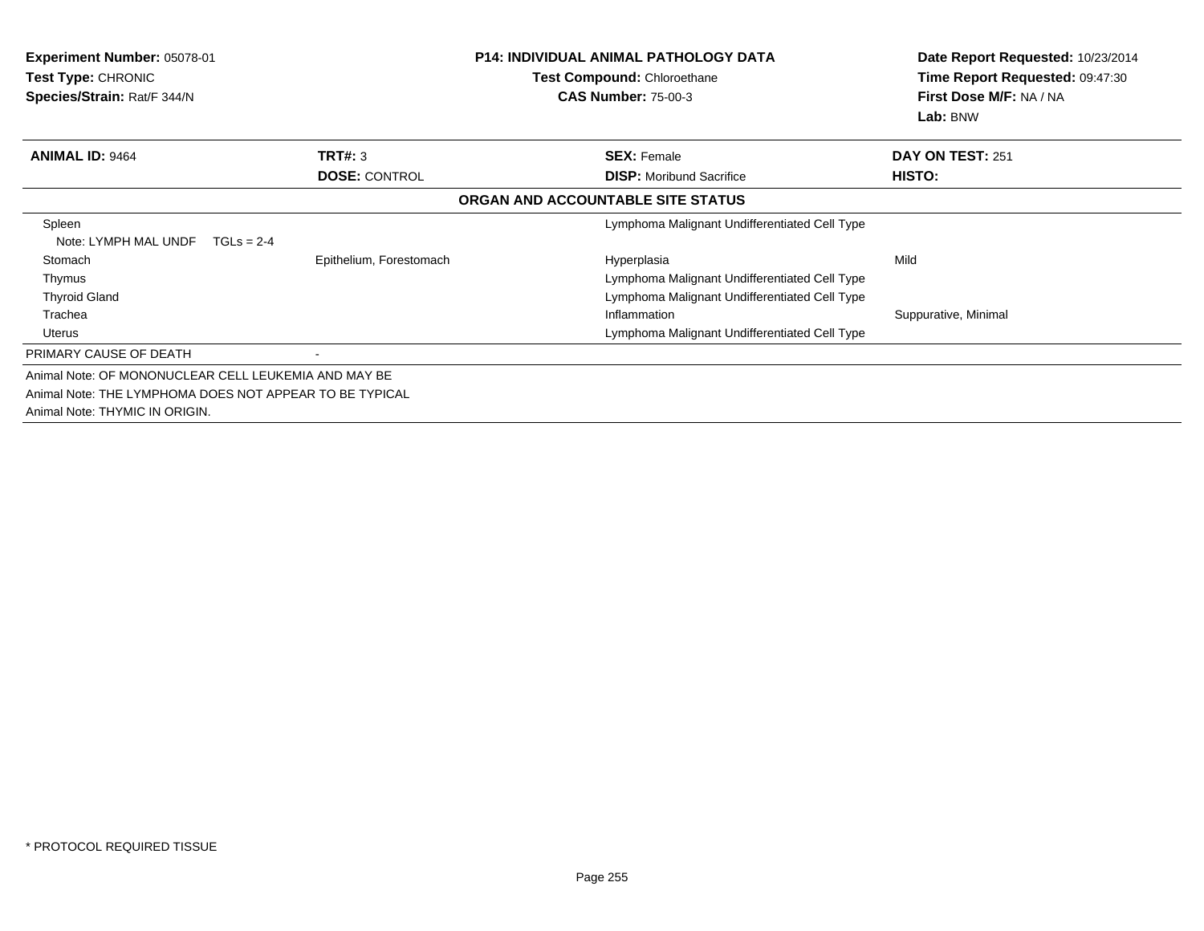**Experiment Number:** 05078-01
**Test Type:** CHRONIC
**Species/Strain:** Rat/F 344/N

**P14: INDIVIDUAL ANIMAL PATHOLOGY DATA**
**Test Compound:** Chloroethane
**CAS Number:** 75-00-3

**Date Report Requested:** 10/23/2014
**Time Report Requested:** 09:47:30
**First Dose M/F:** NA / NA
**Lab:** BNW

| **ANIMAL ID:** 9464 | **TRT#:** 3 | **SEX:** Female | **DAY ON TEST:** 251 |
|---|---|---|---|
| | **DOSE:** CONTROL | **DISP:** Moribund Sacrifice | **HISTO:** |

**ORGAN AND ACCOUNTABLE SITE STATUS**

| | | | |
|---|---|---|---|
| Spleen | | Lymphoma Malignant Undifferentiated Cell Type | |
| Note: LYMPH MAL UNDF TGLs = 2-4 | | | |
| Stomach | Epithelium, Forestomach | Hyperplasia | Mild |
| Thymus | | Lymphoma Malignant Undifferentiated Cell Type | |
| Thyroid Gland | | Lymphoma Malignant Undifferentiated Cell Type | |
| Trachea | | Inflammation | Suppurative, Minimal |
| Uterus | | Lymphoma Malignant Undifferentiated Cell Type | |
| PRIMARY CAUSE OF DEATH | - | | |

Animal Note: OF MONONUCLEAR CELL LEUKEMIA AND MAY BE
Animal Note: THE LYMPHOMA DOES NOT APPEAR TO BE TYPICAL
Animal Note: THYMIC IN ORIGIN.

* PROTOCOL REQUIRED TISSUE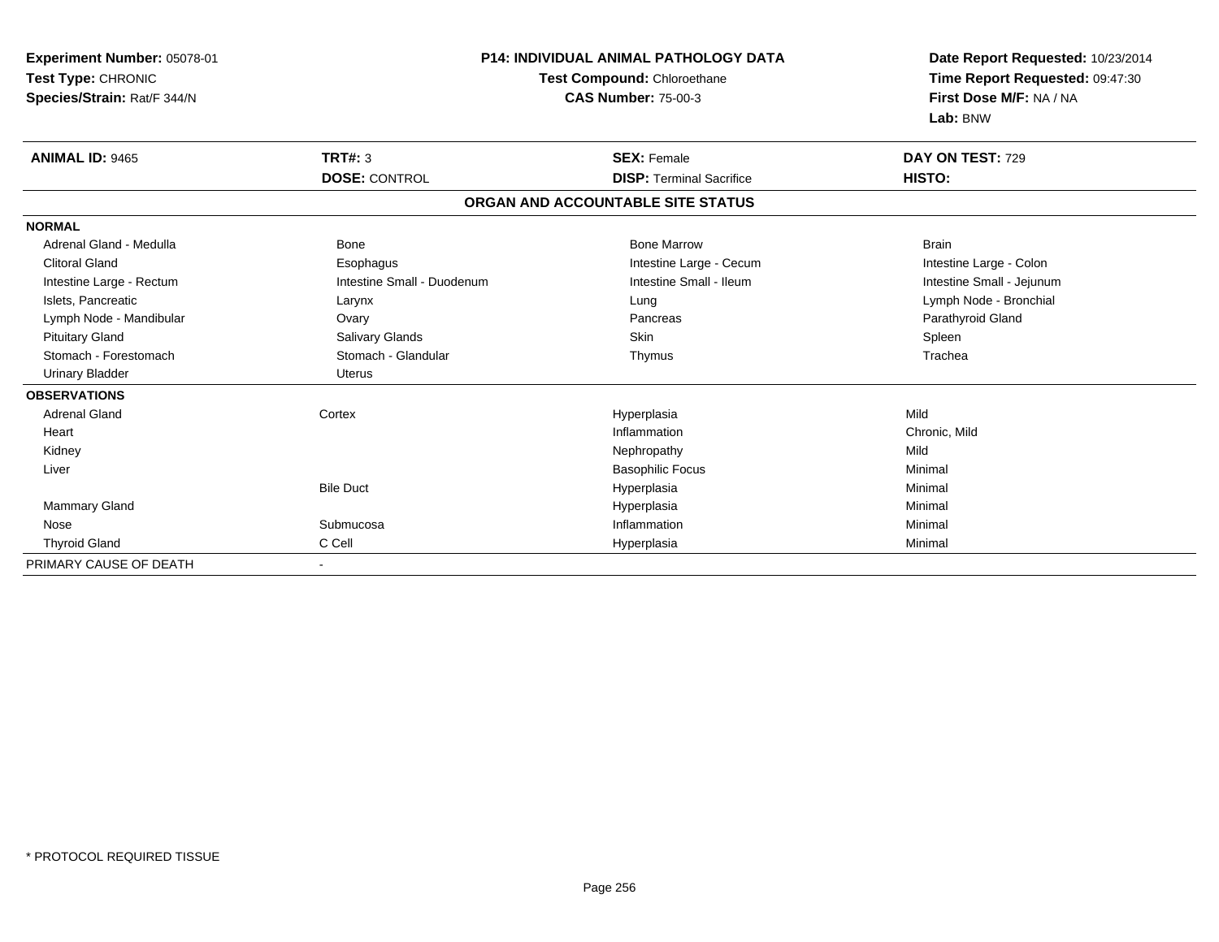**Experiment Number:** 05078-01
**Test Type:** CHRONIC
**Species/Strain:** Rat/F 344/N

**P14: INDIVIDUAL ANIMAL PATHOLOGY DATA**
**Test Compound:** Chloroethane
**CAS Number:** 75-00-3

**Date Report Requested:** 10/23/2014
**Time Report Requested:** 09:47:30
**First Dose M/F:** NA / NA
**Lab:** BNW

| **ANIMAL ID:** 9465 | **TRT#:** 3 | **SEX:** Female | **DAY ON TEST:** 729 |
|---|---|---|---|
| | **DOSE:** CONTROL | **DISP:** Terminal Sacrifice | **HISTO:** |

## ORGAN AND ACCOUNTABLE SITE STATUS

| | | | |
|---|---|---|---|
| **NORMAL** | | | |
| Adrenal Gland - Medulla | Bone | Bone Marrow | Brain |
| Clitoral Gland | Esophagus | Intestine Large - Cecum | Intestine Large - Colon |
| Intestine Large - Rectum | Intestine Small - Duodenum | Intestine Small - Ileum | Intestine Small - Jejunum |
| Islets, Pancreatic | Larynx | Lung | Lymph Node - Bronchial |
| Lymph Node - Mandibular | Ovary | Pancreas | Parathyroid Gland |
| Pituitary Gland | Salivary Glands | Skin | Spleen |
| Stomach - Forestomach | Stomach - Glandular | Thymus | Trachea |
| Urinary Bladder | Uterus | | |
| **OBSERVATIONS** | | | |
| Adrenal Gland | Cortex | Hyperplasia | Mild |
| Heart | | Inflammation | Chronic, Mild |
| Kidney | | Nephropathy | Mild |
| Liver | | Basophilic Focus | Minimal |
| | Bile Duct | Hyperplasia | Minimal |
| Mammary Gland | | Hyperplasia | Minimal |
| Nose | Submucosa | Inflammation | Minimal |
| Thyroid Gland | C Cell | Hyperplasia | Minimal |
| PRIMARY CAUSE OF DEATH | - | | |

* PROTOCOL REQUIRED TISSUE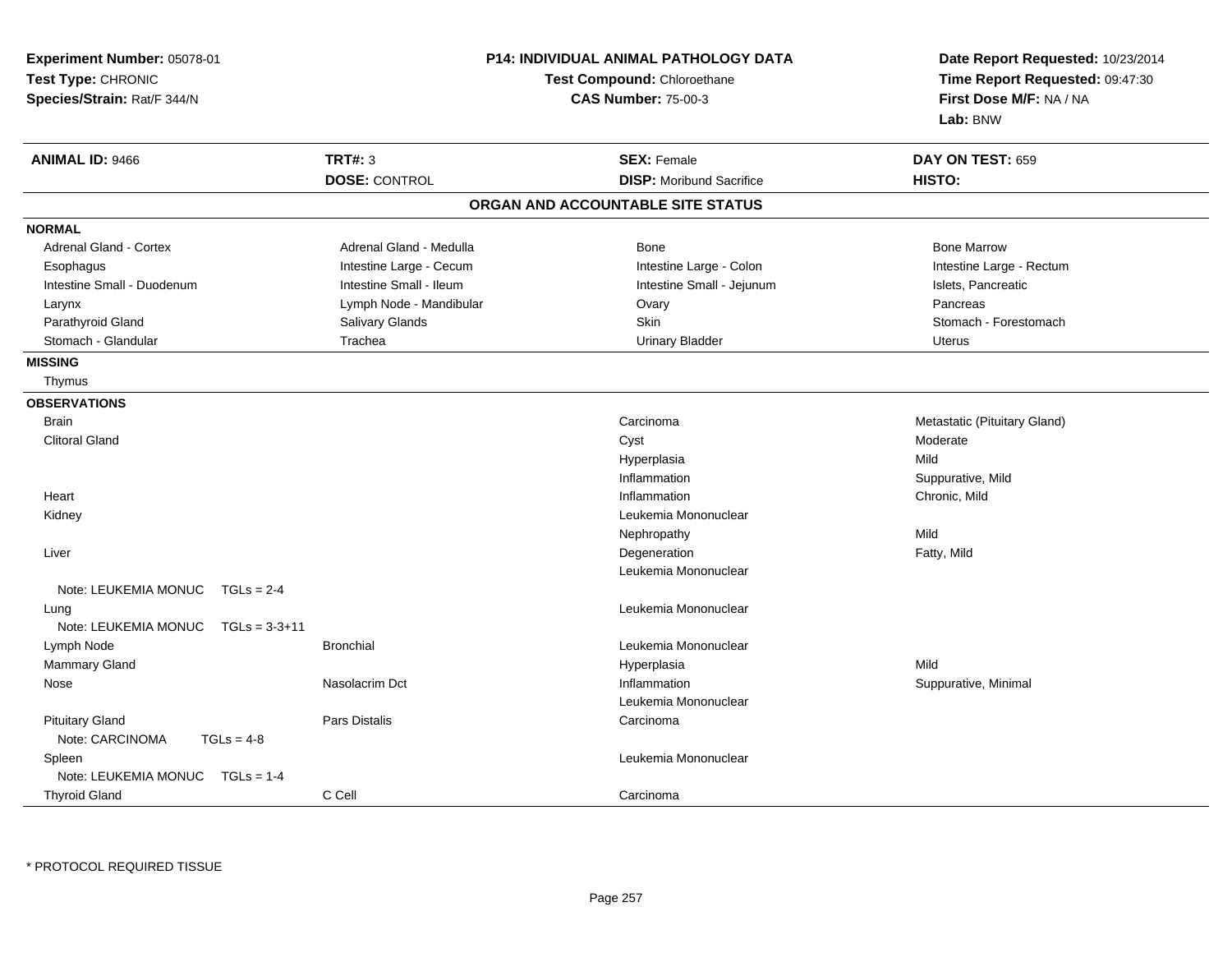**Experiment Number:** 05078-01
**Test Type:** CHRONIC
**Species/Strain:** Rat/F 344/N

**P14: INDIVIDUAL ANIMAL PATHOLOGY DATA**
**Test Compound:** Chloroethane
**CAS Number:** 75-00-3

**Date Report Requested:** 10/23/2014
**Time Report Requested:** 09:47:30
**First Dose M/F:** NA / NA
**Lab:** BNW

| **ANIMAL ID:** 9466 | **TRT#:** 3 | **SEX:** Female | **DAY ON TEST:** 659 |
|---|---|---|---|
| | **DOSE:** CONTROL | **DISP:** Moribund Sacrifice | **HISTO:** |

## ORGAN AND ACCOUNTABLE SITE STATUS

**NORMAL**

| | | | |
|---|---|---|---|
| Adrenal Gland - Cortex | Adrenal Gland - Medulla | Bone | Bone Marrow |
| Esophagus | Intestine Large - Cecum | Intestine Large - Colon | Intestine Large - Rectum |
| Intestine Small - Duodenum | Intestine Small - Ileum | Intestine Small - Jejunum | Islets, Pancreatic |
| Larynx | Lymph Node - Mandibular | Ovary | Pancreas |
| Parathyroid Gland | Salivary Glands | Skin | Stomach - Forestomach |
| Stomach - Glandular | Trachea | Urinary Bladder | Uterus |

**MISSING**

Thymus

**OBSERVATIONS**

| Organ | Site | Observation | Qualifier |
|---|---|---|---|
| Brain | | Carcinoma | Metastatic (Pituitary Gland) |
| Clitoral Gland | | Cyst | Moderate |
| | | Hyperplasia | Mild |
| | | Inflammation | Suppurative, Mild |
| Heart | | Inflammation | Chronic, Mild |
| Kidney | | Leukemia Mononuclear | |
| | | Nephropathy | Mild |
| Liver | | Degeneration | Fatty, Mild |
| | | Leukemia Mononuclear | |
| Note: LEUKEMIA MONUC TGLs = 2-4 | | | |
| Lung | | Leukemia Mononuclear | |
| Note: LEUKEMIA MONUC TGLs = 3-3+11 | | | |
| Lymph Node | Bronchial | Leukemia Mononuclear | |
| Mammary Gland | | Hyperplasia | Mild |
| Nose | Nasolacrim Dct | Inflammation | Suppurative, Minimal |
| | | Leukemia Mononuclear | |
| Pituitary Gland | Pars Distalis | Carcinoma | |
| Note: CARCINOMA TGLs = 4-8 | | | |
| Spleen | | Leukemia Mononuclear | |
| Note: LEUKEMIA MONUC TGLs = 1-4 | | | |
| Thyroid Gland | C Cell | Carcinoma | |

* PROTOCOL REQUIRED TISSUE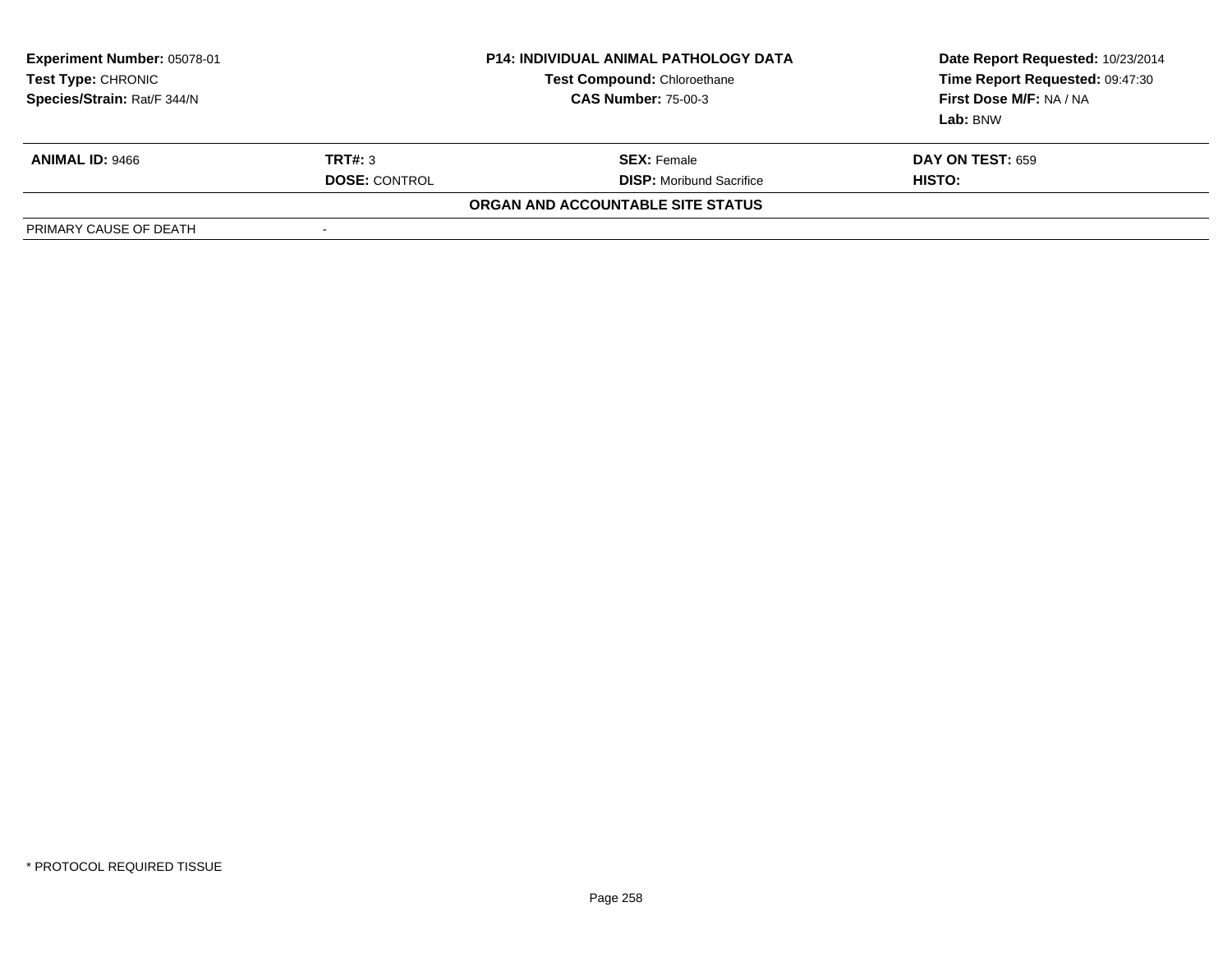| **Experiment Number:** 05078-01 | **P14: INDIVIDUAL ANIMAL PATHOLOGY DATA** | **Date Report Requested:** 10/23/2014 |
|---|---|---|
| **Test Type:** CHRONIC | **Test Compound:** Chloroethane | **Time Report Requested:** 09:47:30 |
| **Species/Strain:** Rat/F 344/N | **CAS Number:** 75-00-3 | **First Dose M/F:** NA / NA |
| | | **Lab:** BNW |

| **ANIMAL ID:** 9466 | **TRT#:** 3 | **SEX:** Female | **DAY ON TEST:** 659 |
|---|---|---|---|
| | **DOSE:** CONTROL | **DISP:** Moribund Sacrifice | **HISTO:** |

**ORGAN AND ACCOUNTABLE SITE STATUS**

| PRIMARY CAUSE OF DEATH | - |
|---|---|

* PROTOCOL REQUIRED TISSUE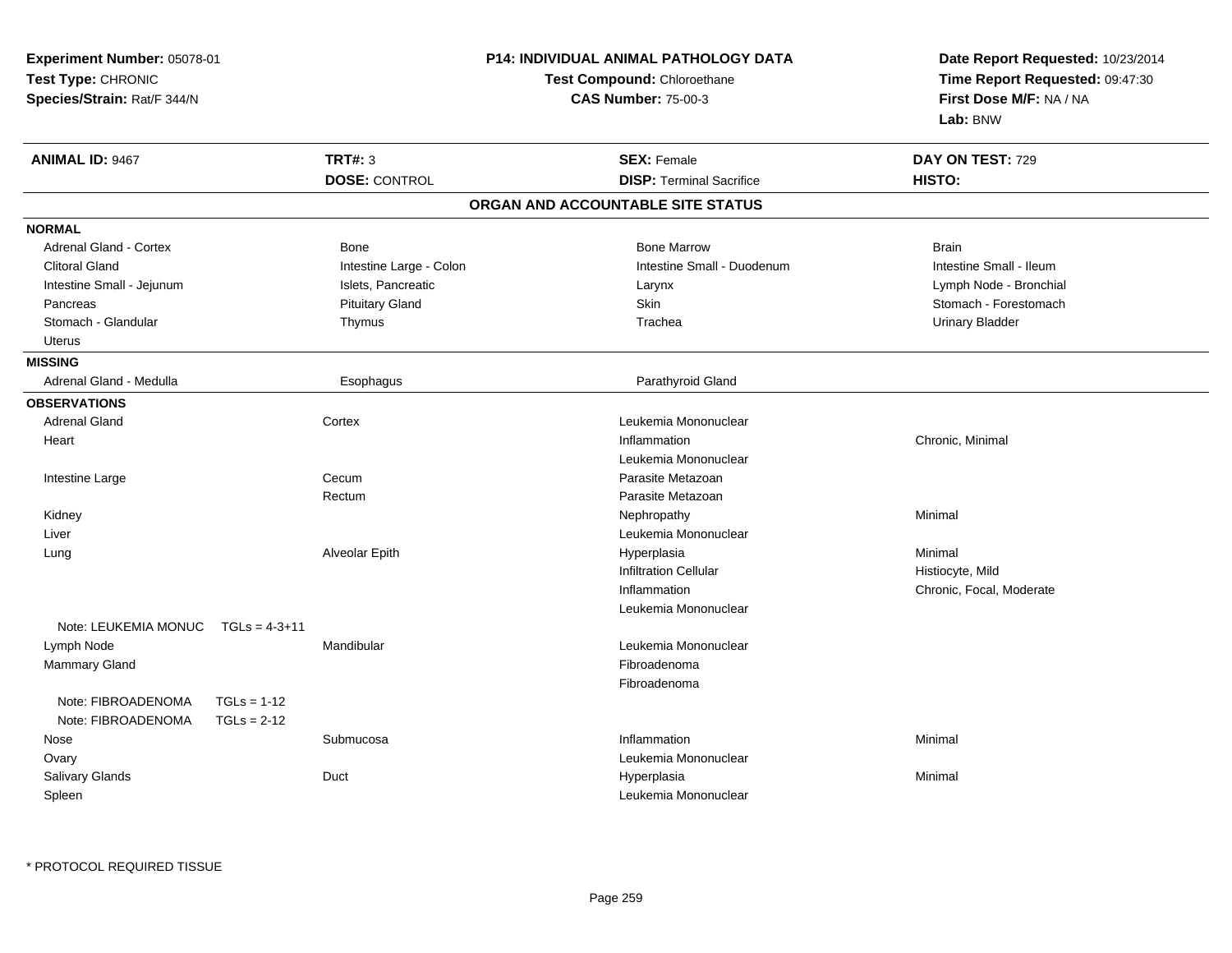**Experiment Number:** 05078-01
**Test Type:** CHRONIC
**Species/Strain:** Rat/F 344/N

**P14: INDIVIDUAL ANIMAL PATHOLOGY DATA**
**Test Compound:** Chloroethane
**CAS Number:** 75-00-3

**Date Report Requested:** 10/23/2014
**Time Report Requested:** 09:47:30
**First Dose M/F:** NA / NA
**Lab:** BNW

| **ANIMAL ID:** 9467 | **TRT#:** 3 | **SEX:** Female | **DAY ON TEST:** 729 |
|---|---|---|---|
| | **DOSE:** CONTROL | **DISP:** Terminal Sacrifice | **HISTO:** |

## ORGAN AND ACCOUNTABLE SITE STATUS

**NORMAL**

| | | | |
|---|---|---|---|
| Adrenal Gland - Cortex | Bone | Bone Marrow | Brain |
| Clitoral Gland | Intestine Large - Colon | Intestine Small - Duodenum | Intestine Small - Ileum |
| Intestine Small - Jejunum | Islets, Pancreatic | Larynx | Lymph Node - Bronchial |
| Pancreas | Pituitary Gland | Skin | Stomach - Forestomach |
| Stomach - Glandular | Thymus | Trachea | Urinary Bladder |
| Uterus | | | |

**MISSING**

| | | |
|---|---|---|
| Adrenal Gland - Medulla | Esophagus | Parathyroid Gland |

**OBSERVATIONS**

| Organ | Site | Observation | Qualifier |
|---|---|---|---|
| Adrenal Gland | Cortex | Leukemia Mononuclear | |
| Heart | | Inflammation | Chronic, Minimal |
| | | Leukemia Mononuclear | |
| Intestine Large | Cecum | Parasite Metazoan | |
| | Rectum | Parasite Metazoan | |
| Kidney | | Nephropathy | Minimal |
| Liver | | Leukemia Mononuclear | |
| Lung | Alveolar Epith | Hyperplasia | Minimal |
| | | Infiltration Cellular | Histiocyte, Mild |
| | | Inflammation | Chronic, Focal, Moderate |
| | | Leukemia Mononuclear | |
| Note: LEUKEMIA MONUC TGLs = 4-3+11 | | | |
| Lymph Node | Mandibular | Leukemia Mononuclear | |
| Mammary Gland | | Fibroadenoma | |
| | | Fibroadenoma | |
| Note: FIBROADENOMA TGLs = 1-12 | | | |
| Note: FIBROADENOMA TGLs = 2-12 | | | |
| Nose | Submucosa | Inflammation | Minimal |
| Ovary | | Leukemia Mononuclear | |
| Salivary Glands | Duct | Hyperplasia | Minimal |
| Spleen | | Leukemia Mononuclear | |

* PROTOCOL REQUIRED TISSUE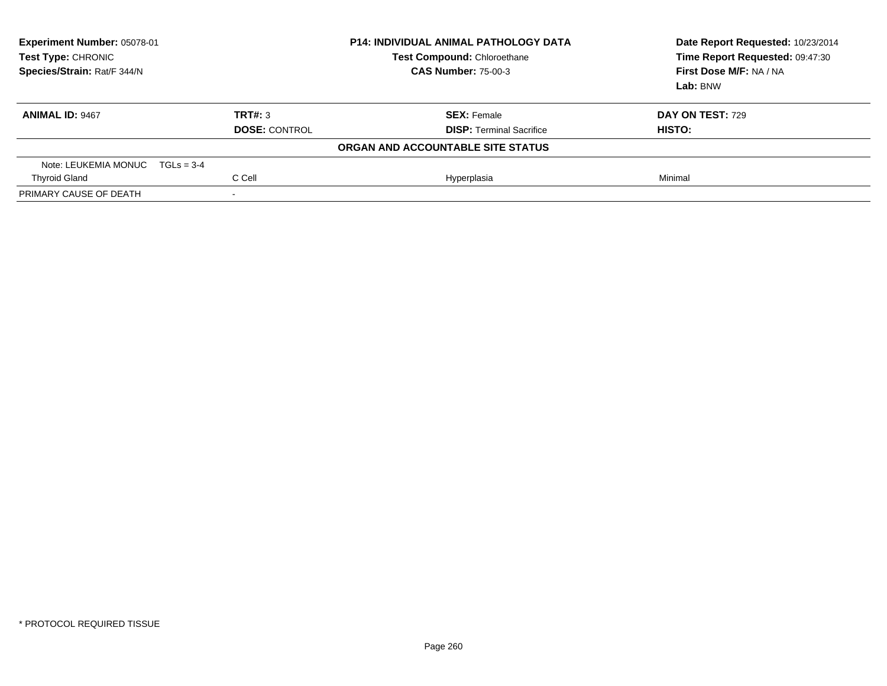**Experiment Number:** 05078-01
**Test Type:** CHRONIC
**Species/Strain:** Rat/F 344/N

**P14: INDIVIDUAL ANIMAL PATHOLOGY DATA**
**Test Compound:** Chloroethane
**CAS Number:** 75-00-3

**Date Report Requested:** 10/23/2014
**Time Report Requested:** 09:47:30
**First Dose M/F:** NA / NA
**Lab:** BNW

| **ANIMAL ID:** 9467 | **TRT#:** 3 | **SEX:** Female | **DAY ON TEST:** 729 |
|---|---|---|---|
| | **DOSE:** CONTROL | **DISP:** Terminal Sacrifice | **HISTO:** |

**ORGAN AND ACCOUNTABLE SITE STATUS**

| | | | |
|---|---|---|---|
| Note: LEUKEMIA MONUC TGLs = 3-4 | | | |
| Thyroid Gland | C Cell | Hyperplasia | Minimal |
| PRIMARY CAUSE OF DEATH | - | | |

* PROTOCOL REQUIRED TISSUE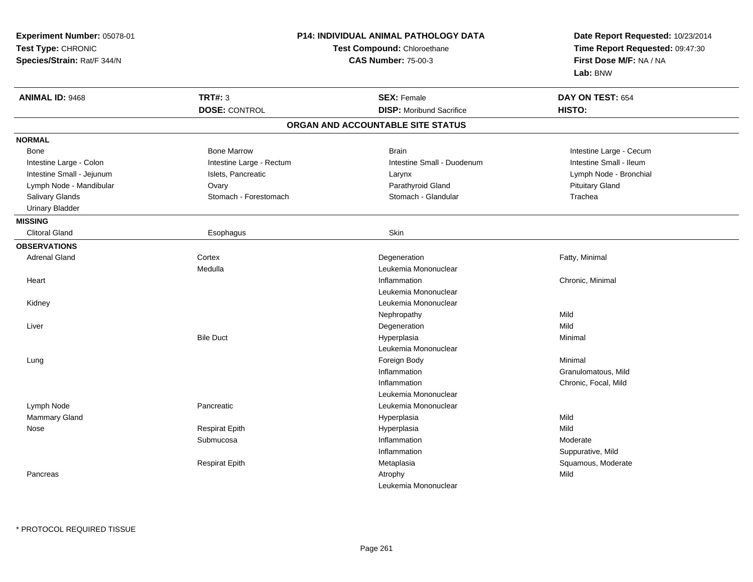**Experiment Number:** 05078-01
**Test Type:** CHRONIC
**Species/Strain:** Rat/F 344/N

**P14: INDIVIDUAL ANIMAL PATHOLOGY DATA**
**Test Compound:** Chloroethane
**CAS Number:** 75-00-3

**Date Report Requested:** 10/23/2014
**Time Report Requested:** 09:47:30
**First Dose M/F:** NA / NA
**Lab:** BNW

| **ANIMAL ID:** 9468 | **TRT#:** 3 | **SEX:** Female | **DAY ON TEST:** 654 |
|---|---|---|---|
| | **DOSE:** CONTROL | **DISP:** Moribund Sacrifice | **HISTO:** |

## ORGAN AND ACCOUNTABLE SITE STATUS

**NORMAL**

| | | | |
|---|---|---|---|
| Bone | Bone Marrow | Brain | Intestine Large - Cecum |
| Intestine Large - Colon | Intestine Large - Rectum | Intestine Small - Duodenum | Intestine Small - Ileum |
| Intestine Small - Jejunum | Islets, Pancreatic | Larynx | Lymph Node - Bronchial |
| Lymph Node - Mandibular | Ovary | Parathyroid Gland | Pituitary Gland |
| Salivary Glands | Stomach - Forestomach | Stomach - Glandular | Trachea |
| Urinary Bladder | | | |

**MISSING**

| | | |
|---|---|---|
| Clitoral Gland | Esophagus | Skin |

**OBSERVATIONS**

| Organ | Site | Observation | Qualifier |
|---|---|---|---|
| Adrenal Gland | Cortex | Degeneration | Fatty, Minimal |
| | Medulla | Leukemia Mononuclear | |
| Heart | | Inflammation | Chronic, Minimal |
| | | Leukemia Mononuclear | |
| Kidney | | Leukemia Mononuclear | |
| | | Nephropathy | Mild |
| Liver | | Degeneration | Mild |
| | Bile Duct | Hyperplasia | Minimal |
| | | Leukemia Mononuclear | |
| Lung | | Foreign Body | Minimal |
| | | Inflammation | Granulomatous, Mild |
| | | Inflammation | Chronic, Focal, Mild |
| | | Leukemia Mononuclear | |
| Lymph Node | Pancreatic | Leukemia Mononuclear | |
| Mammary Gland | | Hyperplasia | Mild |
| Nose | Respirat Epith | Hyperplasia | Mild |
| | Submucosa | Inflammation | Moderate |
| | | Inflammation | Suppurative, Mild |
| | Respirat Epith | Metaplasia | Squamous, Moderate |
| Pancreas | | Atrophy | Mild |
| | | Leukemia Mononuclear | |

* PROTOCOL REQUIRED TISSUE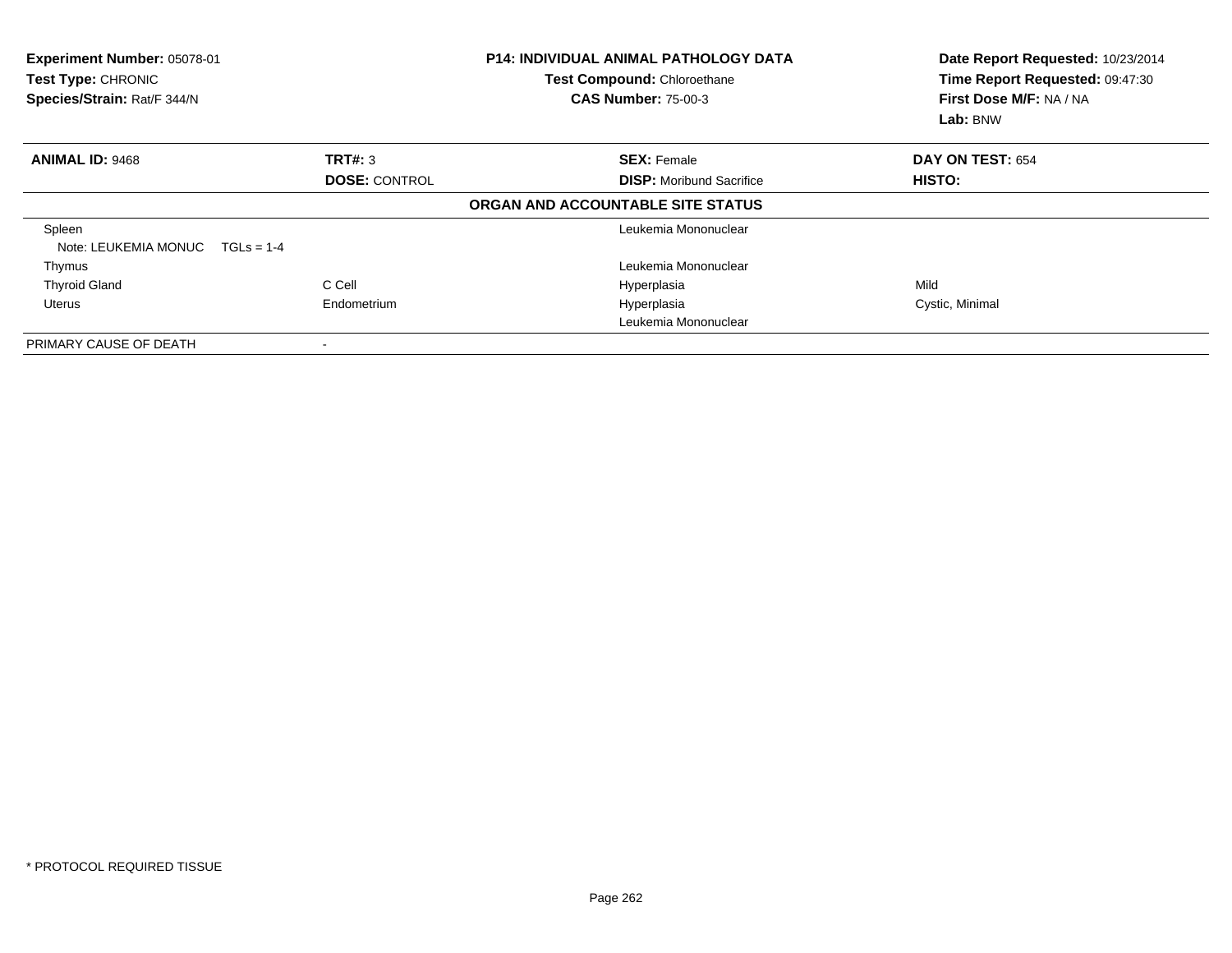**Experiment Number:** 05078-01
**Test Type:** CHRONIC
**Species/Strain:** Rat/F 344/N

**P14: INDIVIDUAL ANIMAL PATHOLOGY DATA**
**Test Compound:** Chloroethane
**CAS Number:** 75-00-3

**Date Report Requested:** 10/23/2014
**Time Report Requested:** 09:47:30
**First Dose M/F:** NA / NA
**Lab:** BNW

| **ANIMAL ID:** 9468 | **TRT#:** 3 | **SEX:** Female | **DAY ON TEST:** 654 |
|---|---|---|---|
| | **DOSE:** CONTROL | **DISP:** Moribund Sacrifice | **HISTO:** |

**ORGAN AND ACCOUNTABLE SITE STATUS**

| | | | |
|---|---|---|---|
| Spleen | | Leukemia Mononuclear | |
| Note: LEUKEMIA MONUC TGLs = 1-4 | | | |
| Thymus | | Leukemia Mononuclear | |
| Thyroid Gland | C Cell | Hyperplasia | Mild |
| Uterus | Endometrium | Hyperplasia | Cystic, Minimal |
| | | Leukemia Mononuclear | |
| PRIMARY CAUSE OF DEATH | - | | |

* PROTOCOL REQUIRED TISSUE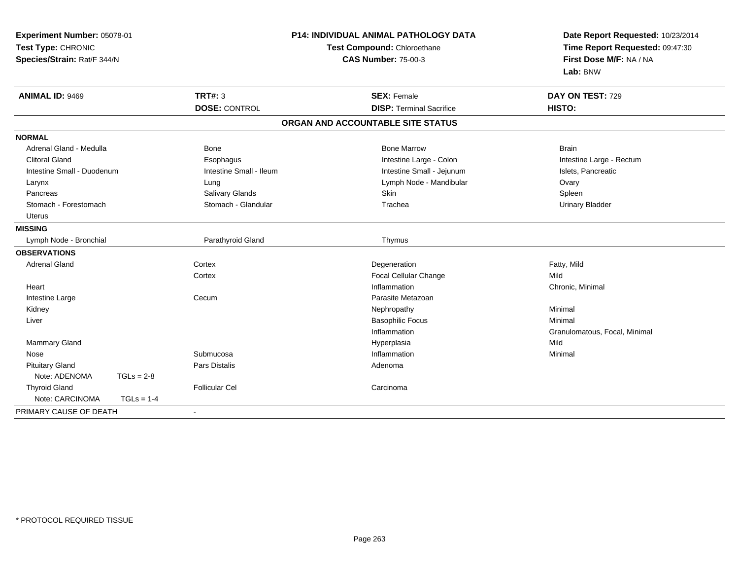**Experiment Number:** 05078-01
**Test Type:** CHRONIC
**Species/Strain:** Rat/F 344/N

**P14: INDIVIDUAL ANIMAL PATHOLOGY DATA**
**Test Compound:** Chloroethane
**CAS Number:** 75-00-3

**Date Report Requested:** 10/23/2014
**Time Report Requested:** 09:47:30
**First Dose M/F:** NA / NA
**Lab:** BNW

| **ANIMAL ID:** 9469 | **TRT#:** 3 | **SEX:** Female | **DAY ON TEST:** 729 |
|---|---|---|---|
| | **DOSE:** CONTROL | **DISP:** Terminal Sacrifice | **HISTO:** |

## ORGAN AND ACCOUNTABLE SITE STATUS

**NORMAL**

| | | | |
|---|---|---|---|
| Adrenal Gland - Medulla | Bone | Bone Marrow | Brain |
| Clitoral Gland | Esophagus | Intestine Large - Colon | Intestine Large - Rectum |
| Intestine Small - Duodenum | Intestine Small - Ileum | Intestine Small - Jejunum | Islets, Pancreatic |
| Larynx | Lung | Lymph Node - Mandibular | Ovary |
| Pancreas | Salivary Glands | Skin | Spleen |
| Stomach - Forestomach | Stomach - Glandular | Trachea | Urinary Bladder |
| Uterus | | | |

**MISSING**

| | | |
|---|---|---|
| Lymph Node - Bronchial | Parathyroid Gland | Thymus |

**OBSERVATIONS**

| | | | |
|---|---|---|---|
| Adrenal Gland | Cortex | Degeneration | Fatty, Mild |
| | Cortex | Focal Cellular Change | Mild |
| Heart | | Inflammation | Chronic, Minimal |
| Intestine Large | Cecum | Parasite Metazoan | |
| Kidney | | Nephropathy | Minimal |
| Liver | | Basophilic Focus | Minimal |
| | | Inflammation | Granulomatous, Focal, Minimal |
| Mammary Gland | | Hyperplasia | Mild |
| Nose | Submucosa | Inflammation | Minimal |
| Pituitary Gland | Pars Distalis | Adenoma | |
| Note: ADENOMA TGLs = 2-8 | | | |
| Thyroid Gland | Follicular Cel | Carcinoma | |
| Note: CARCINOMA TGLs = 1-4 | | | |

PRIMARY CAUSE OF DEATH -

\* PROTOCOL REQUIRED TISSUE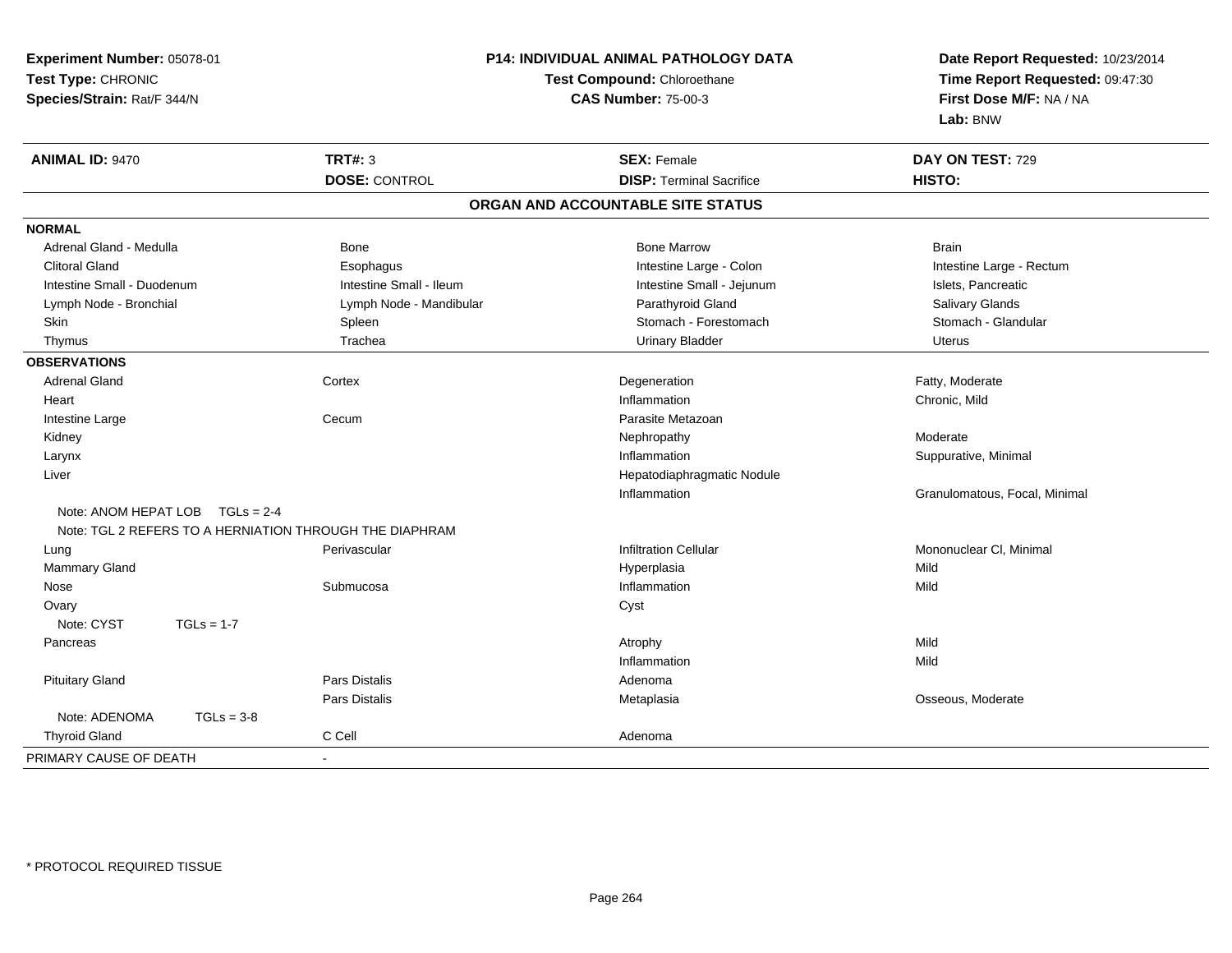**Experiment Number:** 05078-01
**Test Type:** CHRONIC
**Species/Strain:** Rat/F 344/N

**P14: INDIVIDUAL ANIMAL PATHOLOGY DATA**
**Test Compound:** Chloroethane
**CAS Number:** 75-00-3

**Date Report Requested:** 10/23/2014
**Time Report Requested:** 09:47:30
**First Dose M/F:** NA / NA
**Lab:** BNW

| **ANIMAL ID:** 9470 | **TRT#:** 3 | **SEX:** Female | **DAY ON TEST:** 729 |
|---|---|---|---|
| | **DOSE:** CONTROL | **DISP:** Terminal Sacrifice | **HISTO:** |

## ORGAN AND ACCOUNTABLE SITE STATUS

**NORMAL**

| | | | |
|---|---|---|---|
| Adrenal Gland - Medulla | Bone | Bone Marrow | Brain |
| Clitoral Gland | Esophagus | Intestine Large - Colon | Intestine Large - Rectum |
| Intestine Small - Duodenum | Intestine Small - Ileum | Intestine Small - Jejunum | Islets, Pancreatic |
| Lymph Node - Bronchial | Lymph Node - Mandibular | Parathyroid Gland | Salivary Glands |
| Skin | Spleen | Stomach - Forestomach | Stomach - Glandular |
| Thymus | Trachea | Urinary Bladder | Uterus |

**OBSERVATIONS**

| | | | |
|---|---|---|---|
| Adrenal Gland | Cortex | Degeneration | Fatty, Moderate |
| Heart | | Inflammation | Chronic, Mild |
| Intestine Large | Cecum | Parasite Metazoan | |
| Kidney | | Nephropathy | Moderate |
| Larynx | | Inflammation | Suppurative, Minimal |
| Liver | | Hepatodiaphragmatic Nodule | |
| | | Inflammation | Granulomatous, Focal, Minimal |
| Note: ANOM HEPAT LOB TGLs = 2-4 | | | |
| Note: TGL 2 REFERS TO A HERNIATION THROUGH THE DIAPHRAM | | | |
| Lung | Perivascular | Infiltration Cellular | Mononuclear Cl, Minimal |
| Mammary Gland | | Hyperplasia | Mild |
| Nose | Submucosa | Inflammation | Mild |
| Ovary | | Cyst | |
| Note: CYST TGLs = 1-7 | | | |
| Pancreas | | Atrophy | Mild |
| | | Inflammation | Mild |
| Pituitary Gland | Pars Distalis | Adenoma | |
| | Pars Distalis | Metaplasia | Osseous, Moderate |
| Note: ADENOMA TGLs = 3-8 | | | |
| Thyroid Gland | C Cell | Adenoma | |

PRIMARY CAUSE OF DEATH -

* PROTOCOL REQUIRED TISSUE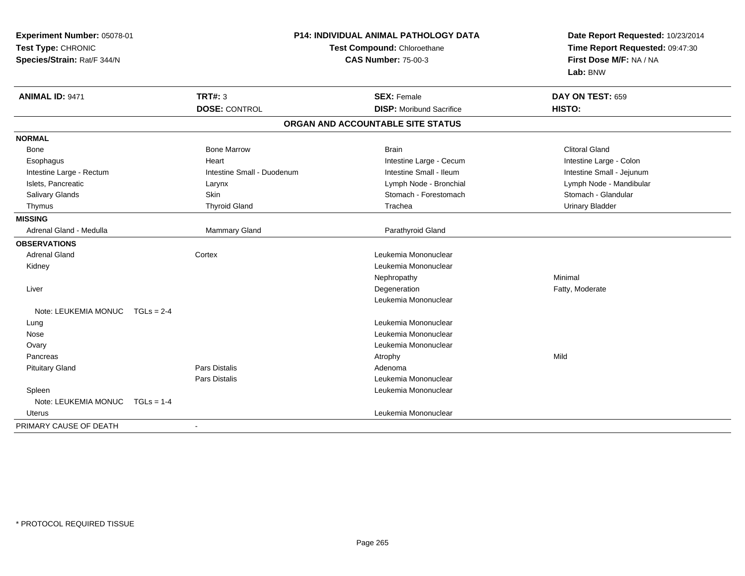**Experiment Number:** 05078-01
**Test Type:** CHRONIC
**Species/Strain:** Rat/F 344/N

**P14: INDIVIDUAL ANIMAL PATHOLOGY DATA**
**Test Compound:** Chloroethane
**CAS Number:** 75-00-3

**Date Report Requested:** 10/23/2014
**Time Report Requested:** 09:47:30
**First Dose M/F:** NA / NA
**Lab:** BNW

| **ANIMAL ID:** 9471 | **TRT#:** 3 | **SEX:** Female | **DAY ON TEST:** 659 |
|---|---|---|---|
| | **DOSE:** CONTROL | **DISP:** Moribund Sacrifice | **HISTO:** |

**ORGAN AND ACCOUNTABLE SITE STATUS**

| | | | |
|---|---|---|---|
| **NORMAL** | | | |
| Bone | Bone Marrow | Brain | Clitoral Gland |
| Esophagus | Heart | Intestine Large - Cecum | Intestine Large - Colon |
| Intestine Large - Rectum | Intestine Small - Duodenum | Intestine Small - Ileum | Intestine Small - Jejunum |
| Islets, Pancreatic | Larynx | Lymph Node - Bronchial | Lymph Node - Mandibular |
| Salivary Glands | Skin | Stomach - Forestomach | Stomach - Glandular |
| Thymus | Thyroid Gland | Trachea | Urinary Bladder |
| **MISSING** | | | |
| Adrenal Gland - Medulla | Mammary Gland | Parathyroid Gland | |
| **OBSERVATIONS** | | | |
| Adrenal Gland | Cortex | Leukemia Mononuclear | |
| Kidney | | Leukemia Mononuclear | |
| | | Nephropathy | Minimal |
| Liver | | Degeneration | Fatty, Moderate |
| | | Leukemia Mononuclear | |
| Note: LEUKEMIA MONUC TGLs = 2-4 | | | |
| Lung | | Leukemia Mononuclear | |
| Nose | | Leukemia Mononuclear | |
| Ovary | | Leukemia Mononuclear | |
| Pancreas | | Atrophy | Mild |
| Pituitary Gland | Pars Distalis | Adenoma | |
| | Pars Distalis | Leukemia Mononuclear | |
| Spleen | | Leukemia Mononuclear | |
| Note: LEUKEMIA MONUC TGLs = 1-4 | | | |
| Uterus | | Leukemia Mononuclear | |
| PRIMARY CAUSE OF DEATH | - | | |

* PROTOCOL REQUIRED TISSUE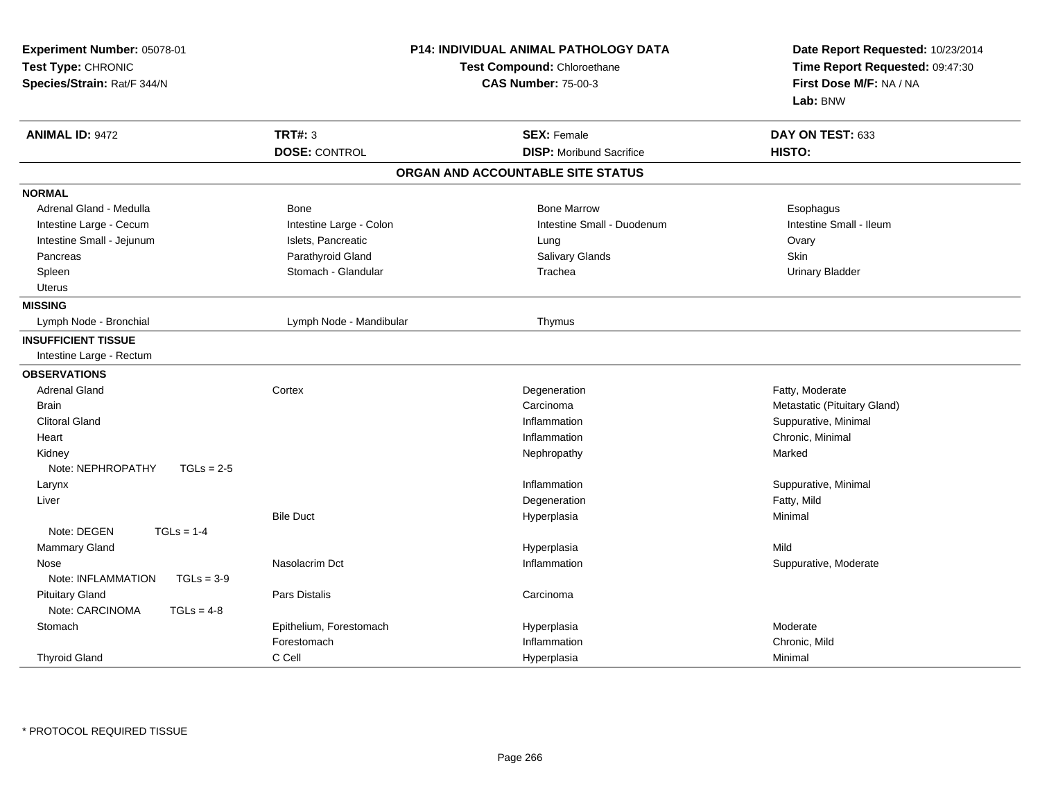**Experiment Number:** 05078-01
**Test Type:** CHRONIC
**Species/Strain:** Rat/F 344/N

**P14: INDIVIDUAL ANIMAL PATHOLOGY DATA**
**Test Compound:** Chloroethane
**CAS Number:** 75-00-3

**Date Report Requested:** 10/23/2014
**Time Report Requested:** 09:47:30
**First Dose M/F:** NA / NA
**Lab:** BNW

| **ANIMAL ID:** 9472 | **TRT#:** 3 | **SEX:** Female | **DAY ON TEST:** 633 |
|---|---|---|---|
| | **DOSE:** CONTROL | **DISP:** Moribund Sacrifice | **HISTO:** |

## ORGAN AND ACCOUNTABLE SITE STATUS

**NORMAL**

| | | | |
|---|---|---|---|
| Adrenal Gland - Medulla | Bone | Bone Marrow | Esophagus |
| Intestine Large - Cecum | Intestine Large - Colon | Intestine Small - Duodenum | Intestine Small - Ileum |
| Intestine Small - Jejunum | Islets, Pancreatic | Lung | Ovary |
| Pancreas | Parathyroid Gland | Salivary Glands | Skin |
| Spleen | Stomach - Glandular | Trachea | Urinary Bladder |
| Uterus | | | |

**MISSING**

| | | | |
|---|---|---|---|
| Lymph Node - Bronchial | Lymph Node - Mandibular | Thymus | |

**INSUFFICIENT TISSUE**

Intestine Large - Rectum

**OBSERVATIONS**

| | | | |
|---|---|---|---|
| Adrenal Gland | Cortex | Degeneration | Fatty, Moderate |
| Brain | | Carcinoma | Metastatic (Pituitary Gland) |
| Clitoral Gland | | Inflammation | Suppurative, Minimal |
| Heart | | Inflammation | Chronic, Minimal |
| Kidney | | Nephropathy | Marked |
| Note: NEPHROPATHY TGLs = 2-5 | | | |
| Larynx | | Inflammation | Suppurative, Minimal |
| Liver | | Degeneration | Fatty, Mild |
| | Bile Duct | Hyperplasia | Minimal |
| Note: DEGEN TGLs = 1-4 | | | |
| Mammary Gland | | Hyperplasia | Mild |
| Nose | Nasolacrim Dct | Inflammation | Suppurative, Moderate |
| Note: INFLAMMATION TGLs = 3-9 | | | |
| Pituitary Gland | Pars Distalis | Carcinoma | |
| Note: CARCINOMA TGLs = 4-8 | | | |
| Stomach | Epithelium, Forestomach | Hyperplasia | Moderate |
| | Forestomach | Inflammation | Chronic, Mild |
| Thyroid Gland | C Cell | Hyperplasia | Minimal |

\* PROTOCOL REQUIRED TISSUE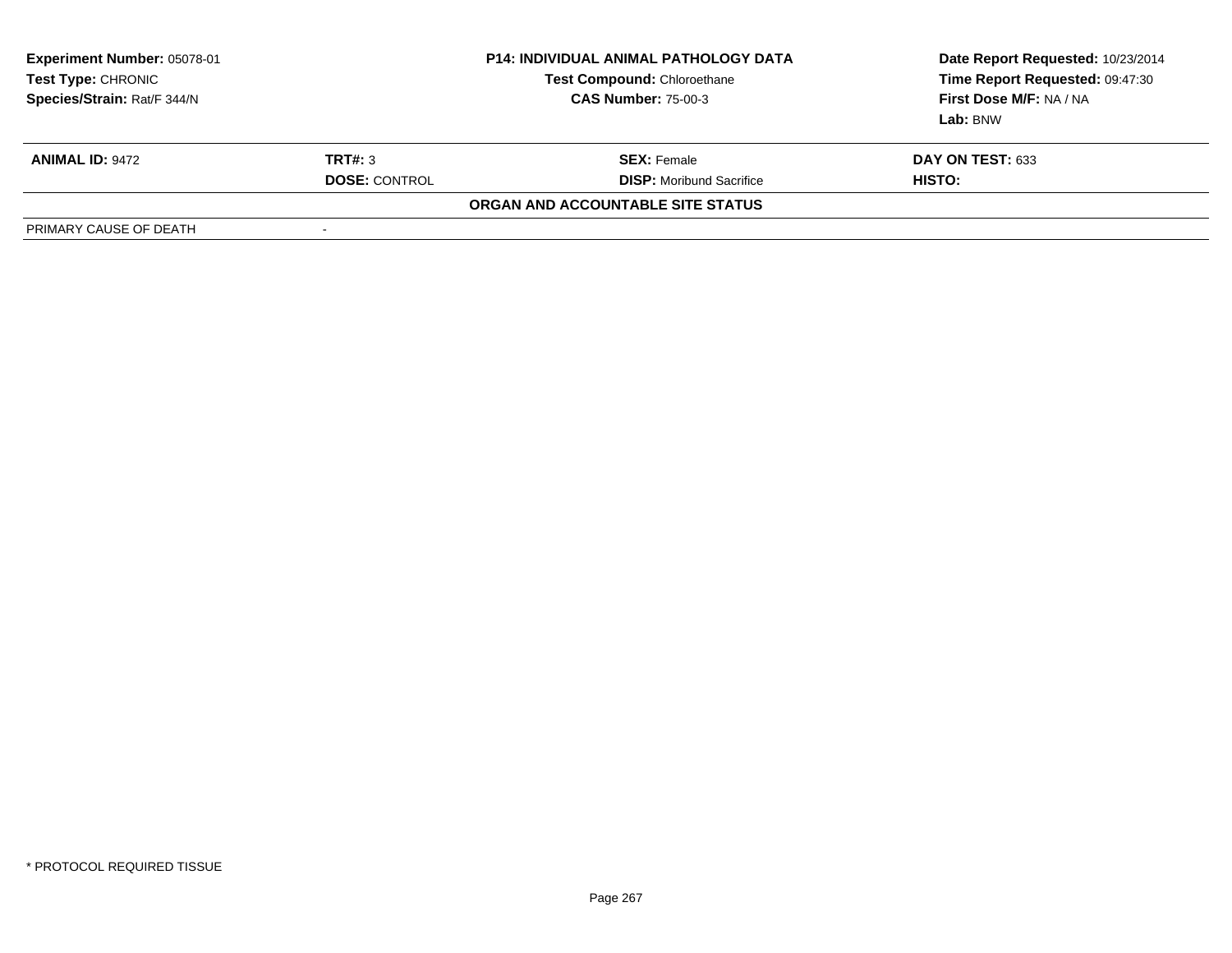| **Experiment Number:** 05078-01 | **P14: INDIVIDUAL ANIMAL PATHOLOGY DATA** | **Date Report Requested:** 10/23/2014 |
|---|---|---|
| **Test Type:** CHRONIC | **Test Compound:** Chloroethane | **Time Report Requested:** 09:47:30 |
| **Species/Strain:** Rat/F 344/N | **CAS Number:** 75-00-3 | **First Dose M/F:** NA / NA |
| | | **Lab:** BNW |

| **ANIMAL ID:** 9472 | **TRT#:** 3 | **SEX:** Female | **DAY ON TEST:** 633 |
|---|---|---|---|
| | **DOSE:** CONTROL | **DISP:** Moribund Sacrifice | **HISTO:** |

**ORGAN AND ACCOUNTABLE SITE STATUS**

| PRIMARY CAUSE OF DEATH | - |
|---|---|

* PROTOCOL REQUIRED TISSUE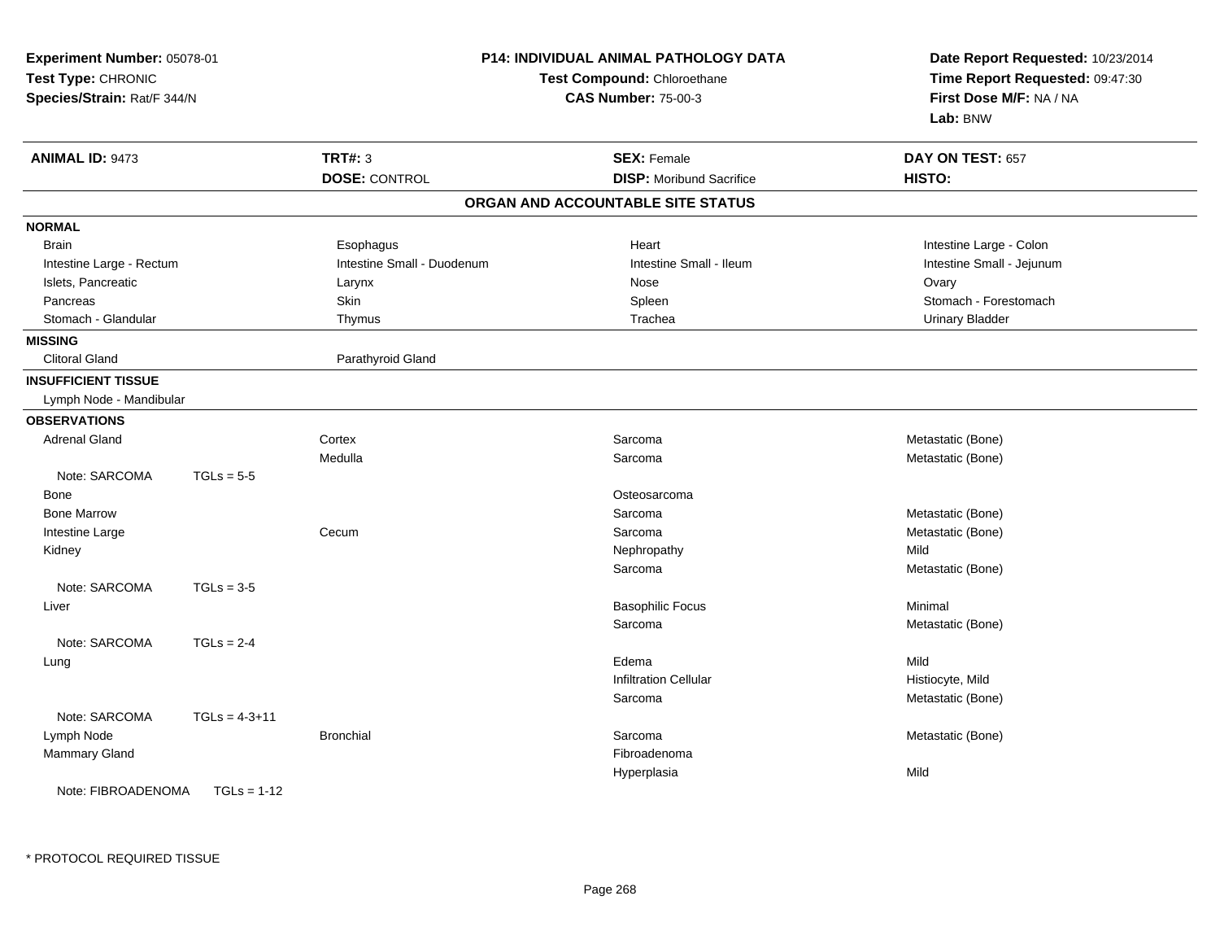**Experiment Number:** 05078-01
**Test Type:** CHRONIC
**Species/Strain:** Rat/F 344/N

**P14: INDIVIDUAL ANIMAL PATHOLOGY DATA**
**Test Compound:** Chloroethane
**CAS Number:** 75-00-3

**Date Report Requested:** 10/23/2014
**Time Report Requested:** 09:47:30
**First Dose M/F:** NA / NA
**Lab:** BNW

| **ANIMAL ID:** 9473 | **TRT#:** 3 | **SEX:** Female | **DAY ON TEST:** 657 |
|---|---|---|---|
| | **DOSE:** CONTROL | **DISP:** Moribund Sacrifice | **HISTO:** |

## ORGAN AND ACCOUNTABLE SITE STATUS

**NORMAL**

| | | | |
|---|---|---|---|
| Brain | Esophagus | Heart | Intestine Large - Colon |
| Intestine Large - Rectum | Intestine Small - Duodenum | Intestine Small - Ileum | Intestine Small - Jejunum |
| Islets, Pancreatic | Larynx | Nose | Ovary |
| Pancreas | Skin | Spleen | Stomach - Forestomach |
| Stomach - Glandular | Thymus | Trachea | Urinary Bladder |

**MISSING**

| | |
|---|---|
| Clitoral Gland | Parathyroid Gland |

**INSUFFICIENT TISSUE**

Lymph Node - Mandibular

**OBSERVATIONS**

| | | | |
|---|---|---|---|
| Adrenal Gland | Cortex | Sarcoma | Metastatic (Bone) |
| | Medulla | Sarcoma | Metastatic (Bone) |
| Note: SARCOMA TGLs = 5-5 | | | |
| Bone | | Osteosarcoma | |
| Bone Marrow | | Sarcoma | Metastatic (Bone) |
| Intestine Large | Cecum | Sarcoma | Metastatic (Bone) |
| Kidney | | Nephropathy | Mild |
| | | Sarcoma | Metastatic (Bone) |
| Note: SARCOMA TGLs = 3-5 | | | |
| Liver | | Basophilic Focus | Minimal |
| | | Sarcoma | Metastatic (Bone) |
| Note: SARCOMA TGLs = 2-4 | | | |
| Lung | | Edema | Mild |
| | | Infiltration Cellular | Histiocyte, Mild |
| | | Sarcoma | Metastatic (Bone) |
| Note: SARCOMA TGLs = 4-3+11 | | | |
| Lymph Node | Bronchial | Sarcoma | Metastatic (Bone) |
| Mammary Gland | | Fibroadenoma | |
| | | Hyperplasia | Mild |
| Note: FIBROADENOMA TGLs = 1-12 | | | |

\* PROTOCOL REQUIRED TISSUE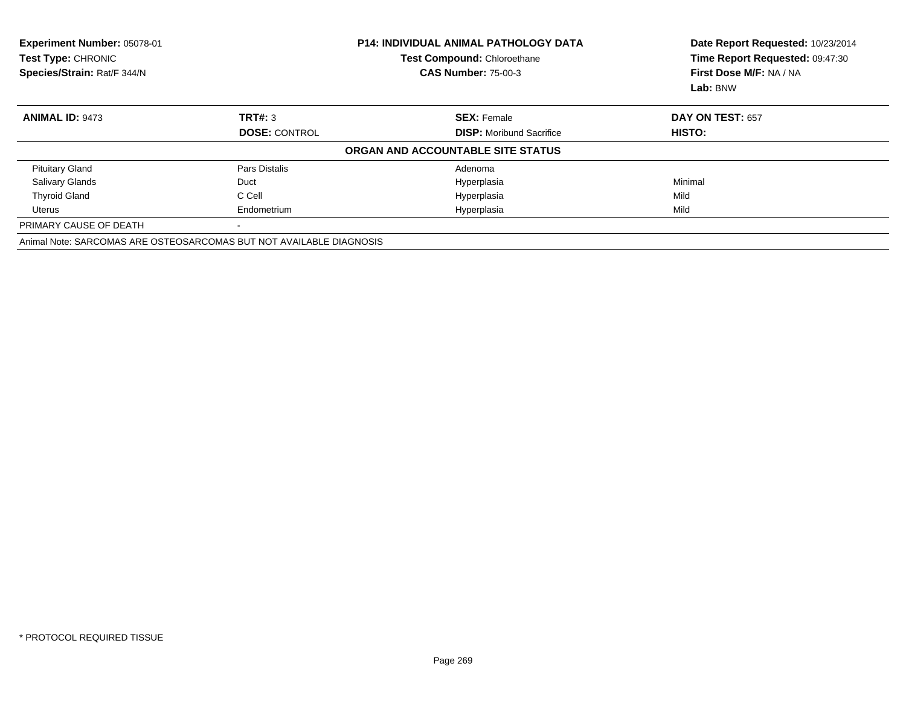**Experiment Number:** 05078-01
**Test Type:** CHRONIC
**Species/Strain:** Rat/F 344/N

**P14: INDIVIDUAL ANIMAL PATHOLOGY DATA**
**Test Compound:** Chloroethane
**CAS Number:** 75-00-3

**Date Report Requested:** 10/23/2014
**Time Report Requested:** 09:47:30
**First Dose M/F:** NA / NA
**Lab:** BNW

| **ANIMAL ID:** 9473 | **TRT#:** 3 | **SEX:** Female | **DAY ON TEST:** 657 |
|---|---|---|---|
| | **DOSE:** CONTROL | **DISP:** Moribund Sacrifice | **HISTO:** |

**ORGAN AND ACCOUNTABLE SITE STATUS**

| | | | |
|---|---|---|---|
| Pituitary Gland | Pars Distalis | Adenoma | |
| Salivary Glands | Duct | Hyperplasia | Minimal |
| Thyroid Gland | C Cell | Hyperplasia | Mild |
| Uterus | Endometrium | Hyperplasia | Mild |
| PRIMARY CAUSE OF DEATH | - | | |

Animal Note: SARCOMAS ARE OSTEOSARCOMAS BUT NOT AVAILABLE DIAGNOSIS

* PROTOCOL REQUIRED TISSUE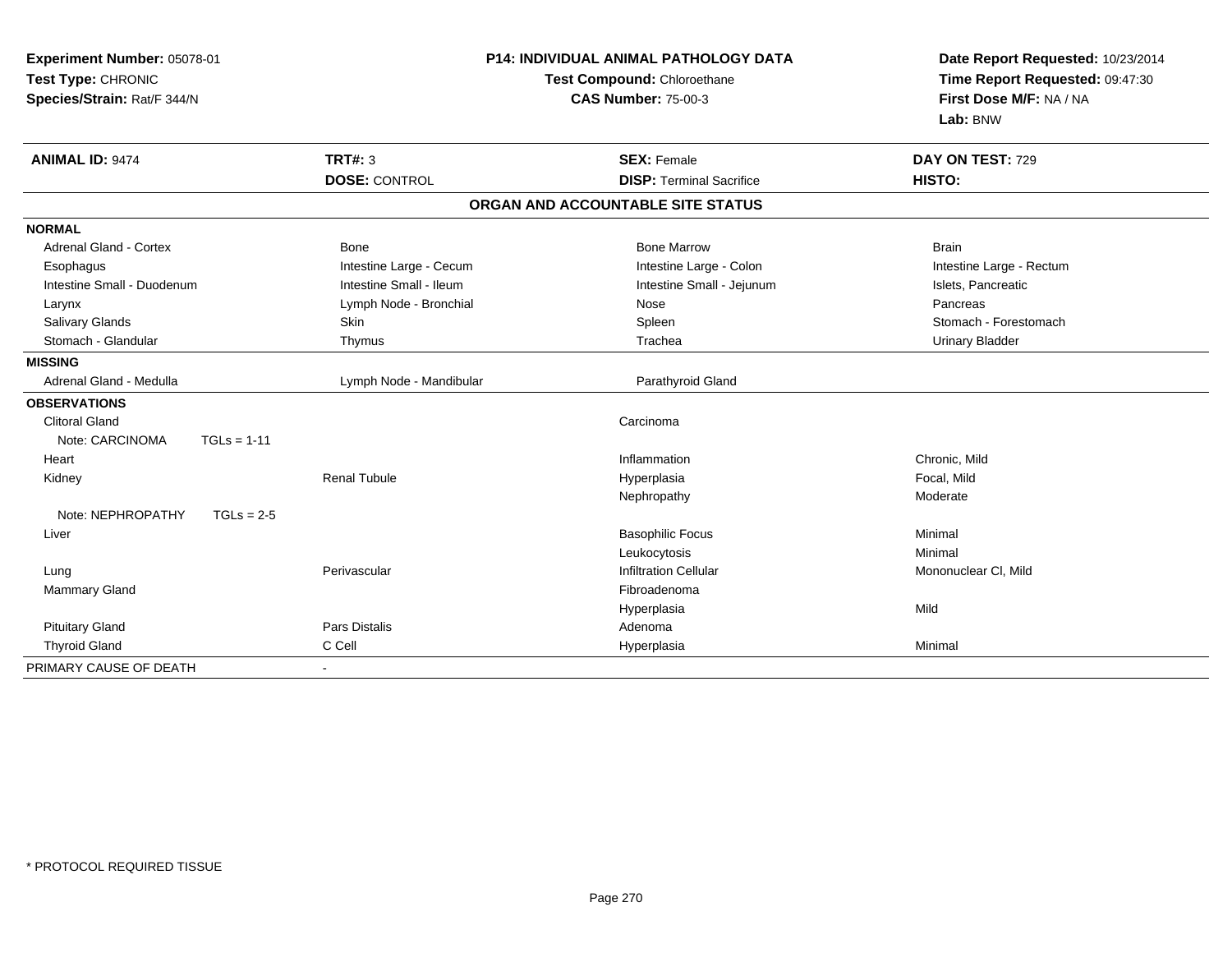**Experiment Number:** 05078-01
**Test Type:** CHRONIC
**Species/Strain:** Rat/F 344/N

**P14: INDIVIDUAL ANIMAL PATHOLOGY DATA**
**Test Compound:** Chloroethane
**CAS Number:** 75-00-3

**Date Report Requested:** 10/23/2014
**Time Report Requested:** 09:47:30
**First Dose M/F:** NA / NA
**Lab:** BNW

| **ANIMAL ID:** 9474 | **TRT#:** 3 | **SEX:** Female | **DAY ON TEST:** 729 |
|---|---|---|---|
| | **DOSE:** CONTROL | **DISP:** Terminal Sacrifice | **HISTO:** |

## ORGAN AND ACCOUNTABLE SITE STATUS

| | | | |
|---|---|---|---|
| **NORMAL** | | | |
| Adrenal Gland - Cortex | Bone | Bone Marrow | Brain |
| Esophagus | Intestine Large - Cecum | Intestine Large - Colon | Intestine Large - Rectum |
| Intestine Small - Duodenum | Intestine Small - Ileum | Intestine Small - Jejunum | Islets, Pancreatic |
| Larynx | Lymph Node - Bronchial | Nose | Pancreas |
| Salivary Glands | Skin | Spleen | Stomach - Forestomach |
| Stomach - Glandular | Thymus | Trachea | Urinary Bladder |
| **MISSING** | | | |
| Adrenal Gland - Medulla | Lymph Node - Mandibular | Parathyroid Gland | |
| **OBSERVATIONS** | | | |
| Clitoral Gland | | Carcinoma | |
| Note: CARCINOMA TGLs = 1-11 | | | |
| Heart | | Inflammation | Chronic, Mild |
| Kidney | Renal Tubule | Hyperplasia | Focal, Mild |
| | | Nephropathy | Moderate |
| Note: NEPHROPATHY TGLs = 2-5 | | | |
| Liver | | Basophilic Focus | Minimal |
| | | Leukocytosis | Minimal |
| Lung | Perivascular | Infiltration Cellular | Mononuclear Cl, Mild |
| Mammary Gland | | Fibroadenoma | |
| | | Hyperplasia | Mild |
| Pituitary Gland | Pars Distalis | Adenoma | |
| Thyroid Gland | C Cell | Hyperplasia | Minimal |
| PRIMARY CAUSE OF DEATH | - | | |

* PROTOCOL REQUIRED TISSUE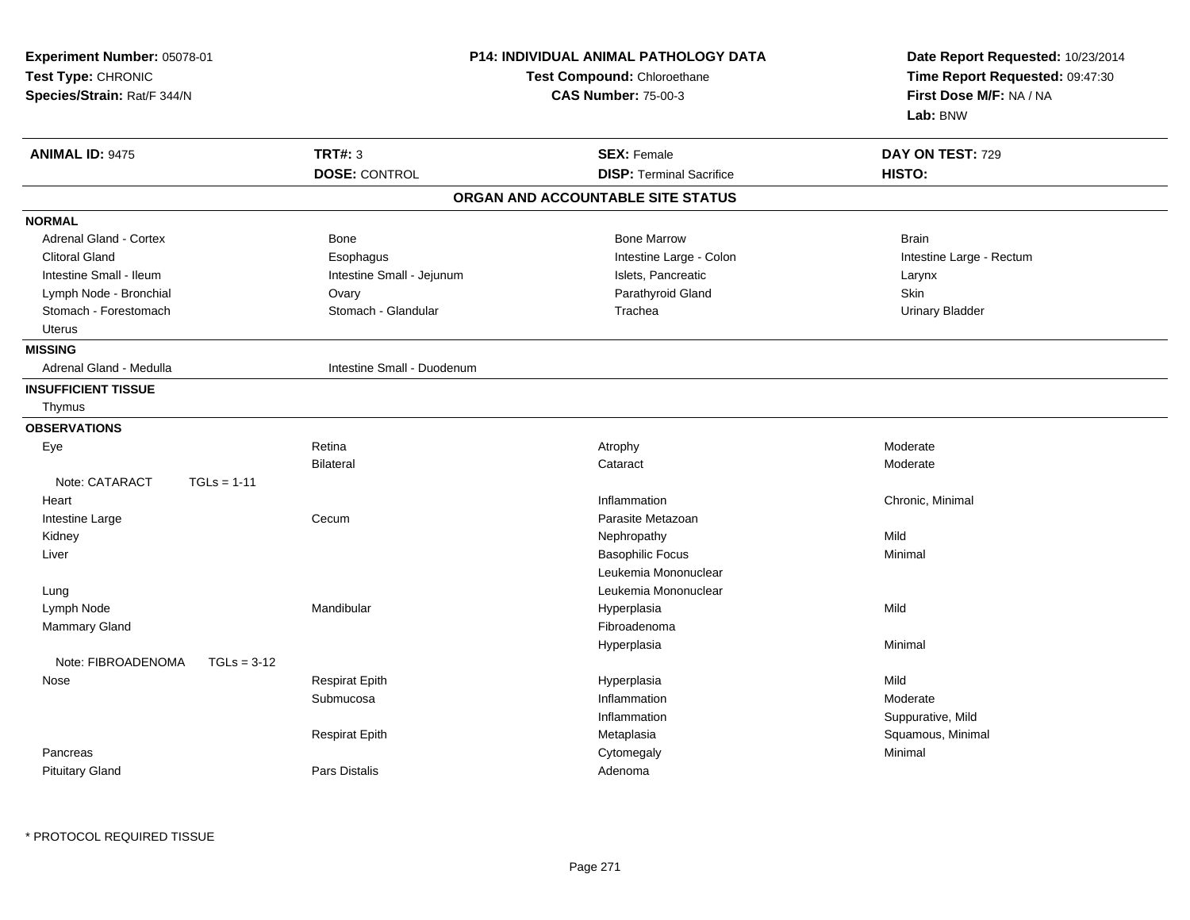**Experiment Number:** 05078-01
**Test Type:** CHRONIC
**Species/Strain:** Rat/F 344/N

**P14: INDIVIDUAL ANIMAL PATHOLOGY DATA**
**Test Compound:** Chloroethane
**CAS Number:** 75-00-3

**Date Report Requested:** 10/23/2014
**Time Report Requested:** 09:47:30
**First Dose M/F:** NA / NA
**Lab:** BNW

| **ANIMAL ID:** 9475 | **TRT#:** 3 | **SEX:** Female | **DAY ON TEST:** 729 |
|---|---|---|---|
| | **DOSE:** CONTROL | **DISP:** Terminal Sacrifice | **HISTO:** |

## ORGAN AND ACCOUNTABLE SITE STATUS

**NORMAL**

| | | | |
|---|---|---|---|
| Adrenal Gland - Cortex | Bone | Bone Marrow | Brain |
| Clitoral Gland | Esophagus | Intestine Large - Colon | Intestine Large - Rectum |
| Intestine Small - Ileum | Intestine Small - Jejunum | Islets, Pancreatic | Larynx |
| Lymph Node - Bronchial | Ovary | Parathyroid Gland | Skin |
| Stomach - Forestomach | Stomach - Glandular | Trachea | Urinary Bladder |
| Uterus | | | |

**MISSING**

| | |
|---|---|
| Adrenal Gland - Medulla | Intestine Small - Duodenum |

**INSUFFICIENT TISSUE**

Thymus

**OBSERVATIONS**

| | | | |
|---|---|---|---|
| Eye | Retina | Atrophy | Moderate |
| | Bilateral | Cataract | Moderate |
| Note: CATARACT TGLs = 1-11 | | | |
| Heart | | Inflammation | Chronic, Minimal |
| Intestine Large | Cecum | Parasite Metazoan | |
| Kidney | | Nephropathy | Mild |
| Liver | | Basophilic Focus | Minimal |
| | | Leukemia Mononuclear | |
| Lung | | Leukemia Mononuclear | |
| Lymph Node | Mandibular | Hyperplasia | Mild |
| Mammary Gland | | Fibroadenoma | |
| | | Hyperplasia | Minimal |
| Note: FIBROADENOMA TGLs = 3-12 | | | |
| Nose | Respirat Epith | Hyperplasia | Mild |
| | Submucosa | Inflammation | Moderate |
| | | Inflammation | Suppurative, Mild |
| | Respirat Epith | Metaplasia | Squamous, Minimal |
| Pancreas | | Cytomegaly | Minimal |
| Pituitary Gland | Pars Distalis | Adenoma | |

* PROTOCOL REQUIRED TISSUE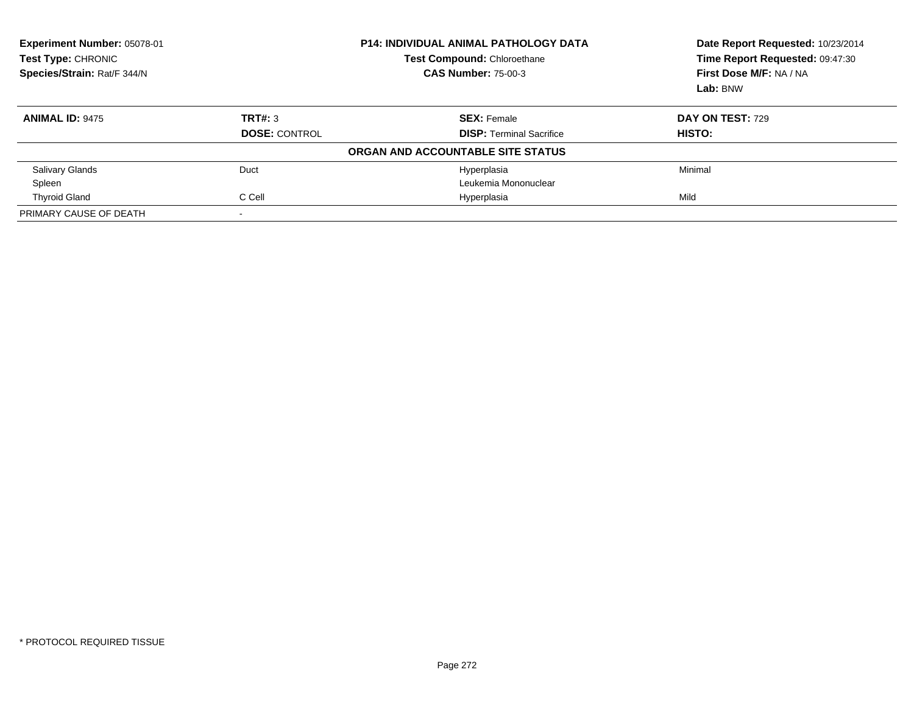**Experiment Number:** 05078-01
**Test Type:** CHRONIC
**Species/Strain:** Rat/F 344/N

**P14: INDIVIDUAL ANIMAL PATHOLOGY DATA**
**Test Compound:** Chloroethane
**CAS Number:** 75-00-3

**Date Report Requested:** 10/23/2014
**Time Report Requested:** 09:47:30
**First Dose M/F:** NA / NA
**Lab:** BNW

| **ANIMAL ID:** 9475 | **TRT#:** 3 | **SEX:** Female | **DAY ON TEST:** 729 |
|---|---|---|---|
| | **DOSE:** CONTROL | **DISP:** Terminal Sacrifice | **HISTO:** |
| | | **ORGAN AND ACCOUNTABLE SITE STATUS** | |
| Salivary Glands | Duct | Hyperplasia | Minimal |
| Spleen | | Leukemia Mononuclear | |
| Thyroid Gland | C Cell | Hyperplasia | Mild |
| PRIMARY CAUSE OF DEATH | - | | |

* PROTOCOL REQUIRED TISSUE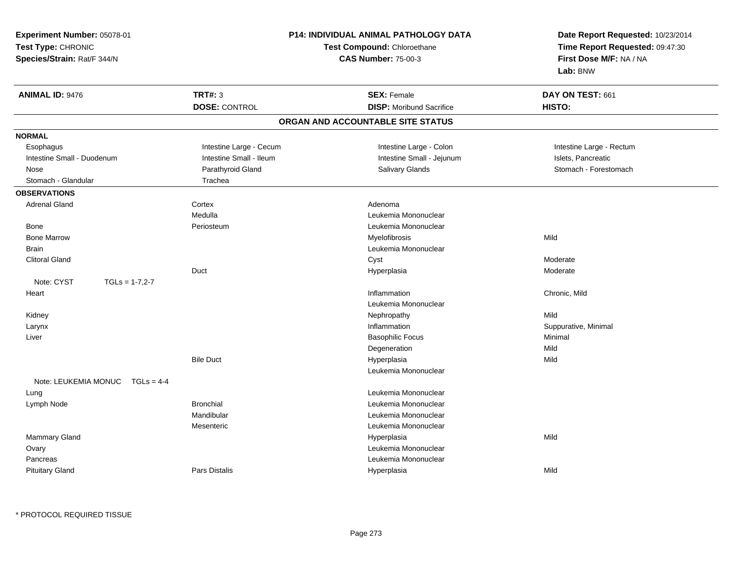**Experiment Number:** 05078-01
**Test Type:** CHRONIC
**Species/Strain:** Rat/F 344/N

**P14: INDIVIDUAL ANIMAL PATHOLOGY DATA**
**Test Compound:** Chloroethane
**CAS Number:** 75-00-3

**Date Report Requested:** 10/23/2014
**Time Report Requested:** 09:47:30
**First Dose M/F:** NA / NA
**Lab:** BNW

| **ANIMAL ID:** 9476 | **TRT#:** 3 | **SEX:** Female | **DAY ON TEST:** 661 |
|---|---|---|---|
| | **DOSE:** CONTROL | **DISP:** Moribund Sacrifice | **HISTO:** |

## ORGAN AND ACCOUNTABLE SITE STATUS

**NORMAL**

| | | | |
|---|---|---|---|
| Esophagus | Intestine Large - Cecum | Intestine Large - Colon | Intestine Large - Rectum |
| Intestine Small - Duodenum | Intestine Small - Ileum | Intestine Small - Jejunum | Islets, Pancreatic |
| Nose | Parathyroid Gland | Salivary Glands | Stomach - Forestomach |
| Stomach - Glandular | Trachea | | |

**OBSERVATIONS**

| | | | |
|---|---|---|---|
| Adrenal Gland | Cortex | Adenoma | |
| | Medulla | Leukemia Mononuclear | |
| Bone | Periosteum | Leukemia Mononuclear | |
| Bone Marrow | | Myelofibrosis | Mild |
| Brain | | Leukemia Mononuclear | |
| Clitoral Gland | | Cyst | Moderate |
| | Duct | Hyperplasia | Moderate |
| Note: CYST TGLs = 1-7,2-7 | | | |
| Heart | | Inflammation | Chronic, Mild |
| | | Leukemia Mononuclear | |
| Kidney | | Nephropathy | Mild |
| Larynx | | Inflammation | Suppurative, Minimal |
| Liver | | Basophilic Focus | Minimal |
| | | Degeneration | Mild |
| | Bile Duct | Hyperplasia | Mild |
| | | Leukemia Mononuclear | |
| Note: LEUKEMIA MONUC TGLs = 4-4 | | | |
| Lung | | Leukemia Mononuclear | |
| Lymph Node | Bronchial | Leukemia Mononuclear | |
| | Mandibular | Leukemia Mononuclear | |
| | Mesenteric | Leukemia Mononuclear | |
| Mammary Gland | | Hyperplasia | Mild |
| Ovary | | Leukemia Mononuclear | |
| Pancreas | | Leukemia Mononuclear | |
| Pituitary Gland | Pars Distalis | Hyperplasia | Mild |

* PROTOCOL REQUIRED TISSUE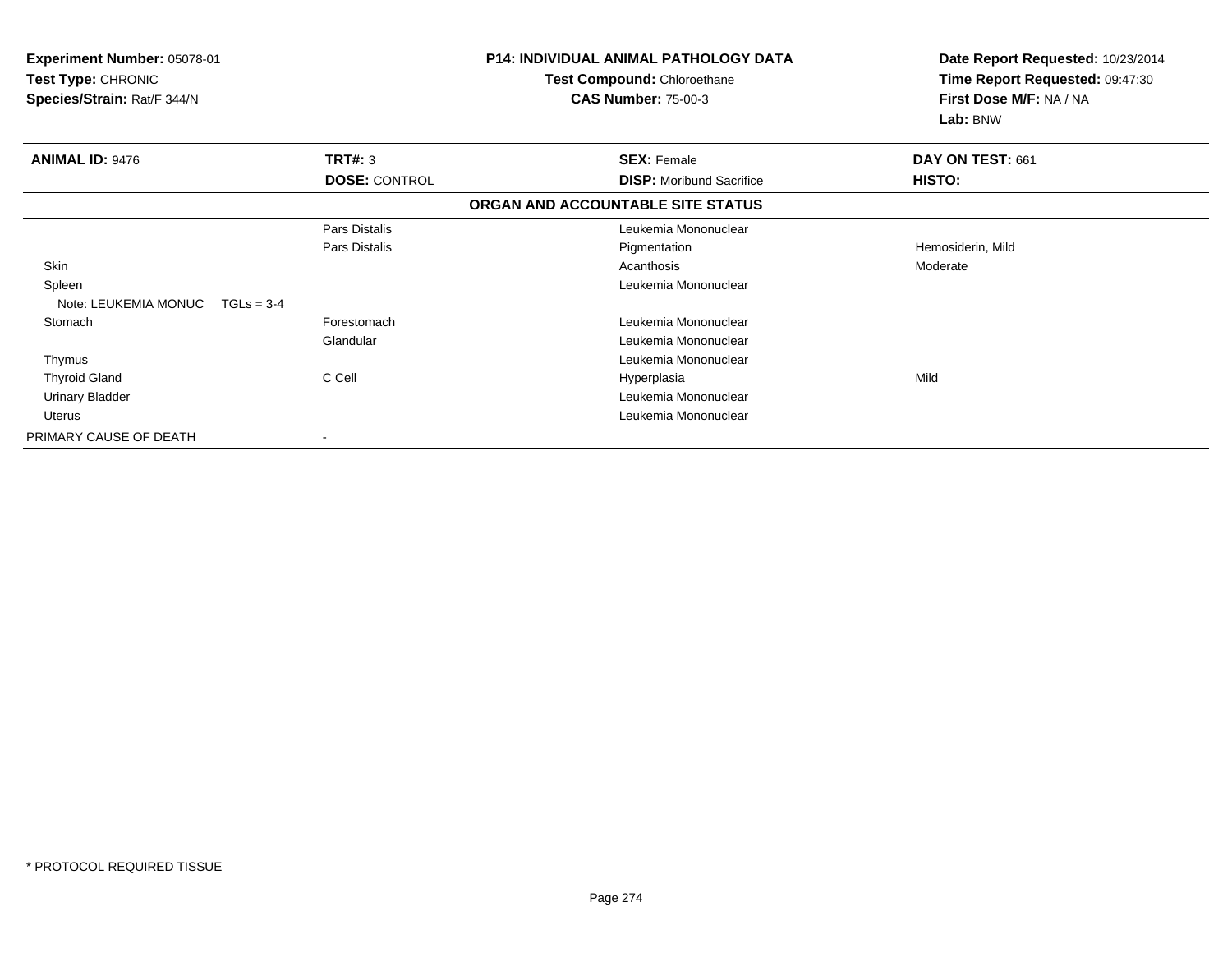**Experiment Number:** 05078-01
**Test Type:** CHRONIC
**Species/Strain:** Rat/F 344/N

**P14: INDIVIDUAL ANIMAL PATHOLOGY DATA**
**Test Compound:** Chloroethane
**CAS Number:** 75-00-3

**Date Report Requested:** 10/23/2014
**Time Report Requested:** 09:47:30
**First Dose M/F:** NA / NA
**Lab:** BNW

| **ANIMAL ID:** 9476 | **TRT#:** 3 | **SEX:** Female | **DAY ON TEST:** 661 |
|---|---|---|---|
| | **DOSE:** CONTROL | **DISP:** Moribund Sacrifice | **HISTO:** |

**ORGAN AND ACCOUNTABLE SITE STATUS**

| | | | |
|---|---|---|---|
| | Pars Distalis | Leukemia Mononuclear | |
| | Pars Distalis | Pigmentation | Hemosiderin, Mild |
| Skin | | Acanthosis | Moderate |
| Spleen | | Leukemia Mononuclear | |
| Note: LEUKEMIA MONUC TGLs = 3-4 | | | |
| Stomach | Forestomach | Leukemia Mononuclear | |
| | Glandular | Leukemia Mononuclear | |
| Thymus | | Leukemia Mononuclear | |
| Thyroid Gland | C Cell | Hyperplasia | Mild |
| Urinary Bladder | | Leukemia Mononuclear | |
| Uterus | | Leukemia Mononuclear | |
| PRIMARY CAUSE OF DEATH | - | | |

* PROTOCOL REQUIRED TISSUE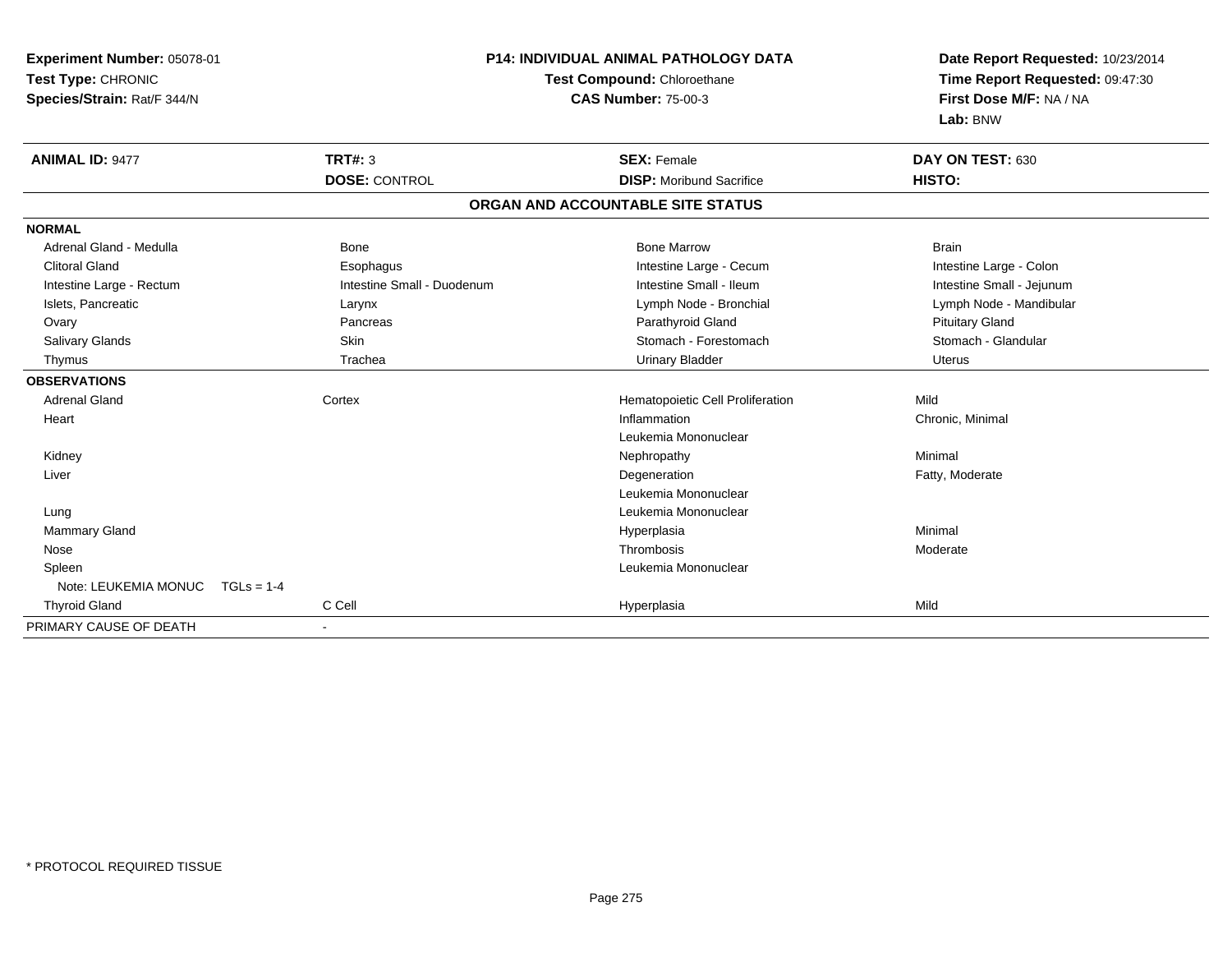**Experiment Number:** 05078-01
**Test Type:** CHRONIC
**Species/Strain:** Rat/F 344/N

**P14: INDIVIDUAL ANIMAL PATHOLOGY DATA**
**Test Compound:** Chloroethane
**CAS Number:** 75-00-3

**Date Report Requested:** 10/23/2014
**Time Report Requested:** 09:47:30
**First Dose M/F:** NA / NA
**Lab:** BNW

| **ANIMAL ID:** 9477 | **TRT#:** 3 | **SEX:** Female | **DAY ON TEST:** 630 |
|---|---|---|---|
| | **DOSE:** CONTROL | **DISP:** Moribund Sacrifice | **HISTO:** |

**ORGAN AND ACCOUNTABLE SITE STATUS**

| | | | |
|---|---|---|---|
| **NORMAL** | | | |
| Adrenal Gland - Medulla | Bone | Bone Marrow | Brain |
| Clitoral Gland | Esophagus | Intestine Large - Cecum | Intestine Large - Colon |
| Intestine Large - Rectum | Intestine Small - Duodenum | Intestine Small - Ileum | Intestine Small - Jejunum |
| Islets, Pancreatic | Larynx | Lymph Node - Bronchial | Lymph Node - Mandibular |
| Ovary | Pancreas | Parathyroid Gland | Pituitary Gland |
| Salivary Glands | Skin | Stomach - Forestomach | Stomach - Glandular |
| Thymus | Trachea | Urinary Bladder | Uterus |
| **OBSERVATIONS** | | | |
| Adrenal Gland | Cortex | Hematopoietic Cell Proliferation | Mild |
| Heart | | Inflammation | Chronic, Minimal |
| | | Leukemia Mononuclear | |
| Kidney | | Nephropathy | Minimal |
| Liver | | Degeneration | Fatty, Moderate |
| | | Leukemia Mononuclear | |
| Lung | | Leukemia Mononuclear | |
| Mammary Gland | | Hyperplasia | Minimal |
| Nose | | Thrombosis | Moderate |
| Spleen | | Leukemia Mononuclear | |
| Note: LEUKEMIA MONUC TGLs = 1-4 | | | |
| Thyroid Gland | C Cell | Hyperplasia | Mild |
| PRIMARY CAUSE OF DEATH | - | | |

* PROTOCOL REQUIRED TISSUE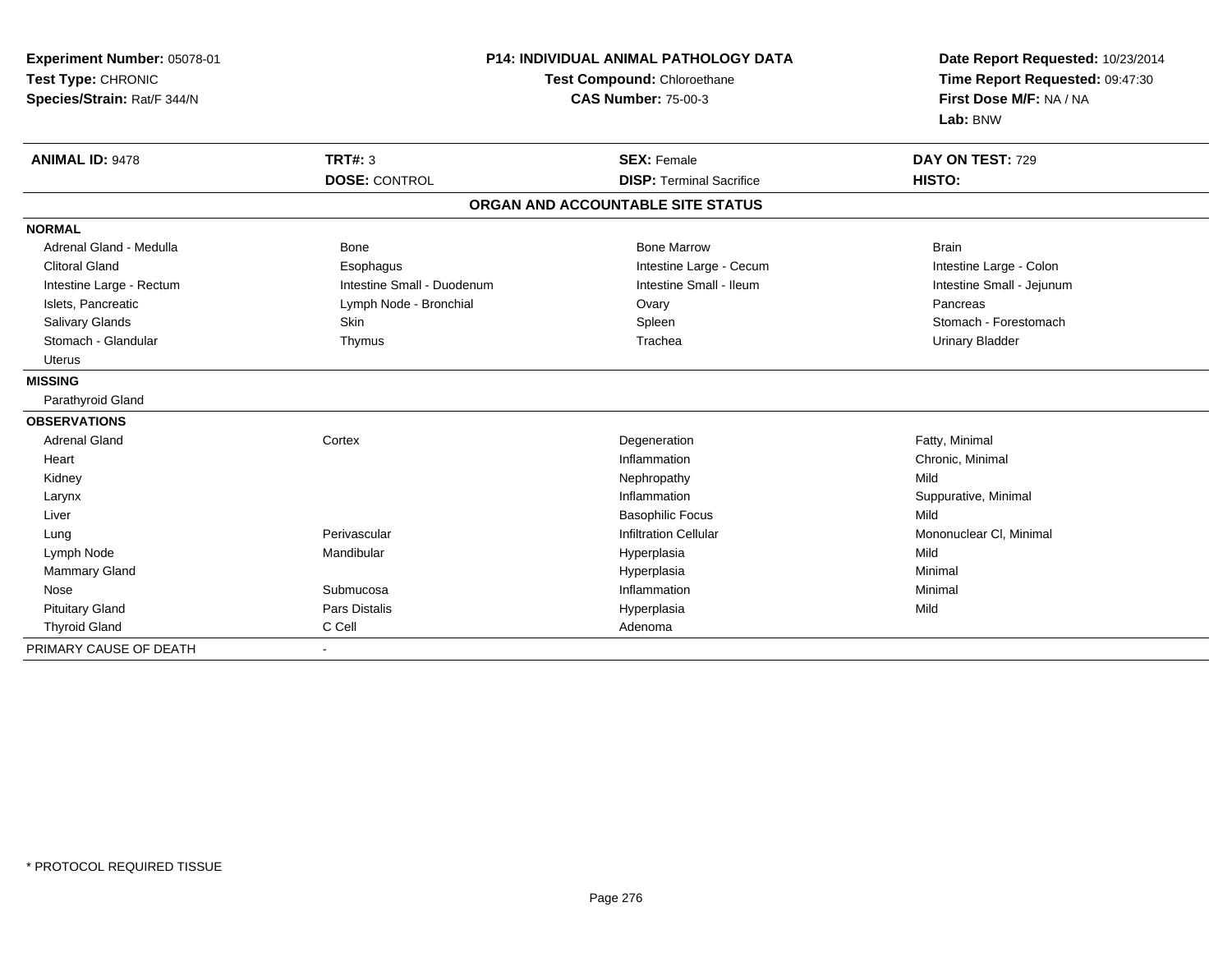**Experiment Number:** 05078-01
**Test Type:** CHRONIC
**Species/Strain:** Rat/F 344/N

**P14: INDIVIDUAL ANIMAL PATHOLOGY DATA**
**Test Compound:** Chloroethane
**CAS Number:** 75-00-3

**Date Report Requested:** 10/23/2014
**Time Report Requested:** 09:47:30
**First Dose M/F:** NA / NA
**Lab:** BNW

| **ANIMAL ID:** 9478 | **TRT#:** 3 | **SEX:** Female | **DAY ON TEST:** 729 |
|---|---|---|---|
| | **DOSE:** CONTROL | **DISP:** Terminal Sacrifice | **HISTO:** |

**ORGAN AND ACCOUNTABLE SITE STATUS**

| | | | |
|---|---|---|---|
| **NORMAL** | | | |
| Adrenal Gland - Medulla | Bone | Bone Marrow | Brain |
| Clitoral Gland | Esophagus | Intestine Large - Cecum | Intestine Large - Colon |
| Intestine Large - Rectum | Intestine Small - Duodenum | Intestine Small - Ileum | Intestine Small - Jejunum |
| Islets, Pancreatic | Lymph Node - Bronchial | Ovary | Pancreas |
| Salivary Glands | Skin | Spleen | Stomach - Forestomach |
| Stomach - Glandular | Thymus | Trachea | Urinary Bladder |
| Uterus | | | |
| **MISSING** | | | |
| Parathyroid Gland | | | |
| **OBSERVATIONS** | | | |
| Adrenal Gland | Cortex | Degeneration | Fatty, Minimal |
| Heart | | Inflammation | Chronic, Minimal |
| Kidney | | Nephropathy | Mild |
| Larynx | | Inflammation | Suppurative, Minimal |
| Liver | | Basophilic Focus | Mild |
| Lung | Perivascular | Infiltration Cellular | Mononuclear Cl, Minimal |
| Lymph Node | Mandibular | Hyperplasia | Mild |
| Mammary Gland | | Hyperplasia | Minimal |
| Nose | Submucosa | Inflammation | Minimal |
| Pituitary Gland | Pars Distalis | Hyperplasia | Mild |
| Thyroid Gland | C Cell | Adenoma | |
| PRIMARY CAUSE OF DEATH | - | | |

* PROTOCOL REQUIRED TISSUE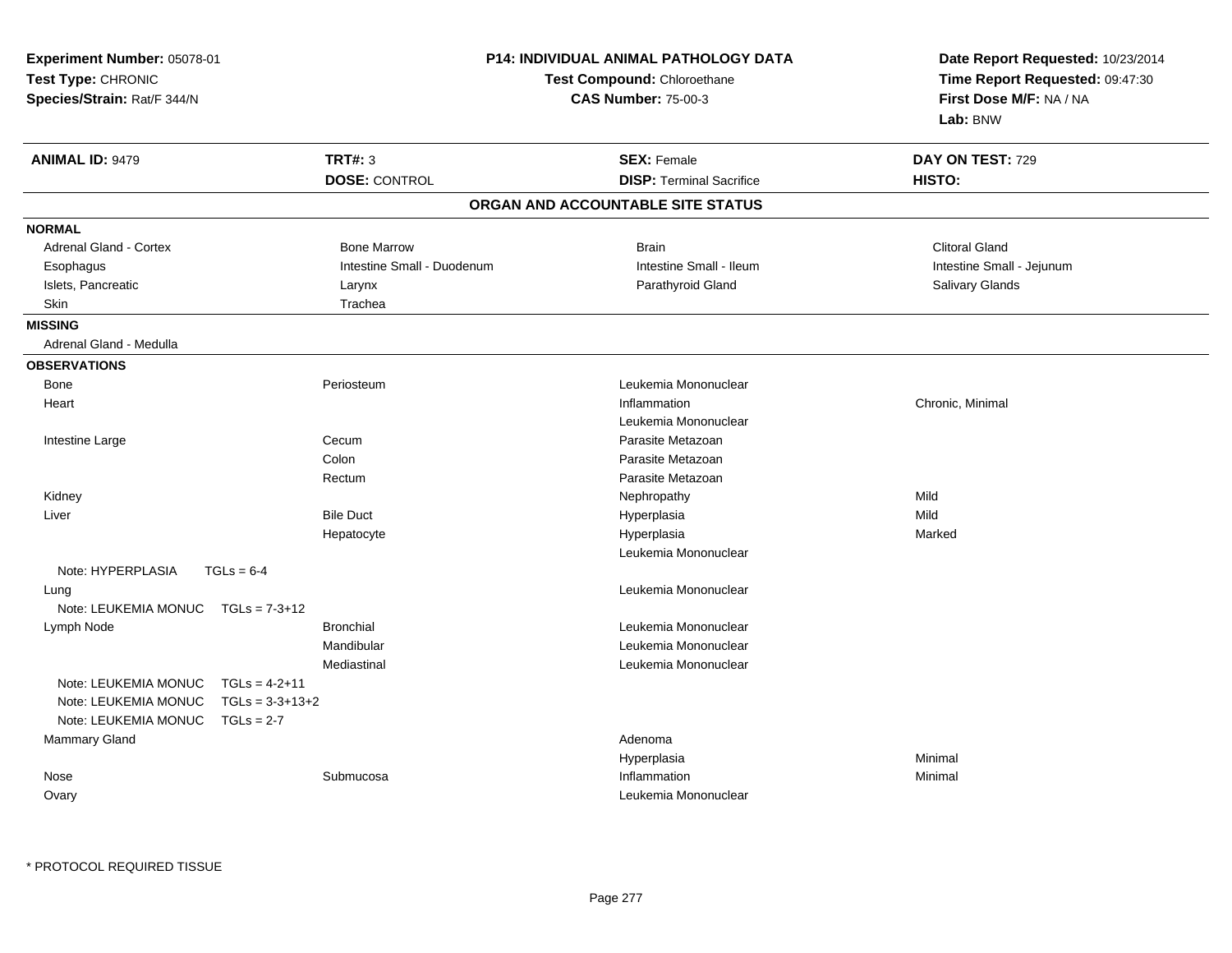**Experiment Number:** 05078-01
**Test Type:** CHRONIC
**Species/Strain:** Rat/F 344/N

**P14: INDIVIDUAL ANIMAL PATHOLOGY DATA**
**Test Compound:** Chloroethane
**CAS Number:** 75-00-3

**Date Report Requested:** 10/23/2014
**Time Report Requested:** 09:47:30
**First Dose M/F:** NA / NA
**Lab:** BNW

| **ANIMAL ID:** 9479 | **TRT#:** 3 | **SEX:** Female | **DAY ON TEST:** 729 |
|---|---|---|---|
| | **DOSE:** CONTROL | **DISP:** Terminal Sacrifice | **HISTO:** |

**ORGAN AND ACCOUNTABLE SITE STATUS**

**NORMAL**

| | | | |
|---|---|---|---|
| Adrenal Gland - Cortex | Bone Marrow | Brain | Clitoral Gland |
| Esophagus | Intestine Small - Duodenum | Intestine Small - Ileum | Intestine Small - Jejunum |
| Islets, Pancreatic | Larynx | Parathyroid Gland | Salivary Glands |
| Skin | Trachea | | |

**MISSING**

Adrenal Gland - Medulla

**OBSERVATIONS**

| Organ | Site | Observation | Severity |
|---|---|---|---|
| Bone | Periosteum | Leukemia Mononuclear | |
| Heart | | Inflammation | Chronic, Minimal |
| | | Leukemia Mononuclear | |
| Intestine Large | Cecum | Parasite Metazoan | |
| | Colon | Parasite Metazoan | |
| | Rectum | Parasite Metazoan | |
| Kidney | | Nephropathy | Mild |
| Liver | Bile Duct | Hyperplasia | Mild |
| | Hepatocyte | Hyperplasia | Marked |
| | | Leukemia Mononuclear | |
| Note: HYPERPLASIA TGLs = 6-4 | | | |
| Lung | | Leukemia Mononuclear | |
| Note: LEUKEMIA MONUC TGLs = 7-3+12 | | | |
| Lymph Node | Bronchial | Leukemia Mononuclear | |
| | Mandibular | Leukemia Mononuclear | |
| | Mediastinal | Leukemia Mononuclear | |
| Note: LEUKEMIA MONUC TGLs = 4-2+11 | | | |
| Note: LEUKEMIA MONUC TGLs = 3-3+13+2 | | | |
| Note: LEUKEMIA MONUC TGLs = 2-7 | | | |
| Mammary Gland | | Adenoma | |
| | | Hyperplasia | Minimal |
| Nose | Submucosa | Inflammation | Minimal |
| Ovary | | Leukemia Mononuclear | |

* PROTOCOL REQUIRED TISSUE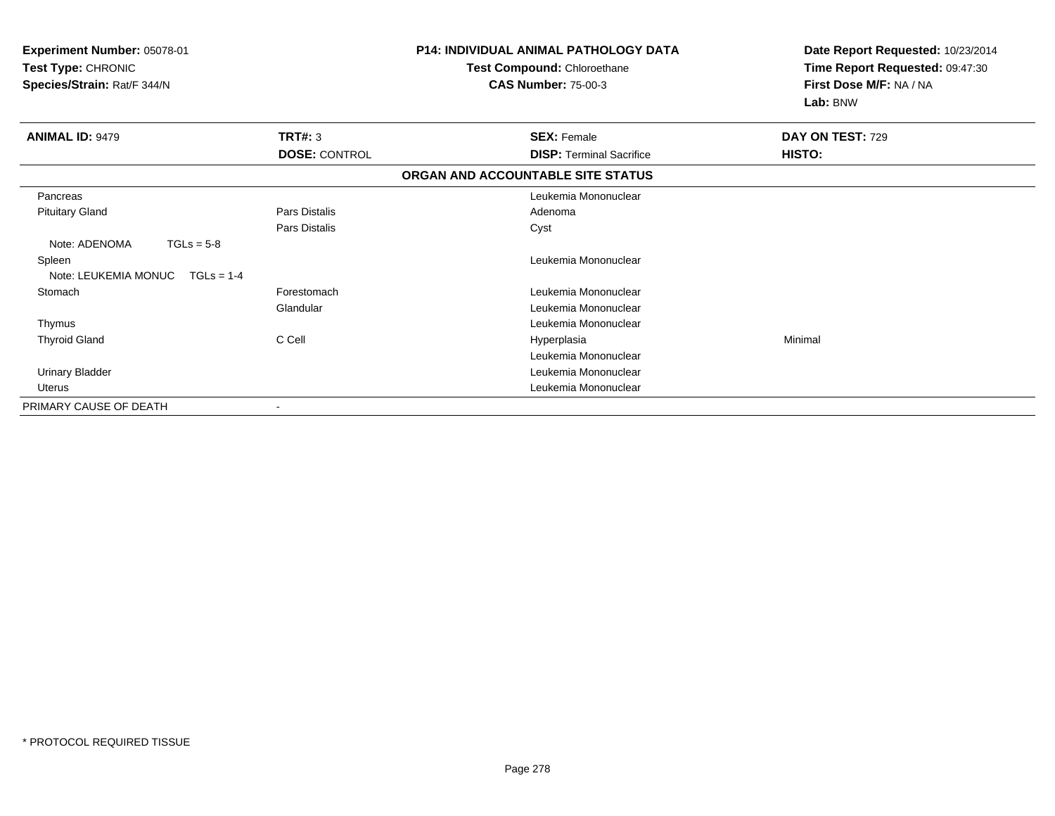**Experiment Number:** 05078-01
**Test Type:** CHRONIC
**Species/Strain:** Rat/F 344/N

**P14: INDIVIDUAL ANIMAL PATHOLOGY DATA**
**Test Compound:** Chloroethane
**CAS Number:** 75-00-3

**Date Report Requested:** 10/23/2014
**Time Report Requested:** 09:47:30
**First Dose M/F:** NA / NA
**Lab:** BNW

| **ANIMAL ID:** 9479 | **TRT#:** 3 | **SEX:** Female | **DAY ON TEST:** 729 |
|---|---|---|---|
| | **DOSE:** CONTROL | **DISP:** Terminal Sacrifice | **HISTO:** |

**ORGAN AND ACCOUNTABLE SITE STATUS**

| | | | |
|---|---|---|---|
| Pancreas | | Leukemia Mononuclear | |
| Pituitary Gland | Pars Distalis | Adenoma | |
| | Pars Distalis | Cyst | |
| Note: ADENOMA TGLs = 5-8 | | | |
| Spleen | | Leukemia Mononuclear | |
| Note: LEUKEMIA MONUC TGLs = 1-4 | | | |
| Stomach | Forestomach | Leukemia Mononuclear | |
| | Glandular | Leukemia Mononuclear | |
| Thymus | | Leukemia Mononuclear | |
| Thyroid Gland | C Cell | Hyperplasia | Minimal |
| | | Leukemia Mononuclear | |
| Urinary Bladder | | Leukemia Mononuclear | |
| Uterus | | Leukemia Mononuclear | |
| PRIMARY CAUSE OF DEATH | - | | |

\* PROTOCOL REQUIRED TISSUE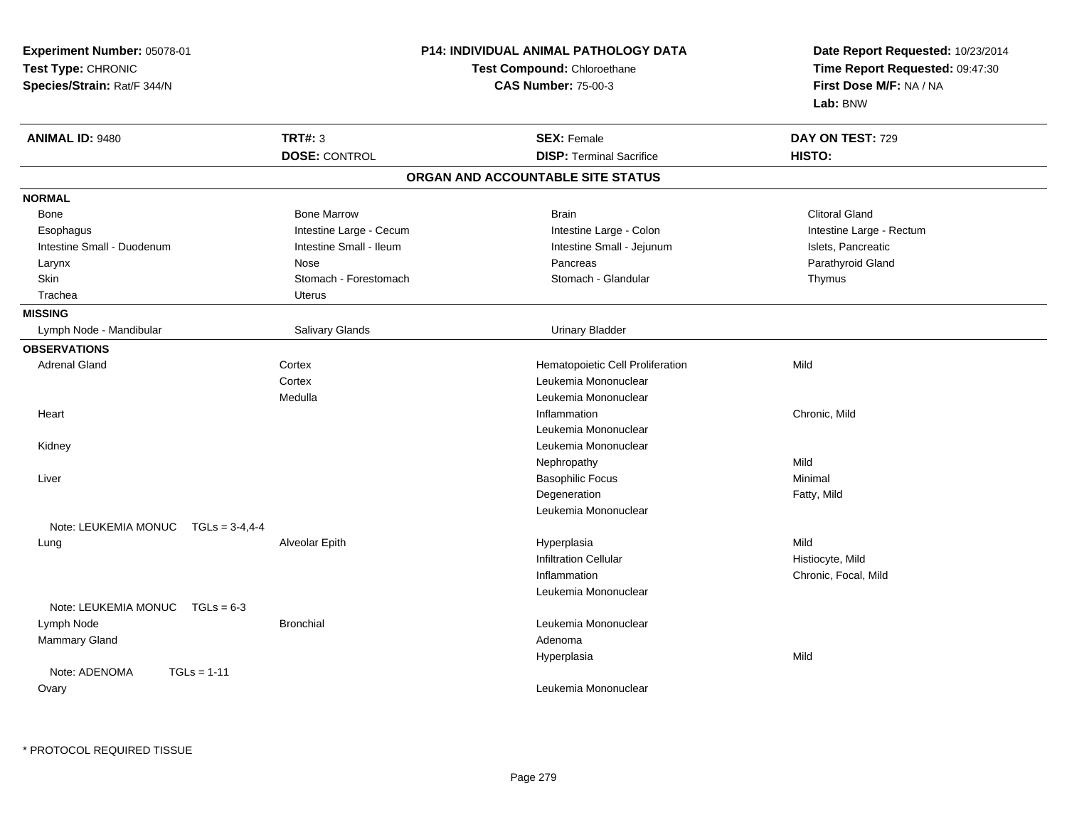**Experiment Number:** 05078-01
**Test Type:** CHRONIC
**Species/Strain:** Rat/F 344/N

**P14: INDIVIDUAL ANIMAL PATHOLOGY DATA**
**Test Compound:** Chloroethane
**CAS Number:** 75-00-3

**Date Report Requested:** 10/23/2014
**Time Report Requested:** 09:47:30
**First Dose M/F:** NA / NA
**Lab:** BNW

| **ANIMAL ID:** 9480 | **TRT#:** 3 | **SEX:** Female | **DAY ON TEST:** 729 |
|---|---|---|---|
| | **DOSE:** CONTROL | **DISP:** Terminal Sacrifice | **HISTO:** |

## ORGAN AND ACCOUNTABLE SITE STATUS

**NORMAL**

| | | | |
|---|---|---|---|
| Bone | Bone Marrow | Brain | Clitoral Gland |
| Esophagus | Intestine Large - Cecum | Intestine Large - Colon | Intestine Large - Rectum |
| Intestine Small - Duodenum | Intestine Small - Ileum | Intestine Small - Jejunum | Islets, Pancreatic |
| Larynx | Nose | Pancreas | Parathyroid Gland |
| Skin | Stomach - Forestomach | Stomach - Glandular | Thymus |
| Trachea | Uterus | | |

**MISSING**

| | | |
|---|---|---|
| Lymph Node - Mandibular | Salivary Glands | Urinary Bladder |

**OBSERVATIONS**

| Organ | Site | Observation | Qualifier |
|---|---|---|---|
| Adrenal Gland | Cortex | Hematopoietic Cell Proliferation | Mild |
| | Cortex | Leukemia Mononuclear | |
| | Medulla | Leukemia Mononuclear | |
| Heart | | Inflammation | Chronic, Mild |
| | | Leukemia Mononuclear | |
| Kidney | | Leukemia Mononuclear | |
| | | Nephropathy | Mild |
| Liver | | Basophilic Focus | Minimal |
| | | Degeneration | Fatty, Mild |
| | | Leukemia Mononuclear | |
| Note: LEUKEMIA MONUC TGLs = 3-4,4-4 | | | |
| Lung | Alveolar Epith | Hyperplasia | Mild |
| | | Infiltration Cellular | Histiocyte, Mild |
| | | Inflammation | Chronic, Focal, Mild |
| | | Leukemia Mononuclear | |
| Note: LEUKEMIA MONUC TGLs = 6-3 | | | |
| Lymph Node | Bronchial | Leukemia Mononuclear | |
| Mammary Gland | | Adenoma | |
| | | Hyperplasia | Mild |
| Note: ADENOMA TGLs = 1-11 | | | |
| Ovary | | Leukemia Mononuclear | |

\* PROTOCOL REQUIRED TISSUE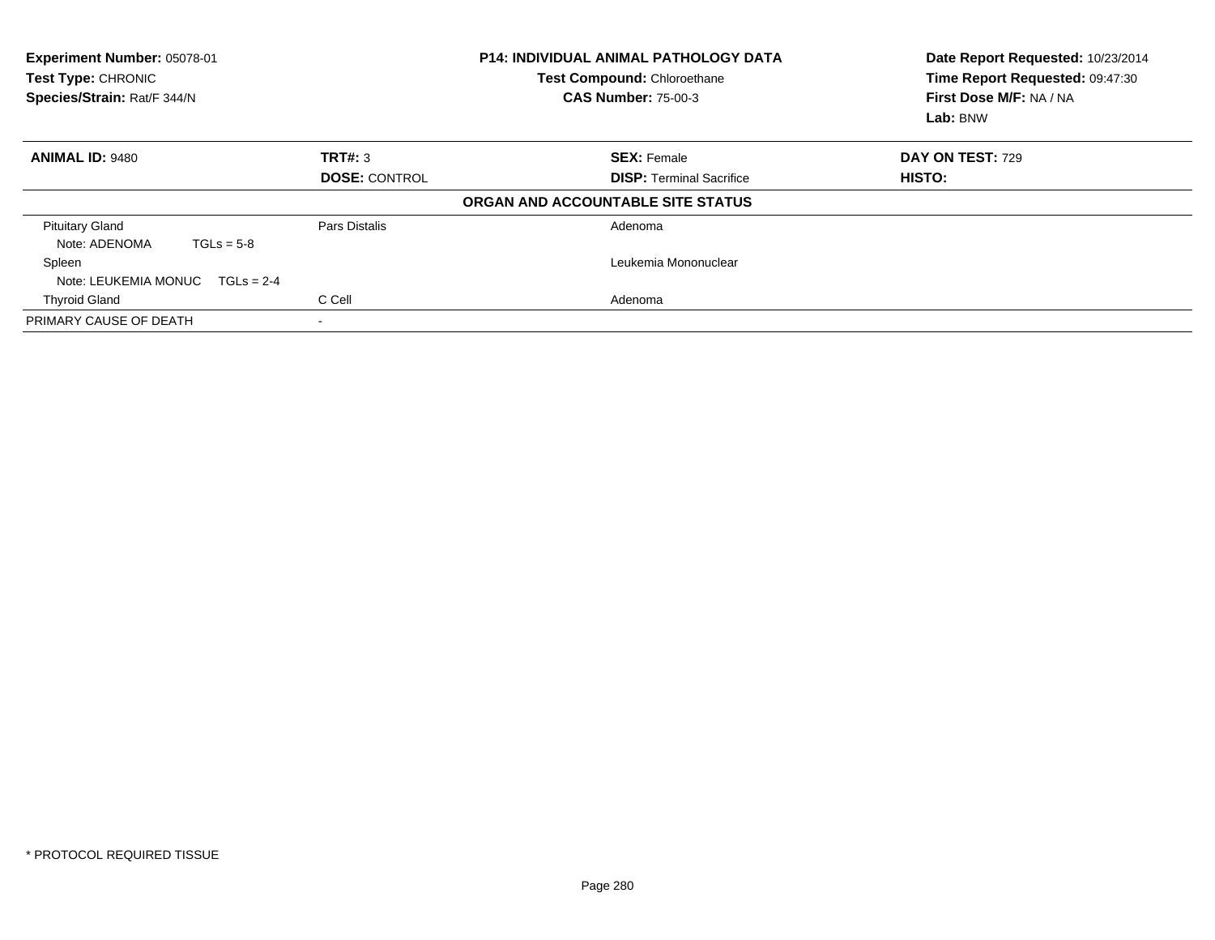**Experiment Number:** 05078-01
**Test Type:** CHRONIC
**Species/Strain:** Rat/F 344/N

**P14: INDIVIDUAL ANIMAL PATHOLOGY DATA**
**Test Compound:** Chloroethane
**CAS Number:** 75-00-3

**Date Report Requested:** 10/23/2014
**Time Report Requested:** 09:47:30
**First Dose M/F:** NA / NA
**Lab:** BNW

| **ANIMAL ID:** 9480 | **TRT#:** 3 | **SEX:** Female | **DAY ON TEST:** 729 |
|---|---|---|---|
| | **DOSE:** CONTROL | **DISP:** Terminal Sacrifice | **HISTO:** |

**ORGAN AND ACCOUNTABLE SITE STATUS**

| | | |
|---|---|---|
| Pituitary Gland | Pars Distalis | Adenoma |
| Note: ADENOMA TGLs = 5-8 | | |
| Spleen | | Leukemia Mononuclear |
| Note: LEUKEMIA MONUC TGLs = 2-4 | | |
| Thyroid Gland | C Cell | Adenoma |
| PRIMARY CAUSE OF DEATH | - | |

* PROTOCOL REQUIRED TISSUE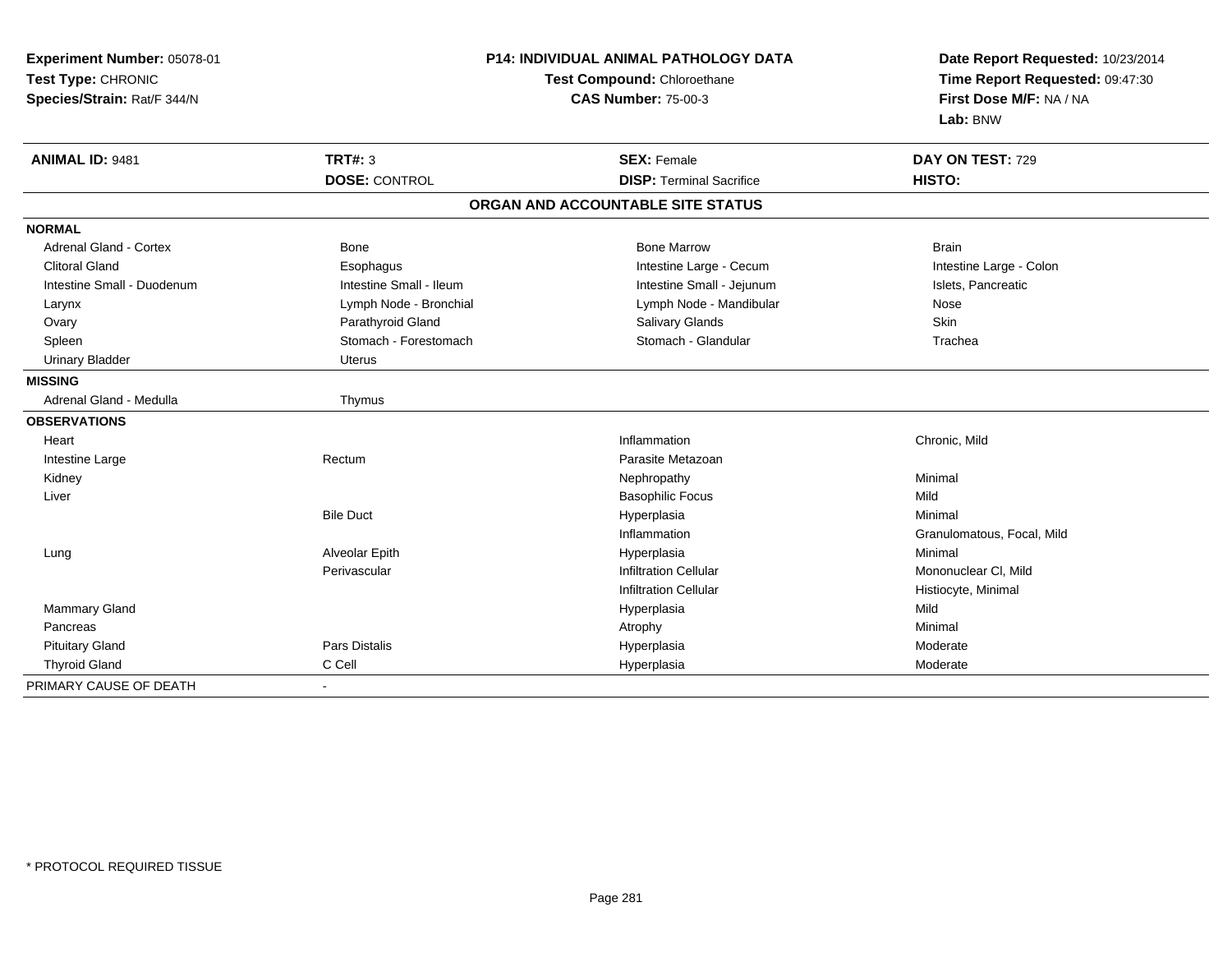**Experiment Number:** 05078-01
**Test Type:** CHRONIC
**Species/Strain:** Rat/F 344/N

**P14: INDIVIDUAL ANIMAL PATHOLOGY DATA**
**Test Compound:** Chloroethane
**CAS Number:** 75-00-3

**Date Report Requested:** 10/23/2014
**Time Report Requested:** 09:47:30
**First Dose M/F:** NA / NA
**Lab:** BNW

| **ANIMAL ID:** 9481 | **TRT#:** 3 | **SEX:** Female | **DAY ON TEST:** 729 |
|---|---|---|---|
| | **DOSE:** CONTROL | **DISP:** Terminal Sacrifice | **HISTO:** |

## ORGAN AND ACCOUNTABLE SITE STATUS

**NORMAL**

| | | | |
|---|---|---|---|
| Adrenal Gland - Cortex | Bone | Bone Marrow | Brain |
| Clitoral Gland | Esophagus | Intestine Large - Cecum | Intestine Large - Colon |
| Intestine Small - Duodenum | Intestine Small - Ileum | Intestine Small - Jejunum | Islets, Pancreatic |
| Larynx | Lymph Node - Bronchial | Lymph Node - Mandibular | Nose |
| Ovary | Parathyroid Gland | Salivary Glands | Skin |
| Spleen | Stomach - Forestomach | Stomach - Glandular | Trachea |
| Urinary Bladder | Uterus | | |

**MISSING**

| | |
|---|---|
| Adrenal Gland - Medulla | Thymus |

**OBSERVATIONS**

| | | | |
|---|---|---|---|
| Heart | | Inflammation | Chronic, Mild |
| Intestine Large | Rectum | Parasite Metazoan | |
| Kidney | | Nephropathy | Minimal |
| Liver | | Basophilic Focus | Mild |
| | Bile Duct | Hyperplasia | Minimal |
| | | Inflammation | Granulomatous, Focal, Mild |
| Lung | Alveolar Epith | Hyperplasia | Minimal |
| | Perivascular | Infiltration Cellular | Mononuclear Cl, Mild |
| | | Infiltration Cellular | Histiocyte, Minimal |
| Mammary Gland | | Hyperplasia | Mild |
| Pancreas | | Atrophy | Minimal |
| Pituitary Gland | Pars Distalis | Hyperplasia | Moderate |
| Thyroid Gland | C Cell | Hyperplasia | Moderate |

PRIMARY CAUSE OF DEATH -

* PROTOCOL REQUIRED TISSUE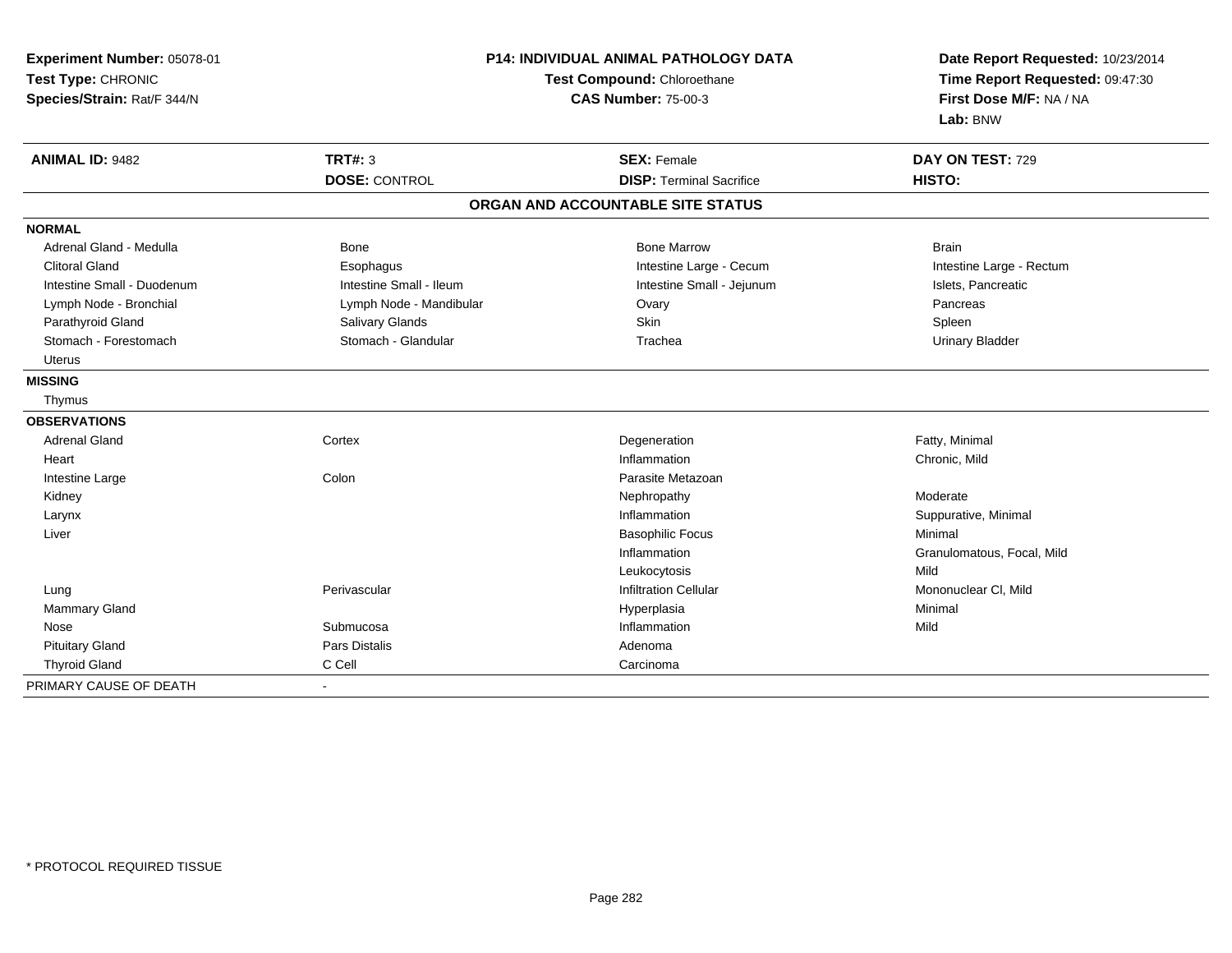**Experiment Number:** 05078-01
**Test Type:** CHRONIC
**Species/Strain:** Rat/F 344/N

**P14: INDIVIDUAL ANIMAL PATHOLOGY DATA**
**Test Compound:** Chloroethane
**CAS Number:** 75-00-3

**Date Report Requested:** 10/23/2014
**Time Report Requested:** 09:47:30
**First Dose M/F:** NA / NA
**Lab:** BNW

| **ANIMAL ID:** 9482 | **TRT#:** 3 | **SEX:** Female | **DAY ON TEST:** 729 |
|---|---|---|---|
| | **DOSE:** CONTROL | **DISP:** Terminal Sacrifice | **HISTO:** |

## ORGAN AND ACCOUNTABLE SITE STATUS

| | | | |
|---|---|---|---|
| **NORMAL** | | | |
| Adrenal Gland - Medulla | Bone | Bone Marrow | Brain |
| Clitoral Gland | Esophagus | Intestine Large - Cecum | Intestine Large - Rectum |
| Intestine Small - Duodenum | Intestine Small - Ileum | Intestine Small - Jejunum | Islets, Pancreatic |
| Lymph Node - Bronchial | Lymph Node - Mandibular | Ovary | Pancreas |
| Parathyroid Gland | Salivary Glands | Skin | Spleen |
| Stomach - Forestomach | Stomach - Glandular | Trachea | Urinary Bladder |
| Uterus | | | |
| **MISSING** | | | |
| Thymus | | | |
| **OBSERVATIONS** | | | |
| Adrenal Gland | Cortex | Degeneration | Fatty, Minimal |
| Heart | | Inflammation | Chronic, Mild |
| Intestine Large | Colon | Parasite Metazoan | |
| Kidney | | Nephropathy | Moderate |
| Larynx | | Inflammation | Suppurative, Minimal |
| Liver | | Basophilic Focus | Minimal |
| | | Inflammation | Granulomatous, Focal, Mild |
| | | Leukocytosis | Mild |
| Lung | Perivascular | Infiltration Cellular | Mononuclear Cl, Mild |
| Mammary Gland | | Hyperplasia | Minimal |
| Nose | Submucosa | Inflammation | Mild |
| Pituitary Gland | Pars Distalis | Adenoma | |
| Thyroid Gland | C Cell | Carcinoma | |
| PRIMARY CAUSE OF DEATH | - | | |

* PROTOCOL REQUIRED TISSUE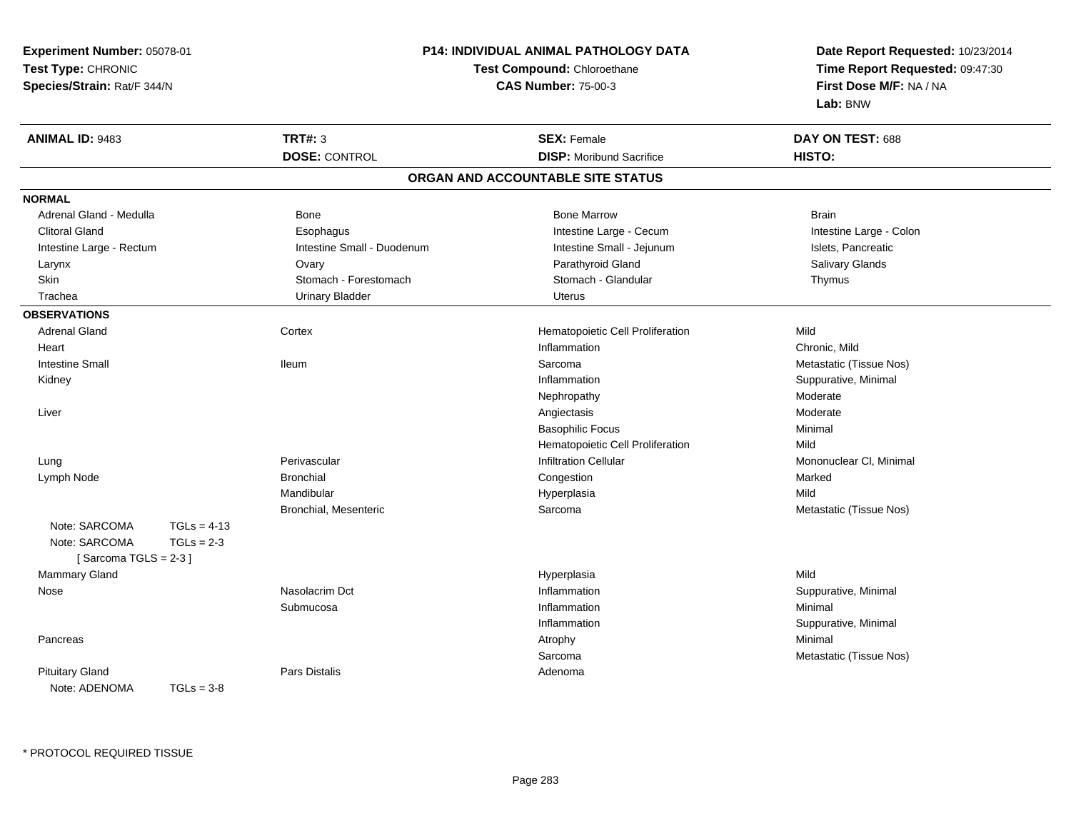**Experiment Number:** 05078-01
**Test Type:** CHRONIC
**Species/Strain:** Rat/F 344/N

**P14: INDIVIDUAL ANIMAL PATHOLOGY DATA**
**Test Compound:** Chloroethane
**CAS Number:** 75-00-3

**Date Report Requested:** 10/23/2014
**Time Report Requested:** 09:47:30
**First Dose M/F:** NA / NA
**Lab:** BNW

| **ANIMAL ID:** 9483 | **TRT#:** 3 | **SEX:** Female | **DAY ON TEST:** 688 |
|---|---|---|---|
| | **DOSE:** CONTROL | **DISP:** Moribund Sacrifice | **HISTO:** |

## ORGAN AND ACCOUNTABLE SITE STATUS

**NORMAL**

| | | | |
|---|---|---|---|
| Adrenal Gland - Medulla | Bone | Bone Marrow | Brain |
| Clitoral Gland | Esophagus | Intestine Large - Cecum | Intestine Large - Colon |
| Intestine Large - Rectum | Intestine Small - Duodenum | Intestine Small - Jejunum | Islets, Pancreatic |
| Larynx | Ovary | Parathyroid Gland | Salivary Glands |
| Skin | Stomach - Forestomach | Stomach - Glandular | Thymus |
| Trachea | Urinary Bladder | Uterus | |

**OBSERVATIONS**

| | | | |
|---|---|---|---|
| Adrenal Gland | Cortex | Hematopoietic Cell Proliferation | Mild |
| Heart | | Inflammation | Chronic, Mild |
| Intestine Small | Ileum | Sarcoma | Metastatic (Tissue Nos) |
| Kidney | | Inflammation | Suppurative, Minimal |
| | | Nephropathy | Moderate |
| Liver | | Angiectasis | Moderate |
| | | Basophilic Focus | Minimal |
| | | Hematopoietic Cell Proliferation | Mild |
| Lung | Perivascular | Infiltration Cellular | Mononuclear Cl, Minimal |
| Lymph Node | Bronchial | Congestion | Marked |
| | Mandibular | Hyperplasia | Mild |
| | Bronchial, Mesenteric | Sarcoma | Metastatic (Tissue Nos) |
| Note: SARCOMA TGLs = 4-13 | | | |
| Note: SARCOMA TGLs = 2-3 | | | |
| [ Sarcoma TGLS = 2-3 ] | | | |
| Mammary Gland | | Hyperplasia | Mild |
| Nose | Nasolacrim Dct | Inflammation | Suppurative, Minimal |
| | Submucosa | Inflammation | Minimal |
| | | Inflammation | Suppurative, Minimal |
| Pancreas | | Atrophy | Minimal |
| | | Sarcoma | Metastatic (Tissue Nos) |
| Pituitary Gland | Pars Distalis | Adenoma | |
| Note: ADENOMA TGLs = 3-8 | | | |

\* PROTOCOL REQUIRED TISSUE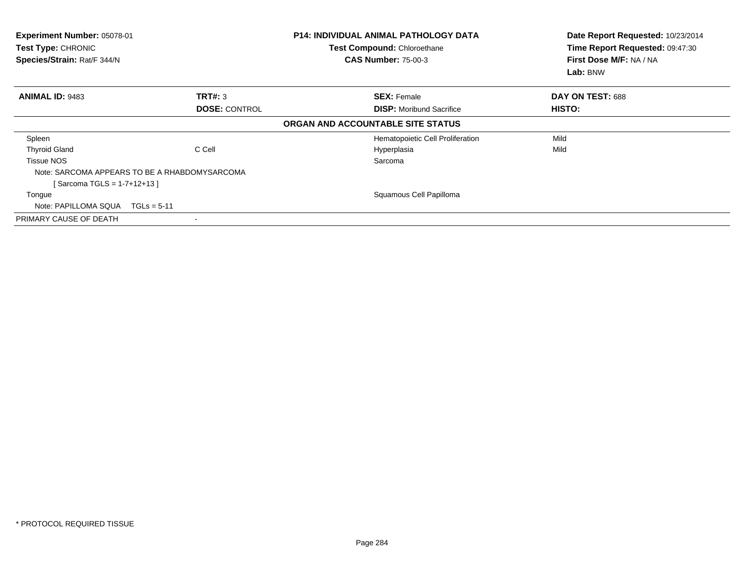**Experiment Number:** 05078-01
**Test Type:** CHRONIC
**Species/Strain:** Rat/F 344/N

**P14: INDIVIDUAL ANIMAL PATHOLOGY DATA**
**Test Compound:** Chloroethane
**CAS Number:** 75-00-3

**Date Report Requested:** 10/23/2014
**Time Report Requested:** 09:47:30
**First Dose M/F:** NA / NA
**Lab:** BNW

| **ANIMAL ID:** 9483 | **TRT#:** 3 | **SEX:** Female | **DAY ON TEST:** 688 |
|---|---|---|---|
| | **DOSE:** CONTROL | **DISP:** Moribund Sacrifice | **HISTO:** |

**ORGAN AND ACCOUNTABLE SITE STATUS**

| | | | |
|---|---|---|---|
| Spleen | | Hematopoietic Cell Proliferation | Mild |
| Thyroid Gland | C Cell | Hyperplasia | Mild |
| Tissue NOS | | Sarcoma | |
| Note: SARCOMA APPEARS TO BE A RHABDOMYSARCOMA | | | |
| [ Sarcoma TGLS = 1-7+12+13 ] | | | |
| Tongue | | Squamous Cell Papilloma | |
| Note: PAPILLOMA SQUA TGLs = 5-11 | | | |
| PRIMARY CAUSE OF DEATH | - | | |

* PROTOCOL REQUIRED TISSUE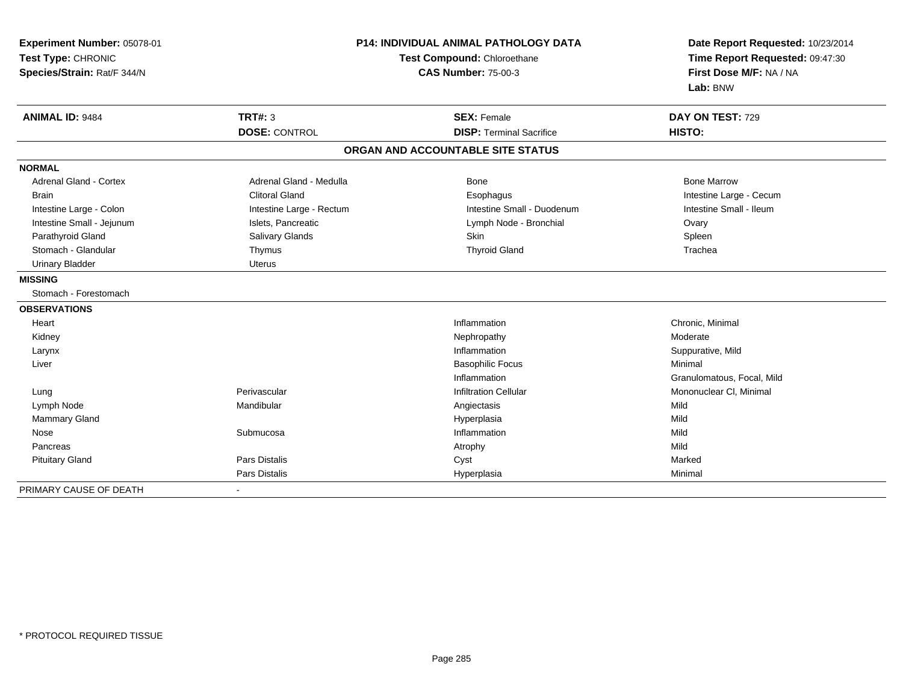**Experiment Number:** 05078-01
**Test Type:** CHRONIC
**Species/Strain:** Rat/F 344/N

**P14: INDIVIDUAL ANIMAL PATHOLOGY DATA**
**Test Compound:** Chloroethane
**CAS Number:** 75-00-3

**Date Report Requested:** 10/23/2014
**Time Report Requested:** 09:47:30
**First Dose M/F:** NA / NA
**Lab:** BNW

| **ANIMAL ID:** 9484 | **TRT#:** 3 | **SEX:** Female | **DAY ON TEST:** 729 |
|---|---|---|---|
| | **DOSE:** CONTROL | **DISP:** Terminal Sacrifice | **HISTO:** |

## ORGAN AND ACCOUNTABLE SITE STATUS

| | | | |
|---|---|---|---|
| **NORMAL** | | | |
| Adrenal Gland - Cortex | Adrenal Gland - Medulla | Bone | Bone Marrow |
| Brain | Clitoral Gland | Esophagus | Intestine Large - Cecum |
| Intestine Large - Colon | Intestine Large - Rectum | Intestine Small - Duodenum | Intestine Small - Ileum |
| Intestine Small - Jejunum | Islets, Pancreatic | Lymph Node - Bronchial | Ovary |
| Parathyroid Gland | Salivary Glands | Skin | Spleen |
| Stomach - Glandular | Thymus | Thyroid Gland | Trachea |
| Urinary Bladder | Uterus | | |
| **MISSING** | | | |
| Stomach - Forestomach | | | |
| **OBSERVATIONS** | | | |
| Heart | | Inflammation | Chronic, Minimal |
| Kidney | | Nephropathy | Moderate |
| Larynx | | Inflammation | Suppurative, Mild |
| Liver | | Basophilic Focus | Minimal |
| | | Inflammation | Granulomatous, Focal, Mild |
| Lung | Perivascular | Infiltration Cellular | Mononuclear Cl, Minimal |
| Lymph Node | Mandibular | Angiectasis | Mild |
| Mammary Gland | | Hyperplasia | Mild |
| Nose | Submucosa | Inflammation | Mild |
| Pancreas | | Atrophy | Mild |
| Pituitary Gland | Pars Distalis | Cyst | Marked |
| | Pars Distalis | Hyperplasia | Minimal |
| PRIMARY CAUSE OF DEATH | - | | |

\* PROTOCOL REQUIRED TISSUE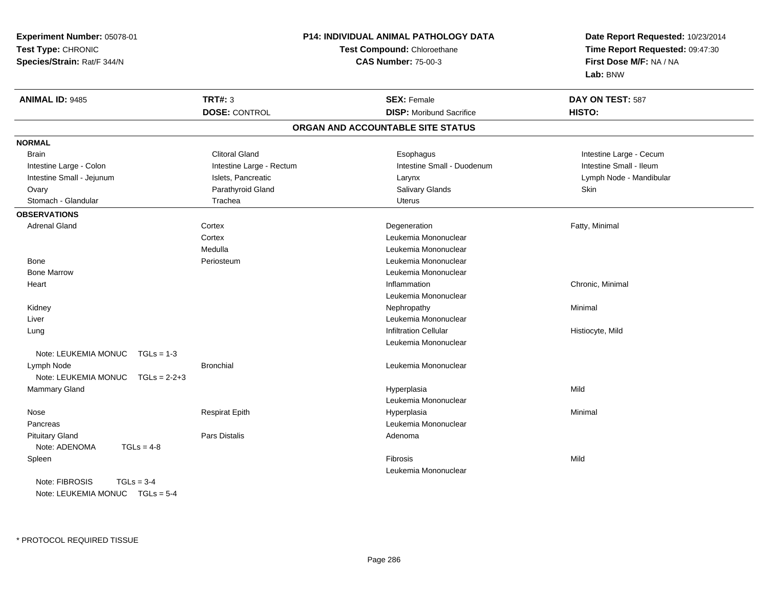**Experiment Number:** 05078-01
**Test Type:** CHRONIC
**Species/Strain:** Rat/F 344/N

**P14: INDIVIDUAL ANIMAL PATHOLOGY DATA**
**Test Compound:** Chloroethane
**CAS Number:** 75-00-3

**Date Report Requested:** 10/23/2014
**Time Report Requested:** 09:47:30
**First Dose M/F:** NA / NA
**Lab:** BNW

| **ANIMAL ID:** 9485 | **TRT#:** 3 | **SEX:** Female | **DAY ON TEST:** 587 |
|---|---|---|---|
| | **DOSE:** CONTROL | **DISP:** Moribund Sacrifice | **HISTO:** |

## ORGAN AND ACCOUNTABLE SITE STATUS

**NORMAL**

| | | | |
|---|---|---|---|
| Brain | Clitoral Gland | Esophagus | Intestine Large - Cecum |
| Intestine Large - Colon | Intestine Large - Rectum | Intestine Small - Duodenum | Intestine Small - Ileum |
| Intestine Small - Jejunum | Islets, Pancreatic | Larynx | Lymph Node - Mandibular |
| Ovary | Parathyroid Gland | Salivary Glands | Skin |
| Stomach - Glandular | Trachea | Uterus | |

**OBSERVATIONS**

| | | | |
|---|---|---|---|
| Adrenal Gland | Cortex | Degeneration | Fatty, Minimal |
| | Cortex | Leukemia Mononuclear | |
| | Medulla | Leukemia Mononuclear | |
| Bone | Periosteum | Leukemia Mononuclear | |
| Bone Marrow | | Leukemia Mononuclear | |
| Heart | | Inflammation | Chronic, Minimal |
| | | Leukemia Mononuclear | |
| Kidney | | Nephropathy | Minimal |
| Liver | | Leukemia Mononuclear | |
| Lung | | Infiltration Cellular | Histiocyte, Mild |
| | | Leukemia Mononuclear | |
| Note: LEUKEMIA MONUC TGLs = 1-3 | | | |
| Lymph Node | Bronchial | Leukemia Mononuclear | |
| Note: LEUKEMIA MONUC TGLs = 2-2+3 | | | |
| Mammary Gland | | Hyperplasia | Mild |
| | | Leukemia Mononuclear | |
| Nose | Respirat Epith | Hyperplasia | Minimal |
| Pancreas | | Leukemia Mononuclear | |
| Pituitary Gland | Pars Distalis | Adenoma | |
| Note: ADENOMA TGLs = 4-8 | | | |
| Spleen | | Fibrosis | Mild |
| | | Leukemia Mononuclear | |
| Note: FIBROSIS TGLs = 3-4 | | | |
| Note: LEUKEMIA MONUC TGLs = 5-4 | | | |

* PROTOCOL REQUIRED TISSUE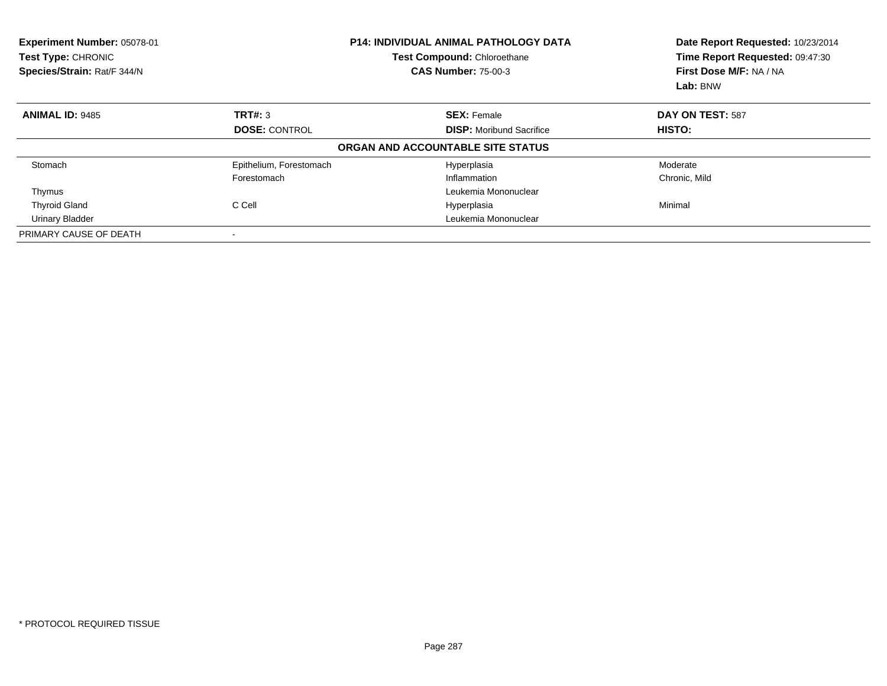**Experiment Number:** 05078-01
**Test Type:** CHRONIC
**Species/Strain:** Rat/F 344/N

**P14: INDIVIDUAL ANIMAL PATHOLOGY DATA**
**Test Compound:** Chloroethane
**CAS Number:** 75-00-3

**Date Report Requested:** 10/23/2014
**Time Report Requested:** 09:47:30
**First Dose M/F:** NA / NA
**Lab:** BNW

| **ANIMAL ID:** 9485 | **TRT#:** 3 | **SEX:** Female | **DAY ON TEST:** 587 |
|---|---|---|---|
| | **DOSE:** CONTROL | **DISP:** Moribund Sacrifice | **HISTO:** |

**ORGAN AND ACCOUNTABLE SITE STATUS**

| | | | |
|---|---|---|---|
| Stomach | Epithelium, Forestomach | Hyperplasia | Moderate |
| | Forestomach | Inflammation | Chronic, Mild |
| Thymus | | Leukemia Mononuclear | |
| Thyroid Gland | C Cell | Hyperplasia | Minimal |
| Urinary Bladder | | Leukemia Mononuclear | |
| PRIMARY CAUSE OF DEATH | - | | |

* PROTOCOL REQUIRED TISSUE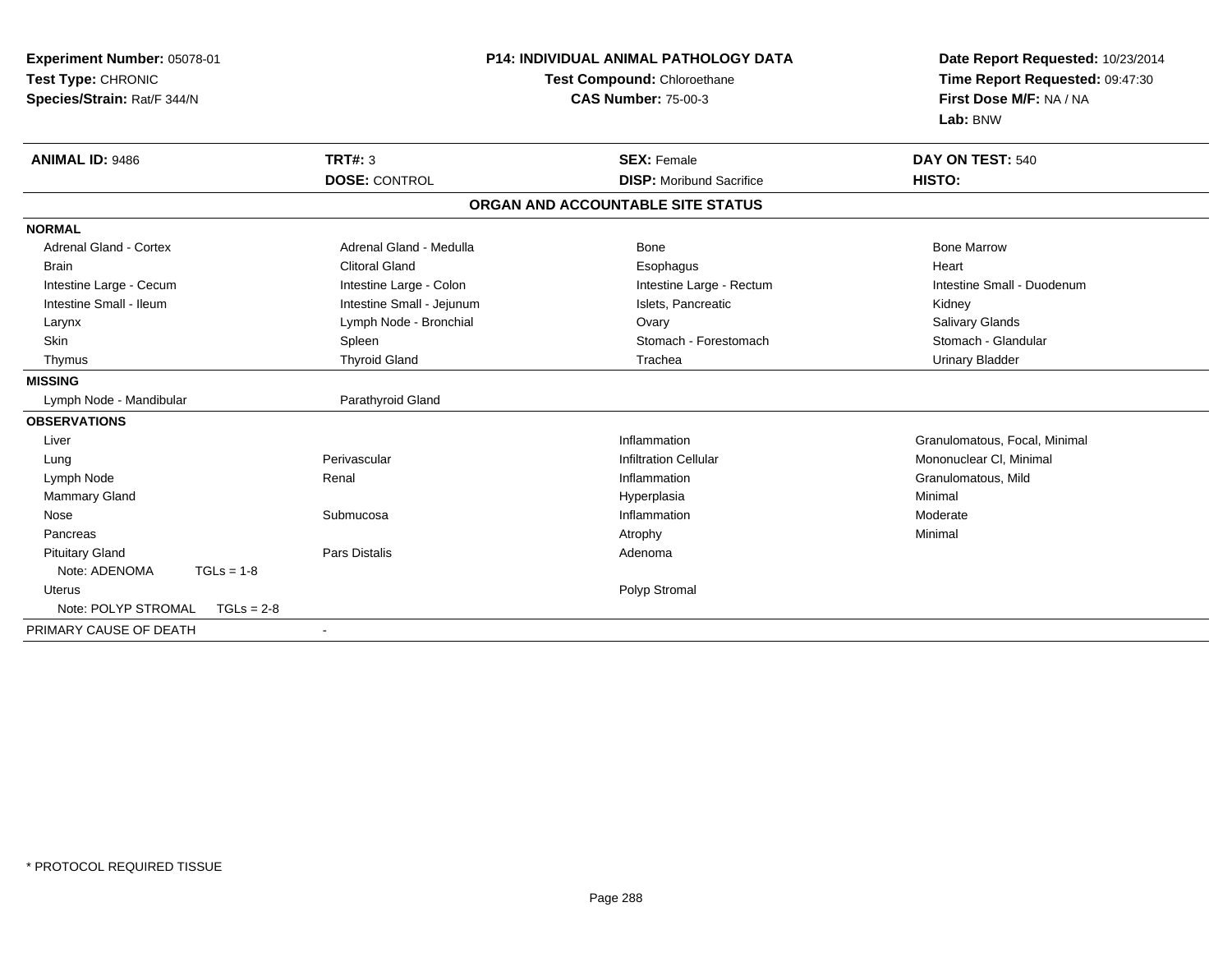**Experiment Number:** 05078-01
**Test Type:** CHRONIC
**Species/Strain:** Rat/F 344/N

# P14: INDIVIDUAL ANIMAL PATHOLOGY DATA

**Test Compound:** Chloroethane
**CAS Number:** 75-00-3

**Date Report Requested:** 10/23/2014
**Time Report Requested:** 09:47:30
**First Dose M/F:** NA / NA
**Lab:** BNW

| **ANIMAL ID:** 9486 | **TRT#:** 3 | **SEX:** Female | **DAY ON TEST:** 540 |
|---|---|---|---|
| | **DOSE:** CONTROL | **DISP:** Moribund Sacrifice | **HISTO:** |

## ORGAN AND ACCOUNTABLE SITE STATUS

**NORMAL**

| | | | |
|---|---|---|---|
| Adrenal Gland - Cortex | Adrenal Gland - Medulla | Bone | Bone Marrow |
| Brain | Clitoral Gland | Esophagus | Heart |
| Intestine Large - Cecum | Intestine Large - Colon | Intestine Large - Rectum | Intestine Small - Duodenum |
| Intestine Small - Ileum | Intestine Small - Jejunum | Islets, Pancreatic | Kidney |
| Larynx | Lymph Node - Bronchial | Ovary | Salivary Glands |
| Skin | Spleen | Stomach - Forestomach | Stomach - Glandular |
| Thymus | Thyroid Gland | Trachea | Urinary Bladder |

**MISSING**

| | |
|---|---|
| Lymph Node - Mandibular | Parathyroid Gland |

**OBSERVATIONS**

| | | | |
|---|---|---|---|
| Liver | | Inflammation | Granulomatous, Focal, Minimal |
| Lung | Perivascular | Infiltration Cellular | Mononuclear Cl, Minimal |
| Lymph Node | Renal | Inflammation | Granulomatous, Mild |
| Mammary Gland | | Hyperplasia | Minimal |
| Nose | Submucosa | Inflammation | Moderate |
| Pancreas | | Atrophy | Minimal |
| Pituitary Gland | Pars Distalis | Adenoma | |
| Note: ADENOMA TGLs = 1-8 | | | |
| Uterus | | Polyp Stromal | |
| Note: POLYP STROMAL TGLs = 2-8 | | | |

PRIMARY CAUSE OF DEATH -

\* PROTOCOL REQUIRED TISSUE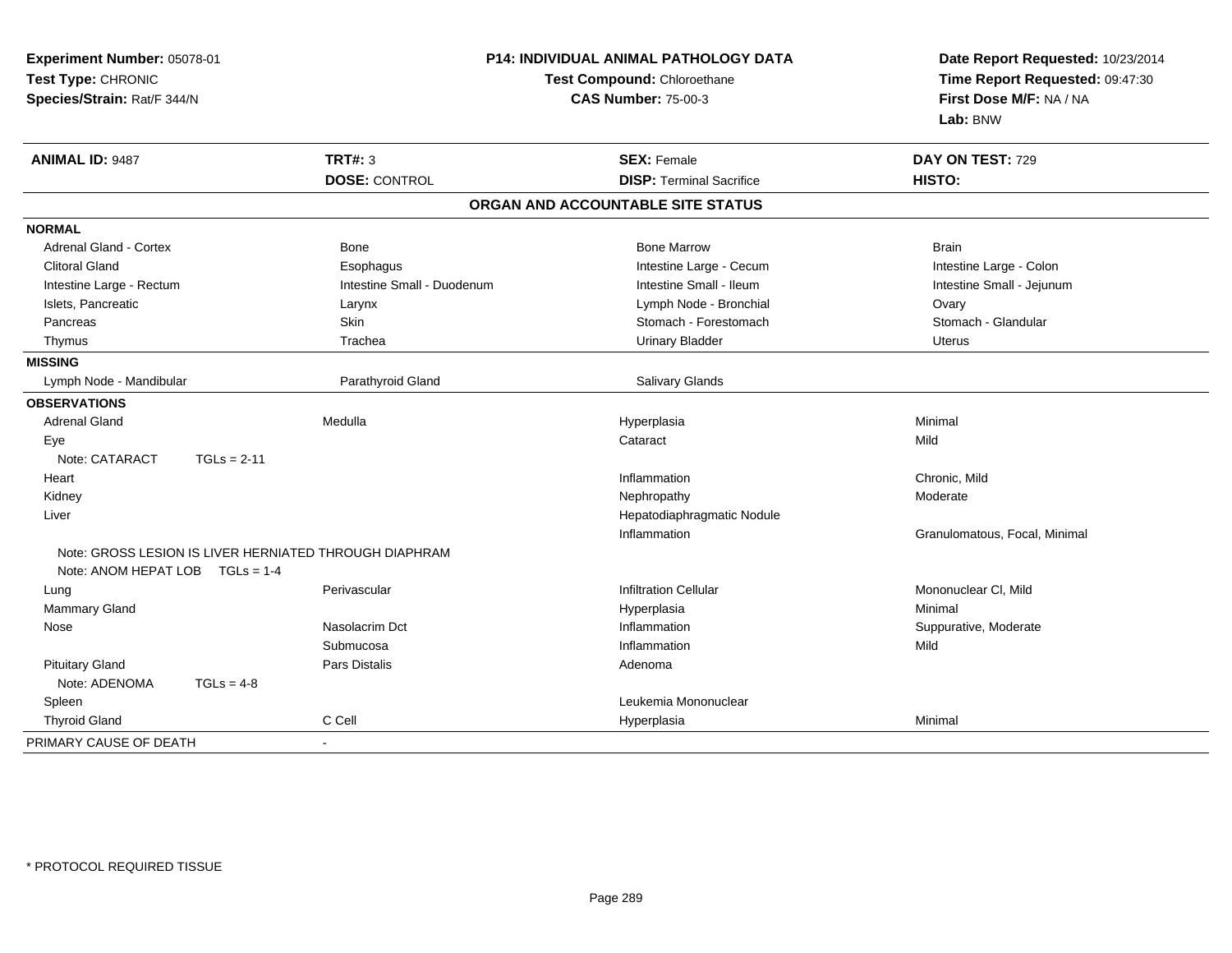**Experiment Number:** 05078-01
**Test Type:** CHRONIC
**Species/Strain:** Rat/F 344/N

**P14: INDIVIDUAL ANIMAL PATHOLOGY DATA**
**Test Compound:** Chloroethane
**CAS Number:** 75-00-3

**Date Report Requested:** 10/23/2014
**Time Report Requested:** 09:47:30
**First Dose M/F:** NA / NA
**Lab:** BNW

| **ANIMAL ID:** 9487 | **TRT#:** 3 | **SEX:** Female | **DAY ON TEST:** 729 |
|---|---|---|---|
| | **DOSE:** CONTROL | **DISP:** Terminal Sacrifice | **HISTO:** |

**ORGAN AND ACCOUNTABLE SITE STATUS**

| | | | |
|---|---|---|---|
| **NORMAL** | | | |
| Adrenal Gland - Cortex | Bone | Bone Marrow | Brain |
| Clitoral Gland | Esophagus | Intestine Large - Cecum | Intestine Large - Colon |
| Intestine Large - Rectum | Intestine Small - Duodenum | Intestine Small - Ileum | Intestine Small - Jejunum |
| Islets, Pancreatic | Larynx | Lymph Node - Bronchial | Ovary |
| Pancreas | Skin | Stomach - Forestomach | Stomach - Glandular |
| Thymus | Trachea | Urinary Bladder | Uterus |
| **MISSING** | | | |
| Lymph Node - Mandibular | Parathyroid Gland | Salivary Glands | |
| **OBSERVATIONS** | | | |
| Adrenal Gland | Medulla | Hyperplasia | Minimal |
| Eye | | Cataract | Mild |
| Note: CATARACT TGLs = 2-11 | | | |
| Heart | | Inflammation | Chronic, Mild |
| Kidney | | Nephropathy | Moderate |
| Liver | | Hepatodiaphragmatic Nodule | |
| | | Inflammation | Granulomatous, Focal, Minimal |
| Note: GROSS LESION IS LIVER HERNIATED THROUGH DIAPHRAM | | | |
| Note: ANOM HEPAT LOB TGLs = 1-4 | | | |
| Lung | Perivascular | Infiltration Cellular | Mononuclear Cl, Mild |
| Mammary Gland | | Hyperplasia | Minimal |
| Nose | Nasolacrim Dct | Inflammation | Suppurative, Moderate |
| | Submucosa | Inflammation | Mild |
| Pituitary Gland | Pars Distalis | Adenoma | |
| Note: ADENOMA TGLs = 4-8 | | | |
| Spleen | | Leukemia Mononuclear | |
| Thyroid Gland | C Cell | Hyperplasia | Minimal |
| PRIMARY CAUSE OF DEATH | - | | |

\* PROTOCOL REQUIRED TISSUE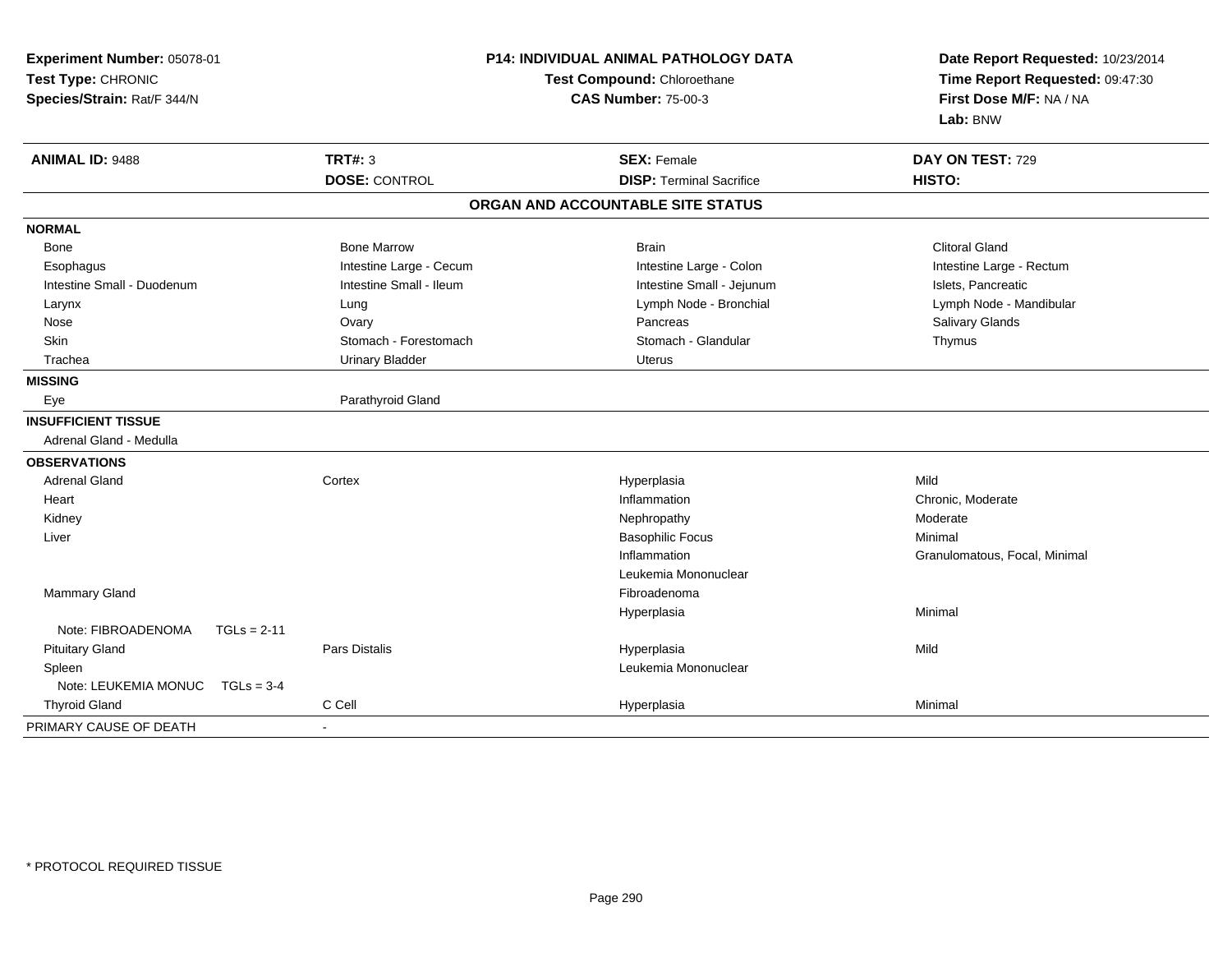**Experiment Number:** 05078-01
**Test Type:** CHRONIC
**Species/Strain:** Rat/F 344/N

**P14: INDIVIDUAL ANIMAL PATHOLOGY DATA**
**Test Compound:** Chloroethane
**CAS Number:** 75-00-3

**Date Report Requested:** 10/23/2014
**Time Report Requested:** 09:47:30
**First Dose M/F:** NA / NA
**Lab:** BNW

| **ANIMAL ID:** 9488 | **TRT#:** 3 | **SEX:** Female | **DAY ON TEST:** 729 |
|---|---|---|---|
| | **DOSE:** CONTROL | **DISP:** Terminal Sacrifice | **HISTO:** |

**ORGAN AND ACCOUNTABLE SITE STATUS**

| | | | |
|---|---|---|---|
| **NORMAL** | | | |
| Bone | Bone Marrow | Brain | Clitoral Gland |
| Esophagus | Intestine Large - Cecum | Intestine Large - Colon | Intestine Large - Rectum |
| Intestine Small - Duodenum | Intestine Small - Ileum | Intestine Small - Jejunum | Islets, Pancreatic |
| Larynx | Lung | Lymph Node - Bronchial | Lymph Node - Mandibular |
| Nose | Ovary | Pancreas | Salivary Glands |
| Skin | Stomach - Forestomach | Stomach - Glandular | Thymus |
| Trachea | Urinary Bladder | Uterus | |
| **MISSING** | | | |
| Eye | Parathyroid Gland | | |
| **INSUFFICIENT TISSUE** | | | |
| Adrenal Gland - Medulla | | | |
| **OBSERVATIONS** | | | |
| Adrenal Gland | Cortex | Hyperplasia | Mild |
| Heart | | Inflammation | Chronic, Moderate |
| Kidney | | Nephropathy | Moderate |
| Liver | | Basophilic Focus | Minimal |
| | | Inflammation | Granulomatous, Focal, Minimal |
| | | Leukemia Mononuclear | |
| Mammary Gland | | Fibroadenoma | |
| | | Hyperplasia | Minimal |
| Note: FIBROADENOMA TGLs = 2-11 | | | |
| Pituitary Gland | Pars Distalis | Hyperplasia | Mild |
| Spleen | | Leukemia Mononuclear | |
| Note: LEUKEMIA MONUC TGLs = 3-4 | | | |
| Thyroid Gland | C Cell | Hyperplasia | Minimal |
| PRIMARY CAUSE OF DEATH | - | | |

* PROTOCOL REQUIRED TISSUE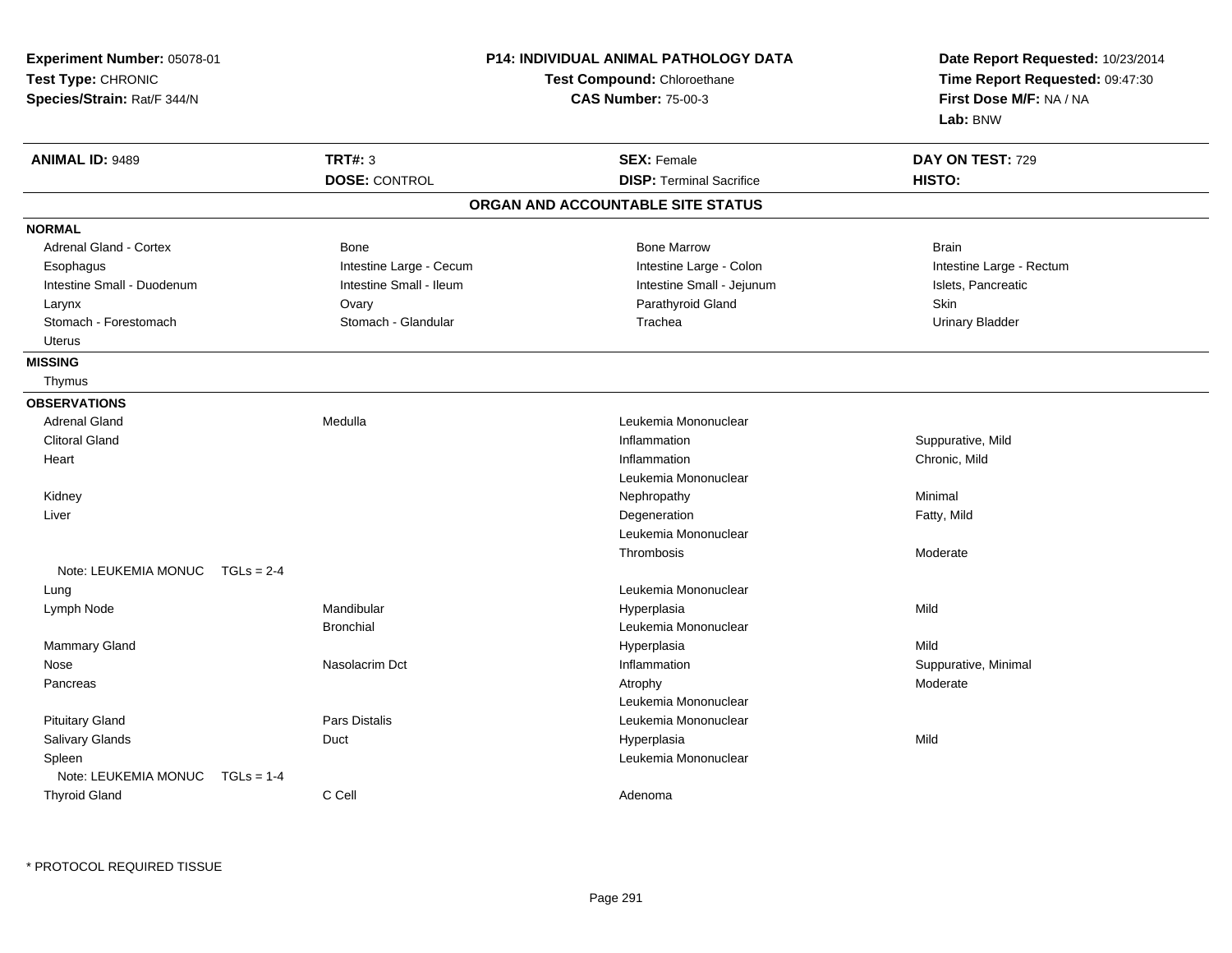**Experiment Number:** 05078-01
**Test Type:** CHRONIC
**Species/Strain:** Rat/F 344/N

**P14: INDIVIDUAL ANIMAL PATHOLOGY DATA**
**Test Compound:** Chloroethane
**CAS Number:** 75-00-3

**Date Report Requested:** 10/23/2014
**Time Report Requested:** 09:47:30
**First Dose M/F:** NA / NA
**Lab:** BNW

| **ANIMAL ID:** 9489 | **TRT#:** 3 | **SEX:** Female | **DAY ON TEST:** 729 |
|---|---|---|---|
| | **DOSE:** CONTROL | **DISP:** Terminal Sacrifice | **HISTO:** |

## ORGAN AND ACCOUNTABLE SITE STATUS

**NORMAL**

| | | | |
|---|---|---|---|
| Adrenal Gland - Cortex | Bone | Bone Marrow | Brain |
| Esophagus | Intestine Large - Cecum | Intestine Large - Colon | Intestine Large - Rectum |
| Intestine Small - Duodenum | Intestine Small - Ileum | Intestine Small - Jejunum | Islets, Pancreatic |
| Larynx | Ovary | Parathyroid Gland | Skin |
| Stomach - Forestomach | Stomach - Glandular | Trachea | Urinary Bladder |
| Uterus | | | |

**MISSING**

Thymus

**OBSERVATIONS**

| Organ | Site | Observation | Severity |
|---|---|---|---|
| Adrenal Gland | Medulla | Leukemia Mononuclear | |
| Clitoral Gland | | Inflammation | Suppurative, Mild |
| Heart | | Inflammation | Chronic, Mild |
| | | Leukemia Mononuclear | |
| Kidney | | Nephropathy | Minimal |
| Liver | | Degeneration | Fatty, Mild |
| | | Leukemia Mononuclear | |
| | | Thrombosis | Moderate |
| Note: LEUKEMIA MONUC TGLs = 2-4 | | | |
| Lung | | Leukemia Mononuclear | |
| Lymph Node | Mandibular | Hyperplasia | Mild |
| | Bronchial | Leukemia Mononuclear | |
| Mammary Gland | | Hyperplasia | Mild |
| Nose | Nasolacrim Dct | Inflammation | Suppurative, Minimal |
| Pancreas | | Atrophy | Moderate |
| | | Leukemia Mononuclear | |
| Pituitary Gland | Pars Distalis | Leukemia Mononuclear | |
| Salivary Glands | Duct | Hyperplasia | Mild |
| Spleen | | Leukemia Mononuclear | |
| Note: LEUKEMIA MONUC TGLs = 1-4 | | | |
| Thyroid Gland | C Cell | Adenoma | |

* PROTOCOL REQUIRED TISSUE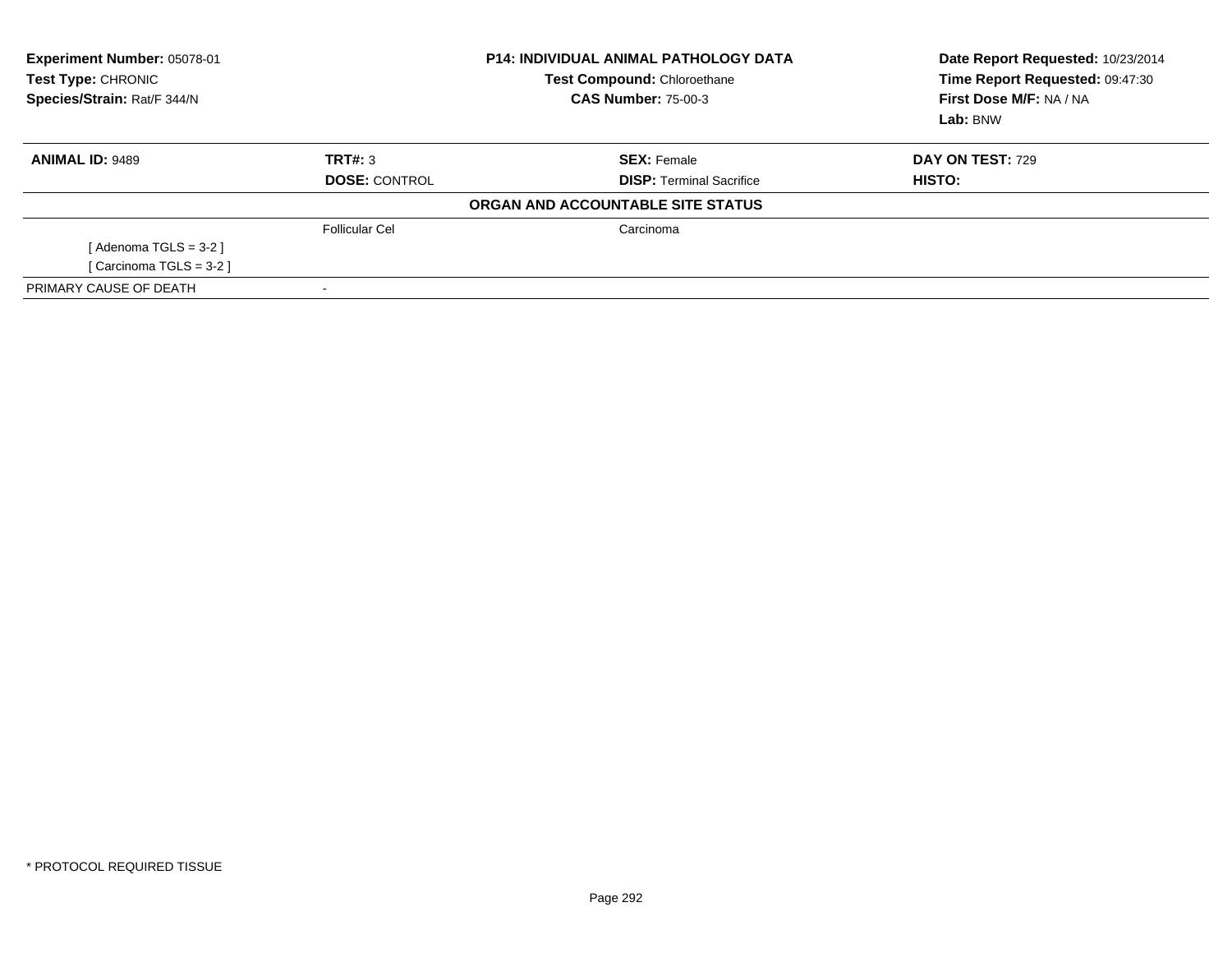**Experiment Number:** 05078-01
**Test Type:** CHRONIC
**Species/Strain:** Rat/F 344/N

**P14: INDIVIDUAL ANIMAL PATHOLOGY DATA**
**Test Compound:** Chloroethane
**CAS Number:** 75-00-3

**Date Report Requested:** 10/23/2014
**Time Report Requested:** 09:47:30
**First Dose M/F:** NA / NA
**Lab:** BNW

| **ANIMAL ID:** 9489 | **TRT#:** 3 | **SEX:** Female | **DAY ON TEST:** 729 |
|---|---|---|---|
| | **DOSE:** CONTROL | **DISP:** Terminal Sacrifice | **HISTO:** |

**ORGAN AND ACCOUNTABLE SITE STATUS**

| | | | |
|---|---|---|---|
| | Follicular Cel | Carcinoma | |
| [ Adenoma TGLS = 3-2 ] | | | |
| [ Carcinoma TGLS = 3-2 ] | | | |
| PRIMARY CAUSE OF DEATH | - | | |

* PROTOCOL REQUIRED TISSUE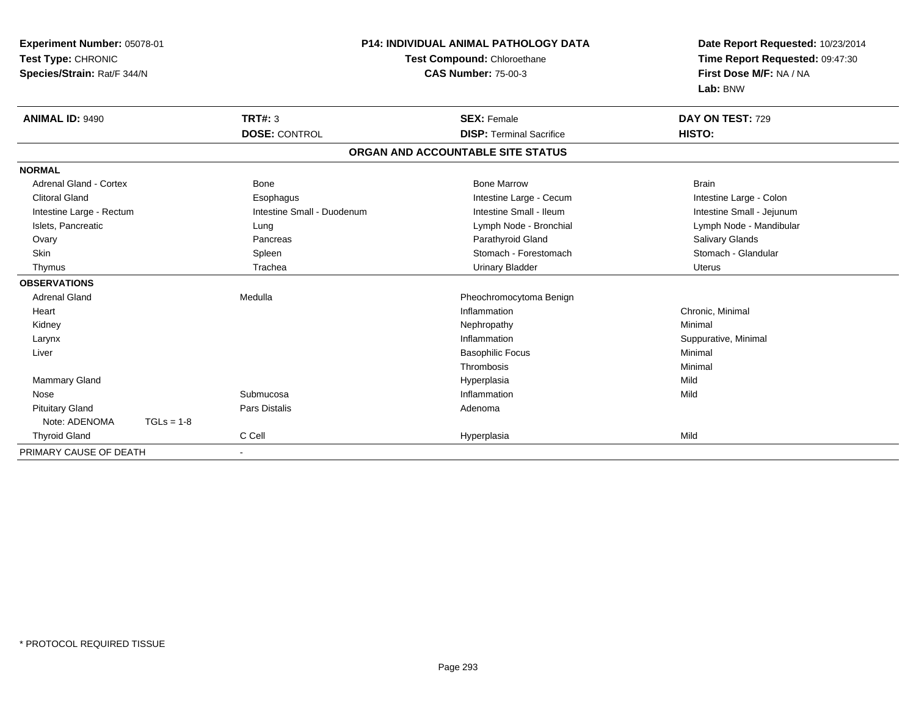**Experiment Number:** 05078-01
**Test Type:** CHRONIC
**Species/Strain:** Rat/F 344/N

**P14: INDIVIDUAL ANIMAL PATHOLOGY DATA**
**Test Compound:** Chloroethane
**CAS Number:** 75-00-3

**Date Report Requested:** 10/23/2014
**Time Report Requested:** 09:47:30
**First Dose M/F:** NA / NA
**Lab:** BNW

| **ANIMAL ID:** 9490 | **TRT#:** 3 | **SEX:** Female | **DAY ON TEST:** 729 |
|---|---|---|---|
| | **DOSE:** CONTROL | **DISP:** Terminal Sacrifice | **HISTO:** |

**ORGAN AND ACCOUNTABLE SITE STATUS**

| | | | |
|---|---|---|---|
| **NORMAL** | | | |
| Adrenal Gland - Cortex | Bone | Bone Marrow | Brain |
| Clitoral Gland | Esophagus | Intestine Large - Cecum | Intestine Large - Colon |
| Intestine Large - Rectum | Intestine Small - Duodenum | Intestine Small - Ileum | Intestine Small - Jejunum |
| Islets, Pancreatic | Lung | Lymph Node - Bronchial | Lymph Node - Mandibular |
| Ovary | Pancreas | Parathyroid Gland | Salivary Glands |
| Skin | Spleen | Stomach - Forestomach | Stomach - Glandular |
| Thymus | Trachea | Urinary Bladder | Uterus |
| **OBSERVATIONS** | | | |
| Adrenal Gland | Medulla | Pheochromocytoma Benign | |
| Heart | | Inflammation | Chronic, Minimal |
| Kidney | | Nephropathy | Minimal |
| Larynx | | Inflammation | Suppurative, Minimal |
| Liver | | Basophilic Focus | Minimal |
| | | Thrombosis | Minimal |
| Mammary Gland | | Hyperplasia | Mild |
| Nose | Submucosa | Inflammation | Mild |
| Pituitary Gland | Pars Distalis | Adenoma | |
| Note: ADENOMA TGLs = 1-8 | | | |
| Thyroid Gland | C Cell | Hyperplasia | Mild |
| PRIMARY CAUSE OF DEATH | - | | |

* PROTOCOL REQUIRED TISSUE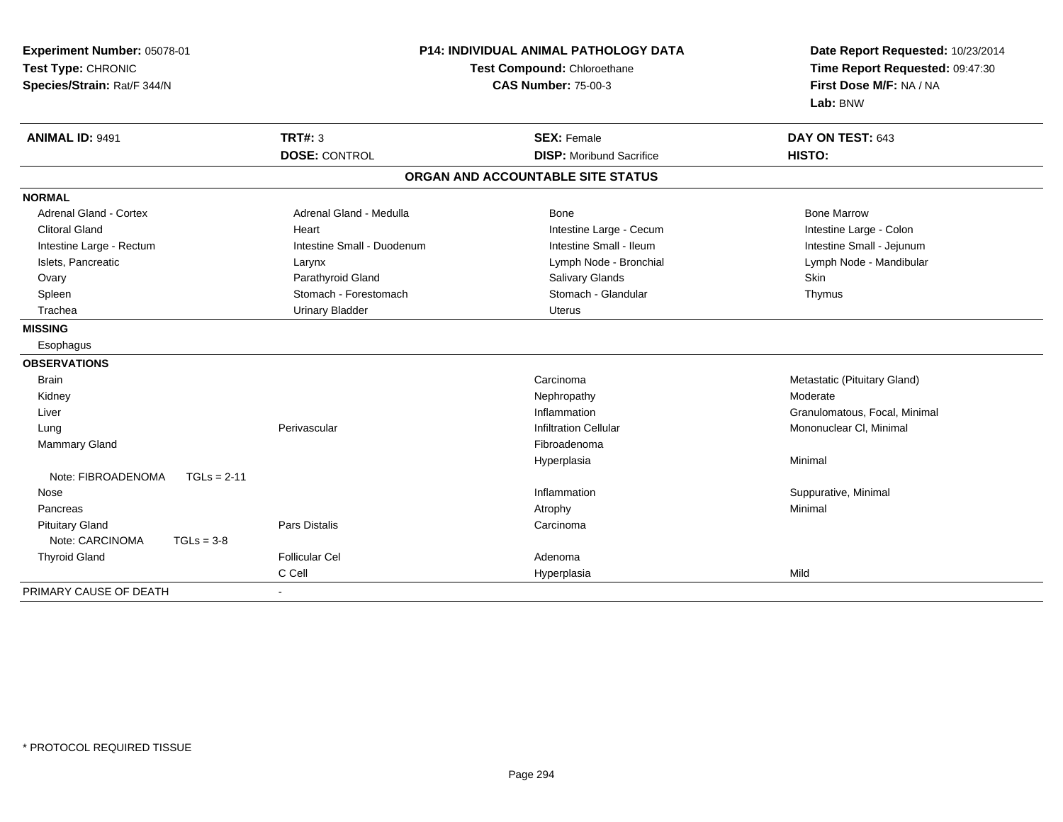**Experiment Number:** 05078-01
**Test Type:** CHRONIC
**Species/Strain:** Rat/F 344/N

**P14: INDIVIDUAL ANIMAL PATHOLOGY DATA**
**Test Compound:** Chloroethane
**CAS Number:** 75-00-3

**Date Report Requested:** 10/23/2014
**Time Report Requested:** 09:47:30
**First Dose M/F:** NA / NA
**Lab:** BNW

| **ANIMAL ID:** 9491 | **TRT#:** 3 | **SEX:** Female | **DAY ON TEST:** 643 |
|---|---|---|---|
| | **DOSE:** CONTROL | **DISP:** Moribund Sacrifice | **HISTO:** |

**ORGAN AND ACCOUNTABLE SITE STATUS**

| | | | |
|---|---|---|---|
| **NORMAL** | | | |
| Adrenal Gland - Cortex | Adrenal Gland - Medulla | Bone | Bone Marrow |
| Clitoral Gland | Heart | Intestine Large - Cecum | Intestine Large - Colon |
| Intestine Large - Rectum | Intestine Small - Duodenum | Intestine Small - Ileum | Intestine Small - Jejunum |
| Islets, Pancreatic | Larynx | Lymph Node - Bronchial | Lymph Node - Mandibular |
| Ovary | Parathyroid Gland | Salivary Glands | Skin |
| Spleen | Stomach - Forestomach | Stomach - Glandular | Thymus |
| Trachea | Urinary Bladder | Uterus | |
| **MISSING** | | | |
| Esophagus | | | |
| **OBSERVATIONS** | | | |
| Brain | | Carcinoma | Metastatic (Pituitary Gland) |
| Kidney | | Nephropathy | Moderate |
| Liver | | Inflammation | Granulomatous, Focal, Minimal |
| Lung | Perivascular | Infiltration Cellular | Mononuclear Cl, Minimal |
| Mammary Gland | | Fibroadenoma | |
| | | Hyperplasia | Minimal |
| Note: FIBROADENOMA TGLs = 2-11 | | | |
| Nose | | Inflammation | Suppurative, Minimal |
| Pancreas | | Atrophy | Minimal |
| Pituitary Gland | Pars Distalis | Carcinoma | |
| Note: CARCINOMA TGLs = 3-8 | | | |
| Thyroid Gland | Follicular Cel | Adenoma | |
| | C Cell | Hyperplasia | Mild |
| PRIMARY CAUSE OF DEATH | - | | |

* PROTOCOL REQUIRED TISSUE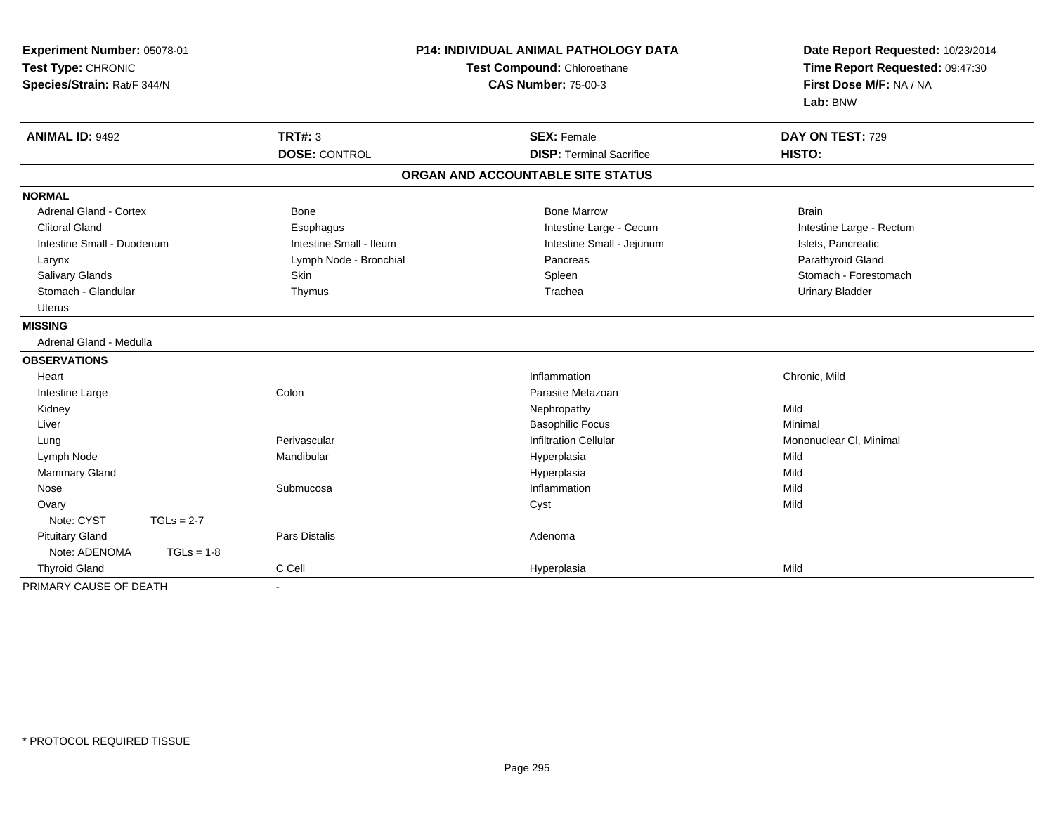**Experiment Number:** 05078-01
**Test Type:** CHRONIC
**Species/Strain:** Rat/F 344/N

**P14: INDIVIDUAL ANIMAL PATHOLOGY DATA**
**Test Compound:** Chloroethane
**CAS Number:** 75-00-3

**Date Report Requested:** 10/23/2014
**Time Report Requested:** 09:47:30
**First Dose M/F:** NA / NA
**Lab:** BNW

| **ANIMAL ID:** 9492 | **TRT#:** 3 | **SEX:** Female | **DAY ON TEST:** 729 |
|---|---|---|---|
| | **DOSE:** CONTROL | **DISP:** Terminal Sacrifice | **HISTO:** |

## ORGAN AND ACCOUNTABLE SITE STATUS

**NORMAL**

| | | | |
|---|---|---|---|
| Adrenal Gland - Cortex | Bone | Bone Marrow | Brain |
| Clitoral Gland | Esophagus | Intestine Large - Cecum | Intestine Large - Rectum |
| Intestine Small - Duodenum | Intestine Small - Ileum | Intestine Small - Jejunum | Islets, Pancreatic |
| Larynx | Lymph Node - Bronchial | Pancreas | Parathyroid Gland |
| Salivary Glands | Skin | Spleen | Stomach - Forestomach |
| Stomach - Glandular | Thymus | Trachea | Urinary Bladder |
| Uterus | | | |

**MISSING**

Adrenal Gland - Medulla

**OBSERVATIONS**

| | | | |
|---|---|---|---|
| Heart | | Inflammation | Chronic, Mild |
| Intestine Large | Colon | Parasite Metazoan | |
| Kidney | | Nephropathy | Mild |
| Liver | | Basophilic Focus | Minimal |
| Lung | Perivascular | Infiltration Cellular | Mononuclear Cl, Minimal |
| Lymph Node | Mandibular | Hyperplasia | Mild |
| Mammary Gland | | Hyperplasia | Mild |
| Nose | Submucosa | Inflammation | Mild |
| Ovary | | Cyst | Mild |
| Note: CYST TGLs = 2-7 | | | |
| Pituitary Gland | Pars Distalis | Adenoma | |
| Note: ADENOMA TGLs = 1-8 | | | |
| Thyroid Gland | C Cell | Hyperplasia | Mild |

PRIMARY CAUSE OF DEATH -

* PROTOCOL REQUIRED TISSUE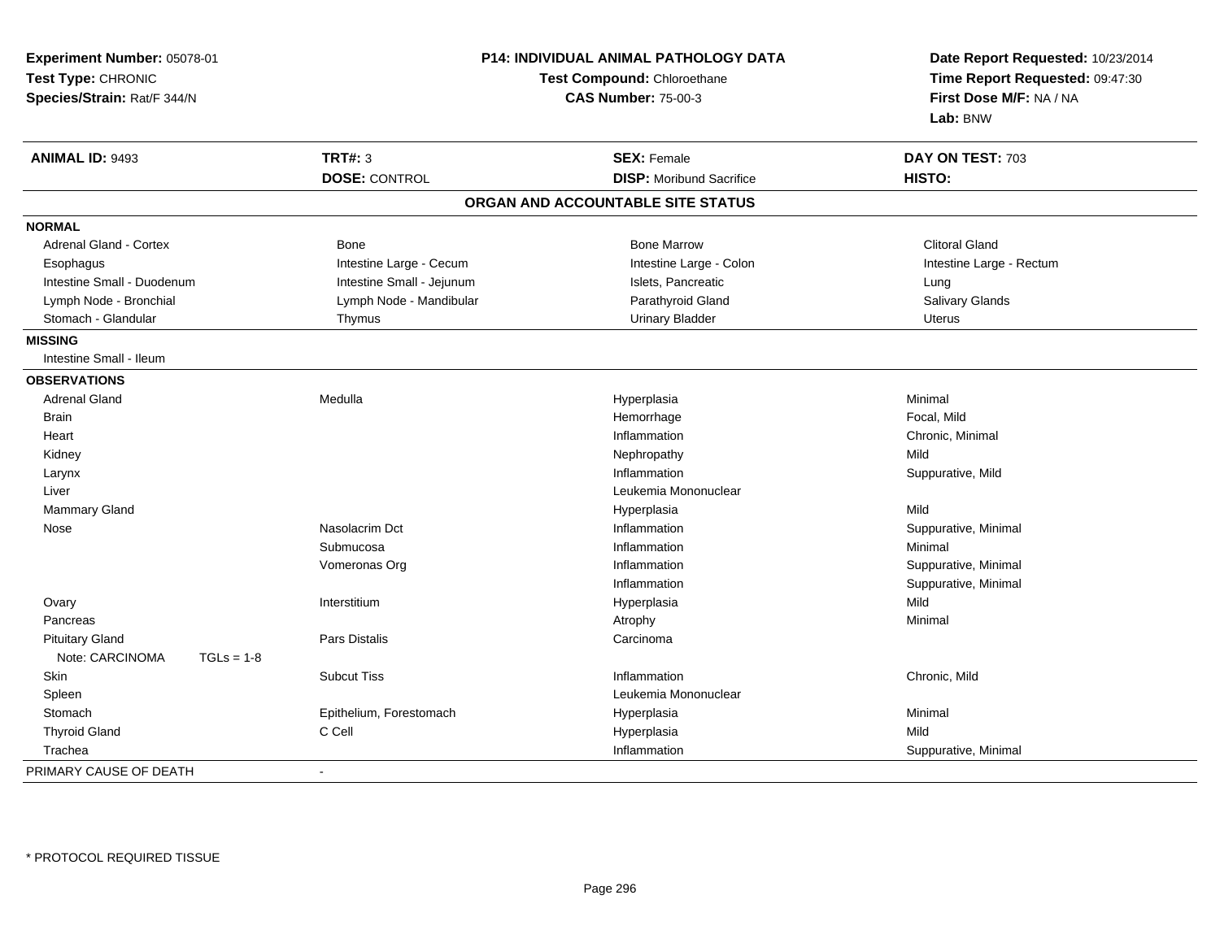**Experiment Number:** 05078-01
**Test Type:** CHRONIC
**Species/Strain:** Rat/F 344/N

**P14: INDIVIDUAL ANIMAL PATHOLOGY DATA**
**Test Compound:** Chloroethane
**CAS Number:** 75-00-3

**Date Report Requested:** 10/23/2014
**Time Report Requested:** 09:47:30
**First Dose M/F:** NA / NA
**Lab:** BNW

| **ANIMAL ID:** 9493 | **TRT#:** 3 | **SEX:** Female | **DAY ON TEST:** 703 |
|---|---|---|---|
| | **DOSE:** CONTROL | **DISP:** Moribund Sacrifice | **HISTO:** |

**ORGAN AND ACCOUNTABLE SITE STATUS**

**NORMAL**

| | | | |
|---|---|---|---|
| Adrenal Gland - Cortex | Bone | Bone Marrow | Clitoral Gland |
| Esophagus | Intestine Large - Cecum | Intestine Large - Colon | Intestine Large - Rectum |
| Intestine Small - Duodenum | Intestine Small - Jejunum | Islets, Pancreatic | Lung |
| Lymph Node - Bronchial | Lymph Node - Mandibular | Parathyroid Gland | Salivary Glands |
| Stomach - Glandular | Thymus | Urinary Bladder | Uterus |

**MISSING**

Intestine Small - Ileum

**OBSERVATIONS**

| | | | |
|---|---|---|---|
| Adrenal Gland | Medulla | Hyperplasia | Minimal |
| Brain | | Hemorrhage | Focal, Mild |
| Heart | | Inflammation | Chronic, Minimal |
| Kidney | | Nephropathy | Mild |
| Larynx | | Inflammation | Suppurative, Mild |
| Liver | | Leukemia Mononuclear | |
| Mammary Gland | | Hyperplasia | Mild |
| Nose | Nasolacrim Dct | Inflammation | Suppurative, Minimal |
| | Submucosa | Inflammation | Minimal |
| | Vomeronas Org | Inflammation | Suppurative, Minimal |
| | | Inflammation | Suppurative, Minimal |
| Ovary | Interstitium | Hyperplasia | Mild |
| Pancreas | | Atrophy | Minimal |
| Pituitary Gland | Pars Distalis | Carcinoma | |
| Note: CARCINOMA TGLs = 1-8 | | | |
| Skin | Subcut Tiss | Inflammation | Chronic, Mild |
| Spleen | | Leukemia Mononuclear | |
| Stomach | Epithelium, Forestomach | Hyperplasia | Minimal |
| Thyroid Gland | C Cell | Hyperplasia | Mild |
| Trachea | | Inflammation | Suppurative, Minimal |

PRIMARY CAUSE OF DEATH -

* PROTOCOL REQUIRED TISSUE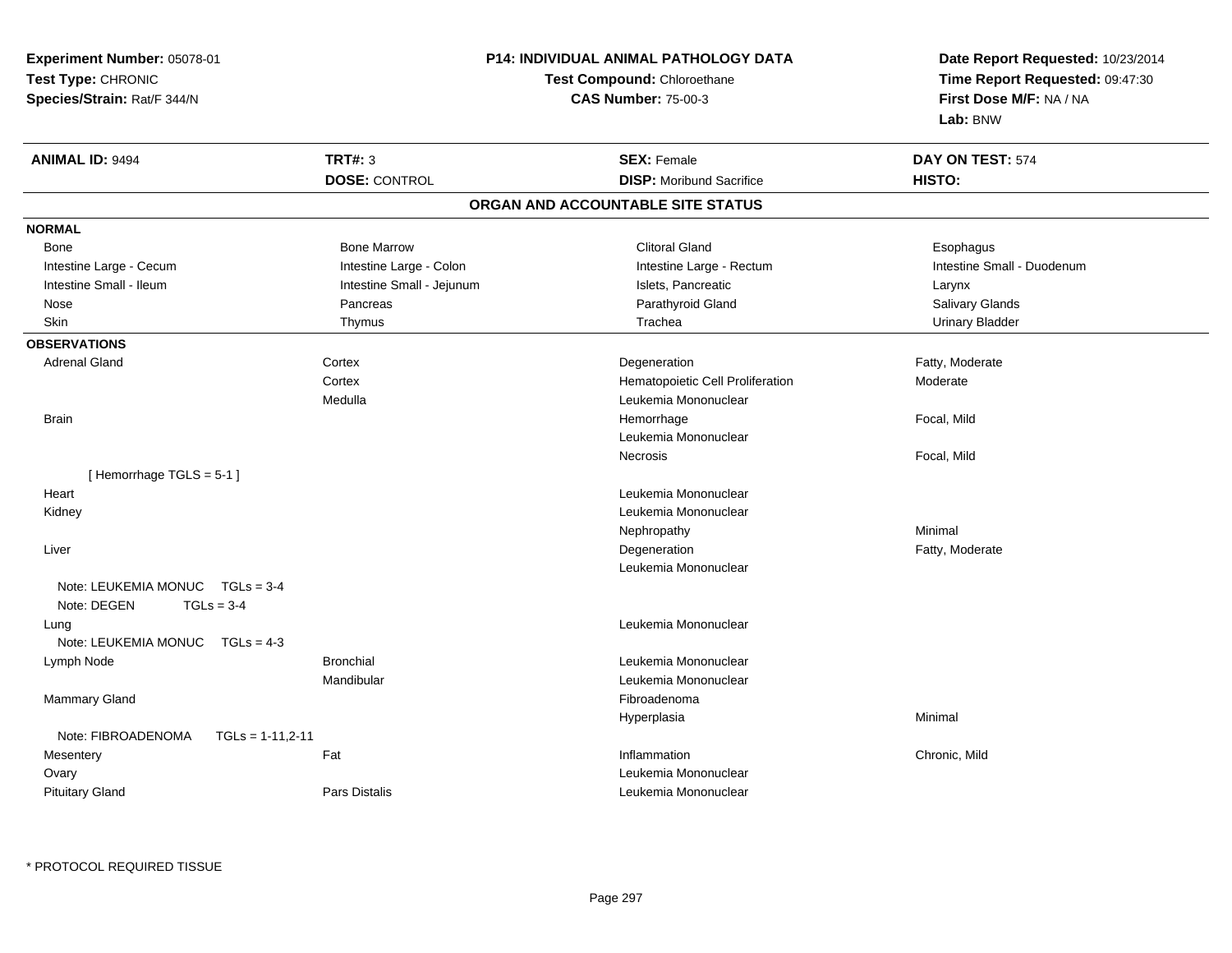**Experiment Number:** 05078-01
**Test Type:** CHRONIC
**Species/Strain:** Rat/F 344/N

**P14: INDIVIDUAL ANIMAL PATHOLOGY DATA**
**Test Compound:** Chloroethane
**CAS Number:** 75-00-3

**Date Report Requested:** 10/23/2014
**Time Report Requested:** 09:47:30
**First Dose M/F:** NA / NA
**Lab:** BNW

| **ANIMAL ID:** 9494 | **TRT#:** 3 | **SEX:** Female | **DAY ON TEST:** 574 |
|---|---|---|---|
| | **DOSE:** CONTROL | **DISP:** Moribund Sacrifice | **HISTO:** |

## ORGAN AND ACCOUNTABLE SITE STATUS

**NORMAL**

| | | | |
|---|---|---|---|
| Bone | Bone Marrow | Clitoral Gland | Esophagus |
| Intestine Large - Cecum | Intestine Large - Colon | Intestine Large - Rectum | Intestine Small - Duodenum |
| Intestine Small - Ileum | Intestine Small - Jejunum | Islets, Pancreatic | Larynx |
| Nose | Pancreas | Parathyroid Gland | Salivary Glands |
| Skin | Thymus | Trachea | Urinary Bladder |

**OBSERVATIONS**

| | | | |
|---|---|---|---|
| Adrenal Gland | Cortex | Degeneration | Fatty, Moderate |
| | Cortex | Hematopoietic Cell Proliferation | Moderate |
| | Medulla | Leukemia Mononuclear | |
| Brain | | Hemorrhage | Focal, Mild |
| | | Leukemia Mononuclear | |
| | | Necrosis | Focal, Mild |
| [ Hemorrhage TGLS = 5-1 ] | | | |
| Heart | | Leukemia Mononuclear | |
| Kidney | | Leukemia Mononuclear | |
| | | Nephropathy | Minimal |
| Liver | | Degeneration | Fatty, Moderate |
| | | Leukemia Mononuclear | |
| Note: LEUKEMIA MONUC TGLs = 3-4 | | | |
| Note: DEGEN TGLs = 3-4 | | | |
| Lung | | Leukemia Mononuclear | |
| Note: LEUKEMIA MONUC TGLs = 4-3 | | | |
| Lymph Node | Bronchial | Leukemia Mononuclear | |
| | Mandibular | Leukemia Mononuclear | |
| Mammary Gland | | Fibroadenoma | |
| | | Hyperplasia | Minimal |
| Note: FIBROADENOMA TGLs = 1-11,2-11 | | | |
| Mesentery | Fat | Inflammation | Chronic, Mild |
| Ovary | | Leukemia Mononuclear | |
| Pituitary Gland | Pars Distalis | Leukemia Mononuclear | |

* PROTOCOL REQUIRED TISSUE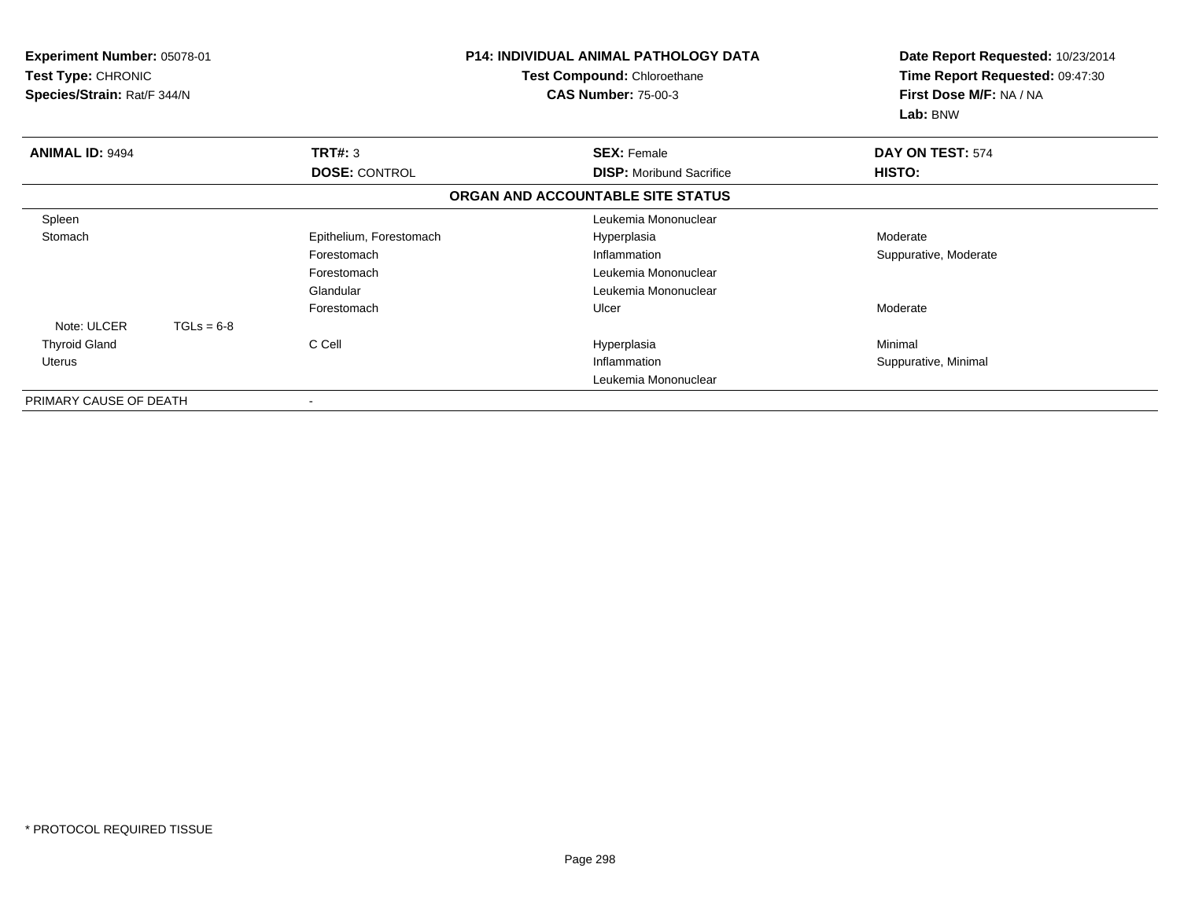**Experiment Number:** 05078-01
**Test Type:** CHRONIC
**Species/Strain:** Rat/F 344/N

**P14: INDIVIDUAL ANIMAL PATHOLOGY DATA**
**Test Compound:** Chloroethane
**CAS Number:** 75-00-3

**Date Report Requested:** 10/23/2014
**Time Report Requested:** 09:47:30
**First Dose M/F:** NA / NA
**Lab:** BNW

| **ANIMAL ID:** 9494 | **TRT#:** 3 | **SEX:** Female | **DAY ON TEST:** 574 |
|---|---|---|---|
| | **DOSE:** CONTROL | **DISP:** Moribund Sacrifice | **HISTO:** |

**ORGAN AND ACCOUNTABLE SITE STATUS**

| | | | |
|---|---|---|---|
| Spleen | | Leukemia Mononuclear | |
| Stomach | Epithelium, Forestomach | Hyperplasia | Moderate |
| | Forestomach | Inflammation | Suppurative, Moderate |
| | Forestomach | Leukemia Mononuclear | |
| | Glandular | Leukemia Mononuclear | |
| | Forestomach | Ulcer | Moderate |
| Note: ULCER TGLs = 6-8 | | | |
| Thyroid Gland | C Cell | Hyperplasia | Minimal |
| Uterus | | Inflammation | Suppurative, Minimal |
| | | Leukemia Mononuclear | |
| PRIMARY CAUSE OF DEATH | - | | |

* PROTOCOL REQUIRED TISSUE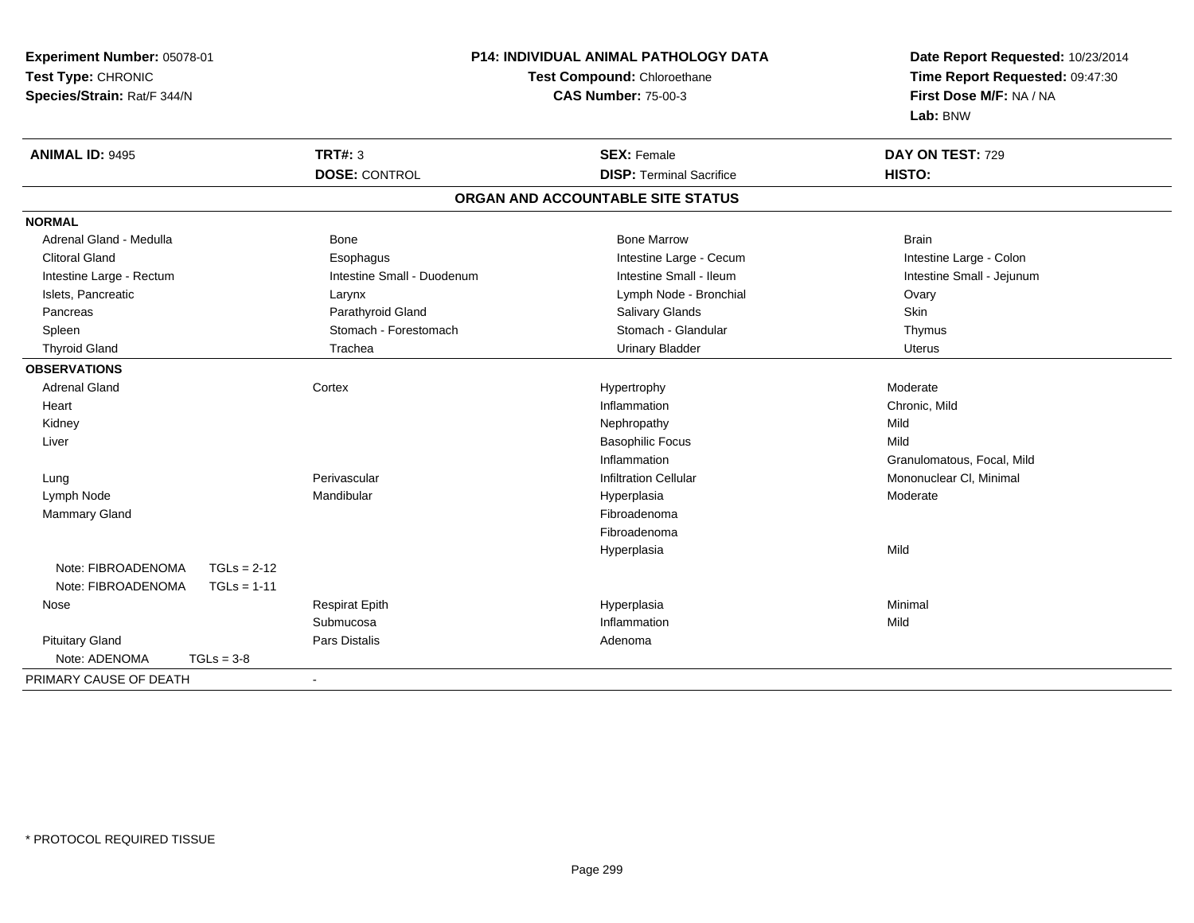**Experiment Number:** 05078-01
**Test Type:** CHRONIC
**Species/Strain:** Rat/F 344/N

**P14: INDIVIDUAL ANIMAL PATHOLOGY DATA**
**Test Compound:** Chloroethane
**CAS Number:** 75-00-3

**Date Report Requested:** 10/23/2014
**Time Report Requested:** 09:47:30
**First Dose M/F:** NA / NA
**Lab:** BNW

| **ANIMAL ID:** 9495 | **TRT#:** 3 | **SEX:** Female | **DAY ON TEST:** 729 |
|---|---|---|---|
| | **DOSE:** CONTROL | **DISP:** Terminal Sacrifice | **HISTO:** |

## ORGAN AND ACCOUNTABLE SITE STATUS

**NORMAL**

| | | | |
|---|---|---|---|
| Adrenal Gland - Medulla | Bone | Bone Marrow | Brain |
| Clitoral Gland | Esophagus | Intestine Large - Cecum | Intestine Large - Colon |
| Intestine Large - Rectum | Intestine Small - Duodenum | Intestine Small - Ileum | Intestine Small - Jejunum |
| Islets, Pancreatic | Larynx | Lymph Node - Bronchial | Ovary |
| Pancreas | Parathyroid Gland | Salivary Glands | Skin |
| Spleen | Stomach - Forestomach | Stomach - Glandular | Thymus |
| Thyroid Gland | Trachea | Urinary Bladder | Uterus |

**OBSERVATIONS**

| | | | |
|---|---|---|---|
| Adrenal Gland | Cortex | Hypertrophy | Moderate |
| Heart | | Inflammation | Chronic, Mild |
| Kidney | | Nephropathy | Mild |
| Liver | | Basophilic Focus | Mild |
| | | Inflammation | Granulomatous, Focal, Mild |
| Lung | Perivascular | Infiltration Cellular | Mononuclear Cl, Minimal |
| Lymph Node | Mandibular | Hyperplasia | Moderate |
| Mammary Gland | | Fibroadenoma | |
| | | Fibroadenoma | |
| | | Hyperplasia | Mild |
| Note: FIBROADENOMA TGLs = 2-12 | | | |
| Note: FIBROADENOMA TGLs = 1-11 | | | |
| Nose | Respirat Epith | Hyperplasia | Minimal |
| | Submucosa | Inflammation | Mild |
| Pituitary Gland | Pars Distalis | Adenoma | |
| Note: ADENOMA TGLs = 3-8 | | | |

PRIMARY CAUSE OF DEATH -

* PROTOCOL REQUIRED TISSUE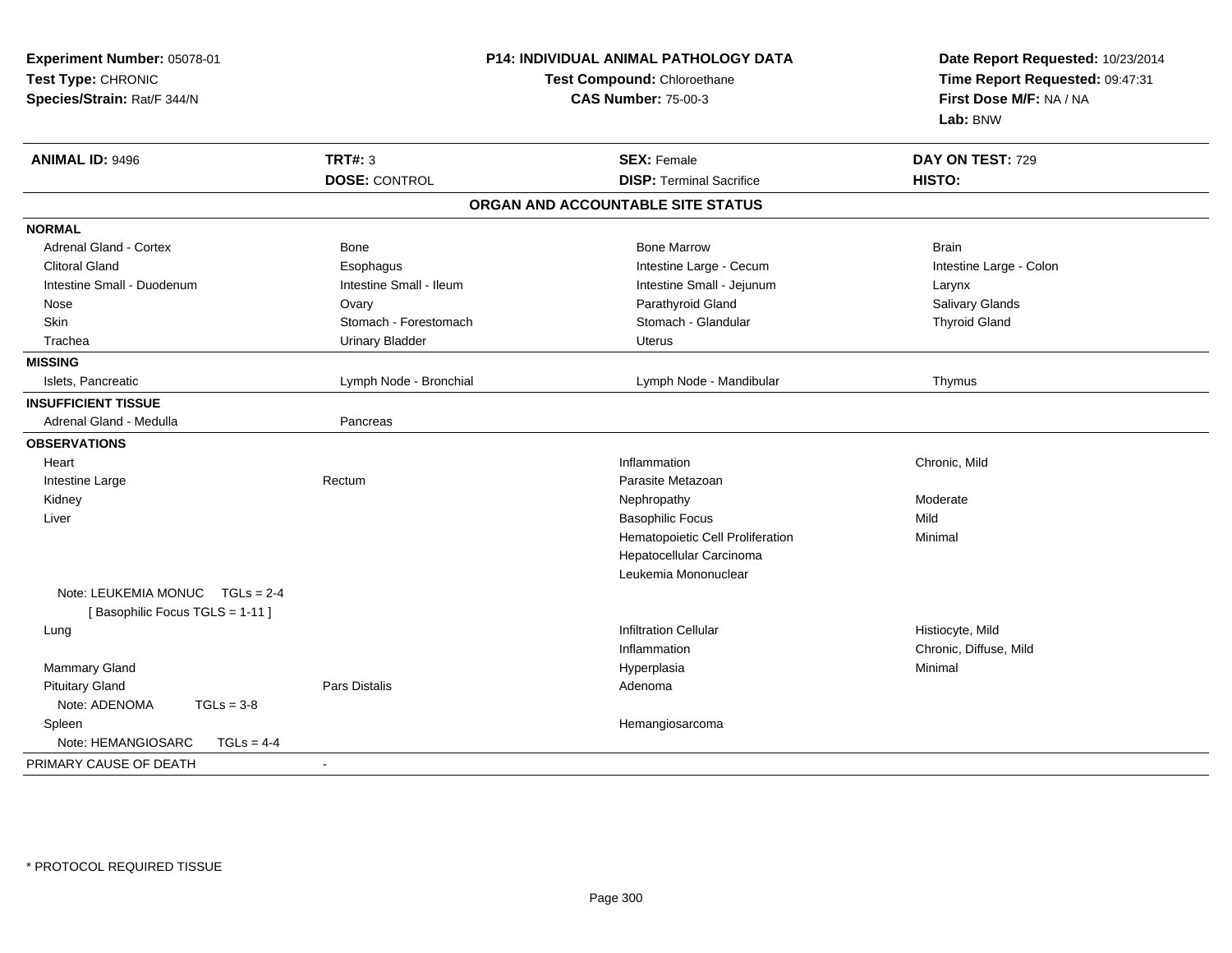**Experiment Number:** 05078-01
**Test Type:** CHRONIC
**Species/Strain:** Rat/F 344/N

**P14: INDIVIDUAL ANIMAL PATHOLOGY DATA**
**Test Compound:** Chloroethane
**CAS Number:** 75-00-3

**Date Report Requested:** 10/23/2014
**Time Report Requested:** 09:47:31
**First Dose M/F:** NA / NA
**Lab:** BNW

| **ANIMAL ID:** 9496 | **TRT#:** 3 | **SEX:** Female | **DAY ON TEST:** 729 |
|---|---|---|---|
| | **DOSE:** CONTROL | **DISP:** Terminal Sacrifice | **HISTO:** |

## ORGAN AND ACCOUNTABLE SITE STATUS

| | | | |
|---|---|---|---|
| **NORMAL** | | | |
| Adrenal Gland - Cortex | Bone | Bone Marrow | Brain |
| Clitoral Gland | Esophagus | Intestine Large - Cecum | Intestine Large - Colon |
| Intestine Small - Duodenum | Intestine Small - Ileum | Intestine Small - Jejunum | Larynx |
| Nose | Ovary | Parathyroid Gland | Salivary Glands |
| Skin | Stomach - Forestomach | Stomach - Glandular | Thyroid Gland |
| Trachea | Urinary Bladder | Uterus | |
| **MISSING** | | | |
| Islets, Pancreatic | Lymph Node - Bronchial | Lymph Node - Mandibular | Thymus |
| **INSUFFICIENT TISSUE** | | | |
| Adrenal Gland - Medulla | Pancreas | | |
| **OBSERVATIONS** | | | |
| Heart | | Inflammation | Chronic, Mild |
| Intestine Large | Rectum | Parasite Metazoan | |
| Kidney | | Nephropathy | Moderate |
| Liver | | Basophilic Focus | Mild |
| | | Hematopoietic Cell Proliferation | Minimal |
| | | Hepatocellular Carcinoma | |
| | | Leukemia Mononuclear | |
| Note: LEUKEMIA MONUC TGLs = 2-4 | | | |
| [ Basophilic Focus TGLS = 1-11 ] | | | |
| Lung | | Infiltration Cellular | Histiocyte, Mild |
| | | Inflammation | Chronic, Diffuse, Mild |
| Mammary Gland | | Hyperplasia | Minimal |
| Pituitary Gland | Pars Distalis | Adenoma | |
| Note: ADENOMA TGLs = 3-8 | | | |
| Spleen | | Hemangiosarcoma | |
| Note: HEMANGIOSARC TGLs = 4-4 | | | |
| PRIMARY CAUSE OF DEATH | - | | |

* PROTOCOL REQUIRED TISSUE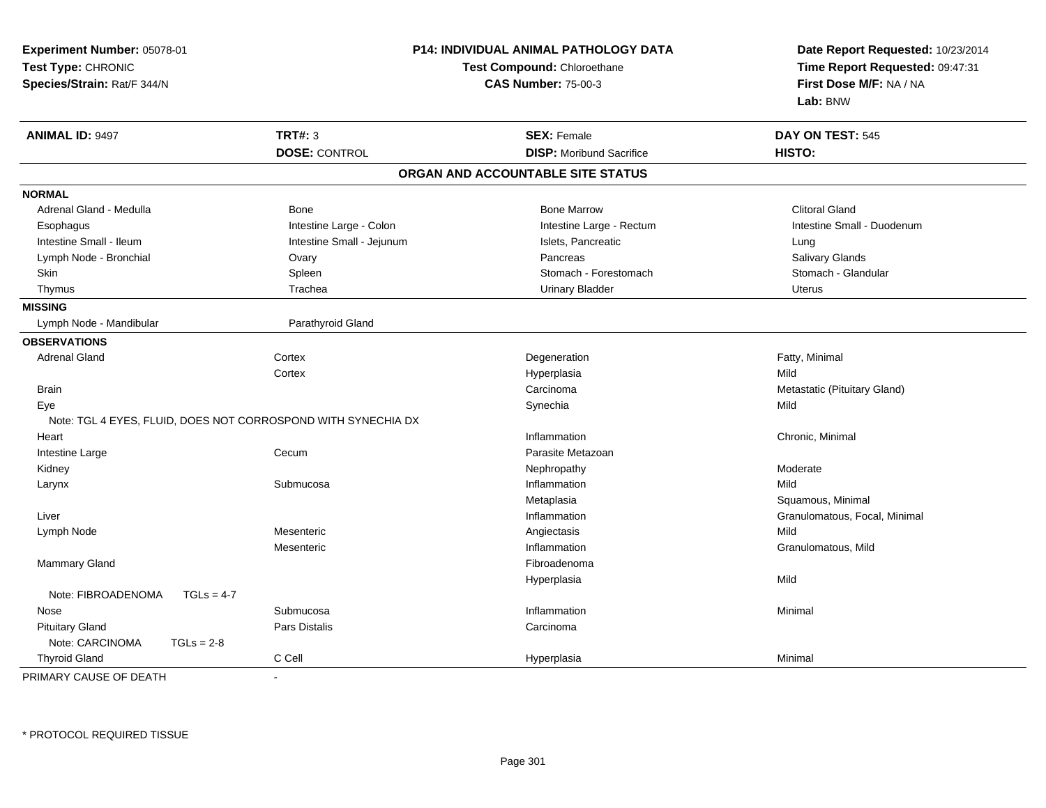**Experiment Number:** 05078-01
**Test Type:** CHRONIC
**Species/Strain:** Rat/F 344/N

**P14: INDIVIDUAL ANIMAL PATHOLOGY DATA**
**Test Compound:** Chloroethane
**CAS Number:** 75-00-3

**Date Report Requested:** 10/23/2014
**Time Report Requested:** 09:47:31
**First Dose M/F:** NA / NA
**Lab:** BNW

| **ANIMAL ID:** 9497 | **TRT#:** 3 | **SEX:** Female | **DAY ON TEST:** 545 |
|---|---|---|---|
| | **DOSE:** CONTROL | **DISP:** Moribund Sacrifice | **HISTO:** |

## ORGAN AND ACCOUNTABLE SITE STATUS

| | | | |
|---|---|---|---|
| **NORMAL** | | | |
| Adrenal Gland - Medulla | Bone | Bone Marrow | Clitoral Gland |
| Esophagus | Intestine Large - Colon | Intestine Large - Rectum | Intestine Small - Duodenum |
| Intestine Small - Ileum | Intestine Small - Jejunum | Islets, Pancreatic | Lung |
| Lymph Node - Bronchial | Ovary | Pancreas | Salivary Glands |
| Skin | Spleen | Stomach - Forestomach | Stomach - Glandular |
| Thymus | Trachea | Urinary Bladder | Uterus |
| **MISSING** | | | |
| Lymph Node - Mandibular | Parathyroid Gland | | |
| **OBSERVATIONS** | | | |
| Adrenal Gland | Cortex | Degeneration | Fatty, Minimal |
| | Cortex | Hyperplasia | Mild |
| Brain | | Carcinoma | Metastatic (Pituitary Gland) |
| Eye | | Synechia | Mild |
| Note: TGL 4 EYES, FLUID, DOES NOT CORROSPOND WITH SYNECHIA DX | | | |
| Heart | | Inflammation | Chronic, Minimal |
| Intestine Large | Cecum | Parasite Metazoan | |
| Kidney | | Nephropathy | Moderate |
| Larynx | Submucosa | Inflammation | Mild |
| | | Metaplasia | Squamous, Minimal |
| Liver | | Inflammation | Granulomatous, Focal, Minimal |
| Lymph Node | Mesenteric | Angiectasis | Mild |
| | Mesenteric | Inflammation | Granulomatous, Mild |
| Mammary Gland | | Fibroadenoma | |
| | | Hyperplasia | Mild |
| Note: FIBROADENOMA TGLs = 4-7 | | | |
| Nose | Submucosa | Inflammation | Minimal |
| Pituitary Gland | Pars Distalis | Carcinoma | |
| Note: CARCINOMA TGLs = 2-8 | | | |
| Thyroid Gland | C Cell | Hyperplasia | Minimal |

PRIMARY CAUSE OF DEATH -

* PROTOCOL REQUIRED TISSUE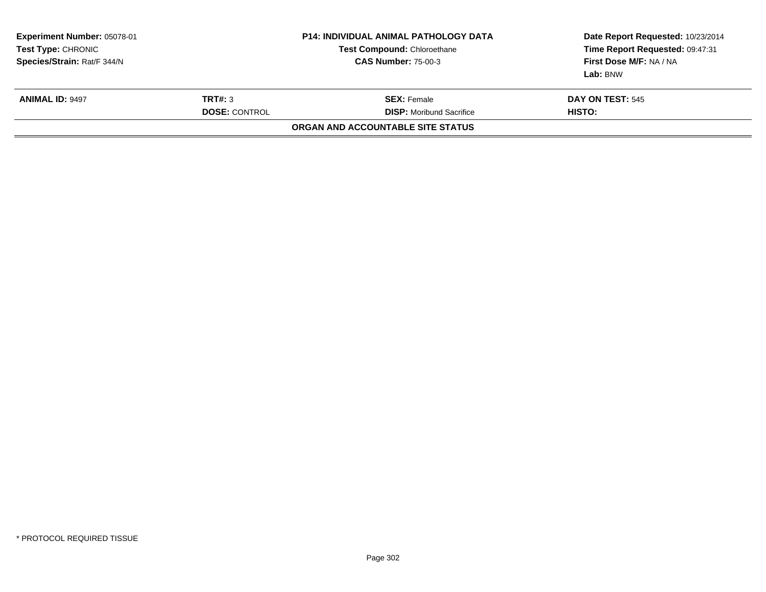**Experiment Number:** 05078-01
**Test Type:** CHRONIC
**Species/Strain:** Rat/F 344/N

**P14: INDIVIDUAL ANIMAL PATHOLOGY DATA**
**Test Compound:** Chloroethane
**CAS Number:** 75-00-3

**Date Report Requested:** 10/23/2014
**Time Report Requested:** 09:47:31
**First Dose M/F:** NA / NA
**Lab:** BNW

| **ANIMAL ID:** 9497 | **TRT#:** 3 | **SEX:** Female | **DAY ON TEST:** 545 |
|---|---|---|---|
| | **DOSE:** CONTROL | **DISP:** Moribund Sacrifice | **HISTO:** |

**ORGAN AND ACCOUNTABLE SITE STATUS**

* PROTOCOL REQUIRED TISSUE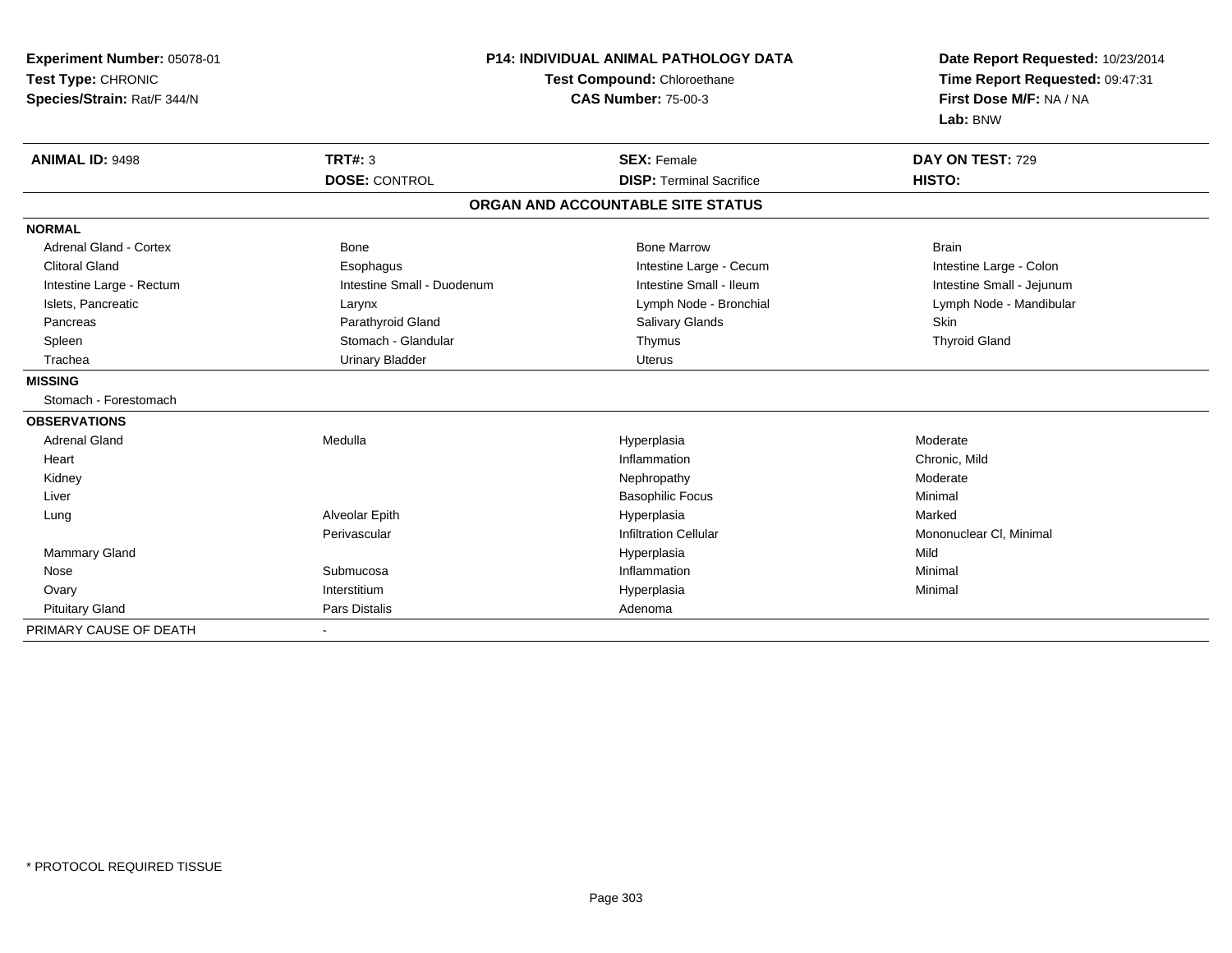**Experiment Number:** 05078-01
**Test Type:** CHRONIC
**Species/Strain:** Rat/F 344/N

**P14: INDIVIDUAL ANIMAL PATHOLOGY DATA**
**Test Compound:** Chloroethane
**CAS Number:** 75-00-3

**Date Report Requested:** 10/23/2014
**Time Report Requested:** 09:47:31
**First Dose M/F:** NA / NA
**Lab:** BNW

| **ANIMAL ID:** 9498 | **TRT#:** 3 | **SEX:** Female | **DAY ON TEST:** 729 |
|---|---|---|---|
| | **DOSE:** CONTROL | **DISP:** Terminal Sacrifice | **HISTO:** |

## ORGAN AND ACCOUNTABLE SITE STATUS

| | | | |
|---|---|---|---|
| **NORMAL** | | | |
| Adrenal Gland - Cortex | Bone | Bone Marrow | Brain |
| Clitoral Gland | Esophagus | Intestine Large - Cecum | Intestine Large - Colon |
| Intestine Large - Rectum | Intestine Small - Duodenum | Intestine Small - Ileum | Intestine Small - Jejunum |
| Islets, Pancreatic | Larynx | Lymph Node - Bronchial | Lymph Node - Mandibular |
| Pancreas | Parathyroid Gland | Salivary Glands | Skin |
| Spleen | Stomach - Glandular | Thymus | Thyroid Gland |
| Trachea | Urinary Bladder | Uterus | |
| **MISSING** | | | |
| Stomach - Forestomach | | | |
| **OBSERVATIONS** | | | |
| Adrenal Gland | Medulla | Hyperplasia | Moderate |
| Heart | | Inflammation | Chronic, Mild |
| Kidney | | Nephropathy | Moderate |
| Liver | | Basophilic Focus | Minimal |
| Lung | Alveolar Epith | Hyperplasia | Marked |
| | Perivascular | Infiltration Cellular | Mononuclear Cl, Minimal |
| Mammary Gland | | Hyperplasia | Mild |
| Nose | Submucosa | Inflammation | Minimal |
| Ovary | Interstitium | Hyperplasia | Minimal |
| Pituitary Gland | Pars Distalis | Adenoma | |
| PRIMARY CAUSE OF DEATH | - | | |

* PROTOCOL REQUIRED TISSUE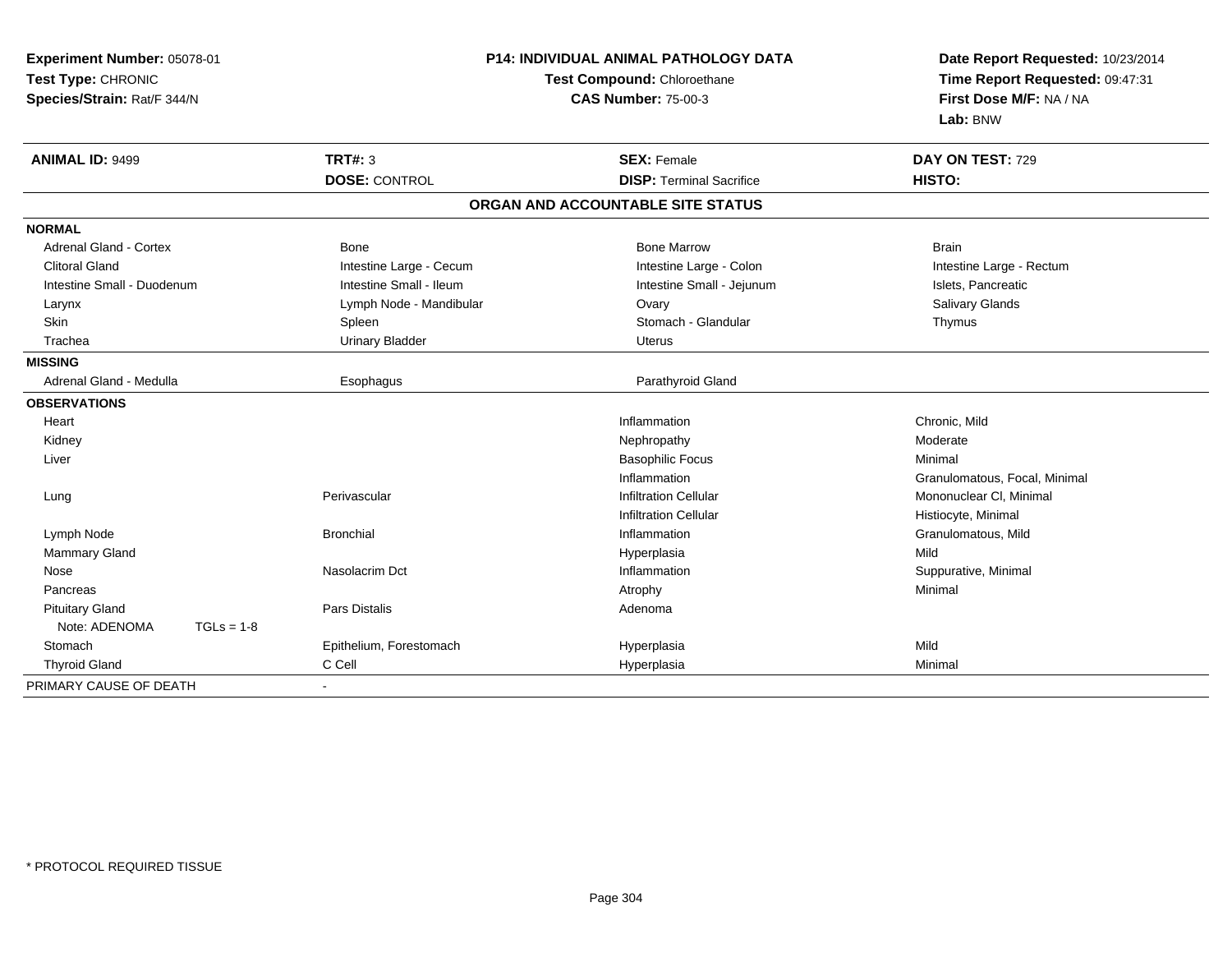**Experiment Number:** 05078-01
**Test Type:** CHRONIC
**Species/Strain:** Rat/F 344/N

**P14: INDIVIDUAL ANIMAL PATHOLOGY DATA**
**Test Compound:** Chloroethane
**CAS Number:** 75-00-3

**Date Report Requested:** 10/23/2014
**Time Report Requested:** 09:47:31
**First Dose M/F:** NA / NA
**Lab:** BNW

| **ANIMAL ID:** 9499 | **TRT#:** 3 | **SEX:** Female | **DAY ON TEST:** 729 |
|---|---|---|---|
| | **DOSE:** CONTROL | **DISP:** Terminal Sacrifice | **HISTO:** |

## ORGAN AND ACCOUNTABLE SITE STATUS

| | | | |
|---|---|---|---|
| **NORMAL** | | | |
| Adrenal Gland - Cortex | Bone | Bone Marrow | Brain |
| Clitoral Gland | Intestine Large - Cecum | Intestine Large - Colon | Intestine Large - Rectum |
| Intestine Small - Duodenum | Intestine Small - Ileum | Intestine Small - Jejunum | Islets, Pancreatic |
| Larynx | Lymph Node - Mandibular | Ovary | Salivary Glands |
| Skin | Spleen | Stomach - Glandular | Thymus |
| Trachea | Urinary Bladder | Uterus | |
| **MISSING** | | | |
| Adrenal Gland - Medulla | Esophagus | Parathyroid Gland | |
| **OBSERVATIONS** | | | |
| Heart | | Inflammation | Chronic, Mild |
| Kidney | | Nephropathy | Moderate |
| Liver | | Basophilic Focus | Minimal |
| | | Inflammation | Granulomatous, Focal, Minimal |
| Lung | Perivascular | Infiltration Cellular | Mononuclear Cl, Minimal |
| | | Infiltration Cellular | Histiocyte, Minimal |
| Lymph Node | Bronchial | Inflammation | Granulomatous, Mild |
| Mammary Gland | | Hyperplasia | Mild |
| Nose | Nasolacrim Dct | Inflammation | Suppurative, Minimal |
| Pancreas | | Atrophy | Minimal |
| Pituitary Gland | Pars Distalis | Adenoma | |
| Note: ADENOMA TGLs = 1-8 | | | |
| Stomach | Epithelium, Forestomach | Hyperplasia | Mild |
| Thyroid Gland | C Cell | Hyperplasia | Minimal |
| PRIMARY CAUSE OF DEATH | - | | |

* PROTOCOL REQUIRED TISSUE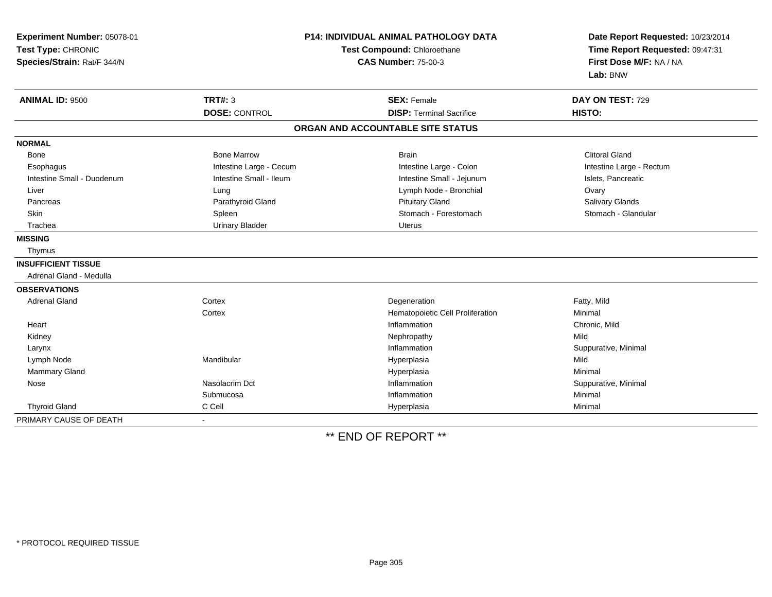**Experiment Number:** 05078-01
**Test Type:** CHRONIC
**Species/Strain:** Rat/F 344/N

**P14: INDIVIDUAL ANIMAL PATHOLOGY DATA**
**Test Compound:** Chloroethane
**CAS Number:** 75-00-3

**Date Report Requested:** 10/23/2014
**Time Report Requested:** 09:47:31
**First Dose M/F:** NA / NA
**Lab:** BNW

| **ANIMAL ID:** 9500 | **TRT#:** 3 | **SEX:** Female | **DAY ON TEST:** 729 |
|---|---|---|---|
| | **DOSE:** CONTROL | **DISP:** Terminal Sacrifice | **HISTO:** |

**ORGAN AND ACCOUNTABLE SITE STATUS**

| | | | |
|---|---|---|---|
| **NORMAL** | | | |
| Bone | Bone Marrow | Brain | Clitoral Gland |
| Esophagus | Intestine Large - Cecum | Intestine Large - Colon | Intestine Large - Rectum |
| Intestine Small - Duodenum | Intestine Small - Ileum | Intestine Small - Jejunum | Islets, Pancreatic |
| Liver | Lung | Lymph Node - Bronchial | Ovary |
| Pancreas | Parathyroid Gland | Pituitary Gland | Salivary Glands |
| Skin | Spleen | Stomach - Forestomach | Stomach - Glandular |
| Trachea | Urinary Bladder | Uterus | |
| **MISSING** | | | |
| Thymus | | | |
| **INSUFFICIENT TISSUE** | | | |
| Adrenal Gland - Medulla | | | |
| **OBSERVATIONS** | | | |
| Adrenal Gland | Cortex | Degeneration | Fatty, Mild |
| | Cortex | Hematopoietic Cell Proliferation | Minimal |
| Heart | | Inflammation | Chronic, Mild |
| Kidney | | Nephropathy | Mild |
| Larynx | | Inflammation | Suppurative, Minimal |
| Lymph Node | Mandibular | Hyperplasia | Mild |
| Mammary Gland | | Hyperplasia | Minimal |
| Nose | Nasolacrim Dct | Inflammation | Suppurative, Minimal |
| | Submucosa | Inflammation | Minimal |
| Thyroid Gland | C Cell | Hyperplasia | Minimal |
| PRIMARY CAUSE OF DEATH | - | | |

** END OF REPORT **

* PROTOCOL REQUIRED TISSUE